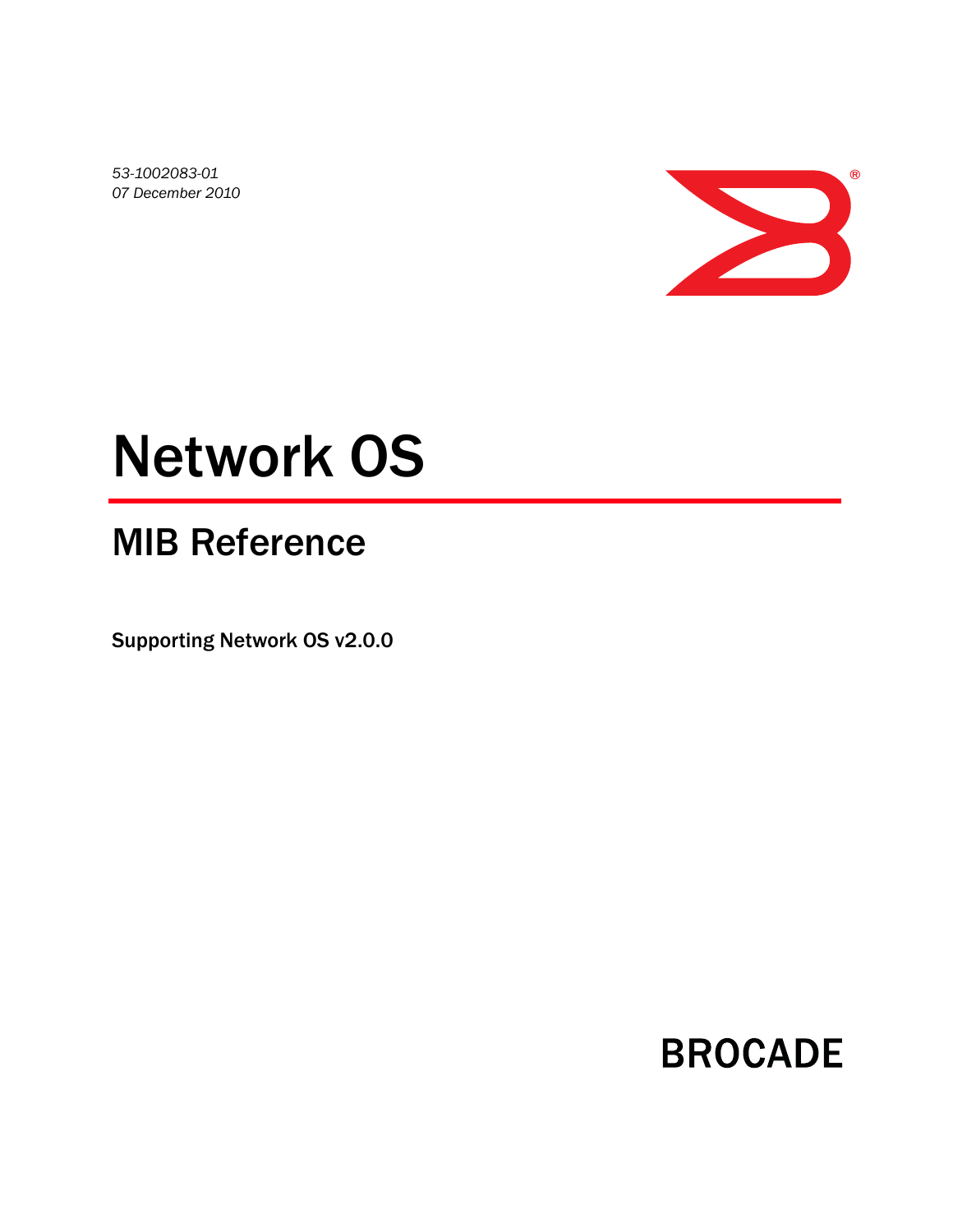*53-1002083-01*
*07 December 2010*

# Network OS

## MIB Reference

**Supporting Network OS v2.0.0**

**BROCADE**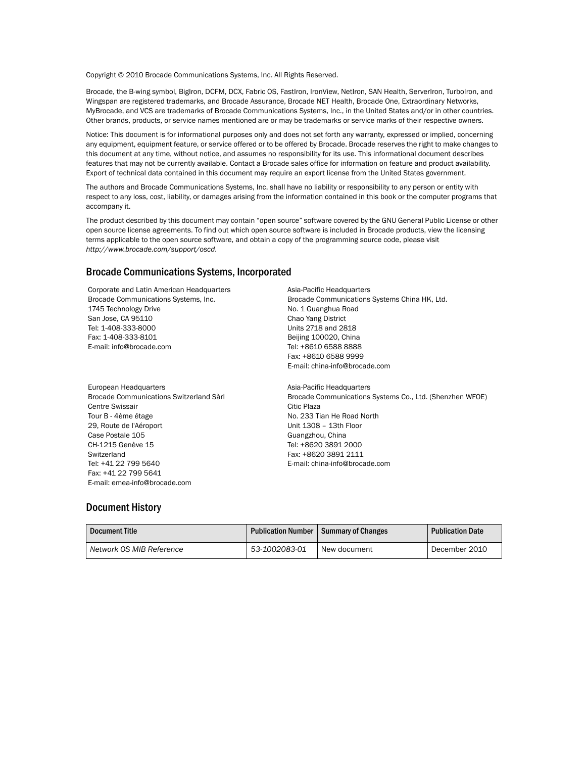Copyright © 2010 Brocade Communications Systems, Inc. All Rights Reserved.

Brocade, the B-wing symbol, BigIron, DCFM, DCX, Fabric OS, FastIron, IronView, NetIron, SAN Health, ServerIron, TurboIron, and Wingspan are registered trademarks, and Brocade Assurance, Brocade NET Health, Brocade One, Extraordinary Networks, MyBrocade, and VCS are trademarks of Brocade Communications Systems, Inc., in the United States and/or in other countries. Other brands, products, or service names mentioned are or may be trademarks or service marks of their respective owners.

Notice: This document is for informational purposes only and does not set forth any warranty, expressed or implied, concerning any equipment, equipment feature, or service offered or to be offered by Brocade. Brocade reserves the right to make changes to this document at any time, without notice, and assumes no responsibility for its use. This informational document describes features that may not be currently available. Contact a Brocade sales office for information on feature and product availability. Export of technical data contained in this document may require an export license from the United States government.

The authors and Brocade Communications Systems, Inc. shall have no liability or responsibility to any person or entity with respect to any loss, cost, liability, or damages arising from the information contained in this book or the computer programs that accompany it.

The product described by this document may contain “open source” software covered by the GNU General Public License or other open source license agreements. To find out which open source software is included in Brocade products, view the licensing terms applicable to the open source software, and obtain a copy of the programming source code, please visit *http://www.brocade.com/support/oscd*.

## Brocade Communications Systems, Incorporated

Corporate and Latin American Headquarters
Brocade Communications Systems, Inc.
1745 Technology Drive
San Jose, CA 95110
Tel: 1-408-333-8000
Fax: 1-408-333-8101
E-mail: info@brocade.com

Asia-Pacific Headquarters
Brocade Communications Systems China HK, Ltd.
No. 1 Guanghua Road
Chao Yang District
Units 2718 and 2818
Beijing 100020, China
Tel: +8610 6588 8888
Fax: +8610 6588 9999
E-mail: china-info@brocade.com

European Headquarters
Brocade Communications Switzerland Sàrl
Centre Swissair
Tour B - 4ème étage
29, Route de l'Aéroport
Case Postale 105
CH-1215 Genève 15
Switzerland
Tel: +41 22 799 5640
Fax: +41 22 799 5641
E-mail: emea-info@brocade.com

Asia-Pacific Headquarters
Brocade Communications Systems Co., Ltd. (Shenzhen WFOE)
Citic Plaza
No. 233 Tian He Road North
Unit 1308 – 13th Floor
Guangzhou, China
Tel: +8620 3891 2000
Fax: +8620 3891 2111
E-mail: china-info@brocade.com

## Document History

| Document Title | Publication Number | Summary of Changes | Publication Date |
|---|---|---|---|
| *Network OS MIB Reference* | *53-1002083-01* | New document | December 2010 |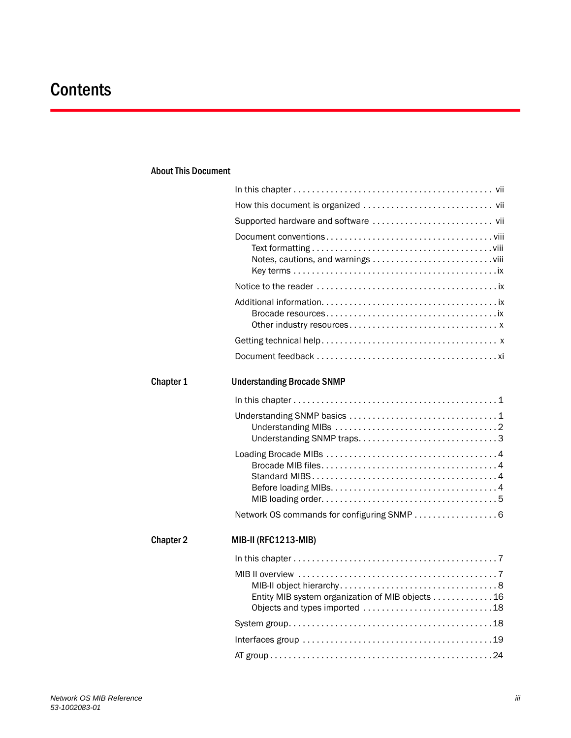# Contents

## About This Document

In this chapter . . . . . . . . . . . . . . . . . . . . . . . . . . . . . . . . . . . . . . . . . vii

How this document is organized . . . . . . . . . . . . . . . . . . . . . . . . . . . vii

Supported hardware and software . . . . . . . . . . . . . . . . . . . . . . . . . . vii

Document conventions. . . . . . . . . . . . . . . . . . . . . . . . . . . . . . . . . . . viii
- Text formatting . . . . . . . . . . . . . . . . . . . . . . . . . . . . . . . . . . . . . viii
- Notes, cautions, and warnings . . . . . . . . . . . . . . . . . . . . . . . . . viii
- Key terms . . . . . . . . . . . . . . . . . . . . . . . . . . . . . . . . . . . . . . . . . . ix

Notice to the reader . . . . . . . . . . . . . . . . . . . . . . . . . . . . . . . . . . . . . ix

Additional information. . . . . . . . . . . . . . . . . . . . . . . . . . . . . . . . . . . . ix
- Brocade resources. . . . . . . . . . . . . . . . . . . . . . . . . . . . . . . . . . . ix
- Other industry resources. . . . . . . . . . . . . . . . . . . . . . . . . . . . . . . x

Getting technical help. . . . . . . . . . . . . . . . . . . . . . . . . . . . . . . . . . . . x

Document feedback . . . . . . . . . . . . . . . . . . . . . . . . . . . . . . . . . . . . . xi

## Chapter 1 Understanding Brocade SNMP

In this chapter . . . . . . . . . . . . . . . . . . . . . . . . . . . . . . . . . . . . . . . . . . 1

Understanding SNMP basics . . . . . . . . . . . . . . . . . . . . . . . . . . . . . . . 1
- Understanding MIBs . . . . . . . . . . . . . . . . . . . . . . . . . . . . . . . . . . 2
- Understanding SNMP traps. . . . . . . . . . . . . . . . . . . . . . . . . . . . . 3

Loading Brocade MIBs . . . . . . . . . . . . . . . . . . . . . . . . . . . . . . . . . . . . 4
- Brocade MIB files. . . . . . . . . . . . . . . . . . . . . . . . . . . . . . . . . . . . . 4
- Standard MIBS. . . . . . . . . . . . . . . . . . . . . . . . . . . . . . . . . . . . . . . 4
- Before loading MIBs. . . . . . . . . . . . . . . . . . . . . . . . . . . . . . . . . . . 4
- MIB loading order. . . . . . . . . . . . . . . . . . . . . . . . . . . . . . . . . . . . . 5

Network OS commands for configuring SNMP . . . . . . . . . . . . . . . . . . 6

## Chapter 2 MIB-II (RFC1213-MIB)

In this chapter . . . . . . . . . . . . . . . . . . . . . . . . . . . . . . . . . . . . . . . . . . 7

MIB II overview . . . . . . . . . . . . . . . . . . . . . . . . . . . . . . . . . . . . . . . . . 7
- MIB-II object hierarchy. . . . . . . . . . . . . . . . . . . . . . . . . . . . . . . . . 8
- Entity MIB system organization of MIB objects . . . . . . . . . . . . . 16
- Objects and types imported . . . . . . . . . . . . . . . . . . . . . . . . . . . 18

System group. . . . . . . . . . . . . . . . . . . . . . . . . . . . . . . . . . . . . . . . . . 18

Interfaces group . . . . . . . . . . . . . . . . . . . . . . . . . . . . . . . . . . . . . . . 19

AT group . . . . . . . . . . . . . . . . . . . . . . . . . . . . . . . . . . . . . . . . . . . . . . 24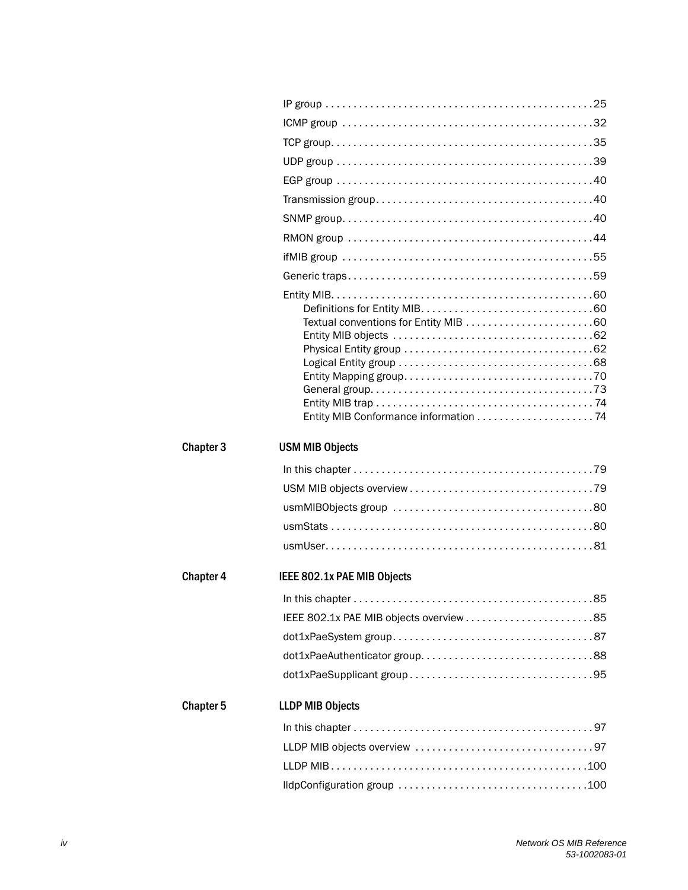IP group . . . . . . . . . . . . . . . . . . . . . . . . . . . . . . . . . . . . . . . . . . . . . . 25

ICMP group . . . . . . . . . . . . . . . . . . . . . . . . . . . . . . . . . . . . . . . . . . . . 32

TCP group. . . . . . . . . . . . . . . . . . . . . . . . . . . . . . . . . . . . . . . . . . . . . . 35

UDP group . . . . . . . . . . . . . . . . . . . . . . . . . . . . . . . . . . . . . . . . . . . . . 39

EGP group . . . . . . . . . . . . . . . . . . . . . . . . . . . . . . . . . . . . . . . . . . . . . 40

Transmission group. . . . . . . . . . . . . . . . . . . . . . . . . . . . . . . . . . . . . . . 40

SNMP group. . . . . . . . . . . . . . . . . . . . . . . . . . . . . . . . . . . . . . . . . . . . . 40

RMON group . . . . . . . . . . . . . . . . . . . . . . . . . . . . . . . . . . . . . . . . . . . 44

ifMIB group . . . . . . . . . . . . . . . . . . . . . . . . . . . . . . . . . . . . . . . . . . . . 55

Generic traps. . . . . . . . . . . . . . . . . . . . . . . . . . . . . . . . . . . . . . . . . . . . 59

Entity MIB. . . . . . . . . . . . . . . . . . . . . . . . . . . . . . . . . . . . . . . . . . . . . . 60
- Definitions for Entity MIB. . . . . . . . . . . . . . . . . . . . . . . . . . . . . . . 60
- Textual conventions for Entity MIB . . . . . . . . . . . . . . . . . . . . . . . 60
- Entity MIB objects . . . . . . . . . . . . . . . . . . . . . . . . . . . . . . . . . . . . 62
- Physical Entity group . . . . . . . . . . . . . . . . . . . . . . . . . . . . . . . . . . 62
- Logical Entity group . . . . . . . . . . . . . . . . . . . . . . . . . . . . . . . . . . . 68
- Entity Mapping group. . . . . . . . . . . . . . . . . . . . . . . . . . . . . . . . . . 70
- General group. . . . . . . . . . . . . . . . . . . . . . . . . . . . . . . . . . . . . . . . 73
- Entity MIB trap . . . . . . . . . . . . . . . . . . . . . . . . . . . . . . . . . . . . . . . 74
- Entity MIB Conformance information . . . . . . . . . . . . . . . . . . . . . 74

## Chapter 3 USM MIB Objects

In this chapter . . . . . . . . . . . . . . . . . . . . . . . . . . . . . . . . . . . . . . . . . . . 79

USM MIB objects overview . . . . . . . . . . . . . . . . . . . . . . . . . . . . . . . . . 79

usmMIBObjects group . . . . . . . . . . . . . . . . . . . . . . . . . . . . . . . . . . . . 80

usmStats . . . . . . . . . . . . . . . . . . . . . . . . . . . . . . . . . . . . . . . . . . . . . . . 80

usmUser. . . . . . . . . . . . . . . . . . . . . . . . . . . . . . . . . . . . . . . . . . . . . . . . 81

## Chapter 4 IEEE 802.1x PAE MIB Objects

In this chapter . . . . . . . . . . . . . . . . . . . . . . . . . . . . . . . . . . . . . . . . . . . 85

IEEE 802.1x PAE MIB objects overview . . . . . . . . . . . . . . . . . . . . . . . 85

dot1xPaeSystem group. . . . . . . . . . . . . . . . . . . . . . . . . . . . . . . . . . . . 87

dot1xPaeAuthenticator group. . . . . . . . . . . . . . . . . . . . . . . . . . . . . . . 88

dot1xPaeSupplicant group . . . . . . . . . . . . . . . . . . . . . . . . . . . . . . . . . 95

## Chapter 5 LLDP MIB Objects

In this chapter . . . . . . . . . . . . . . . . . . . . . . . . . . . . . . . . . . . . . . . . . . . 97

LLDP MIB objects overview . . . . . . . . . . . . . . . . . . . . . . . . . . . . . . . . 97

LLDP MIB . . . . . . . . . . . . . . . . . . . . . . . . . . . . . . . . . . . . . . . . . . . . . 100

lldpConfiguration group . . . . . . . . . . . . . . . . . . . . . . . . . . . . . . . . . 100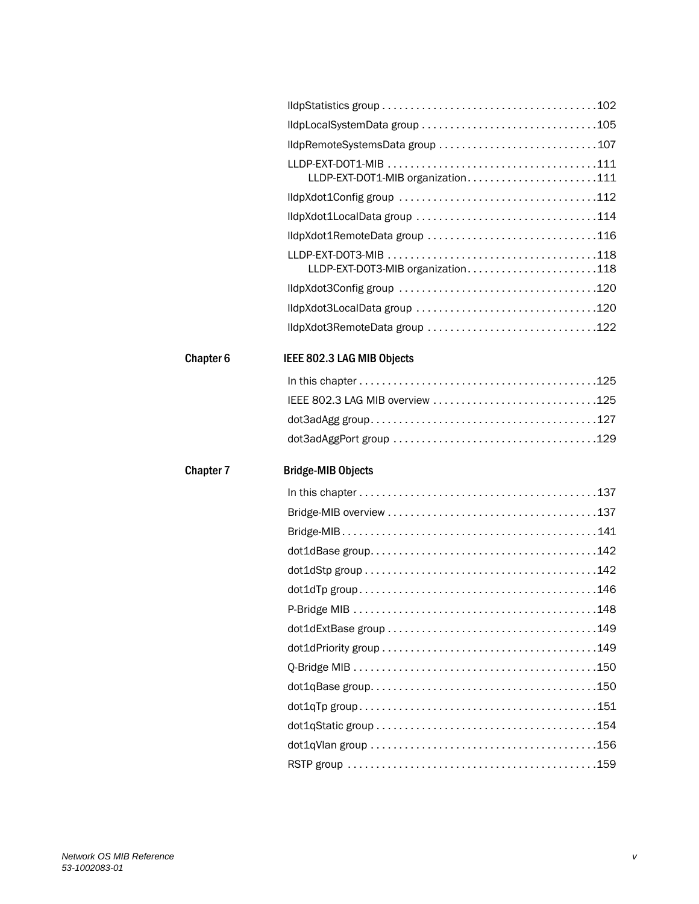lldpStatistics group . . . . . . . . . . . . . . . . . . . . . . . . . . . . . . . . . . . . . 102

lldpLocalSystemData group . . . . . . . . . . . . . . . . . . . . . . . . . . . . . . 105

lldpRemoteSystemsData group . . . . . . . . . . . . . . . . . . . . . . . . . . . . 107

LLDP-EXT-DOT1-MIB . . . . . . . . . . . . . . . . . . . . . . . . . . . . . . . . . . . . 111
    LLDP-EXT-DOT1-MIB organization. . . . . . . . . . . . . . . . . . . . . . . 111

lldpXdot1Config group . . . . . . . . . . . . . . . . . . . . . . . . . . . . . . . . . . 112

lldpXdot1LocalData group . . . . . . . . . . . . . . . . . . . . . . . . . . . . . . . 114

lldpXdot1RemoteData group . . . . . . . . . . . . . . . . . . . . . . . . . . . . . 116

LLDP-EXT-DOT3-MIB . . . . . . . . . . . . . . . . . . . . . . . . . . . . . . . . . . . . 118
    LLDP-EXT-DOT3-MIB organization. . . . . . . . . . . . . . . . . . . . . . . 118

lldpXdot3Config group . . . . . . . . . . . . . . . . . . . . . . . . . . . . . . . . . . 120

lldpXdot3LocalData group . . . . . . . . . . . . . . . . . . . . . . . . . . . . . . . 120

lldpXdot3RemoteData group . . . . . . . . . . . . . . . . . . . . . . . . . . . . . 122

## Chapter 6 IEEE 802.3 LAG MIB Objects

In this chapter . . . . . . . . . . . . . . . . . . . . . . . . . . . . . . . . . . . . . . . . . 125

IEEE 802.3 LAG MIB overview . . . . . . . . . . . . . . . . . . . . . . . . . . . . 125

dot3adAgg group. . . . . . . . . . . . . . . . . . . . . . . . . . . . . . . . . . . . . . . 127

dot3adAggPort group . . . . . . . . . . . . . . . . . . . . . . . . . . . . . . . . . . . 129

## Chapter 7 Bridge-MIB Objects

In this chapter . . . . . . . . . . . . . . . . . . . . . . . . . . . . . . . . . . . . . . . . . 137

Bridge-MIB overview . . . . . . . . . . . . . . . . . . . . . . . . . . . . . . . . . . . . 137

Bridge-MIB . . . . . . . . . . . . . . . . . . . . . . . . . . . . . . . . . . . . . . . . . . . . 141

dot1dBase group. . . . . . . . . . . . . . . . . . . . . . . . . . . . . . . . . . . . . . . 142

dot1dStp group . . . . . . . . . . . . . . . . . . . . . . . . . . . . . . . . . . . . . . . . 142

dot1dTp group . . . . . . . . . . . . . . . . . . . . . . . . . . . . . . . . . . . . . . . . . 146

P-Bridge MIB . . . . . . . . . . . . . . . . . . . . . . . . . . . . . . . . . . . . . . . . . . 148

dot1dExtBase group . . . . . . . . . . . . . . . . . . . . . . . . . . . . . . . . . . . . 149

dot1dPriority group . . . . . . . . . . . . . . . . . . . . . . . . . . . . . . . . . . . . . 149

Q-Bridge MIB . . . . . . . . . . . . . . . . . . . . . . . . . . . . . . . . . . . . . . . . . . 150

dot1qBase group. . . . . . . . . . . . . . . . . . . . . . . . . . . . . . . . . . . . . . . 150

dot1qTp group . . . . . . . . . . . . . . . . . . . . . . . . . . . . . . . . . . . . . . . . . 151

dot1qStatic group . . . . . . . . . . . . . . . . . . . . . . . . . . . . . . . . . . . . . . 154

dot1qVlan group . . . . . . . . . . . . . . . . . . . . . . . . . . . . . . . . . . . . . . . 156

RSTP group . . . . . . . . . . . . . . . . . . . . . . . . . . . . . . . . . . . . . . . . . . . 159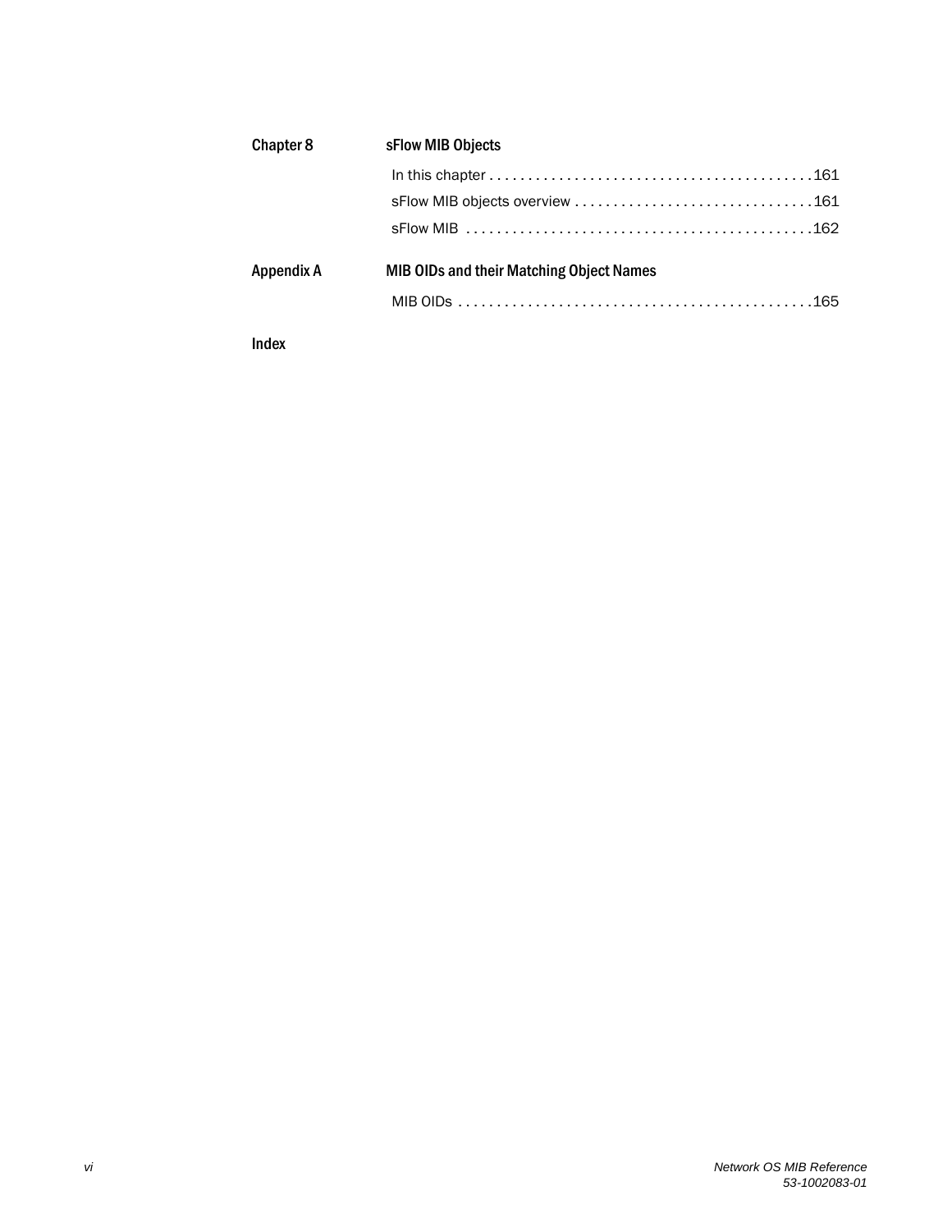**Chapter 8 sFlow MIB Objects**

In this chapter . . . . . . . . . . . . . . . . . . . . . . . . . . . . . . . . . . . . . . . . . 161

sFlow MIB objects overview . . . . . . . . . . . . . . . . . . . . . . . . . . . . . . 161

sFlow MIB . . . . . . . . . . . . . . . . . . . . . . . . . . . . . . . . . . . . . . . . . . . . 162

**Appendix A MIB OIDs and their Matching Object Names**

MIB OIDs . . . . . . . . . . . . . . . . . . . . . . . . . . . . . . . . . . . . . . . . . . . . 165

**Index**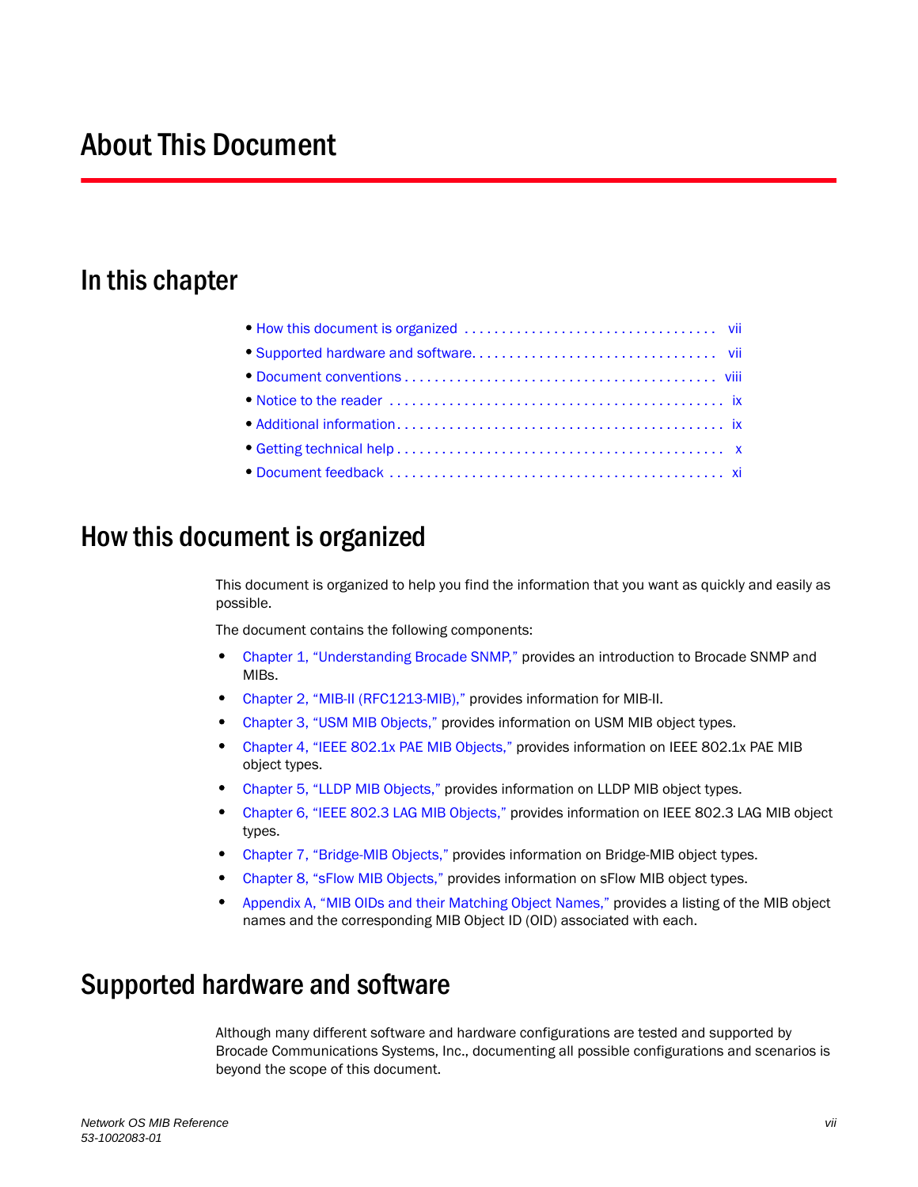# About This Document

## In this chapter

- How this document is organized . . . . . . . . . . . . . . . . . . . . . . . . . . . . . . . . . . vii
- Supported hardware and software. . . . . . . . . . . . . . . . . . . . . . . . . . . . . . . . . vii
- Document conventions . . . . . . . . . . . . . . . . . . . . . . . . . . . . . . . . . . . . . . . . . viii
- Notice to the reader . . . . . . . . . . . . . . . . . . . . . . . . . . . . . . . . . . . . . . . . . . . . ix
- Additional information. . . . . . . . . . . . . . . . . . . . . . . . . . . . . . . . . . . . . . . . . . ix
- Getting technical help . . . . . . . . . . . . . . . . . . . . . . . . . . . . . . . . . . . . . . . . . . x
- Document feedback . . . . . . . . . . . . . . . . . . . . . . . . . . . . . . . . . . . . . . . . . . . . xi

## How this document is organized

This document is organized to help you find the information that you want as quickly and easily as possible.

The document contains the following components:

- Chapter 1, "Understanding Brocade SNMP," provides an introduction to Brocade SNMP and MIBs.
- Chapter 2, "MIB-II (RFC1213-MIB)," provides information for MIB-II.
- Chapter 3, "USM MIB Objects," provides information on USM MIB object types.
- Chapter 4, "IEEE 802.1x PAE MIB Objects," provides information on IEEE 802.1x PAE MIB object types.
- Chapter 5, "LLDP MIB Objects," provides information on LLDP MIB object types.
- Chapter 6, "IEEE 802.3 LAG MIB Objects," provides information on IEEE 802.3 LAG MIB object types.
- Chapter 7, "Bridge-MIB Objects," provides information on Bridge-MIB object types.
- Chapter 8, "sFlow MIB Objects," provides information on sFlow MIB object types.
- Appendix A, "MIB OIDs and their Matching Object Names," provides a listing of the MIB object names and the corresponding MIB Object ID (OID) associated with each.

## Supported hardware and software

Although many different software and hardware configurations are tested and supported by Brocade Communications Systems, Inc., documenting all possible configurations and scenarios is beyond the scope of this document.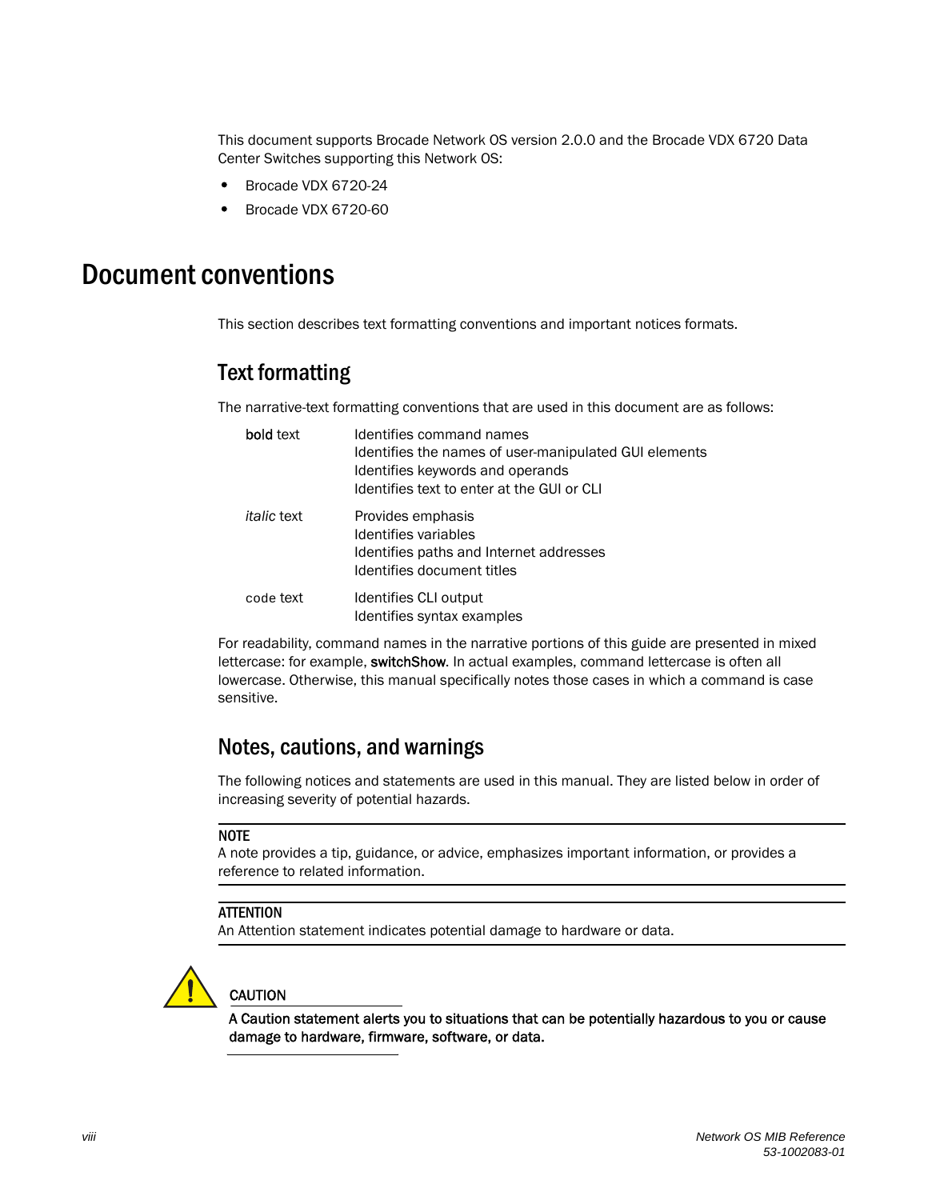This document supports Brocade Network OS version 2.0.0 and the Brocade VDX 6720 Data Center Switches supporting this Network OS:

- Brocade VDX 6720-24
- Brocade VDX 6720-60

# Document conventions

This section describes text formatting conventions and important notices formats.

## Text formatting

The narrative-text formatting conventions that are used in this document are as follows:

| | |
|---|---|
| **bold** text | Identifies command names<br>Identifies the names of user-manipulated GUI elements<br>Identifies keywords and operands<br>Identifies text to enter at the GUI or CLI |
| *italic* text | Provides emphasis<br>Identifies variables<br>Identifies paths and Internet addresses<br>Identifies document titles |
| `code` text | Identifies CLI output<br>Identifies syntax examples |

For readability, command names in the narrative portions of this guide are presented in mixed lettercase: for example, **switchShow**. In actual examples, command lettercase is often all lowercase. Otherwise, this manual specifically notes those cases in which a command is case sensitive.

## Notes, cautions, and warnings

The following notices and statements are used in this manual. They are listed below in order of increasing severity of potential hazards.

**NOTE**

A note provides a tip, guidance, or advice, emphasizes important information, or provides a reference to related information.

**ATTENTION**

An Attention statement indicates potential damage to hardware or data.

**CAUTION**

**A Caution statement alerts you to situations that can be potentially hazardous to you or cause damage to hardware, firmware, software, or data.**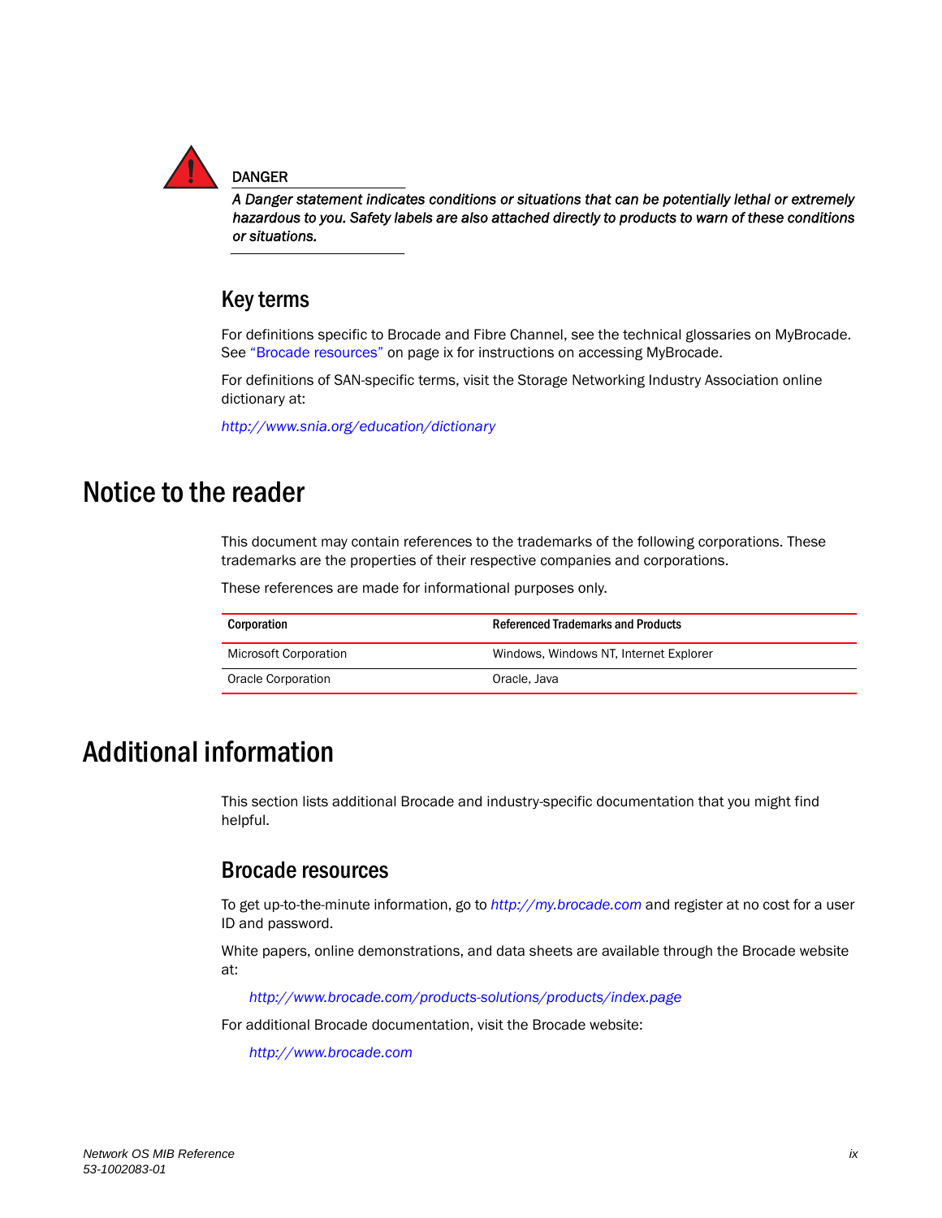DANGER

*A Danger statement indicates conditions or situations that can be potentially lethal or extremely hazardous to you. Safety labels are also attached directly to products to warn of these conditions or situations.*

### Key terms

For definitions specific to Brocade and Fibre Channel, see the technical glossaries on MyBrocade. See "Brocade resources" on page ix for instructions on accessing MyBrocade.

For definitions of SAN-specific terms, visit the Storage Networking Industry Association online dictionary at:

*http://www.snia.org/education/dictionary*

## Notice to the reader

This document may contain references to the trademarks of the following corporations. These trademarks are the properties of their respective companies and corporations.

These references are made for informational purposes only.

| Corporation | Referenced Trademarks and Products |
| --- | --- |
| Microsoft Corporation | Windows, Windows NT, Internet Explorer |
| Oracle Corporation | Oracle, Java |

## Additional information

This section lists additional Brocade and industry-specific documentation that you might find helpful.

### Brocade resources

To get up-to-the-minute information, go to *http://my.brocade.com* and register at no cost for a user ID and password.

White papers, online demonstrations, and data sheets are available through the Brocade website at:

*http://www.brocade.com/products-solutions/products/index.page*

For additional Brocade documentation, visit the Brocade website:

*http://www.brocade.com*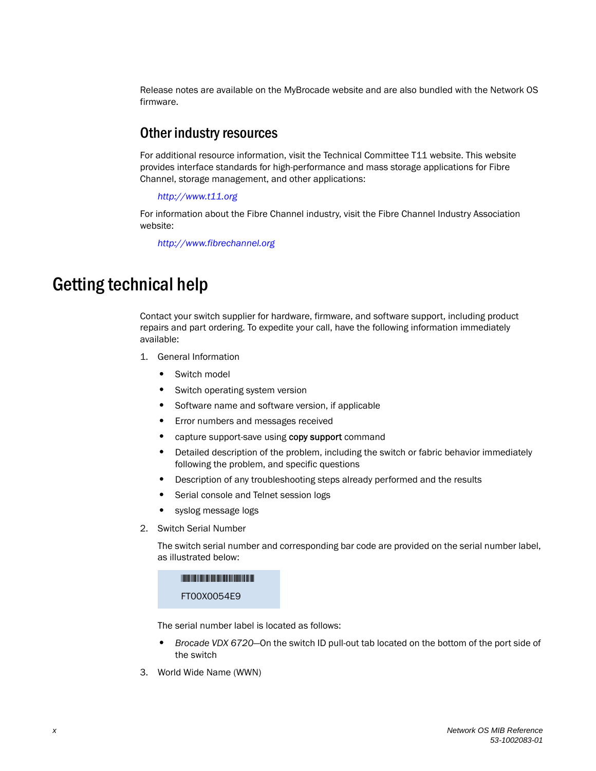Release notes are available on the MyBrocade website and are also bundled with the Network OS firmware.

## Other industry resources

For additional resource information, visit the Technical Committee T11 website. This website provides interface standards for high-performance and mass storage applications for Fibre Channel, storage management, and other applications:

*http://www.t11.org*

For information about the Fibre Channel industry, visit the Fibre Channel Industry Association website:

*http://www.fibrechannel.org*

# Getting technical help

Contact your switch supplier for hardware, firmware, and software support, including product repairs and part ordering. To expedite your call, have the following information immediately available:

1. General Information
   - Switch model
   - Switch operating system version
   - Software name and software version, if applicable
   - Error numbers and messages received
   - capture support-save using **copy support** command
   - Detailed description of the problem, including the switch or fabric behavior immediately following the problem, and specific questions
   - Description of any troubleshooting steps already performed and the results
   - Serial console and Telnet session logs
   - syslog message logs
2. Switch Serial Number

   The switch serial number and corresponding bar code are provided on the serial number label, as illustrated below:

   FT00X0054E9

   The serial number label is located as follows:

   - *Brocade VDX 6720*—On the switch ID pull-out tab located on the bottom of the port side of the switch
3. World Wide Name (WWN)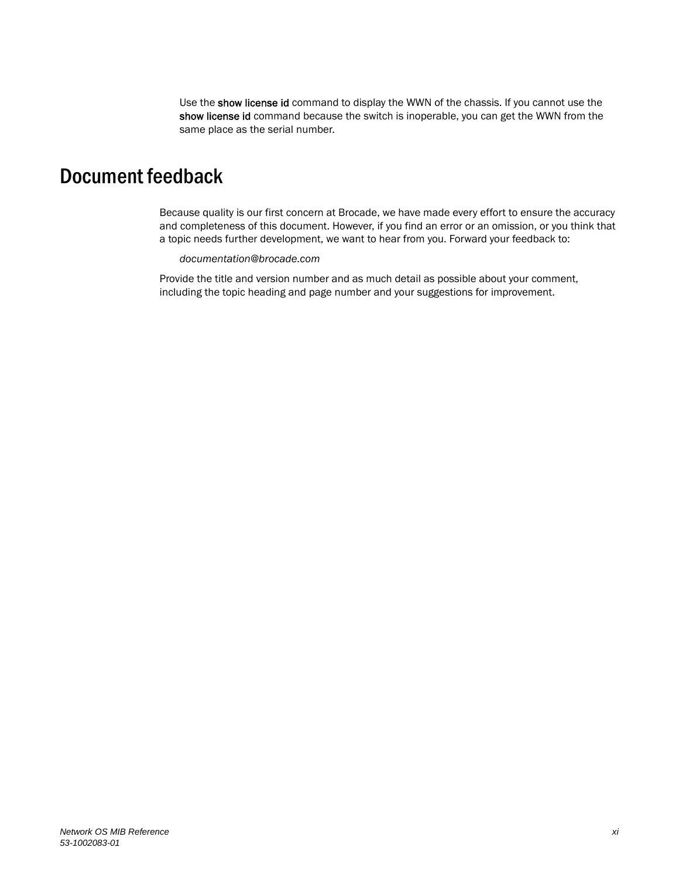Use the **show license id** command to display the WWN of the chassis. If you cannot use the **show license id** command because the switch is inoperable, you can get the WWN from the same place as the serial number.

# Document feedback

Because quality is our first concern at Brocade, we have made every effort to ensure the accuracy and completeness of this document. However, if you find an error or an omission, or you think that a topic needs further development, we want to hear from you. Forward your feedback to:

*documentation@brocade.com*

Provide the title and version number and as much detail as possible about your comment, including the topic heading and page number and your suggestions for improvement.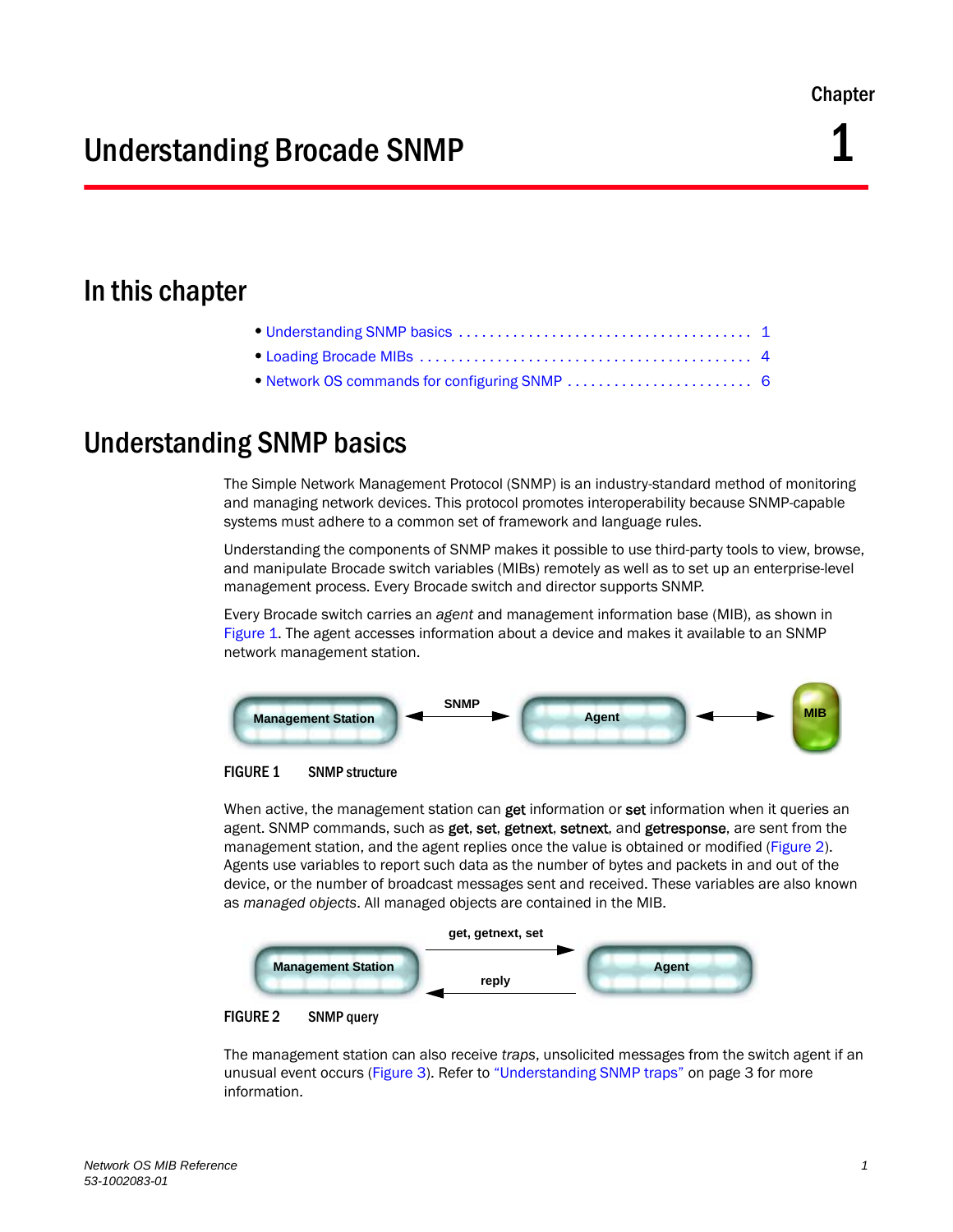Chapter 1

# Understanding Brocade SNMP

## In this chapter

- Understanding SNMP basics . . . . . . . . . . . . . . . . . . . . . . . . . . . . . . . . . . . . . 1
- Loading Brocade MIBs . . . . . . . . . . . . . . . . . . . . . . . . . . . . . . . . . . . . . . . . . 4
- Network OS commands for configuring SNMP . . . . . . . . . . . . . . . . . . . . . . . . 6

## Understanding SNMP basics

The Simple Network Management Protocol (SNMP) is an industry-standard method of monitoring and managing network devices. This protocol promotes interoperability because SNMP-capable systems must adhere to a common set of framework and language rules.

Understanding the components of SNMP makes it possible to use third-party tools to view, browse, and manipulate Brocade switch variables (MIBs) remotely as well as to set up an enterprise-level management process. Every Brocade switch and director supports SNMP.

Every Brocade switch carries an *agent* and management information base (MIB), as shown in Figure 1. The agent accesses information about a device and makes it available to an SNMP network management station.

Management Station ◄── SNMP ──► Agent ◄──► MIB

FIGURE 1 SNMP structure

When active, the management station can **get** information or **set** information when it queries an agent. SNMP commands, such as **get**, **set**, **getnext**, **setnext**, and **getresponse**, are sent from the management station, and the agent replies once the value is obtained or modified (Figure 2). Agents use variables to report such data as the number of bytes and packets in and out of the device, or the number of broadcast messages sent and received. These variables are also known as *managed objects*. All managed objects are contained in the MIB.

Management Station ── get, getnext, set ──► Agent; Agent ── reply ──► Management Station

FIGURE 2 SNMP query

The management station can also receive *traps*, unsolicited messages from the switch agent if an unusual event occurs (Figure 3). Refer to "Understanding SNMP traps" on page 3 for more information.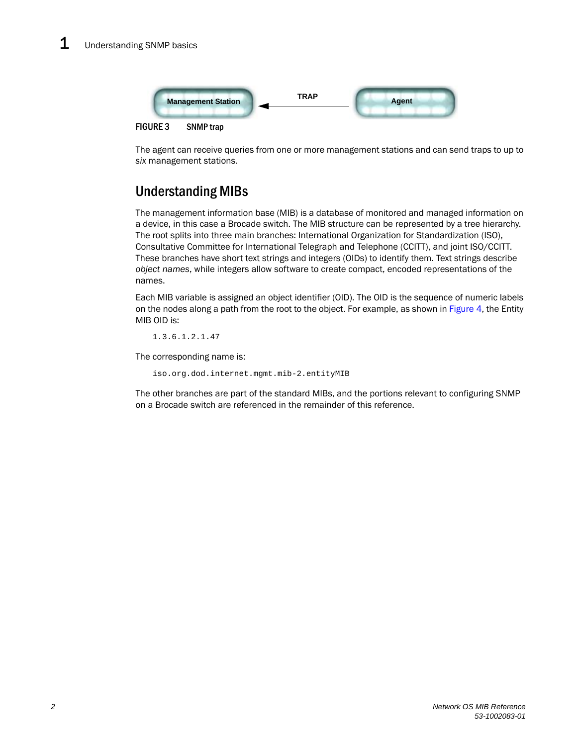Management Station ← TRAP — Agent

FIGURE 3 SNMP trap

The agent can receive queries from one or more management stations and can send traps to up to *six* management stations.

## Understanding MIBs

The management information base (MIB) is a database of monitored and managed information on a device, in this case a Brocade switch. The MIB structure can be represented by a tree hierarchy. The root splits into three main branches: International Organization for Standardization (ISO), Consultative Committee for International Telegraph and Telephone (CCITT), and joint ISO/CCITT. These branches have short text strings and integers (OIDs) to identify them. Text strings describe *object names*, while integers allow software to create compact, encoded representations of the names.

Each MIB variable is assigned an object identifier (OID). The OID is the sequence of numeric labels on the nodes along a path from the root to the object. For example, as shown in Figure 4, the Entity MIB OID is:

```
1.3.6.1.2.1.47
```

The corresponding name is:

```
iso.org.dod.internet.mgmt.mib-2.entityMIB
```

The other branches are part of the standard MIBs, and the portions relevant to configuring SNMP on a Brocade switch are referenced in the remainder of this reference.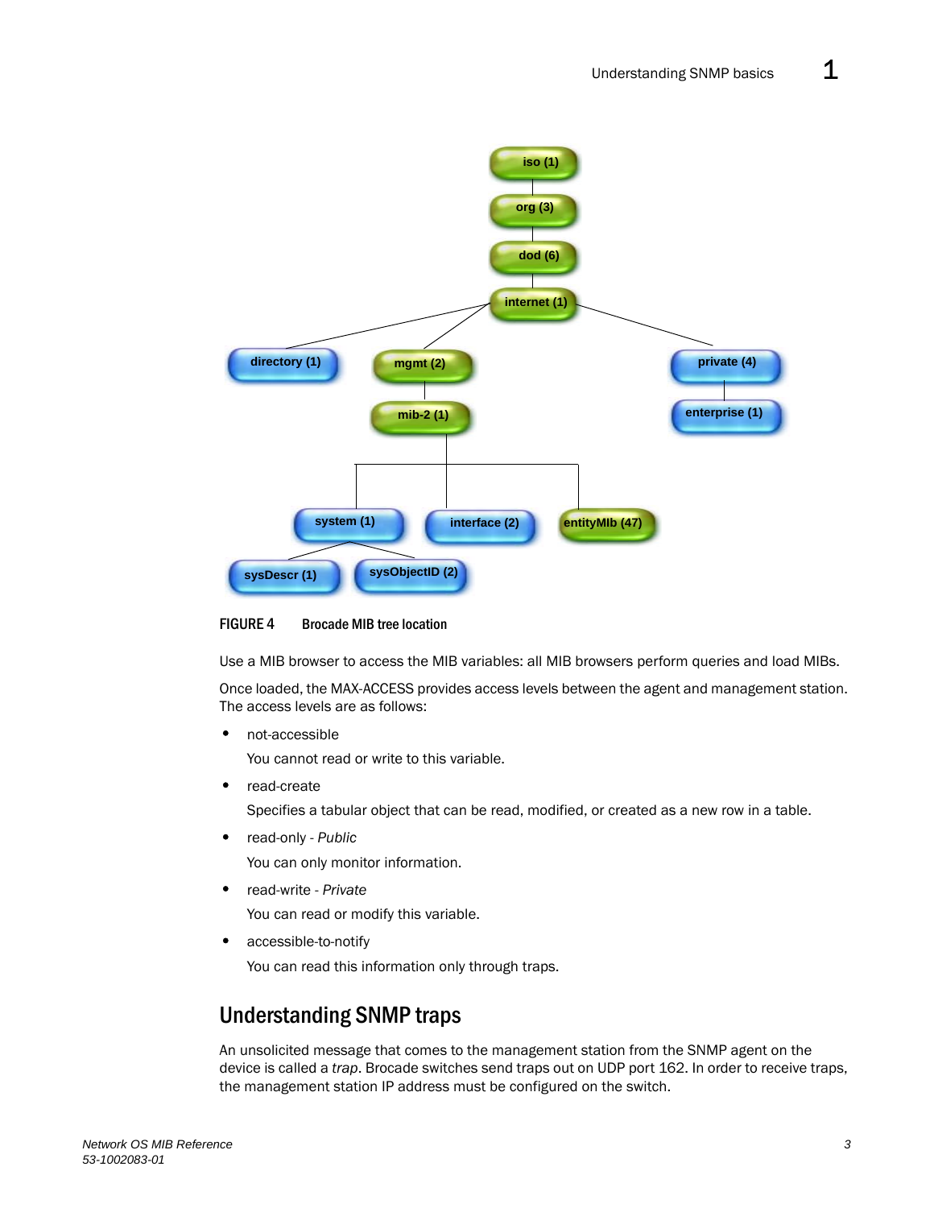FIGURE 4 Brocade MIB tree location

Use a MIB browser to access the MIB variables: all MIB browsers perform queries and load MIBs.

Once loaded, the MAX-ACCESS provides access levels between the agent and management station. The access levels are as follows:

- not-accessible

  You cannot read or write to this variable.

- read-create

  Specifies a tabular object that can be read, modified, or created as a new row in a table.

- read-only - *Public*

  You can only monitor information.

- read-write - *Private*

  You can read or modify this variable.

- accessible-to-notify

  You can read this information only through traps.

## Understanding SNMP traps

An unsolicited message that comes to the management station from the SNMP agent on the device is called a *trap*. Brocade switches send traps out on UDP port 162. In order to receive traps, the management station IP address must be configured on the switch.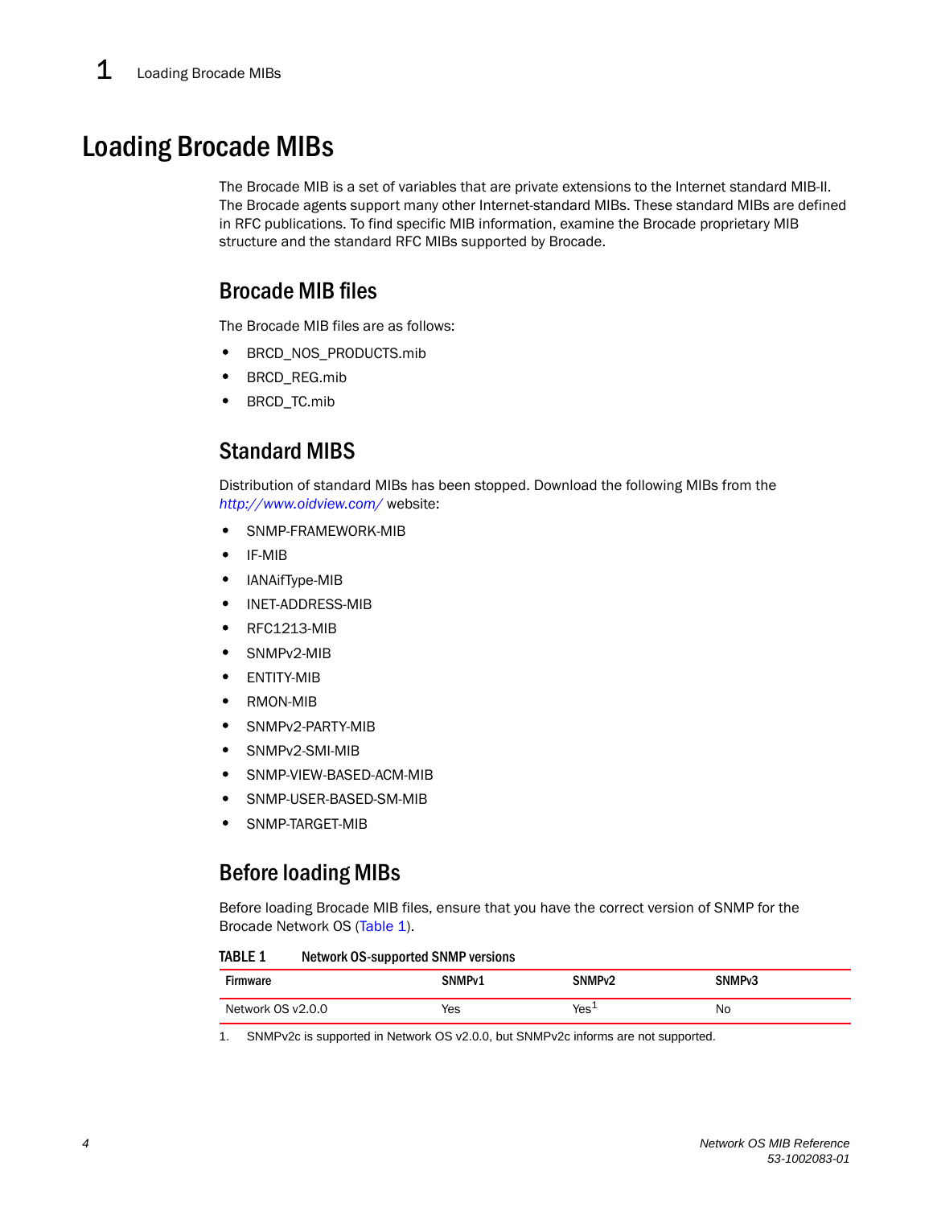# Loading Brocade MIBs

The Brocade MIB is a set of variables that are private extensions to the Internet standard MIB-II. The Brocade agents support many other Internet-standard MIBs. These standard MIBs are defined in RFC publications. To find specific MIB information, examine the Brocade proprietary MIB structure and the standard RFC MIBs supported by Brocade.

## Brocade MIB files

The Brocade MIB files are as follows:

- BRCD_NOS_PRODUCTS.mib
- BRCD_REG.mib
- BRCD_TC.mib

## Standard MIBS

Distribution of standard MIBs has been stopped. Download the following MIBs from the *http://www.oidview.com/* website:

- SNMP-FRAMEWORK-MIB
- IF-MIB
- IANAifType-MIB
- INET-ADDRESS-MIB
- RFC1213-MIB
- SNMPv2-MIB
- ENTITY-MIB
- RMON-MIB
- SNMPv2-PARTY-MIB
- SNMPv2-SMI-MIB
- SNMP-VIEW-BASED-ACM-MIB
- SNMP-USER-BASED-SM-MIB
- SNMP-TARGET-MIB

## Before loading MIBs

Before loading Brocade MIB files, ensure that you have the correct version of SNMP for the Brocade Network OS (Table 1).

**TABLE 1** **Network OS-supported SNMP versions**

| Firmware | SNMPv1 | SNMPv2 | SNMPv3 |
|---|---|---|---|
| Network OS v2.0.0 | Yes | Yes[1] | No |

1. SNMPv2c is supported in Network OS v2.0.0, but SNMPv2c informs are not supported.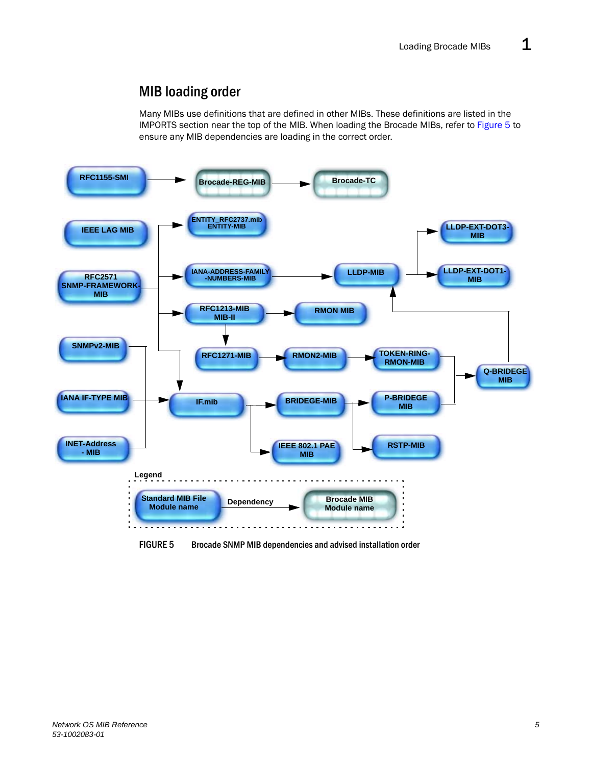## MIB loading order

Many MIBs use definitions that are defined in other MIBs. These definitions are listed in the IMPORTS section near the top of the MIB. When loading the Brocade MIBs, refer to Figure 5 to ensure any MIB dependencies are loading in the correct order.

RFC1155-SMI → Brocade-REG-MIB → Brocade-TC

IEEE LAG MIB

RFC2571 SNMP-FRAMEWORK-MIB → ENTITY_RFC2737.mib ENTITY-MIB

RFC2571 SNMP-FRAMEWORK-MIB → IANA-ADDRESS-FAMILY-NUMBERS-MIB → LLDP-MIB → LLDP-EXT-DOT3-MIB

LLDP-MIB → LLDP-EXT-DOT1-MIB

RFC2571 SNMP-FRAMEWORK-MIB → RFC1213-MIB MIB-II → RMON MIB

RFC1213-MIB MIB-II → RFC1271-MIB → RMON2-MIB → TOKEN-RING-RMON-MIB → Q-BRIDEGE MIB → LLDP-MIB

RFC2571 SNMP-FRAMEWORK-MIB → IF.mib

SNMPv2-MIB, IANA IF-TYPE MIB, INET-Address - MIB → IF.mib

IF.mib → BRIDEGE-MIB → P-BRIDEGE MIB → Q-BRIDEGE MIB

IF.mib → IEEE 802.1 PAE MIB

BRIDEGE-MIB → RSTP-MIB

Legend: Standard MIB File Module name → (Dependency) → Brocade MIB Module name

FIGURE 5 Brocade SNMP MIB dependencies and advised installation order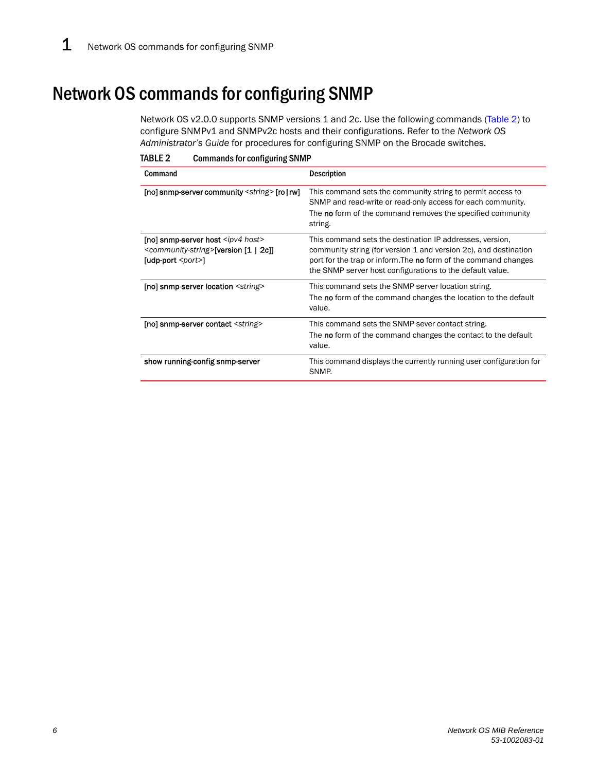# Network OS commands for configuring SNMP

Network OS v2.0.0 supports SNMP versions 1 and 2c. Use the following commands (Table 2) to configure SNMPv1 and SNMPv2c hosts and their configurations. Refer to the *Network OS Administrator's Guide* for procedures for configuring SNMP on the Brocade switches.

**TABLE 2** Commands for configuring SNMP

| Command | Description |
|---|---|
| [no] **snmp-server community** *<string>* [**ro**\|**rw**] | This command sets the community string to permit access to SNMP and read-write or read-only access for each community. The **no** form of the command removes the specified community string. |
| [no] **snmp-server host** *<ipv4 host> <community-string>*[**version** [1 \| 2c]] [**udp-port** *<port>*] | This command sets the destination IP addresses, version, community string (for version 1 and version 2c), and destination port for the trap or inform.The **no** form of the command changes the SNMP server host configurations to the default value. |
| [no] **snmp-server location** *<string>* | This command sets the SNMP server location string. The **no** form of the command changes the location to the default value. |
| [no] **snmp-server contact** *<string>* | This command sets the SNMP sever contact string. The **no** form of the command changes the contact to the default value. |
| **show running-config snmp-server** | This command displays the currently running user configuration for SNMP. |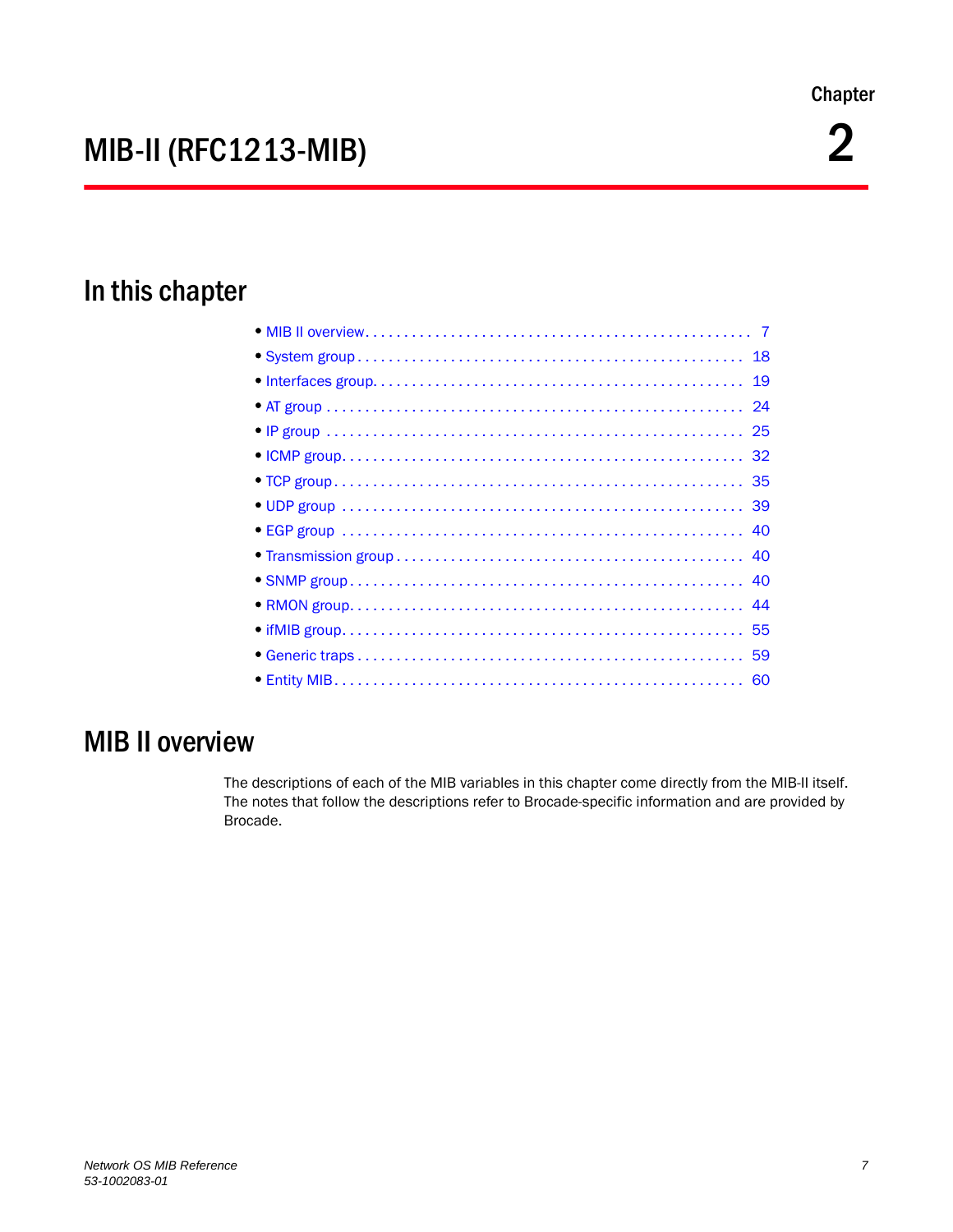Chapter

# MIB-II (RFC1213-MIB)

2

## In this chapter

- MIB II overview. . . . . . . . . . . . . . . . . . . . . . . . . . . . . . . . . . . . . . . . . . . . . . . . . 7
- System group . . . . . . . . . . . . . . . . . . . . . . . . . . . . . . . . . . . . . . . . . . . . . . . . . 18
- Interfaces group. . . . . . . . . . . . . . . . . . . . . . . . . . . . . . . . . . . . . . . . . . . . . . . 19
- AT group . . . . . . . . . . . . . . . . . . . . . . . . . . . . . . . . . . . . . . . . . . . . . . . . . . . . 24
- IP group . . . . . . . . . . . . . . . . . . . . . . . . . . . . . . . . . . . . . . . . . . . . . . . . . . . . 25
- ICMP group. . . . . . . . . . . . . . . . . . . . . . . . . . . . . . . . . . . . . . . . . . . . . . . . . . . 32
- TCP group . . . . . . . . . . . . . . . . . . . . . . . . . . . . . . . . . . . . . . . . . . . . . . . . . . . 35
- UDP group . . . . . . . . . . . . . . . . . . . . . . . . . . . . . . . . . . . . . . . . . . . . . . . . . . . 39
- EGP group . . . . . . . . . . . . . . . . . . . . . . . . . . . . . . . . . . . . . . . . . . . . . . . . . . . 40
- Transmission group . . . . . . . . . . . . . . . . . . . . . . . . . . . . . . . . . . . . . . . . . . . . 40
- SNMP group . . . . . . . . . . . . . . . . . . . . . . . . . . . . . . . . . . . . . . . . . . . . . . . . . . 40
- RMON group. . . . . . . . . . . . . . . . . . . . . . . . . . . . . . . . . . . . . . . . . . . . . . . . . . 44
- ifMIB group. . . . . . . . . . . . . . . . . . . . . . . . . . . . . . . . . . . . . . . . . . . . . . . . . . . 55
- Generic traps . . . . . . . . . . . . . . . . . . . . . . . . . . . . . . . . . . . . . . . . . . . . . . . . . 59
- Entity MIB. . . . . . . . . . . . . . . . . . . . . . . . . . . . . . . . . . . . . . . . . . . . . . . . . . . . 60

## MIB II overview

The descriptions of each of the MIB variables in this chapter come directly from the MIB-II itself. The notes that follow the descriptions refer to Brocade-specific information and are provided by Brocade.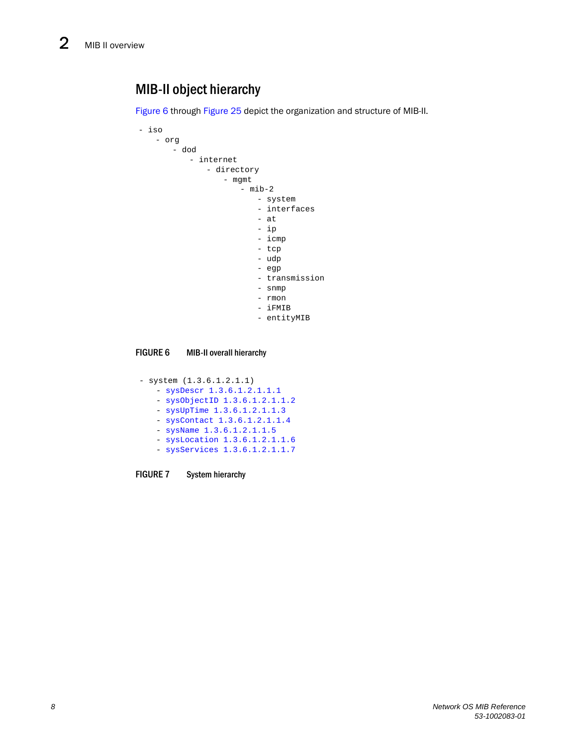## MIB-II object hierarchy

Figure 6 through Figure 25 depict the organization and structure of MIB-II.

```
- iso
   - org
      - dod
         - internet
            - directory
               - mgmt
                  - mib-2
                     - system
                     - interfaces
                     - at
                     - ip
                     - icmp
                     - tcp
                     - udp
                     - egp
                     - transmission
                     - snmp
                     - rmon
                     - iFMIB
                     - entityMIB
```

**FIGURE 6** MIB-II overall hierarchy

```
- system (1.3.6.1.2.1.1)
   - sysDescr 1.3.6.1.2.1.1.1
   - sysObjectID 1.3.6.1.2.1.1.2
   - sysUpTime 1.3.6.1.2.1.1.3
   - sysContact 1.3.6.1.2.1.1.4
   - sysName 1.3.6.1.2.1.1.5
   - sysLocation 1.3.6.1.2.1.1.6
   - sysServices 1.3.6.1.2.1.1.7
```

**FIGURE 7** System hierarchy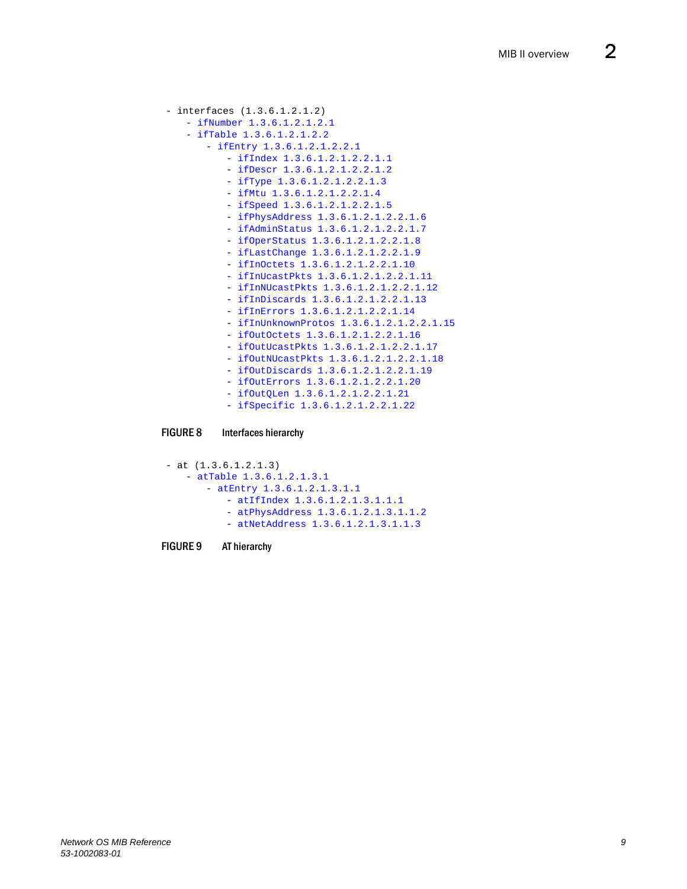```
- interfaces (1.3.6.1.2.1.2)
    - ifNumber 1.3.6.1.2.1.2.1
    - ifTable 1.3.6.1.2.1.2.2
        - ifEntry 1.3.6.1.2.1.2.2.1
            - ifIndex 1.3.6.1.2.1.2.2.1.1
            - ifDescr 1.3.6.1.2.1.2.2.1.2
            - ifType 1.3.6.1.2.1.2.2.1.3
            - ifMtu 1.3.6.1.2.1.2.2.1.4
            - ifSpeed 1.3.6.1.2.1.2.2.1.5
            - ifPhysAddress 1.3.6.1.2.1.2.2.1.6
            - ifAdminStatus 1.3.6.1.2.1.2.2.1.7
            - ifOperStatus 1.3.6.1.2.1.2.2.1.8
            - ifLastChange 1.3.6.1.2.1.2.2.1.9
            - ifInOctets 1.3.6.1.2.1.2.2.1.10
            - ifInUcastPkts 1.3.6.1.2.1.2.2.1.11
            - ifInNUcastPkts 1.3.6.1.2.1.2.2.1.12
            - ifInDiscards 1.3.6.1.2.1.2.2.1.13
            - ifInErrors 1.3.6.1.2.1.2.2.1.14
            - ifInUnknownProtos 1.3.6.1.2.1.2.2.1.15
            - ifOutOctets 1.3.6.1.2.1.2.2.1.16
            - ifOutUcastPkts 1.3.6.1.2.1.2.2.1.17
            - ifOutNUcastPkts 1.3.6.1.2.1.2.2.1.18
            - ifOutDiscards 1.3.6.1.2.1.2.2.1.19
            - ifOutErrors 1.3.6.1.2.1.2.2.1.20
            - ifOutQLen 1.3.6.1.2.1.2.2.1.21
            - ifSpecific 1.3.6.1.2.1.2.2.1.22
```

**FIGURE 8** Interfaces hierarchy

```
- at (1.3.6.1.2.1.3)
    - atTable 1.3.6.1.2.1.3.1
        - atEntry 1.3.6.1.2.1.3.1.1
            - atIfIndex 1.3.6.1.2.1.3.1.1.1
            - atPhysAddress 1.3.6.1.2.1.3.1.1.2
            - atNetAddress 1.3.6.1.2.1.3.1.1.3
```

**FIGURE 9** AT hierarchy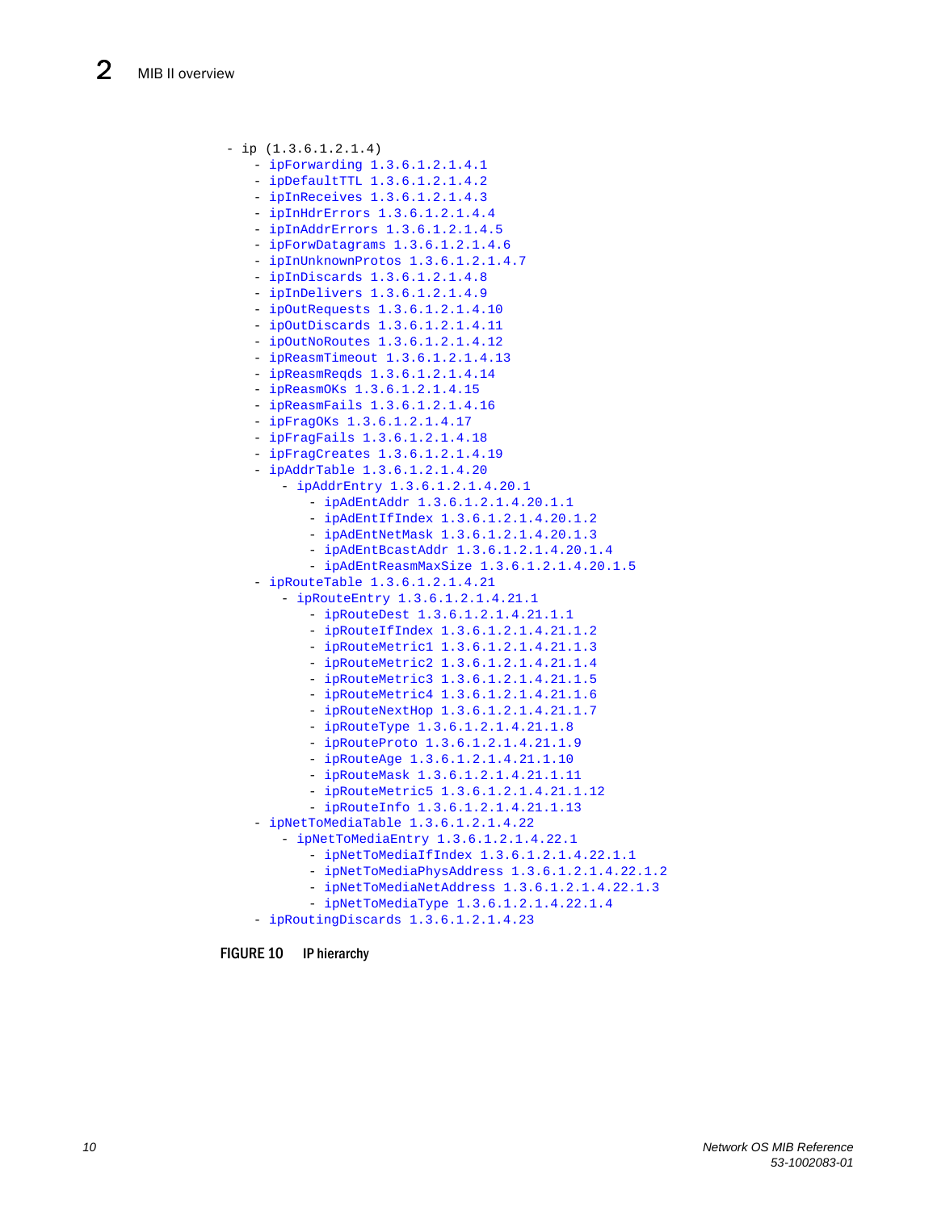```
- ip (1.3.6.1.2.1.4)
    - ipForwarding 1.3.6.1.2.1.4.1
    - ipDefaultTTL 1.3.6.1.2.1.4.2
    - ipInReceives 1.3.6.1.2.1.4.3
    - ipInHdrErrors 1.3.6.1.2.1.4.4
    - ipInAddrErrors 1.3.6.1.2.1.4.5
    - ipForwDatagrams 1.3.6.1.2.1.4.6
    - ipInUnknownProtos 1.3.6.1.2.1.4.7
    - ipInDiscards 1.3.6.1.2.1.4.8
    - ipInDelivers 1.3.6.1.2.1.4.9
    - ipOutRequests 1.3.6.1.2.1.4.10
    - ipOutDiscards 1.3.6.1.2.1.4.11
    - ipOutNoRoutes 1.3.6.1.2.1.4.12
    - ipReasmTimeout 1.3.6.1.2.1.4.13
    - ipReasmReqds 1.3.6.1.2.1.4.14
    - ipReasmOKs 1.3.6.1.2.1.4.15
    - ipReasmFails 1.3.6.1.2.1.4.16
    - ipFragOKs 1.3.6.1.2.1.4.17
    - ipFragFails 1.3.6.1.2.1.4.18
    - ipFragCreates 1.3.6.1.2.1.4.19
    - ipAddrTable 1.3.6.1.2.1.4.20
        - ipAddrEntry 1.3.6.1.2.1.4.20.1
            - ipAdEntAddr 1.3.6.1.2.1.4.20.1.1
            - ipAdEntIfIndex 1.3.6.1.2.1.4.20.1.2
            - ipAdEntNetMask 1.3.6.1.2.1.4.20.1.3
            - ipAdEntBcastAddr 1.3.6.1.2.1.4.20.1.4
            - ipAdEntReasmMaxSize 1.3.6.1.2.1.4.20.1.5
    - ipRouteTable 1.3.6.1.2.1.4.21
        - ipRouteEntry 1.3.6.1.2.1.4.21.1
            - ipRouteDest 1.3.6.1.2.1.4.21.1.1
            - ipRouteIfIndex 1.3.6.1.2.1.4.21.1.2
            - ipRouteMetric1 1.3.6.1.2.1.4.21.1.3
            - ipRouteMetric2 1.3.6.1.2.1.4.21.1.4
            - ipRouteMetric3 1.3.6.1.2.1.4.21.1.5
            - ipRouteMetric4 1.3.6.1.2.1.4.21.1.6
            - ipRouteNextHop 1.3.6.1.2.1.4.21.1.7
            - ipRouteType 1.3.6.1.2.1.4.21.1.8
            - ipRouteProto 1.3.6.1.2.1.4.21.1.9
            - ipRouteAge 1.3.6.1.2.1.4.21.1.10
            - ipRouteMask 1.3.6.1.2.1.4.21.1.11
            - ipRouteMetric5 1.3.6.1.2.1.4.21.1.12
            - ipRouteInfo 1.3.6.1.2.1.4.21.1.13
    - ipNetToMediaTable 1.3.6.1.2.1.4.22
        - ipNetToMediaEntry 1.3.6.1.2.1.4.22.1
            - ipNetToMediaIfIndex 1.3.6.1.2.1.4.22.1.1
            - ipNetToMediaPhysAddress 1.3.6.1.2.1.4.22.1.2
            - ipNetToMediaNetAddress 1.3.6.1.2.1.4.22.1.3
            - ipNetToMediaType 1.3.6.1.2.1.4.22.1.4
    - ipRoutingDiscards 1.3.6.1.2.1.4.23
```

**FIGURE 10** IP hierarchy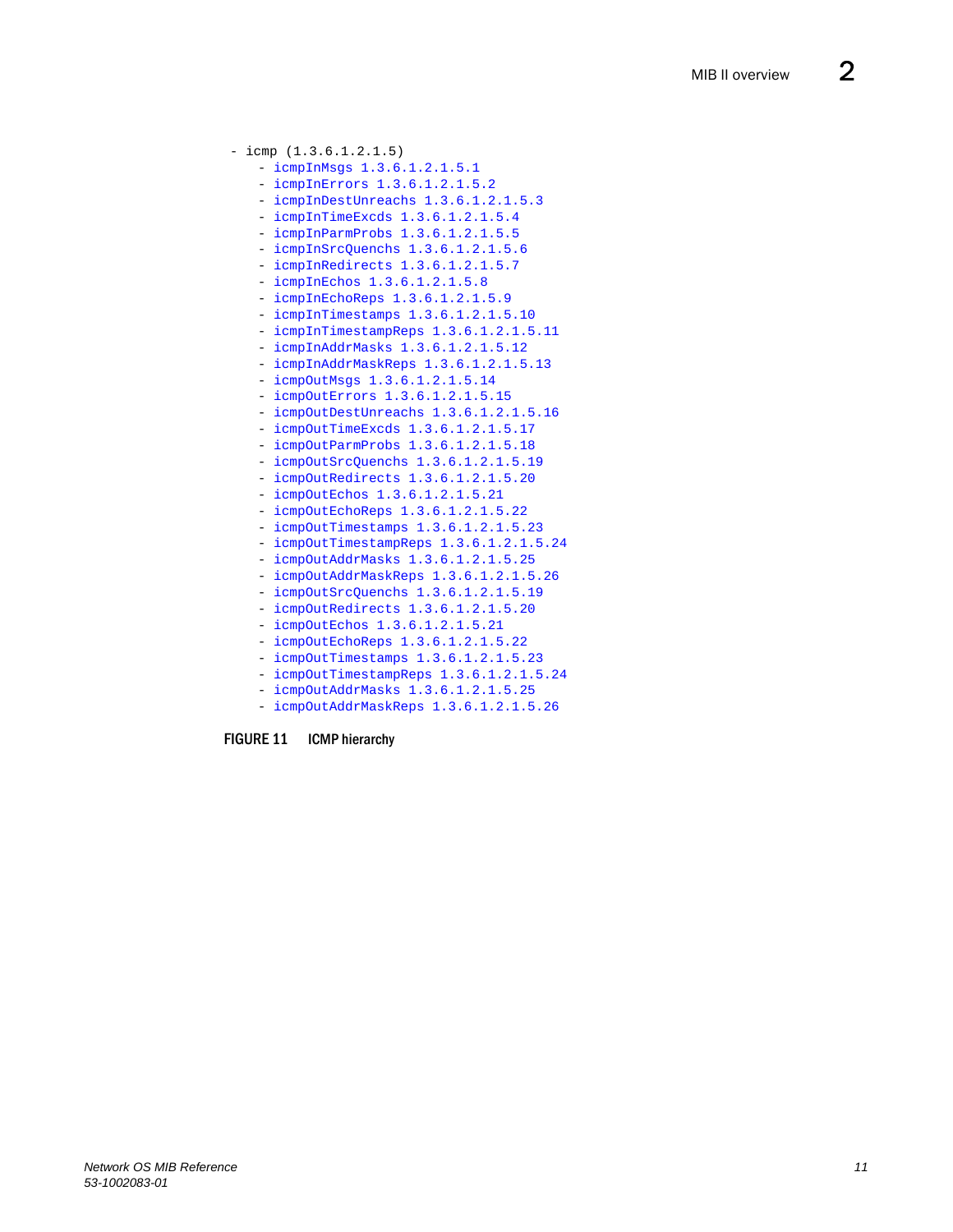```
- icmp (1.3.6.1.2.1.5)
    - icmpInMsgs 1.3.6.1.2.1.5.1
    - icmpInErrors 1.3.6.1.2.1.5.2
    - icmpInDestUnreachs 1.3.6.1.2.1.5.3
    - icmpInTimeExcds 1.3.6.1.2.1.5.4
    - icmpInParmProbs 1.3.6.1.2.1.5.5
    - icmpInSrcQuenchs 1.3.6.1.2.1.5.6
    - icmpInRedirects 1.3.6.1.2.1.5.7
    - icmpInEchos 1.3.6.1.2.1.5.8
    - icmpInEchoReps 1.3.6.1.2.1.5.9
    - icmpInTimestamps 1.3.6.1.2.1.5.10
    - icmpInTimestampReps 1.3.6.1.2.1.5.11
    - icmpInAddrMasks 1.3.6.1.2.1.5.12
    - icmpInAddrMaskReps 1.3.6.1.2.1.5.13
    - icmpOutMsgs 1.3.6.1.2.1.5.14
    - icmpOutErrors 1.3.6.1.2.1.5.15
    - icmpOutDestUnreachs 1.3.6.1.2.1.5.16
    - icmpOutTimeExcds 1.3.6.1.2.1.5.17
    - icmpOutParmProbs 1.3.6.1.2.1.5.18
    - icmpOutSrcQuenchs 1.3.6.1.2.1.5.19
    - icmpOutRedirects 1.3.6.1.2.1.5.20
    - icmpOutEchos 1.3.6.1.2.1.5.21
    - icmpOutEchoReps 1.3.6.1.2.1.5.22
    - icmpOutTimestamps 1.3.6.1.2.1.5.23
    - icmpOutTimestampReps 1.3.6.1.2.1.5.24
    - icmpOutAddrMasks 1.3.6.1.2.1.5.25
    - icmpOutAddrMaskReps 1.3.6.1.2.1.5.26
    - icmpOutSrcQuenchs 1.3.6.1.2.1.5.19
    - icmpOutRedirects 1.3.6.1.2.1.5.20
    - icmpOutEchos 1.3.6.1.2.1.5.21
    - icmpOutEchoReps 1.3.6.1.2.1.5.22
    - icmpOutTimestamps 1.3.6.1.2.1.5.23
    - icmpOutTimestampReps 1.3.6.1.2.1.5.24
    - icmpOutAddrMasks 1.3.6.1.2.1.5.25
    - icmpOutAddrMaskReps 1.3.6.1.2.1.5.26
```

**FIGURE 11** ICMP hierarchy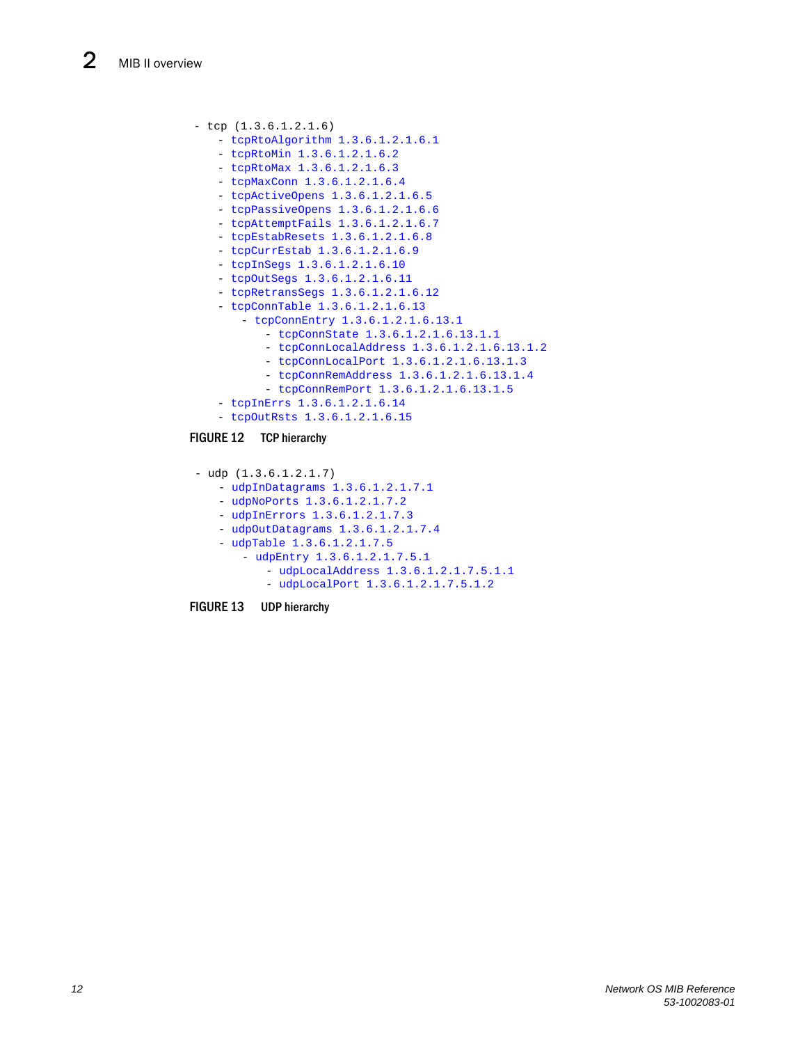```
- tcp (1.3.6.1.2.1.6)
    - tcpRtoAlgorithm 1.3.6.1.2.1.6.1
    - tcpRtoMin 1.3.6.1.2.1.6.2
    - tcpRtoMax 1.3.6.1.2.1.6.3
    - tcpMaxConn 1.3.6.1.2.1.6.4
    - tcpActiveOpens 1.3.6.1.2.1.6.5
    - tcpPassiveOpens 1.3.6.1.2.1.6.6
    - tcpAttemptFails 1.3.6.1.2.1.6.7
    - tcpEstabResets 1.3.6.1.2.1.6.8
    - tcpCurrEstab 1.3.6.1.2.1.6.9
    - tcpInSegs 1.3.6.1.2.1.6.10
    - tcpOutSegs 1.3.6.1.2.1.6.11
    - tcpRetransSegs 1.3.6.1.2.1.6.12
    - tcpConnTable 1.3.6.1.2.1.6.13
        - tcpConnEntry 1.3.6.1.2.1.6.13.1
            - tcpConnState 1.3.6.1.2.1.6.13.1.1
            - tcpConnLocalAddress 1.3.6.1.2.1.6.13.1.2
            - tcpConnLocalPort 1.3.6.1.2.1.6.13.1.3
            - tcpConnRemAddress 1.3.6.1.2.1.6.13.1.4
            - tcpConnRemPort 1.3.6.1.2.1.6.13.1.5
    - tcpInErrs 1.3.6.1.2.1.6.14
    - tcpOutRsts 1.3.6.1.2.1.6.15
```

**FIGURE 12** TCP hierarchy

```
- udp (1.3.6.1.2.1.7)
    - udpInDatagrams 1.3.6.1.2.1.7.1
    - udpNoPorts 1.3.6.1.2.1.7.2
    - udpInErrors 1.3.6.1.2.1.7.3
    - udpOutDatagrams 1.3.6.1.2.1.7.4
    - udpTable 1.3.6.1.2.1.7.5
        - udpEntry 1.3.6.1.2.1.7.5.1
            - udpLocalAddress 1.3.6.1.2.1.7.5.1.1
            - udpLocalPort 1.3.6.1.2.1.7.5.1.2
```

**FIGURE 13** UDP hierarchy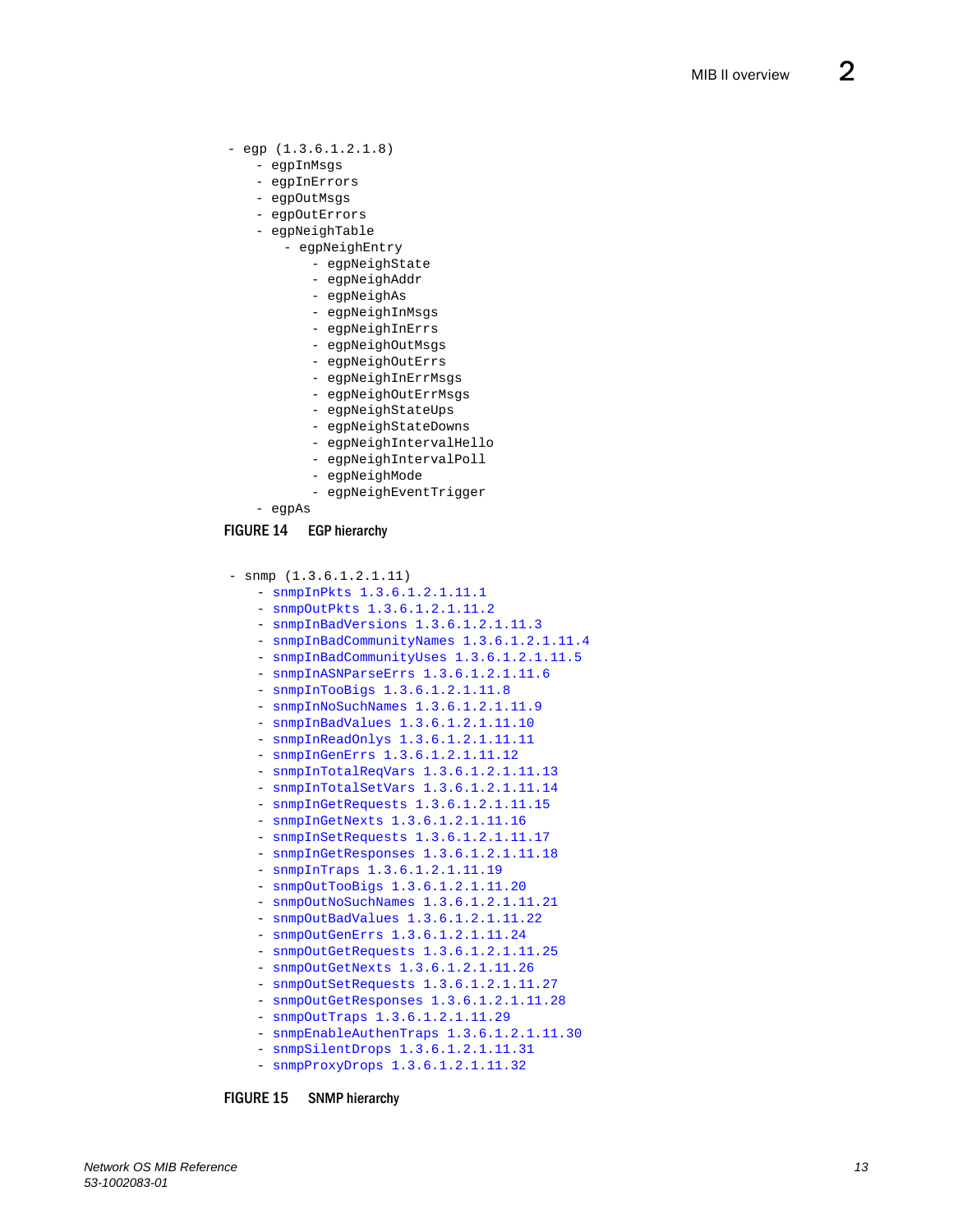```
- egp (1.3.6.1.2.1.8)
    - egpInMsgs
    - egpInErrors
    - egpOutMsgs
    - egpOutErrors
    - egpNeighTable
        - egpNeighEntry
            - egpNeighState
            - egpNeighAddr
            - egpNeighAs
            - egpNeighInMsgs
            - egpNeighInErrs
            - egpNeighOutMsgs
            - egpNeighOutErrs
            - egpNeighInErrMsgs
            - egpNeighOutErrMsgs
            - egpNeighStateUps
            - egpNeighStateDowns
            - egpNeighIntervalHello
            - egpNeighIntervalPoll
            - egpNeighMode
            - egpNeighEventTrigger
    - egpAs
```

**FIGURE 14 EGP hierarchy**

```
- snmp (1.3.6.1.2.1.11)
    - snmpInPkts 1.3.6.1.2.1.11.1
    - snmpOutPkts 1.3.6.1.2.1.11.2
    - snmpInBadVersions 1.3.6.1.2.1.11.3
    - snmpInBadCommunityNames 1.3.6.1.2.1.11.4
    - snmpInBadCommunityUses 1.3.6.1.2.1.11.5
    - snmpInASNParseErrs 1.3.6.1.2.1.11.6
    - snmpInTooBigs 1.3.6.1.2.1.11.8
    - snmpInNoSuchNames 1.3.6.1.2.1.11.9
    - snmpInBadValues 1.3.6.1.2.1.11.10
    - snmpInReadOnlys 1.3.6.1.2.1.11.11
    - snmpInGenErrs 1.3.6.1.2.1.11.12
    - snmpInTotalReqVars 1.3.6.1.2.1.11.13
    - snmpInTotalSetVars 1.3.6.1.2.1.11.14
    - snmpInGetRequests 1.3.6.1.2.1.11.15
    - snmpInGetNexts 1.3.6.1.2.1.11.16
    - snmpInSetRequests 1.3.6.1.2.1.11.17
    - snmpInGetResponses 1.3.6.1.2.1.11.18
    - snmpInTraps 1.3.6.1.2.1.11.19
    - snmpOutTooBigs 1.3.6.1.2.1.11.20
    - snmpOutNoSuchNames 1.3.6.1.2.1.11.21
    - snmpOutBadValues 1.3.6.1.2.1.11.22
    - snmpOutGenErrs 1.3.6.1.2.1.11.24
    - snmpOutGetRequests 1.3.6.1.2.1.11.25
    - snmpOutGetNexts 1.3.6.1.2.1.11.26
    - snmpOutSetRequests 1.3.6.1.2.1.11.27
    - snmpOutGetResponses 1.3.6.1.2.1.11.28
    - snmpOutTraps 1.3.6.1.2.1.11.29
    - snmpEnableAuthenTraps 1.3.6.1.2.1.11.30
    - snmpSilentDrops 1.3.6.1.2.1.11.31
    - snmpProxyDrops 1.3.6.1.2.1.11.32
```

**FIGURE 15 SNMP hierarchy**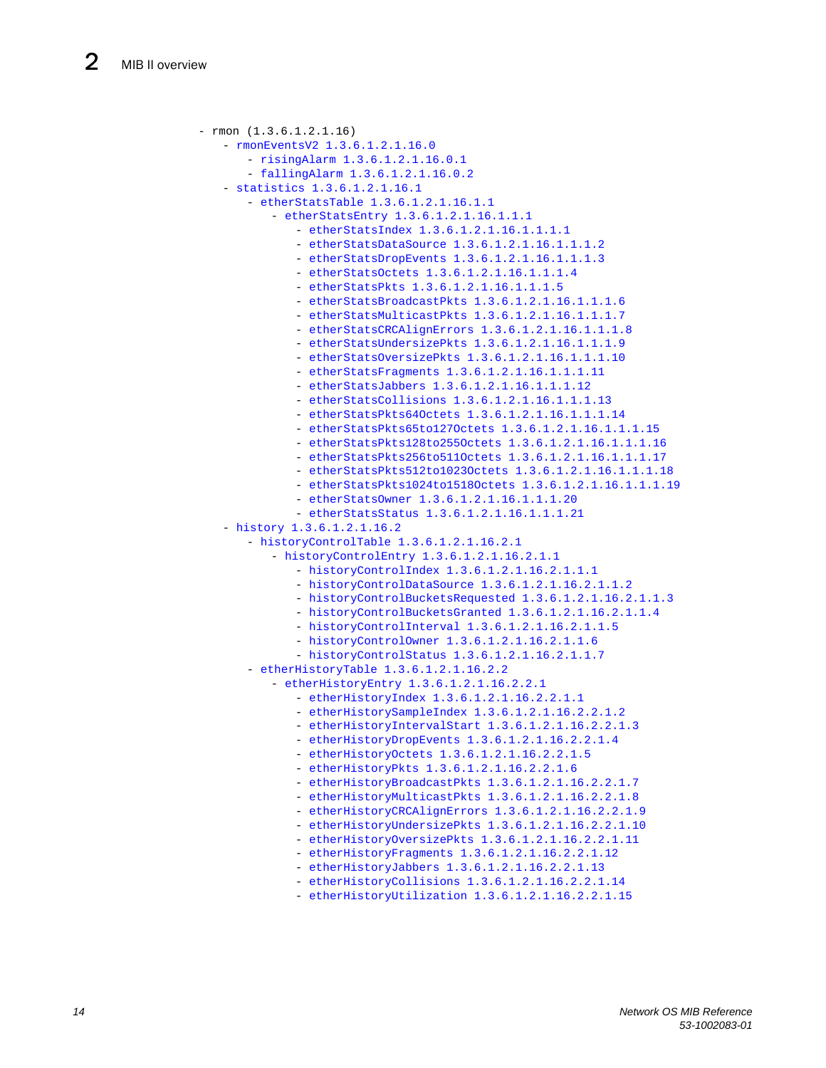```
- rmon (1.3.6.1.2.1.16)
    - rmonEventsV2 1.3.6.1.2.1.16.0
        - risingAlarm 1.3.6.1.2.1.16.0.1
        - fallingAlarm 1.3.6.1.2.1.16.0.2
    - statistics 1.3.6.1.2.1.16.1
        - etherStatsTable 1.3.6.1.2.1.16.1.1
            - etherStatsEntry 1.3.6.1.2.1.16.1.1.1
                - etherStatsIndex 1.3.6.1.2.1.16.1.1.1.1
                - etherStatsDataSource 1.3.6.1.2.1.16.1.1.1.2
                - etherStatsDropEvents 1.3.6.1.2.1.16.1.1.1.3
                - etherStatsOctets 1.3.6.1.2.1.16.1.1.1.4
                - etherStatsPkts 1.3.6.1.2.1.16.1.1.1.5
                - etherStatsBroadcastPkts 1.3.6.1.2.1.16.1.1.1.6
                - etherStatsMulticastPkts 1.3.6.1.2.1.16.1.1.1.7
                - etherStatsCRCAlignErrors 1.3.6.1.2.1.16.1.1.1.8
                - etherStatsUndersizePkts 1.3.6.1.2.1.16.1.1.1.9
                - etherStatsOversizePkts 1.3.6.1.2.1.16.1.1.1.10
                - etherStatsFragments 1.3.6.1.2.1.16.1.1.1.11
                - etherStatsJabbers 1.3.6.1.2.1.16.1.1.1.12
                - etherStatsCollisions 1.3.6.1.2.1.16.1.1.1.13
                - etherStatsPkts64Octets 1.3.6.1.2.1.16.1.1.1.14
                - etherStatsPkts65to127Octets 1.3.6.1.2.1.16.1.1.1.15
                - etherStatsPkts128to255Octets 1.3.6.1.2.1.16.1.1.1.16
                - etherStatsPkts256to511Octets 1.3.6.1.2.1.16.1.1.1.17
                - etherStatsPkts512to1023Octets 1.3.6.1.2.1.16.1.1.1.18
                - etherStatsPkts1024to1518Octets 1.3.6.1.2.1.16.1.1.1.19
                - etherStatsOwner 1.3.6.1.2.1.16.1.1.1.20
                - etherStatsStatus 1.3.6.1.2.1.16.1.1.1.21
    - history 1.3.6.1.2.1.16.2
        - historyControlTable 1.3.6.1.2.1.16.2.1
            - historyControlEntry 1.3.6.1.2.1.16.2.1.1
                - historyControlIndex 1.3.6.1.2.1.16.2.1.1.1
                - historyControlDataSource 1.3.6.1.2.1.16.2.1.1.2
                - historyControlBucketsRequested 1.3.6.1.2.1.16.2.1.1.3
                - historyControlBucketsGranted 1.3.6.1.2.1.16.2.1.1.4
                - historyControlInterval 1.3.6.1.2.1.16.2.1.1.5
                - historyControlOwner 1.3.6.1.2.1.16.2.1.1.6
                - historyControlStatus 1.3.6.1.2.1.16.2.1.1.7
        - etherHistoryTable 1.3.6.1.2.1.16.2.2
            - etherHistoryEntry 1.3.6.1.2.1.16.2.2.1
                - etherHistoryIndex 1.3.6.1.2.1.16.2.2.1.1
                - etherHistorySampleIndex 1.3.6.1.2.1.16.2.2.1.2
                - etherHistoryIntervalStart 1.3.6.1.2.1.16.2.2.1.3
                - etherHistoryDropEvents 1.3.6.1.2.1.16.2.2.1.4
                - etherHistoryOctets 1.3.6.1.2.1.16.2.2.1.5
                - etherHistoryPkts 1.3.6.1.2.1.16.2.2.1.6
                - etherHistoryBroadcastPkts 1.3.6.1.2.1.16.2.2.1.7
                - etherHistoryMulticastPkts 1.3.6.1.2.1.16.2.2.1.8
                - etherHistoryCRCAlignErrors 1.3.6.1.2.1.16.2.2.1.9
                - etherHistoryUndersizePkts 1.3.6.1.2.1.16.2.2.1.10
                - etherHistoryOversizePkts 1.3.6.1.2.1.16.2.2.1.11
                - etherHistoryFragments 1.3.6.1.2.1.16.2.2.1.12
                - etherHistoryJabbers 1.3.6.1.2.1.16.2.2.1.13
                - etherHistoryCollisions 1.3.6.1.2.1.16.2.2.1.14
                - etherHistoryUtilization 1.3.6.1.2.1.16.2.2.1.15
```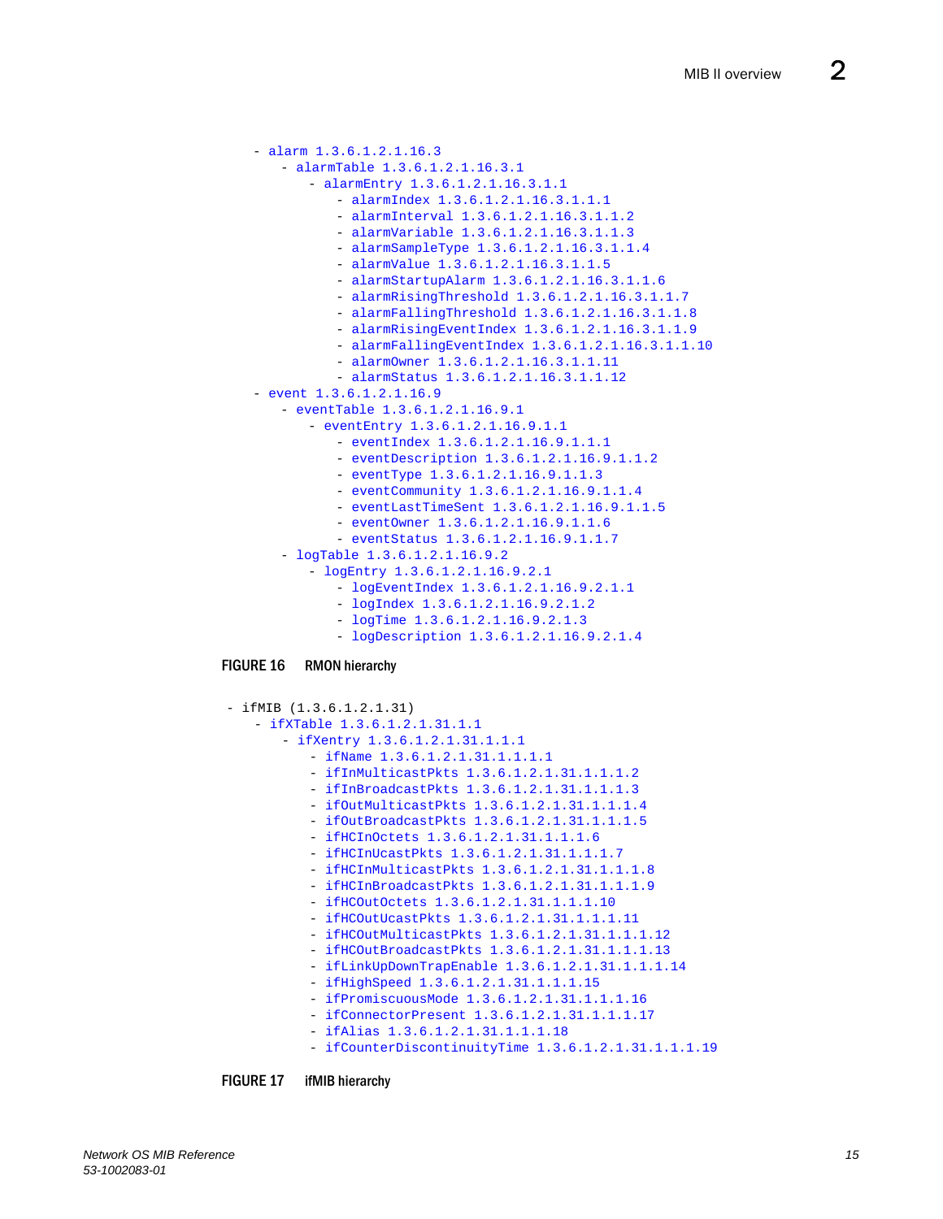```
- alarm 1.3.6.1.2.1.16.3
    - alarmTable 1.3.6.1.2.1.16.3.1
        - alarmEntry 1.3.6.1.2.1.16.3.1.1
            - alarmIndex 1.3.6.1.2.1.16.3.1.1.1
            - alarmInterval 1.3.6.1.2.1.16.3.1.1.2
            - alarmVariable 1.3.6.1.2.1.16.3.1.1.3
            - alarmSampleType 1.3.6.1.2.1.16.3.1.1.4
            - alarmValue 1.3.6.1.2.1.16.3.1.1.5
            - alarmStartupAlarm 1.3.6.1.2.1.16.3.1.1.6
            - alarmRisingThreshold 1.3.6.1.2.1.16.3.1.1.7
            - alarmFallingThreshold 1.3.6.1.2.1.16.3.1.1.8
            - alarmRisingEventIndex 1.3.6.1.2.1.16.3.1.1.9
            - alarmFallingEventIndex 1.3.6.1.2.1.16.3.1.1.10
            - alarmOwner 1.3.6.1.2.1.16.3.1.1.11
            - alarmStatus 1.3.6.1.2.1.16.3.1.1.12
- event 1.3.6.1.2.1.16.9
    - eventTable 1.3.6.1.2.1.16.9.1
        - eventEntry 1.3.6.1.2.1.16.9.1.1
            - eventIndex 1.3.6.1.2.1.16.9.1.1.1
            - eventDescription 1.3.6.1.2.1.16.9.1.1.2
            - eventType 1.3.6.1.2.1.16.9.1.1.3
            - eventCommunity 1.3.6.1.2.1.16.9.1.1.4
            - eventLastTimeSent 1.3.6.1.2.1.16.9.1.1.5
            - eventOwner 1.3.6.1.2.1.16.9.1.1.6
            - eventStatus 1.3.6.1.2.1.16.9.1.1.7
    - logTable 1.3.6.1.2.1.16.9.2
        - logEntry 1.3.6.1.2.1.16.9.2.1
            - logEventIndex 1.3.6.1.2.1.16.9.2.1.1
            - logIndex 1.3.6.1.2.1.16.9.2.1.2
            - logTime 1.3.6.1.2.1.16.9.2.1.3
            - logDescription 1.3.6.1.2.1.16.9.2.1.4
```

**FIGURE 16** RMON hierarchy

```
- ifMIB (1.3.6.1.2.1.31)
    - ifXTable 1.3.6.1.2.1.31.1.1
        - ifXentry 1.3.6.1.2.1.31.1.1.1
            - ifName 1.3.6.1.2.1.31.1.1.1.1
            - ifInMulticastPkts 1.3.6.1.2.1.31.1.1.1.2
            - ifInBroadcastPkts 1.3.6.1.2.1.31.1.1.1.3
            - ifOutMulticastPkts 1.3.6.1.2.1.31.1.1.1.4
            - ifOutBroadcastPkts 1.3.6.1.2.1.31.1.1.1.5
            - ifHCInOctets 1.3.6.1.2.1.31.1.1.1.6
            - ifHCInUcastPkts 1.3.6.1.2.1.31.1.1.1.7
            - ifHCInMulticastPkts 1.3.6.1.2.1.31.1.1.1.8
            - ifHCInBroadcastPkts 1.3.6.1.2.1.31.1.1.1.9
            - ifHCOutOctets 1.3.6.1.2.1.31.1.1.1.10
            - ifHCOutUcastPkts 1.3.6.1.2.1.31.1.1.1.11
            - ifHCOutMulticastPkts 1.3.6.1.2.1.31.1.1.1.12
            - ifHCOutBroadcastPkts 1.3.6.1.2.1.31.1.1.1.13
            - ifLinkUpDownTrapEnable 1.3.6.1.2.1.31.1.1.1.14
            - ifHighSpeed 1.3.6.1.2.1.31.1.1.1.15
            - ifPromiscuousMode 1.3.6.1.2.1.31.1.1.1.16
            - ifConnectorPresent 1.3.6.1.2.1.31.1.1.1.17
            - ifAlias 1.3.6.1.2.1.31.1.1.1.18
            - ifCounterDiscontinuityTime 1.3.6.1.2.1.31.1.1.1.19
```

**FIGURE 17** ifMIB hierarchy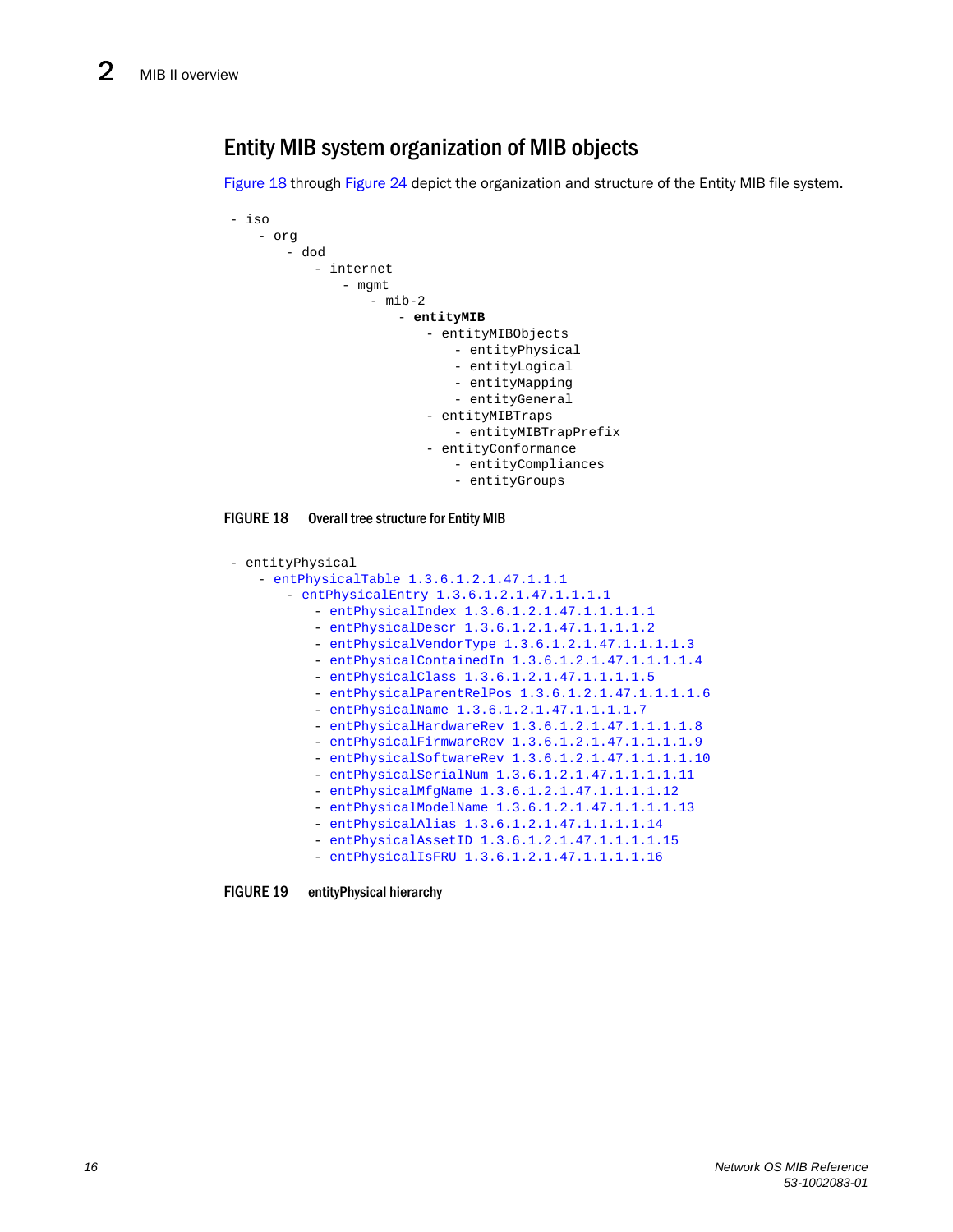## Entity MIB system organization of MIB objects

Figure 18 through Figure 24 depict the organization and structure of the Entity MIB file system.

```
- iso
    - org
        - dod
            - internet
                - mgmt
                    - mib-2
                        - entityMIB
                            - entityMIBObjects
                                - entityPhysical
                                - entityLogical
                                - entityMapping
                                - entityGeneral
                            - entityMIBTraps
                                - entityMIBTrapPrefix
                            - entityConformance
                                - entityCompliances
                                - entityGroups
```

**FIGURE 18** Overall tree structure for Entity MIB

```
- entityPhysical
    - entPhysicalTable 1.3.6.1.2.1.47.1.1.1
        - entPhysicalEntry 1.3.6.1.2.1.47.1.1.1.1
            - entPhysicalIndex 1.3.6.1.2.1.47.1.1.1.1.1
            - entPhysicalDescr 1.3.6.1.2.1.47.1.1.1.1.2
            - entPhysicalVendorType 1.3.6.1.2.1.47.1.1.1.1.3
            - entPhysicalContainedIn 1.3.6.1.2.1.47.1.1.1.1.4
            - entPhysicalClass 1.3.6.1.2.1.47.1.1.1.1.5
            - entPhysicalParentRelPos 1.3.6.1.2.1.47.1.1.1.1.6
            - entPhysicalName 1.3.6.1.2.1.47.1.1.1.1.7
            - entPhysicalHardwareRev 1.3.6.1.2.1.47.1.1.1.1.8
            - entPhysicalFirmwareRev 1.3.6.1.2.1.47.1.1.1.1.9
            - entPhysicalSoftwareRev 1.3.6.1.2.1.47.1.1.1.1.10
            - entPhysicalSerialNum 1.3.6.1.2.1.47.1.1.1.1.11
            - entPhysicalMfgName 1.3.6.1.2.1.47.1.1.1.1.12
            - entPhysicalModelName 1.3.6.1.2.1.47.1.1.1.1.13
            - entPhysicalAlias 1.3.6.1.2.1.47.1.1.1.1.14
            - entPhysicalAssetID 1.3.6.1.2.1.47.1.1.1.1.15
            - entPhysicalIsFRU 1.3.6.1.2.1.47.1.1.1.1.16
```

**FIGURE 19** entityPhysical hierarchy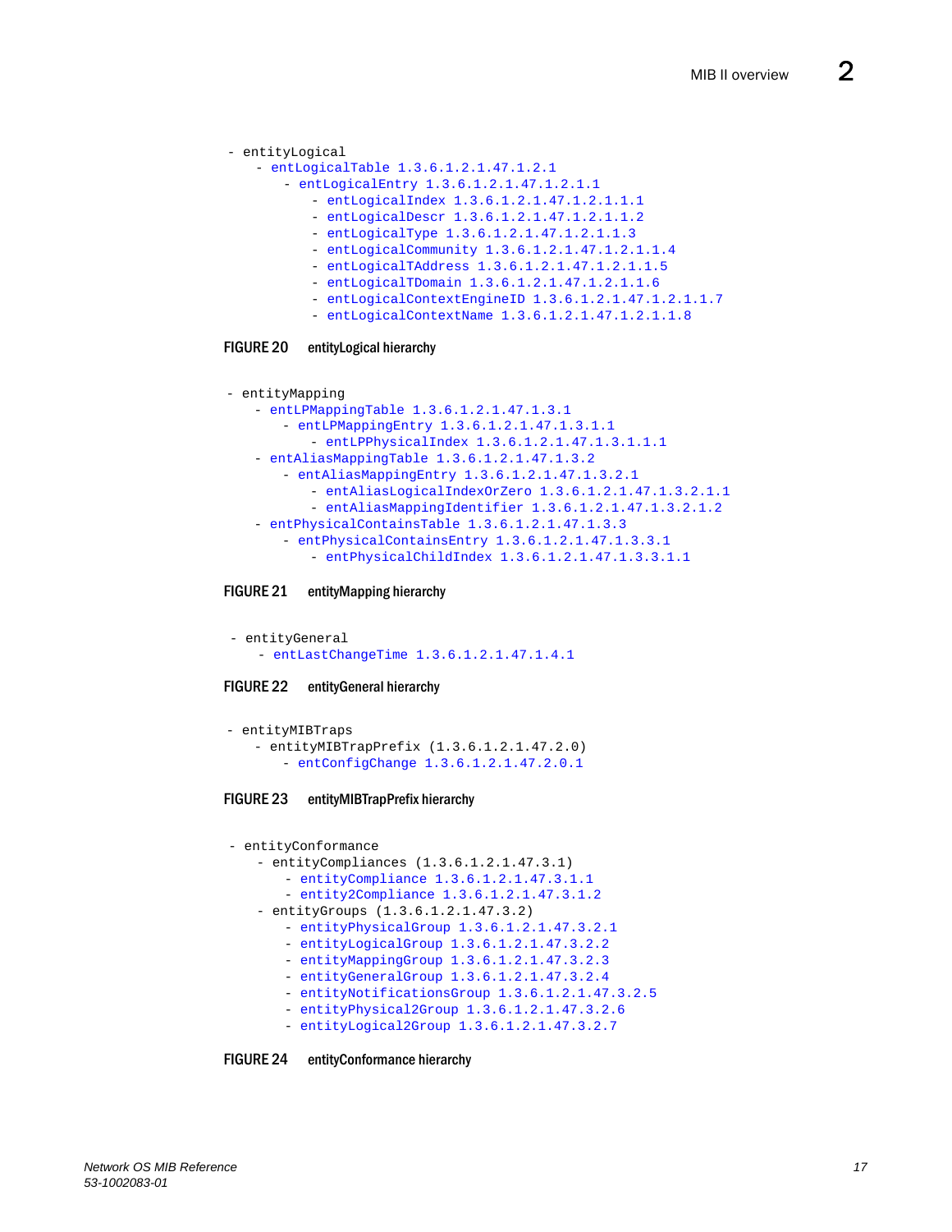```
- entityLogical
    - entLogicalTable 1.3.6.1.2.1.47.1.2.1
        - entLogicalEntry 1.3.6.1.2.1.47.1.2.1.1
            - entLogicalIndex 1.3.6.1.2.1.47.1.2.1.1.1
            - entLogicalDescr 1.3.6.1.2.1.47.1.2.1.1.2
            - entLogicalType 1.3.6.1.2.1.47.1.2.1.1.3
            - entLogicalCommunity 1.3.6.1.2.1.47.1.2.1.1.4
            - entLogicalTAddress 1.3.6.1.2.1.47.1.2.1.1.5
            - entLogicalTDomain 1.3.6.1.2.1.47.1.2.1.1.6
            - entLogicalContextEngineID 1.3.6.1.2.1.47.1.2.1.1.7
            - entLogicalContextName 1.3.6.1.2.1.47.1.2.1.1.8
```

FIGURE 20 entityLogical hierarchy

```
- entityMapping
    - entLPMappingTable 1.3.6.1.2.1.47.1.3.1
        - entLPMappingEntry 1.3.6.1.2.1.47.1.3.1.1
            - entLPPhysicalIndex 1.3.6.1.2.1.47.1.3.1.1.1
    - entAliasMappingTable 1.3.6.1.2.1.47.1.3.2
        - entAliasMappingEntry 1.3.6.1.2.1.47.1.3.2.1
            - entAliasLogicalIndexOrZero 1.3.6.1.2.1.47.1.3.2.1.1
            - entAliasMappingIdentifier 1.3.6.1.2.1.47.1.3.2.1.2
    - entPhysicalContainsTable 1.3.6.1.2.1.47.1.3.3
        - entPhysicalContainsEntry 1.3.6.1.2.1.47.1.3.3.1
            - entPhysicalChildIndex 1.3.6.1.2.1.47.1.3.3.1.1
```

FIGURE 21 entityMapping hierarchy

```
- entityGeneral
    - entLastChangeTime 1.3.6.1.2.1.47.1.4.1
```

FIGURE 22 entityGeneral hierarchy

```
- entityMIBTraps
    - entityMIBTrapPrefix (1.3.6.1.2.1.47.2.0)
        - entConfigChange 1.3.6.1.2.1.47.2.0.1
```

FIGURE 23 entityMIBTrapPrefix hierarchy

```
- entityConformance
    - entityCompliances (1.3.6.1.2.1.47.3.1)
        - entityCompliance 1.3.6.1.2.1.47.3.1.1
        - entity2Compliance 1.3.6.1.2.1.47.3.1.2
    - entityGroups (1.3.6.1.2.1.47.3.2)
        - entityPhysicalGroup 1.3.6.1.2.1.47.3.2.1
        - entityLogicalGroup 1.3.6.1.2.1.47.3.2.2
        - entityMappingGroup 1.3.6.1.2.1.47.3.2.3
        - entityGeneralGroup 1.3.6.1.2.1.47.3.2.4
        - entityNotificationsGroup 1.3.6.1.2.1.47.3.2.5
        - entityPhysical2Group 1.3.6.1.2.1.47.3.2.6
        - entityLogical2Group 1.3.6.1.2.1.47.3.2.7
```

FIGURE 24 entityConformance hierarchy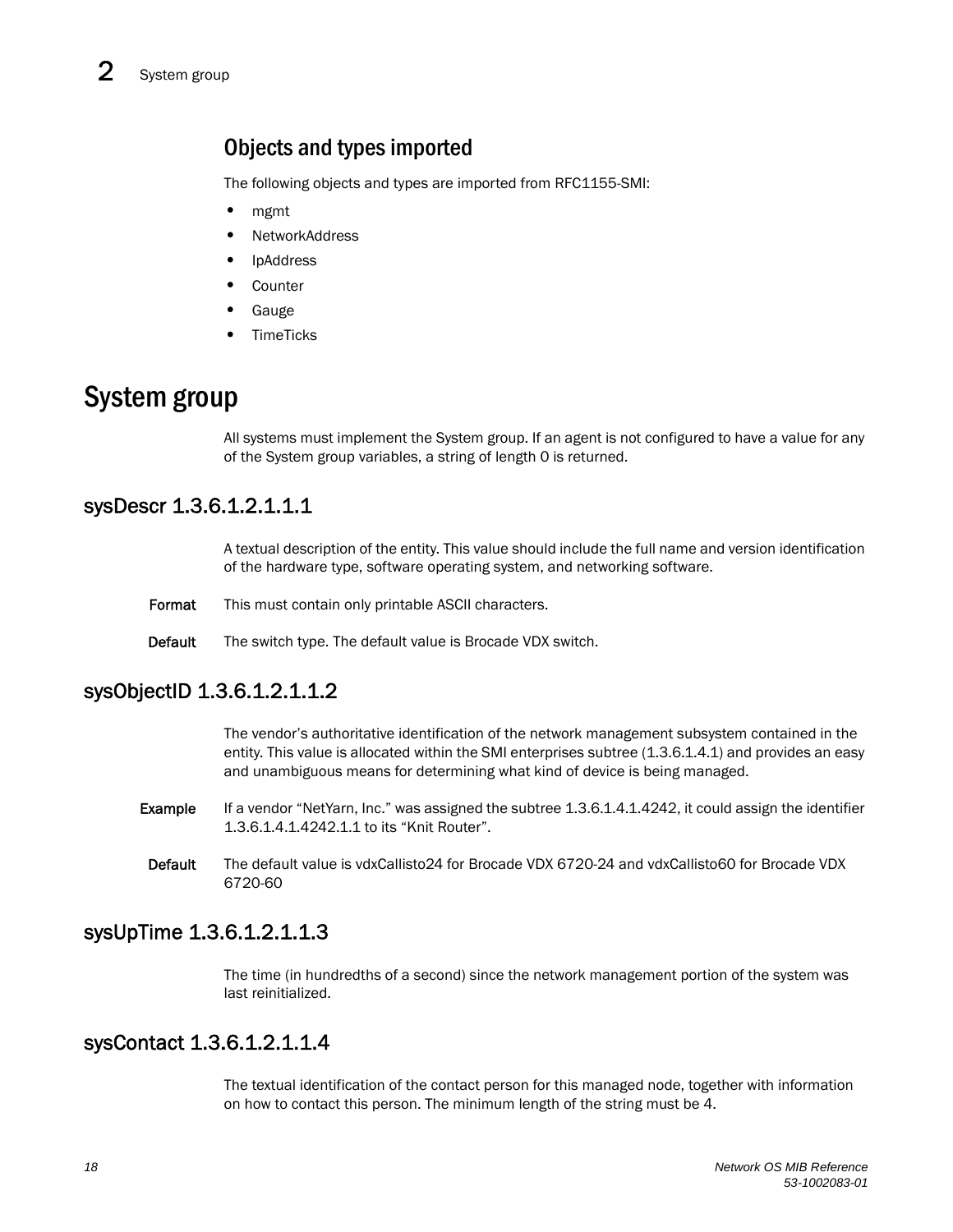### Objects and types imported

The following objects and types are imported from RFC1155-SMI:

- mgmt
- NetworkAddress
- IpAddress
- Counter
- Gauge
- TimeTicks

# System group

All systems must implement the System group. If an agent is not configured to have a value for any of the System group variables, a string of length 0 is returned.

## sysDescr 1.3.6.1.2.1.1.1

A textual description of the entity. This value should include the full name and version identification of the hardware type, software operating system, and networking software.

**Format** This must contain only printable ASCII characters.

**Default** The switch type. The default value is Brocade VDX switch.

## sysObjectID 1.3.6.1.2.1.1.2

The vendor's authoritative identification of the network management subsystem contained in the entity. This value is allocated within the SMI enterprises subtree (1.3.6.1.4.1) and provides an easy and unambiguous means for determining what kind of device is being managed.

**Example** If a vendor "NetYarn, Inc." was assigned the subtree 1.3.6.1.4.1.4242, it could assign the identifier 1.3.6.1.4.1.4242.1.1 to its "Knit Router".

**Default** The default value is vdxCallisto24 for Brocade VDX 6720-24 and vdxCallisto60 for Brocade VDX 6720-60

## sysUpTime 1.3.6.1.2.1.1.3

The time (in hundredths of a second) since the network management portion of the system was last reinitialized.

## sysContact 1.3.6.1.2.1.1.4

The textual identification of the contact person for this managed node, together with information on how to contact this person. The minimum length of the string must be 4.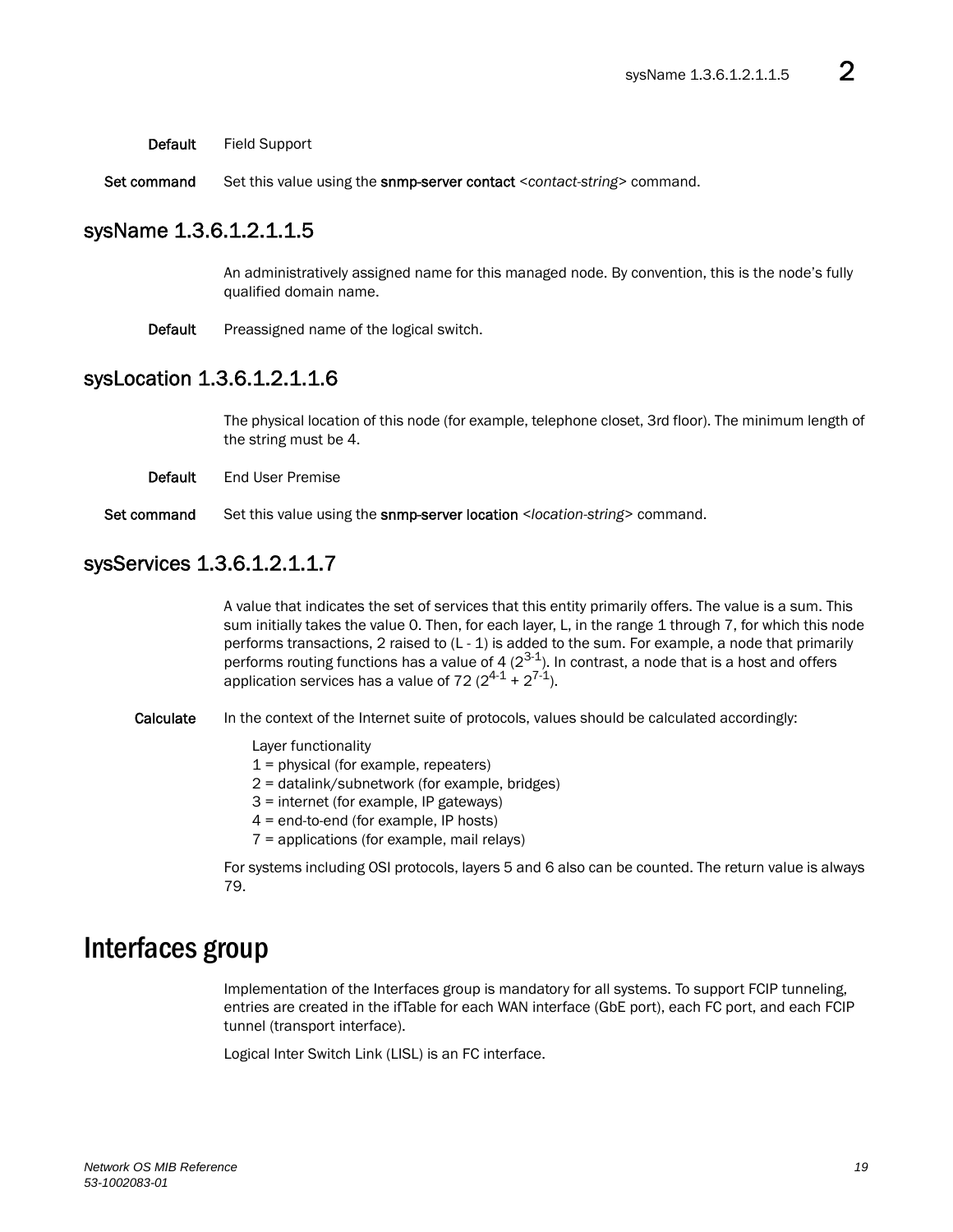**Default** Field Support

**Set command** Set this value using the **snmp-server contact** <*contact-string*> command.

## sysName 1.3.6.1.2.1.1.5

An administratively assigned name for this managed node. By convention, this is the node's fully qualified domain name.

**Default** Preassigned name of the logical switch.

## sysLocation 1.3.6.1.2.1.1.6

The physical location of this node (for example, telephone closet, 3rd floor). The minimum length of the string must be 4.

**Default** End User Premise

**Set command** Set this value using the **snmp-server location** <*location-string*> command.

## sysServices 1.3.6.1.2.1.1.7

A value that indicates the set of services that this entity primarily offers. The value is a sum. This sum initially takes the value 0. Then, for each layer, L, in the range 1 through 7, for which this node performs transactions, 2 raised to (L - 1) is added to the sum. For example, a node that primarily performs routing functions has a value of 4 ($2^{3-1}$). In contrast, a node that is a host and offers application services has a value of 72 ($2^{4-1} + 2^{7-1}$).

**Calculate** In the context of the Internet suite of protocols, values should be calculated accordingly:

Layer functionality
1 = physical (for example, repeaters)
2 = datalink/subnetwork (for example, bridges)
3 = internet (for example, IP gateways)
4 = end-to-end (for example, IP hosts)
7 = applications (for example, mail relays)

For systems including OSI protocols, layers 5 and 6 also can be counted. The return value is always 79.

# Interfaces group

Implementation of the Interfaces group is mandatory for all systems. To support FCIP tunneling, entries are created in the ifTable for each WAN interface (GbE port), each FC port, and each FCIP tunnel (transport interface).

Logical Inter Switch Link (LISL) is an FC interface.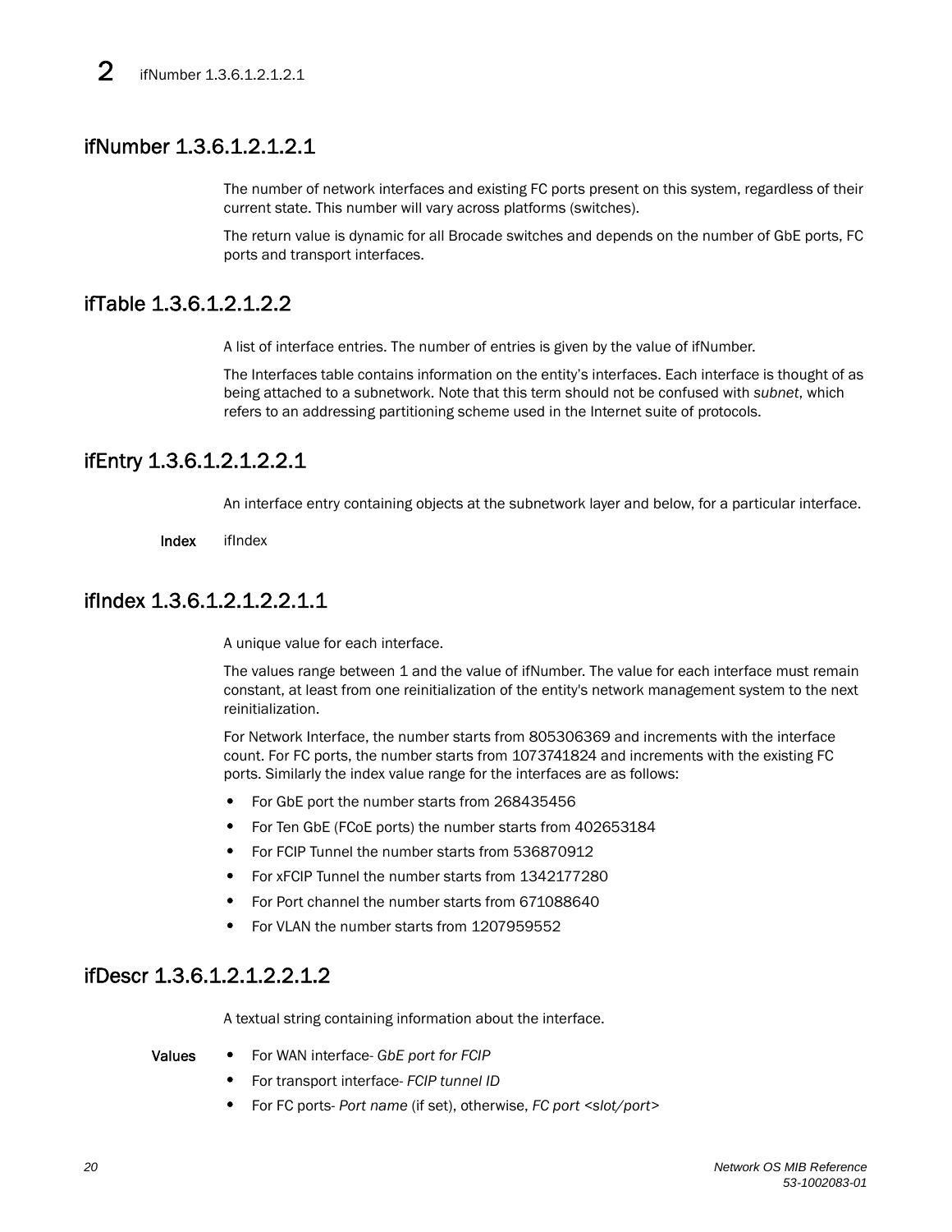## ifNumber 1.3.6.1.2.1.2.1

The number of network interfaces and existing FC ports present on this system, regardless of their current state. This number will vary across platforms (switches).

The return value is dynamic for all Brocade switches and depends on the number of GbE ports, FC ports and transport interfaces.

## ifTable 1.3.6.1.2.1.2.2

A list of interface entries. The number of entries is given by the value of ifNumber.

The Interfaces table contains information on the entity's interfaces. Each interface is thought of as being attached to a subnetwork. Note that this term should not be confused with *subnet*, which refers to an addressing partitioning scheme used in the Internet suite of protocols.

## ifEntry 1.3.6.1.2.1.2.2.1

An interface entry containing objects at the subnetwork layer and below, for a particular interface.

**Index** ifIndex

## ifIndex 1.3.6.1.2.1.2.2.1.1

A unique value for each interface.

The values range between 1 and the value of ifNumber. The value for each interface must remain constant, at least from one reinitialization of the entity's network management system to the next reinitialization.

For Network Interface, the number starts from 805306369 and increments with the interface count. For FC ports, the number starts from 1073741824 and increments with the existing FC ports. Similarly the index value range for the interfaces are as follows:

- For GbE port the number starts from 268435456
- For Ten GbE (FCoE ports) the number starts from 402653184
- For FCIP Tunnel the number starts from 536870912
- For xFCIP Tunnel the number starts from 1342177280
- For Port channel the number starts from 671088640
- For VLAN the number starts from 1207959552

## ifDescr 1.3.6.1.2.1.2.2.1.2

A textual string containing information about the interface.

**Values**

- For WAN interface- *GbE port for FCIP*
- For transport interface- *FCIP tunnel ID*
- For FC ports- *Port name* (if set), otherwise, *FC port <slot/port>*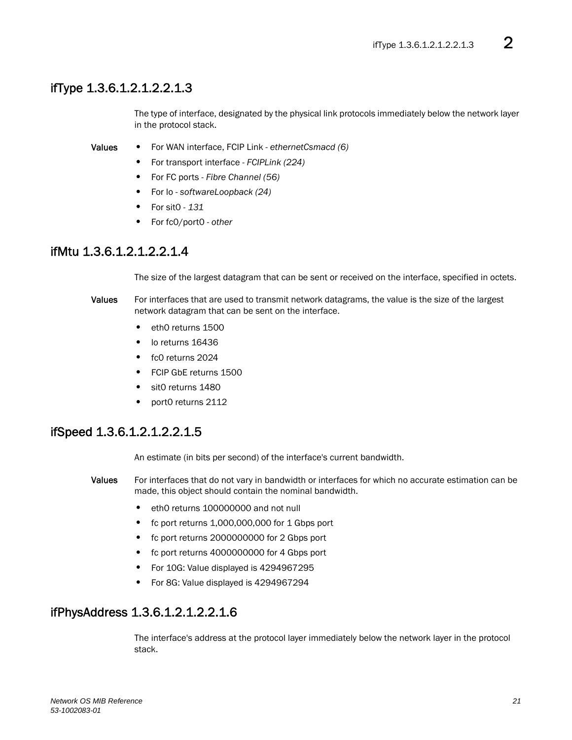## ifType 1.3.6.1.2.1.2.2.1.3

The type of interface, designated by the physical link protocols immediately below the network layer in the protocol stack.

**Values**

- For WAN interface, FCIP Link - *ethernetCsmacd (6)*
- For transport interface - *FCIPLink (224)*
- For FC ports - *Fibre Channel (56)*
- For lo - *softwareLoopback (24)*
- For sit0 - *131*
- For fc0/port0 - *other*

## ifMtu 1.3.6.1.2.1.2.2.1.4

The size of the largest datagram that can be sent or received on the interface, specified in octets.

**Values** For interfaces that are used to transmit network datagrams, the value is the size of the largest network datagram that can be sent on the interface.

- eth0 returns 1500
- lo returns 16436
- fc0 returns 2024
- FCIP GbE returns 1500
- sit0 returns 1480
- port0 returns 2112

## ifSpeed 1.3.6.1.2.1.2.2.1.5

An estimate (in bits per second) of the interface's current bandwidth.

**Values** For interfaces that do not vary in bandwidth or interfaces for which no accurate estimation can be made, this object should contain the nominal bandwidth.

- eth0 returns 100000000 and not null
- fc port returns 1,000,000,000 for 1 Gbps port
- fc port returns 2000000000 for 2 Gbps port
- fc port returns 4000000000 for 4 Gbps port
- For 10G: Value displayed is 4294967295
- For 8G: Value displayed is 4294967294

## ifPhysAddress 1.3.6.1.2.1.2.2.1.6

The interface's address at the protocol layer immediately below the network layer in the protocol stack.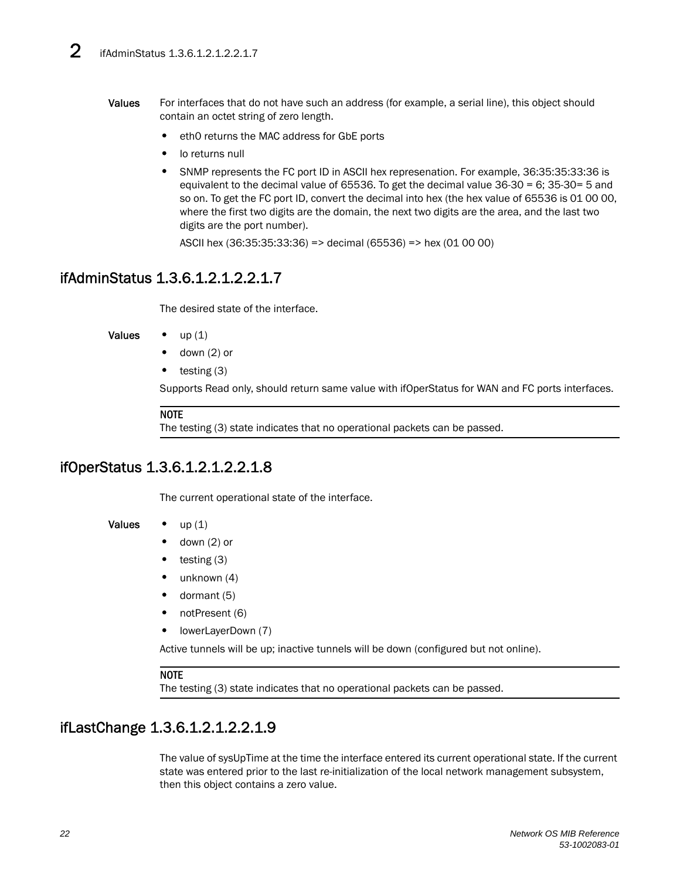**Values** For interfaces that do not have such an address (for example, a serial line), this object should contain an octet string of zero length.

- eth0 returns the MAC address for GbE ports
- lo returns null
- SNMP represents the FC port ID in ASCII hex represenation. For example, 36:35:35:33:36 is equivalent to the decimal value of 65536. To get the decimal value 36-30 = 6; 35-30= 5 and so on. To get the FC port ID, convert the decimal into hex (the hex value of 65536 is 01 00 00, where the first two digits are the domain, the next two digits are the area, and the last two digits are the port number).

  ASCII hex (36:35:35:33:36) => decimal (65536) => hex (01 00 00)

## ifAdminStatus 1.3.6.1.2.1.2.2.1.7

The desired state of the interface.

**Values**

- up (1)
- down (2) or
- testing (3)

Supports Read only, should return same value with ifOperStatus for WAN and FC ports interfaces.

**NOTE**
The testing (3) state indicates that no operational packets can be passed.

## ifOperStatus 1.3.6.1.2.1.2.2.1.8

The current operational state of the interface.

**Values**

- up (1)
- down (2) or
- testing (3)
- unknown (4)
- dormant (5)
- notPresent (6)
- lowerLayerDown (7)

Active tunnels will be up; inactive tunnels will be down (configured but not online).

**NOTE**
The testing (3) state indicates that no operational packets can be passed.

## ifLastChange 1.3.6.1.2.1.2.2.1.9

The value of sysUpTime at the time the interface entered its current operational state. If the current state was entered prior to the last re-initialization of the local network management subsystem, then this object contains a zero value.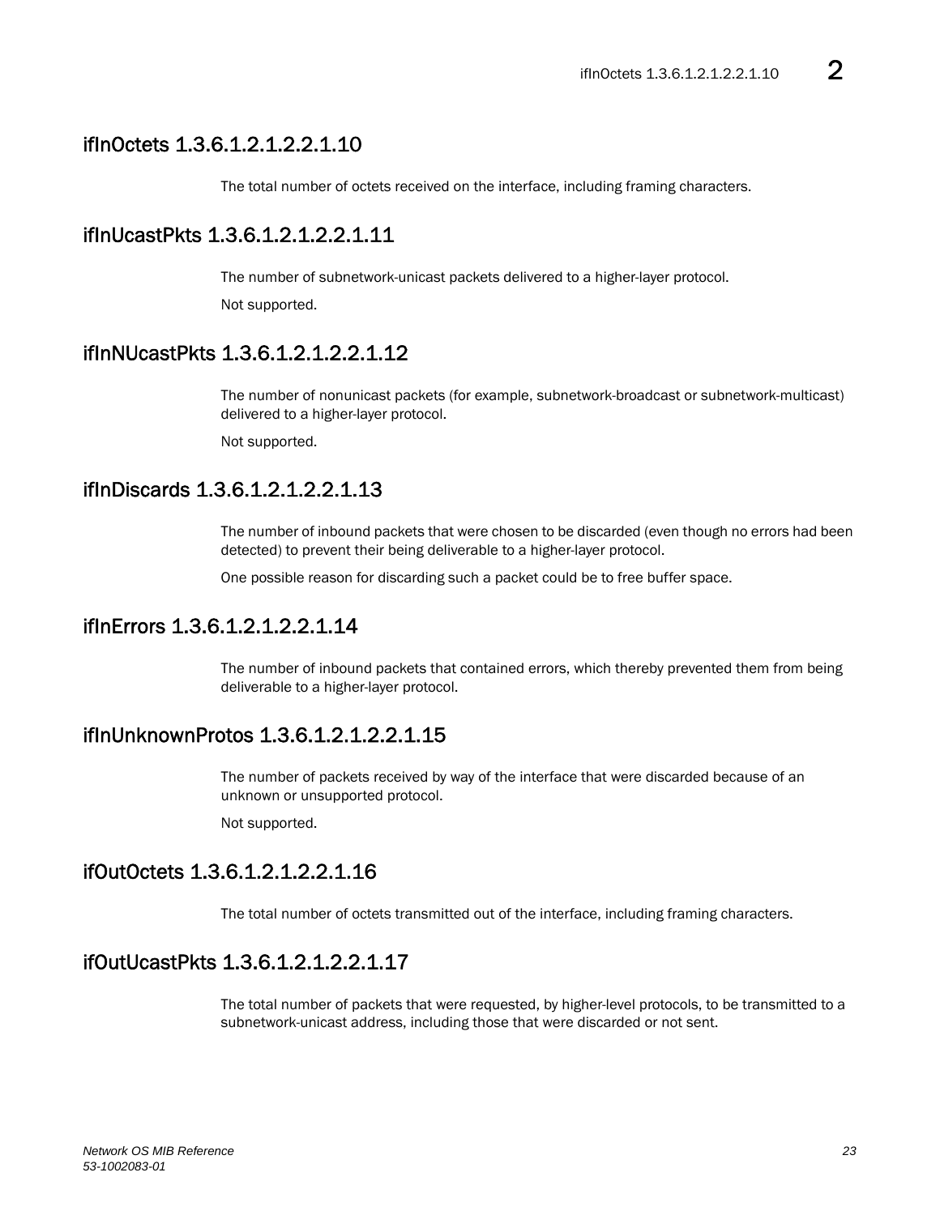## ifInOctets 1.3.6.1.2.1.2.2.1.10

The total number of octets received on the interface, including framing characters.

## ifInUcastPkts 1.3.6.1.2.1.2.2.1.11

The number of subnetwork-unicast packets delivered to a higher-layer protocol.

Not supported.

## ifInNUcastPkts 1.3.6.1.2.1.2.2.1.12

The number of nonunicast packets (for example, subnetwork-broadcast or subnetwork-multicast) delivered to a higher-layer protocol.

Not supported.

## ifInDiscards 1.3.6.1.2.1.2.2.1.13

The number of inbound packets that were chosen to be discarded (even though no errors had been detected) to prevent their being deliverable to a higher-layer protocol.

One possible reason for discarding such a packet could be to free buffer space.

## ifInErrors 1.3.6.1.2.1.2.2.1.14

The number of inbound packets that contained errors, which thereby prevented them from being deliverable to a higher-layer protocol.

## ifInUnknownProtos 1.3.6.1.2.1.2.2.1.15

The number of packets received by way of the interface that were discarded because of an unknown or unsupported protocol.

Not supported.

## ifOutOctets 1.3.6.1.2.1.2.2.1.16

The total number of octets transmitted out of the interface, including framing characters.

## ifOutUcastPkts 1.3.6.1.2.1.2.2.1.17

The total number of packets that were requested, by higher-level protocols, to be transmitted to a subnetwork-unicast address, including those that were discarded or not sent.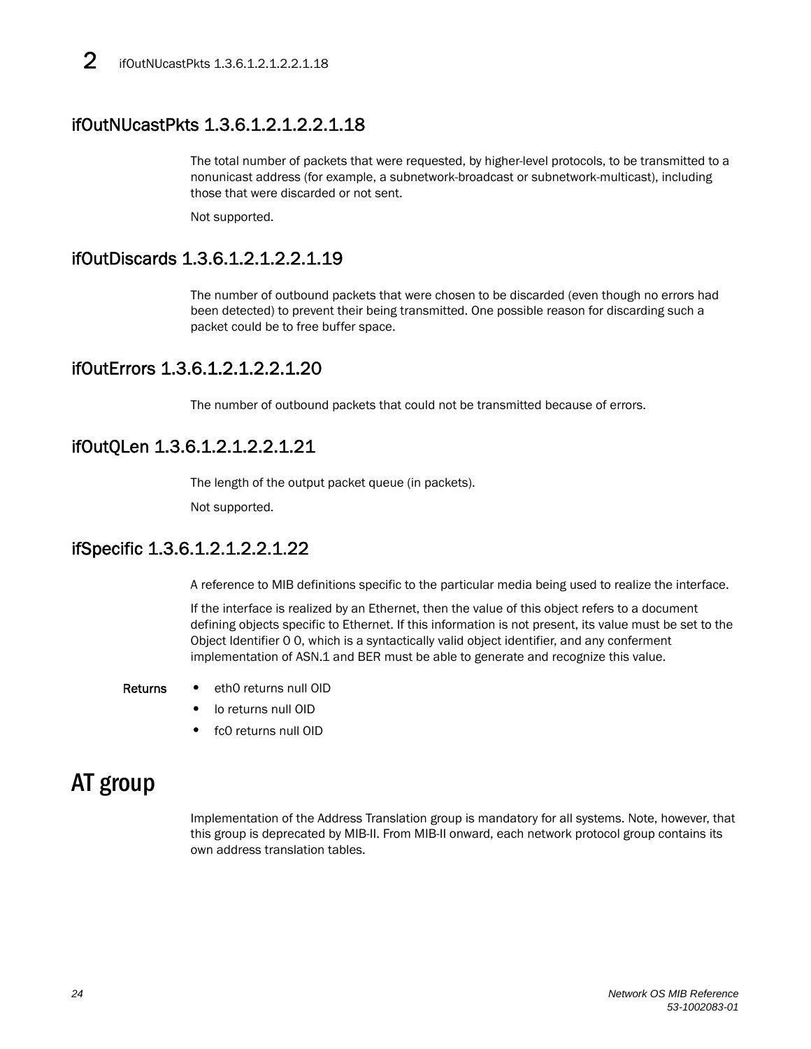## ifOutNUcastPkts 1.3.6.1.2.1.2.2.1.18

The total number of packets that were requested, by higher-level protocols, to be transmitted to a nonunicast address (for example, a subnetwork-broadcast or subnetwork-multicast), including those that were discarded or not sent.

Not supported.

## ifOutDiscards 1.3.6.1.2.1.2.2.1.19

The number of outbound packets that were chosen to be discarded (even though no errors had been detected) to prevent their being transmitted. One possible reason for discarding such a packet could be to free buffer space.

## ifOutErrors 1.3.6.1.2.1.2.2.1.20

The number of outbound packets that could not be transmitted because of errors.

## ifOutQLen 1.3.6.1.2.1.2.2.1.21

The length of the output packet queue (in packets).

Not supported.

## ifSpecific 1.3.6.1.2.1.2.2.1.22

A reference to MIB definitions specific to the particular media being used to realize the interface.

If the interface is realized by an Ethernet, then the value of this object refers to a document defining objects specific to Ethernet. If this information is not present, its value must be set to the Object Identifier 0 0, which is a syntactically valid object identifier, and any conferment implementation of ASN.1 and BER must be able to generate and recognize this value.

**Returns**

- eth0 returns null OID
- lo returns null OID
- fc0 returns null OID

# AT group

Implementation of the Address Translation group is mandatory for all systems. Note, however, that this group is deprecated by MIB-II. From MIB-II onward, each network protocol group contains its own address translation tables.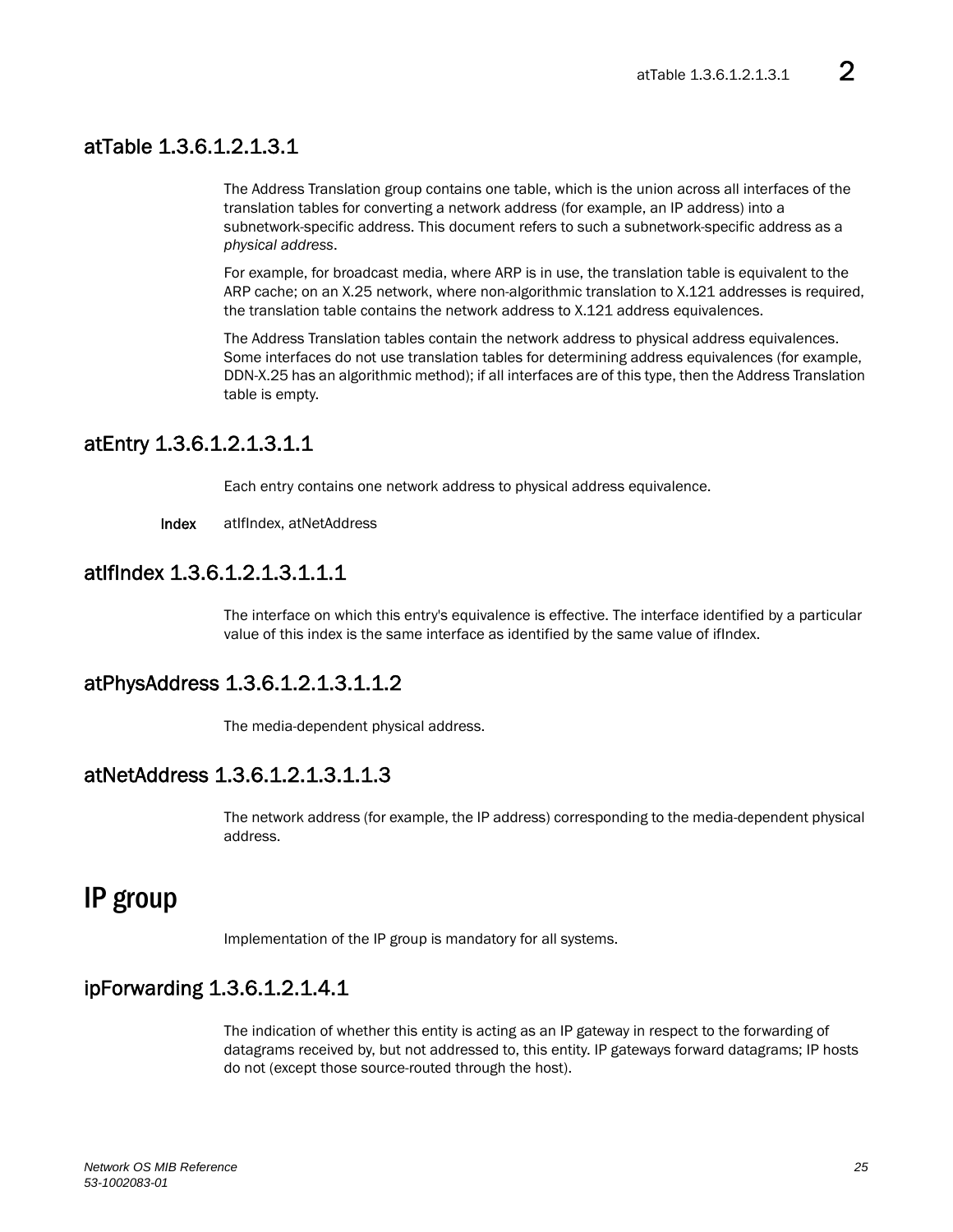## atTable 1.3.6.1.2.1.3.1

The Address Translation group contains one table, which is the union across all interfaces of the translation tables for converting a network address (for example, an IP address) into a subnetwork-specific address. This document refers to such a subnetwork-specific address as a *physical address*.

For example, for broadcast media, where ARP is in use, the translation table is equivalent to the ARP cache; on an X.25 network, where non-algorithmic translation to X.121 addresses is required, the translation table contains the network address to X.121 address equivalences.

The Address Translation tables contain the network address to physical address equivalences. Some interfaces do not use translation tables for determining address equivalences (for example, DDN-X.25 has an algorithmic method); if all interfaces are of this type, then the Address Translation table is empty.

## atEntry 1.3.6.1.2.1.3.1.1

Each entry contains one network address to physical address equivalence.

**Index** atIfIndex, atNetAddress

## atIfIndex 1.3.6.1.2.1.3.1.1.1

The interface on which this entry's equivalence is effective. The interface identified by a particular value of this index is the same interface as identified by the same value of ifIndex.

## atPhysAddress 1.3.6.1.2.1.3.1.1.2

The media-dependent physical address.

## atNetAddress 1.3.6.1.2.1.3.1.1.3

The network address (for example, the IP address) corresponding to the media-dependent physical address.

# IP group

Implementation of the IP group is mandatory for all systems.

## ipForwarding 1.3.6.1.2.1.4.1

The indication of whether this entity is acting as an IP gateway in respect to the forwarding of datagrams received by, but not addressed to, this entity. IP gateways forward datagrams; IP hosts do not (except those source-routed through the host).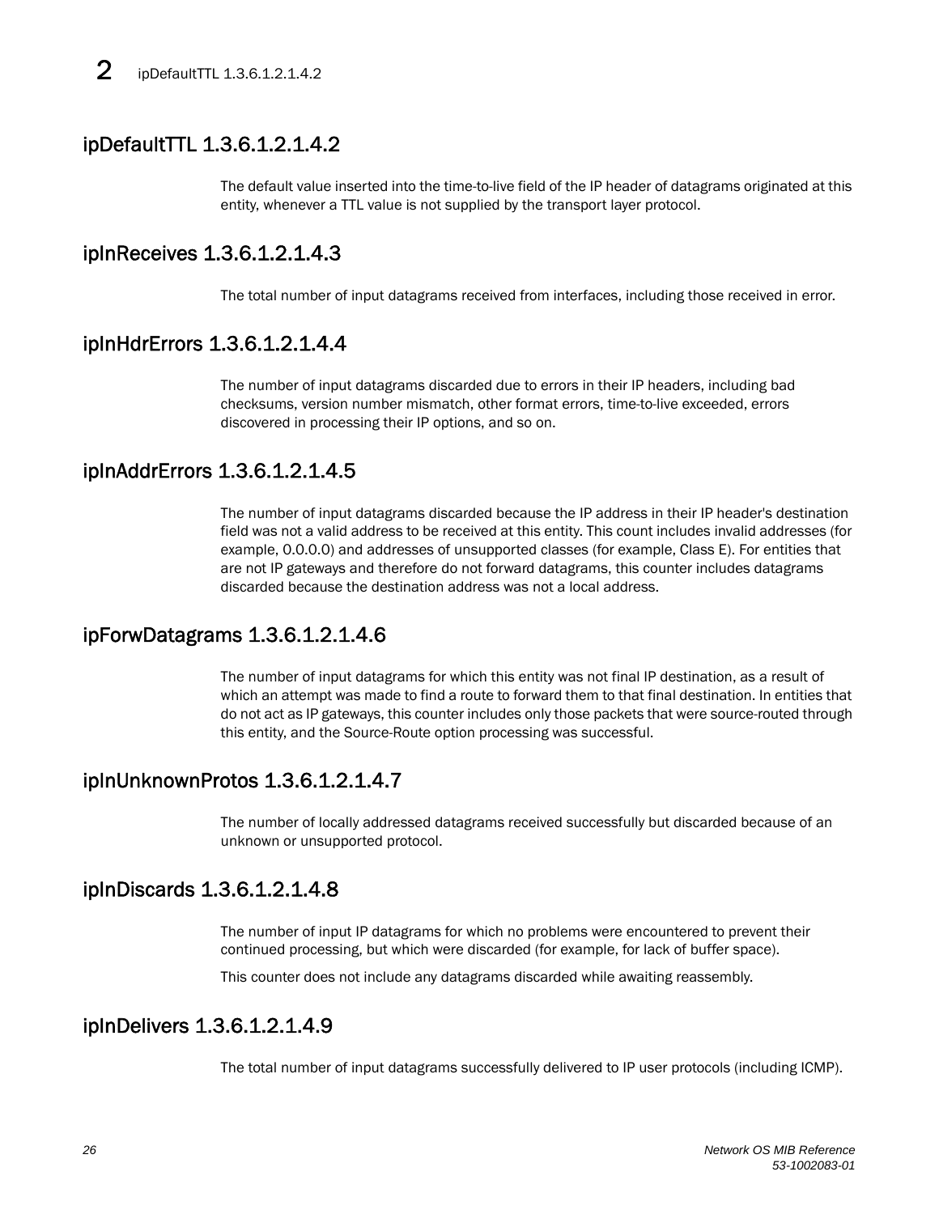## ipDefaultTTL 1.3.6.1.2.1.4.2

The default value inserted into the time-to-live field of the IP header of datagrams originated at this entity, whenever a TTL value is not supplied by the transport layer protocol.

## ipInReceives 1.3.6.1.2.1.4.3

The total number of input datagrams received from interfaces, including those received in error.

## ipInHdrErrors 1.3.6.1.2.1.4.4

The number of input datagrams discarded due to errors in their IP headers, including bad checksums, version number mismatch, other format errors, time-to-live exceeded, errors discovered in processing their IP options, and so on.

## ipInAddrErrors 1.3.6.1.2.1.4.5

The number of input datagrams discarded because the IP address in their IP header's destination field was not a valid address to be received at this entity. This count includes invalid addresses (for example, 0.0.0.0) and addresses of unsupported classes (for example, Class E). For entities that are not IP gateways and therefore do not forward datagrams, this counter includes datagrams discarded because the destination address was not a local address.

## ipForwDatagrams 1.3.6.1.2.1.4.6

The number of input datagrams for which this entity was not final IP destination, as a result of which an attempt was made to find a route to forward them to that final destination. In entities that do not act as IP gateways, this counter includes only those packets that were source-routed through this entity, and the Source-Route option processing was successful.

## ipInUnknownProtos 1.3.6.1.2.1.4.7

The number of locally addressed datagrams received successfully but discarded because of an unknown or unsupported protocol.

## ipInDiscards 1.3.6.1.2.1.4.8

The number of input IP datagrams for which no problems were encountered to prevent their continued processing, but which were discarded (for example, for lack of buffer space).

This counter does not include any datagrams discarded while awaiting reassembly.

## ipInDelivers 1.3.6.1.2.1.4.9

The total number of input datagrams successfully delivered to IP user protocols (including ICMP).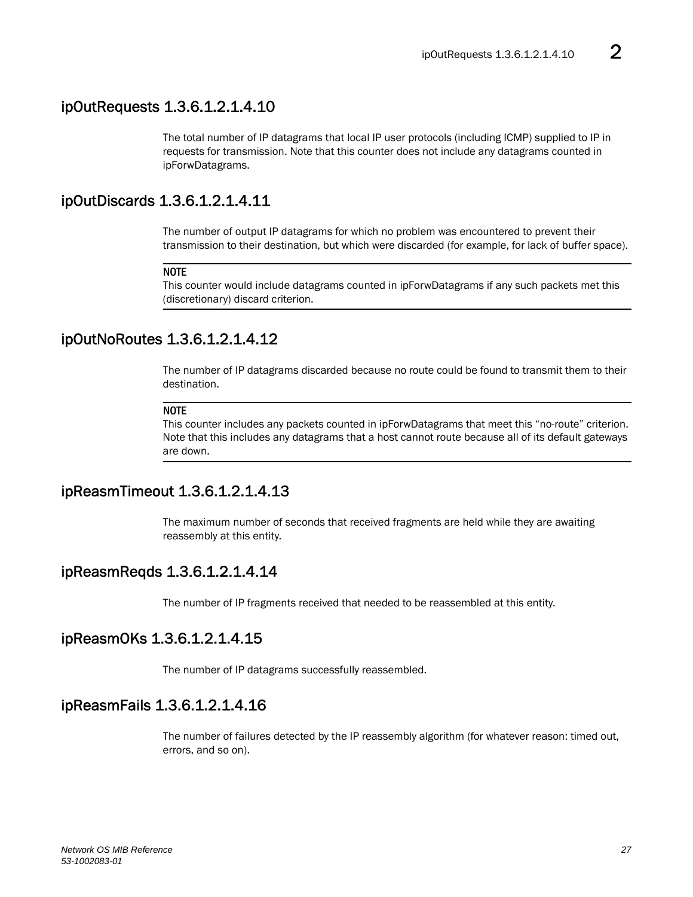## ipOutRequests 1.3.6.1.2.1.4.10

The total number of IP datagrams that local IP user protocols (including ICMP) supplied to IP in requests for transmission. Note that this counter does not include any datagrams counted in ipForwDatagrams.

## ipOutDiscards 1.3.6.1.2.1.4.11

The number of output IP datagrams for which no problem was encountered to prevent their transmission to their destination, but which were discarded (for example, for lack of buffer space).

**NOTE**

This counter would include datagrams counted in ipForwDatagrams if any such packets met this (discretionary) discard criterion.

## ipOutNoRoutes 1.3.6.1.2.1.4.12

The number of IP datagrams discarded because no route could be found to transmit them to their destination.

**NOTE**

This counter includes any packets counted in ipForwDatagrams that meet this “no-route” criterion. Note that this includes any datagrams that a host cannot route because all of its default gateways are down.

## ipReasmTimeout 1.3.6.1.2.1.4.13

The maximum number of seconds that received fragments are held while they are awaiting reassembly at this entity.

## ipReasmReqds 1.3.6.1.2.1.4.14

The number of IP fragments received that needed to be reassembled at this entity.

## ipReasmOKs 1.3.6.1.2.1.4.15

The number of IP datagrams successfully reassembled.

## ipReasmFails 1.3.6.1.2.1.4.16

The number of failures detected by the IP reassembly algorithm (for whatever reason: timed out, errors, and so on).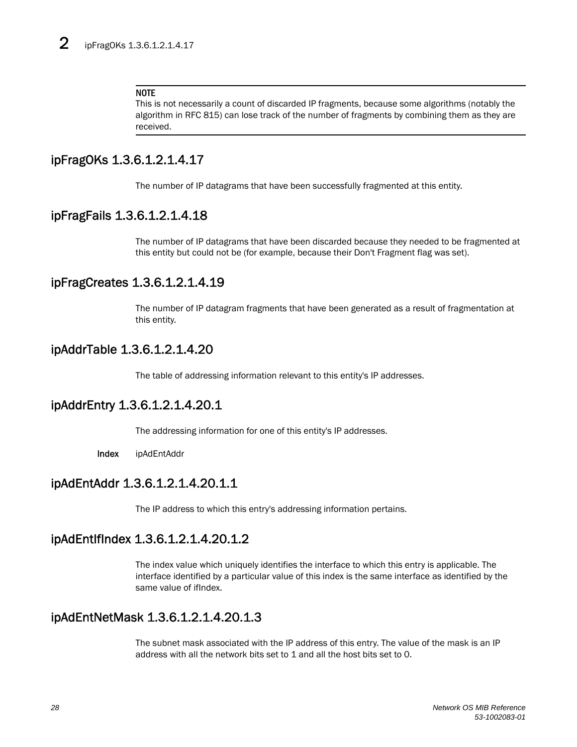**NOTE**

This is not necessarily a count of discarded IP fragments, because some algorithms (notably the algorithm in RFC 815) can lose track of the number of fragments by combining them as they are received.

## ipFragOKs 1.3.6.1.2.1.4.17

The number of IP datagrams that have been successfully fragmented at this entity.

## ipFragFails 1.3.6.1.2.1.4.18

The number of IP datagrams that have been discarded because they needed to be fragmented at this entity but could not be (for example, because their Don't Fragment flag was set).

## ipFragCreates 1.3.6.1.2.1.4.19

The number of IP datagram fragments that have been generated as a result of fragmentation at this entity.

## ipAddrTable 1.3.6.1.2.1.4.20

The table of addressing information relevant to this entity's IP addresses.

## ipAddrEntry 1.3.6.1.2.1.4.20.1

The addressing information for one of this entity's IP addresses.

**Index** ipAdEntAddr

## ipAdEntAddr 1.3.6.1.2.1.4.20.1.1

The IP address to which this entry's addressing information pertains.

## ipAdEntIfIndex 1.3.6.1.2.1.4.20.1.2

The index value which uniquely identifies the interface to which this entry is applicable. The interface identified by a particular value of this index is the same interface as identified by the same value of ifIndex.

## ipAdEntNetMask 1.3.6.1.2.1.4.20.1.3

The subnet mask associated with the IP address of this entry. The value of the mask is an IP address with all the network bits set to 1 and all the host bits set to 0.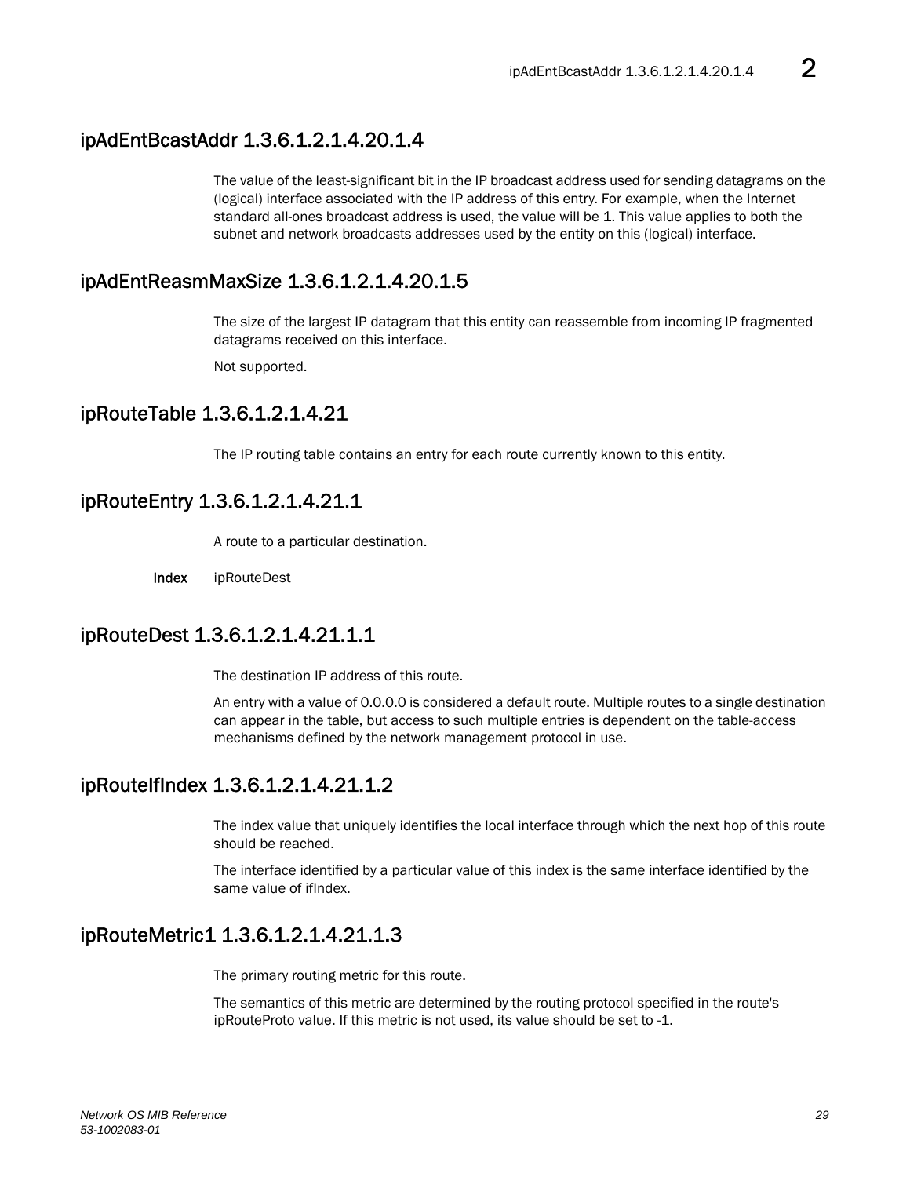## ipAdEntBcastAddr 1.3.6.1.2.1.4.20.1.4

The value of the least-significant bit in the IP broadcast address used for sending datagrams on the (logical) interface associated with the IP address of this entry. For example, when the Internet standard all-ones broadcast address is used, the value will be 1. This value applies to both the subnet and network broadcasts addresses used by the entity on this (logical) interface.

## ipAdEntReasmMaxSize 1.3.6.1.2.1.4.20.1.5

The size of the largest IP datagram that this entity can reassemble from incoming IP fragmented datagrams received on this interface.

Not supported.

## ipRouteTable 1.3.6.1.2.1.4.21

The IP routing table contains an entry for each route currently known to this entity.

## ipRouteEntry 1.3.6.1.2.1.4.21.1

A route to a particular destination.

**Index** ipRouteDest

## ipRouteDest 1.3.6.1.2.1.4.21.1.1

The destination IP address of this route.

An entry with a value of 0.0.0.0 is considered a default route. Multiple routes to a single destination can appear in the table, but access to such multiple entries is dependent on the table-access mechanisms defined by the network management protocol in use.

## ipRouteIfIndex 1.3.6.1.2.1.4.21.1.2

The index value that uniquely identifies the local interface through which the next hop of this route should be reached.

The interface identified by a particular value of this index is the same interface identified by the same value of ifIndex.

## ipRouteMetric1 1.3.6.1.2.1.4.21.1.3

The primary routing metric for this route.

The semantics of this metric are determined by the routing protocol specified in the route's ipRouteProto value. If this metric is not used, its value should be set to -1.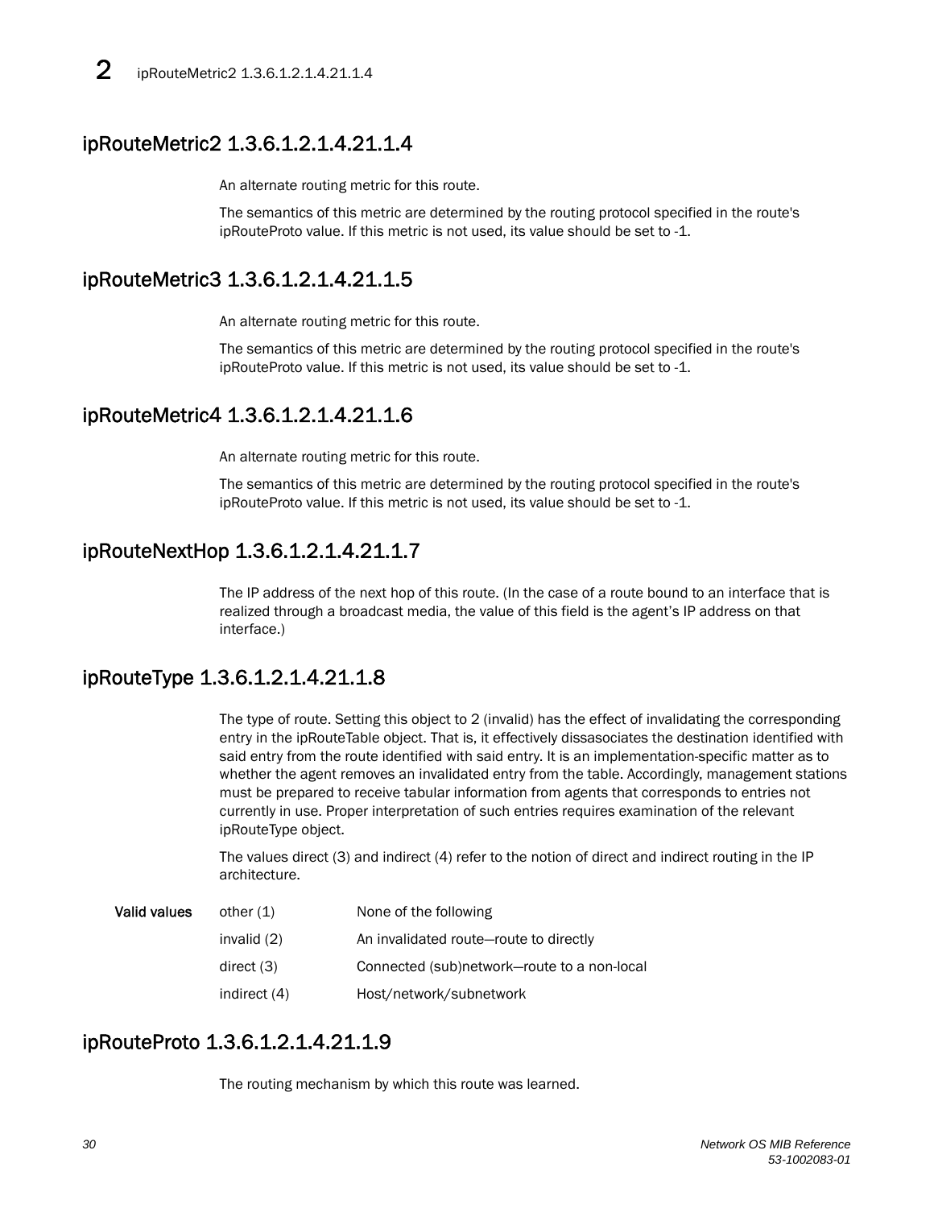## ipRouteMetric2 1.3.6.1.2.1.4.21.1.4

An alternate routing metric for this route.

The semantics of this metric are determined by the routing protocol specified in the route's ipRouteProto value. If this metric is not used, its value should be set to -1.

## ipRouteMetric3 1.3.6.1.2.1.4.21.1.5

An alternate routing metric for this route.

The semantics of this metric are determined by the routing protocol specified in the route's ipRouteProto value. If this metric is not used, its value should be set to -1.

## ipRouteMetric4 1.3.6.1.2.1.4.21.1.6

An alternate routing metric for this route.

The semantics of this metric are determined by the routing protocol specified in the route's ipRouteProto value. If this metric is not used, its value should be set to -1.

## ipRouteNextHop 1.3.6.1.2.1.4.21.1.7

The IP address of the next hop of this route. (In the case of a route bound to an interface that is realized through a broadcast media, the value of this field is the agent's IP address on that interface.)

## ipRouteType 1.3.6.1.2.1.4.21.1.8

The type of route. Setting this object to 2 (invalid) has the effect of invalidating the corresponding entry in the ipRouteTable object. That is, it effectively dissasociates the destination identified with said entry from the route identified with said entry. It is an implementation-specific matter as to whether the agent removes an invalidated entry from the table. Accordingly, management stations must be prepared to receive tabular information from agents that corresponds to entries not currently in use. Proper interpretation of such entries requires examination of the relevant ipRouteType object.

The values direct (3) and indirect (4) refer to the notion of direct and indirect routing in the IP architecture.

| **Valid values** | | |
|---|---|---|
| | other (1) | None of the following |
| | invalid (2) | An invalidated route—route to directly |
| | direct (3) | Connected (sub)network—route to a non-local |
| | indirect (4) | Host/network/subnetwork |

## ipRouteProto 1.3.6.1.2.1.4.21.1.9

The routing mechanism by which this route was learned.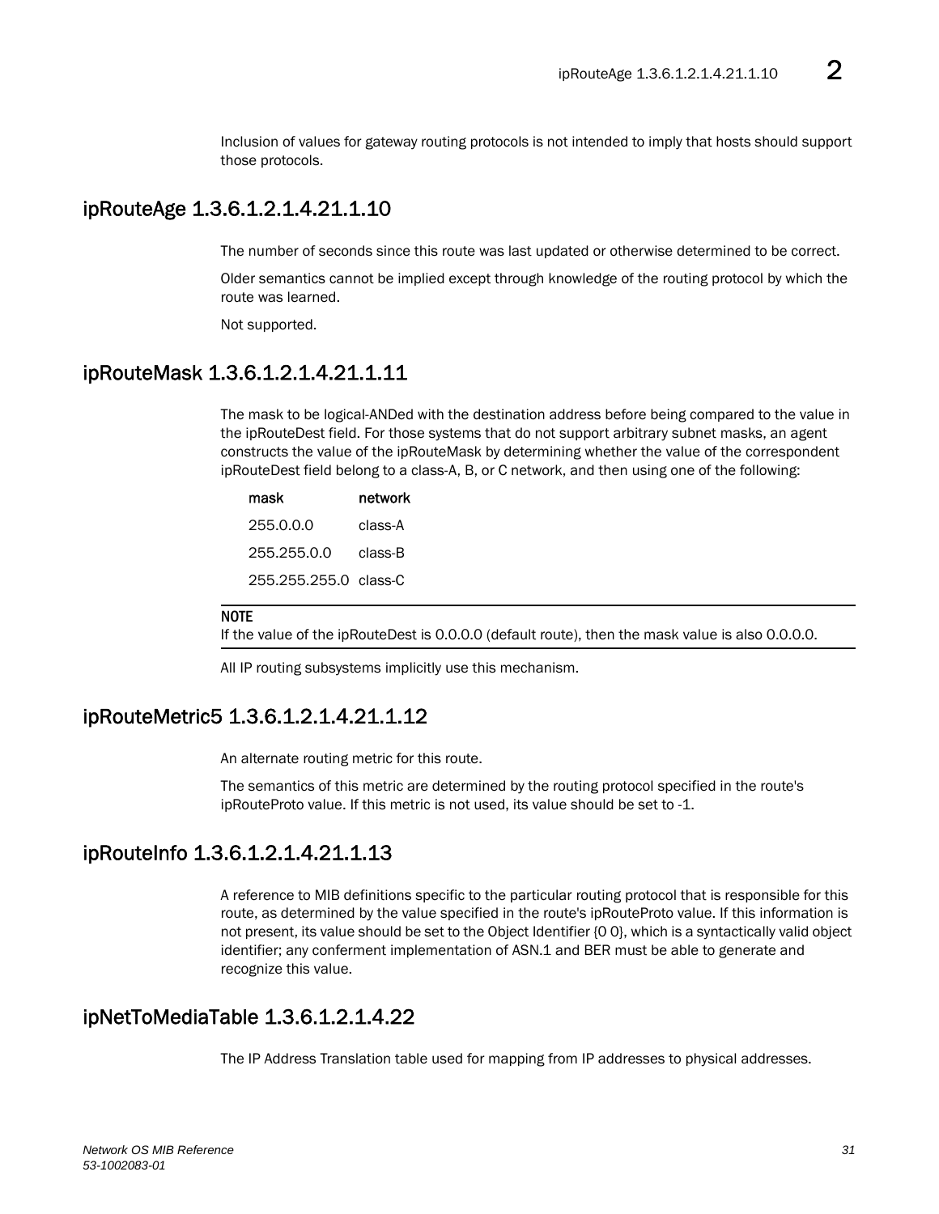Inclusion of values for gateway routing protocols is not intended to imply that hosts should support those protocols.

## ipRouteAge 1.3.6.1.2.1.4.21.1.10

The number of seconds since this route was last updated or otherwise determined to be correct.

Older semantics cannot be implied except through knowledge of the routing protocol by which the route was learned.

Not supported.

## ipRouteMask 1.3.6.1.2.1.4.21.1.11

The mask to be logical-ANDed with the destination address before being compared to the value in the ipRouteDest field. For those systems that do not support arbitrary subnet masks, an agent constructs the value of the ipRouteMask by determining whether the value of the correspondent ipRouteDest field belong to a class-A, B, or C network, and then using one of the following:

| mask | network |
|---|---|
| 255.0.0.0 | class-A |
| 255.255.0.0 | class-B |
| 255.255.255.0 | class-C |

**NOTE**
If the value of the ipRouteDest is 0.0.0.0 (default route), then the mask value is also 0.0.0.0.

All IP routing subsystems implicitly use this mechanism.

## ipRouteMetric5 1.3.6.1.2.1.4.21.1.12

An alternate routing metric for this route.

The semantics of this metric are determined by the routing protocol specified in the route's ipRouteProto value. If this metric is not used, its value should be set to -1.

## ipRouteInfo 1.3.6.1.2.1.4.21.1.13

A reference to MIB definitions specific to the particular routing protocol that is responsible for this route, as determined by the value specified in the route's ipRouteProto value. If this information is not present, its value should be set to the Object Identifier {0 0}, which is a syntactically valid object identifier; any conferment implementation of ASN.1 and BER must be able to generate and recognize this value.

## ipNetToMediaTable 1.3.6.1.2.1.4.22

The IP Address Translation table used for mapping from IP addresses to physical addresses.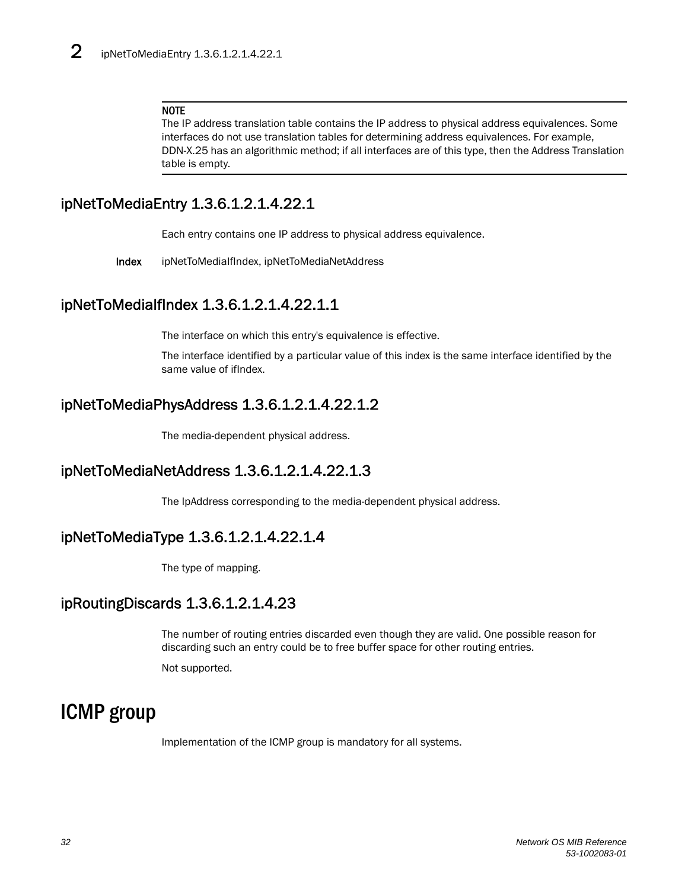**NOTE**

The IP address translation table contains the IP address to physical address equivalences. Some interfaces do not use translation tables for determining address equivalences. For example, DDN-X.25 has an algorithmic method; if all interfaces are of this type, then the Address Translation table is empty.

## ipNetToMediaEntry 1.3.6.1.2.1.4.22.1

Each entry contains one IP address to physical address equivalence.

**Index** ipNetToMediaIfIndex, ipNetToMediaNetAddress

## ipNetToMediaIfIndex 1.3.6.1.2.1.4.22.1.1

The interface on which this entry's equivalence is effective.

The interface identified by a particular value of this index is the same interface identified by the same value of ifIndex.

## ipNetToMediaPhysAddress 1.3.6.1.2.1.4.22.1.2

The media-dependent physical address.

## ipNetToMediaNetAddress 1.3.6.1.2.1.4.22.1.3

The IpAddress corresponding to the media-dependent physical address.

## ipNetToMediaType 1.3.6.1.2.1.4.22.1.4

The type of mapping.

## ipRoutingDiscards 1.3.6.1.2.1.4.23

The number of routing entries discarded even though they are valid. One possible reason for discarding such an entry could be to free buffer space for other routing entries.

Not supported.

# ICMP group

Implementation of the ICMP group is mandatory for all systems.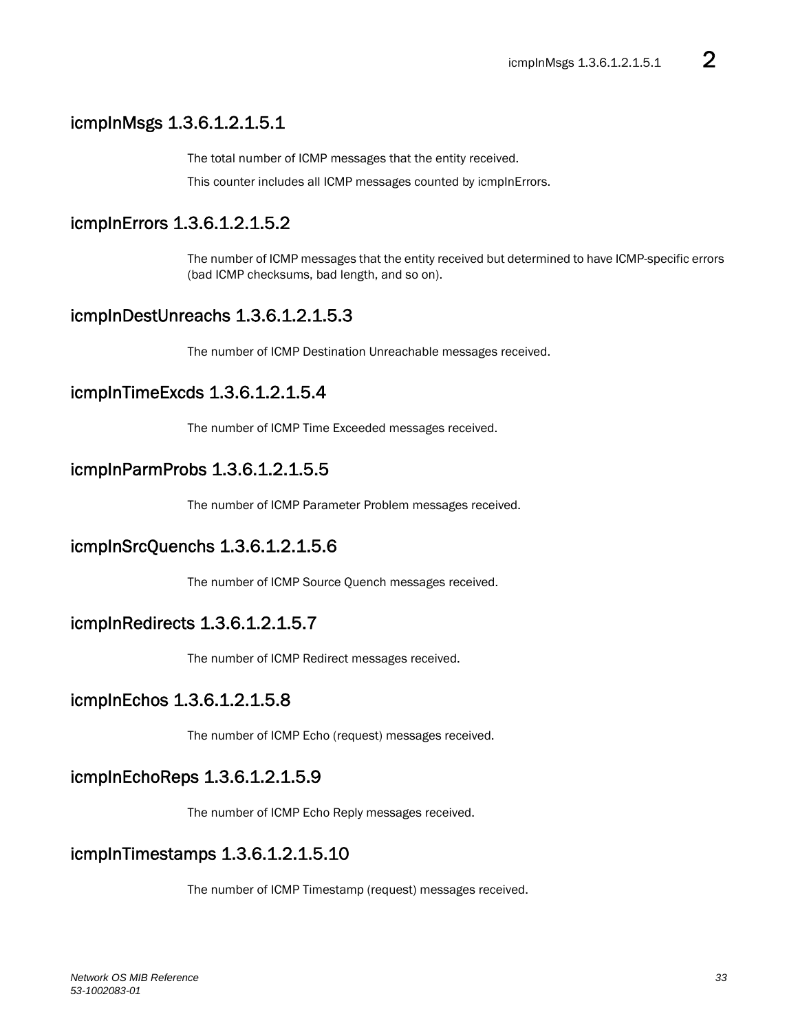## icmpInMsgs 1.3.6.1.2.1.5.1

The total number of ICMP messages that the entity received.

This counter includes all ICMP messages counted by icmpInErrors.

## icmpInErrors 1.3.6.1.2.1.5.2

The number of ICMP messages that the entity received but determined to have ICMP-specific errors (bad ICMP checksums, bad length, and so on).

## icmpInDestUnreachs 1.3.6.1.2.1.5.3

The number of ICMP Destination Unreachable messages received.

## icmpInTimeExcds 1.3.6.1.2.1.5.4

The number of ICMP Time Exceeded messages received.

## icmpInParmProbs 1.3.6.1.2.1.5.5

The number of ICMP Parameter Problem messages received.

## icmpInSrcQuenchs 1.3.6.1.2.1.5.6

The number of ICMP Source Quench messages received.

## icmpInRedirects 1.3.6.1.2.1.5.7

The number of ICMP Redirect messages received.

## icmpInEchos 1.3.6.1.2.1.5.8

The number of ICMP Echo (request) messages received.

## icmpInEchoReps 1.3.6.1.2.1.5.9

The number of ICMP Echo Reply messages received.

## icmpInTimestamps 1.3.6.1.2.1.5.10

The number of ICMP Timestamp (request) messages received.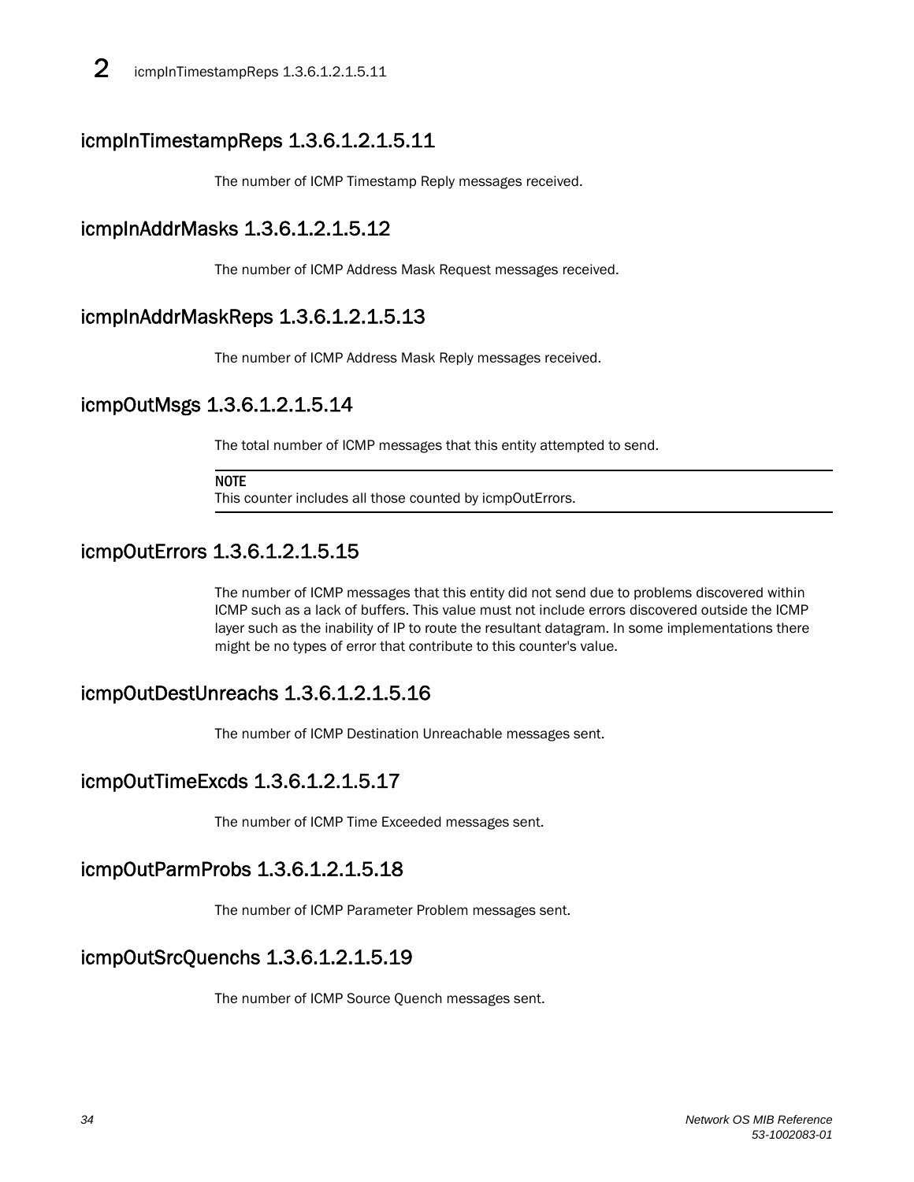## icmpInTimestampReps 1.3.6.1.2.1.5.11

The number of ICMP Timestamp Reply messages received.

## icmpInAddrMasks 1.3.6.1.2.1.5.12

The number of ICMP Address Mask Request messages received.

## icmpInAddrMaskReps 1.3.6.1.2.1.5.13

The number of ICMP Address Mask Reply messages received.

## icmpOutMsgs 1.3.6.1.2.1.5.14

The total number of ICMP messages that this entity attempted to send.

**NOTE**
This counter includes all those counted by icmpOutErrors.

## icmpOutErrors 1.3.6.1.2.1.5.15

The number of ICMP messages that this entity did not send due to problems discovered within ICMP such as a lack of buffers. This value must not include errors discovered outside the ICMP layer such as the inability of IP to route the resultant datagram. In some implementations there might be no types of error that contribute to this counter's value.

## icmpOutDestUnreachs 1.3.6.1.2.1.5.16

The number of ICMP Destination Unreachable messages sent.

## icmpOutTimeExcds 1.3.6.1.2.1.5.17

The number of ICMP Time Exceeded messages sent.

## icmpOutParmProbs 1.3.6.1.2.1.5.18

The number of ICMP Parameter Problem messages sent.

## icmpOutSrcQuenchs 1.3.6.1.2.1.5.19

The number of ICMP Source Quench messages sent.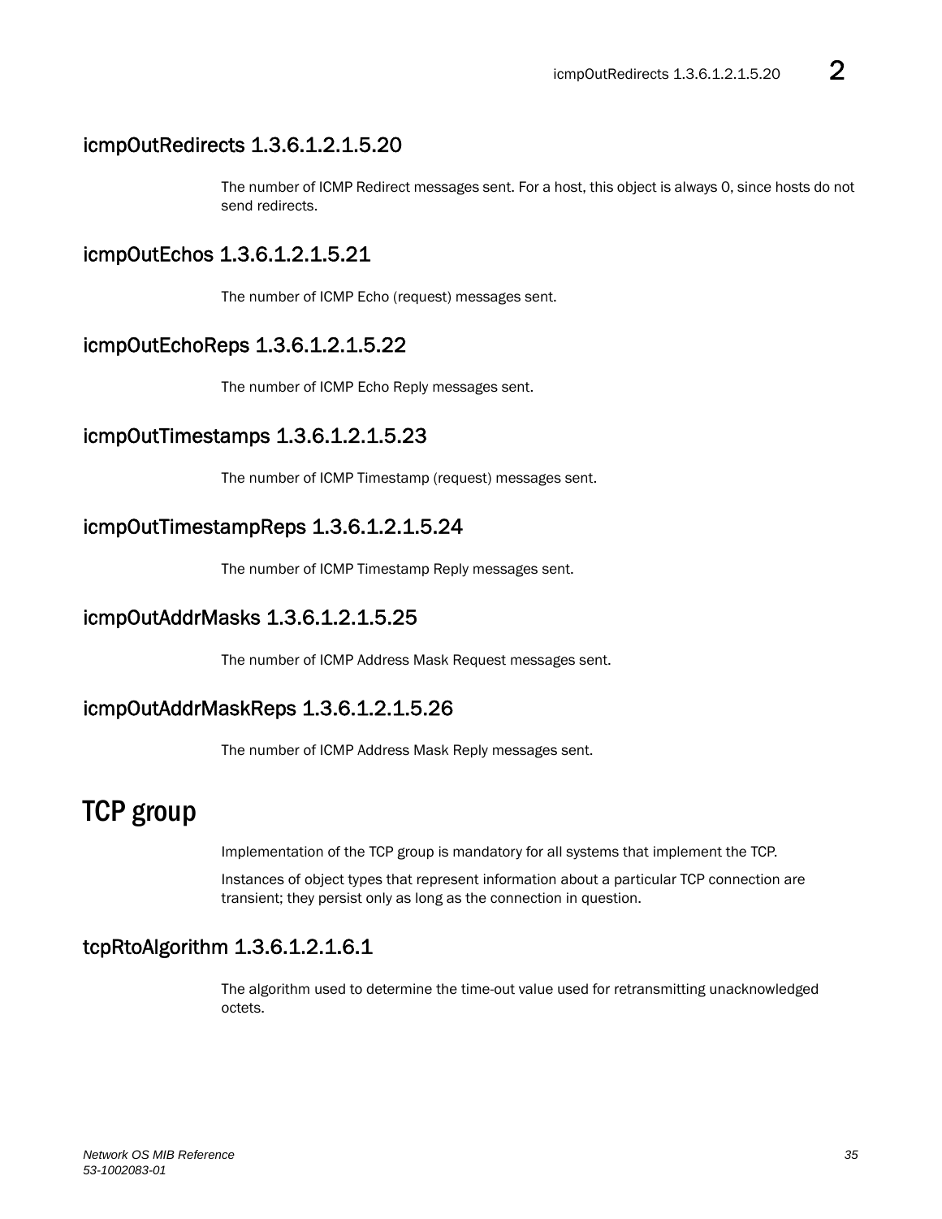## icmpOutRedirects 1.3.6.1.2.1.5.20

The number of ICMP Redirect messages sent. For a host, this object is always 0, since hosts do not send redirects.

## icmpOutEchos 1.3.6.1.2.1.5.21

The number of ICMP Echo (request) messages sent.

## icmpOutEchoReps 1.3.6.1.2.1.5.22

The number of ICMP Echo Reply messages sent.

## icmpOutTimestamps 1.3.6.1.2.1.5.23

The number of ICMP Timestamp (request) messages sent.

## icmpOutTimestampReps 1.3.6.1.2.1.5.24

The number of ICMP Timestamp Reply messages sent.

## icmpOutAddrMasks 1.3.6.1.2.1.5.25

The number of ICMP Address Mask Request messages sent.

## icmpOutAddrMaskReps 1.3.6.1.2.1.5.26

The number of ICMP Address Mask Reply messages sent.

# TCP group

Implementation of the TCP group is mandatory for all systems that implement the TCP.

Instances of object types that represent information about a particular TCP connection are transient; they persist only as long as the connection in question.

## tcpRtoAlgorithm 1.3.6.1.2.1.6.1

The algorithm used to determine the time-out value used for retransmitting unacknowledged octets.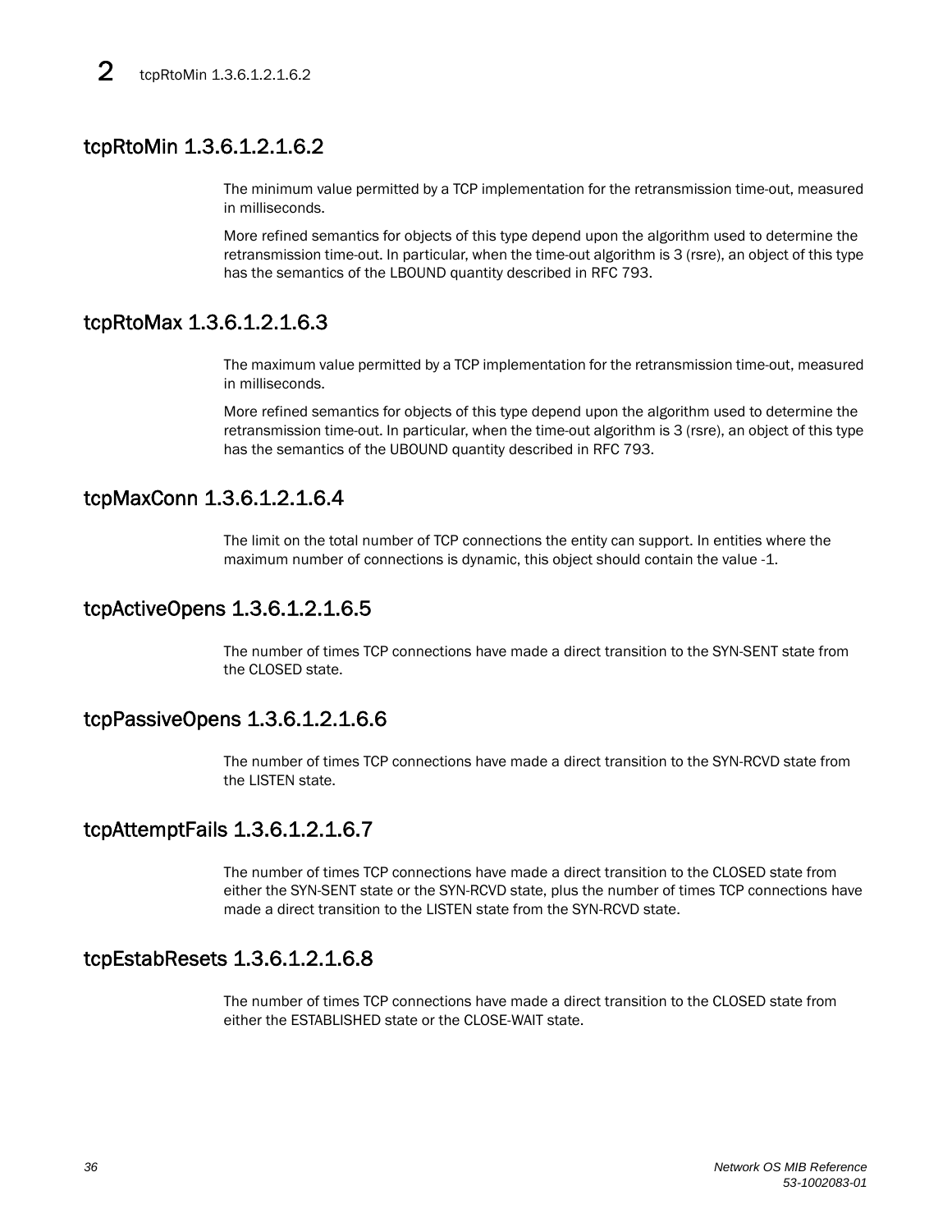## tcpRtoMin 1.3.6.1.2.1.6.2

The minimum value permitted by a TCP implementation for the retransmission time-out, measured in milliseconds.

More refined semantics for objects of this type depend upon the algorithm used to determine the retransmission time-out. In particular, when the time-out algorithm is 3 (rsre), an object of this type has the semantics of the LBOUND quantity described in RFC 793.

## tcpRtoMax 1.3.6.1.2.1.6.3

The maximum value permitted by a TCP implementation for the retransmission time-out, measured in milliseconds.

More refined semantics for objects of this type depend upon the algorithm used to determine the retransmission time-out. In particular, when the time-out algorithm is 3 (rsre), an object of this type has the semantics of the UBOUND quantity described in RFC 793.

## tcpMaxConn 1.3.6.1.2.1.6.4

The limit on the total number of TCP connections the entity can support. In entities where the maximum number of connections is dynamic, this object should contain the value -1.

## tcpActiveOpens 1.3.6.1.2.1.6.5

The number of times TCP connections have made a direct transition to the SYN-SENT state from the CLOSED state.

## tcpPassiveOpens 1.3.6.1.2.1.6.6

The number of times TCP connections have made a direct transition to the SYN-RCVD state from the LISTEN state.

## tcpAttemptFails 1.3.6.1.2.1.6.7

The number of times TCP connections have made a direct transition to the CLOSED state from either the SYN-SENT state or the SYN-RCVD state, plus the number of times TCP connections have made a direct transition to the LISTEN state from the SYN-RCVD state.

## tcpEstabResets 1.3.6.1.2.1.6.8

The number of times TCP connections have made a direct transition to the CLOSED state from either the ESTABLISHED state or the CLOSE-WAIT state.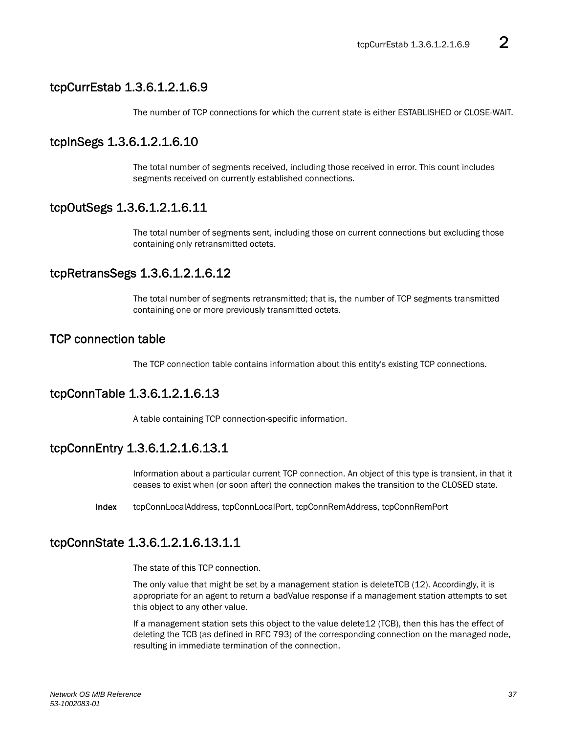## tcpCurrEstab 1.3.6.1.2.1.6.9

The number of TCP connections for which the current state is either ESTABLISHED or CLOSE-WAIT.

## tcpInSegs 1.3.6.1.2.1.6.10

The total number of segments received, including those received in error. This count includes segments received on currently established connections.

## tcpOutSegs 1.3.6.1.2.1.6.11

The total number of segments sent, including those on current connections but excluding those containing only retransmitted octets.

## tcpRetransSegs 1.3.6.1.2.1.6.12

The total number of segments retransmitted; that is, the number of TCP segments transmitted containing one or more previously transmitted octets.

## TCP connection table

The TCP connection table contains information about this entity's existing TCP connections.

## tcpConnTable 1.3.6.1.2.1.6.13

A table containing TCP connection-specific information.

## tcpConnEntry 1.3.6.1.2.1.6.13.1

Information about a particular current TCP connection. An object of this type is transient, in that it ceases to exist when (or soon after) the connection makes the transition to the CLOSED state.

**Index** tcpConnLocalAddress, tcpConnLocalPort, tcpConnRemAddress, tcpConnRemPort

## tcpConnState 1.3.6.1.2.1.6.13.1.1

The state of this TCP connection.

The only value that might be set by a management station is deleteTCB (12). Accordingly, it is appropriate for an agent to return a badValue response if a management station attempts to set this object to any other value.

If a management station sets this object to the value delete12 (TCB), then this has the effect of deleting the TCB (as defined in RFC 793) of the corresponding connection on the managed node, resulting in immediate termination of the connection.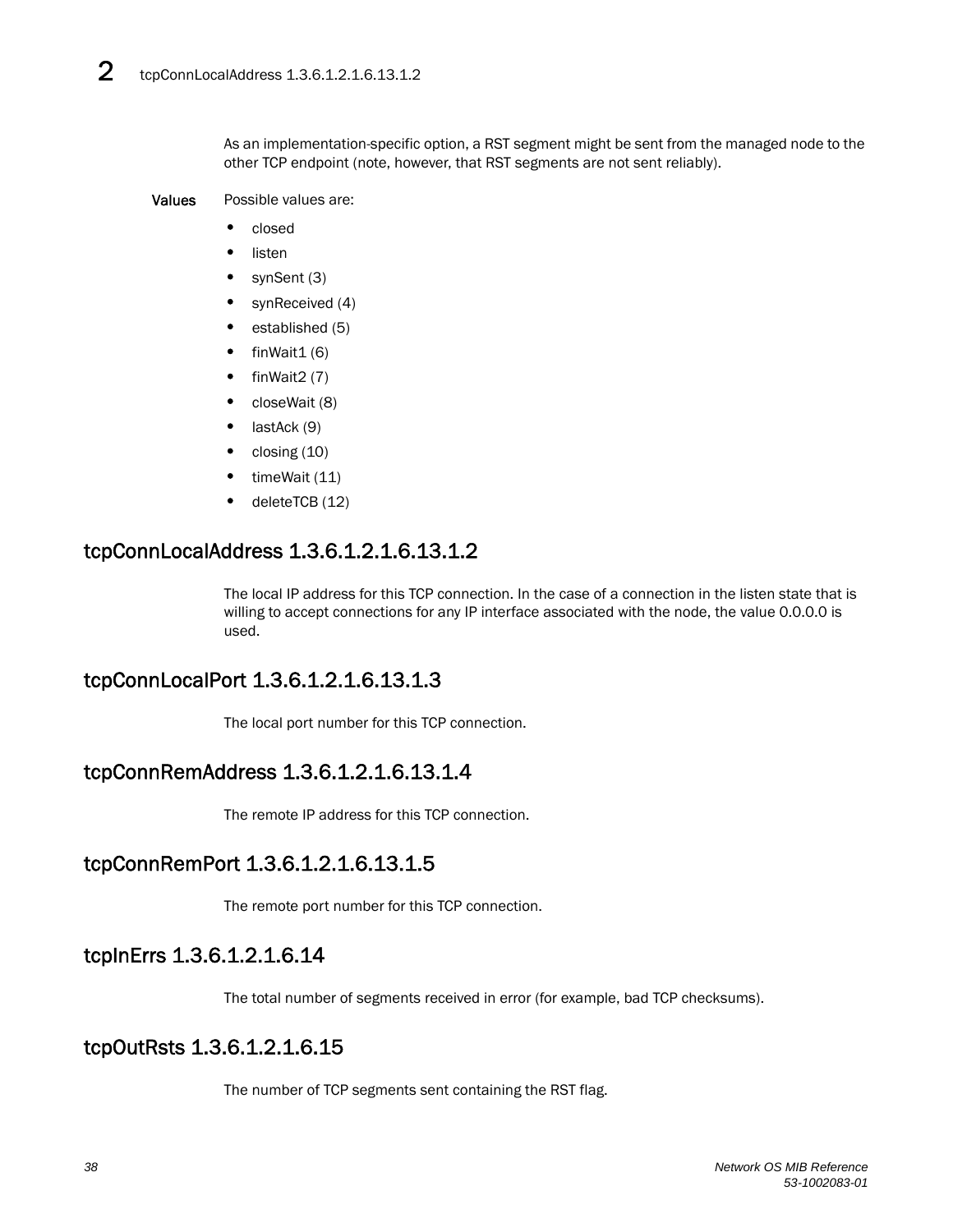As an implementation-specific option, a RST segment might be sent from the managed node to the other TCP endpoint (note, however, that RST segments are not sent reliably).

**Values** Possible values are:

- closed
- listen
- synSent (3)
- synReceived (4)
- established (5)
- finWait1 (6)
- finWait2 (7)
- closeWait (8)
- lastAck (9)
- closing (10)
- timeWait (11)
- deleteTCB (12)

## tcpConnLocalAddress 1.3.6.1.2.1.6.13.1.2

The local IP address for this TCP connection. In the case of a connection in the listen state that is willing to accept connections for any IP interface associated with the node, the value 0.0.0.0 is used.

## tcpConnLocalPort 1.3.6.1.2.1.6.13.1.3

The local port number for this TCP connection.

## tcpConnRemAddress 1.3.6.1.2.1.6.13.1.4

The remote IP address for this TCP connection.

## tcpConnRemPort 1.3.6.1.2.1.6.13.1.5

The remote port number for this TCP connection.

## tcpInErrs 1.3.6.1.2.1.6.14

The total number of segments received in error (for example, bad TCP checksums).

## tcpOutRsts 1.3.6.1.2.1.6.15

The number of TCP segments sent containing the RST flag.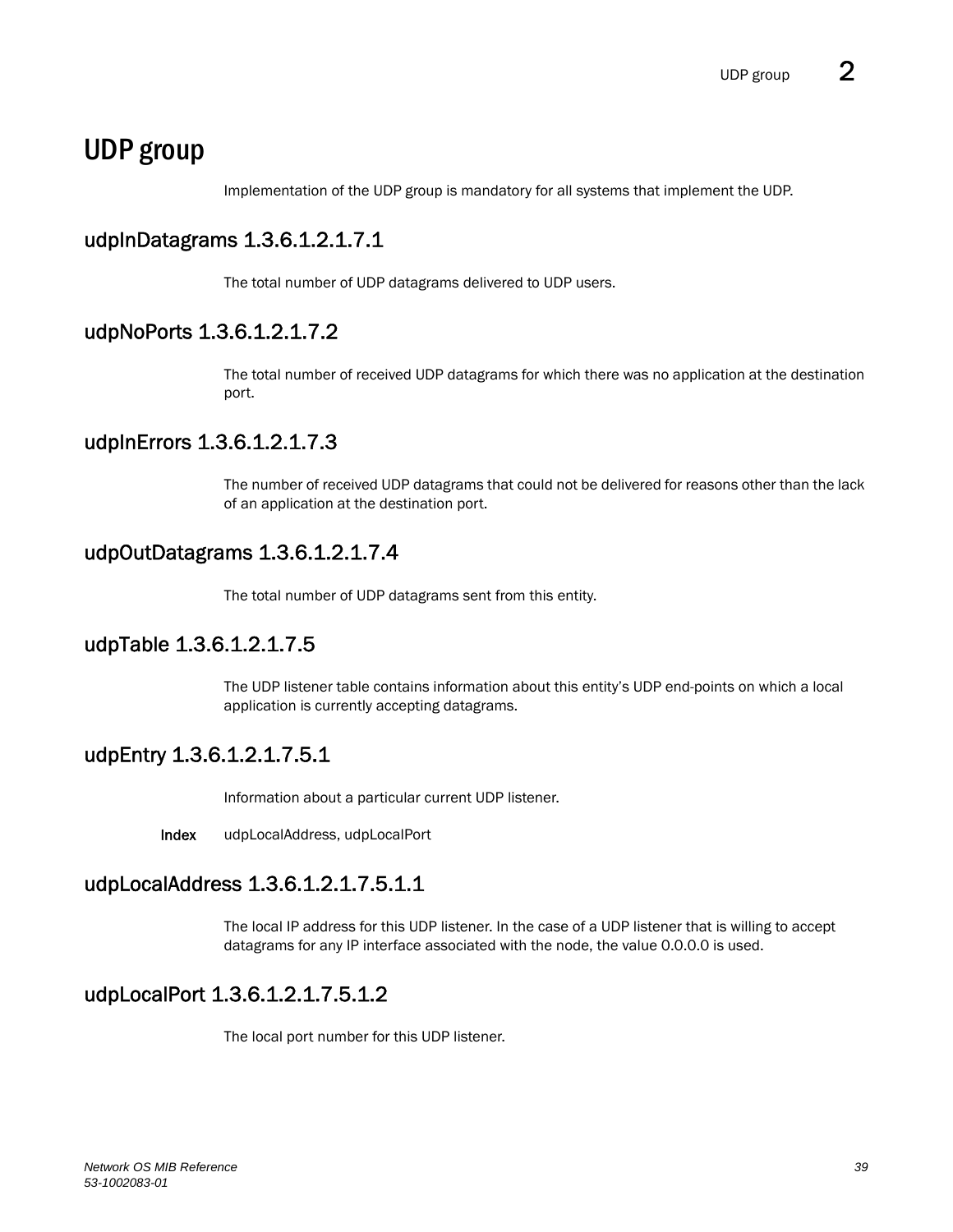# UDP group

Implementation of the UDP group is mandatory for all systems that implement the UDP.

## udpInDatagrams 1.3.6.1.2.1.7.1

The total number of UDP datagrams delivered to UDP users.

## udpNoPorts 1.3.6.1.2.1.7.2

The total number of received UDP datagrams for which there was no application at the destination port.

## udpInErrors 1.3.6.1.2.1.7.3

The number of received UDP datagrams that could not be delivered for reasons other than the lack of an application at the destination port.

## udpOutDatagrams 1.3.6.1.2.1.7.4

The total number of UDP datagrams sent from this entity.

## udpTable 1.3.6.1.2.1.7.5

The UDP listener table contains information about this entity's UDP end-points on which a local application is currently accepting datagrams.

## udpEntry 1.3.6.1.2.1.7.5.1

Information about a particular current UDP listener.

**Index** udpLocalAddress, udpLocalPort

## udpLocalAddress 1.3.6.1.2.1.7.5.1.1

The local IP address for this UDP listener. In the case of a UDP listener that is willing to accept datagrams for any IP interface associated with the node, the value 0.0.0.0 is used.

## udpLocalPort 1.3.6.1.2.1.7.5.1.2

The local port number for this UDP listener.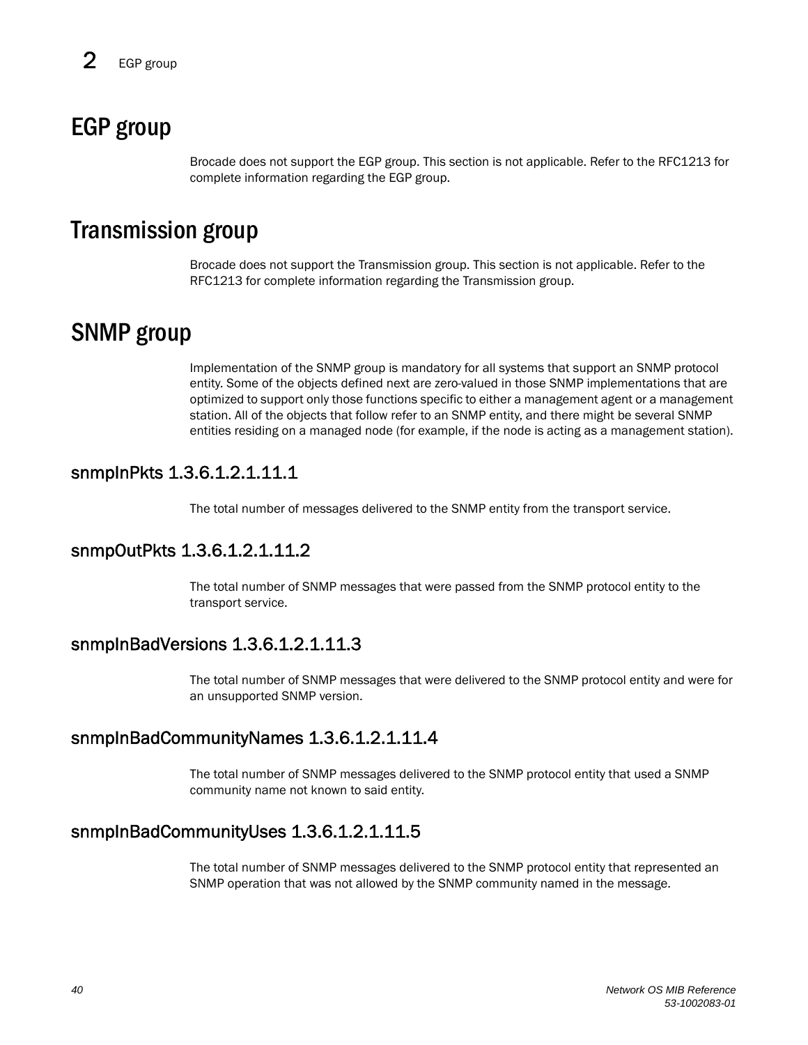# EGP group

Brocade does not support the EGP group. This section is not applicable. Refer to the RFC1213 for complete information regarding the EGP group.

# Transmission group

Brocade does not support the Transmission group. This section is not applicable. Refer to the RFC1213 for complete information regarding the Transmission group.

# SNMP group

Implementation of the SNMP group is mandatory for all systems that support an SNMP protocol entity. Some of the objects defined next are zero-valued in those SNMP implementations that are optimized to support only those functions specific to either a management agent or a management station. All of the objects that follow refer to an SNMP entity, and there might be several SNMP entities residing on a managed node (for example, if the node is acting as a management station).

## snmpInPkts 1.3.6.1.2.1.11.1

The total number of messages delivered to the SNMP entity from the transport service.

## snmpOutPkts 1.3.6.1.2.1.11.2

The total number of SNMP messages that were passed from the SNMP protocol entity to the transport service.

## snmpInBadVersions 1.3.6.1.2.1.11.3

The total number of SNMP messages that were delivered to the SNMP protocol entity and were for an unsupported SNMP version.

## snmpInBadCommunityNames 1.3.6.1.2.1.11.4

The total number of SNMP messages delivered to the SNMP protocol entity that used a SNMP community name not known to said entity.

## snmpInBadCommunityUses 1.3.6.1.2.1.11.5

The total number of SNMP messages delivered to the SNMP protocol entity that represented an SNMP operation that was not allowed by the SNMP community named in the message.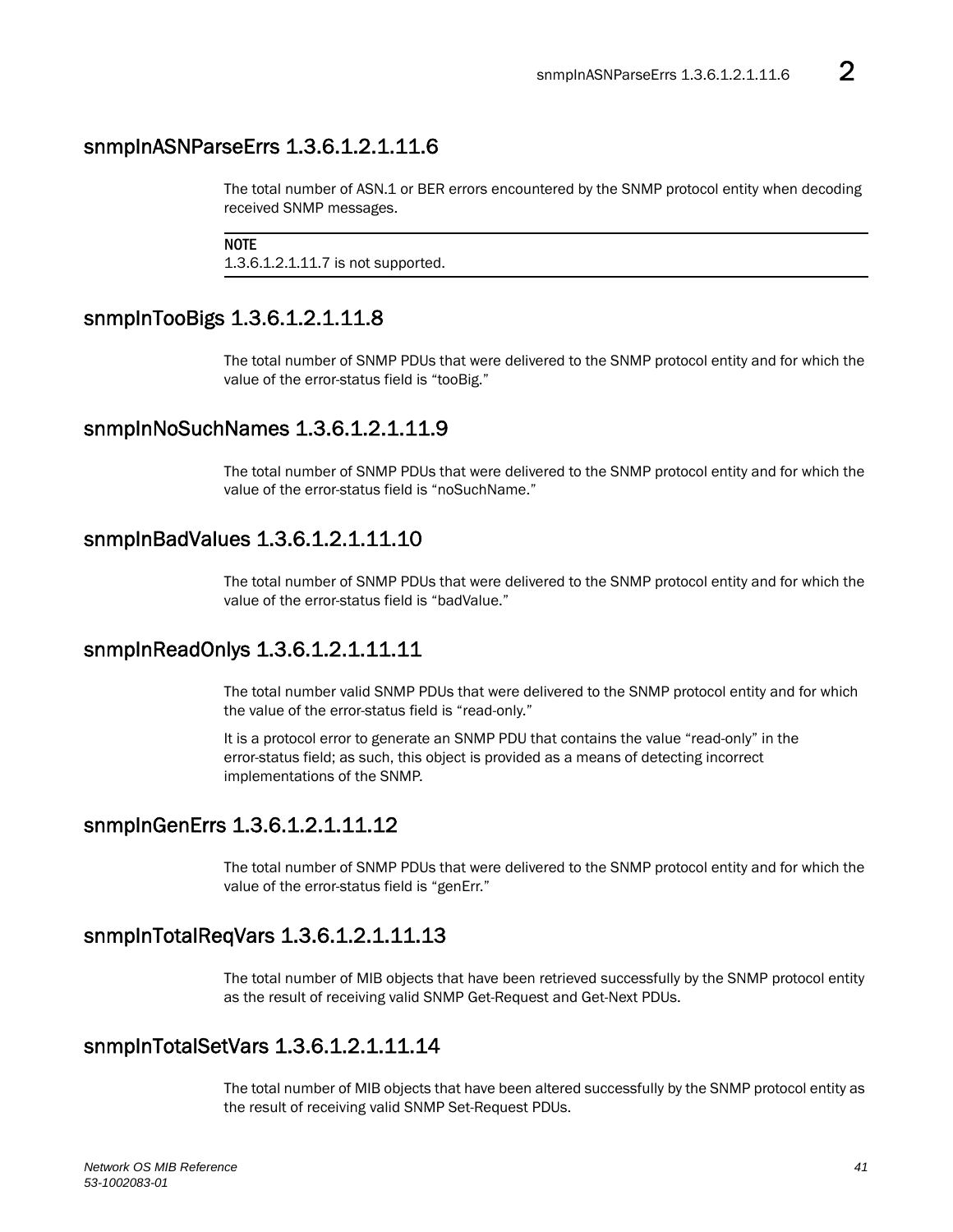## snmpInASNParseErrs 1.3.6.1.2.1.11.6

The total number of ASN.1 or BER errors encountered by the SNMP protocol entity when decoding received SNMP messages.

**NOTE**
1.3.6.1.2.1.11.7 is not supported.

## snmpInTooBigs 1.3.6.1.2.1.11.8

The total number of SNMP PDUs that were delivered to the SNMP protocol entity and for which the value of the error-status field is "tooBig."

## snmpInNoSuchNames 1.3.6.1.2.1.11.9

The total number of SNMP PDUs that were delivered to the SNMP protocol entity and for which the value of the error-status field is "noSuchName."

## snmpInBadValues 1.3.6.1.2.1.11.10

The total number of SNMP PDUs that were delivered to the SNMP protocol entity and for which the value of the error-status field is "badValue."

## snmpInReadOnlys 1.3.6.1.2.1.11.11

The total number valid SNMP PDUs that were delivered to the SNMP protocol entity and for which the value of the error-status field is "read-only."

It is a protocol error to generate an SNMP PDU that contains the value "read-only" in the error-status field; as such, this object is provided as a means of detecting incorrect implementations of the SNMP.

## snmpInGenErrs 1.3.6.1.2.1.11.12

The total number of SNMP PDUs that were delivered to the SNMP protocol entity and for which the value of the error-status field is "genErr."

## snmpInTotalReqVars 1.3.6.1.2.1.11.13

The total number of MIB objects that have been retrieved successfully by the SNMP protocol entity as the result of receiving valid SNMP Get-Request and Get-Next PDUs.

## snmpInTotalSetVars 1.3.6.1.2.1.11.14

The total number of MIB objects that have been altered successfully by the SNMP protocol entity as the result of receiving valid SNMP Set-Request PDUs.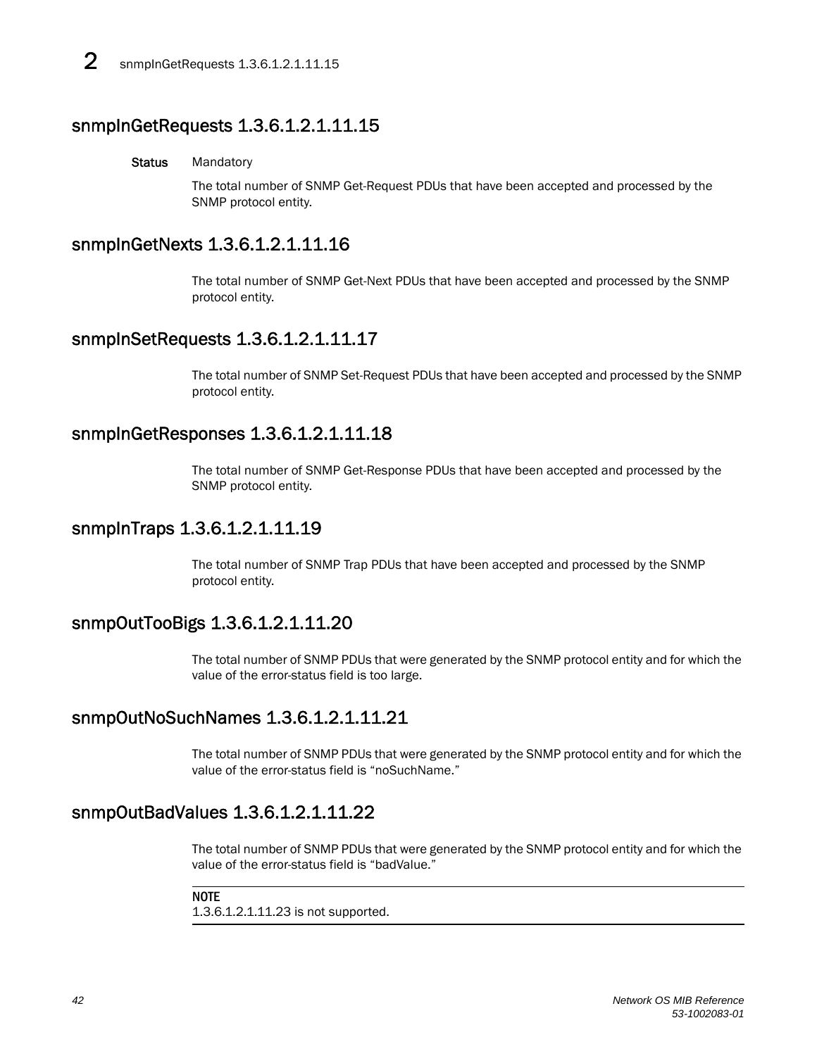## snmpInGetRequests 1.3.6.1.2.1.11.15

**Status** Mandatory

The total number of SNMP Get-Request PDUs that have been accepted and processed by the SNMP protocol entity.

## snmpInGetNexts 1.3.6.1.2.1.11.16

The total number of SNMP Get-Next PDUs that have been accepted and processed by the SNMP protocol entity.

## snmpInSetRequests 1.3.6.1.2.1.11.17

The total number of SNMP Set-Request PDUs that have been accepted and processed by the SNMP protocol entity.

## snmpInGetResponses 1.3.6.1.2.1.11.18

The total number of SNMP Get-Response PDUs that have been accepted and processed by the SNMP protocol entity.

## snmpInTraps 1.3.6.1.2.1.11.19

The total number of SNMP Trap PDUs that have been accepted and processed by the SNMP protocol entity.

## snmpOutTooBigs 1.3.6.1.2.1.11.20

The total number of SNMP PDUs that were generated by the SNMP protocol entity and for which the value of the error-status field is too large.

## snmpOutNoSuchNames 1.3.6.1.2.1.11.21

The total number of SNMP PDUs that were generated by the SNMP protocol entity and for which the value of the error-status field is "noSuchName."

## snmpOutBadValues 1.3.6.1.2.1.11.22

The total number of SNMP PDUs that were generated by the SNMP protocol entity and for which the value of the error-status field is "badValue."

**NOTE**
1.3.6.1.2.1.11.23 is not supported.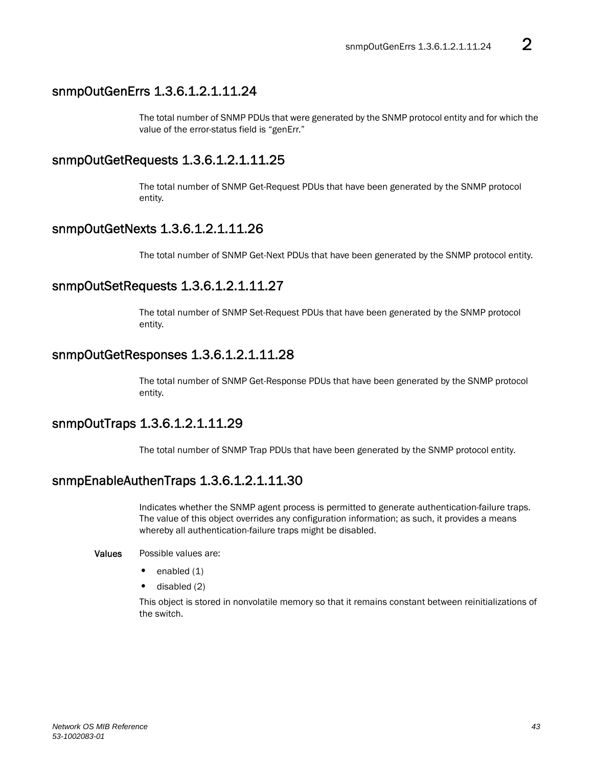## snmpOutGenErrs 1.3.6.1.2.1.11.24

The total number of SNMP PDUs that were generated by the SNMP protocol entity and for which the value of the error-status field is "genErr."

## snmpOutGetRequests 1.3.6.1.2.1.11.25

The total number of SNMP Get-Request PDUs that have been generated by the SNMP protocol entity.

## snmpOutGetNexts 1.3.6.1.2.1.11.26

The total number of SNMP Get-Next PDUs that have been generated by the SNMP protocol entity.

## snmpOutSetRequests 1.3.6.1.2.1.11.27

The total number of SNMP Set-Request PDUs that have been generated by the SNMP protocol entity.

## snmpOutGetResponses 1.3.6.1.2.1.11.28

The total number of SNMP Get-Response PDUs that have been generated by the SNMP protocol entity.

## snmpOutTraps 1.3.6.1.2.1.11.29

The total number of SNMP Trap PDUs that have been generated by the SNMP protocol entity.

## snmpEnableAuthenTraps 1.3.6.1.2.1.11.30

Indicates whether the SNMP agent process is permitted to generate authentication-failure traps. The value of this object overrides any configuration information; as such, it provides a means whereby all authentication-failure traps might be disabled.

**Values** Possible values are:

- enabled (1)
- disabled (2)

This object is stored in nonvolatile memory so that it remains constant between reinitializations of the switch.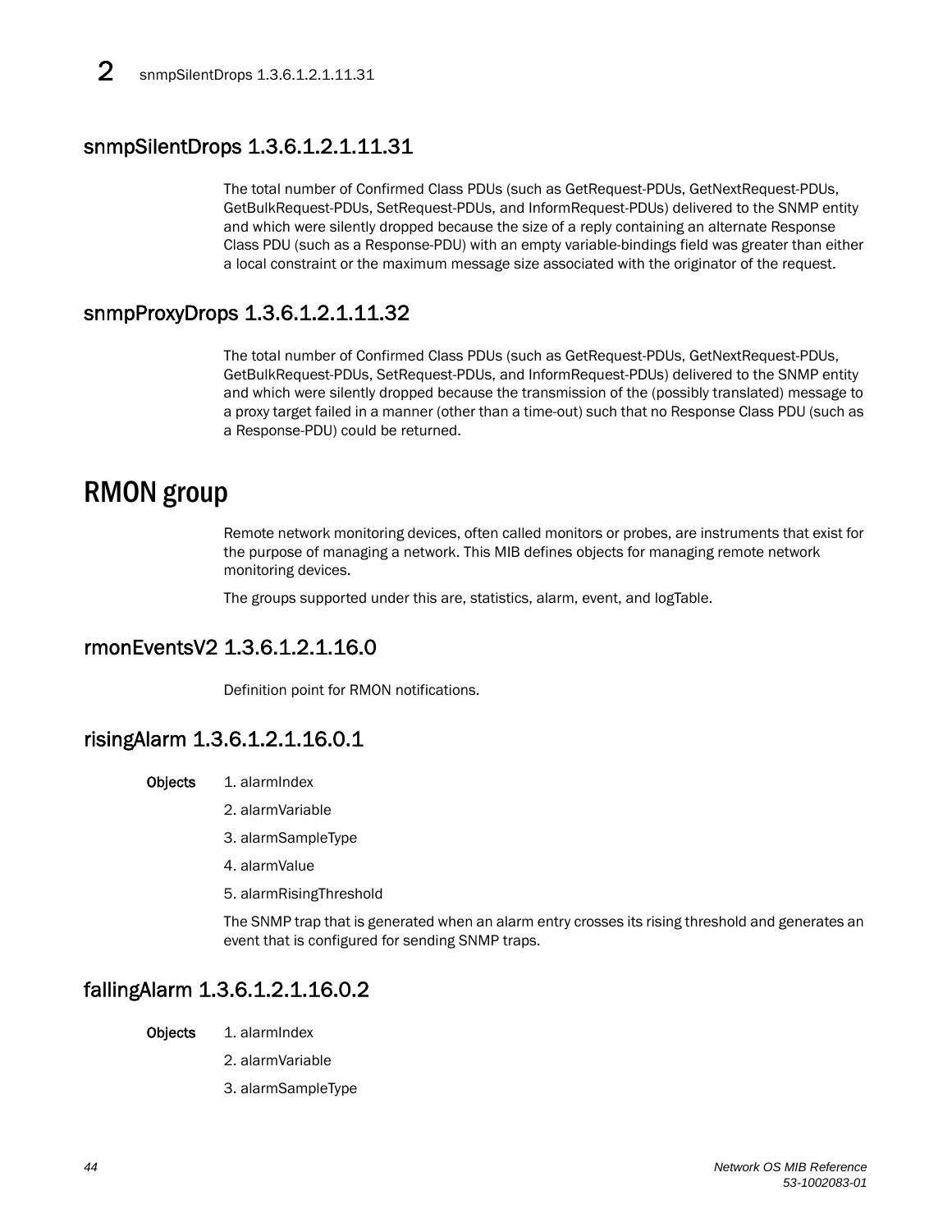## snmpSilentDrops 1.3.6.1.2.1.11.31

The total number of Confirmed Class PDUs (such as GetRequest-PDUs, GetNextRequest-PDUs, GetBulkRequest-PDUs, SetRequest-PDUs, and InformRequest-PDUs) delivered to the SNMP entity and which were silently dropped because the size of a reply containing an alternate Response Class PDU (such as a Response-PDU) with an empty variable-bindings field was greater than either a local constraint or the maximum message size associated with the originator of the request.

## snmpProxyDrops 1.3.6.1.2.1.11.32

The total number of Confirmed Class PDUs (such as GetRequest-PDUs, GetNextRequest-PDUs, GetBulkRequest-PDUs, SetRequest-PDUs, and InformRequest-PDUs) delivered to the SNMP entity and which were silently dropped because the transmission of the (possibly translated) message to a proxy target failed in a manner (other than a time-out) such that no Response Class PDU (such as a Response-PDU) could be returned.

# RMON group

Remote network monitoring devices, often called monitors or probes, are instruments that exist for the purpose of managing a network. This MIB defines objects for managing remote network monitoring devices.

The groups supported under this are, statistics, alarm, event, and logTable.

## rmonEventsV2 1.3.6.1.2.1.16.0

Definition point for RMON notifications.

## risingAlarm 1.3.6.1.2.1.16.0.1

**Objects**

1. alarmIndex
2. alarmVariable
3. alarmSampleType
4. alarmValue
5. alarmRisingThreshold

The SNMP trap that is generated when an alarm entry crosses its rising threshold and generates an event that is configured for sending SNMP traps.

## fallingAlarm 1.3.6.1.2.1.16.0.2

**Objects**

1. alarmIndex
2. alarmVariable
3. alarmSampleType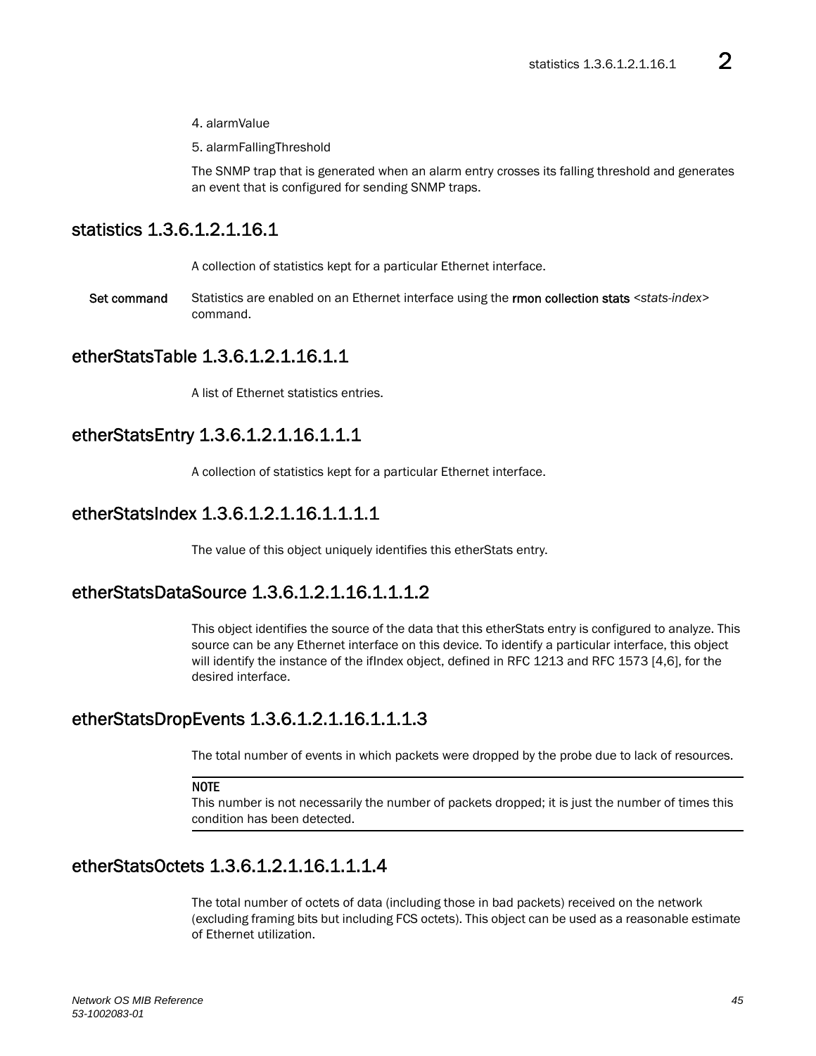4. alarmValue

5. alarmFallingThreshold

The SNMP trap that is generated when an alarm entry crosses its falling threshold and generates an event that is configured for sending SNMP traps.

## statistics 1.3.6.1.2.1.16.1

A collection of statistics kept for a particular Ethernet interface.

**Set command** Statistics are enabled on an Ethernet interface using the **rmon collection stats** *<stats-index>* command.

## etherStatsTable 1.3.6.1.2.1.16.1.1

A list of Ethernet statistics entries.

## etherStatsEntry 1.3.6.1.2.1.16.1.1.1

A collection of statistics kept for a particular Ethernet interface.

## etherStatsIndex 1.3.6.1.2.1.16.1.1.1.1

The value of this object uniquely identifies this etherStats entry.

## etherStatsDataSource 1.3.6.1.2.1.16.1.1.1.2

This object identifies the source of the data that this etherStats entry is configured to analyze. This source can be any Ethernet interface on this device. To identify a particular interface, this object will identify the instance of the ifIndex object, defined in RFC 1213 and RFC 1573 [4,6], for the desired interface.

## etherStatsDropEvents 1.3.6.1.2.1.16.1.1.1.3

The total number of events in which packets were dropped by the probe due to lack of resources.

**NOTE**
This number is not necessarily the number of packets dropped; it is just the number of times this condition has been detected.

## etherStatsOctets 1.3.6.1.2.1.16.1.1.1.4

The total number of octets of data (including those in bad packets) received on the network (excluding framing bits but including FCS octets). This object can be used as a reasonable estimate of Ethernet utilization.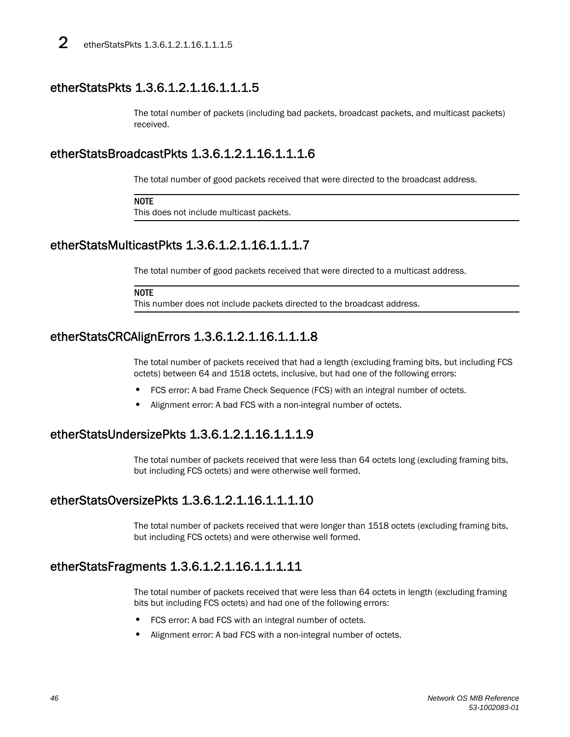## etherStatsPkts 1.3.6.1.2.1.16.1.1.1.5

The total number of packets (including bad packets, broadcast packets, and multicast packets) received.

## etherStatsBroadcastPkts 1.3.6.1.2.1.16.1.1.1.6

The total number of good packets received that were directed to the broadcast address.

**NOTE**
This does not include multicast packets.

## etherStatsMulticastPkts 1.3.6.1.2.1.16.1.1.1.7

The total number of good packets received that were directed to a multicast address.

**NOTE**
This number does not include packets directed to the broadcast address.

## etherStatsCRCAlignErrors 1.3.6.1.2.1.16.1.1.1.8

The total number of packets received that had a length (excluding framing bits, but including FCS octets) between 64 and 1518 octets, inclusive, but had one of the following errors:

- FCS error: A bad Frame Check Sequence (FCS) with an integral number of octets.
- Alignment error: A bad FCS with a non-integral number of octets.

## etherStatsUndersizePkts 1.3.6.1.2.1.16.1.1.1.9

The total number of packets received that were less than 64 octets long (excluding framing bits, but including FCS octets) and were otherwise well formed.

## etherStatsOversizePkts 1.3.6.1.2.1.16.1.1.1.10

The total number of packets received that were longer than 1518 octets (excluding framing bits, but including FCS octets) and were otherwise well formed.

## etherStatsFragments 1.3.6.1.2.1.16.1.1.1.11

The total number of packets received that were less than 64 octets in length (excluding framing bits but including FCS octets) and had one of the following errors:

- FCS error: A bad FCS with an integral number of octets.
- Alignment error: A bad FCS with a non-integral number of octets.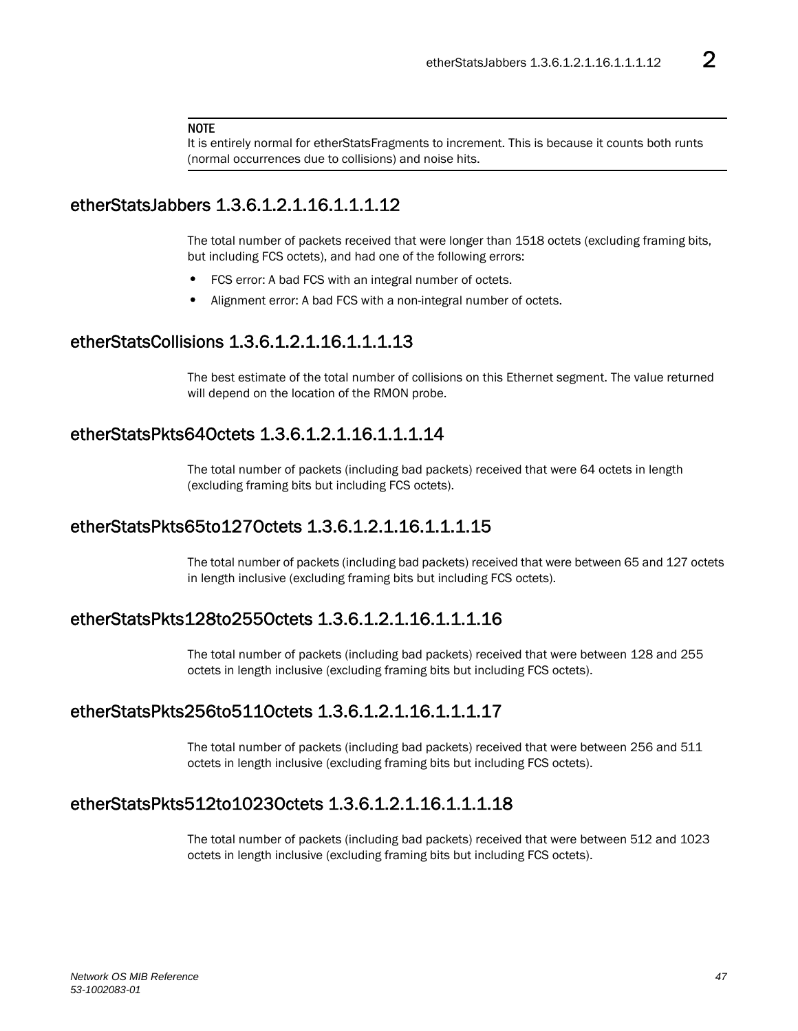**NOTE**

It is entirely normal for etherStatsFragments to increment. This is because it counts both runts (normal occurrences due to collisions) and noise hits.

## etherStatsJabbers 1.3.6.1.2.1.16.1.1.1.12

The total number of packets received that were longer than 1518 octets (excluding framing bits, but including FCS octets), and had one of the following errors:

- FCS error: A bad FCS with an integral number of octets.
- Alignment error: A bad FCS with a non-integral number of octets.

## etherStatsCollisions 1.3.6.1.2.1.16.1.1.1.13

The best estimate of the total number of collisions on this Ethernet segment. The value returned will depend on the location of the RMON probe.

## etherStatsPkts64Octets 1.3.6.1.2.1.16.1.1.1.14

The total number of packets (including bad packets) received that were 64 octets in length (excluding framing bits but including FCS octets).

## etherStatsPkts65to127Octets 1.3.6.1.2.1.16.1.1.1.15

The total number of packets (including bad packets) received that were between 65 and 127 octets in length inclusive (excluding framing bits but including FCS octets).

## etherStatsPkts128to255Octets 1.3.6.1.2.1.16.1.1.1.16

The total number of packets (including bad packets) received that were between 128 and 255 octets in length inclusive (excluding framing bits but including FCS octets).

## etherStatsPkts256to511Octets 1.3.6.1.2.1.16.1.1.1.17

The total number of packets (including bad packets) received that were between 256 and 511 octets in length inclusive (excluding framing bits but including FCS octets).

## etherStatsPkts512to1023Octets 1.3.6.1.2.1.16.1.1.1.18

The total number of packets (including bad packets) received that were between 512 and 1023 octets in length inclusive (excluding framing bits but including FCS octets).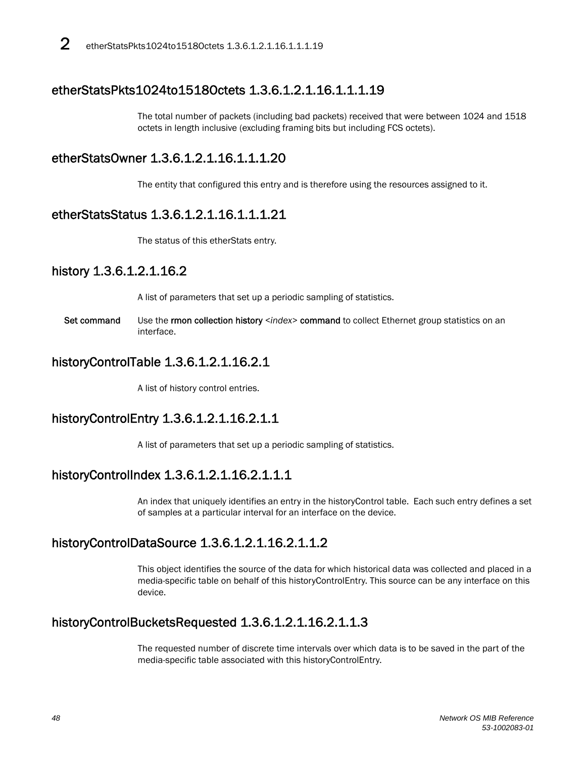## etherStatsPkts1024to1518Octets 1.3.6.1.2.1.16.1.1.1.19

The total number of packets (including bad packets) received that were between 1024 and 1518 octets in length inclusive (excluding framing bits but including FCS octets).

## etherStatsOwner 1.3.6.1.2.1.16.1.1.1.20

The entity that configured this entry and is therefore using the resources assigned to it.

## etherStatsStatus 1.3.6.1.2.1.16.1.1.1.21

The status of this etherStats entry.

## history 1.3.6.1.2.1.16.2

A list of parameters that set up a periodic sampling of statistics.

**Set command** Use the **rmon collection history** <*index*> **command** to collect Ethernet group statistics on an interface.

## historyControlTable 1.3.6.1.2.1.16.2.1

A list of history control entries.

## historyControlEntry 1.3.6.1.2.1.16.2.1.1

A list of parameters that set up a periodic sampling of statistics.

## historyControlIndex 1.3.6.1.2.1.16.2.1.1.1

An index that uniquely identifies an entry in the historyControl table. Each such entry defines a set of samples at a particular interval for an interface on the device.

## historyControlDataSource 1.3.6.1.2.1.16.2.1.1.2

This object identifies the source of the data for which historical data was collected and placed in a media-specific table on behalf of this historyControlEntry. This source can be any interface on this device.

## historyControlBucketsRequested 1.3.6.1.2.1.16.2.1.1.3

The requested number of discrete time intervals over which data is to be saved in the part of the media-specific table associated with this historyControlEntry.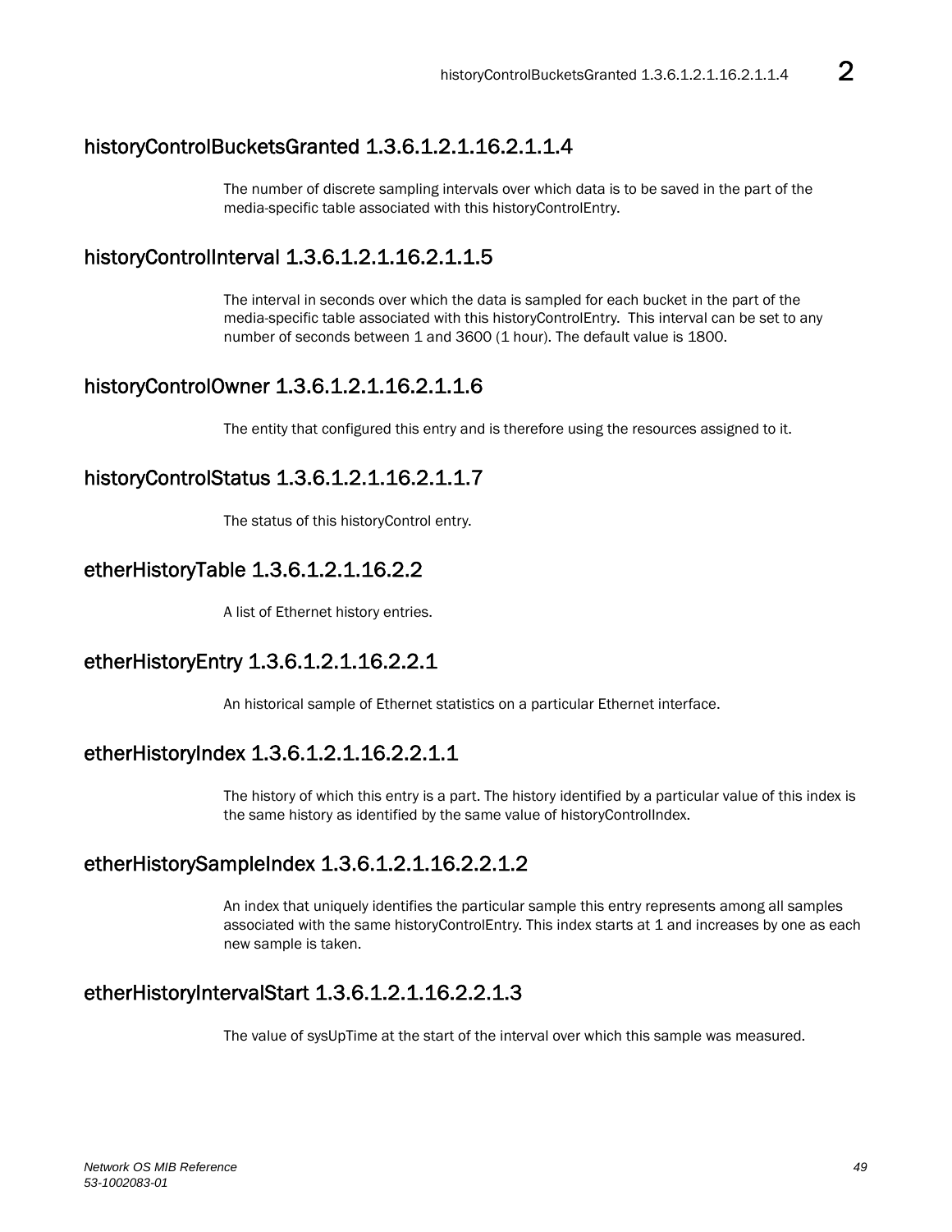## historyControlBucketsGranted 1.3.6.1.2.1.16.2.1.1.4

The number of discrete sampling intervals over which data is to be saved in the part of the media-specific table associated with this historyControlEntry.

## historyControlInterval 1.3.6.1.2.1.16.2.1.1.5

The interval in seconds over which the data is sampled for each bucket in the part of the media-specific table associated with this historyControlEntry. This interval can be set to any number of seconds between 1 and 3600 (1 hour). The default value is 1800.

## historyControlOwner 1.3.6.1.2.1.16.2.1.1.6

The entity that configured this entry and is therefore using the resources assigned to it.

## historyControlStatus 1.3.6.1.2.1.16.2.1.1.7

The status of this historyControl entry.

## etherHistoryTable 1.3.6.1.2.1.16.2.2

A list of Ethernet history entries.

## etherHistoryEntry 1.3.6.1.2.1.16.2.2.1

An historical sample of Ethernet statistics on a particular Ethernet interface.

## etherHistoryIndex 1.3.6.1.2.1.16.2.2.1.1

The history of which this entry is a part. The history identified by a particular value of this index is the same history as identified by the same value of historyControlIndex.

## etherHistorySampleIndex 1.3.6.1.2.1.16.2.2.1.2

An index that uniquely identifies the particular sample this entry represents among all samples associated with the same historyControlEntry. This index starts at 1 and increases by one as each new sample is taken.

## etherHistoryIntervalStart 1.3.6.1.2.1.16.2.2.1.3

The value of sysUpTime at the start of the interval over which this sample was measured.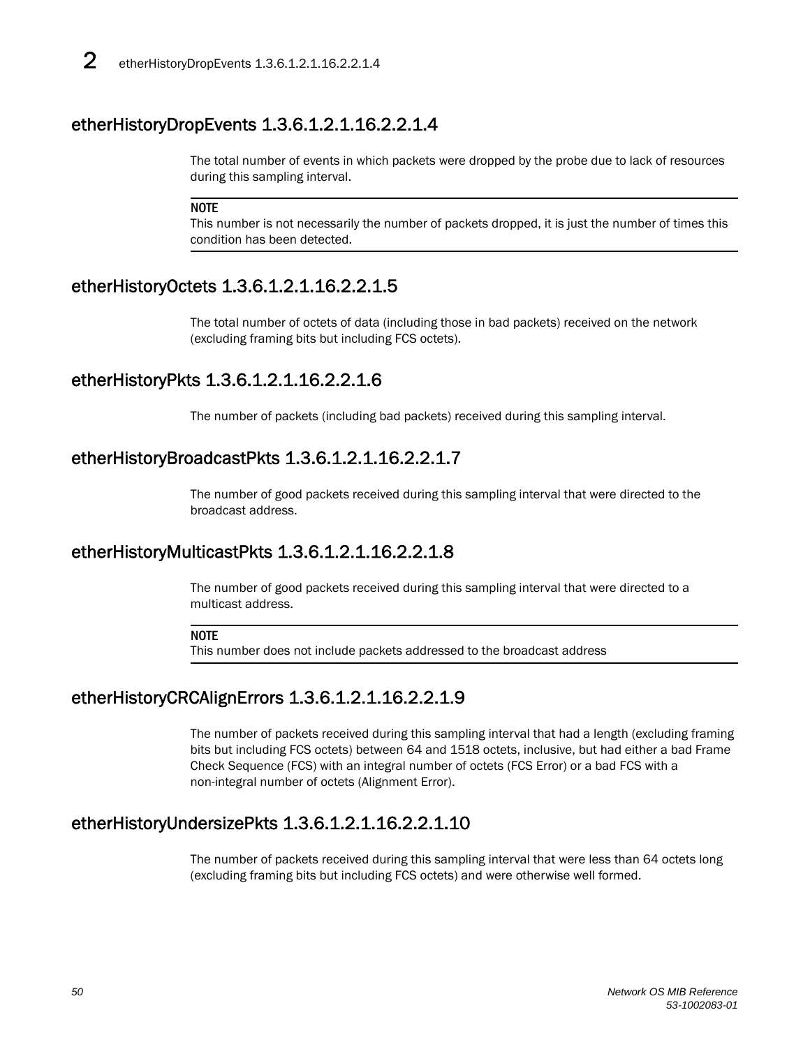## etherHistoryDropEvents 1.3.6.1.2.1.16.2.2.1.4

The total number of events in which packets were dropped by the probe due to lack of resources during this sampling interval.

**NOTE**
This number is not necessarily the number of packets dropped, it is just the number of times this condition has been detected.

## etherHistoryOctets 1.3.6.1.2.1.16.2.2.1.5

The total number of octets of data (including those in bad packets) received on the network (excluding framing bits but including FCS octets).

## etherHistoryPkts 1.3.6.1.2.1.16.2.2.1.6

The number of packets (including bad packets) received during this sampling interval.

## etherHistoryBroadcastPkts 1.3.6.1.2.1.16.2.2.1.7

The number of good packets received during this sampling interval that were directed to the broadcast address.

## etherHistoryMulticastPkts 1.3.6.1.2.1.16.2.2.1.8

The number of good packets received during this sampling interval that were directed to a multicast address.

**NOTE**
This number does not include packets addressed to the broadcast address

## etherHistoryCRCAlignErrors 1.3.6.1.2.1.16.2.2.1.9

The number of packets received during this sampling interval that had a length (excluding framing bits but including FCS octets) between 64 and 1518 octets, inclusive, but had either a bad Frame Check Sequence (FCS) with an integral number of octets (FCS Error) or a bad FCS with a non-integral number of octets (Alignment Error).

## etherHistoryUndersizePkts 1.3.6.1.2.1.16.2.2.1.10

The number of packets received during this sampling interval that were less than 64 octets long (excluding framing bits but including FCS octets) and were otherwise well formed.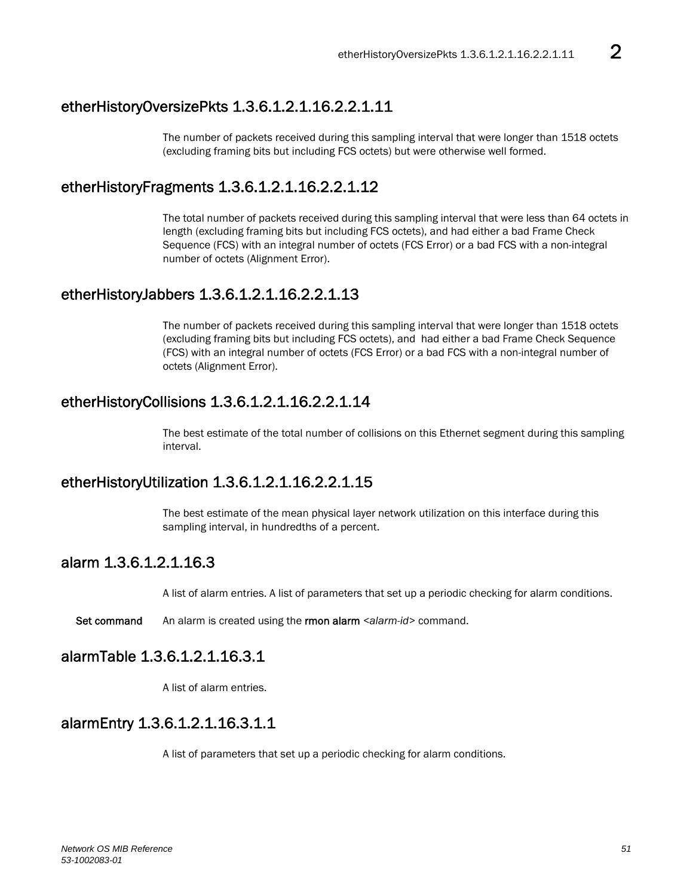## etherHistoryOversizePkts 1.3.6.1.2.1.16.2.2.1.11

The number of packets received during this sampling interval that were longer than 1518 octets (excluding framing bits but including FCS octets) but were otherwise well formed.

## etherHistoryFragments 1.3.6.1.2.1.16.2.2.1.12

The total number of packets received during this sampling interval that were less than 64 octets in length (excluding framing bits but including FCS octets), and had either a bad Frame Check Sequence (FCS) with an integral number of octets (FCS Error) or a bad FCS with a non-integral number of octets (Alignment Error).

## etherHistoryJabbers 1.3.6.1.2.1.16.2.2.1.13

The number of packets received during this sampling interval that were longer than 1518 octets (excluding framing bits but including FCS octets), and had either a bad Frame Check Sequence (FCS) with an integral number of octets (FCS Error) or a bad FCS with a non-integral number of octets (Alignment Error).

## etherHistoryCollisions 1.3.6.1.2.1.16.2.2.1.14

The best estimate of the total number of collisions on this Ethernet segment during this sampling interval.

## etherHistoryUtilization 1.3.6.1.2.1.16.2.2.1.15

The best estimate of the mean physical layer network utilization on this interface during this sampling interval, in hundredths of a percent.

## alarm 1.3.6.1.2.1.16.3

A list of alarm entries. A list of parameters that set up a periodic checking for alarm conditions.

**Set command** An alarm is created using the **rmon alarm** *<alarm-id>* command.

## alarmTable 1.3.6.1.2.1.16.3.1

A list of alarm entries.

## alarmEntry 1.3.6.1.2.1.16.3.1.1

A list of parameters that set up a periodic checking for alarm conditions.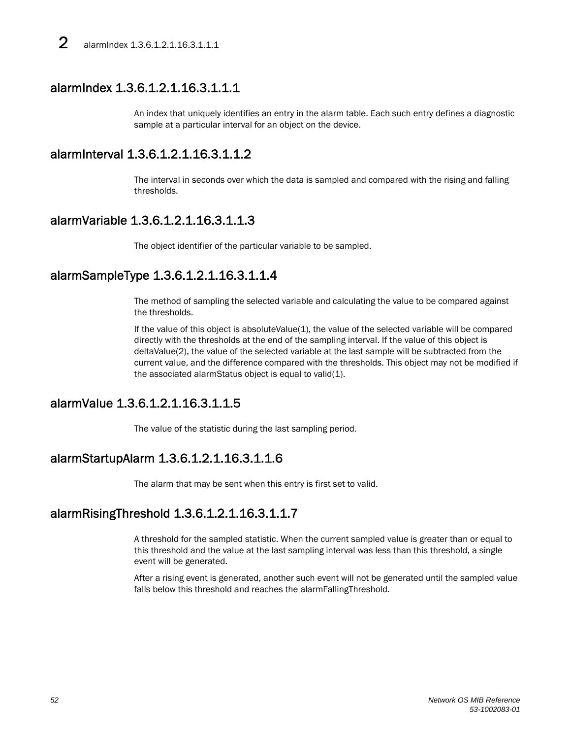## alarmIndex 1.3.6.1.2.1.16.3.1.1.1

An index that uniquely identifies an entry in the alarm table. Each such entry defines a diagnostic sample at a particular interval for an object on the device.

## alarmInterval 1.3.6.1.2.1.16.3.1.1.2

The interval in seconds over which the data is sampled and compared with the rising and falling thresholds.

## alarmVariable 1.3.6.1.2.1.16.3.1.1.3

The object identifier of the particular variable to be sampled.

## alarmSampleType 1.3.6.1.2.1.16.3.1.1.4

The method of sampling the selected variable and calculating the value to be compared against the thresholds.

If the value of this object is absoluteValue(1), the value of the selected variable will be compared directly with the thresholds at the end of the sampling interval. If the value of this object is deltaValue(2), the value of the selected variable at the last sample will be subtracted from the current value, and the difference compared with the thresholds. This object may not be modified if the associated alarmStatus object is equal to valid(1).

## alarmValue 1.3.6.1.2.1.16.3.1.1.5

The value of the statistic during the last sampling period.

## alarmStartupAlarm 1.3.6.1.2.1.16.3.1.1.6

The alarm that may be sent when this entry is first set to valid.

## alarmRisingThreshold 1.3.6.1.2.1.16.3.1.1.7

A threshold for the sampled statistic. When the current sampled value is greater than or equal to this threshold and the value at the last sampling interval was less than this threshold, a single event will be generated.

After a rising event is generated, another such event will not be generated until the sampled value falls below this threshold and reaches the alarmFallingThreshold.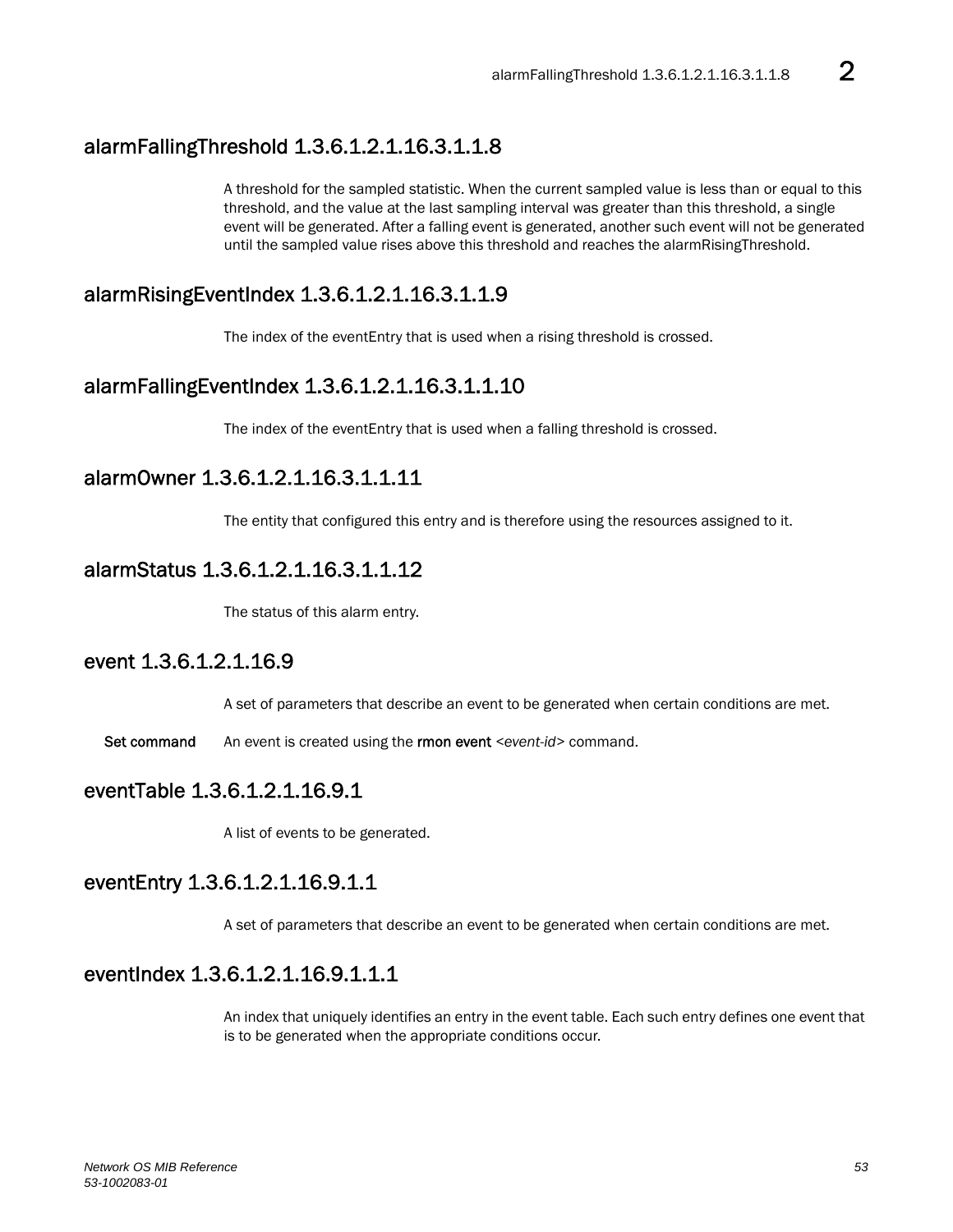## alarmFallingThreshold 1.3.6.1.2.1.16.3.1.1.8

A threshold for the sampled statistic. When the current sampled value is less than or equal to this threshold, and the value at the last sampling interval was greater than this threshold, a single event will be generated. After a falling event is generated, another such event will not be generated until the sampled value rises above this threshold and reaches the alarmRisingThreshold.

## alarmRisingEventIndex 1.3.6.1.2.1.16.3.1.1.9

The index of the eventEntry that is used when a rising threshold is crossed.

## alarmFallingEventIndex 1.3.6.1.2.1.16.3.1.1.10

The index of the eventEntry that is used when a falling threshold is crossed.

## alarmOwner 1.3.6.1.2.1.16.3.1.1.11

The entity that configured this entry and is therefore using the resources assigned to it.

## alarmStatus 1.3.6.1.2.1.16.3.1.1.12

The status of this alarm entry.

## event 1.3.6.1.2.1.16.9

A set of parameters that describe an event to be generated when certain conditions are met.

**Set command** An event is created using the **rmon event** <*event-id*> command.

## eventTable 1.3.6.1.2.1.16.9.1

A list of events to be generated.

## eventEntry 1.3.6.1.2.1.16.9.1.1

A set of parameters that describe an event to be generated when certain conditions are met.

## eventIndex 1.3.6.1.2.1.16.9.1.1.1

An index that uniquely identifies an entry in the event table. Each such entry defines one event that is to be generated when the appropriate conditions occur.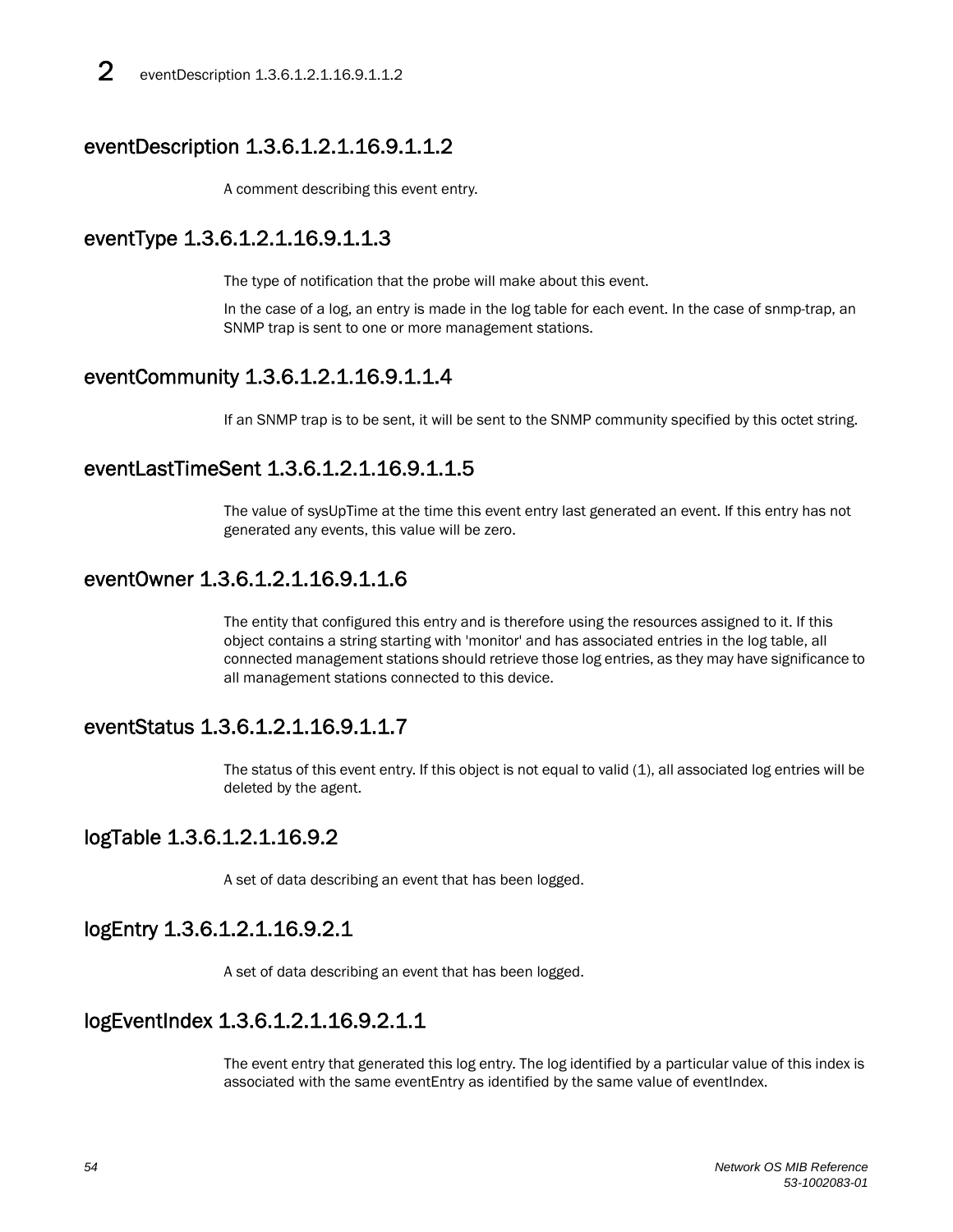## eventDescription 1.3.6.1.2.1.16.9.1.1.2

A comment describing this event entry.

## eventType 1.3.6.1.2.1.16.9.1.1.3

The type of notification that the probe will make about this event.

In the case of a log, an entry is made in the log table for each event. In the case of snmp-trap, an SNMP trap is sent to one or more management stations.

## eventCommunity 1.3.6.1.2.1.16.9.1.1.4

If an SNMP trap is to be sent, it will be sent to the SNMP community specified by this octet string.

## eventLastTimeSent 1.3.6.1.2.1.16.9.1.1.5

The value of sysUpTime at the time this event entry last generated an event. If this entry has not generated any events, this value will be zero.

## eventOwner 1.3.6.1.2.1.16.9.1.1.6

The entity that configured this entry and is therefore using the resources assigned to it. If this object contains a string starting with 'monitor' and has associated entries in the log table, all connected management stations should retrieve those log entries, as they may have significance to all management stations connected to this device.

## eventStatus 1.3.6.1.2.1.16.9.1.1.7

The status of this event entry. If this object is not equal to valid (1), all associated log entries will be deleted by the agent.

## logTable 1.3.6.1.2.1.16.9.2

A set of data describing an event that has been logged.

## logEntry 1.3.6.1.2.1.16.9.2.1

A set of data describing an event that has been logged.

## logEventIndex 1.3.6.1.2.1.16.9.2.1.1

The event entry that generated this log entry. The log identified by a particular value of this index is associated with the same eventEntry as identified by the same value of eventIndex.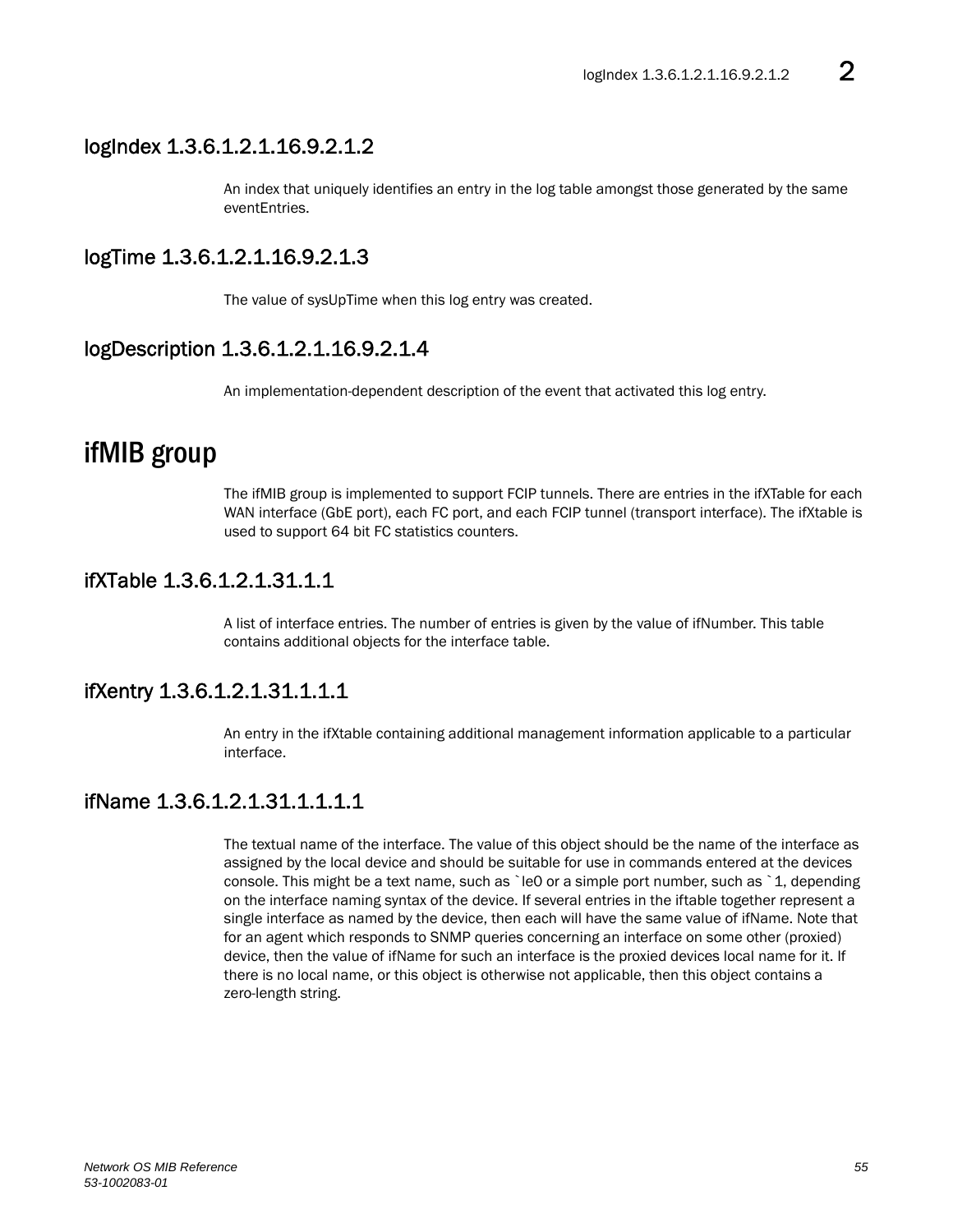## logIndex 1.3.6.1.2.1.16.9.2.1.2

An index that uniquely identifies an entry in the log table amongst those generated by the same eventEntries.

## logTime 1.3.6.1.2.1.16.9.2.1.3

The value of sysUpTime when this log entry was created.

## logDescription 1.3.6.1.2.1.16.9.2.1.4

An implementation-dependent description of the event that activated this log entry.

# ifMIB group

The ifMIB group is implemented to support FCIP tunnels. There are entries in the ifXTable for each WAN interface (GbE port), each FC port, and each FCIP tunnel (transport interface). The ifXtable is used to support 64 bit FC statistics counters.

## ifXTable 1.3.6.1.2.1.31.1.1

A list of interface entries. The number of entries is given by the value of ifNumber. This table contains additional objects for the interface table.

## ifXentry 1.3.6.1.2.1.31.1.1.1

An entry in the ifXtable containing additional management information applicable to a particular interface.

## ifName 1.3.6.1.2.1.31.1.1.1.1

The textual name of the interface. The value of this object should be the name of the interface as assigned by the local device and should be suitable for use in commands entered at the devices console. This might be a text name, such as `le0 or a simple port number, such as `1, depending on the interface naming syntax of the device. If several entries in the iftable together represent a single interface as named by the device, then each will have the same value of ifName. Note that for an agent which responds to SNMP queries concerning an interface on some other (proxied) device, then the value of ifName for such an interface is the proxied devices local name for it. If there is no local name, or this object is otherwise not applicable, then this object contains a zero-length string.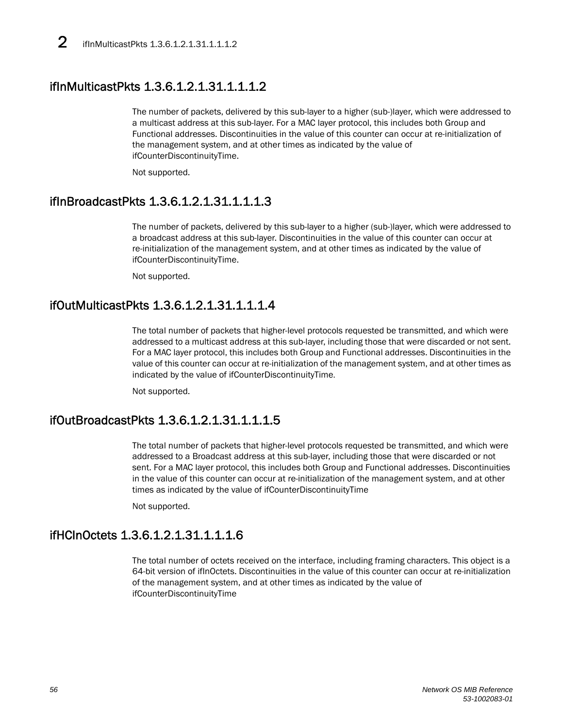## ifInMulticastPkts 1.3.6.1.2.1.31.1.1.1.2

The number of packets, delivered by this sub-layer to a higher (sub-)layer, which were addressed to a multicast address at this sub-layer. For a MAC layer protocol, this includes both Group and Functional addresses. Discontinuities in the value of this counter can occur at re-initialization of the management system, and at other times as indicated by the value of ifCounterDiscontinuityTime.

Not supported.

## ifInBroadcastPkts 1.3.6.1.2.1.31.1.1.1.3

The number of packets, delivered by this sub-layer to a higher (sub-)layer, which were addressed to a broadcast address at this sub-layer. Discontinuities in the value of this counter can occur at re-initialization of the management system, and at other times as indicated by the value of ifCounterDiscontinuityTime.

Not supported.

## ifOutMulticastPkts 1.3.6.1.2.1.31.1.1.1.4

The total number of packets that higher-level protocols requested be transmitted, and which were addressed to a multicast address at this sub-layer, including those that were discarded or not sent. For a MAC layer protocol, this includes both Group and Functional addresses. Discontinuities in the value of this counter can occur at re-initialization of the management system, and at other times as indicated by the value of ifCounterDiscontinuityTime.

Not supported.

## ifOutBroadcastPkts 1.3.6.1.2.1.31.1.1.1.5

The total number of packets that higher-level protocols requested be transmitted, and which were addressed to a Broadcast address at this sub-layer, including those that were discarded or not sent. For a MAC layer protocol, this includes both Group and Functional addresses. Discontinuities in the value of this counter can occur at re-initialization of the management system, and at other times as indicated by the value of ifCounterDiscontinuityTime

Not supported.

## ifHCInOctets 1.3.6.1.2.1.31.1.1.1.6

The total number of octets received on the interface, including framing characters. This object is a 64-bit version of ifInOctets. Discontinuities in the value of this counter can occur at re-initialization of the management system, and at other times as indicated by the value of ifCounterDiscontinuityTime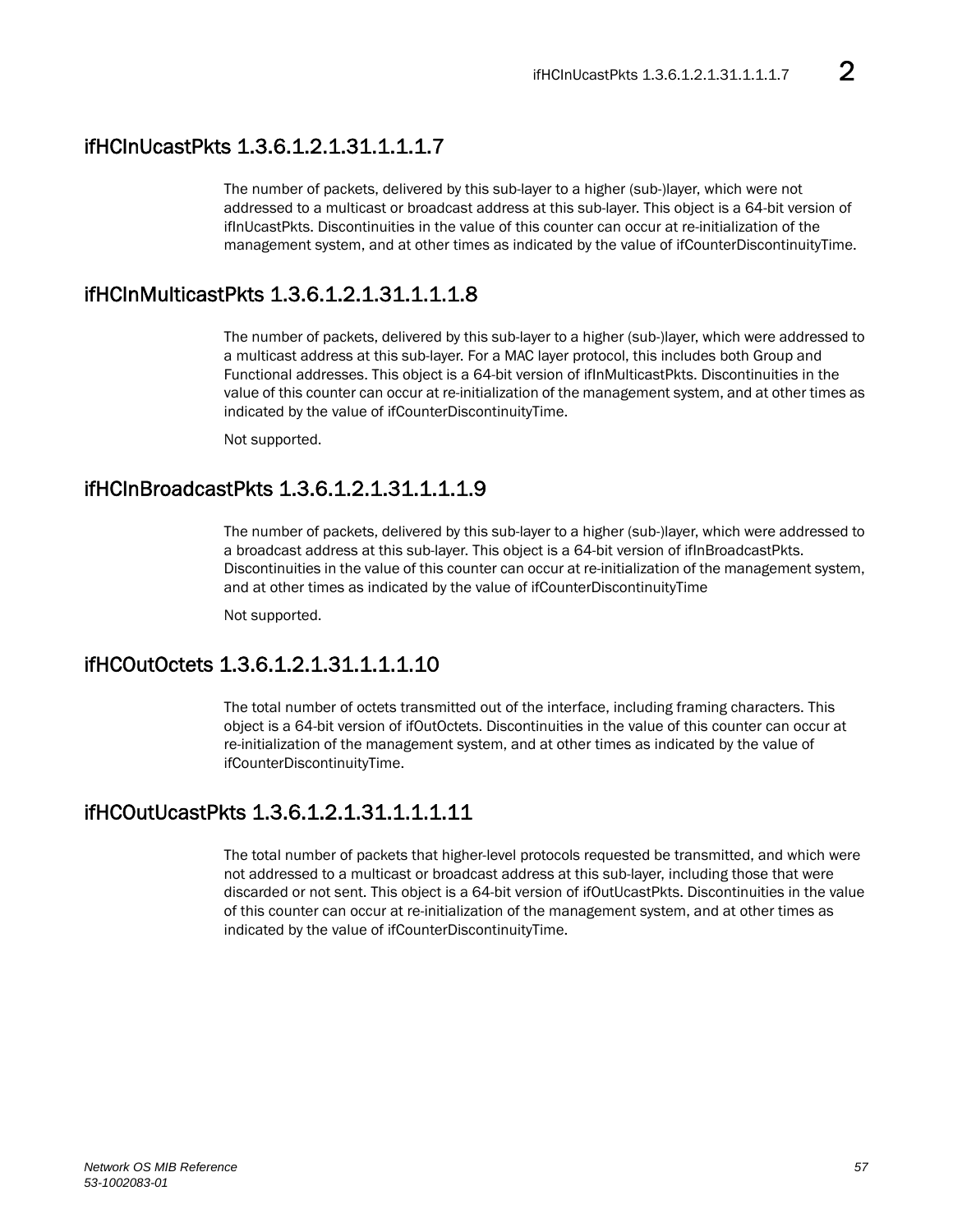## ifHCInUcastPkts 1.3.6.1.2.1.31.1.1.1.7

The number of packets, delivered by this sub-layer to a higher (sub-)layer, which were not addressed to a multicast or broadcast address at this sub-layer. This object is a 64-bit version of ifInUcastPkts. Discontinuities in the value of this counter can occur at re-initialization of the management system, and at other times as indicated by the value of ifCounterDiscontinuityTime.

## ifHCInMulticastPkts 1.3.6.1.2.1.31.1.1.1.8

The number of packets, delivered by this sub-layer to a higher (sub-)layer, which were addressed to a multicast address at this sub-layer. For a MAC layer protocol, this includes both Group and Functional addresses. This object is a 64-bit version of ifInMulticastPkts. Discontinuities in the value of this counter can occur at re-initialization of the management system, and at other times as indicated by the value of ifCounterDiscontinuityTime.

Not supported.

## ifHCInBroadcastPkts 1.3.6.1.2.1.31.1.1.1.9

The number of packets, delivered by this sub-layer to a higher (sub-)layer, which were addressed to a broadcast address at this sub-layer. This object is a 64-bit version of ifInBroadcastPkts. Discontinuities in the value of this counter can occur at re-initialization of the management system, and at other times as indicated by the value of ifCounterDiscontinuityTime

Not supported.

## ifHCOutOctets 1.3.6.1.2.1.31.1.1.1.10

The total number of octets transmitted out of the interface, including framing characters. This object is a 64-bit version of ifOutOctets. Discontinuities in the value of this counter can occur at re-initialization of the management system, and at other times as indicated by the value of ifCounterDiscontinuityTime.

## ifHCOutUcastPkts 1.3.6.1.2.1.31.1.1.1.11

The total number of packets that higher-level protocols requested be transmitted, and which were not addressed to a multicast or broadcast address at this sub-layer, including those that were discarded or not sent. This object is a 64-bit version of ifOutUcastPkts. Discontinuities in the value of this counter can occur at re-initialization of the management system, and at other times as indicated by the value of ifCounterDiscontinuityTime.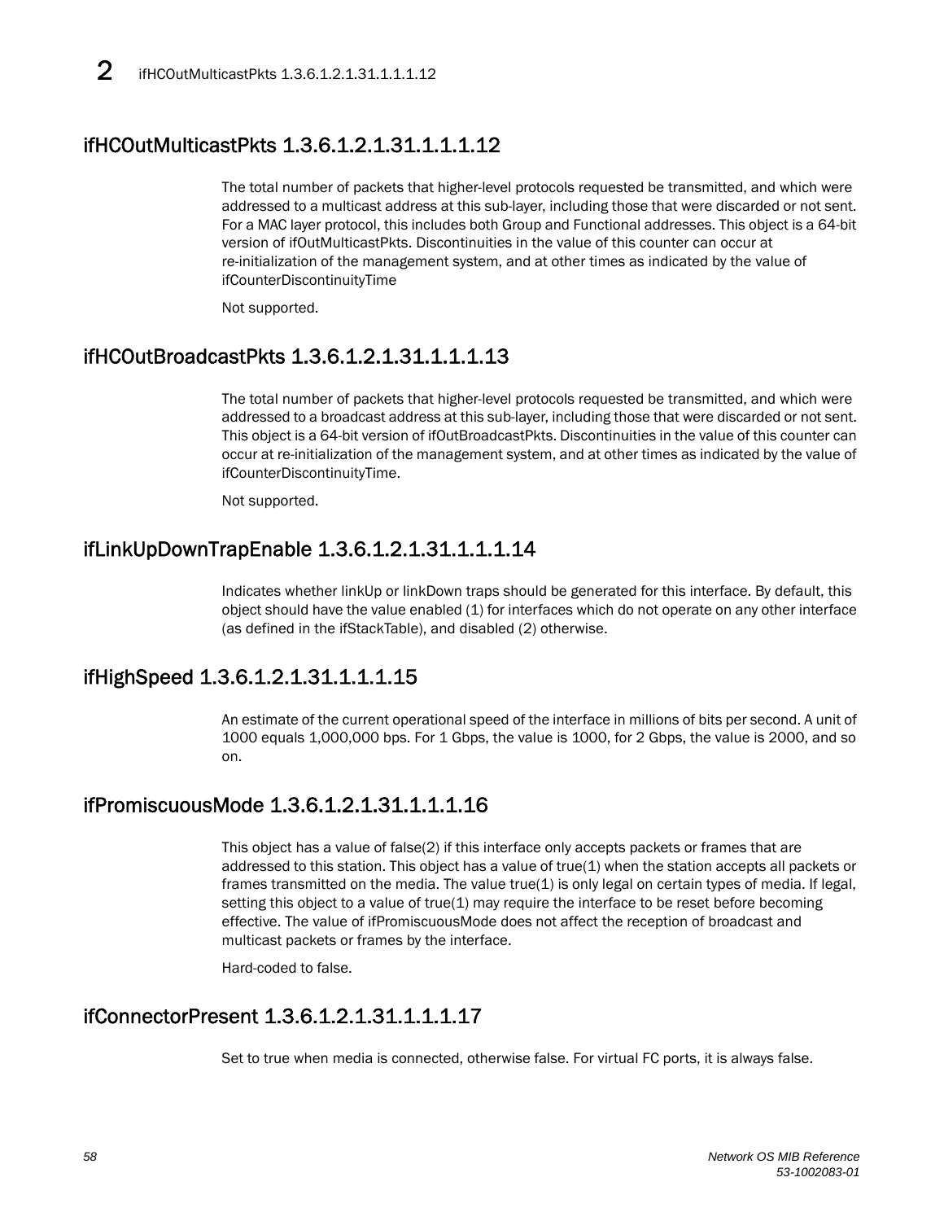## ifHCOutMulticastPkts 1.3.6.1.2.1.31.1.1.1.12

The total number of packets that higher-level protocols requested be transmitted, and which were addressed to a multicast address at this sub-layer, including those that were discarded or not sent. For a MAC layer protocol, this includes both Group and Functional addresses. This object is a 64-bit version of ifOutMulticastPkts. Discontinuities in the value of this counter can occur at re-initialization of the management system, and at other times as indicated by the value of ifCounterDiscontinuityTime

Not supported.

## ifHCOutBroadcastPkts 1.3.6.1.2.1.31.1.1.1.13

The total number of packets that higher-level protocols requested be transmitted, and which were addressed to a broadcast address at this sub-layer, including those that were discarded or not sent. This object is a 64-bit version of ifOutBroadcastPkts. Discontinuities in the value of this counter can occur at re-initialization of the management system, and at other times as indicated by the value of ifCounterDiscontinuityTime.

Not supported.

## ifLinkUpDownTrapEnable 1.3.6.1.2.1.31.1.1.1.14

Indicates whether linkUp or linkDown traps should be generated for this interface. By default, this object should have the value enabled (1) for interfaces which do not operate on any other interface (as defined in the ifStackTable), and disabled (2) otherwise.

## ifHighSpeed 1.3.6.1.2.1.31.1.1.1.15

An estimate of the current operational speed of the interface in millions of bits per second. A unit of 1000 equals 1,000,000 bps. For 1 Gbps, the value is 1000, for 2 Gbps, the value is 2000, and so on.

## ifPromiscuousMode 1.3.6.1.2.1.31.1.1.1.16

This object has a value of false(2) if this interface only accepts packets or frames that are addressed to this station. This object has a value of true(1) when the station accepts all packets or frames transmitted on the media. The value true(1) is only legal on certain types of media. If legal, setting this object to a value of true(1) may require the interface to be reset before becoming effective. The value of ifPromiscuousMode does not affect the reception of broadcast and multicast packets or frames by the interface.

Hard-coded to false.

## ifConnectorPresent 1.3.6.1.2.1.31.1.1.1.17

Set to true when media is connected, otherwise false. For virtual FC ports, it is always false.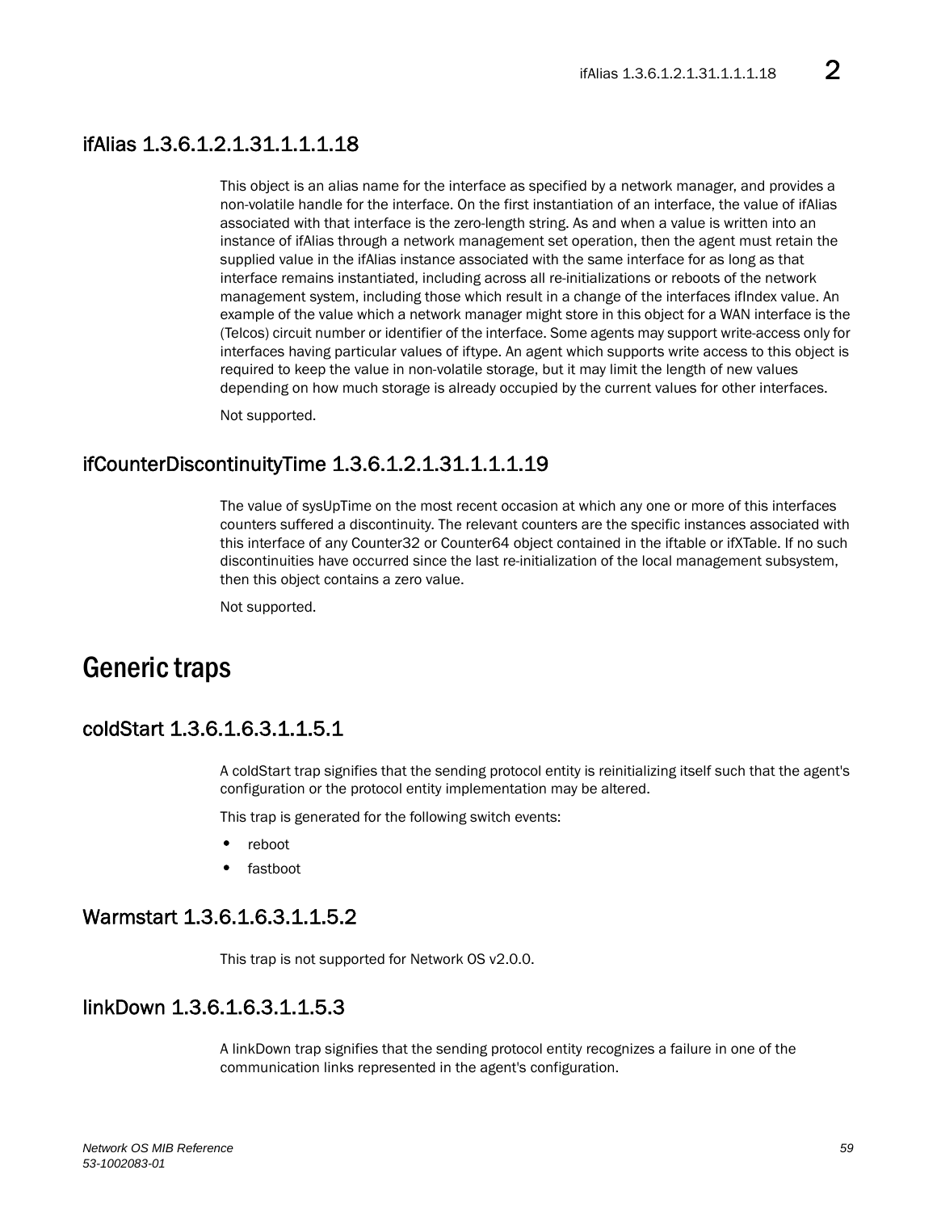## ifAlias 1.3.6.1.2.1.31.1.1.1.18

This object is an alias name for the interface as specified by a network manager, and provides a non-volatile handle for the interface. On the first instantiation of an interface, the value of ifAlias associated with that interface is the zero-length string. As and when a value is written into an instance of ifAlias through a network management set operation, then the agent must retain the supplied value in the ifAlias instance associated with the same interface for as long as that interface remains instantiated, including across all re-initializations or reboots of the network management system, including those which result in a change of the interfaces ifIndex value. An example of the value which a network manager might store in this object for a WAN interface is the (Telcos) circuit number or identifier of the interface. Some agents may support write-access only for interfaces having particular values of iftype. An agent which supports write access to this object is required to keep the value in non-volatile storage, but it may limit the length of new values depending on how much storage is already occupied by the current values for other interfaces.

Not supported.

## ifCounterDiscontinuityTime 1.3.6.1.2.1.31.1.1.1.19

The value of sysUpTime on the most recent occasion at which any one or more of this interfaces counters suffered a discontinuity. The relevant counters are the specific instances associated with this interface of any Counter32 or Counter64 object contained in the iftable or ifXTable. If no such discontinuities have occurred since the last re-initialization of the local management subsystem, then this object contains a zero value.

Not supported.

# Generic traps

## coldStart 1.3.6.1.6.3.1.1.5.1

A coldStart trap signifies that the sending protocol entity is reinitializing itself such that the agent's configuration or the protocol entity implementation may be altered.

This trap is generated for the following switch events:

- reboot
- fastboot

## Warmstart 1.3.6.1.6.3.1.1.5.2

This trap is not supported for Network OS v2.0.0.

## linkDown 1.3.6.1.6.3.1.1.5.3

A linkDown trap signifies that the sending protocol entity recognizes a failure in one of the communication links represented in the agent's configuration.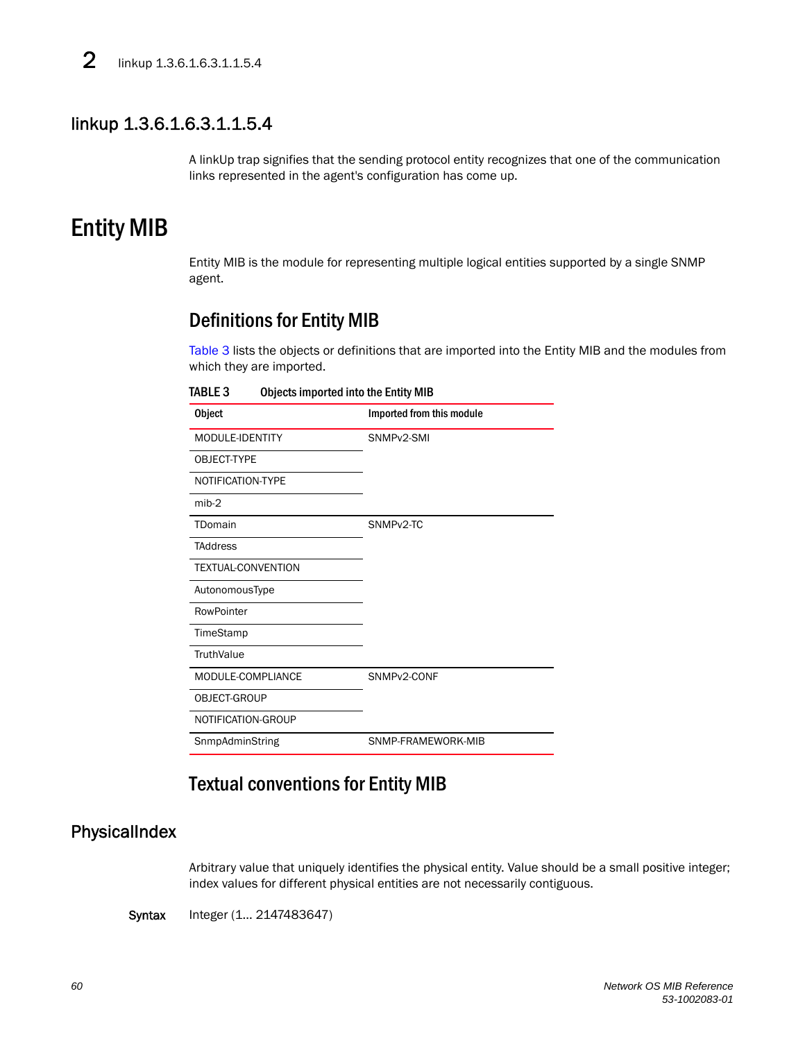## linkup 1.3.6.1.6.3.1.1.5.4

A linkUp trap signifies that the sending protocol entity recognizes that one of the communication links represented in the agent's configuration has come up.

# Entity MIB

Entity MIB is the module for representing multiple logical entities supported by a single SNMP agent.

## Definitions for Entity MIB

Table 3 lists the objects or definitions that are imported into the Entity MIB and the modules from which they are imported.

**TABLE 3** Objects imported into the Entity MIB

| Object | Imported from this module |
|---|---|
| MODULE-IDENTITY | SNMPv2-SMI |
| OBJECT-TYPE | |
| NOTIFICATION-TYPE | |
| mib-2 | |
| TDomain | SNMPv2-TC |
| TAddress | |
| TEXTUAL-CONVENTION | |
| AutonomousType | |
| RowPointer | |
| TimeStamp | |
| TruthValue | |
| MODULE-COMPLIANCE | SNMPv2-CONF |
| OBJECT-GROUP | |
| NOTIFICATION-GROUP | |
| SnmpAdminString | SNMP-FRAMEWORK-MIB |

## Textual conventions for Entity MIB

### PhysicalIndex

Arbitrary value that uniquely identifies the physical entity. Value should be a small positive integer; index values for different physical entities are not necessarily contiguous.

**Syntax** Integer (1... 2147483647)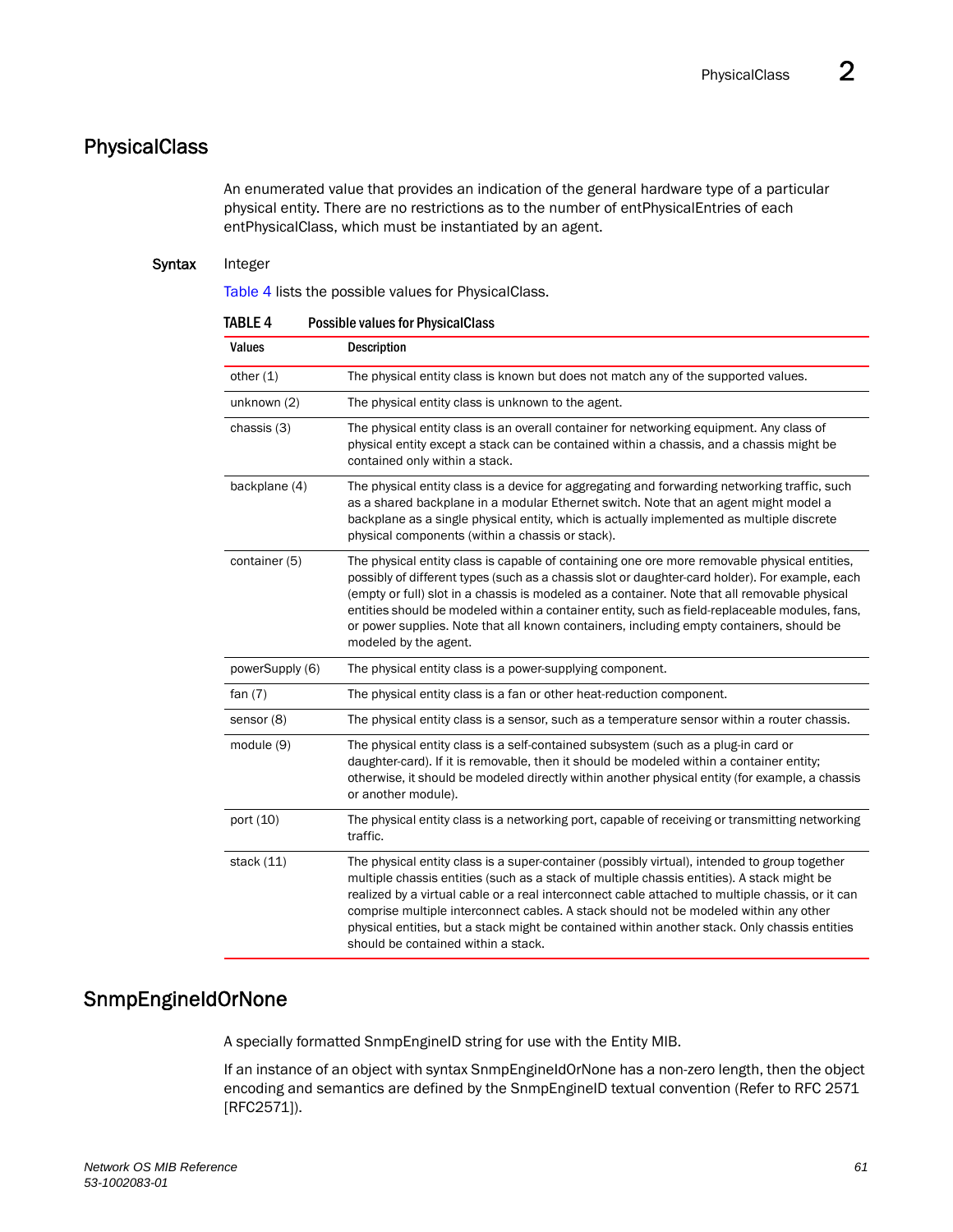## PhysicalClass

An enumerated value that provides an indication of the general hardware type of a particular physical entity. There are no restrictions as to the number of entPhysicalEntries of each entPhysicalClass, which must be instantiated by an agent.

**Syntax** Integer

Table 4 lists the possible values for PhysicalClass.

**TABLE 4** Possible values for PhysicalClass

| Values | Description |
|---|---|
| other (1) | The physical entity class is known but does not match any of the supported values. |
| unknown (2) | The physical entity class is unknown to the agent. |
| chassis (3) | The physical entity class is an overall container for networking equipment. Any class of physical entity except a stack can be contained within a chassis, and a chassis might be contained only within a stack. |
| backplane (4) | The physical entity class is a device for aggregating and forwarding networking traffic, such as a shared backplane in a modular Ethernet switch. Note that an agent might model a backplane as a single physical entity, which is actually implemented as multiple discrete physical components (within a chassis or stack). |
| container (5) | The physical entity class is capable of containing one ore more removable physical entities, possibly of different types (such as a chassis slot or daughter-card holder). For example, each (empty or full) slot in a chassis is modeled as a container. Note that all removable physical entities should be modeled within a container entity, such as field-replaceable modules, fans, or power supplies. Note that all known containers, including empty containers, should be modeled by the agent. |
| powerSupply (6) | The physical entity class is a power-supplying component. |
| fan (7) | The physical entity class is a fan or other heat-reduction component. |
| sensor (8) | The physical entity class is a sensor, such as a temperature sensor within a router chassis. |
| module (9) | The physical entity class is a self-contained subsystem (such as a plug-in card or daughter-card). If it is removable, then it should be modeled within a container entity; otherwise, it should be modeled directly within another physical entity (for example, a chassis or another module). |
| port (10) | The physical entity class is a networking port, capable of receiving or transmitting networking traffic. |
| stack (11) | The physical entity class is a super-container (possibly virtual), intended to group together multiple chassis entities (such as a stack of multiple chassis entities). A stack might be realized by a virtual cable or a real interconnect cable attached to multiple chassis, or it can comprise multiple interconnect cables. A stack should not be modeled within any other physical entities, but a stack might be contained within another stack. Only chassis entities should be contained within a stack. |

## SnmpEngineIdOrNone

A specially formatted SnmpEngineID string for use with the Entity MIB.

If an instance of an object with syntax SnmpEngineIdOrNone has a non-zero length, then the object encoding and semantics are defined by the SnmpEngineID textual convention (Refer to RFC 2571 [RFC2571]).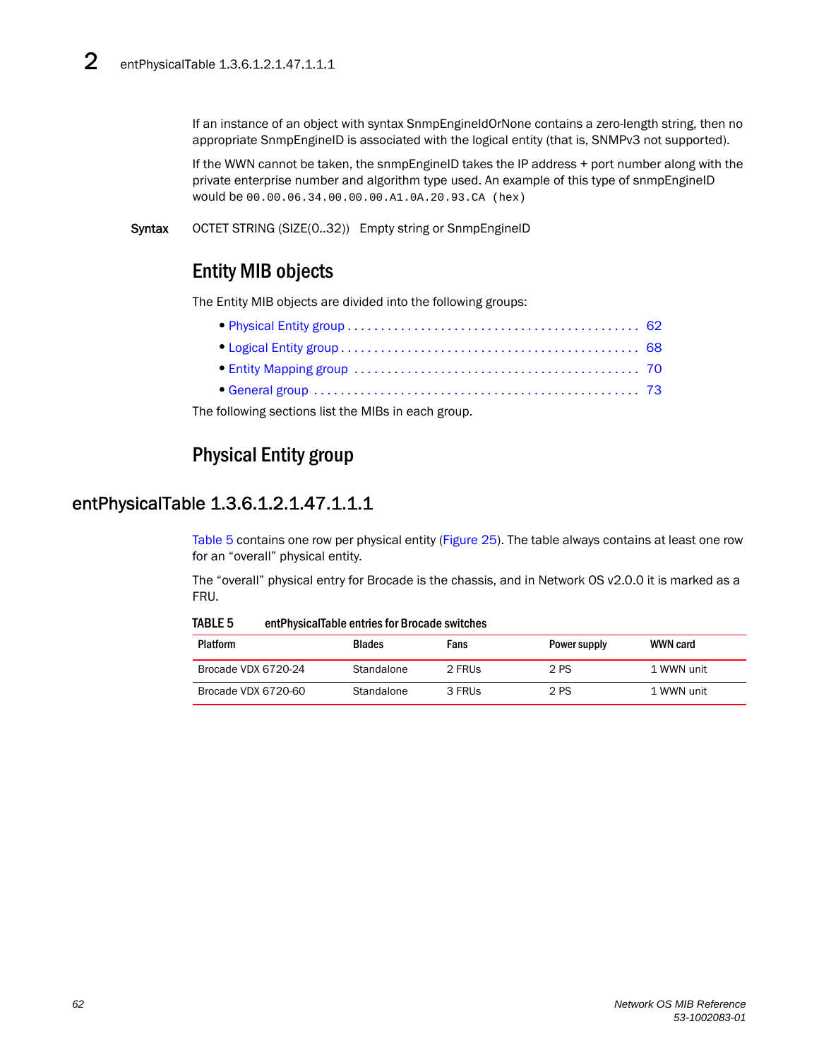If an instance of an object with syntax SnmpEngineIdOrNone contains a zero-length string, then no appropriate SnmpEngineID is associated with the logical entity (that is, SNMPv3 not supported).

If the WWN cannot be taken, the snmpEngineID takes the IP address + port number along with the private enterprise number and algorithm type used. An example of this type of snmpEngineID would be `00.00.06.34.00.00.00.A1.0A.20.93.CA (hex)`

**Syntax** OCTET STRING (SIZE(0..32)) Empty string or SnmpEngineID

## Entity MIB objects

The Entity MIB objects are divided into the following groups:

- Physical Entity group . . . . . . . . . . . . . . . . . . . . . . . . . . . . . . . . . . . . . . . . . . 62
- Logical Entity group . . . . . . . . . . . . . . . . . . . . . . . . . . . . . . . . . . . . . . . . . . . 68
- Entity Mapping group . . . . . . . . . . . . . . . . . . . . . . . . . . . . . . . . . . . . . . . . . 70
- General group . . . . . . . . . . . . . . . . . . . . . . . . . . . . . . . . . . . . . . . . . . . . . . . . 73

The following sections list the MIBs in each group.

## Physical Entity group

### entPhysicalTable 1.3.6.1.2.1.47.1.1.1

Table 5 contains one row per physical entity (Figure 25). The table always contains at least one row for an “overall” physical entity.

The “overall” physical entry for Brocade is the chassis, and in Network OS v2.0.0 it is marked as a FRU.

**TABLE 5** entPhysicalTable entries for Brocade switches

| Platform | Blades | Fans | Power supply | WWN card |
|---|---|---|---|---|
| Brocade VDX 6720-24 | Standalone | 2 FRUs | 2 PS | 1 WWN unit |
| Brocade VDX 6720-60 | Standalone | 3 FRUs | 2 PS | 1 WWN unit |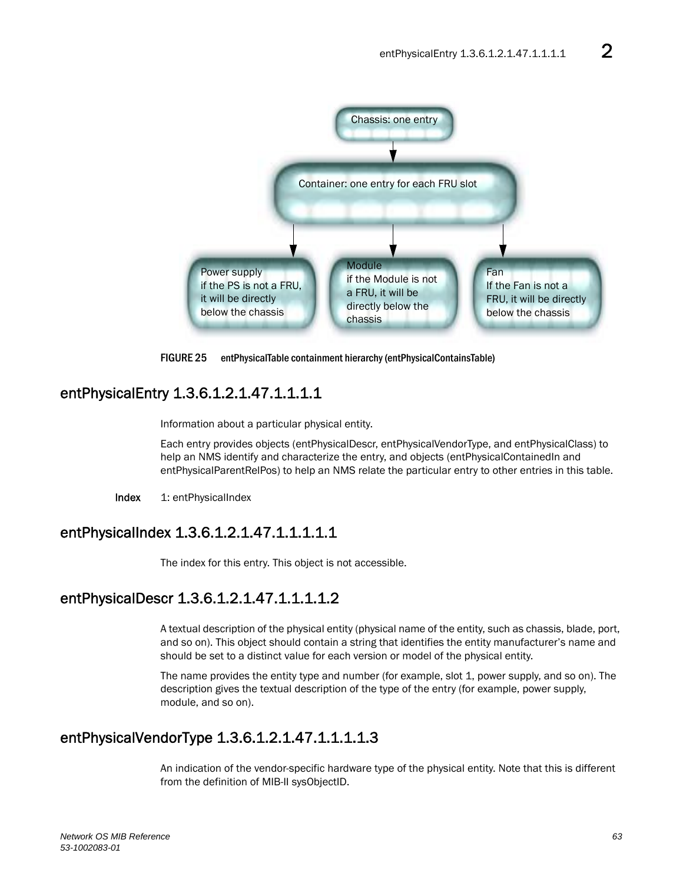Chassis: one entry

Container: one entry for each FRU slot

Power supply
if the PS is not a FRU, it will be directly below the chassis

Module
if the Module is not a FRU, it will be directly below the chassis

Fan
If the Fan is not a FRU, it will be directly below the chassis

**FIGURE 25** entPhysicalTable containment hierarchy (entPhysicalContainsTable)

## entPhysicalEntry 1.3.6.1.2.1.47.1.1.1.1

Information about a particular physical entity.

Each entry provides objects (entPhysicalDescr, entPhysicalVendorType, and entPhysicalClass) to help an NMS identify and characterize the entry, and objects (entPhysicalContainedIn and entPhysicalParentRelPos) to help an NMS relate the particular entry to other entries in this table.

**Index** 1: entPhysicalIndex

## entPhysicalIndex 1.3.6.1.2.1.47.1.1.1.1.1

The index for this entry. This object is not accessible.

## entPhysicalDescr 1.3.6.1.2.1.47.1.1.1.1.2

A textual description of the physical entity (physical name of the entity, such as chassis, blade, port, and so on). This object should contain a string that identifies the entity manufacturer's name and should be set to a distinct value for each version or model of the physical entity.

The name provides the entity type and number (for example, slot 1, power supply, and so on). The description gives the textual description of the type of the entry (for example, power supply, module, and so on).

## entPhysicalVendorType 1.3.6.1.2.1.47.1.1.1.1.3

An indication of the vendor-specific hardware type of the physical entity. Note that this is different from the definition of MIB-II sysObjectID.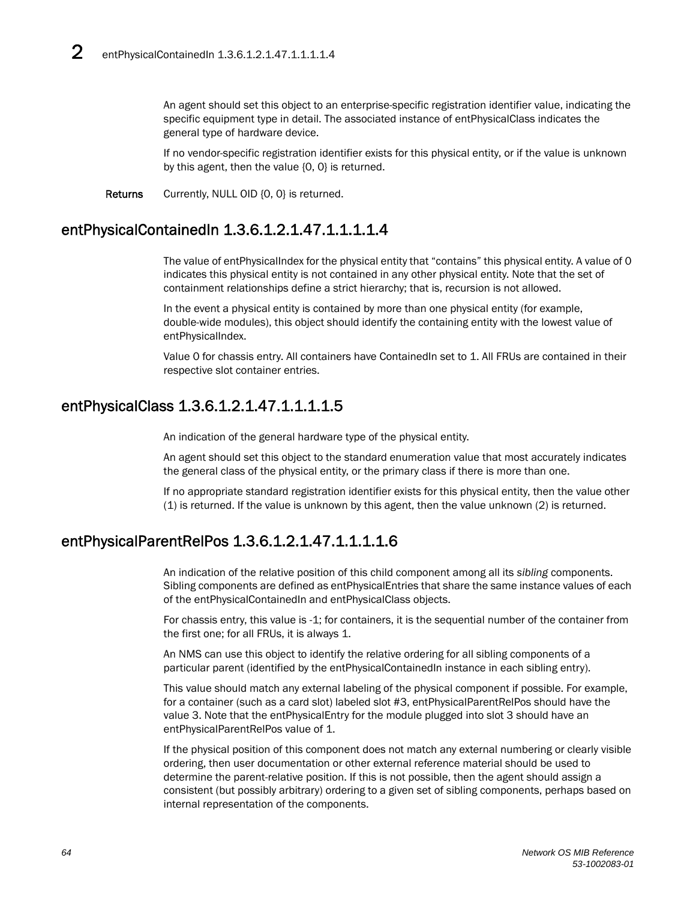An agent should set this object to an enterprise-specific registration identifier value, indicating the specific equipment type in detail. The associated instance of entPhysicalClass indicates the general type of hardware device.

If no vendor-specific registration identifier exists for this physical entity, or if the value is unknown by this agent, then the value {0, 0} is returned.

**Returns** Currently, NULL OID {0, 0} is returned.

## entPhysicalContainedIn 1.3.6.1.2.1.47.1.1.1.1.4

The value of entPhysicalIndex for the physical entity that "contains" this physical entity. A value of 0 indicates this physical entity is not contained in any other physical entity. Note that the set of containment relationships define a strict hierarchy; that is, recursion is not allowed.

In the event a physical entity is contained by more than one physical entity (for example, double-wide modules), this object should identify the containing entity with the lowest value of entPhysicalIndex.

Value 0 for chassis entry. All containers have ContainedIn set to 1. All FRUs are contained in their respective slot container entries.

## entPhysicalClass 1.3.6.1.2.1.47.1.1.1.1.5

An indication of the general hardware type of the physical entity.

An agent should set this object to the standard enumeration value that most accurately indicates the general class of the physical entity, or the primary class if there is more than one.

If no appropriate standard registration identifier exists for this physical entity, then the value other (1) is returned. If the value is unknown by this agent, then the value unknown (2) is returned.

## entPhysicalParentRelPos 1.3.6.1.2.1.47.1.1.1.1.6

An indication of the relative position of this child component among all its *sibling* components. Sibling components are defined as entPhysicalEntries that share the same instance values of each of the entPhysicalContainedIn and entPhysicalClass objects.

For chassis entry, this value is -1; for containers, it is the sequential number of the container from the first one; for all FRUs, it is always 1.

An NMS can use this object to identify the relative ordering for all sibling components of a particular parent (identified by the entPhysicalContainedIn instance in each sibling entry).

This value should match any external labeling of the physical component if possible. For example, for a container (such as a card slot) labeled slot #3, entPhysicalParentRelPos should have the value 3. Note that the entPhysicalEntry for the module plugged into slot 3 should have an entPhysicalParentRelPos value of 1.

If the physical position of this component does not match any external numbering or clearly visible ordering, then user documentation or other external reference material should be used to determine the parent-relative position. If this is not possible, then the agent should assign a consistent (but possibly arbitrary) ordering to a given set of sibling components, perhaps based on internal representation of the components.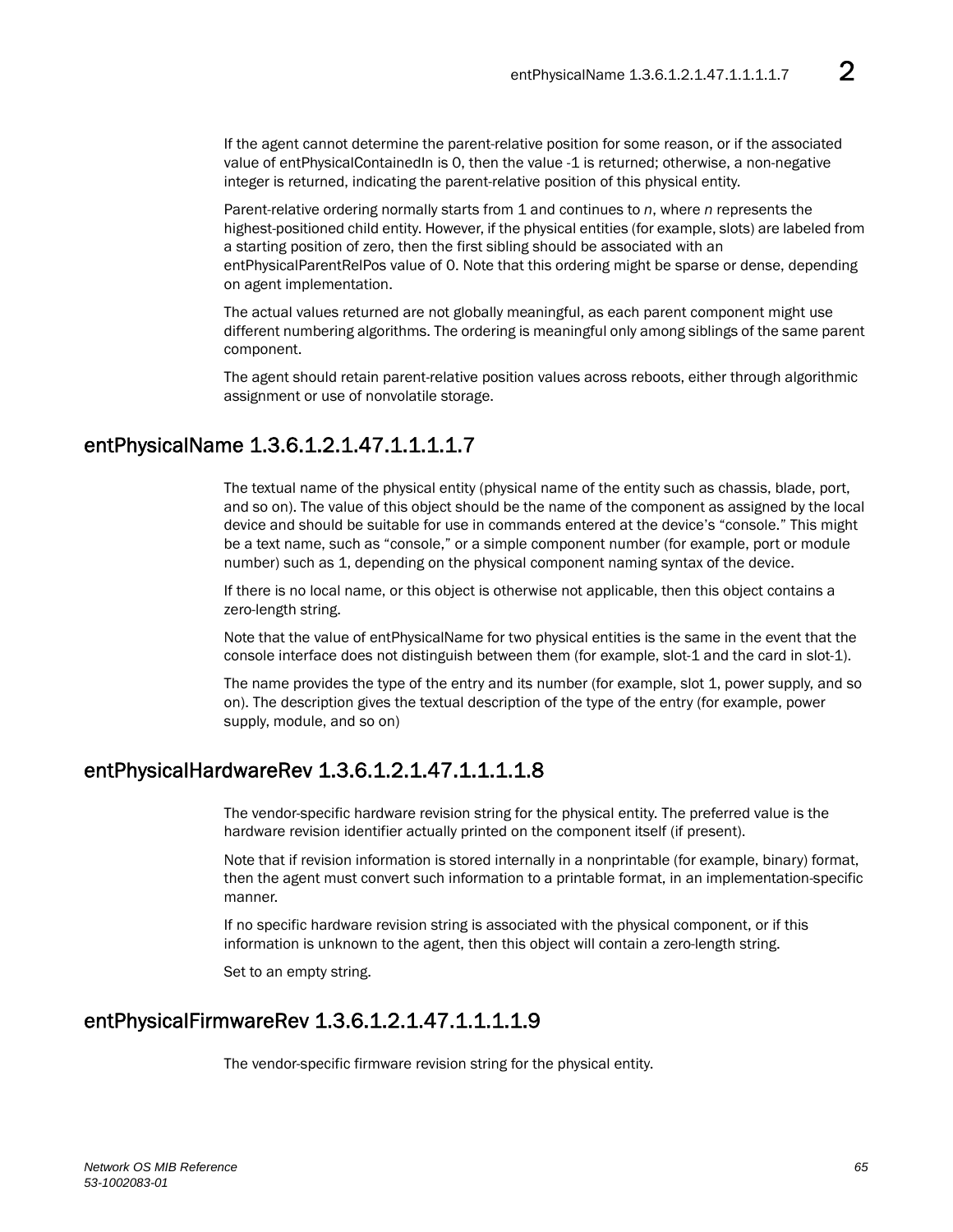If the agent cannot determine the parent-relative position for some reason, or if the associated value of entPhysicalContainedIn is 0, then the value -1 is returned; otherwise, a non-negative integer is returned, indicating the parent-relative position of this physical entity.

Parent-relative ordering normally starts from 1 and continues to *n*, where *n* represents the highest-positioned child entity. However, if the physical entities (for example, slots) are labeled from a starting position of zero, then the first sibling should be associated with an entPhysicalParentRelPos value of 0. Note that this ordering might be sparse or dense, depending on agent implementation.

The actual values returned are not globally meaningful, as each parent component might use different numbering algorithms. The ordering is meaningful only among siblings of the same parent component.

The agent should retain parent-relative position values across reboots, either through algorithmic assignment or use of nonvolatile storage.

## entPhysicalName 1.3.6.1.2.1.47.1.1.1.1.7

The textual name of the physical entity (physical name of the entity such as chassis, blade, port, and so on). The value of this object should be the name of the component as assigned by the local device and should be suitable for use in commands entered at the device's "console." This might be a text name, such as "console," or a simple component number (for example, port or module number) such as 1, depending on the physical component naming syntax of the device.

If there is no local name, or this object is otherwise not applicable, then this object contains a zero-length string.

Note that the value of entPhysicalName for two physical entities is the same in the event that the console interface does not distinguish between them (for example, slot-1 and the card in slot-1).

The name provides the type of the entry and its number (for example, slot 1, power supply, and so on). The description gives the textual description of the type of the entry (for example, power supply, module, and so on)

## entPhysicalHardwareRev 1.3.6.1.2.1.47.1.1.1.1.8

The vendor-specific hardware revision string for the physical entity. The preferred value is the hardware revision identifier actually printed on the component itself (if present).

Note that if revision information is stored internally in a nonprintable (for example, binary) format, then the agent must convert such information to a printable format, in an implementation-specific manner.

If no specific hardware revision string is associated with the physical component, or if this information is unknown to the agent, then this object will contain a zero-length string.

Set to an empty string.

## entPhysicalFirmwareRev 1.3.6.1.2.1.47.1.1.1.1.9

The vendor-specific firmware revision string for the physical entity.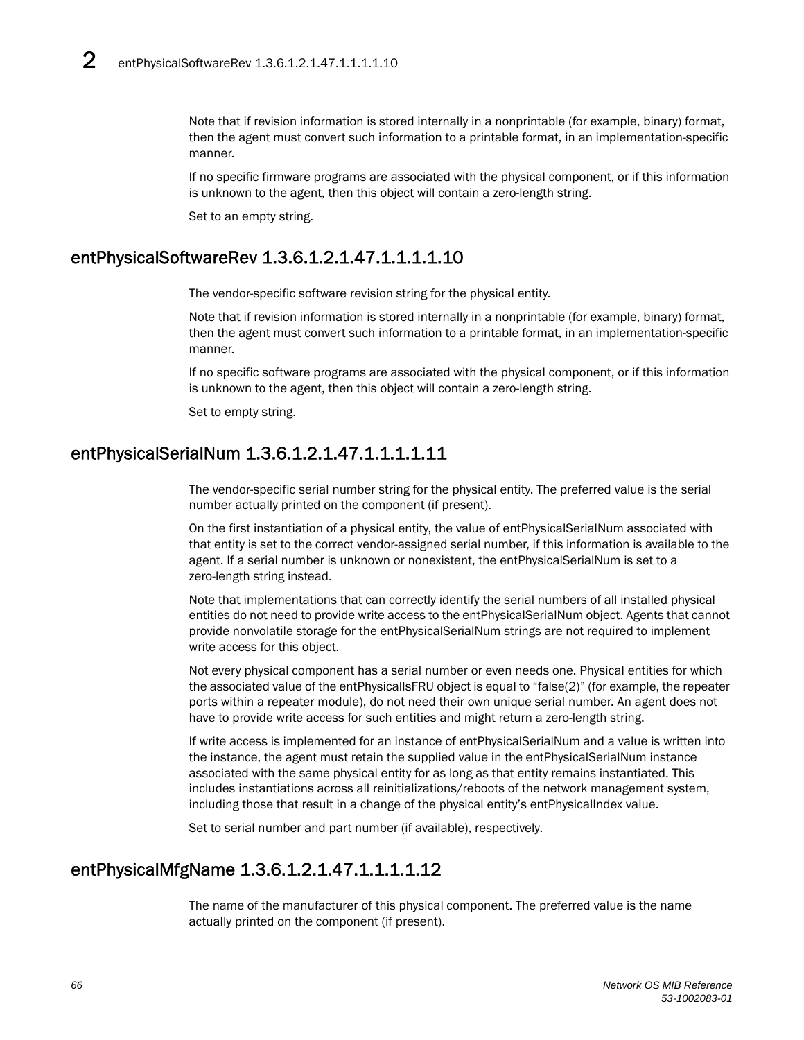Note that if revision information is stored internally in a nonprintable (for example, binary) format, then the agent must convert such information to a printable format, in an implementation-specific manner.

If no specific firmware programs are associated with the physical component, or if this information is unknown to the agent, then this object will contain a zero-length string.

Set to an empty string.

## entPhysicalSoftwareRev 1.3.6.1.2.1.47.1.1.1.1.10

The vendor-specific software revision string for the physical entity.

Note that if revision information is stored internally in a nonprintable (for example, binary) format, then the agent must convert such information to a printable format, in an implementation-specific manner.

If no specific software programs are associated with the physical component, or if this information is unknown to the agent, then this object will contain a zero-length string.

Set to empty string.

## entPhysicalSerialNum 1.3.6.1.2.1.47.1.1.1.1.11

The vendor-specific serial number string for the physical entity. The preferred value is the serial number actually printed on the component (if present).

On the first instantiation of a physical entity, the value of entPhysicalSerialNum associated with that entity is set to the correct vendor-assigned serial number, if this information is available to the agent. If a serial number is unknown or nonexistent, the entPhysicalSerialNum is set to a zero-length string instead.

Note that implementations that can correctly identify the serial numbers of all installed physical entities do not need to provide write access to the entPhysicalSerialNum object. Agents that cannot provide nonvolatile storage for the entPhysicalSerialNum strings are not required to implement write access for this object.

Not every physical component has a serial number or even needs one. Physical entities for which the associated value of the entPhysicalIsFRU object is equal to “false(2)” (for example, the repeater ports within a repeater module), do not need their own unique serial number. An agent does not have to provide write access for such entities and might return a zero-length string.

If write access is implemented for an instance of entPhysicalSerialNum and a value is written into the instance, the agent must retain the supplied value in the entPhysicalSerialNum instance associated with the same physical entity for as long as that entity remains instantiated. This includes instantiations across all reinitializations/reboots of the network management system, including those that result in a change of the physical entity’s entPhysicalIndex value.

Set to serial number and part number (if available), respectively.

## entPhysicalMfgName 1.3.6.1.2.1.47.1.1.1.1.12

The name of the manufacturer of this physical component. The preferred value is the name actually printed on the component (if present).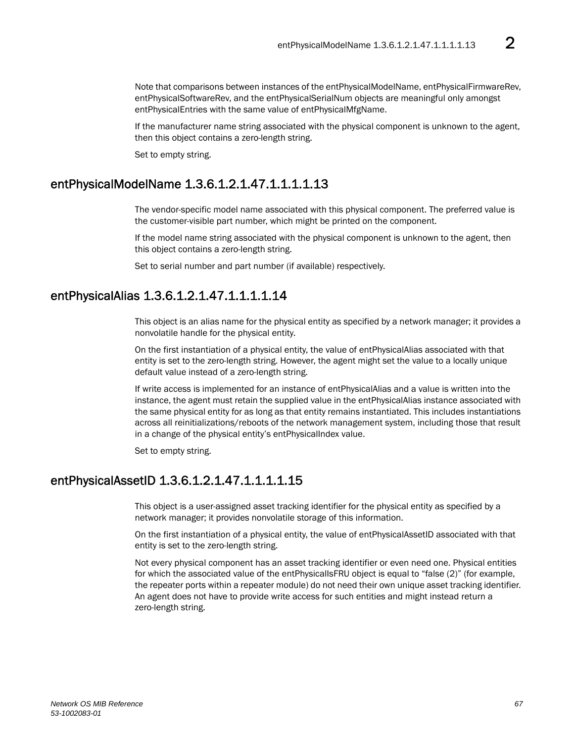Note that comparisons between instances of the entPhysicalModelName, entPhysicalFirmwareRev, entPhysicalSoftwareRev, and the entPhysicalSerialNum objects are meaningful only amongst entPhysicalEntries with the same value of entPhysicalMfgName.

If the manufacturer name string associated with the physical component is unknown to the agent, then this object contains a zero-length string.

Set to empty string.

## entPhysicalModelName 1.3.6.1.2.1.47.1.1.1.1.13

The vendor-specific model name associated with this physical component. The preferred value is the customer-visible part number, which might be printed on the component.

If the model name string associated with the physical component is unknown to the agent, then this object contains a zero-length string.

Set to serial number and part number (if available) respectively.

## entPhysicalAlias 1.3.6.1.2.1.47.1.1.1.1.14

This object is an alias name for the physical entity as specified by a network manager; it provides a nonvolatile handle for the physical entity.

On the first instantiation of a physical entity, the value of entPhysicalAlias associated with that entity is set to the zero-length string. However, the agent might set the value to a locally unique default value instead of a zero-length string.

If write access is implemented for an instance of entPhysicalAlias and a value is written into the instance, the agent must retain the supplied value in the entPhysicalAlias instance associated with the same physical entity for as long as that entity remains instantiated. This includes instantiations across all reinitializations/reboots of the network management system, including those that result in a change of the physical entity's entPhysicalIndex value.

Set to empty string.

## entPhysicalAssetID 1.3.6.1.2.1.47.1.1.1.1.15

This object is a user-assigned asset tracking identifier for the physical entity as specified by a network manager; it provides nonvolatile storage of this information.

On the first instantiation of a physical entity, the value of entPhysicalAssetID associated with that entity is set to the zero-length string.

Not every physical component has an asset tracking identifier or even need one. Physical entities for which the associated value of the entPhysicalIsFRU object is equal to "false (2)" (for example, the repeater ports within a repeater module) do not need their own unique asset tracking identifier. An agent does not have to provide write access for such entities and might instead return a zero-length string.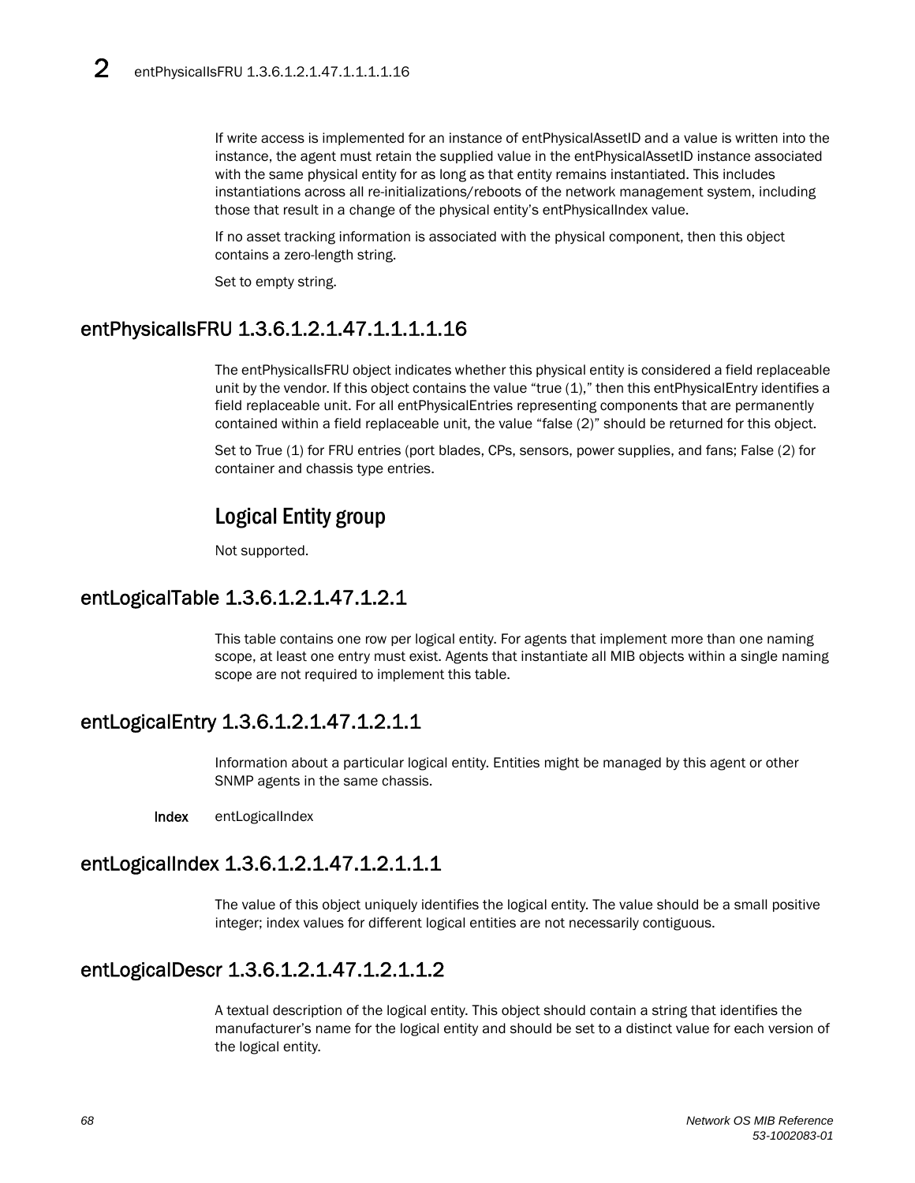If write access is implemented for an instance of entPhysicalAssetID and a value is written into the instance, the agent must retain the supplied value in the entPhysicalAssetID instance associated with the same physical entity for as long as that entity remains instantiated. This includes instantiations across all re-initializations/reboots of the network management system, including those that result in a change of the physical entity's entPhysicalIndex value.

If no asset tracking information is associated with the physical component, then this object contains a zero-length string.

Set to empty string.

## entPhysicalIsFRU 1.3.6.1.2.1.47.1.1.1.1.16

The entPhysicalIsFRU object indicates whether this physical entity is considered a field replaceable unit by the vendor. If this object contains the value "true (1)," then this entPhysicalEntry identifies a field replaceable unit. For all entPhysicalEntries representing components that are permanently contained within a field replaceable unit, the value "false (2)" should be returned for this object.

Set to True (1) for FRU entries (port blades, CPs, sensors, power supplies, and fans; False (2) for container and chassis type entries.

# Logical Entity group

Not supported.

## entLogicalTable 1.3.6.1.2.1.47.1.2.1

This table contains one row per logical entity. For agents that implement more than one naming scope, at least one entry must exist. Agents that instantiate all MIB objects within a single naming scope are not required to implement this table.

## entLogicalEntry 1.3.6.1.2.1.47.1.2.1.1

Information about a particular logical entity. Entities might be managed by this agent or other SNMP agents in the same chassis.

**Index** entLogicalIndex

## entLogicalIndex 1.3.6.1.2.1.47.1.2.1.1.1

The value of this object uniquely identifies the logical entity. The value should be a small positive integer; index values for different logical entities are not necessarily contiguous.

## entLogicalDescr 1.3.6.1.2.1.47.1.2.1.1.2

A textual description of the logical entity. This object should contain a string that identifies the manufacturer's name for the logical entity and should be set to a distinct value for each version of the logical entity.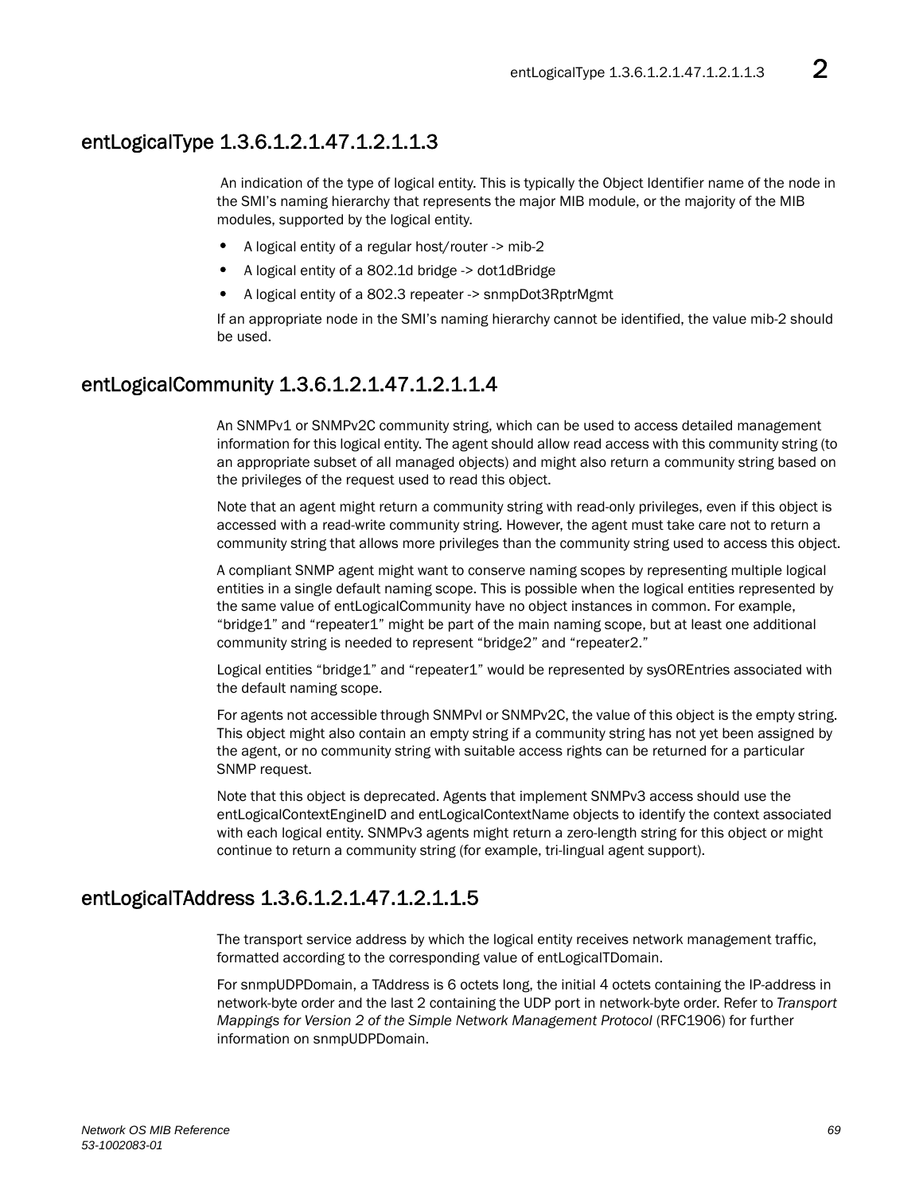## entLogicalType 1.3.6.1.2.1.47.1.2.1.1.3

An indication of the type of logical entity. This is typically the Object Identifier name of the node in the SMI's naming hierarchy that represents the major MIB module, or the majority of the MIB modules, supported by the logical entity.

- A logical entity of a regular host/router -> mib-2
- A logical entity of a 802.1d bridge -> dot1dBridge
- A logical entity of a 802.3 repeater -> snmpDot3RptrMgmt

If an appropriate node in the SMI's naming hierarchy cannot be identified, the value mib-2 should be used.

## entLogicalCommunity 1.3.6.1.2.1.47.1.2.1.1.4

An SNMPv1 or SNMPv2C community string, which can be used to access detailed management information for this logical entity. The agent should allow read access with this community string (to an appropriate subset of all managed objects) and might also return a community string based on the privileges of the request used to read this object.

Note that an agent might return a community string with read-only privileges, even if this object is accessed with a read-write community string. However, the agent must take care not to return a community string that allows more privileges than the community string used to access this object.

A compliant SNMP agent might want to conserve naming scopes by representing multiple logical entities in a single default naming scope. This is possible when the logical entities represented by the same value of entLogicalCommunity have no object instances in common. For example, "bridge1" and "repeater1" might be part of the main naming scope, but at least one additional community string is needed to represent "bridge2" and "repeater2."

Logical entities "bridge1" and "repeater1" would be represented by sysOREntries associated with the default naming scope.

For agents not accessible through SNMPvl or SNMPv2C, the value of this object is the empty string. This object might also contain an empty string if a community string has not yet been assigned by the agent, or no community string with suitable access rights can be returned for a particular SNMP request.

Note that this object is deprecated. Agents that implement SNMPv3 access should use the entLogicalContextEngineID and entLogicalContextName objects to identify the context associated with each logical entity. SNMPv3 agents might return a zero-length string for this object or might continue to return a community string (for example, tri-lingual agent support).

## entLogicalTAddress 1.3.6.1.2.1.47.1.2.1.1.5

The transport service address by which the logical entity receives network management traffic, formatted according to the corresponding value of entLogicalTDomain.

For snmpUDPDomain, a TAddress is 6 octets long, the initial 4 octets containing the IP-address in network-byte order and the last 2 containing the UDP port in network-byte order. Refer to *Transport Mappings for Version 2 of the Simple Network Management Protocol* (RFC1906) for further information on snmpUDPDomain.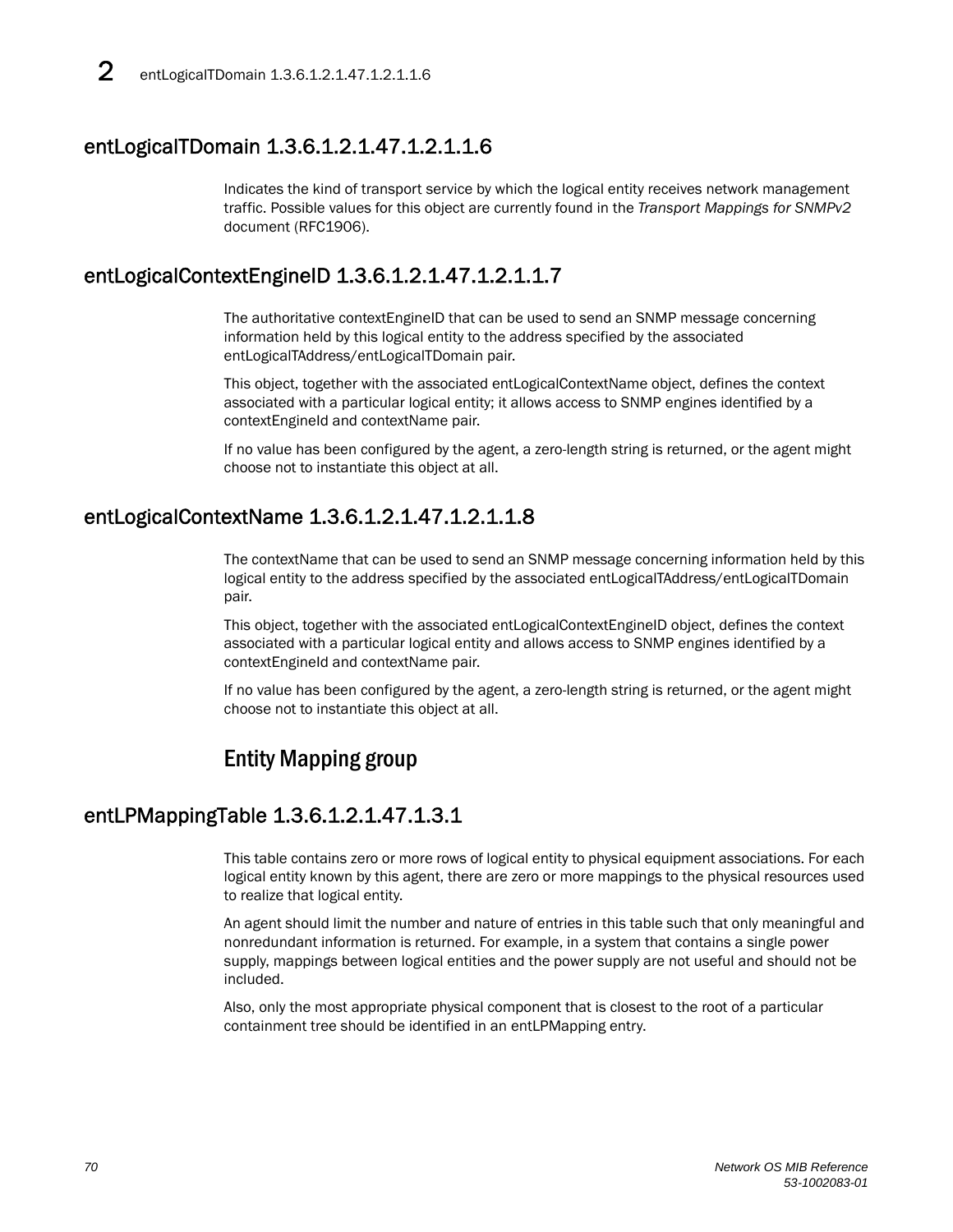## entLogicalTDomain 1.3.6.1.2.1.47.1.2.1.1.6

Indicates the kind of transport service by which the logical entity receives network management traffic. Possible values for this object are currently found in the *Transport Mappings for SNMPv2* document (RFC1906).

## entLogicalContextEngineID 1.3.6.1.2.1.47.1.2.1.1.7

The authoritative contextEngineID that can be used to send an SNMP message concerning information held by this logical entity to the address specified by the associated entLogicalTAddress/entLogicalTDomain pair.

This object, together with the associated entLogicalContextName object, defines the context associated with a particular logical entity; it allows access to SNMP engines identified by a contextEngineId and contextName pair.

If no value has been configured by the agent, a zero-length string is returned, or the agent might choose not to instantiate this object at all.

## entLogicalContextName 1.3.6.1.2.1.47.1.2.1.1.8

The contextName that can be used to send an SNMP message concerning information held by this logical entity to the address specified by the associated entLogicalTAddress/entLogicalTDomain pair.

This object, together with the associated entLogicalContextEngineID object, defines the context associated with a particular logical entity and allows access to SNMP engines identified by a contextEngineId and contextName pair.

If no value has been configured by the agent, a zero-length string is returned, or the agent might choose not to instantiate this object at all.

# Entity Mapping group

## entLPMappingTable 1.3.6.1.2.1.47.1.3.1

This table contains zero or more rows of logical entity to physical equipment associations. For each logical entity known by this agent, there are zero or more mappings to the physical resources used to realize that logical entity.

An agent should limit the number and nature of entries in this table such that only meaningful and nonredundant information is returned. For example, in a system that contains a single power supply, mappings between logical entities and the power supply are not useful and should not be included.

Also, only the most appropriate physical component that is closest to the root of a particular containment tree should be identified in an entLPMapping entry.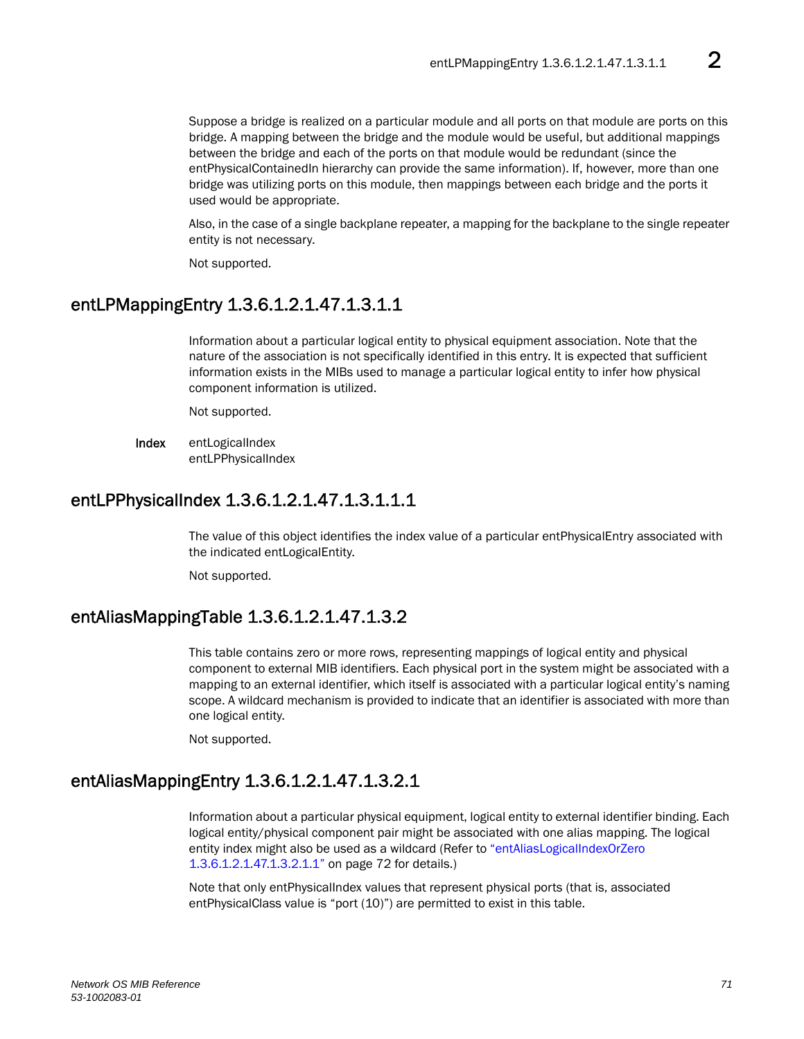Suppose a bridge is realized on a particular module and all ports on that module are ports on this bridge. A mapping between the bridge and the module would be useful, but additional mappings between the bridge and each of the ports on that module would be redundant (since the entPhysicalContainedIn hierarchy can provide the same information). If, however, more than one bridge was utilizing ports on this module, then mappings between each bridge and the ports it used would be appropriate.

Also, in the case of a single backplane repeater, a mapping for the backplane to the single repeater entity is not necessary.

Not supported.

## entLPMappingEntry 1.3.6.1.2.1.47.1.3.1.1

Information about a particular logical entity to physical equipment association. Note that the nature of the association is not specifically identified in this entry. It is expected that sufficient information exists in the MIBs used to manage a particular logical entity to infer how physical component information is utilized.

Not supported.

**Index** entLogicalIndex
entLPPhysicalIndex

## entLPPhysicalIndex 1.3.6.1.2.1.47.1.3.1.1.1

The value of this object identifies the index value of a particular entPhysicalEntry associated with the indicated entLogicalEntity.

Not supported.

## entAliasMappingTable 1.3.6.1.2.1.47.1.3.2

This table contains zero or more rows, representing mappings of logical entity and physical component to external MIB identifiers. Each physical port in the system might be associated with a mapping to an external identifier, which itself is associated with a particular logical entity's naming scope. A wildcard mechanism is provided to indicate that an identifier is associated with more than one logical entity.

Not supported.

## entAliasMappingEntry 1.3.6.1.2.1.47.1.3.2.1

Information about a particular physical equipment, logical entity to external identifier binding. Each logical entity/physical component pair might be associated with one alias mapping. The logical entity index might also be used as a wildcard (Refer to "entAliasLogicalIndexOrZero 1.3.6.1.2.1.47.1.3.2.1.1" on page 72 for details.)

Note that only entPhysicalIndex values that represent physical ports (that is, associated entPhysicalClass value is "port (10)") are permitted to exist in this table.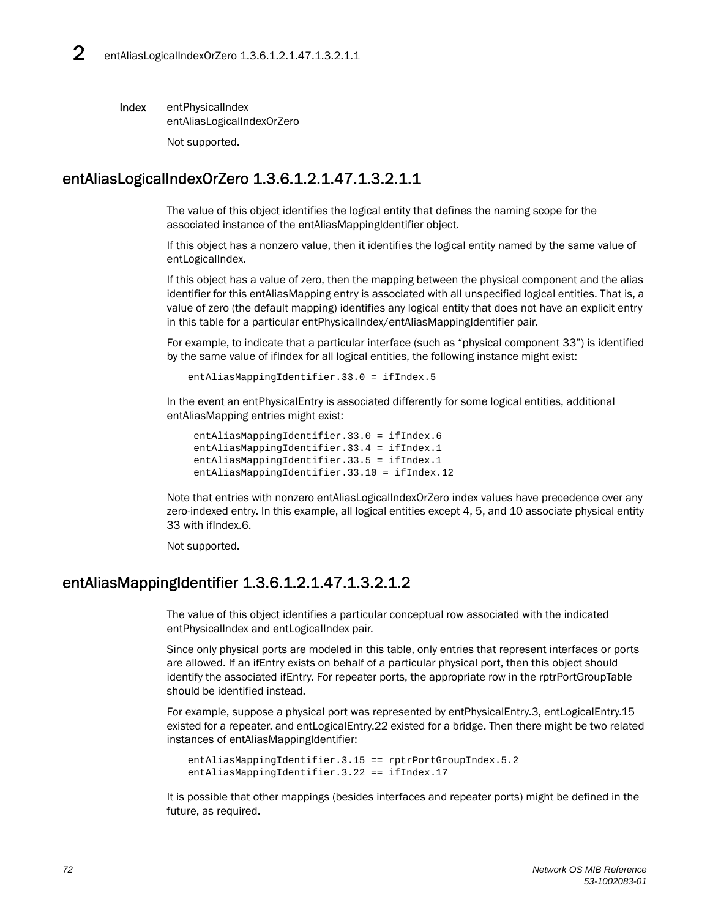**Index** entPhysicalIndex
entAliasLogicalIndexOrZero

Not supported.

## entAliasLogicalIndexOrZero 1.3.6.1.2.1.47.1.3.2.1.1

The value of this object identifies the logical entity that defines the naming scope for the associated instance of the entAliasMappingIdentifier object.

If this object has a nonzero value, then it identifies the logical entity named by the same value of entLogicalIndex.

If this object has a value of zero, then the mapping between the physical component and the alias identifier for this entAliasMapping entry is associated with all unspecified logical entities. That is, a value of zero (the default mapping) identifies any logical entity that does not have an explicit entry in this table for a particular entPhysicalIndex/entAliasMappingIdentifier pair.

For example, to indicate that a particular interface (such as “physical component 33”) is identified by the same value of ifIndex for all logical entities, the following instance might exist:

```
entAliasMappingIdentifier.33.0 = ifIndex.5
```

In the event an entPhysicalEntry is associated differently for some logical entities, additional entAliasMapping entries might exist:

```
entAliasMappingIdentifier.33.0 = ifIndex.6
entAliasMappingIdentifier.33.4 = ifIndex.1
entAliasMappingIdentifier.33.5 = ifIndex.1
entAliasMappingIdentifier.33.10 = ifIndex.12
```

Note that entries with nonzero entAliasLogicalIndexOrZero index values have precedence over any zero-indexed entry. In this example, all logical entities except 4, 5, and 10 associate physical entity 33 with ifIndex.6.

Not supported.

## entAliasMappingIdentifier 1.3.6.1.2.1.47.1.3.2.1.2

The value of this object identifies a particular conceptual row associated with the indicated entPhysicalIndex and entLogicalIndex pair.

Since only physical ports are modeled in this table, only entries that represent interfaces or ports are allowed. If an ifEntry exists on behalf of a particular physical port, then this object should identify the associated ifEntry. For repeater ports, the appropriate row in the rptrPortGroupTable should be identified instead.

For example, suppose a physical port was represented by entPhysicalEntry.3, entLogicalEntry.15 existed for a repeater, and entLogicalEntry.22 existed for a bridge. Then there might be two related instances of entAliasMappingIdentifier:

```
entAliasMappingIdentifier.3.15 == rptrPortGroupIndex.5.2
entAliasMappingIdentifier.3.22 == ifIndex.17
```

It is possible that other mappings (besides interfaces and repeater ports) might be defined in the future, as required.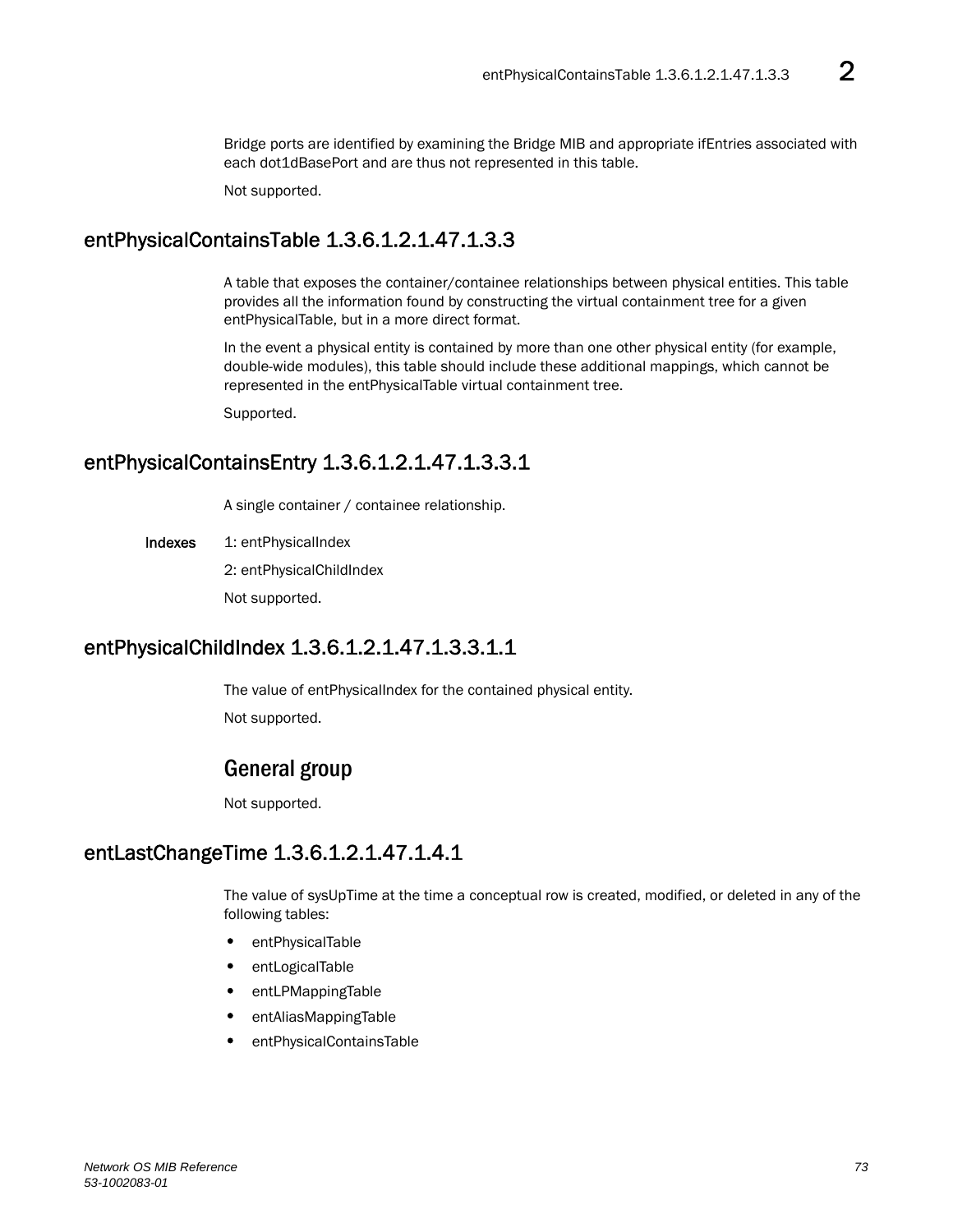Bridge ports are identified by examining the Bridge MIB and appropriate ifEntries associated with each dot1dBasePort and are thus not represented in this table.

Not supported.

## entPhysicalContainsTable 1.3.6.1.2.1.47.1.3.3

A table that exposes the container/containee relationships between physical entities. This table provides all the information found by constructing the virtual containment tree for a given entPhysicalTable, but in a more direct format.

In the event a physical entity is contained by more than one other physical entity (for example, double-wide modules), this table should include these additional mappings, which cannot be represented in the entPhysicalTable virtual containment tree.

Supported.

## entPhysicalContainsEntry 1.3.6.1.2.1.47.1.3.3.1

A single container / containee relationship.

**Indexes** 1: entPhysicalIndex

2: entPhysicalChildIndex

Not supported.

## entPhysicalChildIndex 1.3.6.1.2.1.47.1.3.3.1.1

The value of entPhysicalIndex for the contained physical entity.

Not supported.

# General group

Not supported.

## entLastChangeTime 1.3.6.1.2.1.47.1.4.1

The value of sysUpTime at the time a conceptual row is created, modified, or deleted in any of the following tables:

- entPhysicalTable
- entLogicalTable
- entLPMappingTable
- entAliasMappingTable
- entPhysicalContainsTable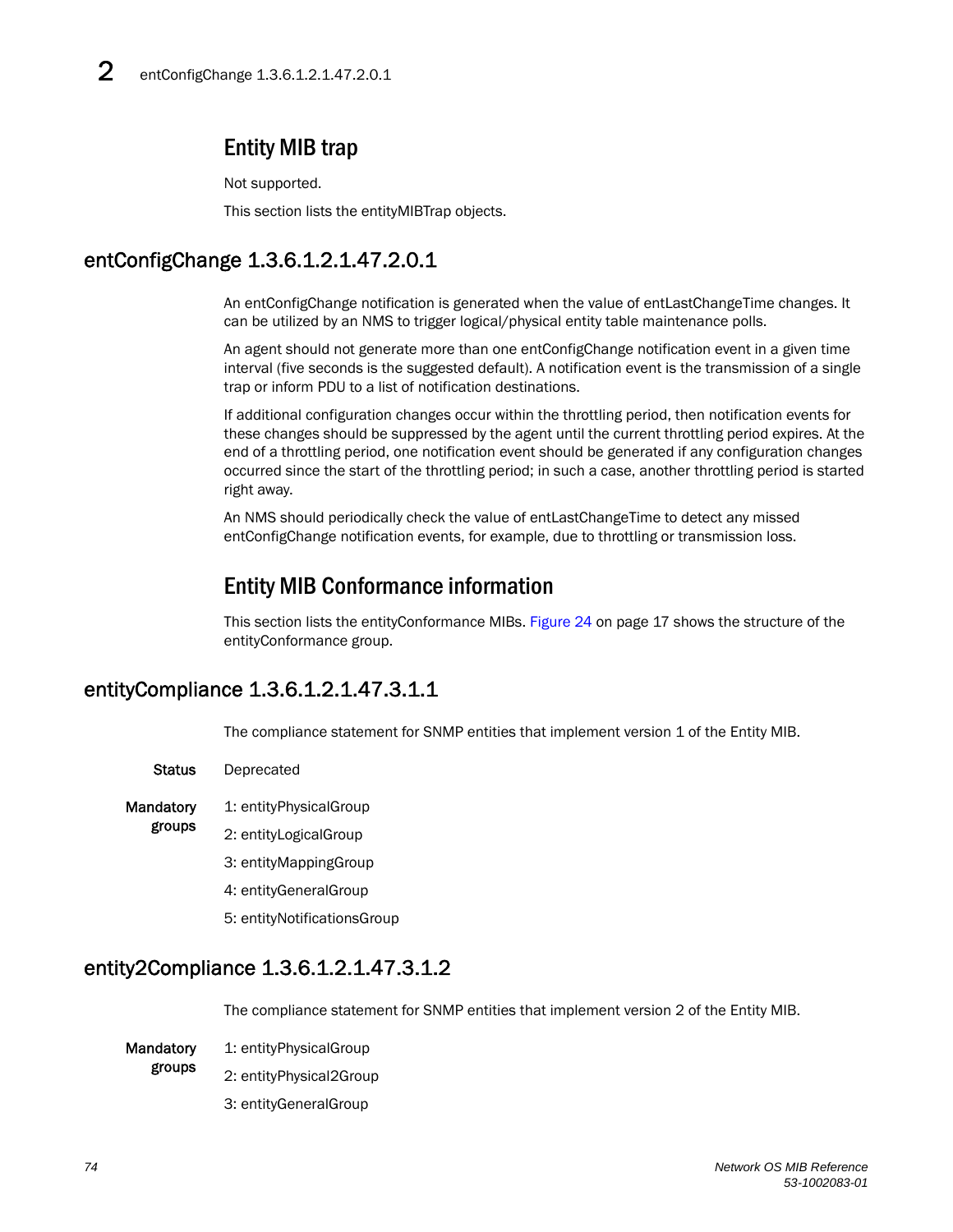## Entity MIB trap

Not supported.

This section lists the entityMIBTrap objects.

## entConfigChange 1.3.6.1.2.1.47.2.0.1

An entConfigChange notification is generated when the value of entLastChangeTime changes. It can be utilized by an NMS to trigger logical/physical entity table maintenance polls.

An agent should not generate more than one entConfigChange notification event in a given time interval (five seconds is the suggested default). A notification event is the transmission of a single trap or inform PDU to a list of notification destinations.

If additional configuration changes occur within the throttling period, then notification events for these changes should be suppressed by the agent until the current throttling period expires. At the end of a throttling period, one notification event should be generated if any configuration changes occurred since the start of the throttling period; in such a case, another throttling period is started right away.

An NMS should periodically check the value of entLastChangeTime to detect any missed entConfigChange notification events, for example, due to throttling or transmission loss.

## Entity MIB Conformance information

This section lists the entityConformance MIBs. Figure 24 on page 17 shows the structure of the entityConformance group.

## entityCompliance 1.3.6.1.2.1.47.3.1.1

The compliance statement for SNMP entities that implement version 1 of the Entity MIB.

**Status** Deprecated

**Mandatory groups**

1: entityPhysicalGroup

2: entityLogicalGroup

3: entityMappingGroup

4: entityGeneralGroup

5: entityNotificationsGroup

## entity2Compliance 1.3.6.1.2.1.47.3.1.2

The compliance statement for SNMP entities that implement version 2 of the Entity MIB.

**Mandatory groups**

1: entityPhysicalGroup

2: entityPhysical2Group

3: entityGeneralGroup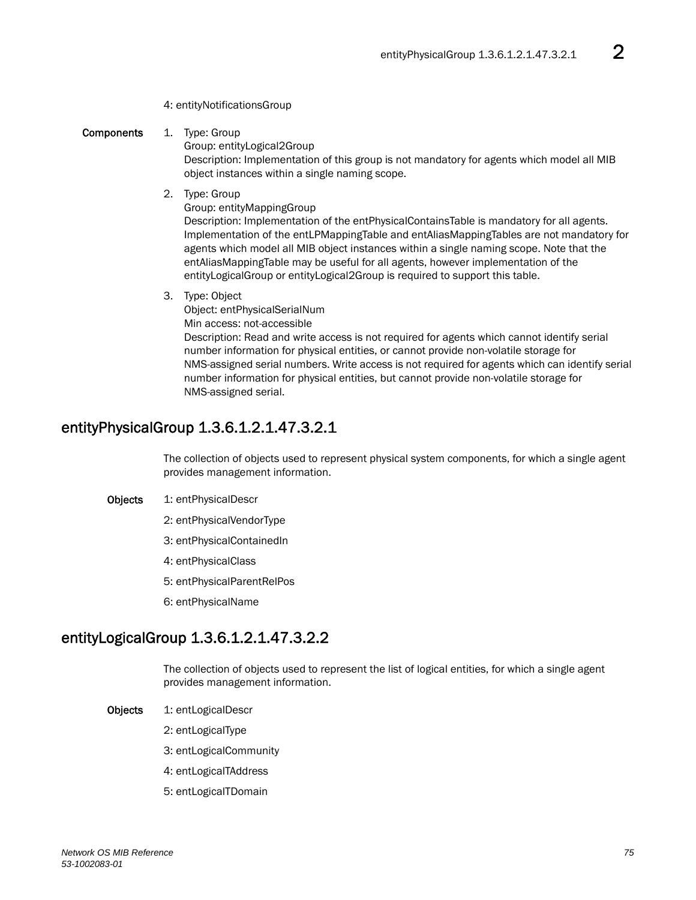4: entityNotificationsGroup

**Components**

1. Type: Group
   Group: entityLogical2Group
   Description: Implementation of this group is not mandatory for agents which model all MIB object instances within a single naming scope.

2. Type: Group
   Group: entityMappingGroup
   Description: Implementation of the entPhysicalContainsTable is mandatory for all agents. Implementation of the entLPMappingTable and entAliasMappingTables are not mandatory for agents which model all MIB object instances within a single naming scope. Note that the entAliasMappingTable may be useful for all agents, however implementation of the entityLogicalGroup or entityLogical2Group is required to support this table.

3. Type: Object
   Object: entPhysicalSerialNum
   Min access: not-accessible
   Description: Read and write access is not required for agents which cannot identify serial number information for physical entities, or cannot provide non-volatile storage for NMS-assigned serial numbers. Write access is not required for agents which can identify serial number information for physical entities, but cannot provide non-volatile storage for NMS-assigned serial.

## entityPhysicalGroup 1.3.6.1.2.1.47.3.2.1

The collection of objects used to represent physical system components, for which a single agent provides management information.

**Objects**

1: entPhysicalDescr

2: entPhysicalVendorType

3: entPhysicalContainedIn

4: entPhysicalClass

5: entPhysicalParentRelPos

6: entPhysicalName

## entityLogicalGroup 1.3.6.1.2.1.47.3.2.2

The collection of objects used to represent the list of logical entities, for which a single agent provides management information.

**Objects**

1: entLogicalDescr

2: entLogicalType

3: entLogicalCommunity

4: entLogicalTAddress

5: entLogicalTDomain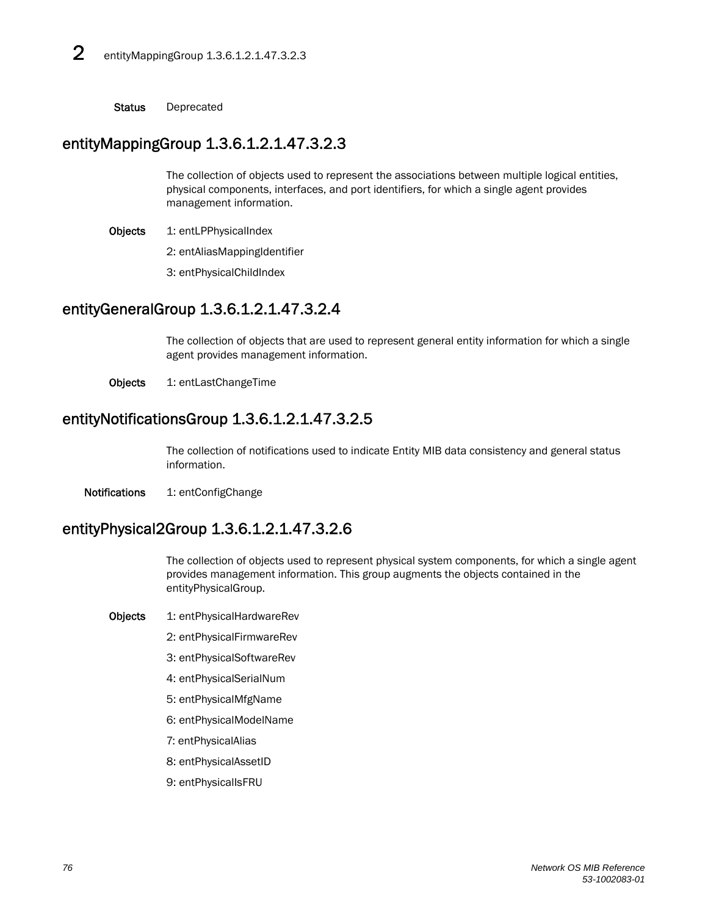**Status** Deprecated

## entityMappingGroup 1.3.6.1.2.1.47.3.2.3

The collection of objects used to represent the associations between multiple logical entities, physical components, interfaces, and port identifiers, for which a single agent provides management information.

**Objects** 1: entLPPhysicalIndex

2: entAliasMappingIdentifier

3: entPhysicalChildIndex

## entityGeneralGroup 1.3.6.1.2.1.47.3.2.4

The collection of objects that are used to represent general entity information for which a single agent provides management information.

**Objects** 1: entLastChangeTime

## entityNotificationsGroup 1.3.6.1.2.1.47.3.2.5

The collection of notifications used to indicate Entity MIB data consistency and general status information.

**Notifications** 1: entConfigChange

## entityPhysical2Group 1.3.6.1.2.1.47.3.2.6

The collection of objects used to represent physical system components, for which a single agent provides management information. This group augments the objects contained in the entityPhysicalGroup.

**Objects** 1: entPhysicalHardwareRev

2: entPhysicalFirmwareRev

3: entPhysicalSoftwareRev

4: entPhysicalSerialNum

5: entPhysicalMfgName

6: entPhysicalModelName

7: entPhysicalAlias

8: entPhysicalAssetID

9: entPhysicalIsFRU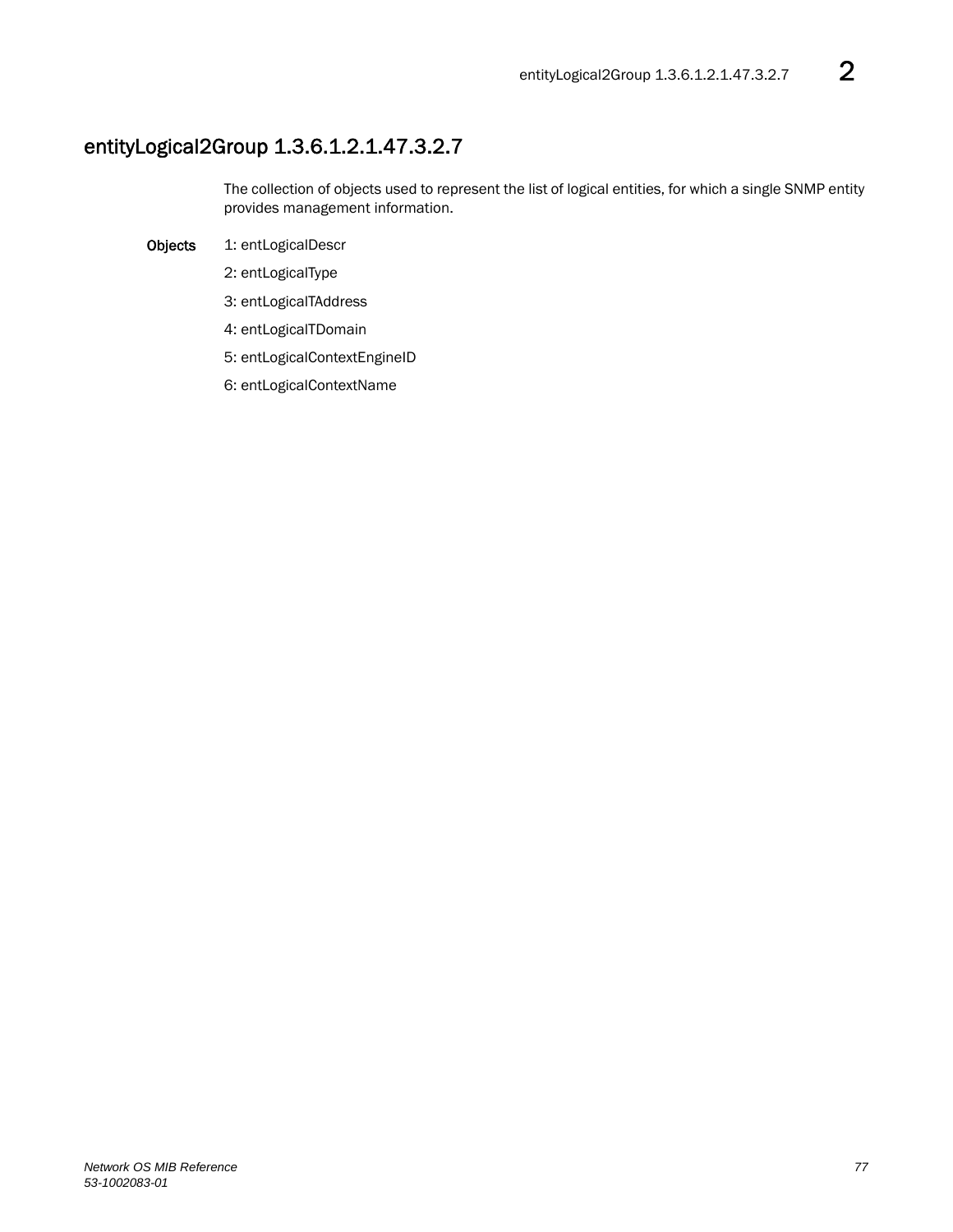## entityLogical2Group 1.3.6.1.2.1.47.3.2.7

The collection of objects used to represent the list of logical entities, for which a single SNMP entity provides management information.

**Objects**

1: entLogicalDescr

2: entLogicalType

3: entLogicalTAddress

4: entLogicalTDomain

5: entLogicalContextEngineID

6: entLogicalContextName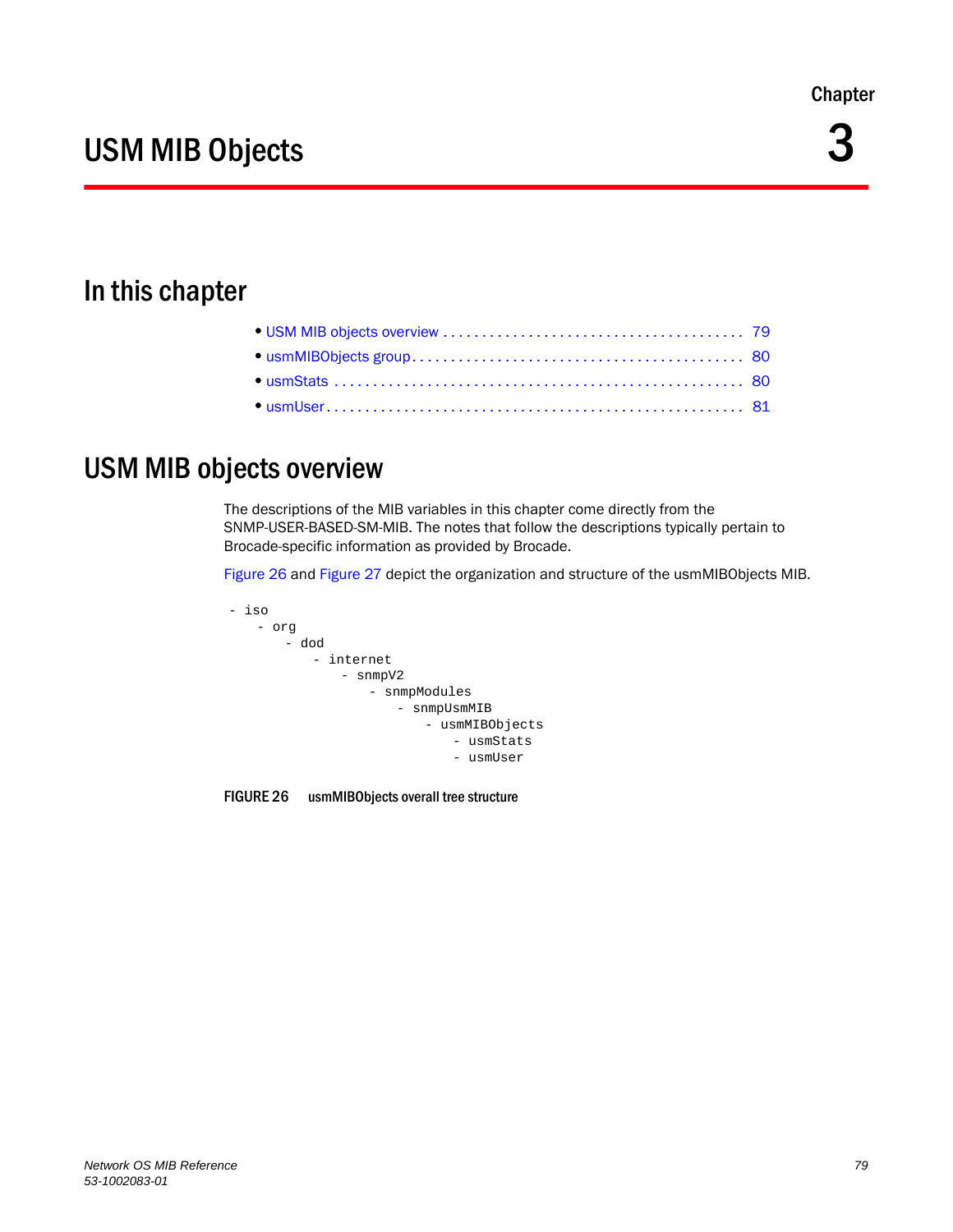Chapter

# USM MIB Objects 3

## In this chapter

- USM MIB objects overview . . . . . . . . . . . . . . . . . . . . . . . . . . . . . . . . . . . . . . 79
- usmMIBObjects group . . . . . . . . . . . . . . . . . . . . . . . . . . . . . . . . . . . . . . . . . 80
- usmStats . . . . . . . . . . . . . . . . . . . . . . . . . . . . . . . . . . . . . . . . . . . . . . . . . . . 80
- usmUser . . . . . . . . . . . . . . . . . . . . . . . . . . . . . . . . . . . . . . . . . . . . . . . . . . . 81

## USM MIB objects overview

The descriptions of the MIB variables in this chapter come directly from the SNMP-USER-BASED-SM-MIB. The notes that follow the descriptions typically pertain to Brocade-specific information as provided by Brocade.

Figure 26 and Figure 27 depict the organization and structure of the usmMIBObjects MIB.

```
- iso
    - org
        - dod
            - internet
                - snmpV2
                    - snmpModules
                        - snmpUsmMIB
                            - usmMIBObjects
                                - usmStats
                                - usmUser
```

**FIGURE 26** usmMIBObjects overall tree structure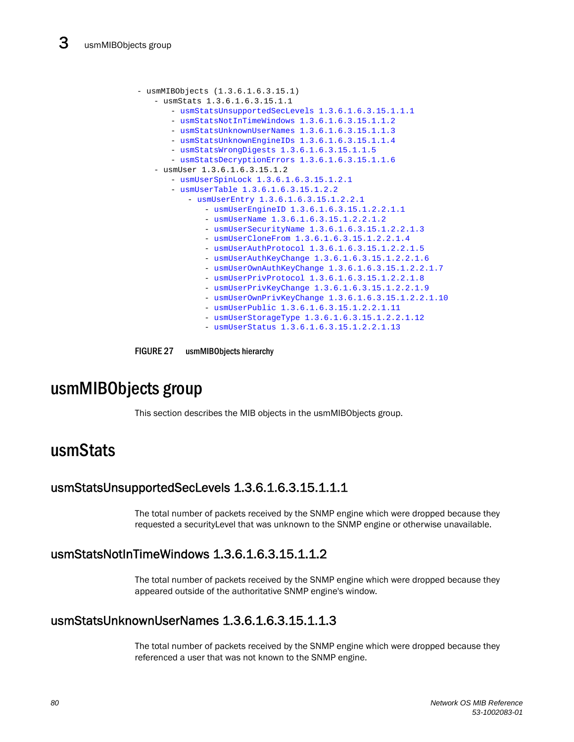```
- usmMIBObjects (1.3.6.1.6.3.15.1)
    - usmStats 1.3.6.1.6.3.15.1.1
        - usmStatsUnsupportedSecLevels 1.3.6.1.6.3.15.1.1.1
        - usmStatsNotInTimeWindows 1.3.6.1.6.3.15.1.1.2
        - usmStatsUnknownUserNames 1.3.6.1.6.3.15.1.1.3
        - usmStatsUnknownEngineIDs 1.3.6.1.6.3.15.1.1.4
        - usmStatsWrongDigests 1.3.6.1.6.3.15.1.1.5
        - usmStatsDecryptionErrors 1.3.6.1.6.3.15.1.1.6
    - usmUser 1.3.6.1.6.3.15.1.2
        - usmUserSpinLock 1.3.6.1.6.3.15.1.2.1
        - usmUserTable 1.3.6.1.6.3.15.1.2.2
            - usmUserEntry 1.3.6.1.6.3.15.1.2.2.1
                - usmUserEngineID 1.3.6.1.6.3.15.1.2.2.1.1
                - usmUserName 1.3.6.1.6.3.15.1.2.2.1.2
                - usmUserSecurityName 1.3.6.1.6.3.15.1.2.2.1.3
                - usmUserCloneFrom 1.3.6.1.6.3.15.1.2.2.1.4
                - usmUserAuthProtocol 1.3.6.1.6.3.15.1.2.2.1.5
                - usmUserAuthKeyChange 1.3.6.1.6.3.15.1.2.2.1.6
                - usmUserOwnAuthKeyChange 1.3.6.1.6.3.15.1.2.2.1.7
                - usmUserPrivProtocol 1.3.6.1.6.3.15.1.2.2.1.8
                - usmUserPrivKeyChange 1.3.6.1.6.3.15.1.2.2.1.9
                - usmUserOwnPrivKeyChange 1.3.6.1.6.3.15.1.2.2.1.10
                - usmUserPublic 1.3.6.1.6.3.15.1.2.2.1.11
                - usmUserStorageType 1.3.6.1.6.3.15.1.2.2.1.12
                - usmUserStatus 1.3.6.1.6.3.15.1.2.2.1.13
```

**FIGURE 27** usmMIBObjects hierarchy

# usmMIBObjects group

This section describes the MIB objects in the usmMIBObjects group.

# usmStats

## usmStatsUnsupportedSecLevels 1.3.6.1.6.3.15.1.1.1

The total number of packets received by the SNMP engine which were dropped because they requested a securityLevel that was unknown to the SNMP engine or otherwise unavailable.

## usmStatsNotInTimeWindows 1.3.6.1.6.3.15.1.1.2

The total number of packets received by the SNMP engine which were dropped because they appeared outside of the authoritative SNMP engine's window.

## usmStatsUnknownUserNames 1.3.6.1.6.3.15.1.1.3

The total number of packets received by the SNMP engine which were dropped because they referenced a user that was not known to the SNMP engine.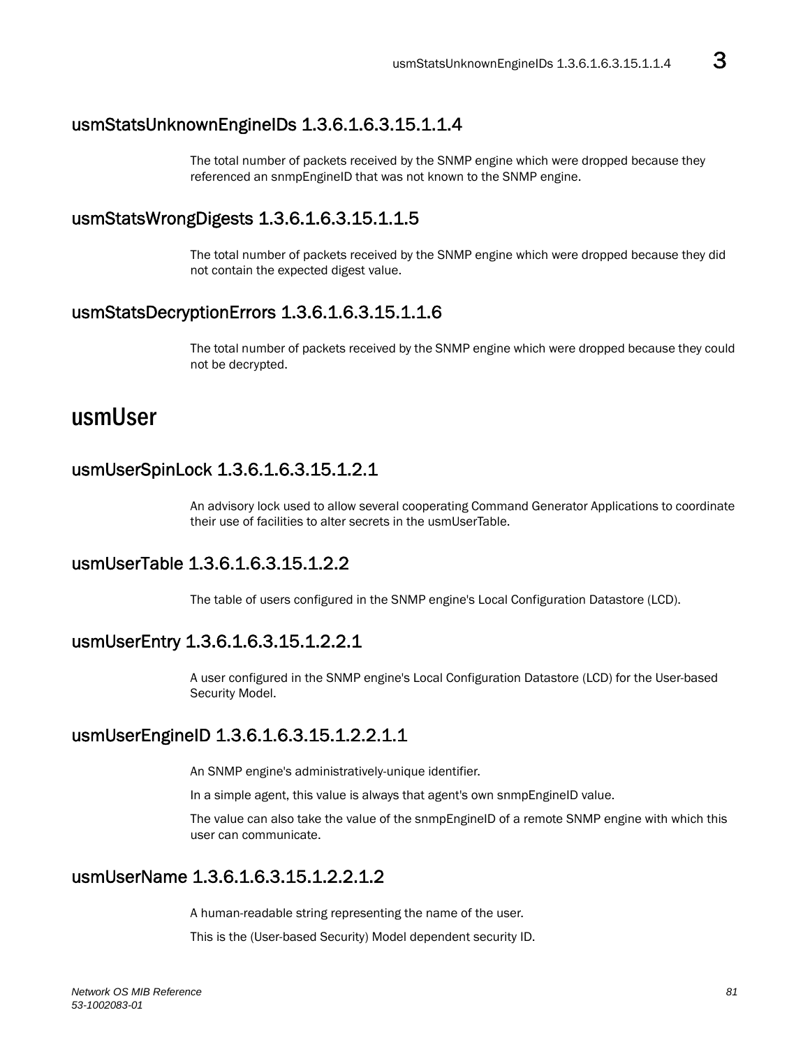### usmStatsUnknownEngineIDs 1.3.6.1.6.3.15.1.1.4

The total number of packets received by the SNMP engine which were dropped because they referenced an snmpEngineID that was not known to the SNMP engine.

### usmStatsWrongDigests 1.3.6.1.6.3.15.1.1.5

The total number of packets received by the SNMP engine which were dropped because they did not contain the expected digest value.

### usmStatsDecryptionErrors 1.3.6.1.6.3.15.1.1.6

The total number of packets received by the SNMP engine which were dropped because they could not be decrypted.

## usmUser

### usmUserSpinLock 1.3.6.1.6.3.15.1.2.1

An advisory lock used to allow several cooperating Command Generator Applications to coordinate their use of facilities to alter secrets in the usmUserTable.

### usmUserTable 1.3.6.1.6.3.15.1.2.2

The table of users configured in the SNMP engine's Local Configuration Datastore (LCD).

### usmUserEntry 1.3.6.1.6.3.15.1.2.2.1

A user configured in the SNMP engine's Local Configuration Datastore (LCD) for the User-based Security Model.

### usmUserEngineID 1.3.6.1.6.3.15.1.2.2.1.1

An SNMP engine's administratively-unique identifier.

In a simple agent, this value is always that agent's own snmpEngineID value.

The value can also take the value of the snmpEngineID of a remote SNMP engine with which this user can communicate.

### usmUserName 1.3.6.1.6.3.15.1.2.2.1.2

A human-readable string representing the name of the user.

This is the (User-based Security) Model dependent security ID.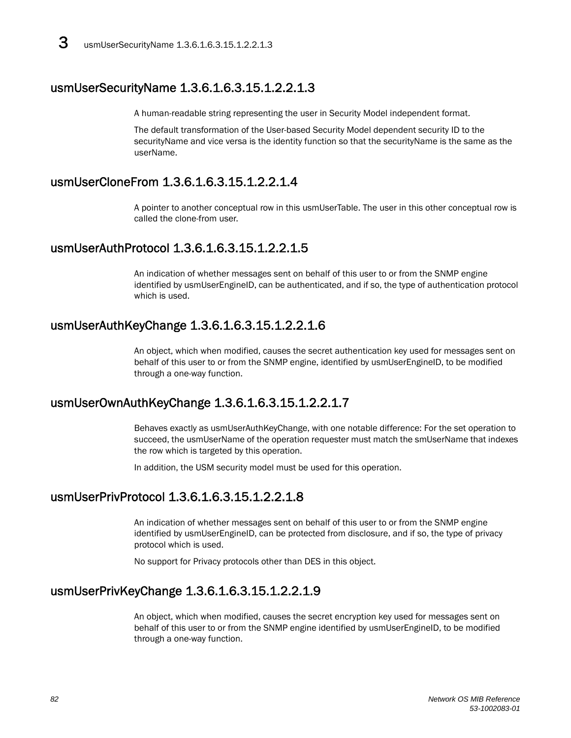## usmUserSecurityName 1.3.6.1.6.3.15.1.2.2.1.3

A human-readable string representing the user in Security Model independent format.

The default transformation of the User-based Security Model dependent security ID to the securityName and vice versa is the identity function so that the securityName is the same as the userName.

## usmUserCloneFrom 1.3.6.1.6.3.15.1.2.2.1.4

A pointer to another conceptual row in this usmUserTable. The user in this other conceptual row is called the clone-from user.

## usmUserAuthProtocol 1.3.6.1.6.3.15.1.2.2.1.5

An indication of whether messages sent on behalf of this user to or from the SNMP engine identified by usmUserEngineID, can be authenticated, and if so, the type of authentication protocol which is used.

## usmUserAuthKeyChange 1.3.6.1.6.3.15.1.2.2.1.6

An object, which when modified, causes the secret authentication key used for messages sent on behalf of this user to or from the SNMP engine, identified by usmUserEngineID, to be modified through a one-way function.

## usmUserOwnAuthKeyChange 1.3.6.1.6.3.15.1.2.2.1.7

Behaves exactly as usmUserAuthKeyChange, with one notable difference: For the set operation to succeed, the usmUserName of the operation requester must match the smUserName that indexes the row which is targeted by this operation.

In addition, the USM security model must be used for this operation.

## usmUserPrivProtocol 1.3.6.1.6.3.15.1.2.2.1.8

An indication of whether messages sent on behalf of this user to or from the SNMP engine identified by usmUserEngineID, can be protected from disclosure, and if so, the type of privacy protocol which is used.

No support for Privacy protocols other than DES in this object.

## usmUserPrivKeyChange 1.3.6.1.6.3.15.1.2.2.1.9

An object, which when modified, causes the secret encryption key used for messages sent on behalf of this user to or from the SNMP engine identified by usmUserEngineID, to be modified through a one-way function.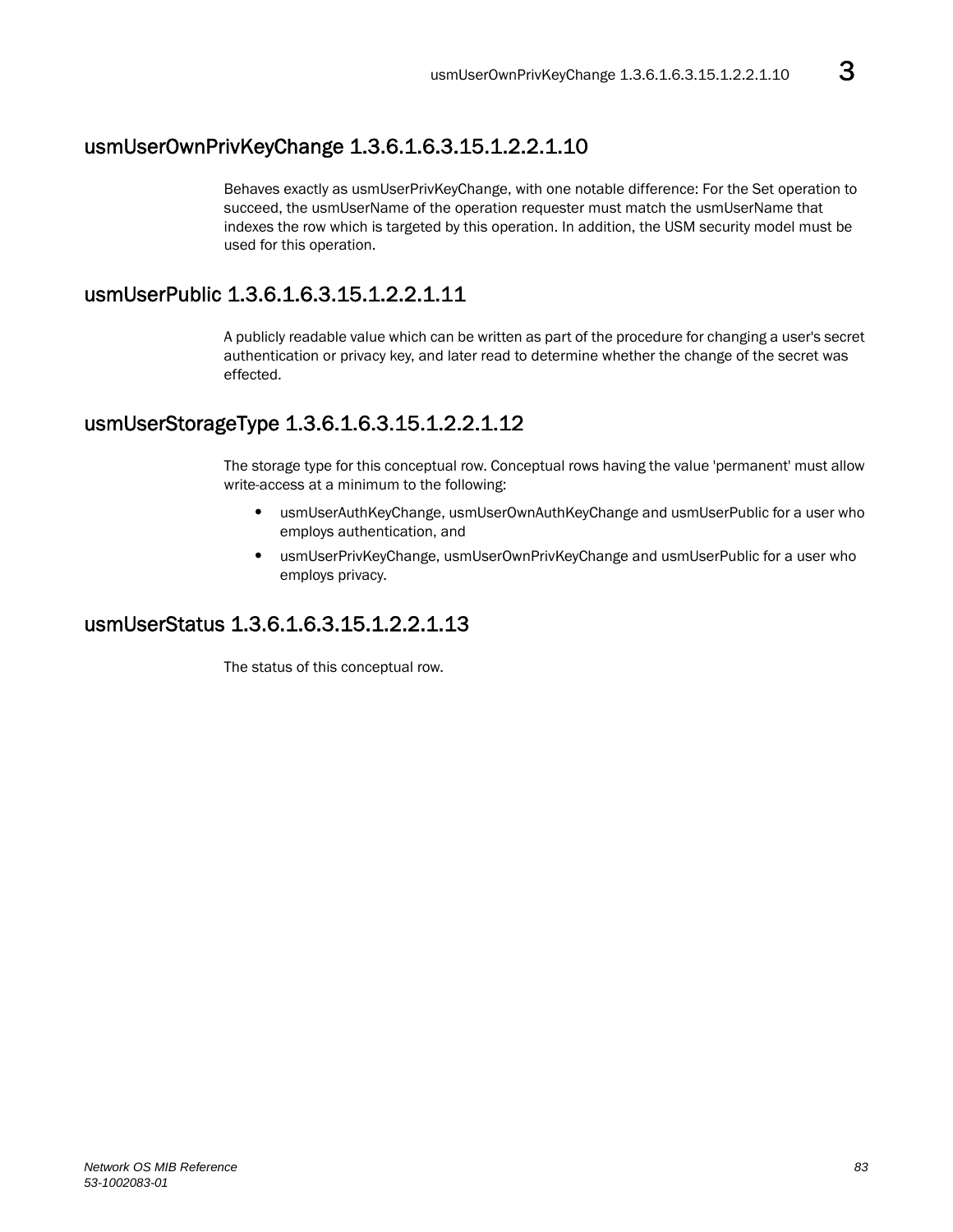## usmUserOwnPrivKeyChange 1.3.6.1.6.3.15.1.2.2.1.10

Behaves exactly as usmUserPrivKeyChange, with one notable difference: For the Set operation to succeed, the usmUserName of the operation requester must match the usmUserName that indexes the row which is targeted by this operation. In addition, the USM security model must be used for this operation.

## usmUserPublic 1.3.6.1.6.3.15.1.2.2.1.11

A publicly readable value which can be written as part of the procedure for changing a user's secret authentication or privacy key, and later read to determine whether the change of the secret was effected.

## usmUserStorageType 1.3.6.1.6.3.15.1.2.2.1.12

The storage type for this conceptual row. Conceptual rows having the value 'permanent' must allow write-access at a minimum to the following:

- usmUserAuthKeyChange, usmUserOwnAuthKeyChange and usmUserPublic for a user who employs authentication, and
- usmUserPrivKeyChange, usmUserOwnPrivKeyChange and usmUserPublic for a user who employs privacy.

## usmUserStatus 1.3.6.1.6.3.15.1.2.2.1.13

The status of this conceptual row.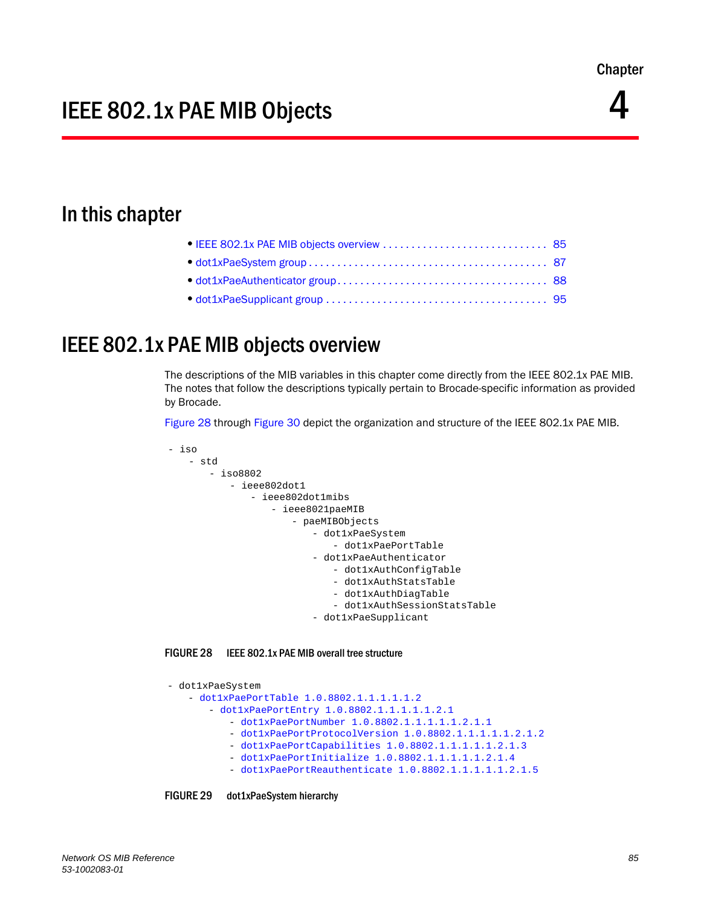# Chapter 4

# IEEE 802.1x PAE MIB Objects

## In this chapter

- IEEE 802.1x PAE MIB objects overview . . . . . . . . . . . . . . . . . . . . . . . . . . . . 85
- dot1xPaeSystem group . . . . . . . . . . . . . . . . . . . . . . . . . . . . . . . . . . . . . . . . . 87
- dot1xPaeAuthenticator group. . . . . . . . . . . . . . . . . . . . . . . . . . . . . . . . . . . . 88
- dot1xPaeSupplicant group . . . . . . . . . . . . . . . . . . . . . . . . . . . . . . . . . . . . . . 95

## IEEE 802.1x PAE MIB objects overview

The descriptions of the MIB variables in this chapter come directly from the IEEE 802.1x PAE MIB. The notes that follow the descriptions typically pertain to Brocade-specific information as provided by Brocade.

Figure 28 through Figure 30 depict the organization and structure of the IEEE 802.1x PAE MIB.

```
- iso
    - std
        - iso8802
            - ieee802dot1
                - ieee802dot1mibs
                    - ieee8021paeMIB
                        - paeMIBObjects
                            - dot1xPaeSystem
                                - dot1xPaePortTable
                            - dot1xPaeAuthenticator
                                - dot1xAuthConfigTable
                                - dot1xAuthStatsTable
                                - dot1xAuthDiagTable
                                - dot1xAuthSessionStatsTable
                            - dot1xPaeSupplicant
```

FIGURE 28 IEEE 802.1x PAE MIB overall tree structure

```
- dot1xPaeSystem
    - dot1xPaePortTable 1.0.8802.1.1.1.1.1.2
        - dot1xPaePortEntry 1.0.8802.1.1.1.1.1.2.1
            - dot1xPaePortNumber 1.0.8802.1.1.1.1.1.2.1.1
            - dot1xPaePortProtocolVersion 1.0.8802.1.1.1.1.1.2.1.2
            - dot1xPaePortCapabilities 1.0.8802.1.1.1.1.1.2.1.3
            - dot1xPaePortInitialize 1.0.8802.1.1.1.1.1.2.1.4
            - dot1xPaePortReauthenticate 1.0.8802.1.1.1.1.1.2.1.5
```

FIGURE 29 dot1xPaeSystem hierarchy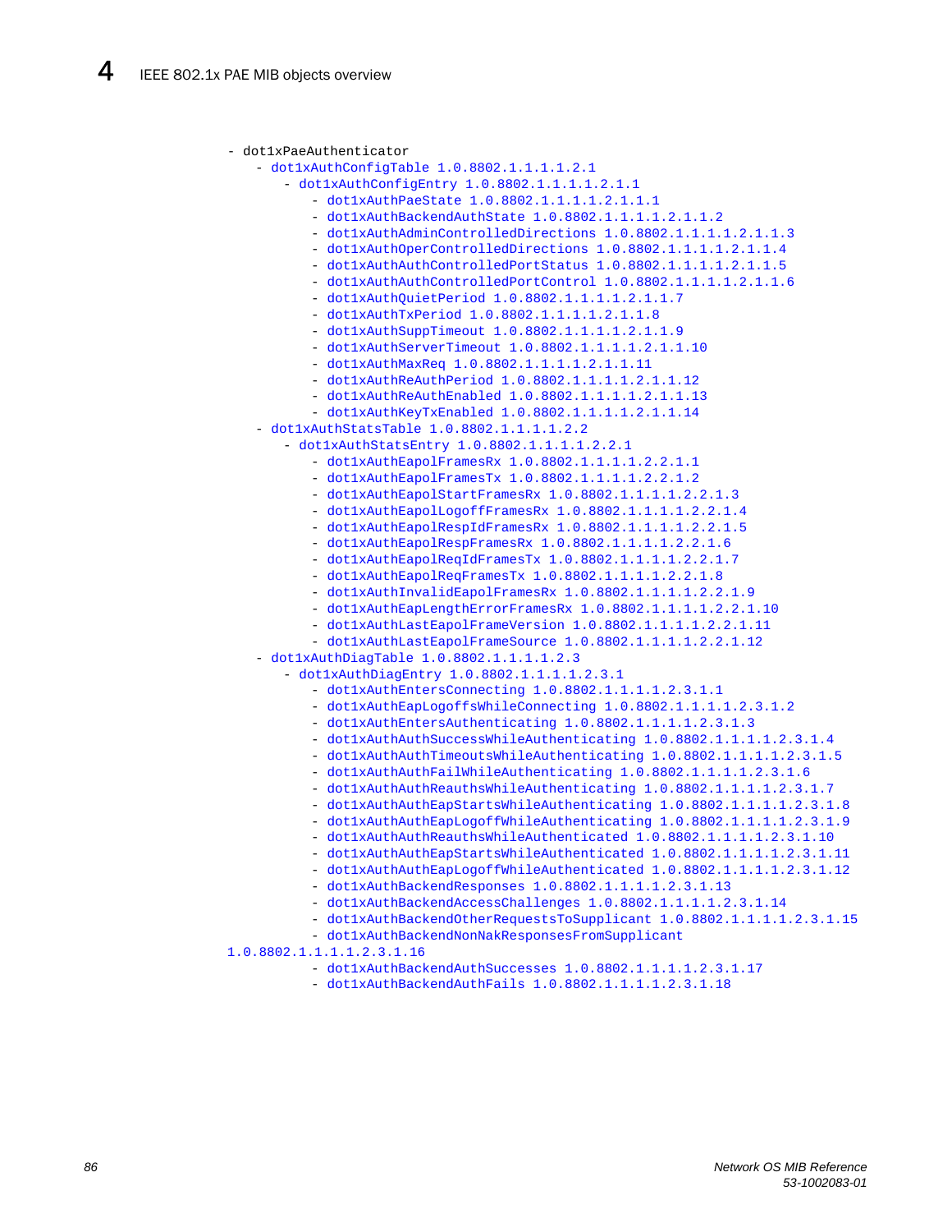- dot1xPaeAuthenticator
  - dot1xAuthConfigTable 1.0.8802.1.1.1.1.2.1
    - dot1xAuthConfigEntry 1.0.8802.1.1.1.1.2.1.1
      - dot1xAuthPaeState 1.0.8802.1.1.1.1.2.1.1.1
      - dot1xAuthBackendAuthState 1.0.8802.1.1.1.1.2.1.1.2
      - dot1xAuthAdminControlledDirections 1.0.8802.1.1.1.1.2.1.1.3
      - dot1xAuthOperControlledDirections 1.0.8802.1.1.1.1.2.1.1.4
      - dot1xAuthAuthControlledPortStatus 1.0.8802.1.1.1.1.2.1.1.5
      - dot1xAuthAuthControlledPortControl 1.0.8802.1.1.1.1.2.1.1.6
      - dot1xAuthQuietPeriod 1.0.8802.1.1.1.1.2.1.1.7
      - dot1xAuthTxPeriod 1.0.8802.1.1.1.1.2.1.1.8
      - dot1xAuthSuppTimeout 1.0.8802.1.1.1.1.2.1.1.9
      - dot1xAuthServerTimeout 1.0.8802.1.1.1.1.2.1.1.10
      - dot1xAuthMaxReq 1.0.8802.1.1.1.1.2.1.1.11
      - dot1xAuthReAuthPeriod 1.0.8802.1.1.1.1.2.1.1.12
      - dot1xAuthReAuthEnabled 1.0.8802.1.1.1.1.2.1.1.13
      - dot1xAuthKeyTxEnabled 1.0.8802.1.1.1.1.2.1.1.14
  - dot1xAuthStatsTable 1.0.8802.1.1.1.1.2.2
    - dot1xAuthStatsEntry 1.0.8802.1.1.1.1.2.2.1
      - dot1xAuthEapolFramesRx 1.0.8802.1.1.1.1.2.2.1.1
      - dot1xAuthEapolFramesTx 1.0.8802.1.1.1.1.2.2.1.2
      - dot1xAuthEapolStartFramesRx 1.0.8802.1.1.1.1.2.2.1.3
      - dot1xAuthEapolLogoffFramesRx 1.0.8802.1.1.1.1.2.2.1.4
      - dot1xAuthEapolRespIdFramesRx 1.0.8802.1.1.1.1.2.2.1.5
      - dot1xAuthEapolRespFramesRx 1.0.8802.1.1.1.1.2.2.1.6
      - dot1xAuthEapolReqIdFramesTx 1.0.8802.1.1.1.1.2.2.1.7
      - dot1xAuthEapolReqFramesTx 1.0.8802.1.1.1.1.2.2.1.8
      - dot1xAuthInvalidEapolFramesRx 1.0.8802.1.1.1.1.2.2.1.9
      - dot1xAuthEapLengthErrorFramesRx 1.0.8802.1.1.1.1.2.2.1.10
      - dot1xAuthLastEapolFrameVersion 1.0.8802.1.1.1.1.2.2.1.11
      - dot1xAuthLastEapolFrameSource 1.0.8802.1.1.1.1.2.2.1.12
  - dot1xAuthDiagTable 1.0.8802.1.1.1.1.2.3
    - dot1xAuthDiagEntry 1.0.8802.1.1.1.1.2.3.1
      - dot1xAuthEntersConnecting 1.0.8802.1.1.1.1.2.3.1.1
      - dot1xAuthEapLogoffsWhileConnecting 1.0.8802.1.1.1.1.2.3.1.2
      - dot1xAuthEntersAuthenticating 1.0.8802.1.1.1.1.2.3.1.3
      - dot1xAuthAuthSuccessWhileAuthenticating 1.0.8802.1.1.1.1.2.3.1.4
      - dot1xAuthAuthTimeoutsWhileAuthenticating 1.0.8802.1.1.1.1.2.3.1.5
      - dot1xAuthAuthFailWhileAuthenticating 1.0.8802.1.1.1.1.2.3.1.6
      - dot1xAuthAuthReauthsWhileAuthenticating 1.0.8802.1.1.1.1.2.3.1.7
      - dot1xAuthAuthEapStartsWhileAuthenticating 1.0.8802.1.1.1.1.2.3.1.8
      - dot1xAuthAuthEapLogoffWhileAuthenticating 1.0.8802.1.1.1.1.2.3.1.9
      - dot1xAuthAuthReauthsWhileAuthenticated 1.0.8802.1.1.1.1.2.3.1.10
      - dot1xAuthAuthEapStartsWhileAuthenticated 1.0.8802.1.1.1.1.2.3.1.11
      - dot1xAuthAuthEapLogoffWhileAuthenticated 1.0.8802.1.1.1.1.2.3.1.12
      - dot1xAuthBackendResponses 1.0.8802.1.1.1.1.2.3.1.13
      - dot1xAuthBackendAccessChallenges 1.0.8802.1.1.1.1.2.3.1.14
      - dot1xAuthBackendOtherRequestsToSupplicant 1.0.8802.1.1.1.1.2.3.1.15
      - dot1xAuthBackendNonNakResponsesFromSupplicant 1.0.8802.1.1.1.1.2.3.1.16
      - dot1xAuthBackendAuthSuccesses 1.0.8802.1.1.1.1.2.3.1.17
      - dot1xAuthBackendAuthFails 1.0.8802.1.1.1.1.2.3.1.18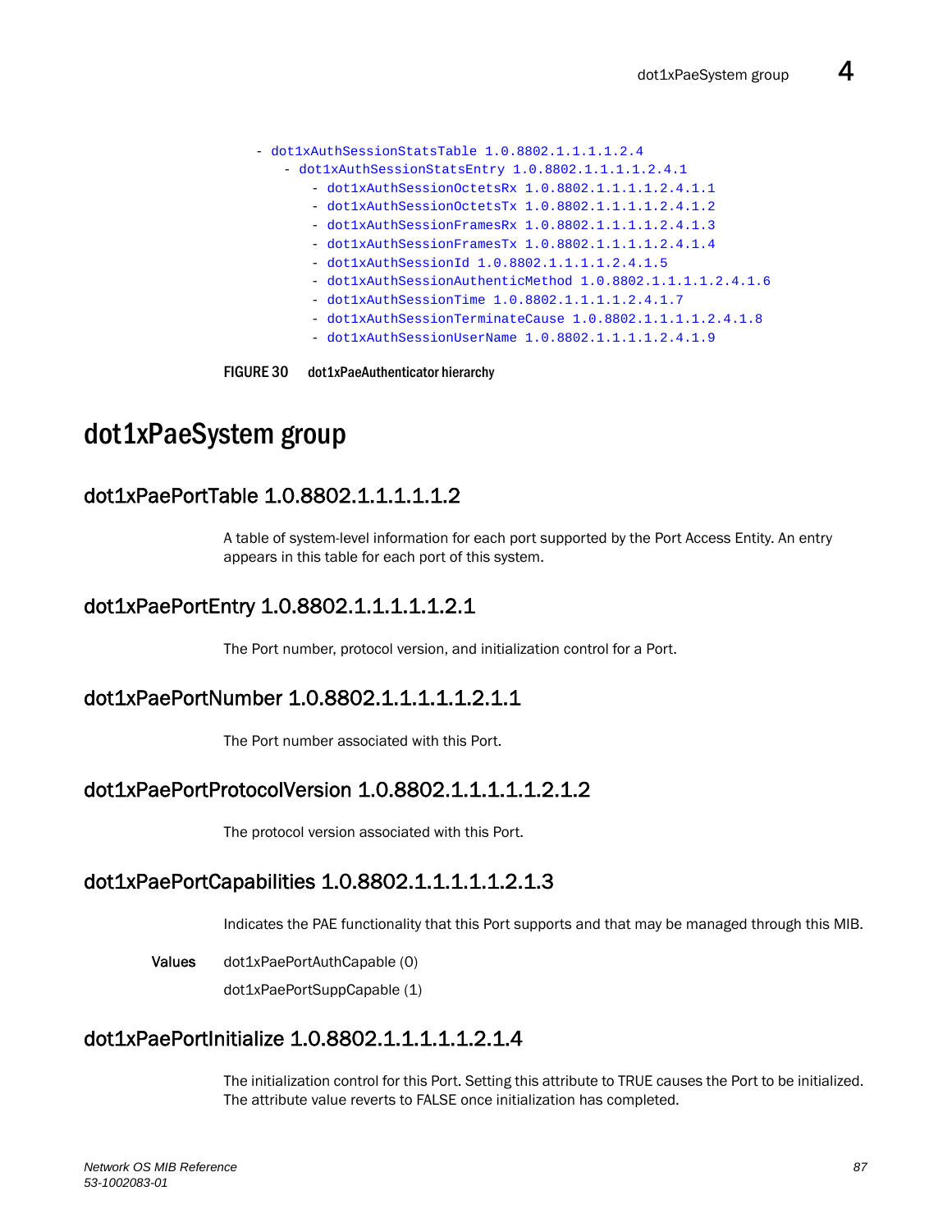```
- dot1xAuthSessionStatsTable 1.0.8802.1.1.1.1.2.4
    - dot1xAuthSessionStatsEntry 1.0.8802.1.1.1.1.2.4.1
        - dot1xAuthSessionOctetsRx 1.0.8802.1.1.1.1.2.4.1.1
        - dot1xAuthSessionOctetsTx 1.0.8802.1.1.1.1.2.4.1.2
        - dot1xAuthSessionFramesRx 1.0.8802.1.1.1.1.2.4.1.3
        - dot1xAuthSessionFramesTx 1.0.8802.1.1.1.1.2.4.1.4
        - dot1xAuthSessionId 1.0.8802.1.1.1.1.2.4.1.5
        - dot1xAuthSessionAuthenticMethod 1.0.8802.1.1.1.1.2.4.1.6
        - dot1xAuthSessionTime 1.0.8802.1.1.1.1.2.4.1.7
        - dot1xAuthSessionTerminateCause 1.0.8802.1.1.1.1.2.4.1.8
        - dot1xAuthSessionUserName 1.0.8802.1.1.1.1.2.4.1.9
```

**FIGURE 30** dot1xPaeAuthenticator hierarchy

# dot1xPaeSystem group

## dot1xPaePortTable 1.0.8802.1.1.1.1.1.2

A table of system-level information for each port supported by the Port Access Entity. An entry appears in this table for each port of this system.

## dot1xPaePortEntry 1.0.8802.1.1.1.1.1.2.1

The Port number, protocol version, and initialization control for a Port.

## dot1xPaePortNumber 1.0.8802.1.1.1.1.1.2.1.1

The Port number associated with this Port.

## dot1xPaePortProtocolVersion 1.0.8802.1.1.1.1.1.2.1.2

The protocol version associated with this Port.

## dot1xPaePortCapabilities 1.0.8802.1.1.1.1.1.2.1.3

Indicates the PAE functionality that this Port supports and that may be managed through this MIB.

**Values** dot1xPaePortAuthCapable (0)

dot1xPaePortSuppCapable (1)

## dot1xPaePortInitialize 1.0.8802.1.1.1.1.1.2.1.4

The initialization control for this Port. Setting this attribute to TRUE causes the Port to be initialized. The attribute value reverts to FALSE once initialization has completed.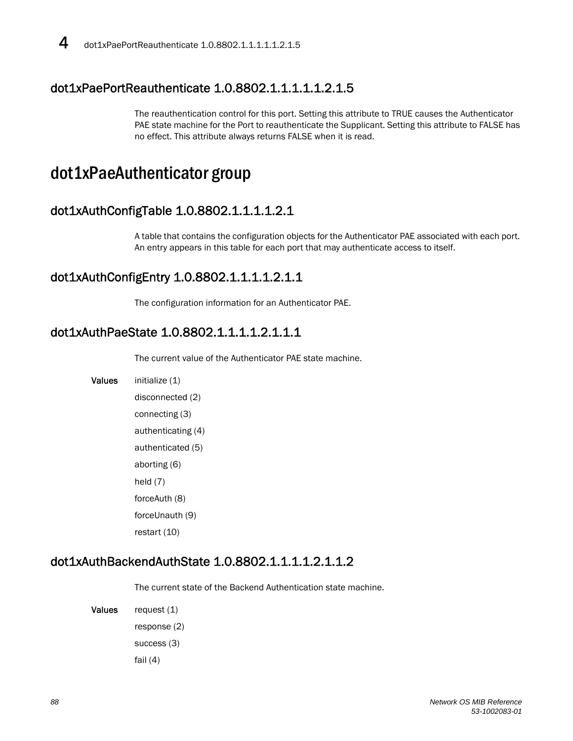## dot1xPaePortReauthenticate 1.0.8802.1.1.1.1.1.2.1.5

The reauthentication control for this port. Setting this attribute to TRUE causes the Authenticator PAE state machine for the Port to reauthenticate the Supplicant. Setting this attribute to FALSE has no effect. This attribute always returns FALSE when it is read.

# dot1xPaeAuthenticator group

## dot1xAuthConfigTable 1.0.8802.1.1.1.1.2.1

A table that contains the configuration objects for the Authenticator PAE associated with each port. An entry appears in this table for each port that may authenticate access to itself.

## dot1xAuthConfigEntry 1.0.8802.1.1.1.1.2.1.1

The configuration information for an Authenticator PAE.

## dot1xAuthPaeState 1.0.8802.1.1.1.1.2.1.1.1

The current value of the Authenticator PAE state machine.

**Values**
- initialize (1)
- disconnected (2)
- connecting (3)
- authenticating (4)
- authenticated (5)
- aborting (6)
- held (7)
- forceAuth (8)
- forceUnauth (9)
- restart (10)

## dot1xAuthBackendAuthState 1.0.8802.1.1.1.1.2.1.1.2

The current state of the Backend Authentication state machine.

**Values**
- request (1)
- response (2)
- success (3)
- fail (4)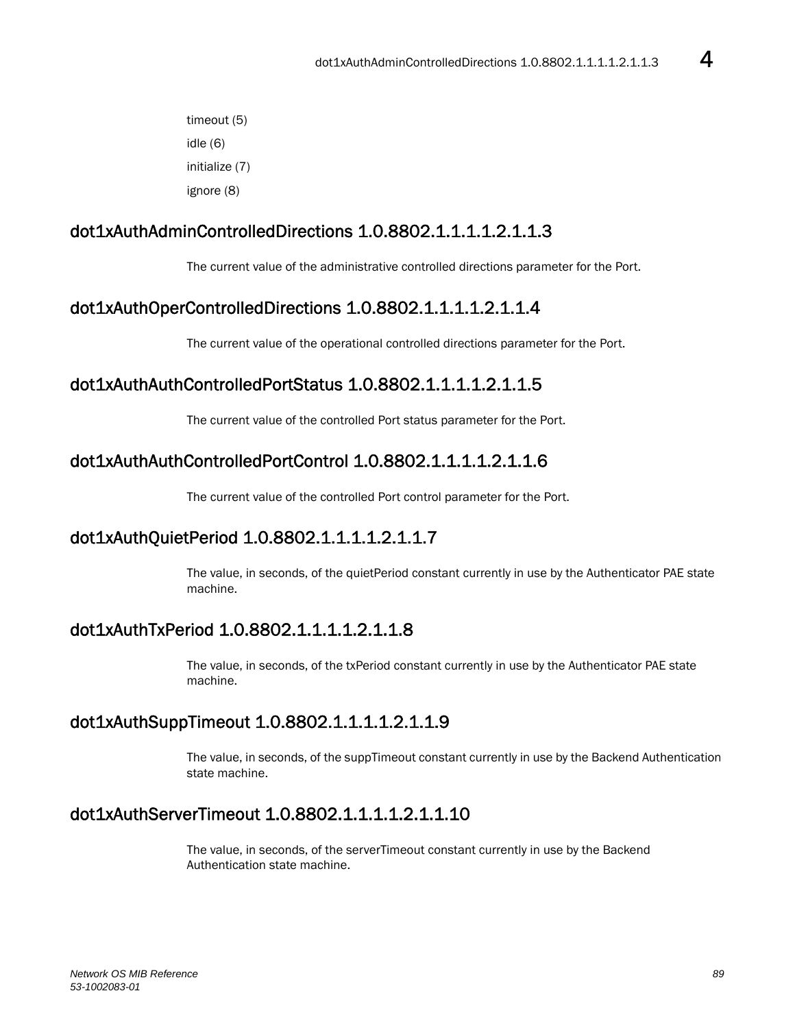timeout (5)

idle (6)

initialize (7)

ignore (8)

## dot1xAuthAdminControlledDirections 1.0.8802.1.1.1.1.2.1.1.3

The current value of the administrative controlled directions parameter for the Port.

## dot1xAuthOperControlledDirections 1.0.8802.1.1.1.1.2.1.1.4

The current value of the operational controlled directions parameter for the Port.

## dot1xAuthAuthControlledPortStatus 1.0.8802.1.1.1.1.2.1.1.5

The current value of the controlled Port status parameter for the Port.

## dot1xAuthAuthControlledPortControl 1.0.8802.1.1.1.1.2.1.1.6

The current value of the controlled Port control parameter for the Port.

## dot1xAuthQuietPeriod 1.0.8802.1.1.1.1.2.1.1.7

The value, in seconds, of the quietPeriod constant currently in use by the Authenticator PAE state machine.

## dot1xAuthTxPeriod 1.0.8802.1.1.1.1.2.1.1.8

The value, in seconds, of the txPeriod constant currently in use by the Authenticator PAE state machine.

## dot1xAuthSuppTimeout 1.0.8802.1.1.1.1.2.1.1.9

The value, in seconds, of the suppTimeout constant currently in use by the Backend Authentication state machine.

## dot1xAuthServerTimeout 1.0.8802.1.1.1.1.2.1.1.10

The value, in seconds, of the serverTimeout constant currently in use by the Backend Authentication state machine.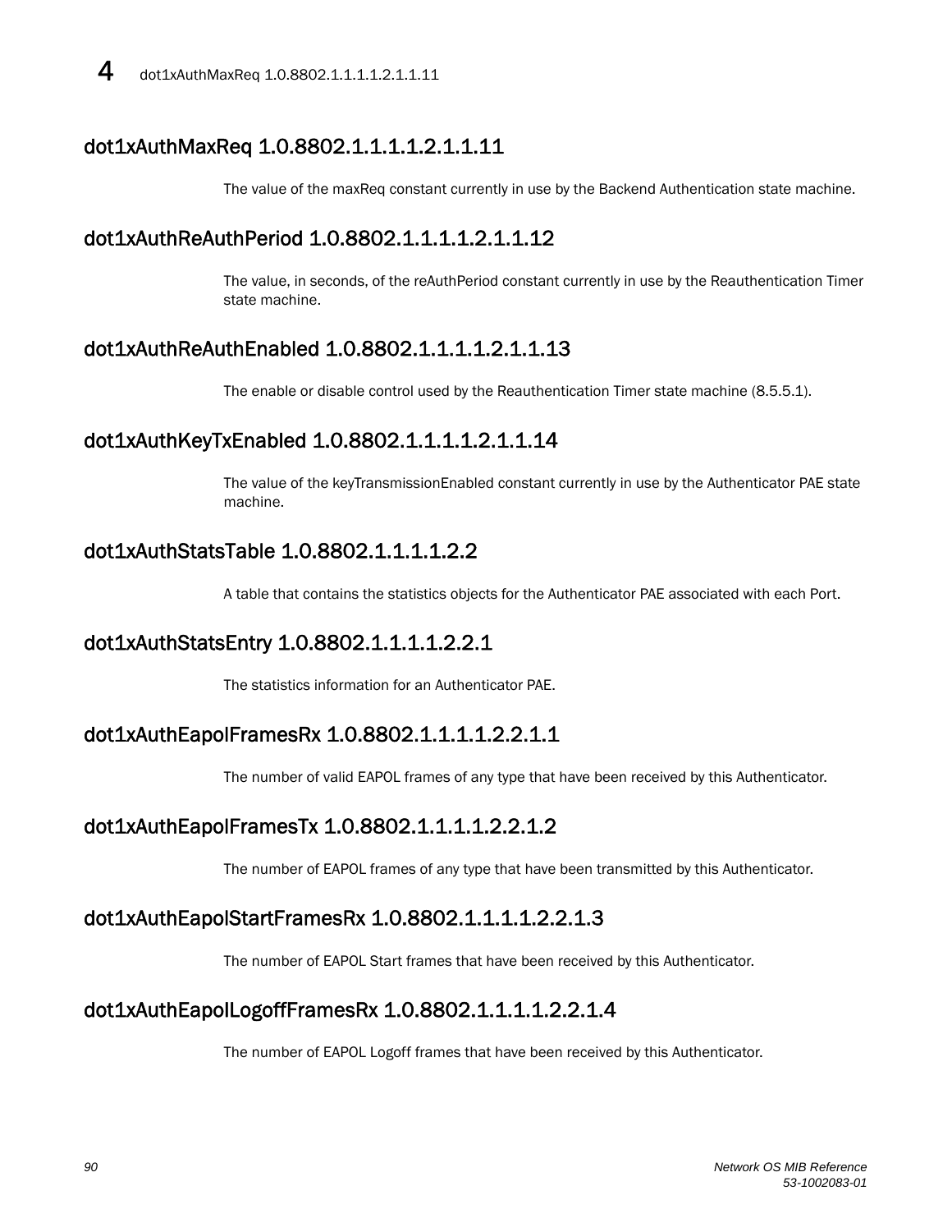## dot1xAuthMaxReq 1.0.8802.1.1.1.1.2.1.1.11

The value of the maxReq constant currently in use by the Backend Authentication state machine.

## dot1xAuthReAuthPeriod 1.0.8802.1.1.1.1.2.1.1.12

The value, in seconds, of the reAuthPeriod constant currently in use by the Reauthentication Timer state machine.

## dot1xAuthReAuthEnabled 1.0.8802.1.1.1.1.2.1.1.13

The enable or disable control used by the Reauthentication Timer state machine (8.5.5.1).

## dot1xAuthKeyTxEnabled 1.0.8802.1.1.1.1.2.1.1.14

The value of the keyTransmissionEnabled constant currently in use by the Authenticator PAE state machine.

## dot1xAuthStatsTable 1.0.8802.1.1.1.1.2.2

A table that contains the statistics objects for the Authenticator PAE associated with each Port.

## dot1xAuthStatsEntry 1.0.8802.1.1.1.1.2.2.1

The statistics information for an Authenticator PAE.

## dot1xAuthEapolFramesRx 1.0.8802.1.1.1.1.2.2.1.1

The number of valid EAPOL frames of any type that have been received by this Authenticator.

## dot1xAuthEapolFramesTx 1.0.8802.1.1.1.1.2.2.1.2

The number of EAPOL frames of any type that have been transmitted by this Authenticator.

## dot1xAuthEapolStartFramesRx 1.0.8802.1.1.1.1.2.2.1.3

The number of EAPOL Start frames that have been received by this Authenticator.

## dot1xAuthEapolLogoffFramesRx 1.0.8802.1.1.1.1.2.2.1.4

The number of EAPOL Logoff frames that have been received by this Authenticator.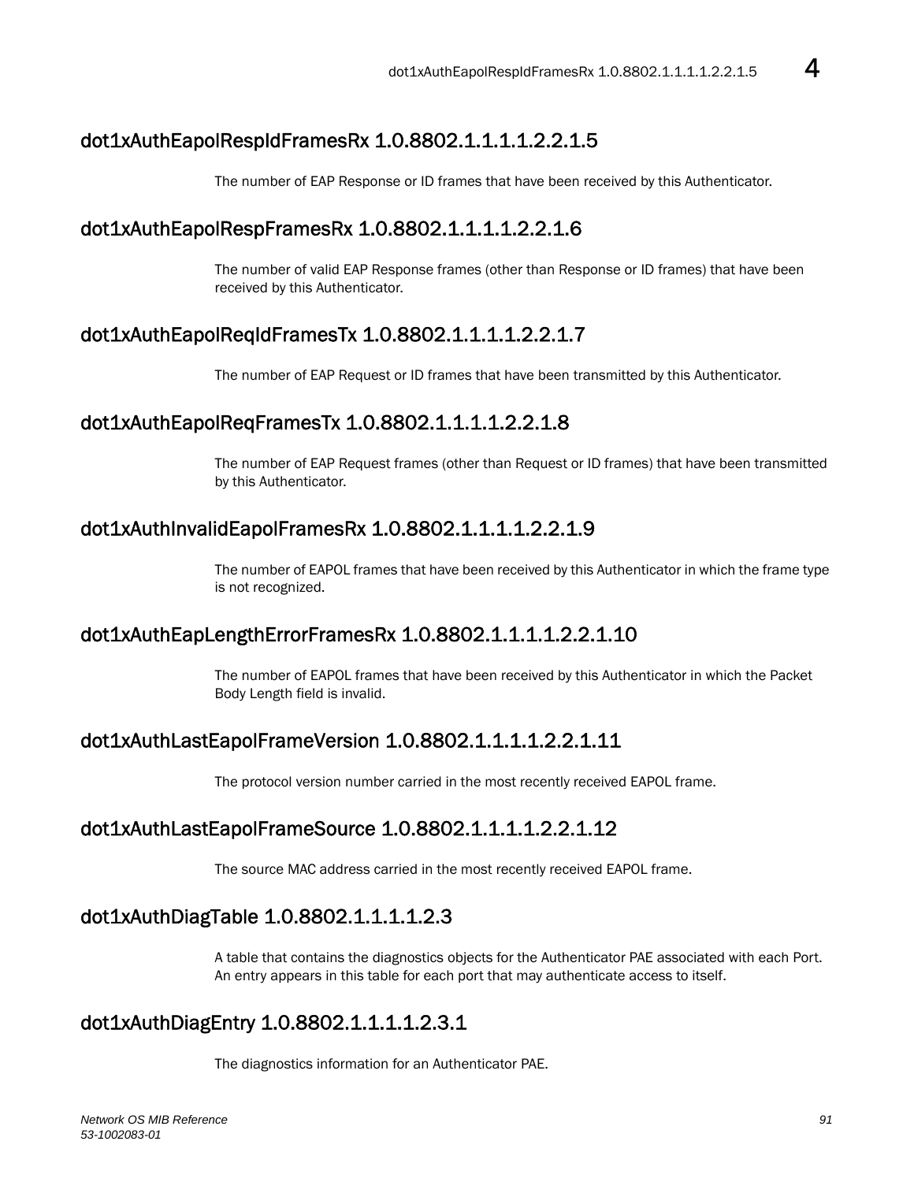## dot1xAuthEapolRespIdFramesRx 1.0.8802.1.1.1.1.2.2.1.5

The number of EAP Response or ID frames that have been received by this Authenticator.

## dot1xAuthEapolRespFramesRx 1.0.8802.1.1.1.1.2.2.1.6

The number of valid EAP Response frames (other than Response or ID frames) that have been received by this Authenticator.

## dot1xAuthEapolReqIdFramesTx 1.0.8802.1.1.1.1.2.2.1.7

The number of EAP Request or ID frames that have been transmitted by this Authenticator.

## dot1xAuthEapolReqFramesTx 1.0.8802.1.1.1.1.2.2.1.8

The number of EAP Request frames (other than Request or ID frames) that have been transmitted by this Authenticator.

## dot1xAuthInvalidEapolFramesRx 1.0.8802.1.1.1.1.2.2.1.9

The number of EAPOL frames that have been received by this Authenticator in which the frame type is not recognized.

## dot1xAuthEapLengthErrorFramesRx 1.0.8802.1.1.1.1.2.2.1.10

The number of EAPOL frames that have been received by this Authenticator in which the Packet Body Length field is invalid.

## dot1xAuthLastEapolFrameVersion 1.0.8802.1.1.1.1.2.2.1.11

The protocol version number carried in the most recently received EAPOL frame.

## dot1xAuthLastEapolFrameSource 1.0.8802.1.1.1.1.2.2.1.12

The source MAC address carried in the most recently received EAPOL frame.

## dot1xAuthDiagTable 1.0.8802.1.1.1.1.2.3

A table that contains the diagnostics objects for the Authenticator PAE associated with each Port. An entry appears in this table for each port that may authenticate access to itself.

## dot1xAuthDiagEntry 1.0.8802.1.1.1.1.2.3.1

The diagnostics information for an Authenticator PAE.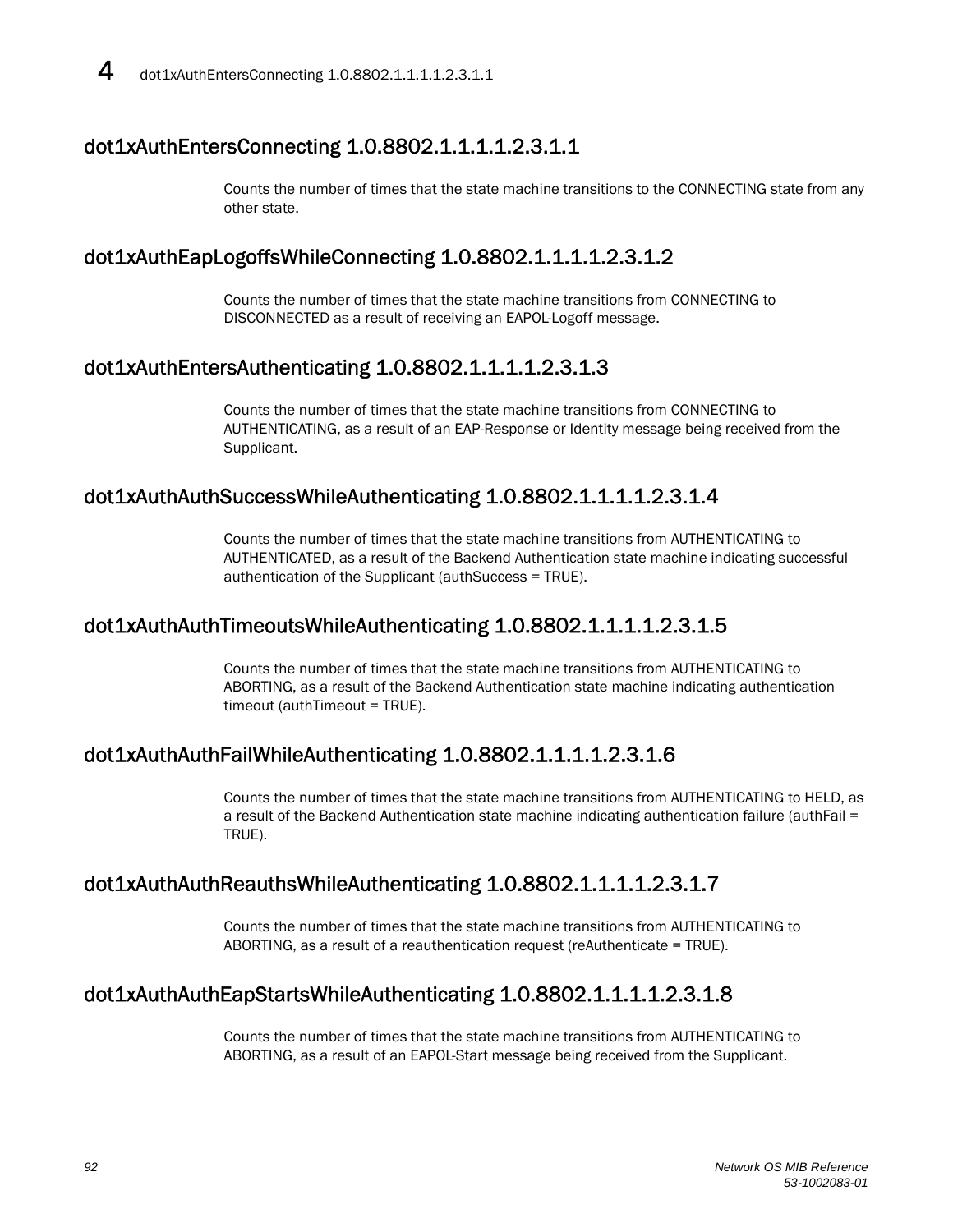## dot1xAuthEntersConnecting 1.0.8802.1.1.1.1.2.3.1.1

Counts the number of times that the state machine transitions to the CONNECTING state from any other state.

## dot1xAuthEapLogoffsWhileConnecting 1.0.8802.1.1.1.1.2.3.1.2

Counts the number of times that the state machine transitions from CONNECTING to DISCONNECTED as a result of receiving an EAPOL-Logoff message.

## dot1xAuthEntersAuthenticating 1.0.8802.1.1.1.1.2.3.1.3

Counts the number of times that the state machine transitions from CONNECTING to AUTHENTICATING, as a result of an EAP-Response or Identity message being received from the Supplicant.

## dot1xAuthAuthSuccessWhileAuthenticating 1.0.8802.1.1.1.1.2.3.1.4

Counts the number of times that the state machine transitions from AUTHENTICATING to AUTHENTICATED, as a result of the Backend Authentication state machine indicating successful authentication of the Supplicant (authSuccess = TRUE).

## dot1xAuthAuthTimeoutsWhileAuthenticating 1.0.8802.1.1.1.1.2.3.1.5

Counts the number of times that the state machine transitions from AUTHENTICATING to ABORTING, as a result of the Backend Authentication state machine indicating authentication timeout (authTimeout = TRUE).

## dot1xAuthAuthFailWhileAuthenticating 1.0.8802.1.1.1.1.2.3.1.6

Counts the number of times that the state machine transitions from AUTHENTICATING to HELD, as a result of the Backend Authentication state machine indicating authentication failure (authFail = TRUE).

## dot1xAuthAuthReauthsWhileAuthenticating 1.0.8802.1.1.1.1.2.3.1.7

Counts the number of times that the state machine transitions from AUTHENTICATING to ABORTING, as a result of a reauthentication request (reAuthenticate = TRUE).

## dot1xAuthAuthEapStartsWhileAuthenticating 1.0.8802.1.1.1.1.2.3.1.8

Counts the number of times that the state machine transitions from AUTHENTICATING to ABORTING, as a result of an EAPOL-Start message being received from the Supplicant.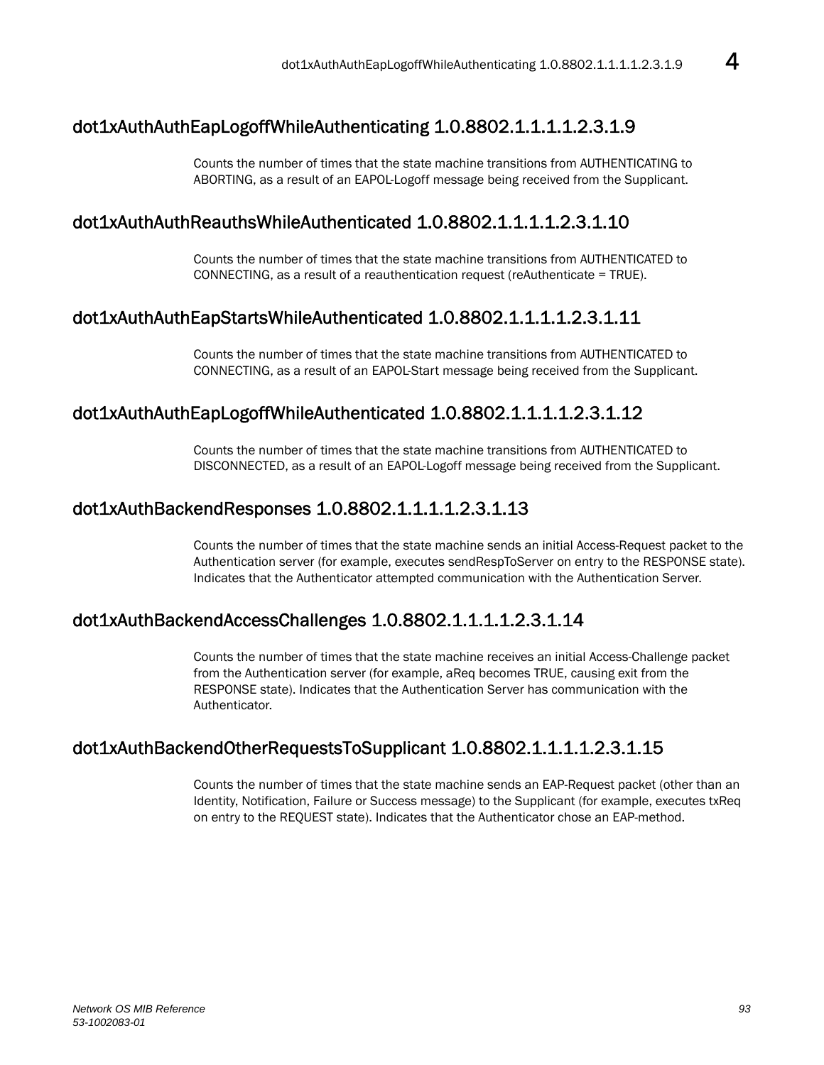## dot1xAuthAuthEapLogoffWhileAuthenticating 1.0.8802.1.1.1.1.2.3.1.9

Counts the number of times that the state machine transitions from AUTHENTICATING to ABORTING, as a result of an EAPOL-Logoff message being received from the Supplicant.

## dot1xAuthAuthReauthsWhileAuthenticated 1.0.8802.1.1.1.1.2.3.1.10

Counts the number of times that the state machine transitions from AUTHENTICATED to CONNECTING, as a result of a reauthentication request (reAuthenticate = TRUE).

## dot1xAuthAuthEapStartsWhileAuthenticated 1.0.8802.1.1.1.1.2.3.1.11

Counts the number of times that the state machine transitions from AUTHENTICATED to CONNECTING, as a result of an EAPOL-Start message being received from the Supplicant.

## dot1xAuthAuthEapLogoffWhileAuthenticated 1.0.8802.1.1.1.1.2.3.1.12

Counts the number of times that the state machine transitions from AUTHENTICATED to DISCONNECTED, as a result of an EAPOL-Logoff message being received from the Supplicant.

## dot1xAuthBackendResponses 1.0.8802.1.1.1.1.2.3.1.13

Counts the number of times that the state machine sends an initial Access-Request packet to the Authentication server (for example, executes sendRespToServer on entry to the RESPONSE state). Indicates that the Authenticator attempted communication with the Authentication Server.

## dot1xAuthBackendAccessChallenges 1.0.8802.1.1.1.1.2.3.1.14

Counts the number of times that the state machine receives an initial Access-Challenge packet from the Authentication server (for example, aReq becomes TRUE, causing exit from the RESPONSE state). Indicates that the Authentication Server has communication with the Authenticator.

## dot1xAuthBackendOtherRequestsToSupplicant 1.0.8802.1.1.1.1.2.3.1.15

Counts the number of times that the state machine sends an EAP-Request packet (other than an Identity, Notification, Failure or Success message) to the Supplicant (for example, executes txReq on entry to the REQUEST state). Indicates that the Authenticator chose an EAP-method.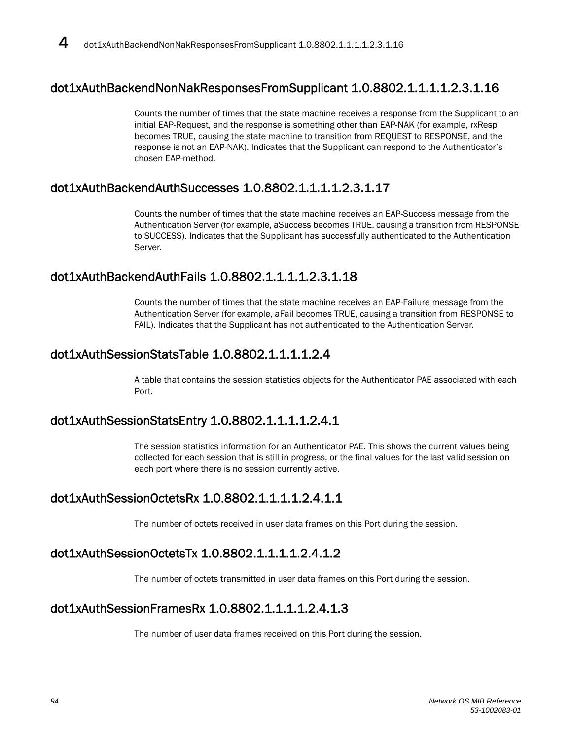## dot1xAuthBackendNonNakResponsesFromSupplicant 1.0.8802.1.1.1.1.2.3.1.16

Counts the number of times that the state machine receives a response from the Supplicant to an initial EAP-Request, and the response is something other than EAP-NAK (for example, rxResp becomes TRUE, causing the state machine to transition from REQUEST to RESPONSE, and the response is not an EAP-NAK). Indicates that the Supplicant can respond to the Authenticator's chosen EAP-method.

## dot1xAuthBackendAuthSuccesses 1.0.8802.1.1.1.1.2.3.1.17

Counts the number of times that the state machine receives an EAP-Success message from the Authentication Server (for example, aSuccess becomes TRUE, causing a transition from RESPONSE to SUCCESS). Indicates that the Supplicant has successfully authenticated to the Authentication Server.

## dot1xAuthBackendAuthFails 1.0.8802.1.1.1.1.2.3.1.18

Counts the number of times that the state machine receives an EAP-Failure message from the Authentication Server (for example, aFail becomes TRUE, causing a transition from RESPONSE to FAIL). Indicates that the Supplicant has not authenticated to the Authentication Server.

## dot1xAuthSessionStatsTable 1.0.8802.1.1.1.1.2.4

A table that contains the session statistics objects for the Authenticator PAE associated with each Port.

## dot1xAuthSessionStatsEntry 1.0.8802.1.1.1.1.2.4.1

The session statistics information for an Authenticator PAE. This shows the current values being collected for each session that is still in progress, or the final values for the last valid session on each port where there is no session currently active.

## dot1xAuthSessionOctetsRx 1.0.8802.1.1.1.1.2.4.1.1

The number of octets received in user data frames on this Port during the session.

## dot1xAuthSessionOctetsTx 1.0.8802.1.1.1.1.2.4.1.2

The number of octets transmitted in user data frames on this Port during the session.

## dot1xAuthSessionFramesRx 1.0.8802.1.1.1.1.2.4.1.3

The number of user data frames received on this Port during the session.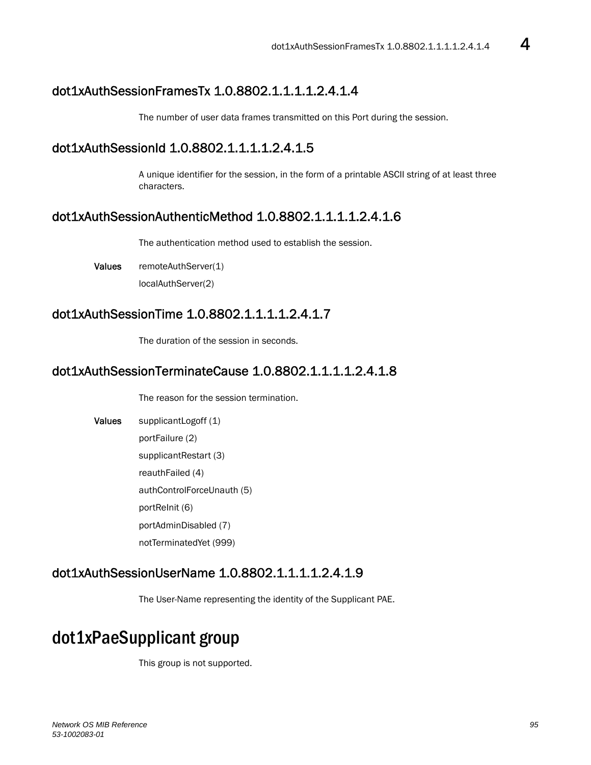### dot1xAuthSessionFramesTx 1.0.8802.1.1.1.1.2.4.1.4

The number of user data frames transmitted on this Port during the session.

### dot1xAuthSessionId 1.0.8802.1.1.1.1.2.4.1.5

A unique identifier for the session, in the form of a printable ASCII string of at least three characters.

### dot1xAuthSessionAuthenticMethod 1.0.8802.1.1.1.1.2.4.1.6

The authentication method used to establish the session.

**Values** remoteAuthServer(1)

localAuthServer(2)

### dot1xAuthSessionTime 1.0.8802.1.1.1.1.2.4.1.7

The duration of the session in seconds.

### dot1xAuthSessionTerminateCause 1.0.8802.1.1.1.1.2.4.1.8

The reason for the session termination.

**Values** supplicantLogoff (1)

portFailure (2)

supplicantRestart (3)

reauthFailed (4)

authControlForceUnauth (5)

portReInit (6)

portAdminDisabled (7)

notTerminatedYet (999)

### dot1xAuthSessionUserName 1.0.8802.1.1.1.1.2.4.1.9

The User-Name representing the identity of the Supplicant PAE.

## dot1xPaeSupplicant group

This group is not supported.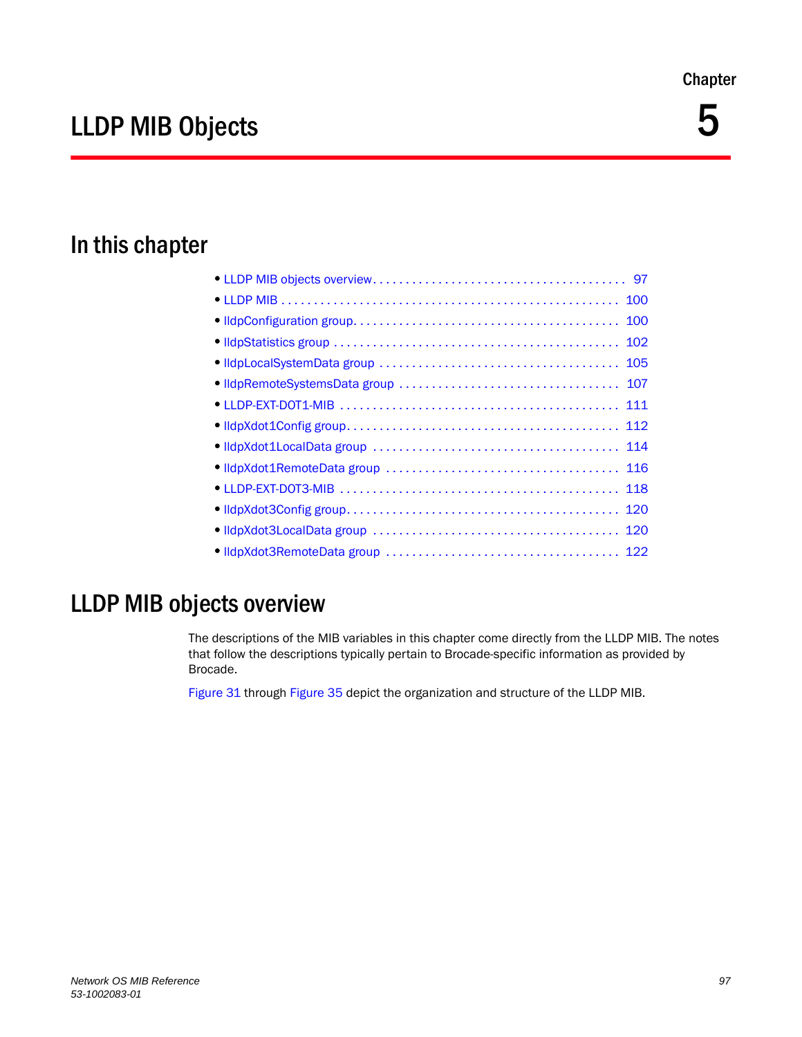Chapter

# LLDP MIB Objects 5

## In this chapter

- LLDP MIB objects overview . . . . . . . . . . . . . . . . . . . . . . . . . . . . . . . . . . . . . . 97
- LLDP MIB . . . . . . . . . . . . . . . . . . . . . . . . . . . . . . . . . . . . . . . . . . . . . . . . . . . 100
- lldpConfiguration group. . . . . . . . . . . . . . . . . . . . . . . . . . . . . . . . . . . . . . . . 100
- lldpStatistics group . . . . . . . . . . . . . . . . . . . . . . . . . . . . . . . . . . . . . . . . . . . 102
- lldpLocalSystemData group . . . . . . . . . . . . . . . . . . . . . . . . . . . . . . . . . . . . 105
- lldpRemoteSystemsData group . . . . . . . . . . . . . . . . . . . . . . . . . . . . . . . . . 107
- LLDP-EXT-DOT1-MIB . . . . . . . . . . . . . . . . . . . . . . . . . . . . . . . . . . . . . . . . . 111
- lldpXdot1Config group. . . . . . . . . . . . . . . . . . . . . . . . . . . . . . . . . . . . . . . . 112
- lldpXdot1LocalData group . . . . . . . . . . . . . . . . . . . . . . . . . . . . . . . . . . . . . 114
- lldpXdot1RemoteData group . . . . . . . . . . . . . . . . . . . . . . . . . . . . . . . . . . . 116
- LLDP-EXT-DOT3-MIB . . . . . . . . . . . . . . . . . . . . . . . . . . . . . . . . . . . . . . . . . 118
- lldpXdot3Config group. . . . . . . . . . . . . . . . . . . . . . . . . . . . . . . . . . . . . . . . 120
- lldpXdot3LocalData group . . . . . . . . . . . . . . . . . . . . . . . . . . . . . . . . . . . . . 120
- lldpXdot3RemoteData group . . . . . . . . . . . . . . . . . . . . . . . . . . . . . . . . . . . 122

## LLDP MIB objects overview

The descriptions of the MIB variables in this chapter come directly from the LLDP MIB. The notes that follow the descriptions typically pertain to Brocade-specific information as provided by Brocade.

Figure 31 through Figure 35 depict the organization and structure of the LLDP MIB.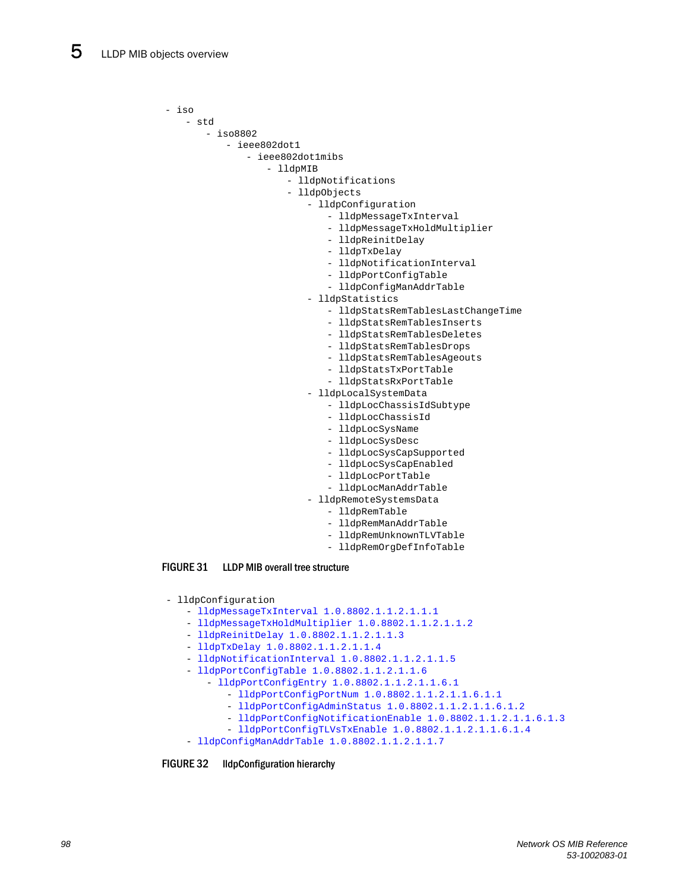```
- iso
   - std
      - iso8802
         - ieee802dot1
            - ieee802dot1mibs
               - lldpMIB
                  - lldpNotifications
                  - lldpObjects
                     - lldpConfiguration
                        - lldpMessageTxInterval
                        - lldpMessageTxHoldMultiplier
                        - lldpReinitDelay
                        - lldpTxDelay
                        - lldpNotificationInterval
                        - lldpPortConfigTable
                        - lldpConfigManAddrTable
                     - lldpStatistics
                        - lldpStatsRemTablesLastChangeTime
                        - lldpStatsRemTablesInserts
                        - lldpStatsRemTablesDeletes
                        - lldpStatsRemTablesDrops
                        - lldpStatsRemTablesAgeouts
                        - lldpStatsTxPortTable
                        - lldpStatsRxPortTable
                     - lldpLocalSystemData
                        - lldpLocChassisIdSubtype
                        - lldpLocChassisId
                        - lldpLocSysName
                        - lldpLocSysDesc
                        - lldpLocSysCapSupported
                        - lldpLocSysCapEnabled
                        - lldpLocPortTable
                        - lldpLocManAddrTable
                     - lldpRemoteSystemsData
                        - lldpRemTable
                        - lldpRemManAddrTable
                        - lldpRemUnknownTLVTable
                        - lldpRemOrgDefInfoTable
```

**FIGURE 31** LLDP MIB overall tree structure

```
- lldpConfiguration
   - lldpMessageTxInterval 1.0.8802.1.1.2.1.1.1
   - lldpMessageTxHoldMultiplier 1.0.8802.1.1.2.1.1.2
   - lldpReinitDelay 1.0.8802.1.1.2.1.1.3
   - lldpTxDelay 1.0.8802.1.1.2.1.1.4
   - lldpNotificationInterval 1.0.8802.1.1.2.1.1.5
   - lldpPortConfigTable 1.0.8802.1.1.2.1.1.6
      - lldpPortConfigEntry 1.0.8802.1.1.2.1.1.6.1
         - lldpPortConfigPortNum 1.0.8802.1.1.2.1.1.6.1.1
         - lldpPortConfigAdminStatus 1.0.8802.1.1.2.1.1.6.1.2
         - lldpPortConfigNotificationEnable 1.0.8802.1.1.2.1.1.6.1.3
         - lldpPortConfigTLVsTxEnable 1.0.8802.1.1.2.1.1.6.1.4
   - lldpConfigManAddrTable 1.0.8802.1.1.2.1.1.7
```

**FIGURE 32** lldpConfiguration hierarchy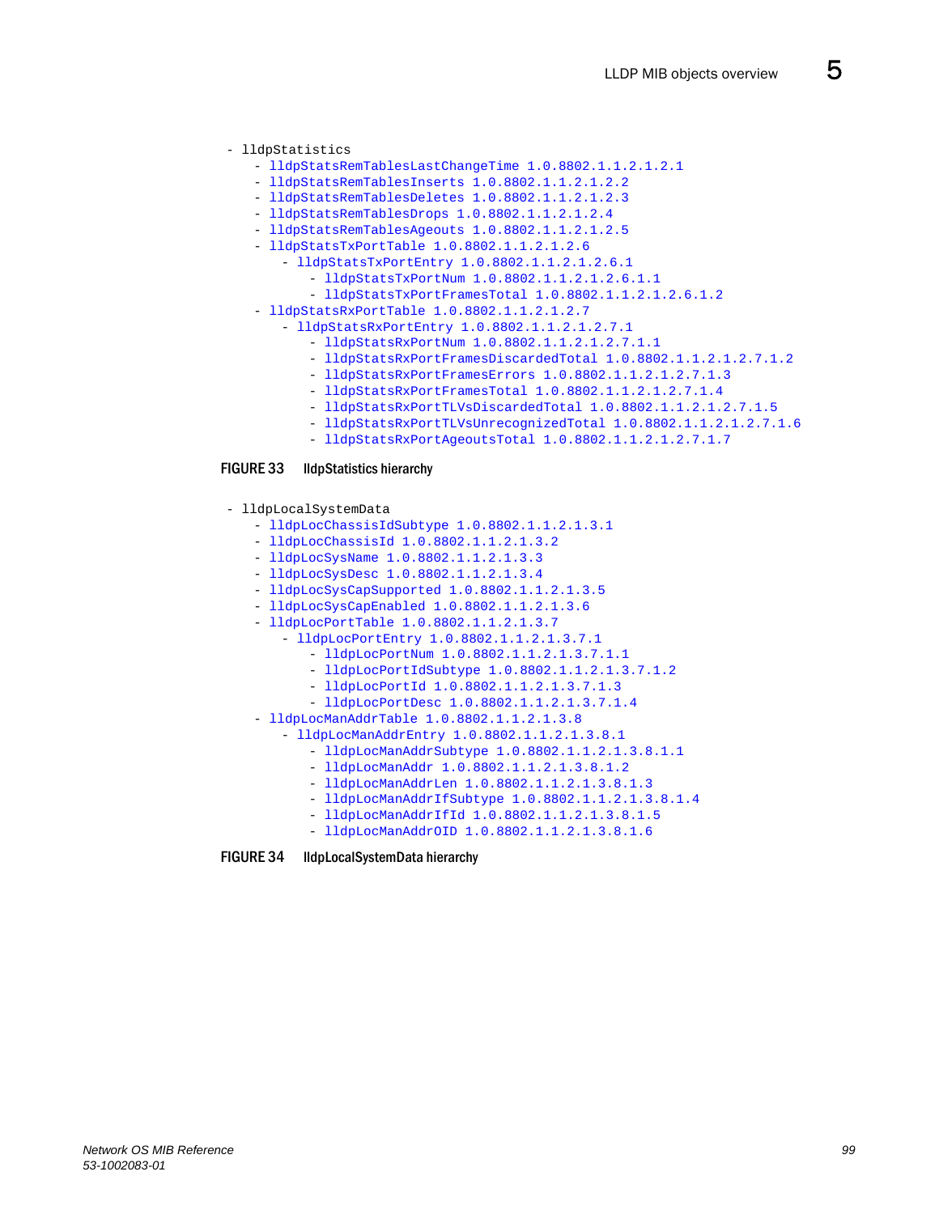```
- lldpStatistics
    - lldpStatsRemTablesLastChangeTime 1.0.8802.1.1.2.1.2.1
    - lldpStatsRemTablesInserts 1.0.8802.1.1.2.1.2.2
    - lldpStatsRemTablesDeletes 1.0.8802.1.1.2.1.2.3
    - lldpStatsRemTablesDrops 1.0.8802.1.1.2.1.2.4
    - lldpStatsRemTablesAgeouts 1.0.8802.1.1.2.1.2.5
    - lldpStatsTxPortTable 1.0.8802.1.1.2.1.2.6
        - lldpStatsTxPortEntry 1.0.8802.1.1.2.1.2.6.1
            - lldpStatsTxPortNum 1.0.8802.1.1.2.1.2.6.1.1
            - lldpStatsTxPortFramesTotal 1.0.8802.1.1.2.1.2.6.1.2
    - lldpStatsRxPortTable 1.0.8802.1.1.2.1.2.7
        - lldpStatsRxPortEntry 1.0.8802.1.1.2.1.2.7.1
            - lldpStatsRxPortNum 1.0.8802.1.1.2.1.2.7.1.1
            - lldpStatsRxPortFramesDiscardedTotal 1.0.8802.1.1.2.1.2.7.1.2
            - lldpStatsRxPortFramesErrors 1.0.8802.1.1.2.1.2.7.1.3
            - lldpStatsRxPortFramesTotal 1.0.8802.1.1.2.1.2.7.1.4
            - lldpStatsRxPortTLVsDiscardedTotal 1.0.8802.1.1.2.1.2.7.1.5
            - lldpStatsRxPortTLVsUnrecognizedTotal 1.0.8802.1.1.2.1.2.7.1.6
            - lldpStatsRxPortAgeoutsTotal 1.0.8802.1.1.2.1.2.7.1.7
```

**FIGURE 33** lldpStatistics hierarchy

```
- lldpLocalSystemData
    - lldpLocChassisIdSubtype 1.0.8802.1.1.2.1.3.1
    - lldpLocChassisId 1.0.8802.1.1.2.1.3.2
    - lldpLocSysName 1.0.8802.1.1.2.1.3.3
    - lldpLocSysDesc 1.0.8802.1.1.2.1.3.4
    - lldpLocSysCapSupported 1.0.8802.1.1.2.1.3.5
    - lldpLocSysCapEnabled 1.0.8802.1.1.2.1.3.6
    - lldpLocPortTable 1.0.8802.1.1.2.1.3.7
        - lldpLocPortEntry 1.0.8802.1.1.2.1.3.7.1
            - lldpLocPortNum 1.0.8802.1.1.2.1.3.7.1.1
            - lldpLocPortIdSubtype 1.0.8802.1.1.2.1.3.7.1.2
            - lldpLocPortId 1.0.8802.1.1.2.1.3.7.1.3
            - lldpLocPortDesc 1.0.8802.1.1.2.1.3.7.1.4
    - lldpLocManAddrTable 1.0.8802.1.1.2.1.3.8
        - lldpLocManAddrEntry 1.0.8802.1.1.2.1.3.8.1
            - lldpLocManAddrSubtype 1.0.8802.1.1.2.1.3.8.1.1
            - lldpLocManAddr 1.0.8802.1.1.2.1.3.8.1.2
            - lldpLocManAddrLen 1.0.8802.1.1.2.1.3.8.1.3
            - lldpLocManAddrIfSubtype 1.0.8802.1.1.2.1.3.8.1.4
            - lldpLocManAddrIfId 1.0.8802.1.1.2.1.3.8.1.5
            - lldpLocManAddrOID 1.0.8802.1.1.2.1.3.8.1.6
```

**FIGURE 34** lldpLocalSystemData hierarchy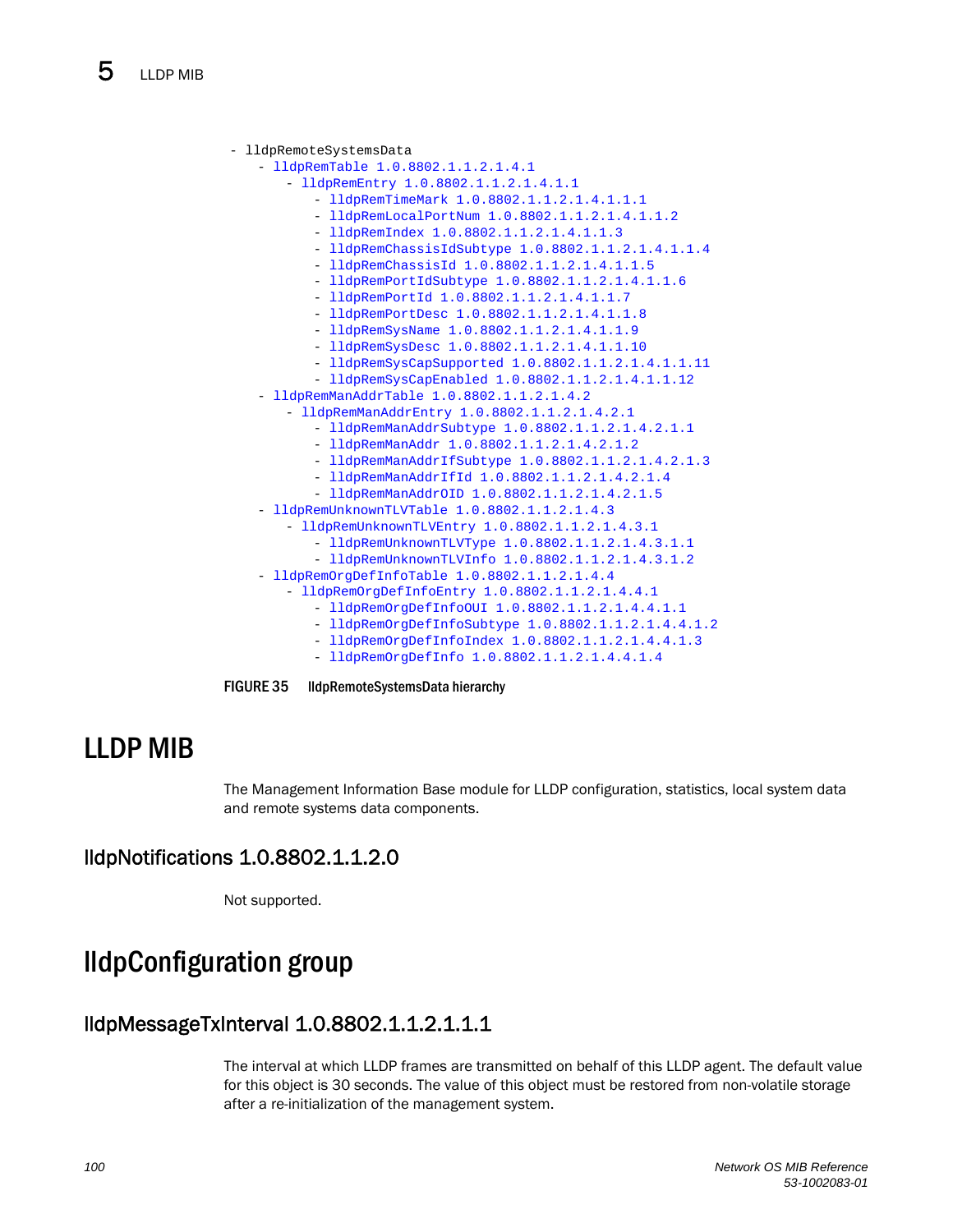```
- lldpRemoteSystemsData
    - lldpRemTable 1.0.8802.1.1.2.1.4.1
        - lldpRemEntry 1.0.8802.1.1.2.1.4.1.1
            - lldpRemTimeMark 1.0.8802.1.1.2.1.4.1.1.1
            - lldpRemLocalPortNum 1.0.8802.1.1.2.1.4.1.1.2
            - lldpRemIndex 1.0.8802.1.1.2.1.4.1.1.3
            - lldpRemChassisIdSubtype 1.0.8802.1.1.2.1.4.1.1.4
            - lldpRemChassisId 1.0.8802.1.1.2.1.4.1.1.5
            - lldpRemPortIdSubtype 1.0.8802.1.1.2.1.4.1.1.6
            - lldpRemPortId 1.0.8802.1.1.2.1.4.1.1.7
            - lldpRemPortDesc 1.0.8802.1.1.2.1.4.1.1.8
            - lldpRemSysName 1.0.8802.1.1.2.1.4.1.1.9
            - lldpRemSysDesc 1.0.8802.1.1.2.1.4.1.1.10
            - lldpRemSysCapSupported 1.0.8802.1.1.2.1.4.1.1.11
            - lldpRemSysCapEnabled 1.0.8802.1.1.2.1.4.1.1.12
    - lldpRemManAddrTable 1.0.8802.1.1.2.1.4.2
        - lldpRemManAddrEntry 1.0.8802.1.1.2.1.4.2.1
            - lldpRemManAddrSubtype 1.0.8802.1.1.2.1.4.2.1.1
            - lldpRemManAddr 1.0.8802.1.1.2.1.4.2.1.2
            - lldpRemManAddrIfSubtype 1.0.8802.1.1.2.1.4.2.1.3
            - lldpRemManAddrIfId 1.0.8802.1.1.2.1.4.2.1.4
            - lldpRemManAddrOID 1.0.8802.1.1.2.1.4.2.1.5
    - lldpRemUnknownTLVTable 1.0.8802.1.1.2.1.4.3
        - lldpRemUnknownTLVEntry 1.0.8802.1.1.2.1.4.3.1
            - lldpRemUnknownTLVType 1.0.8802.1.1.2.1.4.3.1.1
            - lldpRemUnknownTLVInfo 1.0.8802.1.1.2.1.4.3.1.2
    - lldpRemOrgDefInfoTable 1.0.8802.1.1.2.1.4.4
        - lldpRemOrgDefInfoEntry 1.0.8802.1.1.2.1.4.4.1
            - lldpRemOrgDefInfoOUI 1.0.8802.1.1.2.1.4.4.1.1
            - lldpRemOrgDefInfoSubtype 1.0.8802.1.1.2.1.4.4.1.2
            - lldpRemOrgDefInfoIndex 1.0.8802.1.1.2.1.4.4.1.3
            - lldpRemOrgDefInfo 1.0.8802.1.1.2.1.4.4.1.4
```

**FIGURE 35** lldpRemoteSystemsData hierarchy

# LLDP MIB

The Management Information Base module for LLDP configuration, statistics, local system data and remote systems data components.

## lldpNotifications 1.0.8802.1.1.2.0

Not supported.

# lldpConfiguration group

## lldpMessageTxInterval 1.0.8802.1.1.2.1.1.1

The interval at which LLDP frames are transmitted on behalf of this LLDP agent. The default value for this object is 30 seconds. The value of this object must be restored from non-volatile storage after a re-initialization of the management system.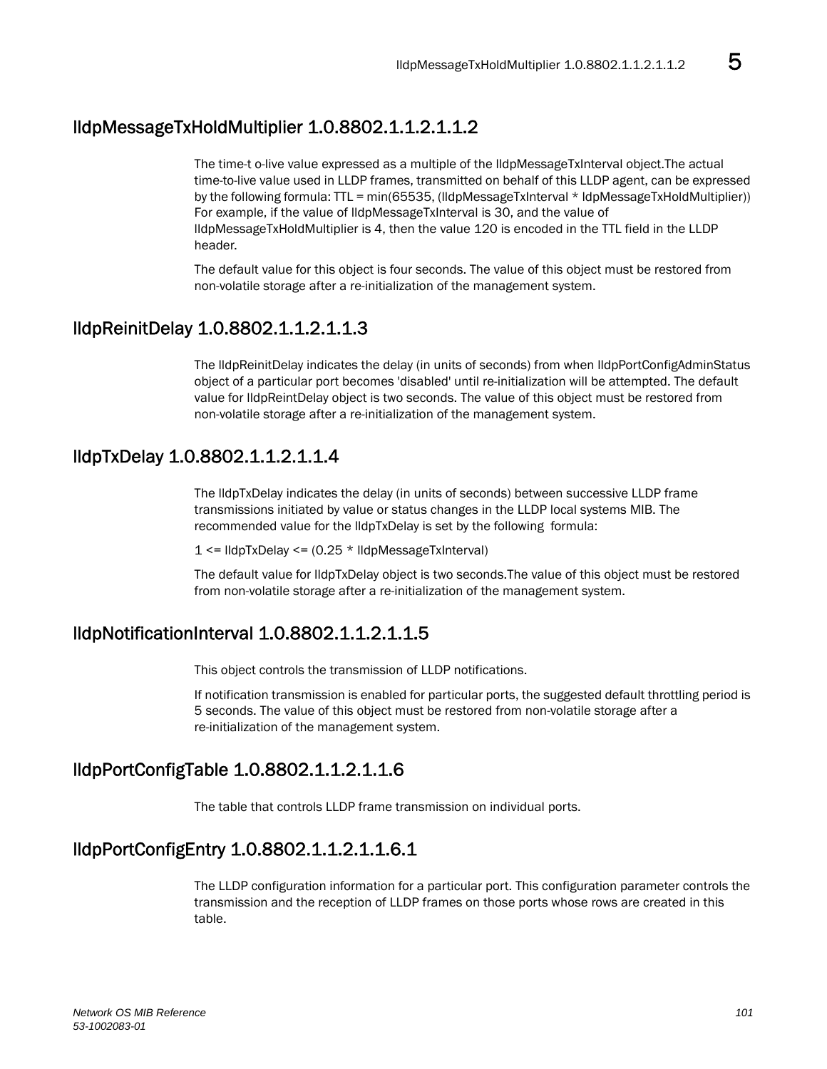## lldpMessageTxHoldMultiplier 1.0.8802.1.1.2.1.1.2

The time-t o-live value expressed as a multiple of the lldpMessageTxInterval object.The actual time-to-live value used in LLDP frames, transmitted on behalf of this LLDP agent, can be expressed by the following formula: TTL = min(65535, (lldpMessageTxInterval * ldpMessageTxHoldMultiplier)) For example, if the value of lldpMessageTxInterval is 30, and the value of lldpMessageTxHoldMultiplier is 4, then the value 120 is encoded in the TTL field in the LLDP header.

The default value for this object is four seconds. The value of this object must be restored from non-volatile storage after a re-initialization of the management system.

## lldpReinitDelay 1.0.8802.1.1.2.1.1.3

The lldpReinitDelay indicates the delay (in units of seconds) from when lldpPortConfigAdminStatus object of a particular port becomes 'disabled' until re-initialization will be attempted. The default value for lldpReintDelay object is two seconds. The value of this object must be restored from non-volatile storage after a re-initialization of the management system.

## lldpTxDelay 1.0.8802.1.1.2.1.1.4

The lldpTxDelay indicates the delay (in units of seconds) between successive LLDP frame transmissions initiated by value or status changes in the LLDP local systems MIB. The recommended value for the lldpTxDelay is set by the following formula:

1 <= lldpTxDelay <= (0.25 * lldpMessageTxInterval)

The default value for lldpTxDelay object is two seconds.The value of this object must be restored from non-volatile storage after a re-initialization of the management system.

## lldpNotificationInterval 1.0.8802.1.1.2.1.1.5

This object controls the transmission of LLDP notifications.

If notification transmission is enabled for particular ports, the suggested default throttling period is 5 seconds. The value of this object must be restored from non-volatile storage after a re-initialization of the management system.

## lldpPortConfigTable 1.0.8802.1.1.2.1.1.6

The table that controls LLDP frame transmission on individual ports.

## lldpPortConfigEntry 1.0.8802.1.1.2.1.1.6.1

The LLDP configuration information for a particular port. This configuration parameter controls the transmission and the reception of LLDP frames on those ports whose rows are created in this table.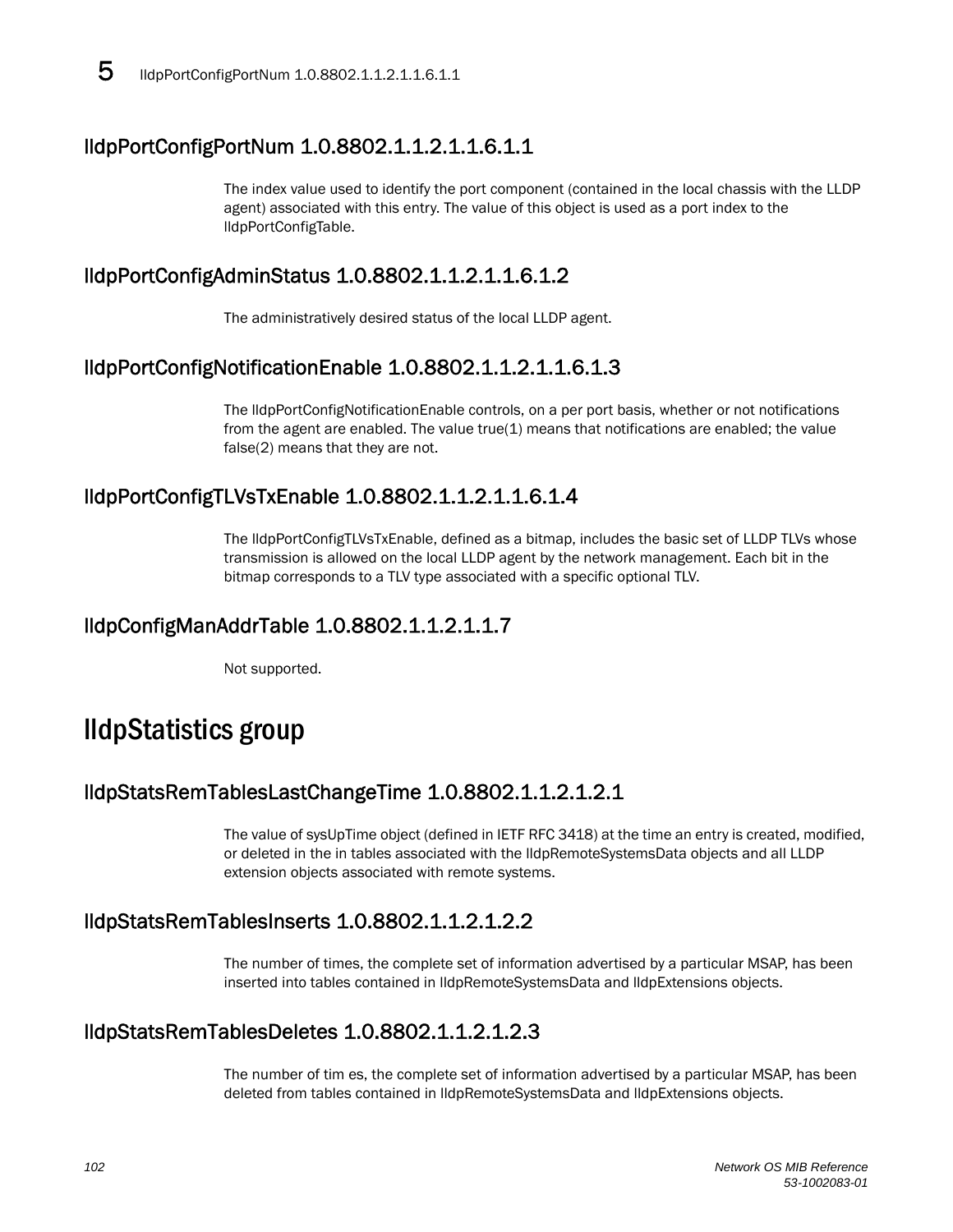## lldpPortConfigPortNum 1.0.8802.1.1.2.1.1.6.1.1

The index value used to identify the port component (contained in the local chassis with the LLDP agent) associated with this entry. The value of this object is used as a port index to the lldpPortConfigTable.

## lldpPortConfigAdminStatus 1.0.8802.1.1.2.1.1.6.1.2

The administratively desired status of the local LLDP agent.

## lldpPortConfigNotificationEnable 1.0.8802.1.1.2.1.1.6.1.3

The lldpPortConfigNotificationEnable controls, on a per port basis, whether or not notifications from the agent are enabled. The value true(1) means that notifications are enabled; the value false(2) means that they are not.

## lldpPortConfigTLVsTxEnable 1.0.8802.1.1.2.1.1.6.1.4

The lldpPortConfigTLVsTxEnable, defined as a bitmap, includes the basic set of LLDP TLVs whose transmission is allowed on the local LLDP agent by the network management. Each bit in the bitmap corresponds to a TLV type associated with a specific optional TLV.

## lldpConfigManAddrTable 1.0.8802.1.1.2.1.1.7

Not supported.

# lldpStatistics group

## lldpStatsRemTablesLastChangeTime 1.0.8802.1.1.2.1.2.1

The value of sysUpTime object (defined in IETF RFC 3418) at the time an entry is created, modified, or deleted in the in tables associated with the lldpRemoteSystemsData objects and all LLDP extension objects associated with remote systems.

## lldpStatsRemTablesInserts 1.0.8802.1.1.2.1.2.2

The number of times, the complete set of information advertised by a particular MSAP, has been inserted into tables contained in lldpRemoteSystemsData and lldpExtensions objects.

## lldpStatsRemTablesDeletes 1.0.8802.1.1.2.1.2.3

The number of tim es, the complete set of information advertised by a particular MSAP, has been deleted from tables contained in lldpRemoteSystemsData and lldpExtensions objects.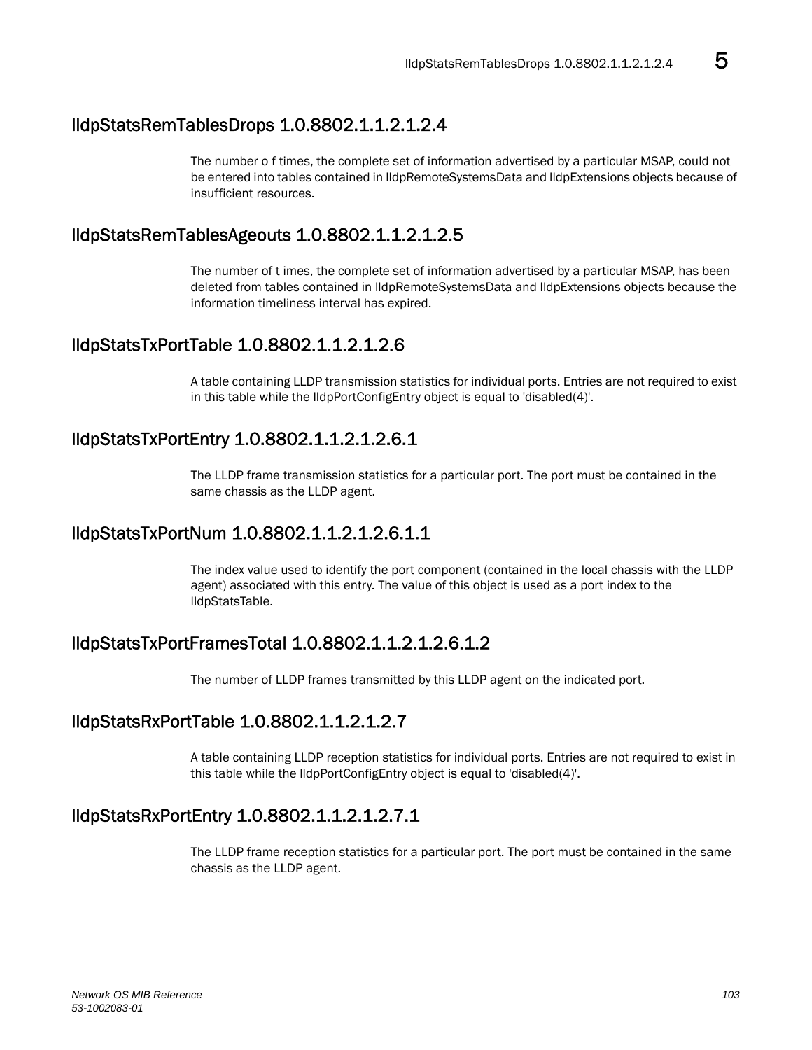## lldpStatsRemTablesDrops 1.0.8802.1.1.2.1.2.4

The number o f times, the complete set of information advertised by a particular MSAP, could not be entered into tables contained in lldpRemoteSystemsData and lldpExtensions objects because of insufficient resources.

## lldpStatsRemTablesAgeouts 1.0.8802.1.1.2.1.2.5

The number of t imes, the complete set of information advertised by a particular MSAP, has been deleted from tables contained in lldpRemoteSystemsData and lldpExtensions objects because the information timeliness interval has expired.

## lldpStatsTxPortTable 1.0.8802.1.1.2.1.2.6

A table containing LLDP transmission statistics for individual ports. Entries are not required to exist in this table while the lldpPortConfigEntry object is equal to 'disabled(4)'.

## lldpStatsTxPortEntry 1.0.8802.1.1.2.1.2.6.1

The LLDP frame transmission statistics for a particular port. The port must be contained in the same chassis as the LLDP agent.

## lldpStatsTxPortNum 1.0.8802.1.1.2.1.2.6.1.1

The index value used to identify the port component (contained in the local chassis with the LLDP agent) associated with this entry. The value of this object is used as a port index to the lldpStatsTable.

## lldpStatsTxPortFramesTotal 1.0.8802.1.1.2.1.2.6.1.2

The number of LLDP frames transmitted by this LLDP agent on the indicated port.

## lldpStatsRxPortTable 1.0.8802.1.1.2.1.2.7

A table containing LLDP reception statistics for individual ports. Entries are not required to exist in this table while the lldpPortConfigEntry object is equal to 'disabled(4)'.

## lldpStatsRxPortEntry 1.0.8802.1.1.2.1.2.7.1

The LLDP frame reception statistics for a particular port. The port must be contained in the same chassis as the LLDP agent.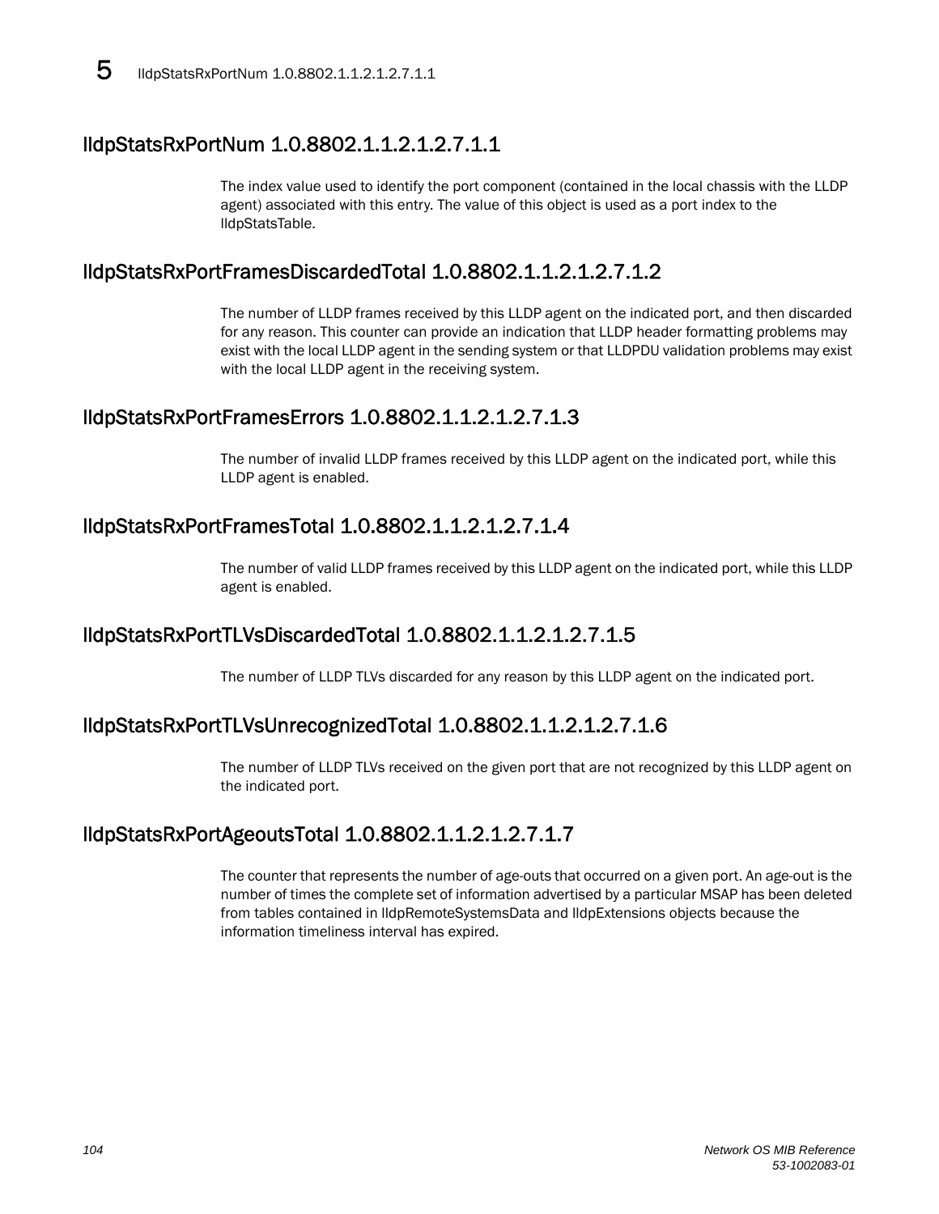## lldpStatsRxPortNum 1.0.8802.1.1.2.1.2.7.1.1

The index value used to identify the port component (contained in the local chassis with the LLDP agent) associated with this entry. The value of this object is used as a port index to the lldpStatsTable.

## lldpStatsRxPortFramesDiscardedTotal 1.0.8802.1.1.2.1.2.7.1.2

The number of LLDP frames received by this LLDP agent on the indicated port, and then discarded for any reason. This counter can provide an indication that LLDP header formatting problems may exist with the local LLDP agent in the sending system or that LLDPDU validation problems may exist with the local LLDP agent in the receiving system.

## lldpStatsRxPortFramesErrors 1.0.8802.1.1.2.1.2.7.1.3

The number of invalid LLDP frames received by this LLDP agent on the indicated port, while this LLDP agent is enabled.

## lldpStatsRxPortFramesTotal 1.0.8802.1.1.2.1.2.7.1.4

The number of valid LLDP frames received by this LLDP agent on the indicated port, while this LLDP agent is enabled.

## lldpStatsRxPortTLVsDiscardedTotal 1.0.8802.1.1.2.1.2.7.1.5

The number of LLDP TLVs discarded for any reason by this LLDP agent on the indicated port.

## lldpStatsRxPortTLVsUnrecognizedTotal 1.0.8802.1.1.2.1.2.7.1.6

The number of LLDP TLVs received on the given port that are not recognized by this LLDP agent on the indicated port.

## lldpStatsRxPortAgeoutsTotal 1.0.8802.1.1.2.1.2.7.1.7

The counter that represents the number of age-outs that occurred on a given port. An age-out is the number of times the complete set of information advertised by a particular MSAP has been deleted from tables contained in lldpRemoteSystemsData and lldpExtensions objects because the information timeliness interval has expired.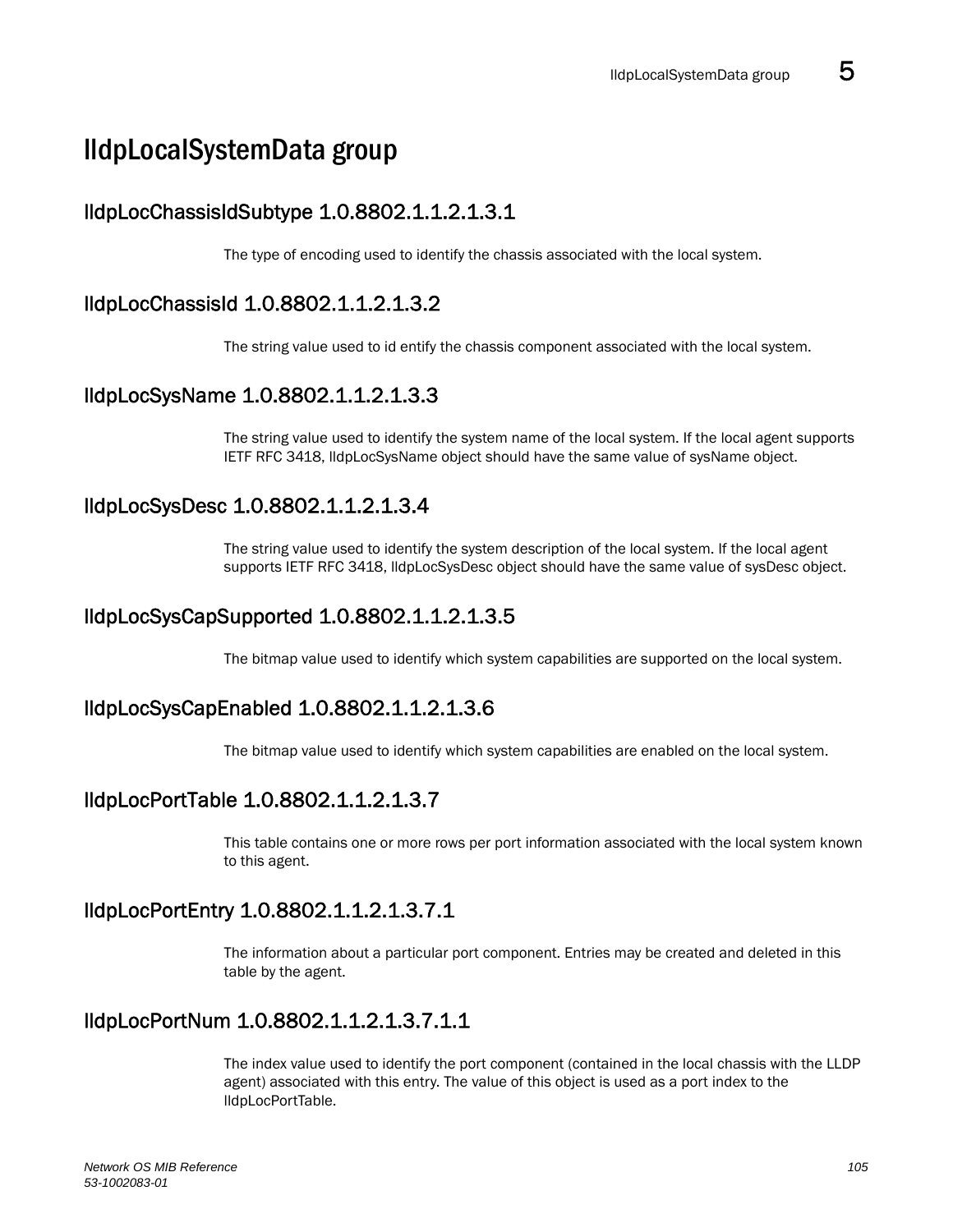# lldpLocalSystemData group

## lldpLocChassisIdSubtype 1.0.8802.1.1.2.1.3.1

The type of encoding used to identify the chassis associated with the local system.

## lldpLocChassisId 1.0.8802.1.1.2.1.3.2

The string value used to id entify the chassis component associated with the local system.

## lldpLocSysName 1.0.8802.1.1.2.1.3.3

The string value used to identify the system name of the local system. If the local agent supports IETF RFC 3418, lldpLocSysName object should have the same value of sysName object.

## lldpLocSysDesc 1.0.8802.1.1.2.1.3.4

The string value used to identify the system description of the local system. If the local agent supports IETF RFC 3418, lldpLocSysDesc object should have the same value of sysDesc object.

## lldpLocSysCapSupported 1.0.8802.1.1.2.1.3.5

The bitmap value used to identify which system capabilities are supported on the local system.

## lldpLocSysCapEnabled 1.0.8802.1.1.2.1.3.6

The bitmap value used to identify which system capabilities are enabled on the local system.

## lldpLocPortTable 1.0.8802.1.1.2.1.3.7

This table contains one or more rows per port information associated with the local system known to this agent.

## lldpLocPortEntry 1.0.8802.1.1.2.1.3.7.1

The information about a particular port component. Entries may be created and deleted in this table by the agent.

## lldpLocPortNum 1.0.8802.1.1.2.1.3.7.1.1

The index value used to identify the port component (contained in the local chassis with the LLDP agent) associated with this entry. The value of this object is used as a port index to the lldpLocPortTable.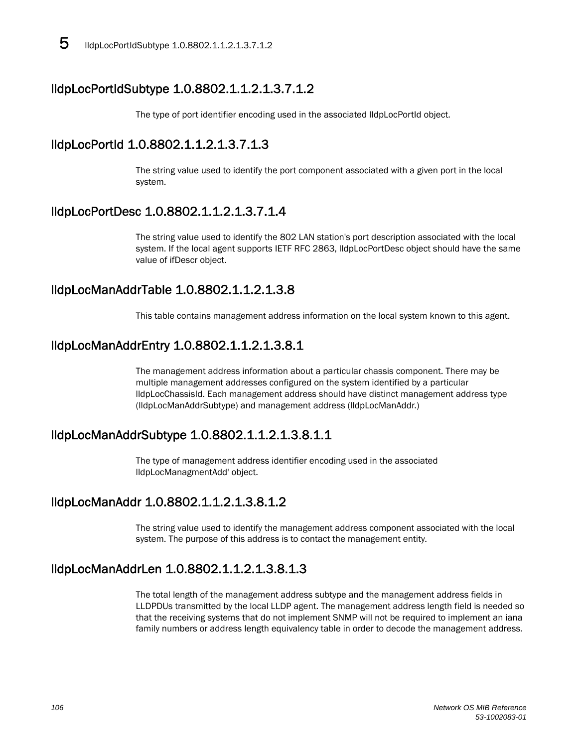## lldpLocPortIdSubtype 1.0.8802.1.1.2.1.3.7.1.2

The type of port identifier encoding used in the associated lldpLocPortId object.

## lldpLocPortId 1.0.8802.1.1.2.1.3.7.1.3

The string value used to identify the port component associated with a given port in the local system.

## lldpLocPortDesc 1.0.8802.1.1.2.1.3.7.1.4

The string value used to identify the 802 LAN station's port description associated with the local system. If the local agent supports IETF RFC 2863, lldpLocPortDesc object should have the same value of ifDescr object.

## lldpLocManAddrTable 1.0.8802.1.1.2.1.3.8

This table contains management address information on the local system known to this agent.

## lldpLocManAddrEntry 1.0.8802.1.1.2.1.3.8.1

The management address information about a particular chassis component. There may be multiple management addresses configured on the system identified by a particular lldpLocChassisId. Each management address should have distinct management address type (lldpLocManAddrSubtype) and management address (lldpLocManAddr.)

## lldpLocManAddrSubtype 1.0.8802.1.1.2.1.3.8.1.1

The type of management address identifier encoding used in the associated lldpLocManagmentAdd' object.

## lldpLocManAddr 1.0.8802.1.1.2.1.3.8.1.2

The string value used to identify the management address component associated with the local system. The purpose of this address is to contact the management entity.

## lldpLocManAddrLen 1.0.8802.1.1.2.1.3.8.1.3

The total length of the management address subtype and the management address fields in LLDPDUs transmitted by the local LLDP agent. The management address length field is needed so that the receiving systems that do not implement SNMP will not be required to implement an iana family numbers or address length equivalency table in order to decode the management address.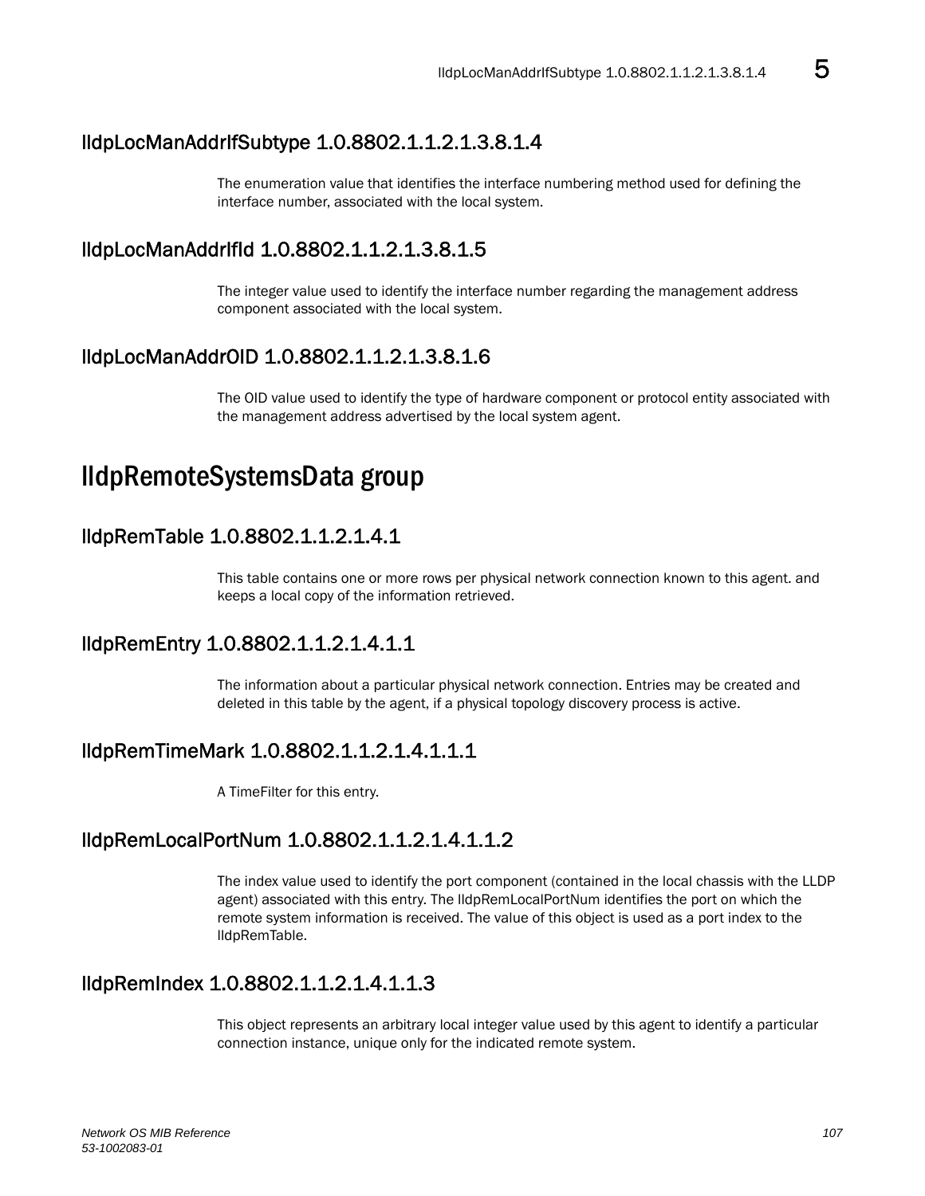## lldpLocManAddrIfSubtype 1.0.8802.1.1.2.1.3.8.1.4

The enumeration value that identifies the interface numbering method used for defining the interface number, associated with the local system.

## lldpLocManAddrIfId 1.0.8802.1.1.2.1.3.8.1.5

The integer value used to identify the interface number regarding the management address component associated with the local system.

## lldpLocManAddrOID 1.0.8802.1.1.2.1.3.8.1.6

The OID value used to identify the type of hardware component or protocol entity associated with the management address advertised by the local system agent.

# lldpRemoteSystemsData group

## lldpRemTable 1.0.8802.1.1.2.1.4.1

This table contains one or more rows per physical network connection known to this agent. and keeps a local copy of the information retrieved.

## lldpRemEntry 1.0.8802.1.1.2.1.4.1.1

The information about a particular physical network connection. Entries may be created and deleted in this table by the agent, if a physical topology discovery process is active.

## lldpRemTimeMark 1.0.8802.1.1.2.1.4.1.1.1

A TimeFilter for this entry.

## lldpRemLocalPortNum 1.0.8802.1.1.2.1.4.1.1.2

The index value used to identify the port component (contained in the local chassis with the LLDP agent) associated with this entry. The lldpRemLocalPortNum identifies the port on which the remote system information is received. The value of this object is used as a port index to the lldpRemTable.

## lldpRemIndex 1.0.8802.1.1.2.1.4.1.1.3

This object represents an arbitrary local integer value used by this agent to identify a particular connection instance, unique only for the indicated remote system.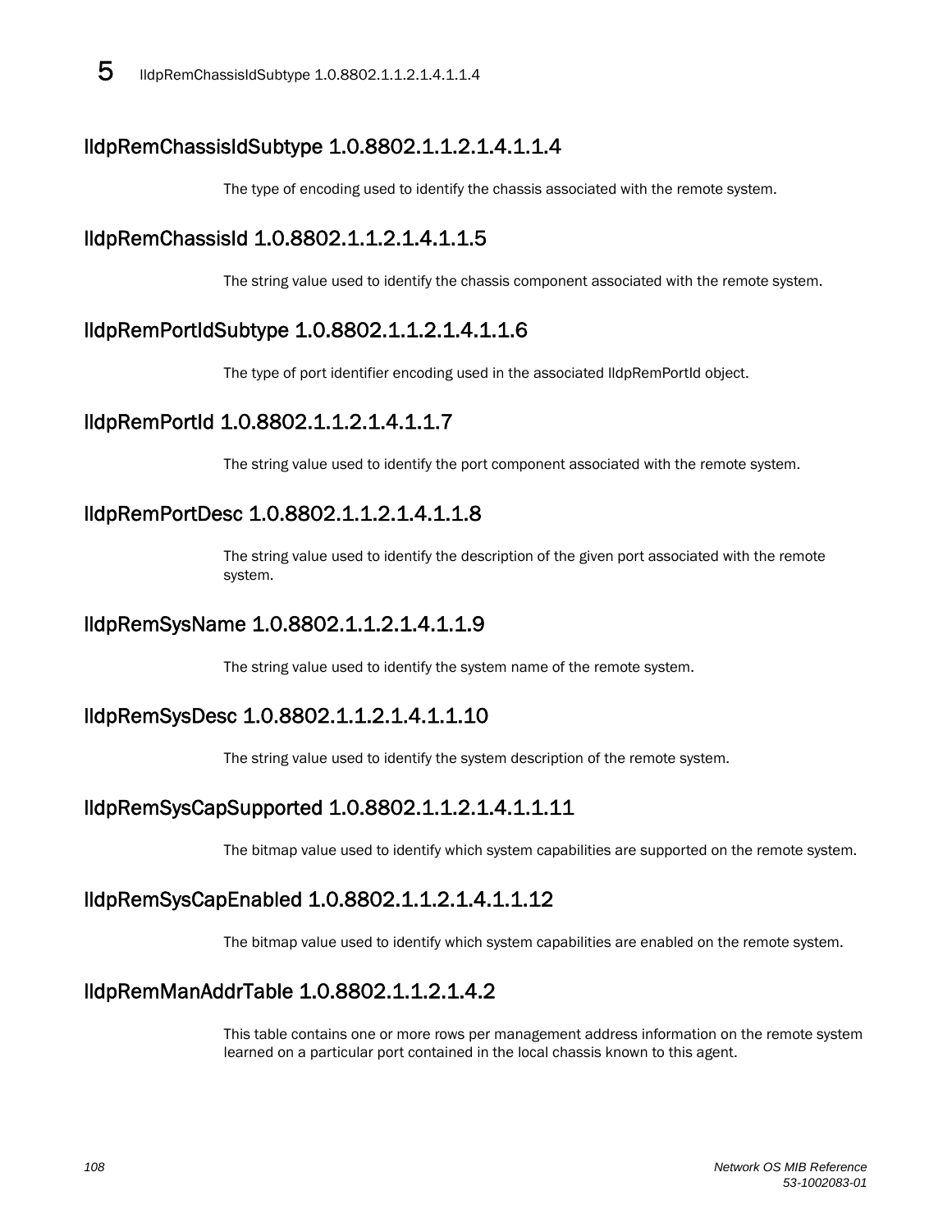## lldpRemChassisIdSubtype 1.0.8802.1.1.2.1.4.1.1.4

The type of encoding used to identify the chassis associated with the remote system.

## lldpRemChassisId 1.0.8802.1.1.2.1.4.1.1.5

The string value used to identify the chassis component associated with the remote system.

## lldpRemPortIdSubtype 1.0.8802.1.1.2.1.4.1.1.6

The type of port identifier encoding used in the associated lldpRemPortId object.

## lldpRemPortId 1.0.8802.1.1.2.1.4.1.1.7

The string value used to identify the port component associated with the remote system.

## lldpRemPortDesc 1.0.8802.1.1.2.1.4.1.1.8

The string value used to identify the description of the given port associated with the remote system.

## lldpRemSysName 1.0.8802.1.1.2.1.4.1.1.9

The string value used to identify the system name of the remote system.

## lldpRemSysDesc 1.0.8802.1.1.2.1.4.1.1.10

The string value used to identify the system description of the remote system.

## lldpRemSysCapSupported 1.0.8802.1.1.2.1.4.1.1.11

The bitmap value used to identify which system capabilities are supported on the remote system.

## lldpRemSysCapEnabled 1.0.8802.1.1.2.1.4.1.1.12

The bitmap value used to identify which system capabilities are enabled on the remote system.

## lldpRemManAddrTable 1.0.8802.1.1.2.1.4.2

This table contains one or more rows per management address information on the remote system learned on a particular port contained in the local chassis known to this agent.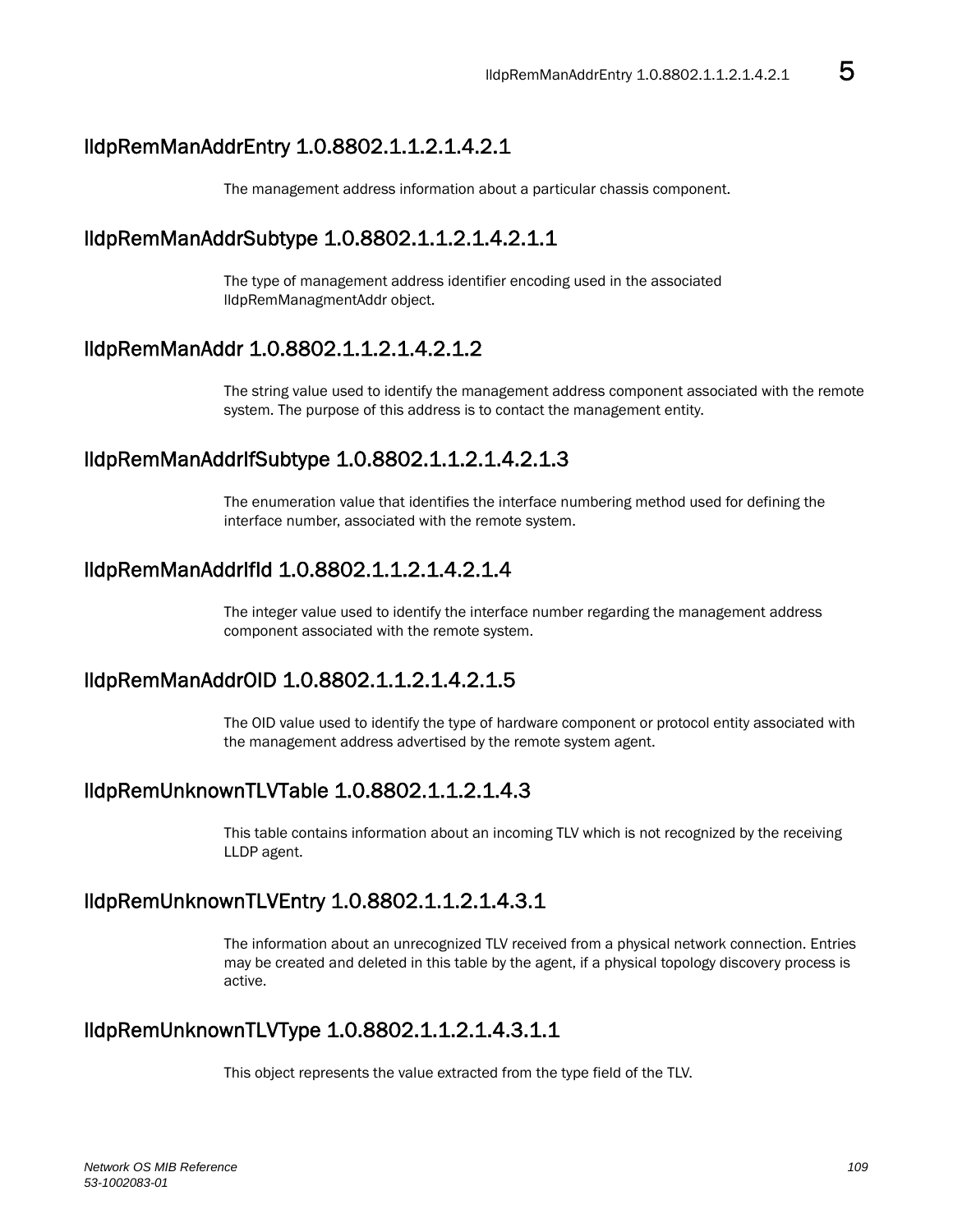## lldpRemManAddrEntry 1.0.8802.1.1.2.1.4.2.1

The management address information about a particular chassis component.

## lldpRemManAddrSubtype 1.0.8802.1.1.2.1.4.2.1.1

The type of management address identifier encoding used in the associated lldpRemManagmentAddr object.

## lldpRemManAddr 1.0.8802.1.1.2.1.4.2.1.2

The string value used to identify the management address component associated with the remote system. The purpose of this address is to contact the management entity.

## lldpRemManAddrIfSubtype 1.0.8802.1.1.2.1.4.2.1.3

The enumeration value that identifies the interface numbering method used for defining the interface number, associated with the remote system.

## lldpRemManAddrIfId 1.0.8802.1.1.2.1.4.2.1.4

The integer value used to identify the interface number regarding the management address component associated with the remote system.

## lldpRemManAddrOID 1.0.8802.1.1.2.1.4.2.1.5

The OID value used to identify the type of hardware component or protocol entity associated with the management address advertised by the remote system agent.

## lldpRemUnknownTLVTable 1.0.8802.1.1.2.1.4.3

This table contains information about an incoming TLV which is not recognized by the receiving LLDP agent.

## lldpRemUnknownTLVEntry 1.0.8802.1.1.2.1.4.3.1

The information about an unrecognized TLV received from a physical network connection. Entries may be created and deleted in this table by the agent, if a physical topology discovery process is active.

## lldpRemUnknownTLVType 1.0.8802.1.1.2.1.4.3.1.1

This object represents the value extracted from the type field of the TLV.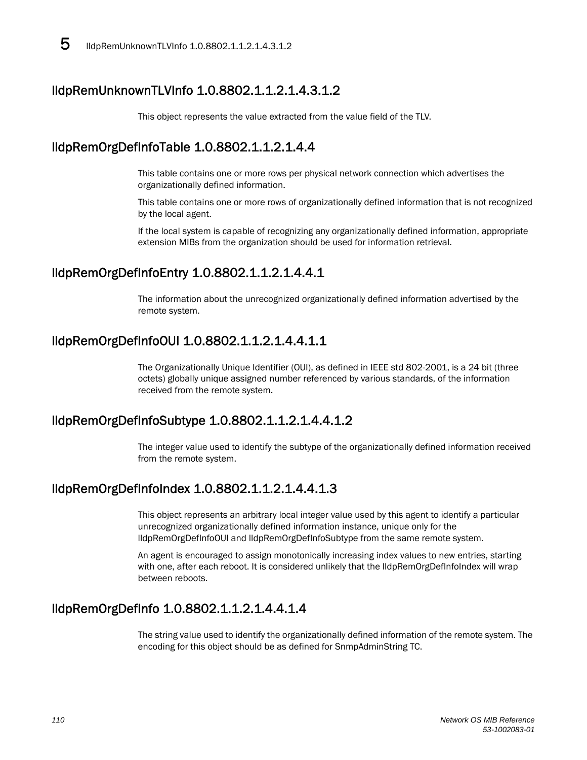## lldpRemUnknownTLVInfo 1.0.8802.1.1.2.1.4.3.1.2

This object represents the value extracted from the value field of the TLV.

## lldpRemOrgDefInfoTable 1.0.8802.1.1.2.1.4.4

This table contains one or more rows per physical network connection which advertises the organizationally defined information.

This table contains one or more rows of organizationally defined information that is not recognized by the local agent.

If the local system is capable of recognizing any organizationally defined information, appropriate extension MIBs from the organization should be used for information retrieval.

## lldpRemOrgDefInfoEntry 1.0.8802.1.1.2.1.4.4.1

The information about the unrecognized organizationally defined information advertised by the remote system.

## lldpRemOrgDefInfoOUI 1.0.8802.1.1.2.1.4.4.1.1

The Organizationally Unique Identifier (OUI), as defined in IEEE std 802-2001, is a 24 bit (three octets) globally unique assigned number referenced by various standards, of the information received from the remote system.

## lldpRemOrgDefInfoSubtype 1.0.8802.1.1.2.1.4.4.1.2

The integer value used to identify the subtype of the organizationally defined information received from the remote system.

## lldpRemOrgDefInfoIndex 1.0.8802.1.1.2.1.4.4.1.3

This object represents an arbitrary local integer value used by this agent to identify a particular unrecognized organizationally defined information instance, unique only for the lldpRemOrgDefInfoOUI and lldpRemOrgDefInfoSubtype from the same remote system.

An agent is encouraged to assign monotonically increasing index values to new entries, starting with one, after each reboot. It is considered unlikely that the lldpRemOrgDefInfoIndex will wrap between reboots.

## lldpRemOrgDefInfo 1.0.8802.1.1.2.1.4.4.1.4

The string value used to identify the organizationally defined information of the remote system. The encoding for this object should be as defined for SnmpAdminString TC.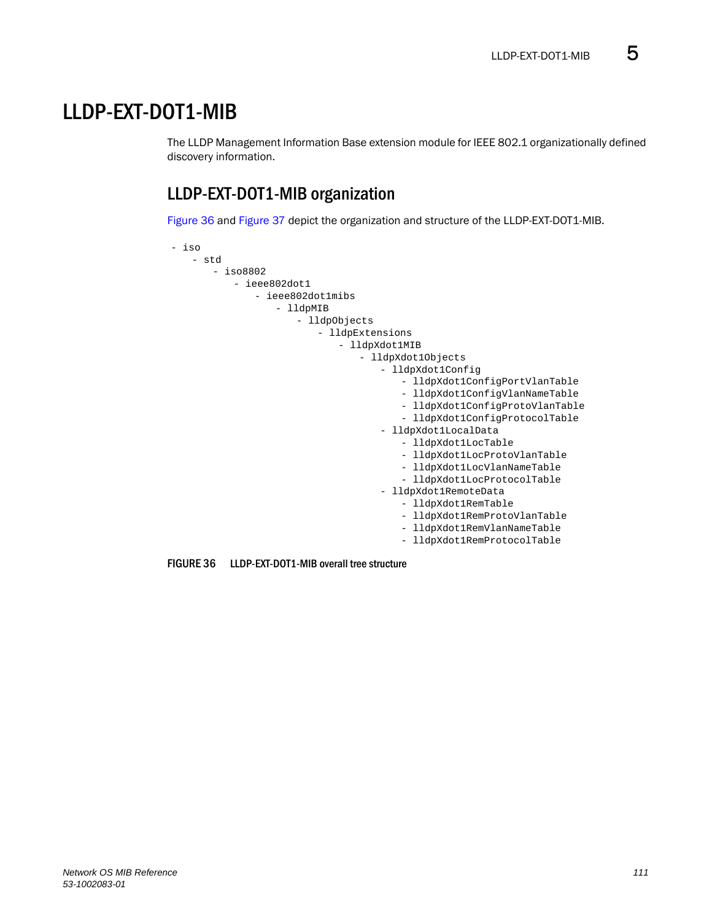# LLDP-EXT-DOT1-MIB

The LLDP Management Information Base extension module for IEEE 802.1 organizationally defined discovery information.

## LLDP-EXT-DOT1-MIB organization

Figure 36 and Figure 37 depict the organization and structure of the LLDP-EXT-DOT1-MIB.

```
- iso
    - std
        - iso8802
            - ieee802dot1
                - ieee802dot1mibs
                    - lldpMIB
                        - lldpObjects
                            - lldpExtensions
                                - lldpXdot1MIB
                                    - lldpXdot1Objects
                                        - lldpXdot1Config
                                            - lldpXdot1ConfigPortVlanTable
                                            - lldpXdot1ConfigVlanNameTable
                                            - lldpXdot1ConfigProtoVlanTable
                                            - lldpXdot1ConfigProtocolTable
                                        - lldpXdot1LocalData
                                            - lldpXdot1LocTable
                                            - lldpXdot1LocProtoVlanTable
                                            - lldpXdot1LocVlanNameTable
                                            - lldpXdot1LocProtocolTable
                                        - lldpXdot1RemoteData
                                            - lldpXdot1RemTable
                                            - lldpXdot1RemProtoVlanTable
                                            - lldpXdot1RemVlanNameTable
                                            - lldpXdot1RemProtocolTable
```

**FIGURE 36 LLDP-EXT-DOT1-MIB overall tree structure**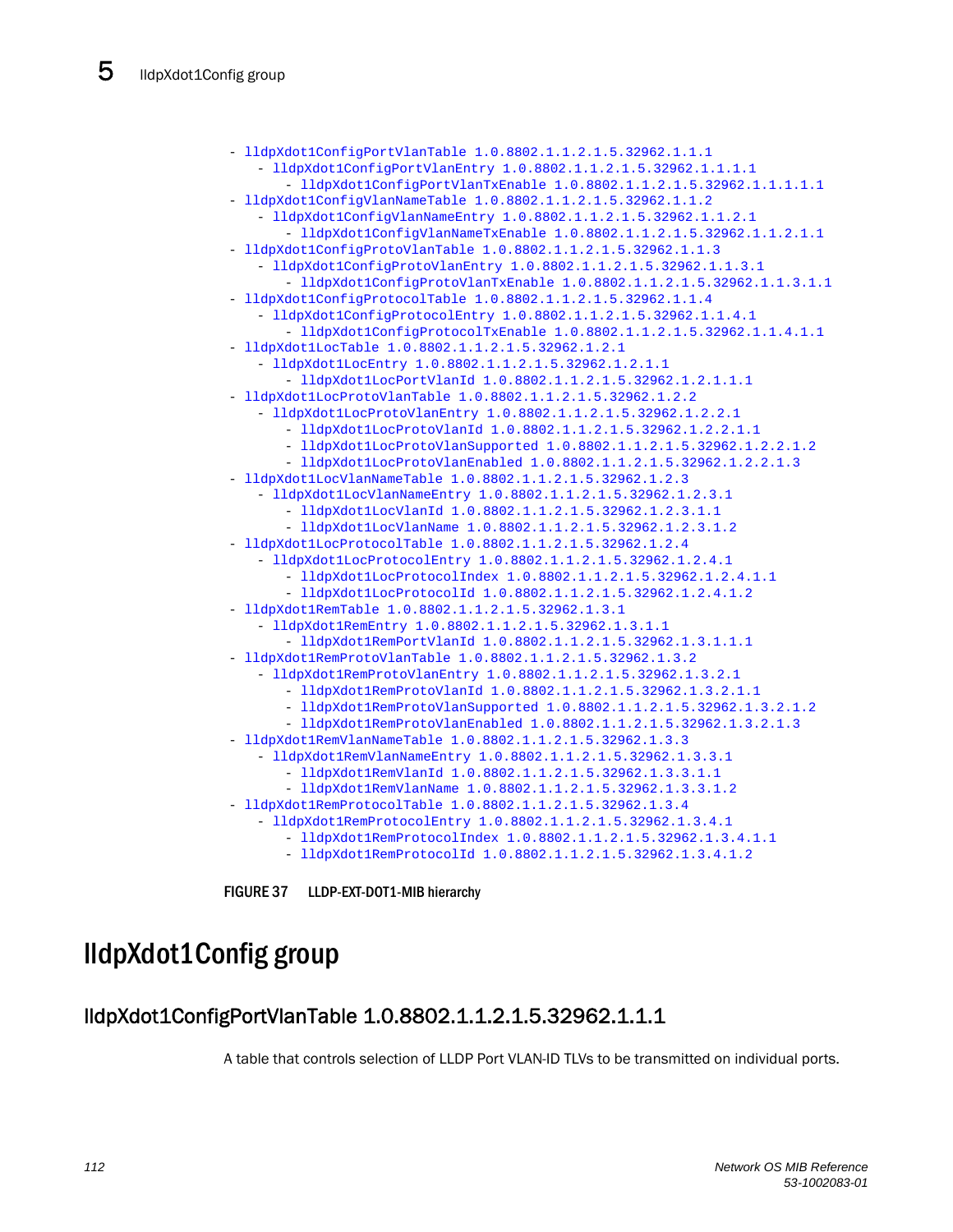```
- lldpXdot1ConfigPortVlanTable 1.0.8802.1.1.2.1.5.32962.1.1.1
    - lldpXdot1ConfigPortVlanEntry 1.0.8802.1.1.2.1.5.32962.1.1.1.1
        - lldpXdot1ConfigPortVlanTxEnable 1.0.8802.1.1.2.1.5.32962.1.1.1.1.1
- lldpXdot1ConfigVlanNameTable 1.0.8802.1.1.2.1.5.32962.1.1.2
    - lldpXdot1ConfigVlanNameEntry 1.0.8802.1.1.2.1.5.32962.1.1.2.1
        - lldpXdot1ConfigVlanNameTxEnable 1.0.8802.1.1.2.1.5.32962.1.1.2.1.1
- lldpXdot1ConfigProtoVlanTable 1.0.8802.1.1.2.1.5.32962.1.1.3
    - lldpXdot1ConfigProtoVlanEntry 1.0.8802.1.1.2.1.5.32962.1.1.3.1
        - lldpXdot1ConfigProtoVlanTxEnable 1.0.8802.1.1.2.1.5.32962.1.1.3.1.1
- lldpXdot1ConfigProtocolTable 1.0.8802.1.1.2.1.5.32962.1.1.4
    - lldpXdot1ConfigProtocolEntry 1.0.8802.1.1.2.1.5.32962.1.1.4.1
        - lldpXdot1ConfigProtocolTxEnable 1.0.8802.1.1.2.1.5.32962.1.1.4.1.1
- lldpXdot1LocTable 1.0.8802.1.1.2.1.5.32962.1.2.1
    - lldpXdot1LocEntry 1.0.8802.1.1.2.1.5.32962.1.2.1.1
        - lldpXdot1LocPortVlanId 1.0.8802.1.1.2.1.5.32962.1.2.1.1.1
- lldpXdot1LocProtoVlanTable 1.0.8802.1.1.2.1.5.32962.1.2.2
    - lldpXdot1LocProtoVlanEntry 1.0.8802.1.1.2.1.5.32962.1.2.2.1
        - lldpXdot1LocProtoVlanId 1.0.8802.1.1.2.1.5.32962.1.2.2.1.1
        - lldpXdot1LocProtoVlanSupported 1.0.8802.1.1.2.1.5.32962.1.2.2.1.2
        - lldpXdot1LocProtoVlanEnabled 1.0.8802.1.1.2.1.5.32962.1.2.2.1.3
- lldpXdot1LocVlanNameTable 1.0.8802.1.1.2.1.5.32962.1.2.3
    - lldpXdot1LocVlanNameEntry 1.0.8802.1.1.2.1.5.32962.1.2.3.1
        - lldpXdot1LocVlanId 1.0.8802.1.1.2.1.5.32962.1.2.3.1.1
        - lldpXdot1LocVlanName 1.0.8802.1.1.2.1.5.32962.1.2.3.1.2
- lldpXdot1LocProtocolTable 1.0.8802.1.1.2.1.5.32962.1.2.4
    - lldpXdot1LocProtocolEntry 1.0.8802.1.1.2.1.5.32962.1.2.4.1
        - lldpXdot1LocProtocolIndex 1.0.8802.1.1.2.1.5.32962.1.2.4.1.1
        - lldpXdot1LocProtocolId 1.0.8802.1.1.2.1.5.32962.1.2.4.1.2
- lldpXdot1RemTable 1.0.8802.1.1.2.1.5.32962.1.3.1
    - lldpXdot1RemEntry 1.0.8802.1.1.2.1.5.32962.1.3.1.1
        - lldpXdot1RemPortVlanId 1.0.8802.1.1.2.1.5.32962.1.3.1.1.1
- lldpXdot1RemProtoVlanTable 1.0.8802.1.1.2.1.5.32962.1.3.2
    - lldpXdot1RemProtoVlanEntry 1.0.8802.1.1.2.1.5.32962.1.3.2.1
        - lldpXdot1RemProtoVlanId 1.0.8802.1.1.2.1.5.32962.1.3.2.1.1
        - lldpXdot1RemProtoVlanSupported 1.0.8802.1.1.2.1.5.32962.1.3.2.1.2
        - lldpXdot1RemProtoVlanEnabled 1.0.8802.1.1.2.1.5.32962.1.3.2.1.3
- lldpXdot1RemVlanNameTable 1.0.8802.1.1.2.1.5.32962.1.3.3
    - lldpXdot1RemVlanNameEntry 1.0.8802.1.1.2.1.5.32962.1.3.3.1
        - lldpXdot1RemVlanId 1.0.8802.1.1.2.1.5.32962.1.3.3.1.1
        - lldpXdot1RemVlanName 1.0.8802.1.1.2.1.5.32962.1.3.3.1.2
- lldpXdot1RemProtocolTable 1.0.8802.1.1.2.1.5.32962.1.3.4
    - lldpXdot1RemProtocolEntry 1.0.8802.1.1.2.1.5.32962.1.3.4.1
        - lldpXdot1RemProtocolIndex 1.0.8802.1.1.2.1.5.32962.1.3.4.1.1
        - lldpXdot1RemProtocolId 1.0.8802.1.1.2.1.5.32962.1.3.4.1.2
```

**FIGURE 37** LLDP-EXT-DOT1-MIB hierarchy

# lldpXdot1Config group

## lldpXdot1ConfigPortVlanTable 1.0.8802.1.1.2.1.5.32962.1.1.1

A table that controls selection of LLDP Port VLAN-ID TLVs to be transmitted on individual ports.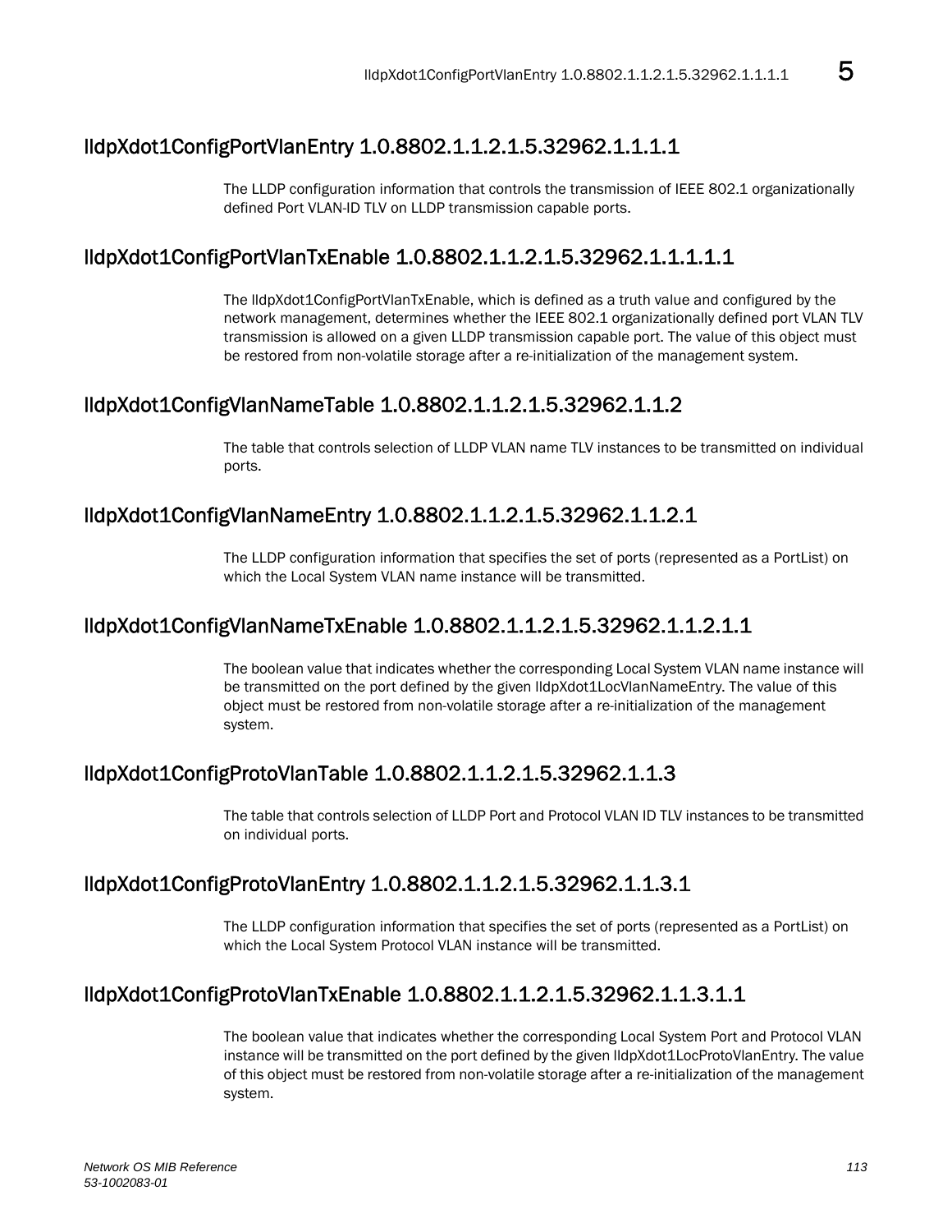## lldpXdot1ConfigPortVlanEntry 1.0.8802.1.1.2.1.5.32962.1.1.1.1

The LLDP configuration information that controls the transmission of IEEE 802.1 organizationally defined Port VLAN-ID TLV on LLDP transmission capable ports.

## lldpXdot1ConfigPortVlanTxEnable 1.0.8802.1.1.2.1.5.32962.1.1.1.1.1

The lldpXdot1ConfigPortVlanTxEnable, which is defined as a truth value and configured by the network management, determines whether the IEEE 802.1 organizationally defined port VLAN TLV transmission is allowed on a given LLDP transmission capable port. The value of this object must be restored from non-volatile storage after a re-initialization of the management system.

## lldpXdot1ConfigVlanNameTable 1.0.8802.1.1.2.1.5.32962.1.1.2

The table that controls selection of LLDP VLAN name TLV instances to be transmitted on individual ports.

## lldpXdot1ConfigVlanNameEntry 1.0.8802.1.1.2.1.5.32962.1.1.2.1

The LLDP configuration information that specifies the set of ports (represented as a PortList) on which the Local System VLAN name instance will be transmitted.

## lldpXdot1ConfigVlanNameTxEnable 1.0.8802.1.1.2.1.5.32962.1.1.2.1.1

The boolean value that indicates whether the corresponding Local System VLAN name instance will be transmitted on the port defined by the given lldpXdot1LocVlanNameEntry. The value of this object must be restored from non-volatile storage after a re-initialization of the management system.

## lldpXdot1ConfigProtoVlanTable 1.0.8802.1.1.2.1.5.32962.1.1.3

The table that controls selection of LLDP Port and Protocol VLAN ID TLV instances to be transmitted on individual ports.

## lldpXdot1ConfigProtoVlanEntry 1.0.8802.1.1.2.1.5.32962.1.1.3.1

The LLDP configuration information that specifies the set of ports (represented as a PortList) on which the Local System Protocol VLAN instance will be transmitted.

## lldpXdot1ConfigProtoVlanTxEnable 1.0.8802.1.1.2.1.5.32962.1.1.3.1.1

The boolean value that indicates whether the corresponding Local System Port and Protocol VLAN instance will be transmitted on the port defined by the given lldpXdot1LocProtoVlanEntry. The value of this object must be restored from non-volatile storage after a re-initialization of the management system.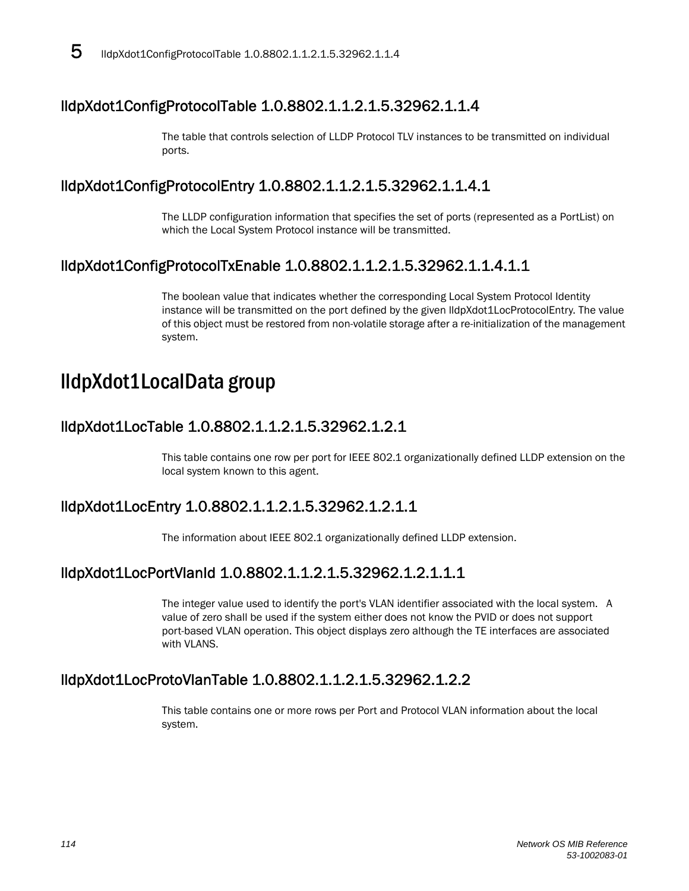## lldpXdot1ConfigProtocolTable 1.0.8802.1.1.2.1.5.32962.1.1.4

The table that controls selection of LLDP Protocol TLV instances to be transmitted on individual ports.

## lldpXdot1ConfigProtocolEntry 1.0.8802.1.1.2.1.5.32962.1.1.4.1

The LLDP configuration information that specifies the set of ports (represented as a PortList) on which the Local System Protocol instance will be transmitted.

## lldpXdot1ConfigProtocolTxEnable 1.0.8802.1.1.2.1.5.32962.1.1.4.1.1

The boolean value that indicates whether the corresponding Local System Protocol Identity instance will be transmitted on the port defined by the given lldpXdot1LocProtocolEntry. The value of this object must be restored from non-volatile storage after a re-initialization of the management system.

# lldpXdot1LocalData group

## lldpXdot1LocTable 1.0.8802.1.1.2.1.5.32962.1.2.1

This table contains one row per port for IEEE 802.1 organizationally defined LLDP extension on the local system known to this agent.

## lldpXdot1LocEntry 1.0.8802.1.1.2.1.5.32962.1.2.1.1

The information about IEEE 802.1 organizationally defined LLDP extension.

## lldpXdot1LocPortVlanId 1.0.8802.1.1.2.1.5.32962.1.2.1.1.1

The integer value used to identify the port's VLAN identifier associated with the local system. A value of zero shall be used if the system either does not know the PVID or does not support port-based VLAN operation. This object displays zero although the TE interfaces are associated with VLANS.

## lldpXdot1LocProtoVlanTable 1.0.8802.1.1.2.1.5.32962.1.2.2

This table contains one or more rows per Port and Protocol VLAN information about the local system.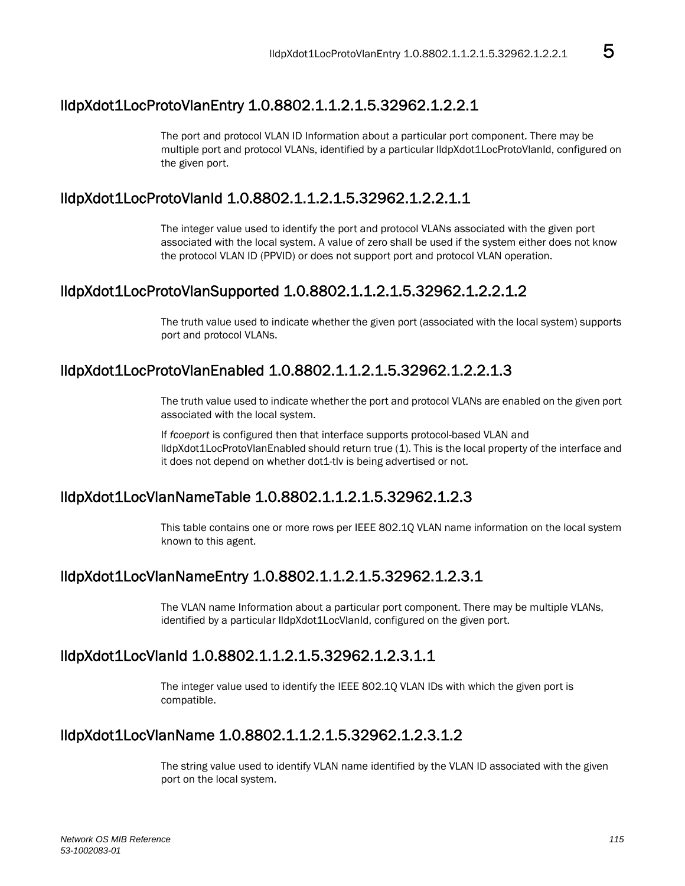## lldpXdot1LocProtoVlanEntry 1.0.8802.1.1.2.1.5.32962.1.2.2.1

The port and protocol VLAN ID Information about a particular port component. There may be multiple port and protocol VLANs, identified by a particular lldpXdot1LocProtoVlanId, configured on the given port.

## lldpXdot1LocProtoVlanId 1.0.8802.1.1.2.1.5.32962.1.2.2.1.1

The integer value used to identify the port and protocol VLANs associated with the given port associated with the local system. A value of zero shall be used if the system either does not know the protocol VLAN ID (PPVID) or does not support port and protocol VLAN operation.

## lldpXdot1LocProtoVlanSupported 1.0.8802.1.1.2.1.5.32962.1.2.2.1.2

The truth value used to indicate whether the given port (associated with the local system) supports port and protocol VLANs.

## lldpXdot1LocProtoVlanEnabled 1.0.8802.1.1.2.1.5.32962.1.2.2.1.3

The truth value used to indicate whether the port and protocol VLANs are enabled on the given port associated with the local system.

If *fcoeport* is configured then that interface supports protocol-based VLAN and lldpXdot1LocProtoVlanEnabled should return true (1). This is the local property of the interface and it does not depend on whether dot1-tlv is being advertised or not.

## lldpXdot1LocVlanNameTable 1.0.8802.1.1.2.1.5.32962.1.2.3

This table contains one or more rows per IEEE 802.1Q VLAN name information on the local system known to this agent.

## lldpXdot1LocVlanNameEntry 1.0.8802.1.1.2.1.5.32962.1.2.3.1

The VLAN name Information about a particular port component. There may be multiple VLANs, identified by a particular lldpXdot1LocVlanId, configured on the given port.

## lldpXdot1LocVlanId 1.0.8802.1.1.2.1.5.32962.1.2.3.1.1

The integer value used to identify the IEEE 802.1Q VLAN IDs with which the given port is compatible.

## lldpXdot1LocVlanName 1.0.8802.1.1.2.1.5.32962.1.2.3.1.2

The string value used to identify VLAN name identified by the VLAN ID associated with the given port on the local system.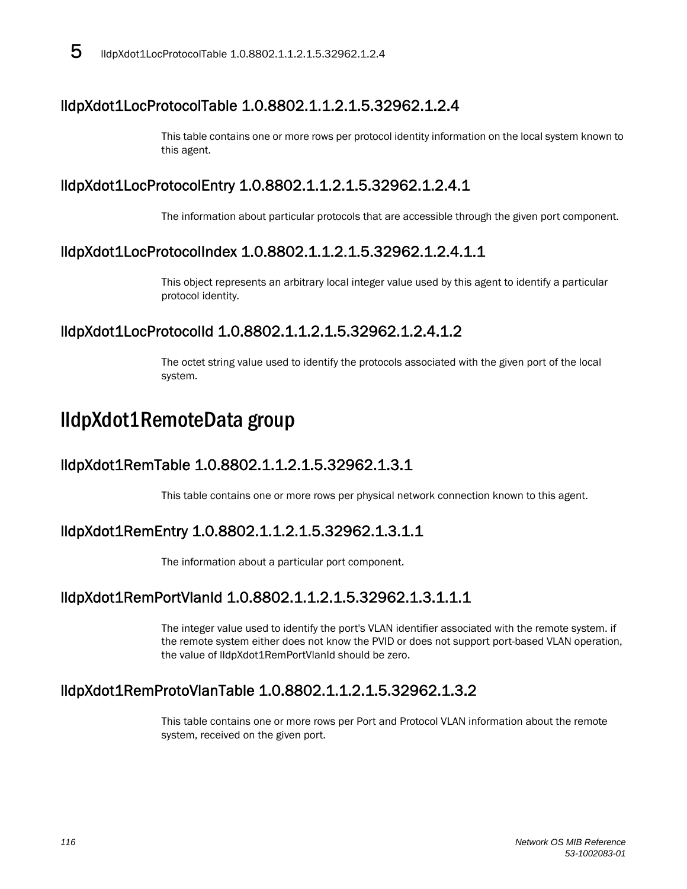## lldpXdot1LocProtocolTable 1.0.8802.1.1.2.1.5.32962.1.2.4

This table contains one or more rows per protocol identity information on the local system known to this agent.

## lldpXdot1LocProtocolEntry 1.0.8802.1.1.2.1.5.32962.1.2.4.1

The information about particular protocols that are accessible through the given port component.

## lldpXdot1LocProtocolIndex 1.0.8802.1.1.2.1.5.32962.1.2.4.1.1

This object represents an arbitrary local integer value used by this agent to identify a particular protocol identity.

## lldpXdot1LocProtocolId 1.0.8802.1.1.2.1.5.32962.1.2.4.1.2

The octet string value used to identify the protocols associated with the given port of the local system.

# lldpXdot1RemoteData group

## lldpXdot1RemTable 1.0.8802.1.1.2.1.5.32962.1.3.1

This table contains one or more rows per physical network connection known to this agent.

## lldpXdot1RemEntry 1.0.8802.1.1.2.1.5.32962.1.3.1.1

The information about a particular port component.

## lldpXdot1RemPortVlanId 1.0.8802.1.1.2.1.5.32962.1.3.1.1.1

The integer value used to identify the port's VLAN identifier associated with the remote system. if the remote system either does not know the PVID or does not support port-based VLAN operation, the value of lldpXdot1RemPortVlanId should be zero.

## lldpXdot1RemProtoVlanTable 1.0.8802.1.1.2.1.5.32962.1.3.2

This table contains one or more rows per Port and Protocol VLAN information about the remote system, received on the given port.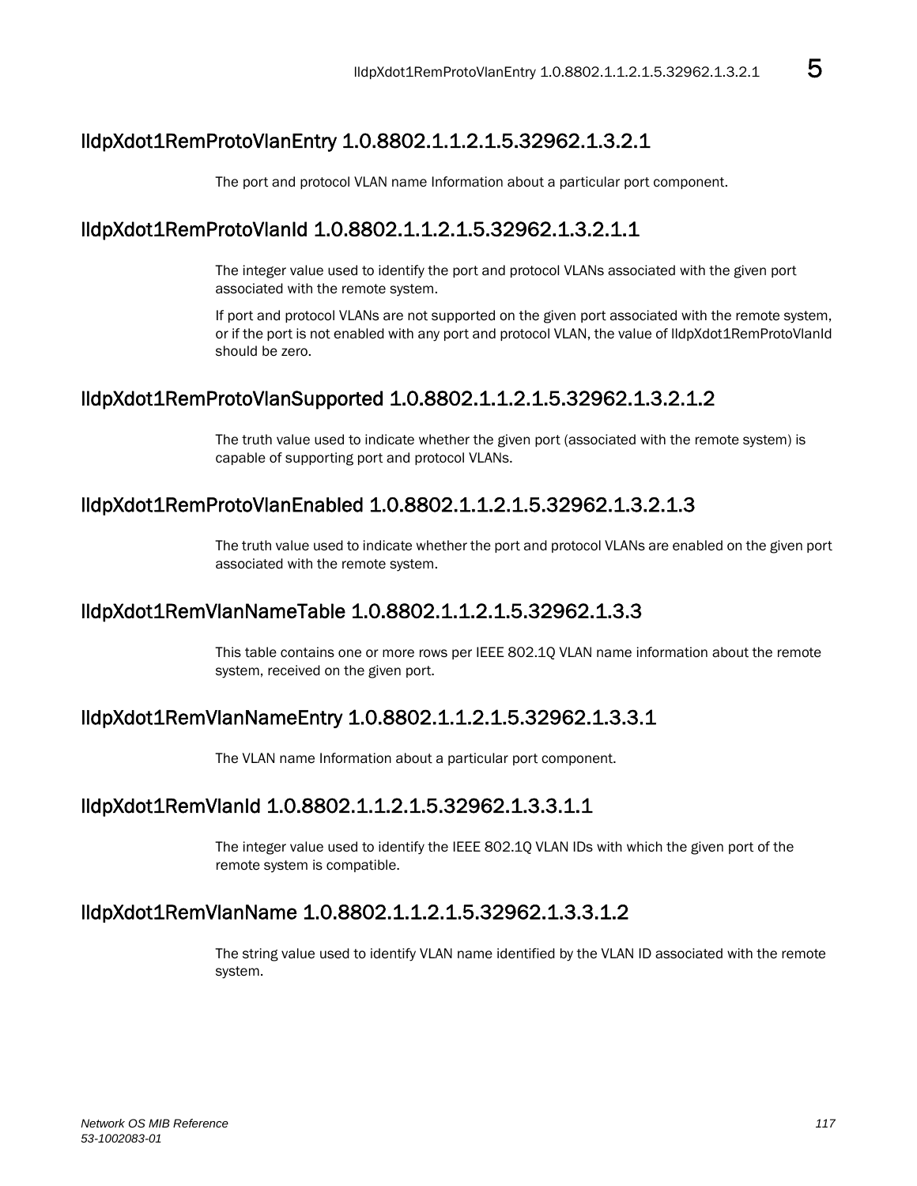## lldpXdot1RemProtoVlanEntry 1.0.8802.1.1.2.1.5.32962.1.3.2.1

The port and protocol VLAN name Information about a particular port component.

## lldpXdot1RemProtoVlanId 1.0.8802.1.1.2.1.5.32962.1.3.2.1.1

The integer value used to identify the port and protocol VLANs associated with the given port associated with the remote system.

If port and protocol VLANs are not supported on the given port associated with the remote system, or if the port is not enabled with any port and protocol VLAN, the value of lldpXdot1RemProtoVlanId should be zero.

## lldpXdot1RemProtoVlanSupported 1.0.8802.1.1.2.1.5.32962.1.3.2.1.2

The truth value used to indicate whether the given port (associated with the remote system) is capable of supporting port and protocol VLANs.

## lldpXdot1RemProtoVlanEnabled 1.0.8802.1.1.2.1.5.32962.1.3.2.1.3

The truth value used to indicate whether the port and protocol VLANs are enabled on the given port associated with the remote system.

## lldpXdot1RemVlanNameTable 1.0.8802.1.1.2.1.5.32962.1.3.3

This table contains one or more rows per IEEE 802.1Q VLAN name information about the remote system, received on the given port.

## lldpXdot1RemVlanNameEntry 1.0.8802.1.1.2.1.5.32962.1.3.3.1

The VLAN name Information about a particular port component.

## lldpXdot1RemVlanId 1.0.8802.1.1.2.1.5.32962.1.3.3.1.1

The integer value used to identify the IEEE 802.1Q VLAN IDs with which the given port of the remote system is compatible.

## lldpXdot1RemVlanName 1.0.8802.1.1.2.1.5.32962.1.3.3.1.2

The string value used to identify VLAN name identified by the VLAN ID associated with the remote system.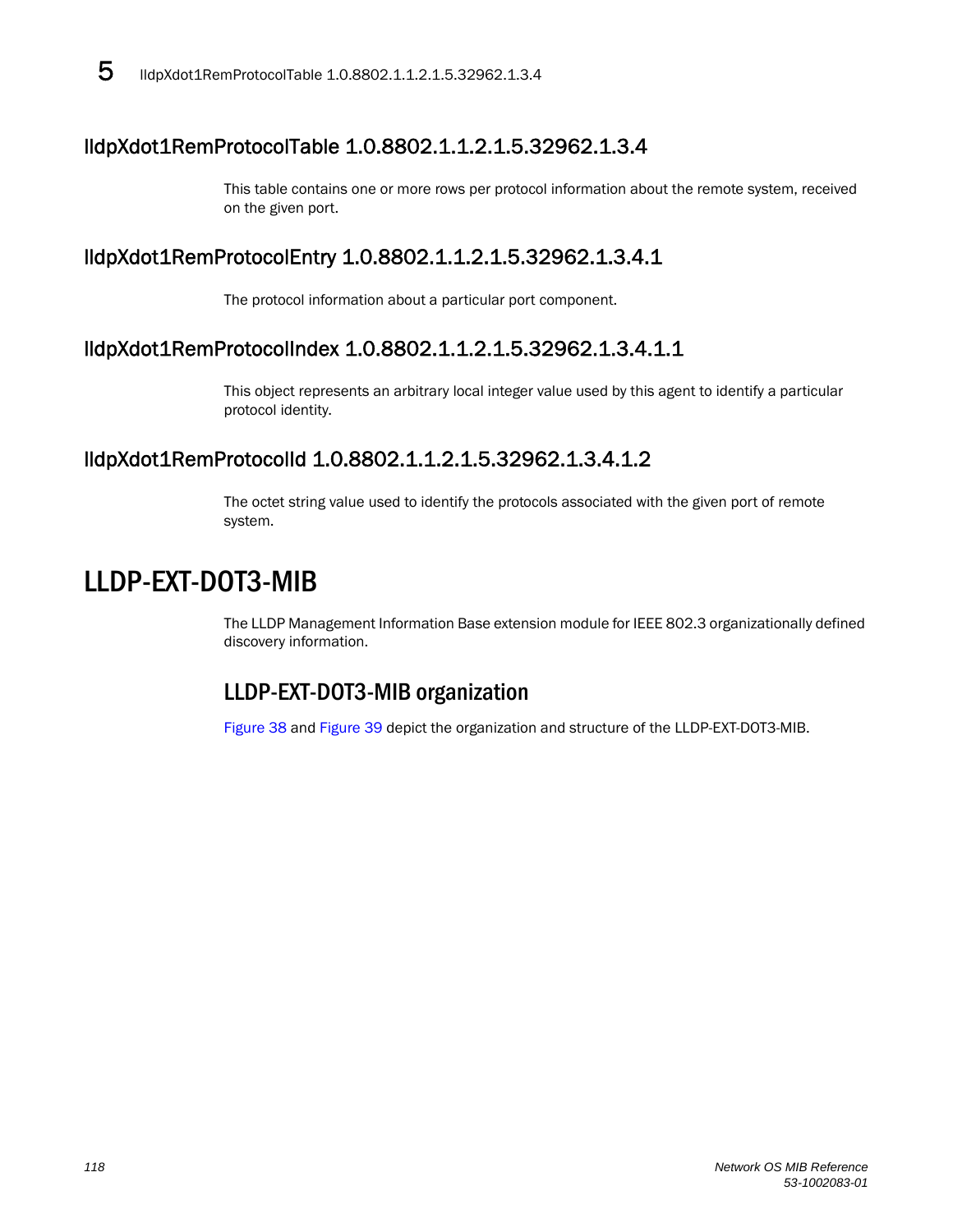## lldpXdot1RemProtocolTable 1.0.8802.1.1.2.1.5.32962.1.3.4

This table contains one or more rows per protocol information about the remote system, received on the given port.

## lldpXdot1RemProtocolEntry 1.0.8802.1.1.2.1.5.32962.1.3.4.1

The protocol information about a particular port component.

## lldpXdot1RemProtocolIndex 1.0.8802.1.1.2.1.5.32962.1.3.4.1.1

This object represents an arbitrary local integer value used by this agent to identify a particular protocol identity.

## lldpXdot1RemProtocolId 1.0.8802.1.1.2.1.5.32962.1.3.4.1.2

The octet string value used to identify the protocols associated with the given port of remote system.

# LLDP-EXT-DOT3-MIB

The LLDP Management Information Base extension module for IEEE 802.3 organizationally defined discovery information.

## LLDP-EXT-DOT3-MIB organization

Figure 38 and Figure 39 depict the organization and structure of the LLDP-EXT-DOT3-MIB.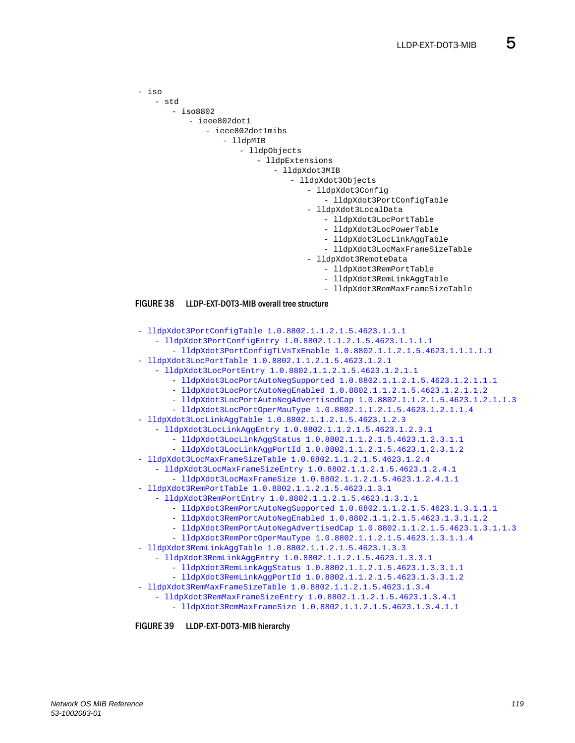```
- iso
   - std
      - iso8802
         - ieee802dot1
            - ieee802dot1mibs
               - lldpMIB
                  - lldpObjects
                     - lldpExtensions
                        - lldpXdot3MIB
                           - lldpXdot3Objects
                              - lldpXdot3Config
                                 - lldpXdot3PortConfigTable
                              - lldpXdot3LocalData
                                 - lldpXdot3LocPortTable
                                 - lldpXdot3LocPowerTable
                                 - lldpXdot3LocLinkAggTable
                                 - lldpXdot3LocMaxFrameSizeTable
                              - lldpXdot3RemoteData
                                 - lldpXdot3RemPortTable
                                 - lldpXdot3RemLinkAggTable
                                 - lldpXdot3RemMaxFrameSizeTable
```

**FIGURE 38** LLDP-EXT-DOT3-MIB overall tree structure

```
- lldpXdot3PortConfigTable 1.0.8802.1.1.2.1.5.4623.1.1.1
   - lldpXdot3PortConfigEntry 1.0.8802.1.1.2.1.5.4623.1.1.1.1
      - lldpXdot3PortConfigTLVsTxEnable 1.0.8802.1.1.2.1.5.4623.1.1.1.1.1
- lldpXdot3LocPortTable 1.0.8802.1.1.2.1.5.4623.1.2.1
   - lldpXdot3LocPortEntry 1.0.8802.1.1.2.1.5.4623.1.2.1.1
      - lldpXdot3LocPortAutoNegSupported 1.0.8802.1.1.2.1.5.4623.1.2.1.1.1
      - lldpXdot3LocPortAutoNegEnabled 1.0.8802.1.1.2.1.5.4623.1.2.1.1.2
      - lldpXdot3LocPortAutoNegAdvertisedCap 1.0.8802.1.1.2.1.5.4623.1.2.1.1.3
      - lldpXdot3LocPortOperMauType 1.0.8802.1.1.2.1.5.4623.1.2.1.1.4
- lldpXdot3LocLinkAggTable 1.0.8802.1.1.2.1.5.4623.1.2.3
   - lldpXdot3LocLinkAggEntry 1.0.8802.1.1.2.1.5.4623.1.2.3.1
      - lldpXdot3LocLinkAggStatus 1.0.8802.1.1.2.1.5.4623.1.2.3.1.1
      - lldpXdot3LocLinkAggPortId 1.0.8802.1.1.2.1.5.4623.1.2.3.1.2
- lldpXdot3LocMaxFrameSizeTable 1.0.8802.1.1.2.1.5.4623.1.2.4
   - lldpXdot3LocMaxFrameSizeEntry 1.0.8802.1.1.2.1.5.4623.1.2.4.1
      - lldpXdot3LocMaxFrameSize 1.0.8802.1.1.2.1.5.4623.1.2.4.1.1
- lldpXdot3RemPortTable 1.0.8802.1.1.2.1.5.4623.1.3.1
   - lldpXdot3RemPortEntry 1.0.8802.1.1.2.1.5.4623.1.3.1.1
      - lldpXdot3RemPortAutoNegSupported 1.0.8802.1.1.2.1.5.4623.1.3.1.1.1
      - lldpXdot3RemPortAutoNegEnabled 1.0.8802.1.1.2.1.5.4623.1.3.1.1.2
      - lldpXdot3RemPortAutoNegAdvertisedCap 1.0.8802.1.1.2.1.5.4623.1.3.1.1.3
      - lldpXdot3RemPortOperMauType 1.0.8802.1.1.2.1.5.4623.1.3.1.1.4
- lldpXdot3RemLinkAggTable 1.0.8802.1.1.2.1.5.4623.1.3.3
   - lldpXdot3RemLinkAggEntry 1.0.8802.1.1.2.1.5.4623.1.3.3.1
      - lldpXdot3RemLinkAggStatus 1.0.8802.1.1.2.1.5.4623.1.3.3.1.1
      - lldpXdot3RemLinkAggPortId 1.0.8802.1.1.2.1.5.4623.1.3.3.1.2
- lldpXdot3RemMaxFrameSizeTable 1.0.8802.1.1.2.1.5.4623.1.3.4
   - lldpXdot3RemMaxFrameSizeEntry 1.0.8802.1.1.2.1.5.4623.1.3.4.1
      - lldpXdot3RemMaxFrameSize 1.0.8802.1.1.2.1.5.4623.1.3.4.1.1
```

**FIGURE 39** LLDP-EXT-DOT3-MIB hierarchy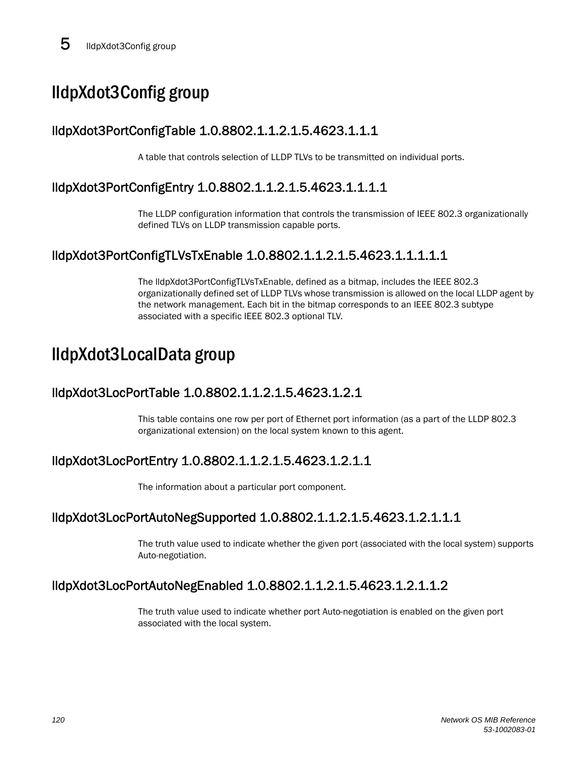# lldpXdot3Config group

## lldpXdot3PortConfigTable 1.0.8802.1.1.2.1.5.4623.1.1.1

A table that controls selection of LLDP TLVs to be transmitted on individual ports.

## lldpXdot3PortConfigEntry 1.0.8802.1.1.2.1.5.4623.1.1.1.1

The LLDP configuration information that controls the transmission of IEEE 802.3 organizationally defined TLVs on LLDP transmission capable ports.

## lldpXdot3PortConfigTLVsTxEnable 1.0.8802.1.1.2.1.5.4623.1.1.1.1.1

The lldpXdot3PortConfigTLVsTxEnable, defined as a bitmap, includes the IEEE 802.3 organizationally defined set of LLDP TLVs whose transmission is allowed on the local LLDP agent by the network management. Each bit in the bitmap corresponds to an IEEE 802.3 subtype associated with a specific IEEE 802.3 optional TLV.

# lldpXdot3LocalData group

## lldpXdot3LocPortTable 1.0.8802.1.1.2.1.5.4623.1.2.1

This table contains one row per port of Ethernet port information (as a part of the LLDP 802.3 organizational extension) on the local system known to this agent.

## lldpXdot3LocPortEntry 1.0.8802.1.1.2.1.5.4623.1.2.1.1

The information about a particular port component.

## lldpXdot3LocPortAutoNegSupported 1.0.8802.1.1.2.1.5.4623.1.2.1.1.1

The truth value used to indicate whether the given port (associated with the local system) supports Auto-negotiation.

## lldpXdot3LocPortAutoNegEnabled 1.0.8802.1.1.2.1.5.4623.1.2.1.1.2

The truth value used to indicate whether port Auto-negotiation is enabled on the given port associated with the local system.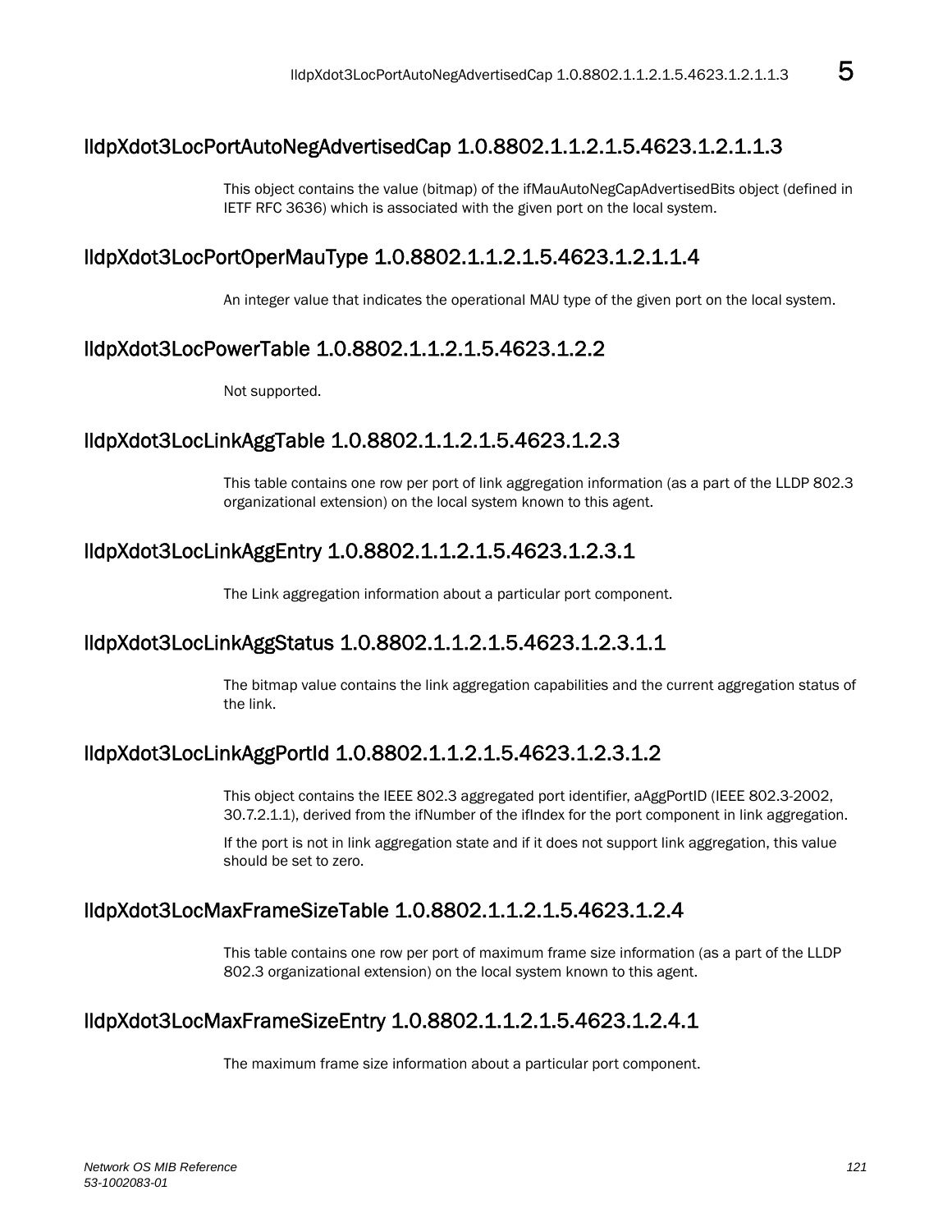## lldpXdot3LocPortAutoNegAdvertisedCap 1.0.8802.1.1.2.1.5.4623.1.2.1.1.3

This object contains the value (bitmap) of the ifMauAutoNegCapAdvertisedBits object (defined in IETF RFC 3636) which is associated with the given port on the local system.

## lldpXdot3LocPortOperMauType 1.0.8802.1.1.2.1.5.4623.1.2.1.1.4

An integer value that indicates the operational MAU type of the given port on the local system.

## lldpXdot3LocPowerTable 1.0.8802.1.1.2.1.5.4623.1.2.2

Not supported.

## lldpXdot3LocLinkAggTable 1.0.8802.1.1.2.1.5.4623.1.2.3

This table contains one row per port of link aggregation information (as a part of the LLDP 802.3 organizational extension) on the local system known to this agent.

## lldpXdot3LocLinkAggEntry 1.0.8802.1.1.2.1.5.4623.1.2.3.1

The Link aggregation information about a particular port component.

## lldpXdot3LocLinkAggStatus 1.0.8802.1.1.2.1.5.4623.1.2.3.1.1

The bitmap value contains the link aggregation capabilities and the current aggregation status of the link.

## lldpXdot3LocLinkAggPortId 1.0.8802.1.1.2.1.5.4623.1.2.3.1.2

This object contains the IEEE 802.3 aggregated port identifier, aAggPortID (IEEE 802.3-2002, 30.7.2.1.1), derived from the ifNumber of the ifIndex for the port component in link aggregation.

If the port is not in link aggregation state and if it does not support link aggregation, this value should be set to zero.

## lldpXdot3LocMaxFrameSizeTable 1.0.8802.1.1.2.1.5.4623.1.2.4

This table contains one row per port of maximum frame size information (as a part of the LLDP 802.3 organizational extension) on the local system known to this agent.

## lldpXdot3LocMaxFrameSizeEntry 1.0.8802.1.1.2.1.5.4623.1.2.4.1

The maximum frame size information about a particular port component.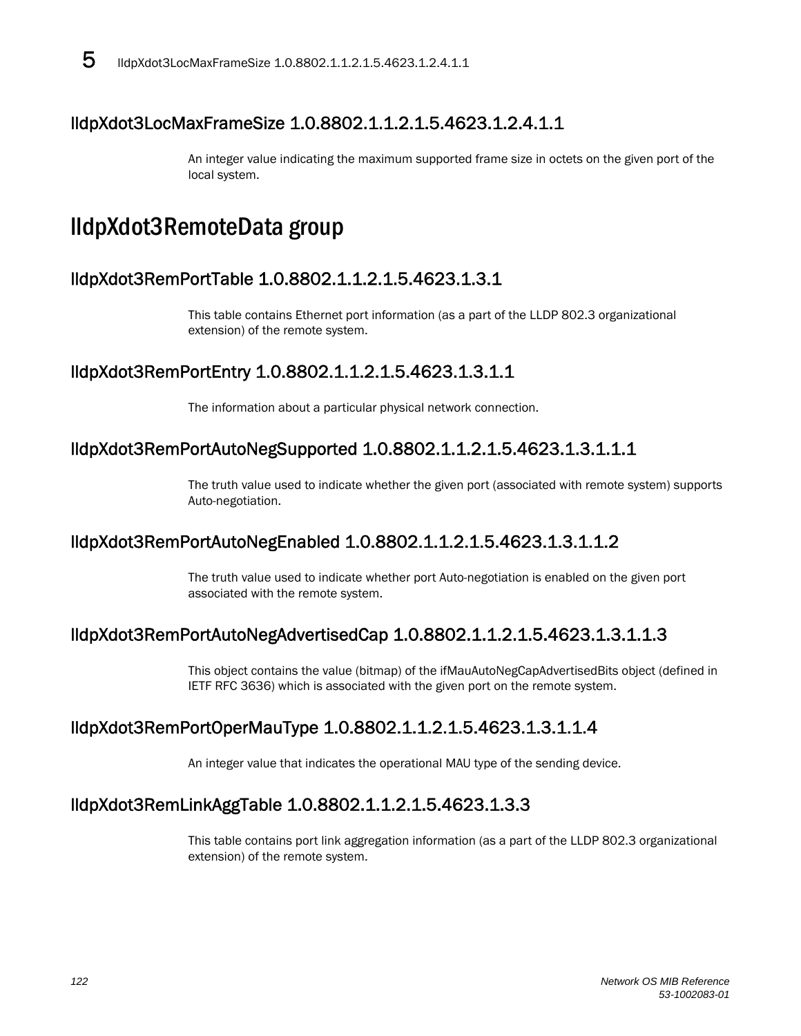## lldpXdot3LocMaxFrameSize 1.0.8802.1.1.2.1.5.4623.1.2.4.1.1

An integer value indicating the maximum supported frame size in octets on the given port of the local system.

# lldpXdot3RemoteData group

## lldpXdot3RemPortTable 1.0.8802.1.1.2.1.5.4623.1.3.1

This table contains Ethernet port information (as a part of the LLDP 802.3 organizational extension) of the remote system.

## lldpXdot3RemPortEntry 1.0.8802.1.1.2.1.5.4623.1.3.1.1

The information about a particular physical network connection.

## lldpXdot3RemPortAutoNegSupported 1.0.8802.1.1.2.1.5.4623.1.3.1.1.1

The truth value used to indicate whether the given port (associated with remote system) supports Auto-negotiation.

## lldpXdot3RemPortAutoNegEnabled 1.0.8802.1.1.2.1.5.4623.1.3.1.1.2

The truth value used to indicate whether port Auto-negotiation is enabled on the given port associated with the remote system.

## lldpXdot3RemPortAutoNegAdvertisedCap 1.0.8802.1.1.2.1.5.4623.1.3.1.1.3

This object contains the value (bitmap) of the ifMauAutoNegCapAdvertisedBits object (defined in IETF RFC 3636) which is associated with the given port on the remote system.

## lldpXdot3RemPortOperMauType 1.0.8802.1.1.2.1.5.4623.1.3.1.1.4

An integer value that indicates the operational MAU type of the sending device.

## lldpXdot3RemLinkAggTable 1.0.8802.1.1.2.1.5.4623.1.3.3

This table contains port link aggregation information (as a part of the LLDP 802.3 organizational extension) of the remote system.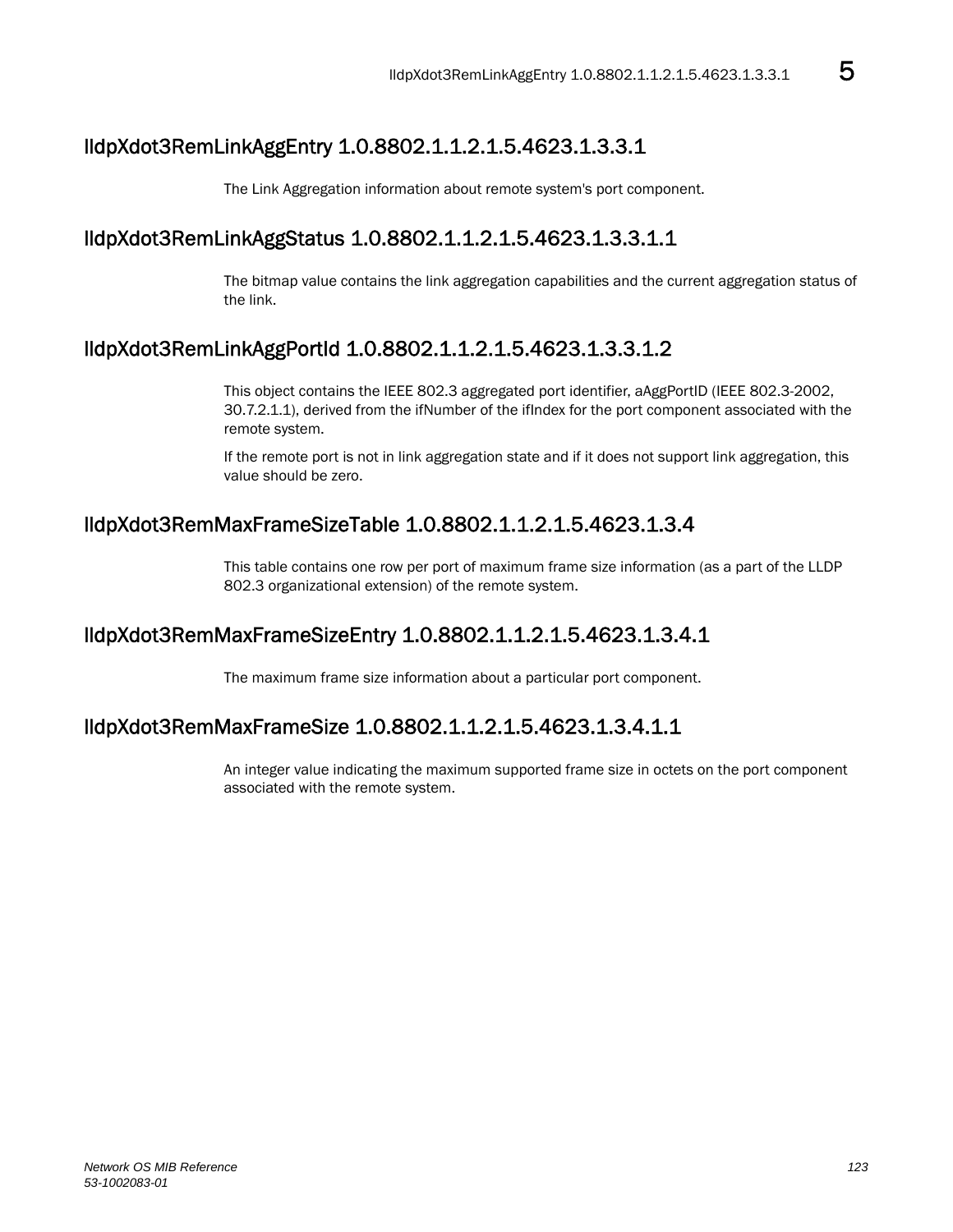## lldpXdot3RemLinkAggEntry 1.0.8802.1.1.2.1.5.4623.1.3.3.1

The Link Aggregation information about remote system's port component.

## lldpXdot3RemLinkAggStatus 1.0.8802.1.1.2.1.5.4623.1.3.3.1.1

The bitmap value contains the link aggregation capabilities and the current aggregation status of the link.

## lldpXdot3RemLinkAggPortId 1.0.8802.1.1.2.1.5.4623.1.3.3.1.2

This object contains the IEEE 802.3 aggregated port identifier, aAggPortID (IEEE 802.3-2002, 30.7.2.1.1), derived from the ifNumber of the ifIndex for the port component associated with the remote system.

If the remote port is not in link aggregation state and if it does not support link aggregation, this value should be zero.

## lldpXdot3RemMaxFrameSizeTable 1.0.8802.1.1.2.1.5.4623.1.3.4

This table contains one row per port of maximum frame size information (as a part of the LLDP 802.3 organizational extension) of the remote system.

## lldpXdot3RemMaxFrameSizeEntry 1.0.8802.1.1.2.1.5.4623.1.3.4.1

The maximum frame size information about a particular port component.

## lldpXdot3RemMaxFrameSize 1.0.8802.1.1.2.1.5.4623.1.3.4.1.1

An integer value indicating the maximum supported frame size in octets on the port component associated with the remote system.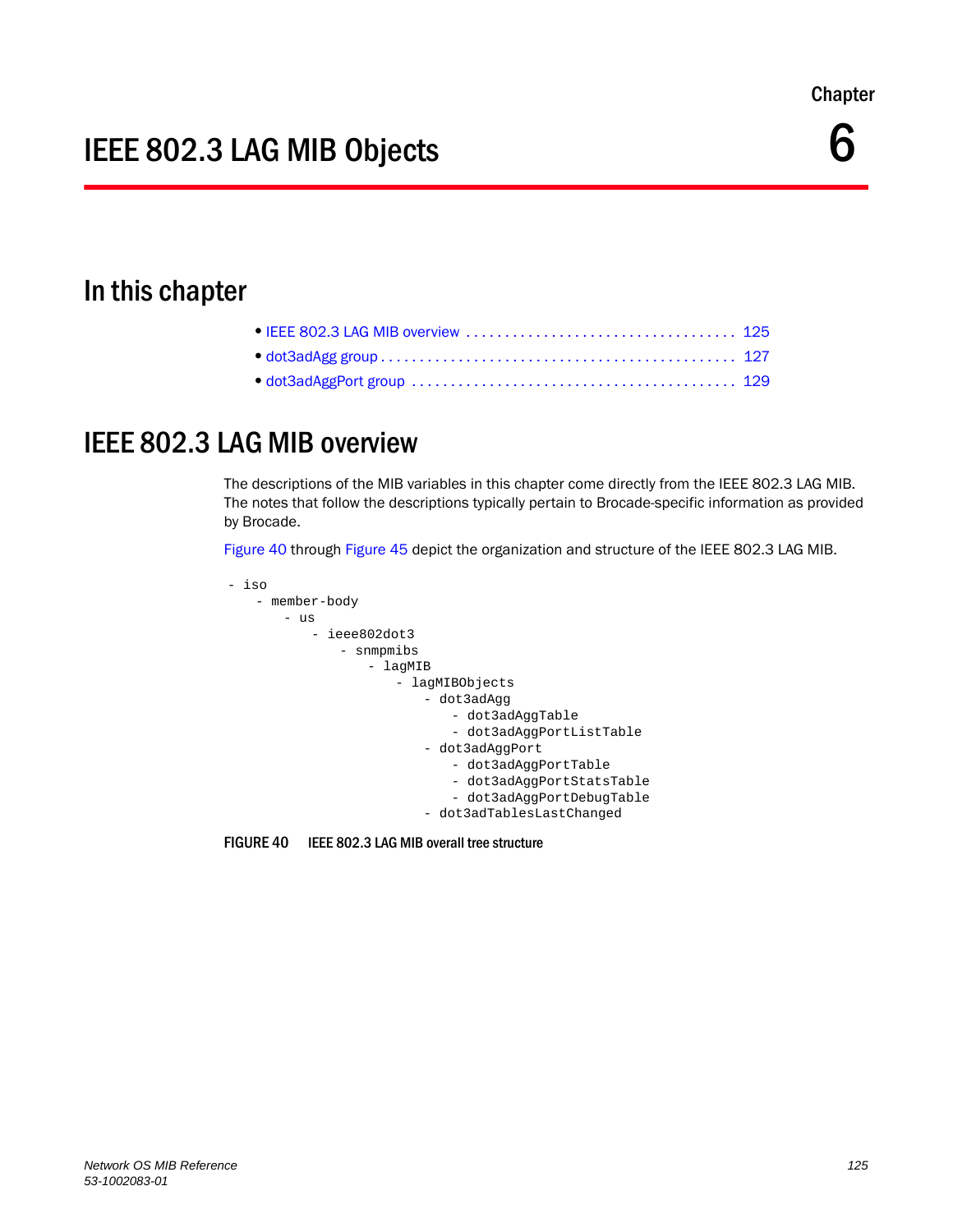Chapter

# IEEE 802.3 LAG MIB Objects

6

## In this chapter

- IEEE 802.3 LAG MIB overview . . . . . . . . . . . . . . . . . . . . . . . . . . . . . . . . . . 125
- dot3adAgg group . . . . . . . . . . . . . . . . . . . . . . . . . . . . . . . . . . . . . . . . . . . . 127
- dot3adAggPort group . . . . . . . . . . . . . . . . . . . . . . . . . . . . . . . . . . . . . . . . 129

## IEEE 802.3 LAG MIB overview

The descriptions of the MIB variables in this chapter come directly from the IEEE 802.3 LAG MIB. The notes that follow the descriptions typically pertain to Brocade-specific information as provided by Brocade.

Figure 40 through Figure 45 depict the organization and structure of the IEEE 802.3 LAG MIB.

```
- iso
    - member-body
        - us
            - ieee802dot3
                - snmpmibs
                    - lagMIB
                        - lagMIBObjects
                            - dot3adAgg
                                - dot3adAggTable
                                - dot3adAggPortListTable
                            - dot3adAggPort
                                - dot3adAggPortTable
                                - dot3adAggPortStatsTable
                                - dot3adAggPortDebugTable
                            - dot3adTablesLastChanged
```

**FIGURE 40** IEEE 802.3 LAG MIB overall tree structure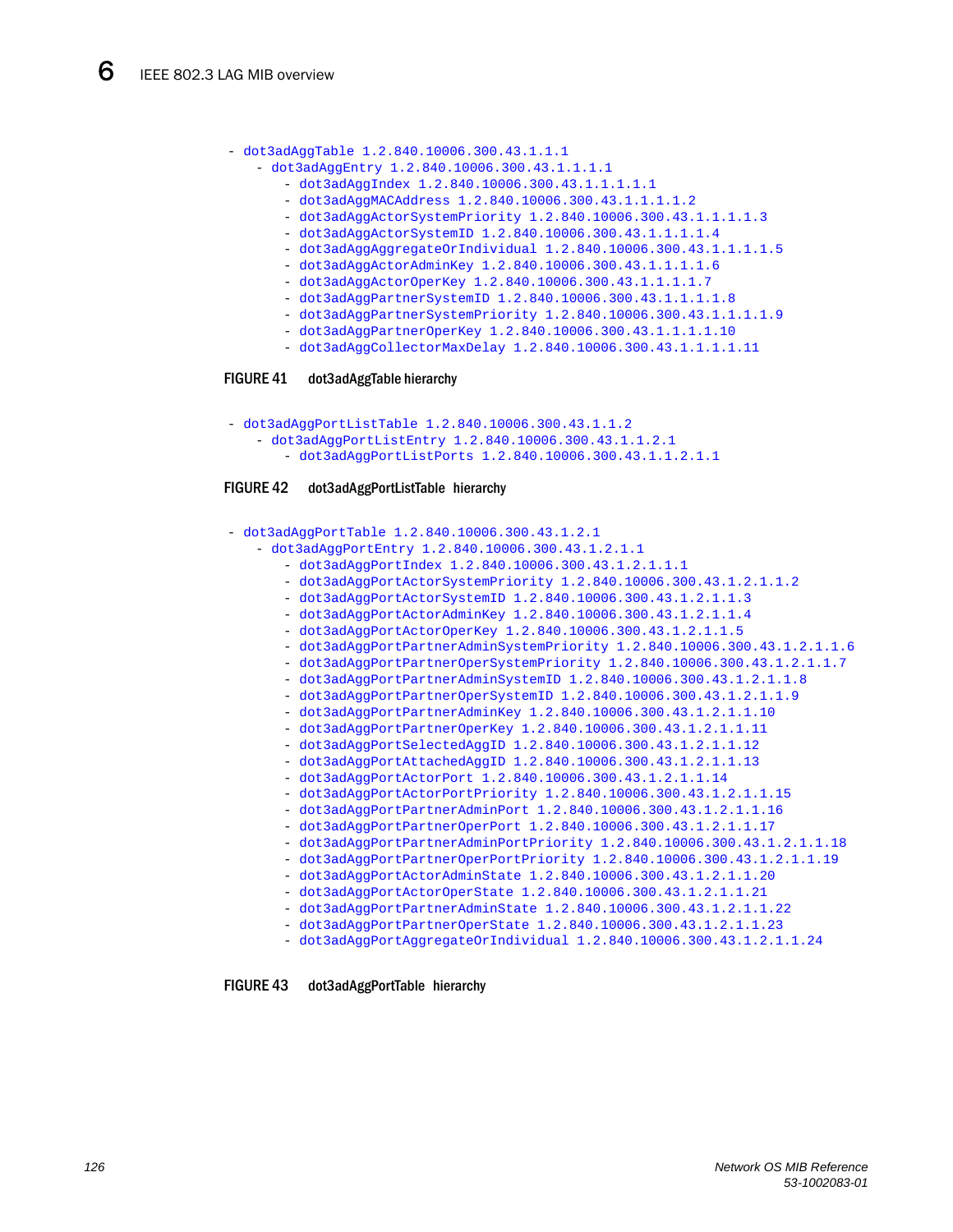```
- dot3adAggTable 1.2.840.10006.300.43.1.1.1
    - dot3adAggEntry 1.2.840.10006.300.43.1.1.1.1
        - dot3adAggIndex 1.2.840.10006.300.43.1.1.1.1.1
        - dot3adAggMACAddress 1.2.840.10006.300.43.1.1.1.1.2
        - dot3adAggActorSystemPriority 1.2.840.10006.300.43.1.1.1.1.3
        - dot3adAggActorSystemID 1.2.840.10006.300.43.1.1.1.1.4
        - dot3adAggAggregateOrIndividual 1.2.840.10006.300.43.1.1.1.1.5
        - dot3adAggActorAdminKey 1.2.840.10006.300.43.1.1.1.1.6
        - dot3adAggActorOperKey 1.2.840.10006.300.43.1.1.1.1.7
        - dot3adAggPartnerSystemID 1.2.840.10006.300.43.1.1.1.1.8
        - dot3adAggPartnerSystemPriority 1.2.840.10006.300.43.1.1.1.1.9
        - dot3adAggPartnerOperKey 1.2.840.10006.300.43.1.1.1.1.10
        - dot3adAggCollectorMaxDelay 1.2.840.10006.300.43.1.1.1.1.11
```

FIGURE 41 dot3adAggTable hierarchy

```
- dot3adAggPortListTable 1.2.840.10006.300.43.1.1.2
    - dot3adAggPortListEntry 1.2.840.10006.300.43.1.1.2.1
        - dot3adAggPortListPorts 1.2.840.10006.300.43.1.1.2.1.1
```

FIGURE 42 dot3adAggPortListTable hierarchy

```
- dot3adAggPortTable 1.2.840.10006.300.43.1.2.1
    - dot3adAggPortEntry 1.2.840.10006.300.43.1.2.1.1
        - dot3adAggPortIndex 1.2.840.10006.300.43.1.2.1.1.1
        - dot3adAggPortActorSystemPriority 1.2.840.10006.300.43.1.2.1.1.2
        - dot3adAggPortActorSystemID 1.2.840.10006.300.43.1.2.1.1.3
        - dot3adAggPortActorAdminKey 1.2.840.10006.300.43.1.2.1.1.4
        - dot3adAggPortActorOperKey 1.2.840.10006.300.43.1.2.1.1.5
        - dot3adAggPortPartnerAdminSystemPriority 1.2.840.10006.300.43.1.2.1.1.6
        - dot3adAggPortPartnerOperSystemPriority 1.2.840.10006.300.43.1.2.1.1.7
        - dot3adAggPortPartnerAdminSystemID 1.2.840.10006.300.43.1.2.1.1.8
        - dot3adAggPortPartnerOperSystemID 1.2.840.10006.300.43.1.2.1.1.9
        - dot3adAggPortPartnerAdminKey 1.2.840.10006.300.43.1.2.1.1.10
        - dot3adAggPortPartnerOperKey 1.2.840.10006.300.43.1.2.1.1.11
        - dot3adAggPortSelectedAggID 1.2.840.10006.300.43.1.2.1.1.12
        - dot3adAggPortAttachedAggID 1.2.840.10006.300.43.1.2.1.1.13
        - dot3adAggPortActorPort 1.2.840.10006.300.43.1.2.1.1.14
        - dot3adAggPortActorPortPriority 1.2.840.10006.300.43.1.2.1.1.15
        - dot3adAggPortPartnerAdminPort 1.2.840.10006.300.43.1.2.1.1.16
        - dot3adAggPortPartnerOperPort 1.2.840.10006.300.43.1.2.1.1.17
        - dot3adAggPortPartnerAdminPortPriority 1.2.840.10006.300.43.1.2.1.1.18
        - dot3adAggPortPartnerOperPortPriority 1.2.840.10006.300.43.1.2.1.1.19
        - dot3adAggPortActorAdminState 1.2.840.10006.300.43.1.2.1.1.20
        - dot3adAggPortActorOperState 1.2.840.10006.300.43.1.2.1.1.21
        - dot3adAggPortPartnerAdminState 1.2.840.10006.300.43.1.2.1.1.22
        - dot3adAggPortPartnerOperState 1.2.840.10006.300.43.1.2.1.1.23
        - dot3adAggPortAggregateOrIndividual 1.2.840.10006.300.43.1.2.1.1.24
```

FIGURE 43 dot3adAggPortTable hierarchy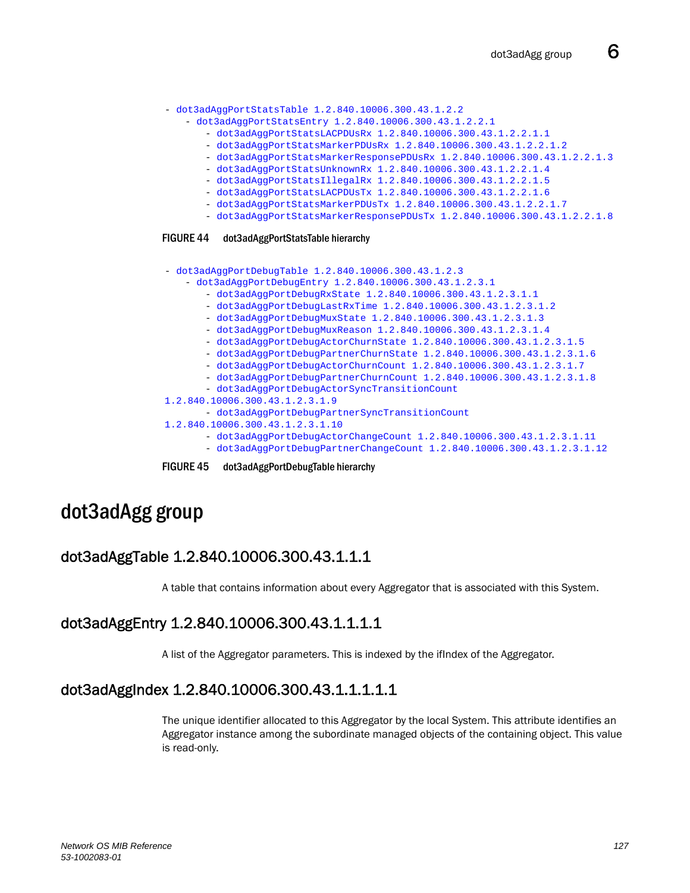```
- dot3adAggPortStatsTable 1.2.840.10006.300.43.1.2.2
    - dot3adAggPortStatsEntry 1.2.840.10006.300.43.1.2.2.1
        - dot3adAggPortStatsLACPDUsRx 1.2.840.10006.300.43.1.2.2.1.1
        - dot3adAggPortStatsMarkerPDUsRx 1.2.840.10006.300.43.1.2.2.1.2
        - dot3adAggPortStatsMarkerResponsePDUsRx 1.2.840.10006.300.43.1.2.2.1.3
        - dot3adAggPortStatsUnknownRx 1.2.840.10006.300.43.1.2.2.1.4
        - dot3adAggPortStatsIllegalRx 1.2.840.10006.300.43.1.2.2.1.5
        - dot3adAggPortStatsLACPDUsTx 1.2.840.10006.300.43.1.2.2.1.6
        - dot3adAggPortStatsMarkerPDUsTx 1.2.840.10006.300.43.1.2.2.1.7
        - dot3adAggPortStatsMarkerResponsePDUsTx 1.2.840.10006.300.43.1.2.2.1.8
```

FIGURE 44 dot3adAggPortStatsTable hierarchy

```
- dot3adAggPortDebugTable 1.2.840.10006.300.43.1.2.3
    - dot3adAggPortDebugEntry 1.2.840.10006.300.43.1.2.3.1
        - dot3adAggPortDebugRxState 1.2.840.10006.300.43.1.2.3.1.1
        - dot3adAggPortDebugLastRxTime 1.2.840.10006.300.43.1.2.3.1.2
        - dot3adAggPortDebugMuxState 1.2.840.10006.300.43.1.2.3.1.3
        - dot3adAggPortDebugMuxReason 1.2.840.10006.300.43.1.2.3.1.4
        - dot3adAggPortDebugActorChurnState 1.2.840.10006.300.43.1.2.3.1.5
        - dot3adAggPortDebugPartnerChurnState 1.2.840.10006.300.43.1.2.3.1.6
        - dot3adAggPortDebugActorChurnCount 1.2.840.10006.300.43.1.2.3.1.7
        - dot3adAggPortDebugPartnerChurnCount 1.2.840.10006.300.43.1.2.3.1.8
        - dot3adAggPortDebugActorSyncTransitionCount
1.2.840.10006.300.43.1.2.3.1.9
        - dot3adAggPortDebugPartnerSyncTransitionCount
1.2.840.10006.300.43.1.2.3.1.10
        - dot3adAggPortDebugActorChangeCount 1.2.840.10006.300.43.1.2.3.1.11
        - dot3adAggPortDebugPartnerChangeCount 1.2.840.10006.300.43.1.2.3.1.12
```

FIGURE 45 dot3adAggPortDebugTable hierarchy

# dot3adAgg group

## dot3adAggTable 1.2.840.10006.300.43.1.1.1

A table that contains information about every Aggregator that is associated with this System.

## dot3adAggEntry 1.2.840.10006.300.43.1.1.1.1

A list of the Aggregator parameters. This is indexed by the ifIndex of the Aggregator.

## dot3adAggIndex 1.2.840.10006.300.43.1.1.1.1.1

The unique identifier allocated to this Aggregator by the local System. This attribute identifies an Aggregator instance among the subordinate managed objects of the containing object. This value is read-only.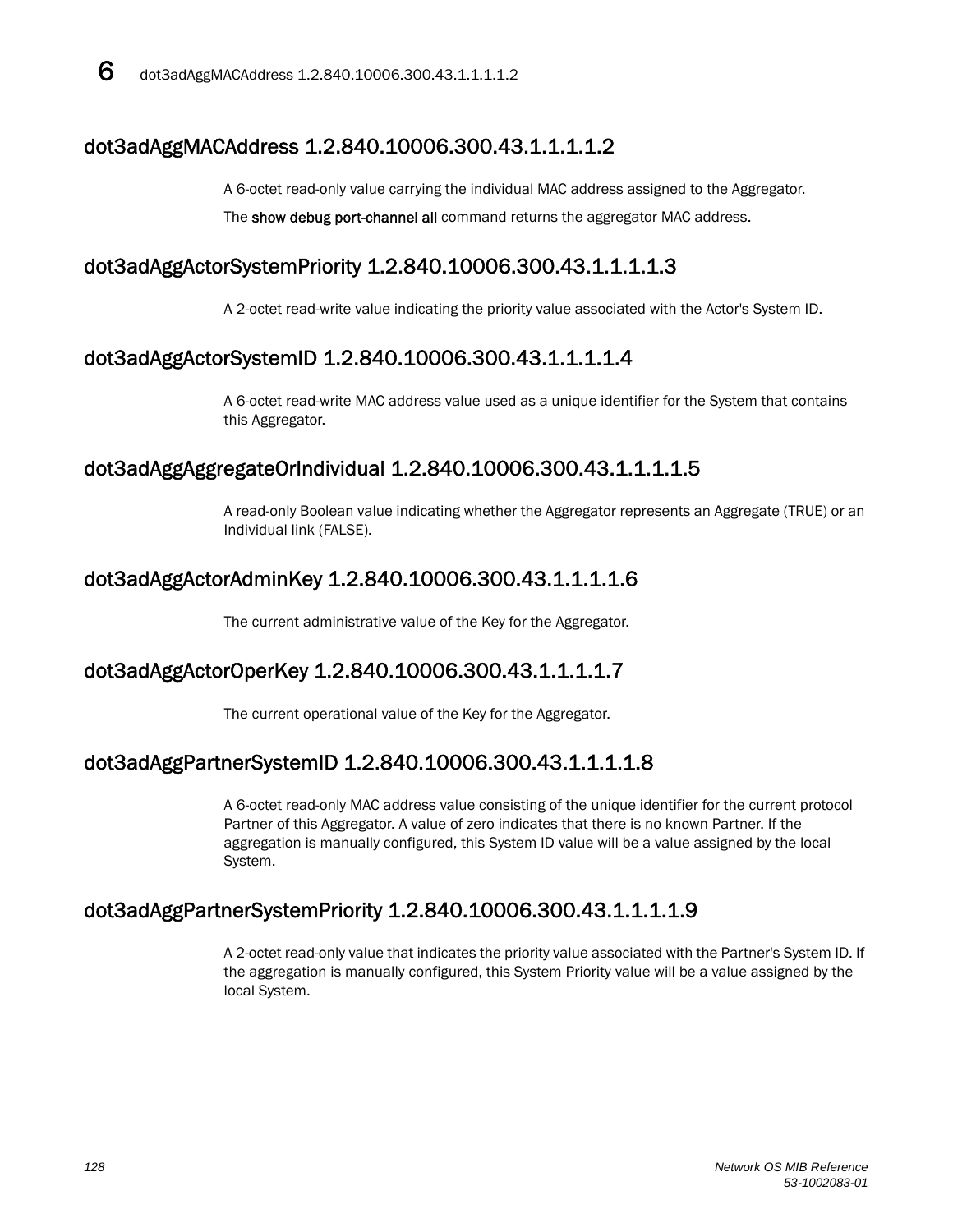## dot3adAggMACAddress 1.2.840.10006.300.43.1.1.1.1.2

A 6-octet read-only value carrying the individual MAC address assigned to the Aggregator.

The **show debug port-channel all** command returns the aggregator MAC address.

## dot3adAggActorSystemPriority 1.2.840.10006.300.43.1.1.1.1.3

A 2-octet read-write value indicating the priority value associated with the Actor's System ID.

## dot3adAggActorSystemID 1.2.840.10006.300.43.1.1.1.1.4

A 6-octet read-write MAC address value used as a unique identifier for the System that contains this Aggregator.

## dot3adAggAggregateOrIndividual 1.2.840.10006.300.43.1.1.1.1.5

A read-only Boolean value indicating whether the Aggregator represents an Aggregate (TRUE) or an Individual link (FALSE).

## dot3adAggActorAdminKey 1.2.840.10006.300.43.1.1.1.1.6

The current administrative value of the Key for the Aggregator.

## dot3adAggActorOperKey 1.2.840.10006.300.43.1.1.1.1.7

The current operational value of the Key for the Aggregator.

## dot3adAggPartnerSystemID 1.2.840.10006.300.43.1.1.1.1.8

A 6-octet read-only MAC address value consisting of the unique identifier for the current protocol Partner of this Aggregator. A value of zero indicates that there is no known Partner. If the aggregation is manually configured, this System ID value will be a value assigned by the local System.

## dot3adAggPartnerSystemPriority 1.2.840.10006.300.43.1.1.1.1.9

A 2-octet read-only value that indicates the priority value associated with the Partner's System ID. If the aggregation is manually configured, this System Priority value will be a value assigned by the local System.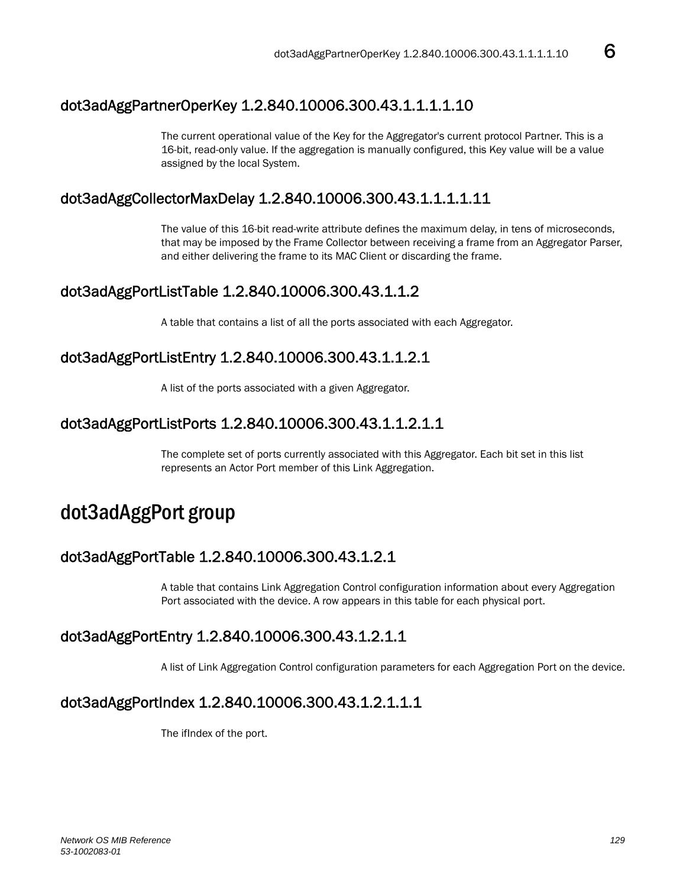## dot3adAggPartnerOperKey 1.2.840.10006.300.43.1.1.1.1.10

The current operational value of the Key for the Aggregator's current protocol Partner. This is a 16-bit, read-only value. If the aggregation is manually configured, this Key value will be a value assigned by the local System.

## dot3adAggCollectorMaxDelay 1.2.840.10006.300.43.1.1.1.1.11

The value of this 16-bit read-write attribute defines the maximum delay, in tens of microseconds, that may be imposed by the Frame Collector between receiving a frame from an Aggregator Parser, and either delivering the frame to its MAC Client or discarding the frame.

## dot3adAggPortListTable 1.2.840.10006.300.43.1.1.2

A table that contains a list of all the ports associated with each Aggregator.

## dot3adAggPortListEntry 1.2.840.10006.300.43.1.1.2.1

A list of the ports associated with a given Aggregator.

## dot3adAggPortListPorts 1.2.840.10006.300.43.1.1.2.1.1

The complete set of ports currently associated with this Aggregator. Each bit set in this list represents an Actor Port member of this Link Aggregation.

# dot3adAggPort group

## dot3adAggPortTable 1.2.840.10006.300.43.1.2.1

A table that contains Link Aggregation Control configuration information about every Aggregation Port associated with the device. A row appears in this table for each physical port.

## dot3adAggPortEntry 1.2.840.10006.300.43.1.2.1.1

A list of Link Aggregation Control configuration parameters for each Aggregation Port on the device.

## dot3adAggPortIndex 1.2.840.10006.300.43.1.2.1.1.1

The ifIndex of the port.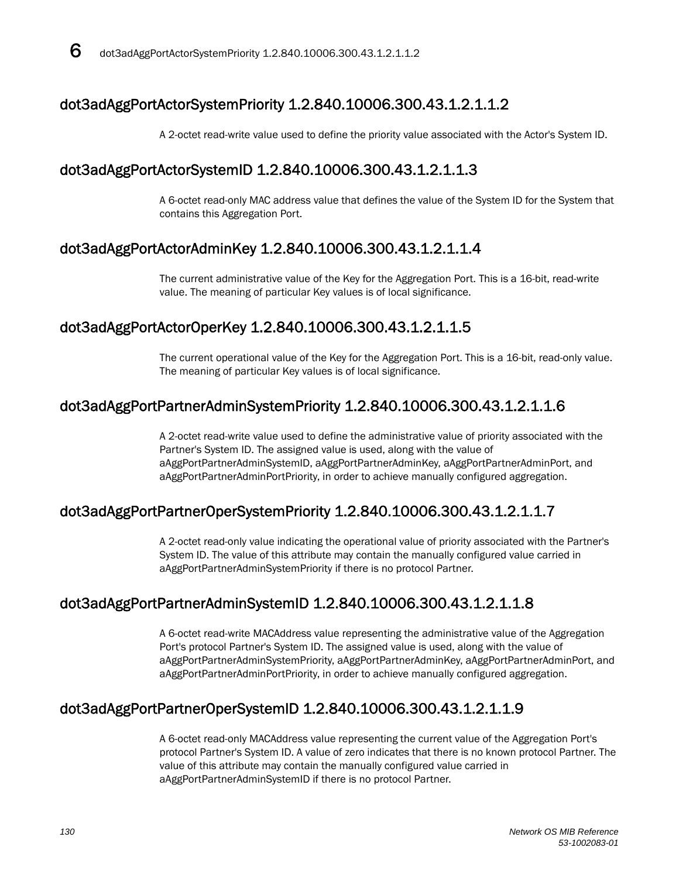## dot3adAggPortActorSystemPriority 1.2.840.10006.300.43.1.2.1.1.2

A 2-octet read-write value used to define the priority value associated with the Actor's System ID.

## dot3adAggPortActorSystemID 1.2.840.10006.300.43.1.2.1.1.3

A 6-octet read-only MAC address value that defines the value of the System ID for the System that contains this Aggregation Port.

## dot3adAggPortActorAdminKey 1.2.840.10006.300.43.1.2.1.1.4

The current administrative value of the Key for the Aggregation Port. This is a 16-bit, read-write value. The meaning of particular Key values is of local significance.

## dot3adAggPortActorOperKey 1.2.840.10006.300.43.1.2.1.1.5

The current operational value of the Key for the Aggregation Port. This is a 16-bit, read-only value. The meaning of particular Key values is of local significance.

## dot3adAggPortPartnerAdminSystemPriority 1.2.840.10006.300.43.1.2.1.1.6

A 2-octet read-write value used to define the administrative value of priority associated with the Partner's System ID. The assigned value is used, along with the value of aAggPortPartnerAdminSystemID, aAggPortPartnerAdminKey, aAggPortPartnerAdminPort, and aAggPortPartnerAdminPortPriority, in order to achieve manually configured aggregation.

## dot3adAggPortPartnerOperSystemPriority 1.2.840.10006.300.43.1.2.1.1.7

A 2-octet read-only value indicating the operational value of priority associated with the Partner's System ID. The value of this attribute may contain the manually configured value carried in aAggPortPartnerAdminSystemPriority if there is no protocol Partner.

## dot3adAggPortPartnerAdminSystemID 1.2.840.10006.300.43.1.2.1.1.8

A 6-octet read-write MACAddress value representing the administrative value of the Aggregation Port's protocol Partner's System ID. The assigned value is used, along with the value of aAggPortPartnerAdminSystemPriority, aAggPortPartnerAdminKey, aAggPortPartnerAdminPort, and aAggPortPartnerAdminPortPriority, in order to achieve manually configured aggregation.

## dot3adAggPortPartnerOperSystemID 1.2.840.10006.300.43.1.2.1.1.9

A 6-octet read-only MACAddress value representing the current value of the Aggregation Port's protocol Partner's System ID. A value of zero indicates that there is no known protocol Partner. The value of this attribute may contain the manually configured value carried in aAggPortPartnerAdminSystemID if there is no protocol Partner.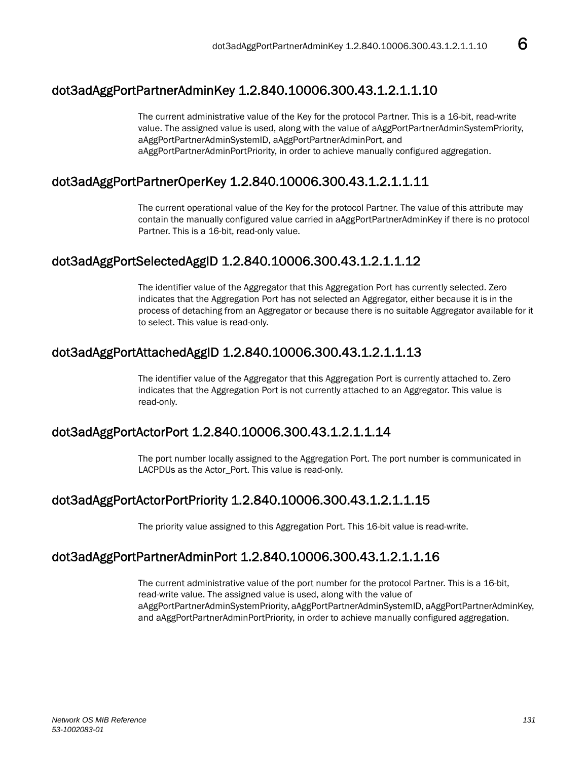## dot3adAggPortPartnerAdminKey 1.2.840.10006.300.43.1.2.1.1.10

The current administrative value of the Key for the protocol Partner. This is a 16-bit, read-write value. The assigned value is used, along with the value of aAggPortPartnerAdminSystemPriority, aAggPortPartnerAdminSystemID, aAggPortPartnerAdminPort, and aAggPortPartnerAdminPortPriority, in order to achieve manually configured aggregation.

## dot3adAggPortPartnerOperKey 1.2.840.10006.300.43.1.2.1.1.11

The current operational value of the Key for the protocol Partner. The value of this attribute may contain the manually configured value carried in aAggPortPartnerAdminKey if there is no protocol Partner. This is a 16-bit, read-only value.

## dot3adAggPortSelectedAggID 1.2.840.10006.300.43.1.2.1.1.12

The identifier value of the Aggregator that this Aggregation Port has currently selected. Zero indicates that the Aggregation Port has not selected an Aggregator, either because it is in the process of detaching from an Aggregator or because there is no suitable Aggregator available for it to select. This value is read-only.

## dot3adAggPortAttachedAggID 1.2.840.10006.300.43.1.2.1.1.13

The identifier value of the Aggregator that this Aggregation Port is currently attached to. Zero indicates that the Aggregation Port is not currently attached to an Aggregator. This value is read-only.

## dot3adAggPortActorPort 1.2.840.10006.300.43.1.2.1.1.14

The port number locally assigned to the Aggregation Port. The port number is communicated in LACPDUs as the Actor_Port. This value is read-only.

## dot3adAggPortActorPortPriority 1.2.840.10006.300.43.1.2.1.1.15

The priority value assigned to this Aggregation Port. This 16-bit value is read-write.

## dot3adAggPortPartnerAdminPort 1.2.840.10006.300.43.1.2.1.1.16

The current administrative value of the port number for the protocol Partner. This is a 16-bit, read-write value. The assigned value is used, along with the value of aAggPortPartnerAdminSystemPriority, aAggPortPartnerAdminSystemID, aAggPortPartnerAdminKey, and aAggPortPartnerAdminPortPriority, in order to achieve manually configured aggregation.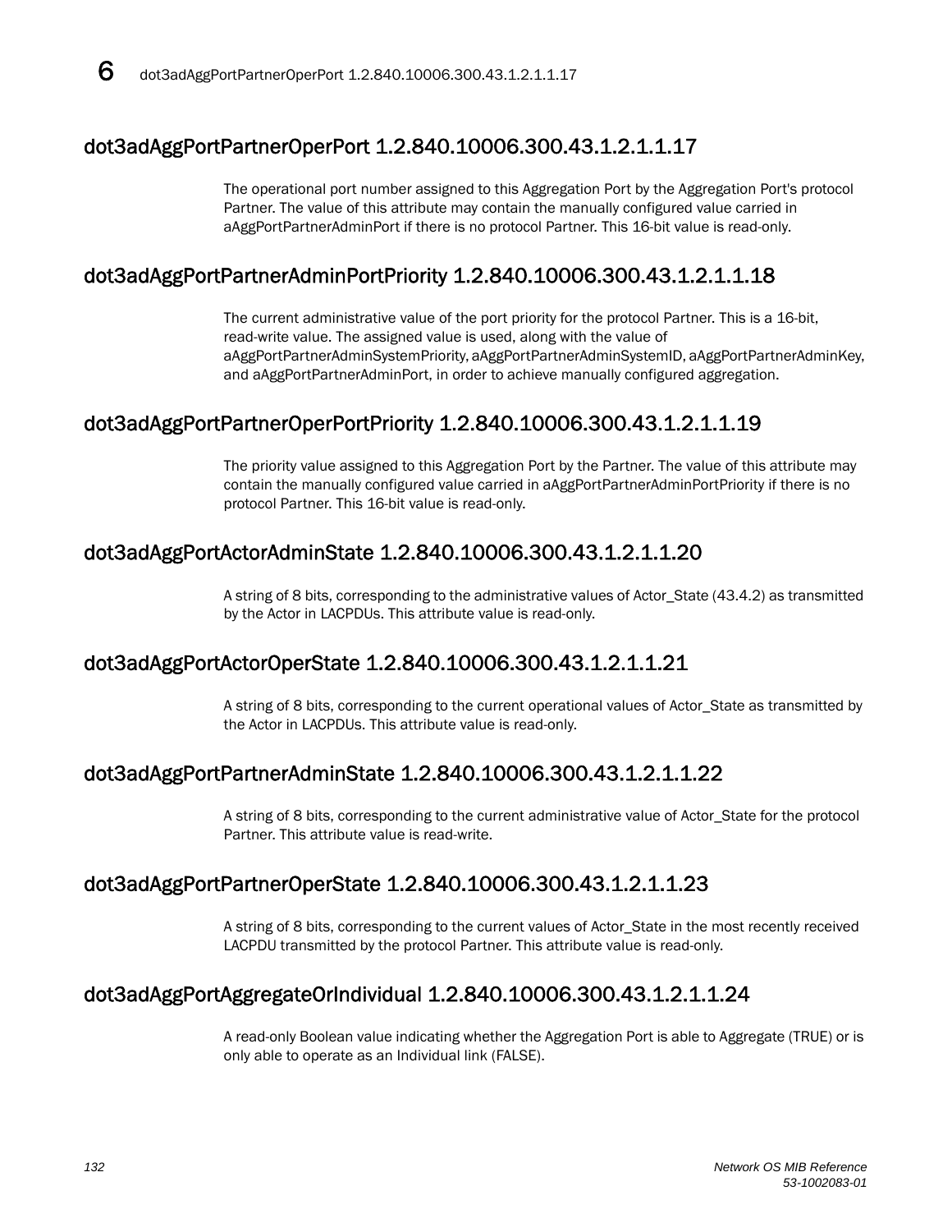## dot3adAggPortPartnerOperPort 1.2.840.10006.300.43.1.2.1.1.17

The operational port number assigned to this Aggregation Port by the Aggregation Port's protocol Partner. The value of this attribute may contain the manually configured value carried in aAggPortPartnerAdminPort if there is no protocol Partner. This 16-bit value is read-only.

## dot3adAggPortPartnerAdminPortPriority 1.2.840.10006.300.43.1.2.1.1.18

The current administrative value of the port priority for the protocol Partner. This is a 16-bit, read-write value. The assigned value is used, along with the value of aAggPortPartnerAdminSystemPriority, aAggPortPartnerAdminSystemID, aAggPortPartnerAdminKey, and aAggPortPartnerAdminPort, in order to achieve manually configured aggregation.

## dot3adAggPortPartnerOperPortPriority 1.2.840.10006.300.43.1.2.1.1.19

The priority value assigned to this Aggregation Port by the Partner. The value of this attribute may contain the manually configured value carried in aAggPortPartnerAdminPortPriority if there is no protocol Partner. This 16-bit value is read-only.

## dot3adAggPortActorAdminState 1.2.840.10006.300.43.1.2.1.1.20

A string of 8 bits, corresponding to the administrative values of Actor_State (43.4.2) as transmitted by the Actor in LACPDUs. This attribute value is read-only.

## dot3adAggPortActorOperState 1.2.840.10006.300.43.1.2.1.1.21

A string of 8 bits, corresponding to the current operational values of Actor_State as transmitted by the Actor in LACPDUs. This attribute value is read-only.

## dot3adAggPortPartnerAdminState 1.2.840.10006.300.43.1.2.1.1.22

A string of 8 bits, corresponding to the current administrative value of Actor_State for the protocol Partner. This attribute value is read-write.

## dot3adAggPortPartnerOperState 1.2.840.10006.300.43.1.2.1.1.23

A string of 8 bits, corresponding to the current values of Actor_State in the most recently received LACPDU transmitted by the protocol Partner. This attribute value is read-only.

## dot3adAggPortAggregateOrIndividual 1.2.840.10006.300.43.1.2.1.1.24

A read-only Boolean value indicating whether the Aggregation Port is able to Aggregate (TRUE) or is only able to operate as an Individual link (FALSE).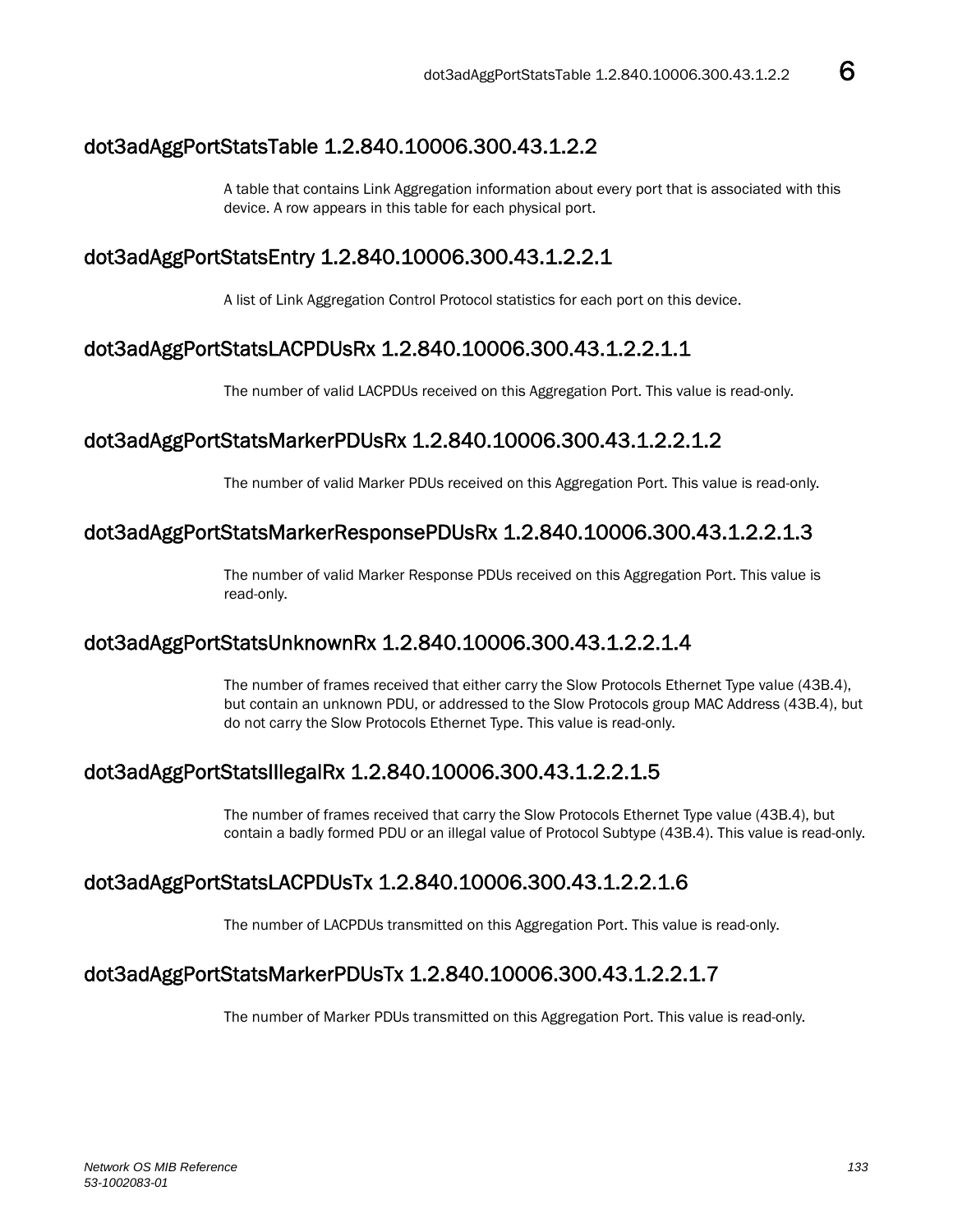## dot3adAggPortStatsTable 1.2.840.10006.300.43.1.2.2

A table that contains Link Aggregation information about every port that is associated with this device. A row appears in this table for each physical port.

## dot3adAggPortStatsEntry 1.2.840.10006.300.43.1.2.2.1

A list of Link Aggregation Control Protocol statistics for each port on this device.

## dot3adAggPortStatsLACPDUsRx 1.2.840.10006.300.43.1.2.2.1.1

The number of valid LACPDUs received on this Aggregation Port. This value is read-only.

## dot3adAggPortStatsMarkerPDUsRx 1.2.840.10006.300.43.1.2.2.1.2

The number of valid Marker PDUs received on this Aggregation Port. This value is read-only.

## dot3adAggPortStatsMarkerResponsePDUsRx 1.2.840.10006.300.43.1.2.2.1.3

The number of valid Marker Response PDUs received on this Aggregation Port. This value is read-only.

## dot3adAggPortStatsUnknownRx 1.2.840.10006.300.43.1.2.2.1.4

The number of frames received that either carry the Slow Protocols Ethernet Type value (43B.4), but contain an unknown PDU, or addressed to the Slow Protocols group MAC Address (43B.4), but do not carry the Slow Protocols Ethernet Type. This value is read-only.

## dot3adAggPortStatsIllegalRx 1.2.840.10006.300.43.1.2.2.1.5

The number of frames received that carry the Slow Protocols Ethernet Type value (43B.4), but contain a badly formed PDU or an illegal value of Protocol Subtype (43B.4). This value is read-only.

## dot3adAggPortStatsLACPDUsTx 1.2.840.10006.300.43.1.2.2.1.6

The number of LACPDUs transmitted on this Aggregation Port. This value is read-only.

## dot3adAggPortStatsMarkerPDUsTx 1.2.840.10006.300.43.1.2.2.1.7

The number of Marker PDUs transmitted on this Aggregation Port. This value is read-only.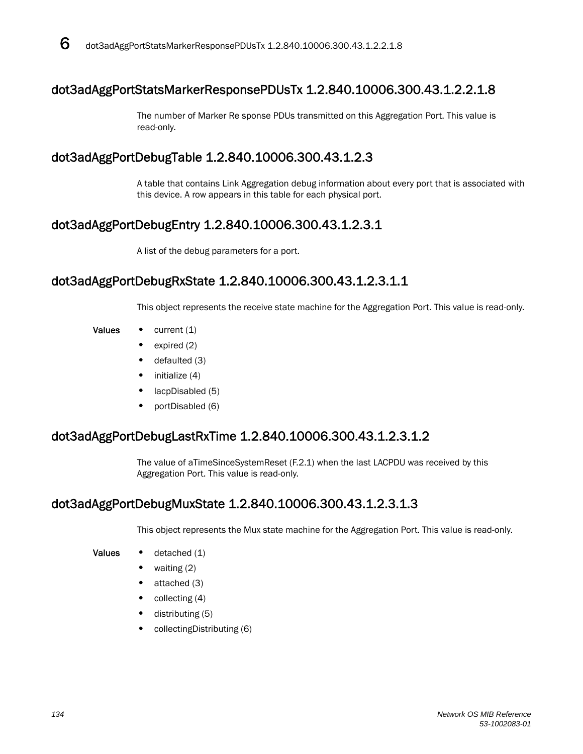## dot3adAggPortStatsMarkerResponsePDUsTx 1.2.840.10006.300.43.1.2.2.1.8

The number of Marker Re sponse PDUs transmitted on this Aggregation Port. This value is read-only.

## dot3adAggPortDebugTable 1.2.840.10006.300.43.1.2.3

A table that contains Link Aggregation debug information about every port that is associated with this device. A row appears in this table for each physical port.

## dot3adAggPortDebugEntry 1.2.840.10006.300.43.1.2.3.1

A list of the debug parameters for a port.

## dot3adAggPortDebugRxState 1.2.840.10006.300.43.1.2.3.1.1

This object represents the receive state machine for the Aggregation Port. This value is read-only.

**Values**

- current (1)
- expired (2)
- defaulted (3)
- initialize (4)
- lacpDisabled (5)
- portDisabled (6)

## dot3adAggPortDebugLastRxTime 1.2.840.10006.300.43.1.2.3.1.2

The value of aTimeSinceSystemReset (F.2.1) when the last LACPDU was received by this Aggregation Port. This value is read-only.

## dot3adAggPortDebugMuxState 1.2.840.10006.300.43.1.2.3.1.3

This object represents the Mux state machine for the Aggregation Port. This value is read-only.

**Values**

- detached (1)
- waiting (2)
- attached (3)
- collecting (4)
- distributing (5)
- collectingDistributing (6)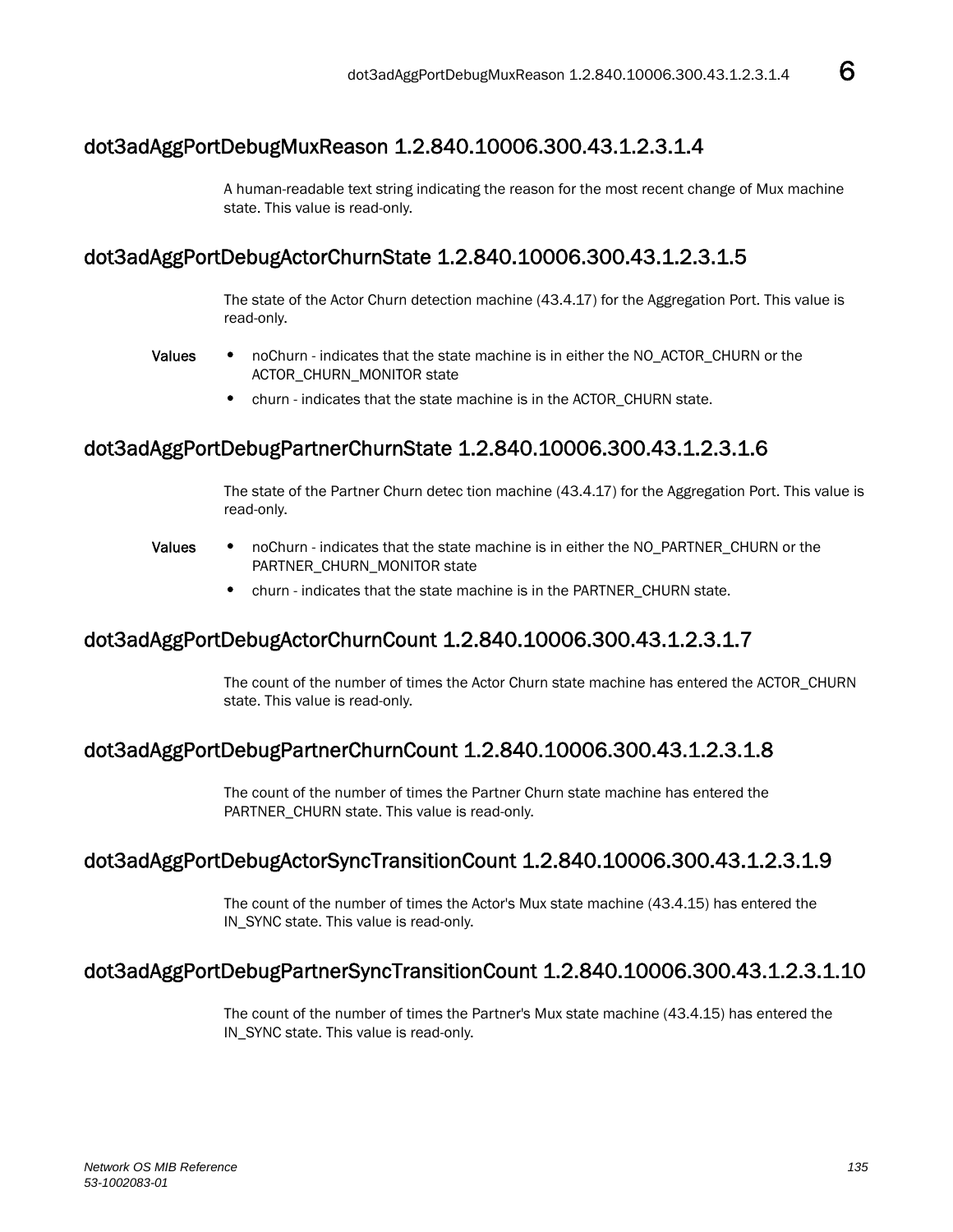## dot3adAggPortDebugMuxReason 1.2.840.10006.300.43.1.2.3.1.4

A human-readable text string indicating the reason for the most recent change of Mux machine state. This value is read-only.

## dot3adAggPortDebugActorChurnState 1.2.840.10006.300.43.1.2.3.1.5

The state of the Actor Churn detection machine (43.4.17) for the Aggregation Port. This value is read-only.

**Values**

- noChurn - indicates that the state machine is in either the NO_ACTOR_CHURN or the ACTOR_CHURN_MONITOR state
- churn - indicates that the state machine is in the ACTOR_CHURN state.

## dot3adAggPortDebugPartnerChurnState 1.2.840.10006.300.43.1.2.3.1.6

The state of the Partner Churn detec tion machine (43.4.17) for the Aggregation Port. This value is read-only.

**Values**

- noChurn - indicates that the state machine is in either the NO_PARTNER_CHURN or the PARTNER_CHURN_MONITOR state
- churn - indicates that the state machine is in the PARTNER_CHURN state.

## dot3adAggPortDebugActorChurnCount 1.2.840.10006.300.43.1.2.3.1.7

The count of the number of times the Actor Churn state machine has entered the ACTOR_CHURN state. This value is read-only.

## dot3adAggPortDebugPartnerChurnCount 1.2.840.10006.300.43.1.2.3.1.8

The count of the number of times the Partner Churn state machine has entered the PARTNER_CHURN state. This value is read-only.

## dot3adAggPortDebugActorSyncTransitionCount 1.2.840.10006.300.43.1.2.3.1.9

The count of the number of times the Actor's Mux state machine (43.4.15) has entered the IN_SYNC state. This value is read-only.

## dot3adAggPortDebugPartnerSyncTransitionCount 1.2.840.10006.300.43.1.2.3.1.10

The count of the number of times the Partner's Mux state machine (43.4.15) has entered the IN_SYNC state. This value is read-only.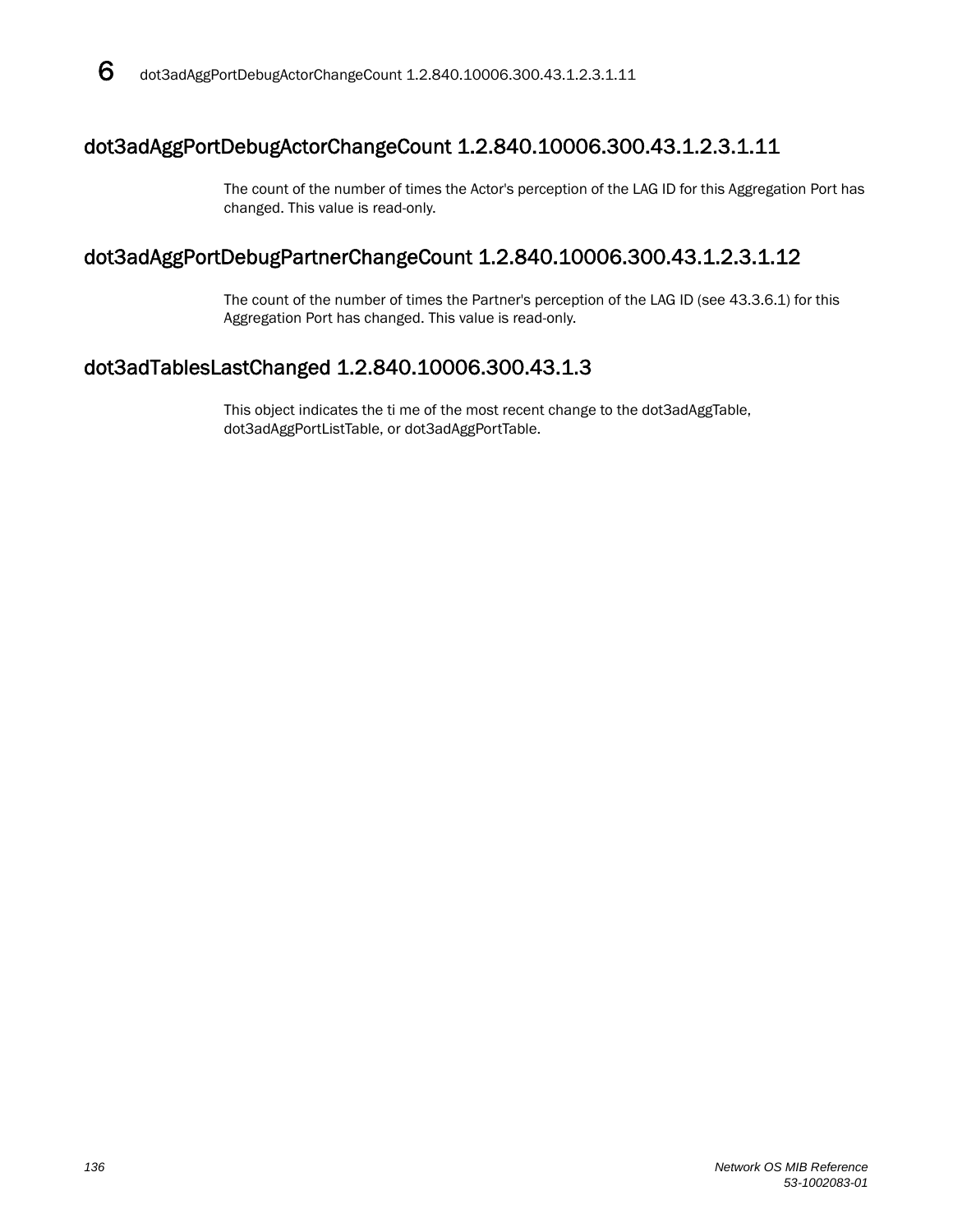## dot3adAggPortDebugActorChangeCount 1.2.840.10006.300.43.1.2.3.1.11

The count of the number of times the Actor's perception of the LAG ID for this Aggregation Port has changed. This value is read-only.

## dot3adAggPortDebugPartnerChangeCount 1.2.840.10006.300.43.1.2.3.1.12

The count of the number of times the Partner's perception of the LAG ID (see 43.3.6.1) for this Aggregation Port has changed. This value is read-only.

## dot3adTablesLastChanged 1.2.840.10006.300.43.1.3

This object indicates the ti me of the most recent change to the dot3adAggTable, dot3adAggPortListTable, or dot3adAggPortTable.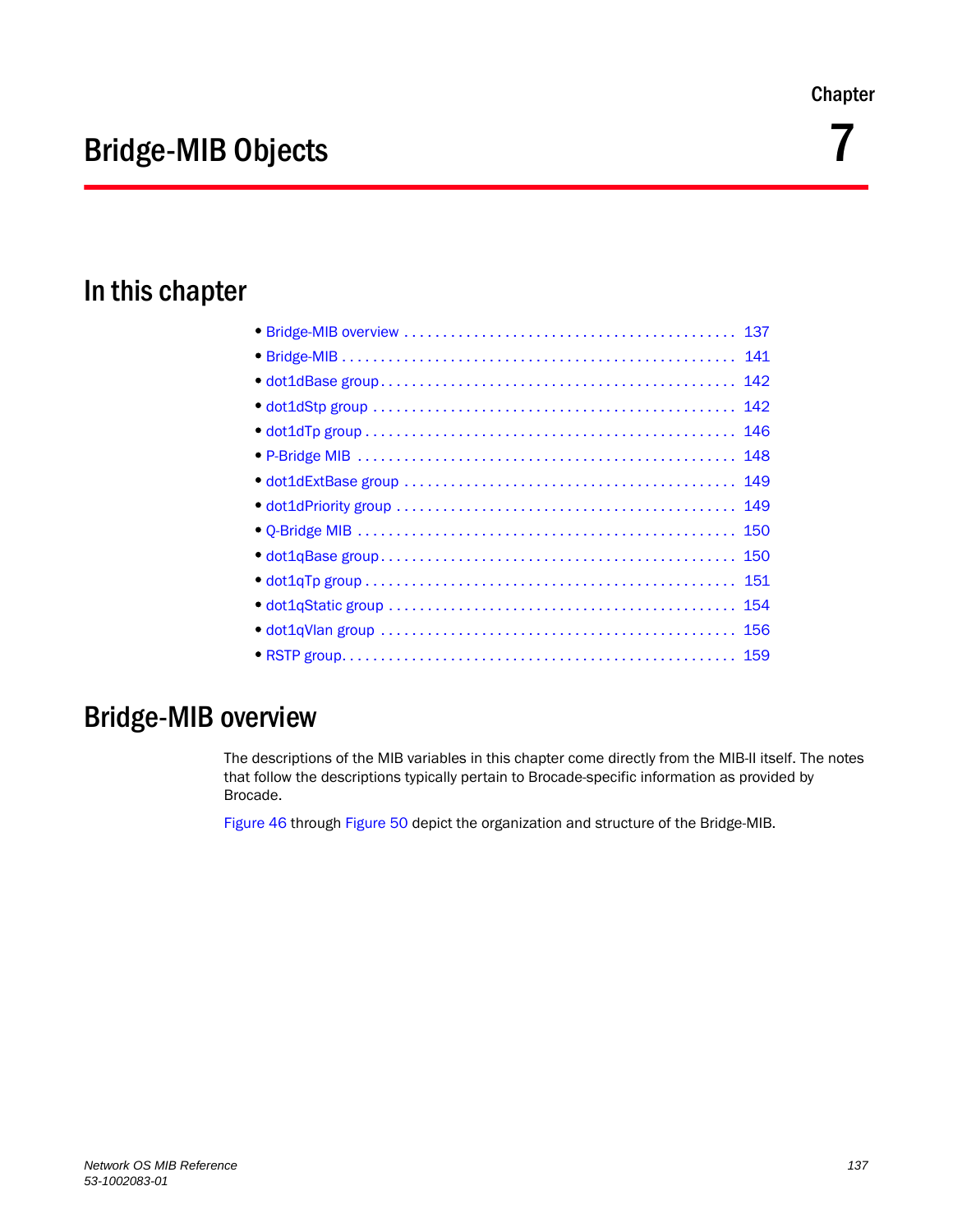Chapter

# 7

# Bridge-MIB Objects

## In this chapter

- Bridge-MIB overview . . . . . . . . . . . . . . . . . . . . . . . . . . . . . . . . . . . . . . . . . . 137
- Bridge-MIB . . . . . . . . . . . . . . . . . . . . . . . . . . . . . . . . . . . . . . . . . . . . . . . . . 141
- dot1dBase group . . . . . . . . . . . . . . . . . . . . . . . . . . . . . . . . . . . . . . . . . . . . 142
- dot1dStp group . . . . . . . . . . . . . . . . . . . . . . . . . . . . . . . . . . . . . . . . . . . . . 142
- dot1dTp group . . . . . . . . . . . . . . . . . . . . . . . . . . . . . . . . . . . . . . . . . . . . . . 146
- P-Bridge MIB . . . . . . . . . . . . . . . . . . . . . . . . . . . . . . . . . . . . . . . . . . . . . . . 148
- dot1dExtBase group . . . . . . . . . . . . . . . . . . . . . . . . . . . . . . . . . . . . . . . . . 149
- dot1dPriority group . . . . . . . . . . . . . . . . . . . . . . . . . . . . . . . . . . . . . . . . . . 149
- Q-Bridge MIB . . . . . . . . . . . . . . . . . . . . . . . . . . . . . . . . . . . . . . . . . . . . . . . 150
- dot1qBase group . . . . . . . . . . . . . . . . . . . . . . . . . . . . . . . . . . . . . . . . . . . . 150
- dot1qTp group . . . . . . . . . . . . . . . . . . . . . . . . . . . . . . . . . . . . . . . . . . . . . . 151
- dot1qStatic group . . . . . . . . . . . . . . . . . . . . . . . . . . . . . . . . . . . . . . . . . . . 154
- dot1qVlan group . . . . . . . . . . . . . . . . . . . . . . . . . . . . . . . . . . . . . . . . . . . . . 156
- RSTP group. . . . . . . . . . . . . . . . . . . . . . . . . . . . . . . . . . . . . . . . . . . . . . . . . 159

## Bridge-MIB overview

The descriptions of the MIB variables in this chapter come directly from the MIB-II itself. The notes that follow the descriptions typically pertain to Brocade-specific information as provided by Brocade.

Figure 46 through Figure 50 depict the organization and structure of the Bridge-MIB.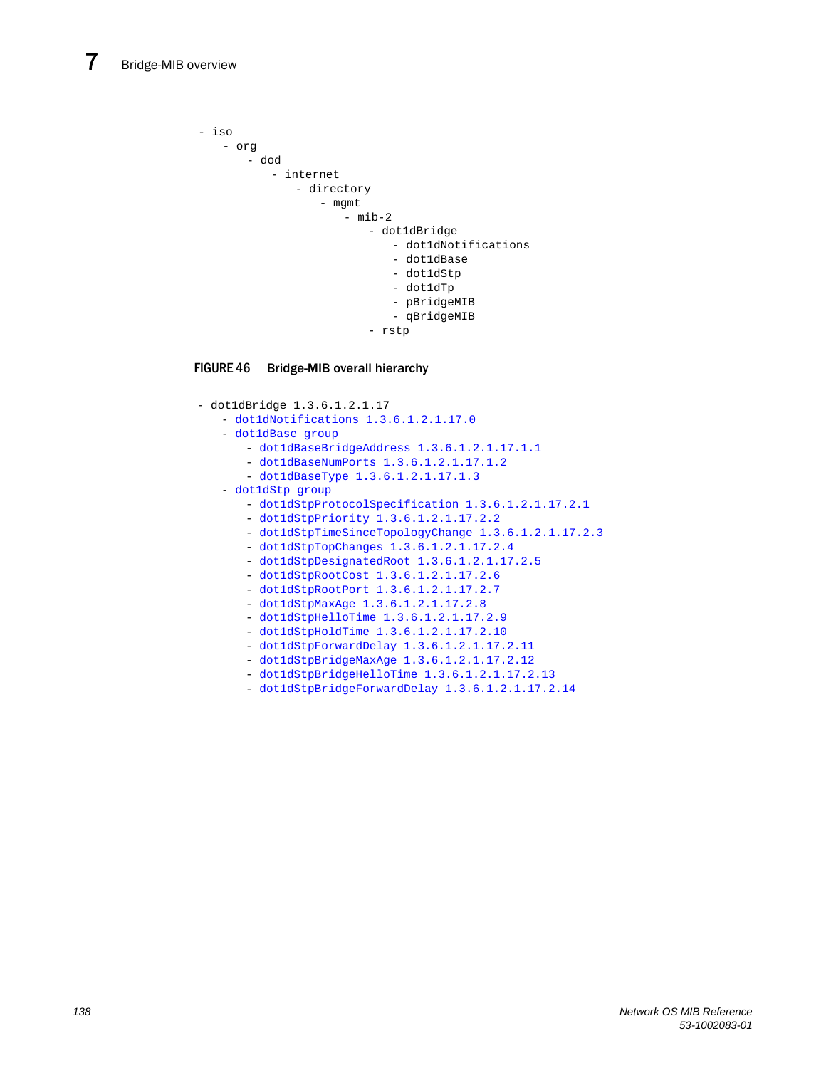```
- iso
    - org
        - dod
            - internet
                - directory
                    - mgmt
                        - mib-2
                            - dot1dBridge
                                - dot1dNotifications
                                - dot1dBase
                                - dot1dStp
                                - dot1dTp
                                - pBridgeMIB
                                - qBridgeMIB
                            - rstp
```

**FIGURE 46** **Bridge-MIB overall hierarchy**

```
- dot1dBridge 1.3.6.1.2.1.17
    - dot1dNotifications 1.3.6.1.2.1.17.0
    - dot1dBase group
        - dot1dBaseBridgeAddress 1.3.6.1.2.1.17.1.1
        - dot1dBaseNumPorts 1.3.6.1.2.1.17.1.2
        - dot1dBaseType 1.3.6.1.2.1.17.1.3
    - dot1dStp group
        - dot1dStpProtocolSpecification 1.3.6.1.2.1.17.2.1
        - dot1dStpPriority 1.3.6.1.2.1.17.2.2
        - dot1dStpTimeSinceTopologyChange 1.3.6.1.2.1.17.2.3
        - dot1dStpTopChanges 1.3.6.1.2.1.17.2.4
        - dot1dStpDesignatedRoot 1.3.6.1.2.1.17.2.5
        - dot1dStpRootCost 1.3.6.1.2.1.17.2.6
        - dot1dStpRootPort 1.3.6.1.2.1.17.2.7
        - dot1dStpMaxAge 1.3.6.1.2.1.17.2.8
        - dot1dStpHelloTime 1.3.6.1.2.1.17.2.9
        - dot1dStpHoldTime 1.3.6.1.2.1.17.2.10
        - dot1dStpForwardDelay 1.3.6.1.2.1.17.2.11
        - dot1dStpBridgeMaxAge 1.3.6.1.2.1.17.2.12
        - dot1dStpBridgeHelloTime 1.3.6.1.2.1.17.2.13
        - dot1dStpBridgeForwardDelay 1.3.6.1.2.1.17.2.14
```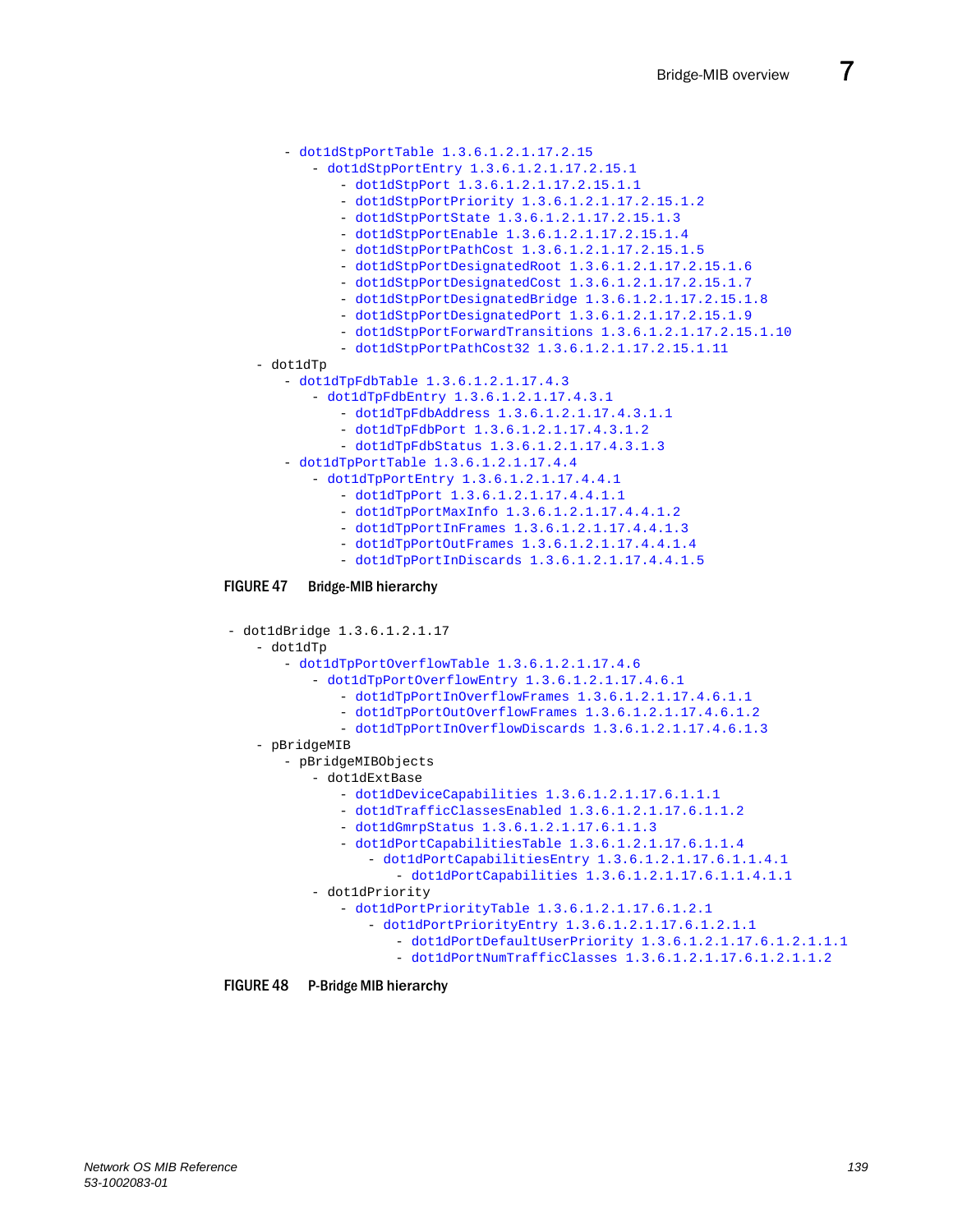```
    - dot1dStpPortTable 1.3.6.1.2.1.17.2.15
        - dot1dStpPortEntry 1.3.6.1.2.1.17.2.15.1
            - dot1dStpPort 1.3.6.1.2.1.17.2.15.1.1
            - dot1dStpPortPriority 1.3.6.1.2.1.17.2.15.1.2
            - dot1dStpPortState 1.3.6.1.2.1.17.2.15.1.3
            - dot1dStpPortEnable 1.3.6.1.2.1.17.2.15.1.4
            - dot1dStpPortPathCost 1.3.6.1.2.1.17.2.15.1.5
            - dot1dStpPortDesignatedRoot 1.3.6.1.2.1.17.2.15.1.6
            - dot1dStpPortDesignatedCost 1.3.6.1.2.1.17.2.15.1.7
            - dot1dStpPortDesignatedBridge 1.3.6.1.2.1.17.2.15.1.8
            - dot1dStpPortDesignatedPort 1.3.6.1.2.1.17.2.15.1.9
            - dot1dStpPortForwardTransitions 1.3.6.1.2.1.17.2.15.1.10
            - dot1dStpPortPathCost32 1.3.6.1.2.1.17.2.15.1.11
- dot1dTp
    - dot1dTpFdbTable 1.3.6.1.2.1.17.4.3
        - dot1dTpFdbEntry 1.3.6.1.2.1.17.4.3.1
            - dot1dTpFdbAddress 1.3.6.1.2.1.17.4.3.1.1
            - dot1dTpFdbPort 1.3.6.1.2.1.17.4.3.1.2
            - dot1dTpFdbStatus 1.3.6.1.2.1.17.4.3.1.3
    - dot1dTpPortTable 1.3.6.1.2.1.17.4.4
        - dot1dTpPortEntry 1.3.6.1.2.1.17.4.4.1
            - dot1dTpPort 1.3.6.1.2.1.17.4.4.1.1
            - dot1dTpPortMaxInfo 1.3.6.1.2.1.17.4.4.1.2
            - dot1dTpPortInFrames 1.3.6.1.2.1.17.4.4.1.3
            - dot1dTpPortOutFrames 1.3.6.1.2.1.17.4.4.1.4
            - dot1dTpPortInDiscards 1.3.6.1.2.1.17.4.4.1.5
```

**FIGURE 47** Bridge-MIB hierarchy

```
- dot1dBridge 1.3.6.1.2.1.17
    - dot1dTp
        - dot1dTpPortOverflowTable 1.3.6.1.2.1.17.4.6
            - dot1dTpPortOverflowEntry 1.3.6.1.2.1.17.4.6.1
                - dot1dTpPortInOverflowFrames 1.3.6.1.2.1.17.4.6.1.1
                - dot1dTpPortOutOverflowFrames 1.3.6.1.2.1.17.4.6.1.2
                - dot1dTpPortInOverflowDiscards 1.3.6.1.2.1.17.4.6.1.3
    - pBridgeMIB
        - pBridgeMIBObjects
            - dot1dExtBase
                - dot1dDeviceCapabilities 1.3.6.1.2.1.17.6.1.1.1
                - dot1dTrafficClassesEnabled 1.3.6.1.2.1.17.6.1.1.2
                - dot1dGmrpStatus 1.3.6.1.2.1.17.6.1.1.3
                - dot1dPortCapabilitiesTable 1.3.6.1.2.1.17.6.1.1.4
                    - dot1dPortCapabilitiesEntry 1.3.6.1.2.1.17.6.1.1.4.1
                        - dot1dPortCapabilities 1.3.6.1.2.1.17.6.1.1.4.1.1
            - dot1dPriority
                - dot1dPortPriorityTable 1.3.6.1.2.1.17.6.1.2.1
                    - dot1dPortPriorityEntry 1.3.6.1.2.1.17.6.1.2.1.1
                        - dot1dPortDefaultUserPriority 1.3.6.1.2.1.17.6.1.2.1.1.1
                        - dot1dPortNumTrafficClasses 1.3.6.1.2.1.17.6.1.2.1.1.2
```

**FIGURE 48** P-Bridge MIB hierarchy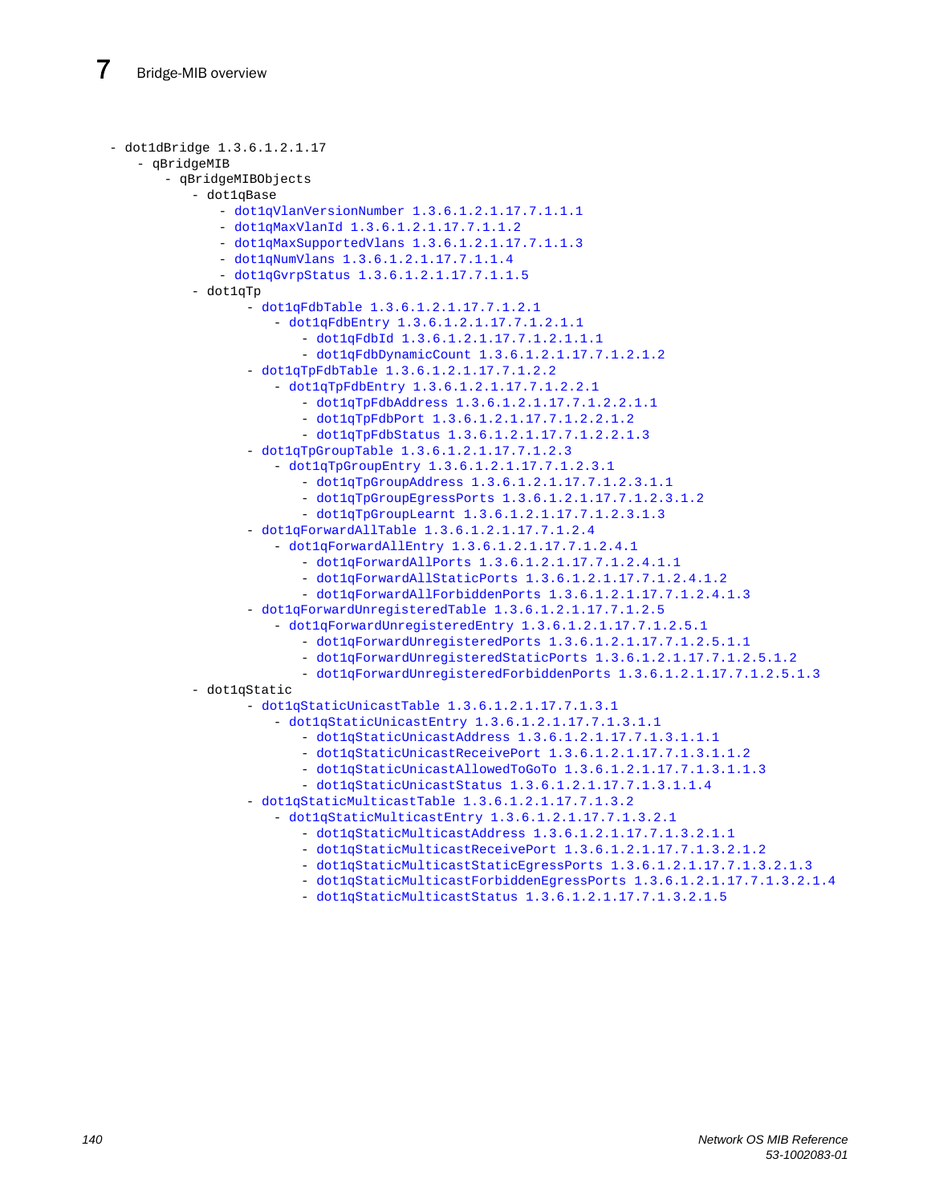```
- dot1dBridge 1.3.6.1.2.1.17
    - qBridgeMIB
        - qBridgeMIBObjects
            - dot1qBase
                - dot1qVlanVersionNumber 1.3.6.1.2.1.17.7.1.1.1
                - dot1qMaxVlanId 1.3.6.1.2.1.17.7.1.1.2
                - dot1qMaxSupportedVlans 1.3.6.1.2.1.17.7.1.1.3
                - dot1qNumVlans 1.3.6.1.2.1.17.7.1.1.4
                - dot1qGvrpStatus 1.3.6.1.2.1.17.7.1.1.5
            - dot1qTp
                    - dot1qFdbTable 1.3.6.1.2.1.17.7.1.2.1
                        - dot1qFdbEntry 1.3.6.1.2.1.17.7.1.2.1.1
                            - dot1qFdbId 1.3.6.1.2.1.17.7.1.2.1.1.1
                            - dot1qFdbDynamicCount 1.3.6.1.2.1.17.7.1.2.1.2
                    - dot1qTpFdbTable 1.3.6.1.2.1.17.7.1.2.2
                        - dot1qTpFdbEntry 1.3.6.1.2.1.17.7.1.2.2.1
                            - dot1qTpFdbAddress 1.3.6.1.2.1.17.7.1.2.2.1.1
                            - dot1qTpFdbPort 1.3.6.1.2.1.17.7.1.2.2.1.2
                            - dot1qTpFdbStatus 1.3.6.1.2.1.17.7.1.2.2.1.3
                    - dot1qTpGroupTable 1.3.6.1.2.1.17.7.1.2.3
                        - dot1qTpGroupEntry 1.3.6.1.2.1.17.7.1.2.3.1
                            - dot1qTpGroupAddress 1.3.6.1.2.1.17.7.1.2.3.1.1
                            - dot1qTpGroupEgressPorts 1.3.6.1.2.1.17.7.1.2.3.1.2
                            - dot1qTpGroupLearnt 1.3.6.1.2.1.17.7.1.2.3.1.3
                    - dot1qForwardAllTable 1.3.6.1.2.1.17.7.1.2.4
                        - dot1qForwardAllEntry 1.3.6.1.2.1.17.7.1.2.4.1
                            - dot1qForwardAllPorts 1.3.6.1.2.1.17.7.1.2.4.1.1
                            - dot1qForwardAllStaticPorts 1.3.6.1.2.1.17.7.1.2.4.1.2
                            - dot1qForwardAllForbiddenPorts 1.3.6.1.2.1.17.7.1.2.4.1.3
                    - dot1qForwardUnregisteredTable 1.3.6.1.2.1.17.7.1.2.5
                        - dot1qForwardUnregisteredEntry 1.3.6.1.2.1.17.7.1.2.5.1
                            - dot1qForwardUnregisteredPorts 1.3.6.1.2.1.17.7.1.2.5.1.1
                            - dot1qForwardUnregisteredStaticPorts 1.3.6.1.2.1.17.7.1.2.5.1.2
                            - dot1qForwardUnregisteredForbiddenPorts 1.3.6.1.2.1.17.7.1.2.5.1.3
            - dot1qStatic
                    - dot1qStaticUnicastTable 1.3.6.1.2.1.17.7.1.3.1
                        - dot1qStaticUnicastEntry 1.3.6.1.2.1.17.7.1.3.1.1
                            - dot1qStaticUnicastAddress 1.3.6.1.2.1.17.7.1.3.1.1.1
                            - dot1qStaticUnicastReceivePort 1.3.6.1.2.1.17.7.1.3.1.1.2
                            - dot1qStaticUnicastAllowedToGoTo 1.3.6.1.2.1.17.7.1.3.1.1.3
                            - dot1qStaticUnicastStatus 1.3.6.1.2.1.17.7.1.3.1.1.4
                    - dot1qStaticMulticastTable 1.3.6.1.2.1.17.7.1.3.2
                        - dot1qStaticMulticastEntry 1.3.6.1.2.1.17.7.1.3.2.1
                            - dot1qStaticMulticastAddress 1.3.6.1.2.1.17.7.1.3.2.1.1
                            - dot1qStaticMulticastReceivePort 1.3.6.1.2.1.17.7.1.3.2.1.2
                            - dot1qStaticMulticastStaticEgressPorts 1.3.6.1.2.1.17.7.1.3.2.1.3
                            - dot1qStaticMulticastForbiddenEgressPorts 1.3.6.1.2.1.17.7.1.3.2.1.4
                            - dot1qStaticMulticastStatus 1.3.6.1.2.1.17.7.1.3.2.1.5
```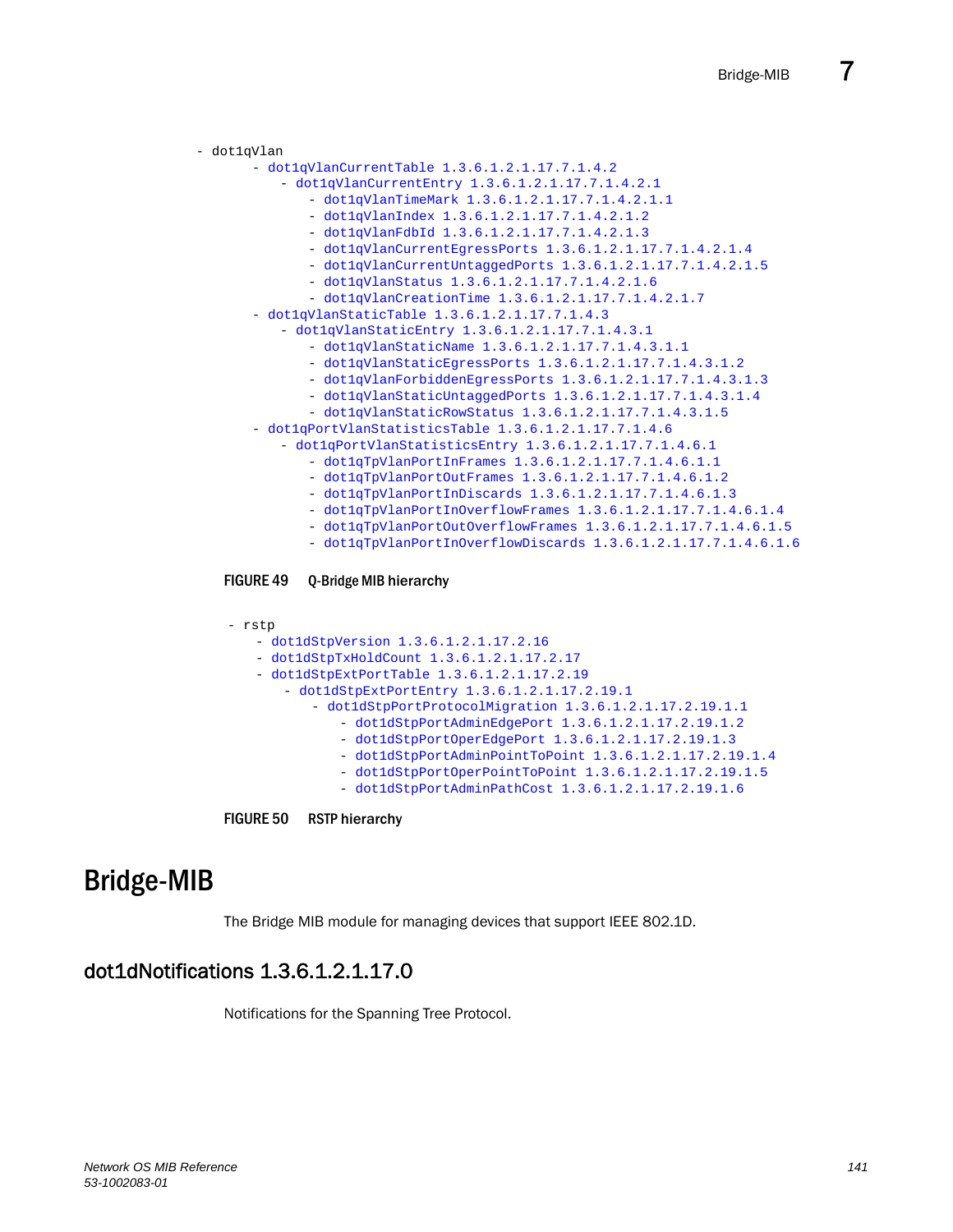```
- dot1qVlan
      - dot1qVlanCurrentTable 1.3.6.1.2.1.17.7.1.4.2
         - dot1qVlanCurrentEntry 1.3.6.1.2.1.17.7.1.4.2.1
            - dot1qVlanTimeMark 1.3.6.1.2.1.17.7.1.4.2.1.1
            - dot1qVlanIndex 1.3.6.1.2.1.17.7.1.4.2.1.2
            - dot1qVlanFdbId 1.3.6.1.2.1.17.7.1.4.2.1.3
            - dot1qVlanCurrentEgressPorts 1.3.6.1.2.1.17.7.1.4.2.1.4
            - dot1qVlanCurrentUntaggedPorts 1.3.6.1.2.1.17.7.1.4.2.1.5
            - dot1qVlanStatus 1.3.6.1.2.1.17.7.1.4.2.1.6
            - dot1qVlanCreationTime 1.3.6.1.2.1.17.7.1.4.2.1.7
      - dot1qVlanStaticTable 1.3.6.1.2.1.17.7.1.4.3
         - dot1qVlanStaticEntry 1.3.6.1.2.1.17.7.1.4.3.1
            - dot1qVlanStaticName 1.3.6.1.2.1.17.7.1.4.3.1.1
            - dot1qVlanStaticEgressPorts 1.3.6.1.2.1.17.7.1.4.3.1.2
            - dot1qVlanForbiddenEgressPorts 1.3.6.1.2.1.17.7.1.4.3.1.3
            - dot1qVlanStaticUntaggedPorts 1.3.6.1.2.1.17.7.1.4.3.1.4
            - dot1qVlanStaticRowStatus 1.3.6.1.2.1.17.7.1.4.3.1.5
      - dot1qPortVlanStatisticsTable 1.3.6.1.2.1.17.7.1.4.6
         - dot1qPortVlanStatisticsEntry 1.3.6.1.2.1.17.7.1.4.6.1
            - dot1qTpVlanPortInFrames 1.3.6.1.2.1.17.7.1.4.6.1.1
            - dot1qTpVlanPortOutFrames 1.3.6.1.2.1.17.7.1.4.6.1.2
            - dot1qTpVlanPortInDiscards 1.3.6.1.2.1.17.7.1.4.6.1.3
            - dot1qTpVlanPortInOverflowFrames 1.3.6.1.2.1.17.7.1.4.6.1.4
            - dot1qTpVlanPortOutOverflowFrames 1.3.6.1.2.1.17.7.1.4.6.1.5
            - dot1qTpVlanPortInOverflowDiscards 1.3.6.1.2.1.17.7.1.4.6.1.6
```

FIGURE 49 Q-Bridge MIB hierarchy

```
- rstp
   - dot1dStpVersion 1.3.6.1.2.1.17.2.16
   - dot1dStpTxHoldCount 1.3.6.1.2.1.17.2.17
   - dot1dStpExtPortTable 1.3.6.1.2.1.17.2.19
      - dot1dStpExtPortEntry 1.3.6.1.2.1.17.2.19.1
         - dot1dStpPortProtocolMigration 1.3.6.1.2.1.17.2.19.1.1
            - dot1dStpPortAdminEdgePort 1.3.6.1.2.1.17.2.19.1.2
            - dot1dStpPortOperEdgePort 1.3.6.1.2.1.17.2.19.1.3
            - dot1dStpPortAdminPointToPoint 1.3.6.1.2.1.17.2.19.1.4
            - dot1dStpPortOperPointToPoint 1.3.6.1.2.1.17.2.19.1.5
            - dot1dStpPortAdminPathCost 1.3.6.1.2.1.17.2.19.1.6
```

FIGURE 50 RSTP hierarchy

# Bridge-MIB

The Bridge MIB module for managing devices that support IEEE 802.1D.

## dot1dNotifications 1.3.6.1.2.1.17.0

Notifications for the Spanning Tree Protocol.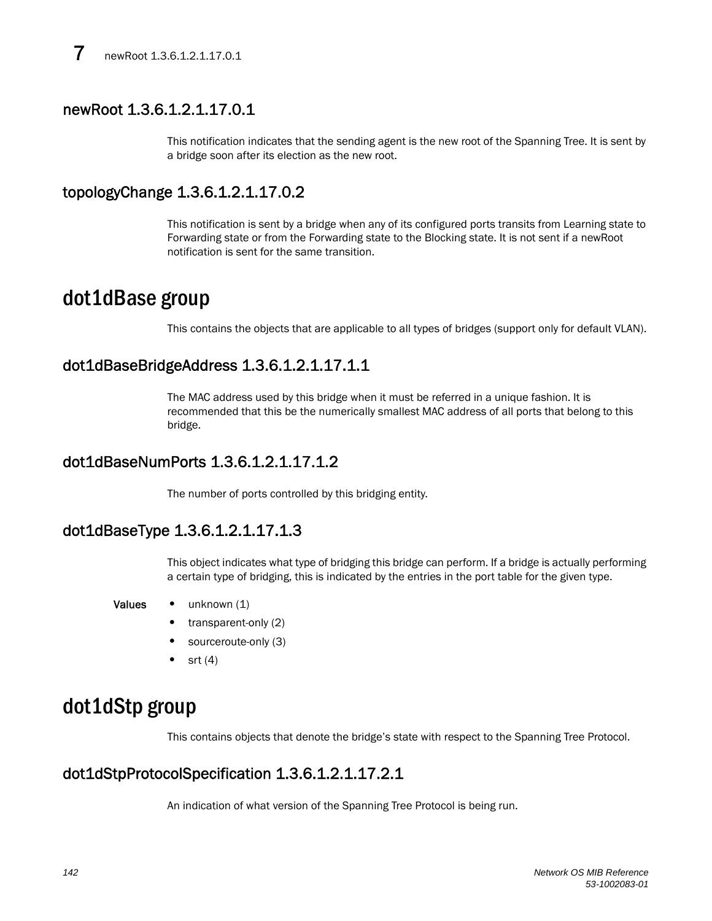## newRoot 1.3.6.1.2.1.17.0.1

This notification indicates that the sending agent is the new root of the Spanning Tree. It is sent by a bridge soon after its election as the new root.

## topologyChange 1.3.6.1.2.1.17.0.2

This notification is sent by a bridge when any of its configured ports transits from Learning state to Forwarding state or from the Forwarding state to the Blocking state. It is not sent if a newRoot notification is sent for the same transition.

# dot1dBase group

This contains the objects that are applicable to all types of bridges (support only for default VLAN).

## dot1dBaseBridgeAddress 1.3.6.1.2.1.17.1.1

The MAC address used by this bridge when it must be referred in a unique fashion. It is recommended that this be the numerically smallest MAC address of all ports that belong to this bridge.

## dot1dBaseNumPorts 1.3.6.1.2.1.17.1.2

The number of ports controlled by this bridging entity.

## dot1dBaseType 1.3.6.1.2.1.17.1.3

This object indicates what type of bridging this bridge can perform. If a bridge is actually performing a certain type of bridging, this is indicated by the entries in the port table for the given type.

**Values**

- unknown (1)
- transparent-only (2)
- sourceroute-only (3)
- srt (4)

# dot1dStp group

This contains objects that denote the bridge's state with respect to the Spanning Tree Protocol.

## dot1dStpProtocolSpecification 1.3.6.1.2.1.17.2.1

An indication of what version of the Spanning Tree Protocol is being run.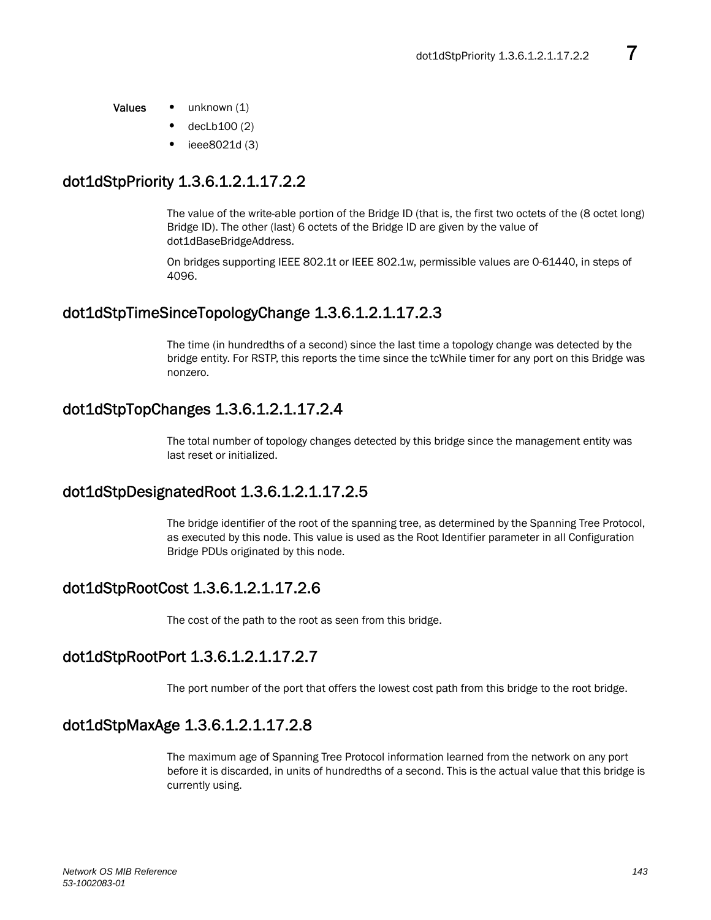**Values**
- unknown (1)
- decLb100 (2)
- ieee8021d (3)

## dot1dStpPriority 1.3.6.1.2.1.17.2.2

The value of the write-able portion of the Bridge ID (that is, the first two octets of the (8 octet long) Bridge ID). The other (last) 6 octets of the Bridge ID are given by the value of dot1dBaseBridgeAddress.

On bridges supporting IEEE 802.1t or IEEE 802.1w, permissible values are 0-61440, in steps of 4096.

## dot1dStpTimeSinceTopologyChange 1.3.6.1.2.1.17.2.3

The time (in hundredths of a second) since the last time a topology change was detected by the bridge entity. For RSTP, this reports the time since the tcWhile timer for any port on this Bridge was nonzero.

## dot1dStpTopChanges 1.3.6.1.2.1.17.2.4

The total number of topology changes detected by this bridge since the management entity was last reset or initialized.

## dot1dStpDesignatedRoot 1.3.6.1.2.1.17.2.5

The bridge identifier of the root of the spanning tree, as determined by the Spanning Tree Protocol, as executed by this node. This value is used as the Root Identifier parameter in all Configuration Bridge PDUs originated by this node.

## dot1dStpRootCost 1.3.6.1.2.1.17.2.6

The cost of the path to the root as seen from this bridge.

## dot1dStpRootPort 1.3.6.1.2.1.17.2.7

The port number of the port that offers the lowest cost path from this bridge to the root bridge.

## dot1dStpMaxAge 1.3.6.1.2.1.17.2.8

The maximum age of Spanning Tree Protocol information learned from the network on any port before it is discarded, in units of hundredths of a second. This is the actual value that this bridge is currently using.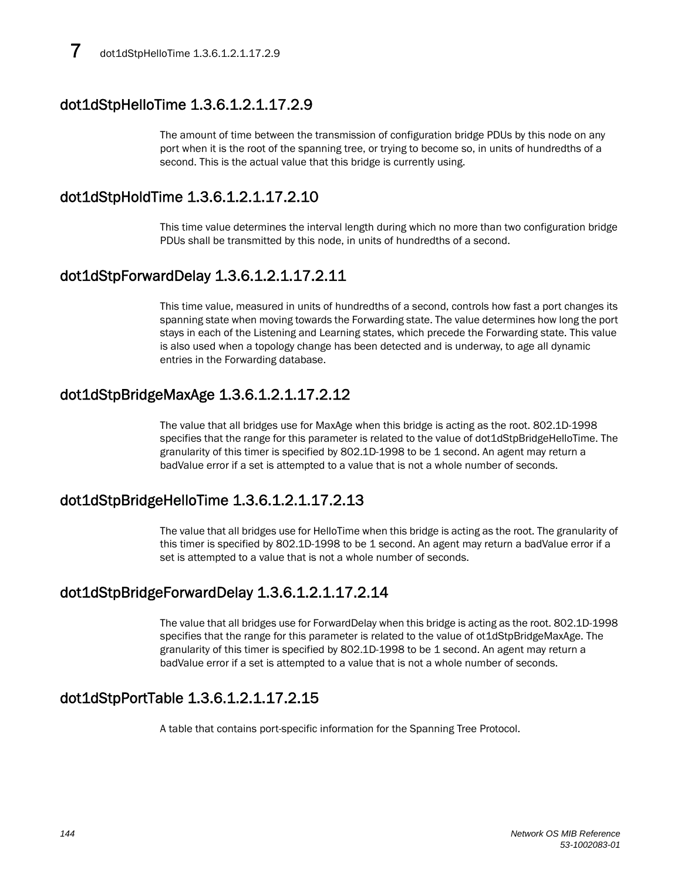## dot1dStpHelloTime 1.3.6.1.2.1.17.2.9

The amount of time between the transmission of configuration bridge PDUs by this node on any port when it is the root of the spanning tree, or trying to become so, in units of hundredths of a second. This is the actual value that this bridge is currently using.

## dot1dStpHoldTime 1.3.6.1.2.1.17.2.10

This time value determines the interval length during which no more than two configuration bridge PDUs shall be transmitted by this node, in units of hundredths of a second.

## dot1dStpForwardDelay 1.3.6.1.2.1.17.2.11

This time value, measured in units of hundredths of a second, controls how fast a port changes its spanning state when moving towards the Forwarding state. The value determines how long the port stays in each of the Listening and Learning states, which precede the Forwarding state. This value is also used when a topology change has been detected and is underway, to age all dynamic entries in the Forwarding database.

## dot1dStpBridgeMaxAge 1.3.6.1.2.1.17.2.12

The value that all bridges use for MaxAge when this bridge is acting as the root. 802.1D-1998 specifies that the range for this parameter is related to the value of dot1dStpBridgeHelloTime. The granularity of this timer is specified by 802.1D-1998 to be 1 second. An agent may return a badValue error if a set is attempted to a value that is not a whole number of seconds.

## dot1dStpBridgeHelloTime 1.3.6.1.2.1.17.2.13

The value that all bridges use for HelloTime when this bridge is acting as the root. The granularity of this timer is specified by 802.1D-1998 to be 1 second. An agent may return a badValue error if a set is attempted to a value that is not a whole number of seconds.

## dot1dStpBridgeForwardDelay 1.3.6.1.2.1.17.2.14

The value that all bridges use for ForwardDelay when this bridge is acting as the root. 802.1D-1998 specifies that the range for this parameter is related to the value of ot1dStpBridgeMaxAge. The granularity of this timer is specified by 802.1D-1998 to be 1 second. An agent may return a badValue error if a set is attempted to a value that is not a whole number of seconds.

## dot1dStpPortTable 1.3.6.1.2.1.17.2.15

A table that contains port-specific information for the Spanning Tree Protocol.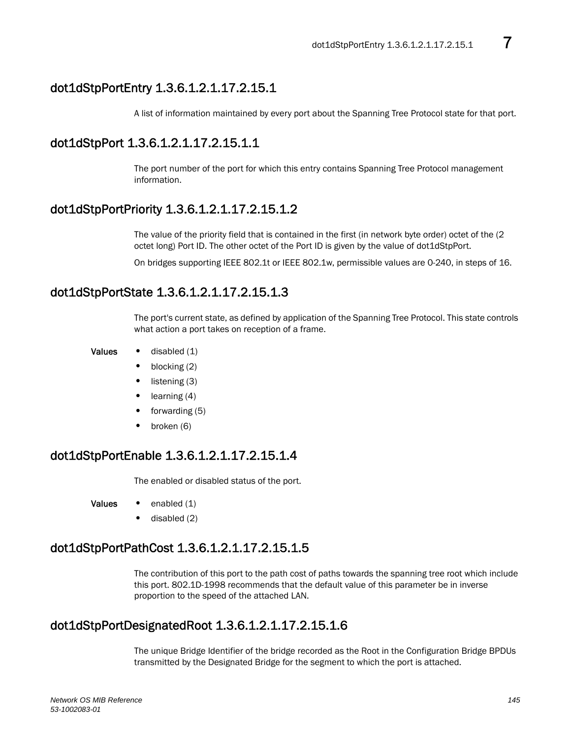## dot1dStpPortEntry 1.3.6.1.2.1.17.2.15.1

A list of information maintained by every port about the Spanning Tree Protocol state for that port.

## dot1dStpPort 1.3.6.1.2.1.17.2.15.1.1

The port number of the port for which this entry contains Spanning Tree Protocol management information.

## dot1dStpPortPriority 1.3.6.1.2.1.17.2.15.1.2

The value of the priority field that is contained in the first (in network byte order) octet of the (2 octet long) Port ID. The other octet of the Port ID is given by the value of dot1dStpPort.

On bridges supporting IEEE 802.1t or IEEE 802.1w, permissible values are 0-240, in steps of 16.

## dot1dStpPortState 1.3.6.1.2.1.17.2.15.1.3

The port's current state, as defined by application of the Spanning Tree Protocol. This state controls what action a port takes on reception of a frame.

**Values**

- disabled (1)
- blocking (2)
- listening (3)
- learning (4)
- forwarding (5)
- broken (6)

## dot1dStpPortEnable 1.3.6.1.2.1.17.2.15.1.4

The enabled or disabled status of the port.

**Values**

- enabled (1)
- disabled (2)

## dot1dStpPortPathCost 1.3.6.1.2.1.17.2.15.1.5

The contribution of this port to the path cost of paths towards the spanning tree root which include this port. 802.1D-1998 recommends that the default value of this parameter be in inverse proportion to the speed of the attached LAN.

## dot1dStpPortDesignatedRoot 1.3.6.1.2.1.17.2.15.1.6

The unique Bridge Identifier of the bridge recorded as the Root in the Configuration Bridge BPDUs transmitted by the Designated Bridge for the segment to which the port is attached.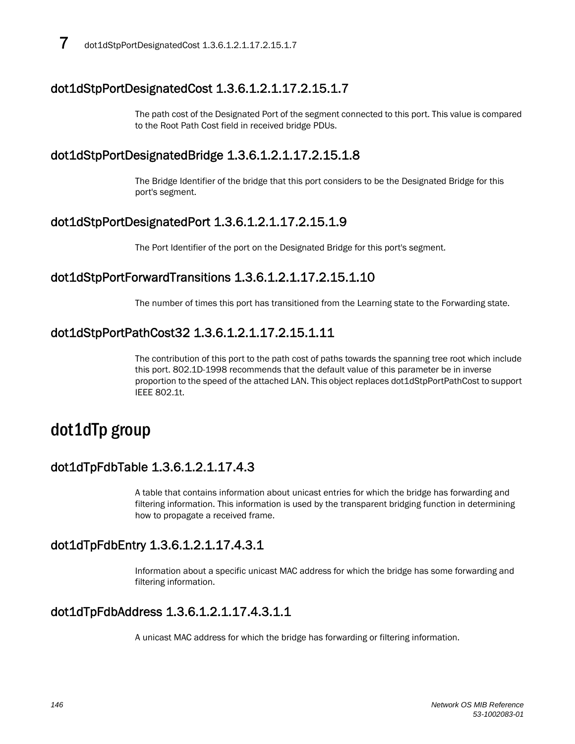## dot1dStpPortDesignatedCost 1.3.6.1.2.1.17.2.15.1.7

The path cost of the Designated Port of the segment connected to this port. This value is compared to the Root Path Cost field in received bridge PDUs.

## dot1dStpPortDesignatedBridge 1.3.6.1.2.1.17.2.15.1.8

The Bridge Identifier of the bridge that this port considers to be the Designated Bridge for this port's segment.

## dot1dStpPortDesignatedPort 1.3.6.1.2.1.17.2.15.1.9

The Port Identifier of the port on the Designated Bridge for this port's segment.

## dot1dStpPortForwardTransitions 1.3.6.1.2.1.17.2.15.1.10

The number of times this port has transitioned from the Learning state to the Forwarding state.

## dot1dStpPortPathCost32 1.3.6.1.2.1.17.2.15.1.11

The contribution of this port to the path cost of paths towards the spanning tree root which include this port. 802.1D-1998 recommends that the default value of this parameter be in inverse proportion to the speed of the attached LAN. This object replaces dot1dStpPortPathCost to support IEEE 802.1t.

# dot1dTp group

## dot1dTpFdbTable 1.3.6.1.2.1.17.4.3

A table that contains information about unicast entries for which the bridge has forwarding and filtering information. This information is used by the transparent bridging function in determining how to propagate a received frame.

## dot1dTpFdbEntry 1.3.6.1.2.1.17.4.3.1

Information about a specific unicast MAC address for which the bridge has some forwarding and filtering information.

## dot1dTpFdbAddress 1.3.6.1.2.1.17.4.3.1.1

A unicast MAC address for which the bridge has forwarding or filtering information.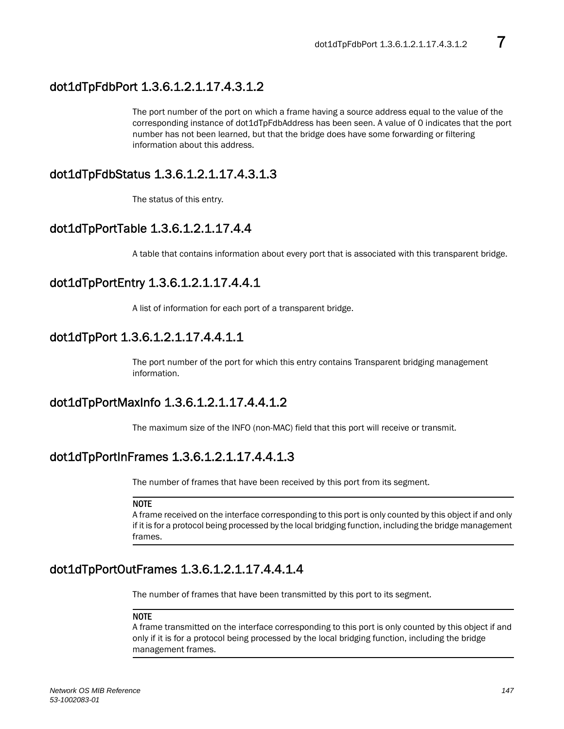## dot1dTpFdbPort 1.3.6.1.2.1.17.4.3.1.2

The port number of the port on which a frame having a source address equal to the value of the corresponding instance of dot1dTpFdbAddress has been seen. A value of 0 indicates that the port number has not been learned, but that the bridge does have some forwarding or filtering information about this address.

## dot1dTpFdbStatus 1.3.6.1.2.1.17.4.3.1.3

The status of this entry.

## dot1dTpPortTable 1.3.6.1.2.1.17.4.4

A table that contains information about every port that is associated with this transparent bridge.

## dot1dTpPortEntry 1.3.6.1.2.1.17.4.4.1

A list of information for each port of a transparent bridge.

## dot1dTpPort 1.3.6.1.2.1.17.4.4.1.1

The port number of the port for which this entry contains Transparent bridging management information.

## dot1dTpPortMaxInfo 1.3.6.1.2.1.17.4.4.1.2

The maximum size of the INFO (non-MAC) field that this port will receive or transmit.

## dot1dTpPortInFrames 1.3.6.1.2.1.17.4.4.1.3

The number of frames that have been received by this port from its segment.

**NOTE**

A frame received on the interface corresponding to this port is only counted by this object if and only if it is for a protocol being processed by the local bridging function, including the bridge management frames.

## dot1dTpPortOutFrames 1.3.6.1.2.1.17.4.4.1.4

The number of frames that have been transmitted by this port to its segment.

**NOTE**

A frame transmitted on the interface corresponding to this port is only counted by this object if and only if it is for a protocol being processed by the local bridging function, including the bridge management frames.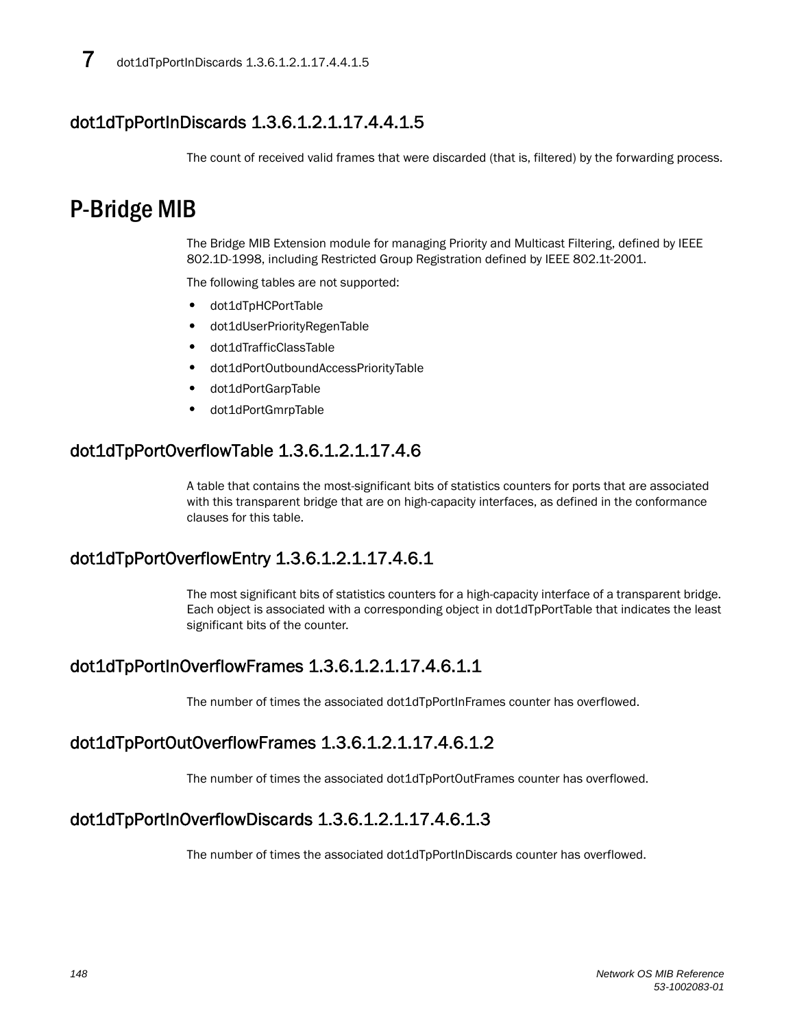## dot1dTpPortInDiscards 1.3.6.1.2.1.17.4.4.1.5

The count of received valid frames that were discarded (that is, filtered) by the forwarding process.

# P-Bridge MIB

The Bridge MIB Extension module for managing Priority and Multicast Filtering, defined by IEEE 802.1D-1998, including Restricted Group Registration defined by IEEE 802.1t-2001.

The following tables are not supported:

- dot1dTpHCPortTable
- dot1dUserPriorityRegenTable
- dot1dTrafficClassTable
- dot1dPortOutboundAccessPriorityTable
- dot1dPortGarpTable
- dot1dPortGmrpTable

## dot1dTpPortOverflowTable 1.3.6.1.2.1.17.4.6

A table that contains the most-significant bits of statistics counters for ports that are associated with this transparent bridge that are on high-capacity interfaces, as defined in the conformance clauses for this table.

## dot1dTpPortOverflowEntry 1.3.6.1.2.1.17.4.6.1

The most significant bits of statistics counters for a high-capacity interface of a transparent bridge. Each object is associated with a corresponding object in dot1dTpPortTable that indicates the least significant bits of the counter.

## dot1dTpPortInOverflowFrames 1.3.6.1.2.1.17.4.6.1.1

The number of times the associated dot1dTpPortInFrames counter has overflowed.

## dot1dTpPortOutOverflowFrames 1.3.6.1.2.1.17.4.6.1.2

The number of times the associated dot1dTpPortOutFrames counter has overflowed.

## dot1dTpPortInOverflowDiscards 1.3.6.1.2.1.17.4.6.1.3

The number of times the associated dot1dTpPortInDiscards counter has overflowed.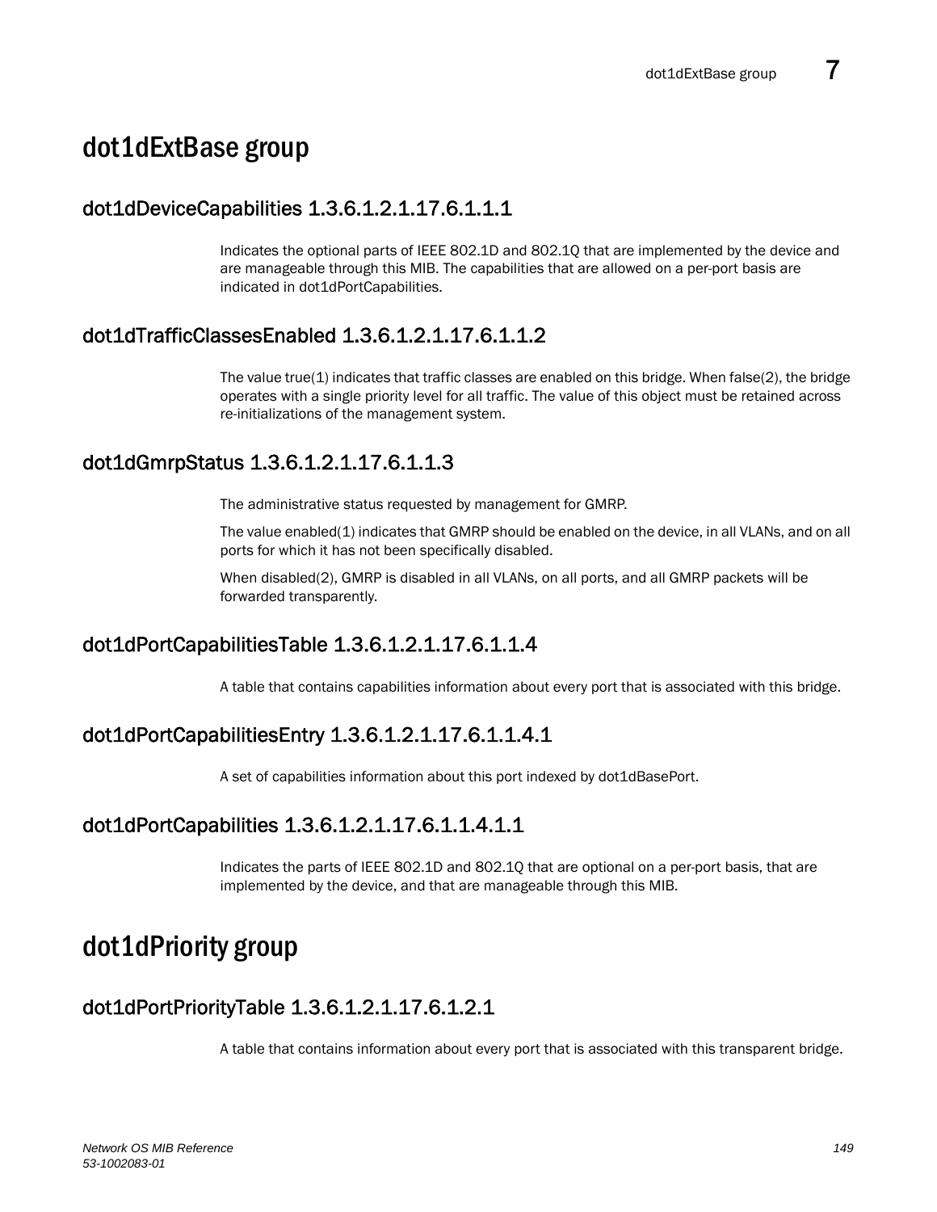# dot1dExtBase group

## dot1dDeviceCapabilities 1.3.6.1.2.1.17.6.1.1.1

Indicates the optional parts of IEEE 802.1D and 802.1Q that are implemented by the device and are manageable through this MIB. The capabilities that are allowed on a per-port basis are indicated in dot1dPortCapabilities.

## dot1dTrafficClassesEnabled 1.3.6.1.2.1.17.6.1.1.2

The value true(1) indicates that traffic classes are enabled on this bridge. When false(2), the bridge operates with a single priority level for all traffic. The value of this object must be retained across re-initializations of the management system.

## dot1dGmrpStatus 1.3.6.1.2.1.17.6.1.1.3

The administrative status requested by management for GMRP.

The value enabled(1) indicates that GMRP should be enabled on the device, in all VLANs, and on all ports for which it has not been specifically disabled.

When disabled(2), GMRP is disabled in all VLANs, on all ports, and all GMRP packets will be forwarded transparently.

## dot1dPortCapabilitiesTable 1.3.6.1.2.1.17.6.1.1.4

A table that contains capabilities information about every port that is associated with this bridge.

## dot1dPortCapabilitiesEntry 1.3.6.1.2.1.17.6.1.1.4.1

A set of capabilities information about this port indexed by dot1dBasePort.

## dot1dPortCapabilities 1.3.6.1.2.1.17.6.1.1.4.1.1

Indicates the parts of IEEE 802.1D and 802.1Q that are optional on a per-port basis, that are implemented by the device, and that are manageable through this MIB.

# dot1dPriority group

## dot1dPortPriorityTable 1.3.6.1.2.1.17.6.1.2.1

A table that contains information about every port that is associated with this transparent bridge.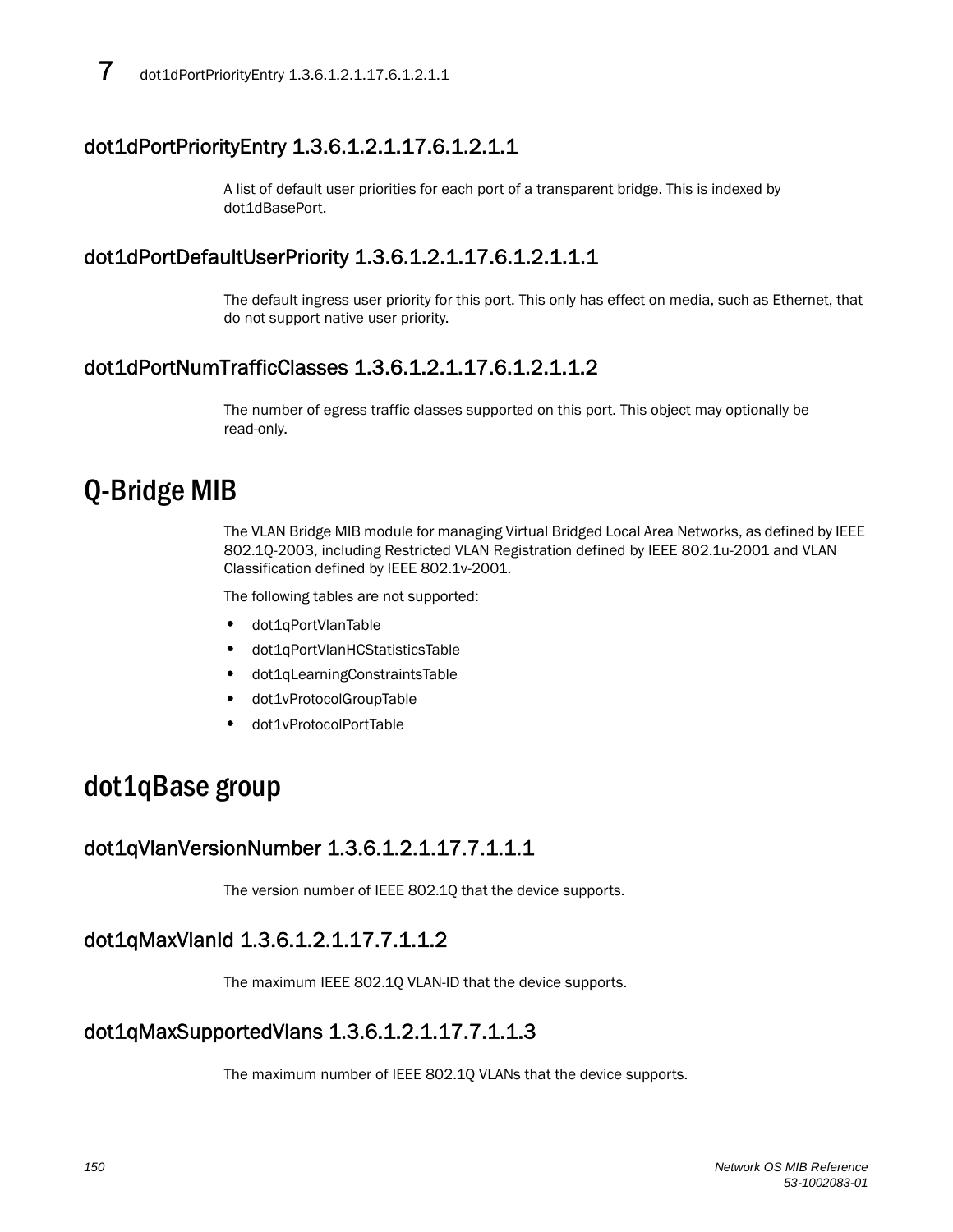## dot1dPortPriorityEntry 1.3.6.1.2.1.17.6.1.2.1.1

A list of default user priorities for each port of a transparent bridge. This is indexed by dot1dBasePort.

## dot1dPortDefaultUserPriority 1.3.6.1.2.1.17.6.1.2.1.1.1

The default ingress user priority for this port. This only has effect on media, such as Ethernet, that do not support native user priority.

## dot1dPortNumTrafficClasses 1.3.6.1.2.1.17.6.1.2.1.1.2

The number of egress traffic classes supported on this port. This object may optionally be read-only.

# Q-Bridge MIB

The VLAN Bridge MIB module for managing Virtual Bridged Local Area Networks, as defined by IEEE 802.1Q-2003, including Restricted VLAN Registration defined by IEEE 802.1u-2001 and VLAN Classification defined by IEEE 802.1v-2001.

The following tables are not supported:

- dot1qPortVlanTable
- dot1qPortVlanHCStatisticsTable
- dot1qLearningConstraintsTable
- dot1vProtocolGroupTable
- dot1vProtocolPortTable

# dot1qBase group

## dot1qVlanVersionNumber 1.3.6.1.2.1.17.7.1.1.1

The version number of IEEE 802.1Q that the device supports.

## dot1qMaxVlanId 1.3.6.1.2.1.17.7.1.1.2

The maximum IEEE 802.1Q VLAN-ID that the device supports.

## dot1qMaxSupportedVlans 1.3.6.1.2.1.17.7.1.1.3

The maximum number of IEEE 802.1Q VLANs that the device supports.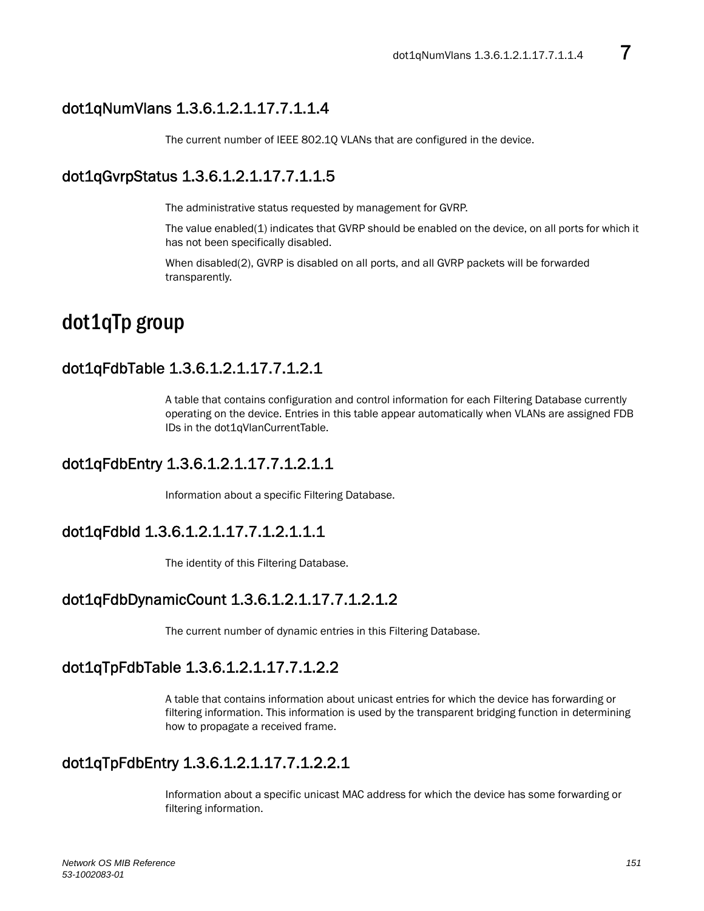## dot1qNumVlans 1.3.6.1.2.1.17.7.1.1.4

The current number of IEEE 802.1Q VLANs that are configured in the device.

## dot1qGvrpStatus 1.3.6.1.2.1.17.7.1.1.5

The administrative status requested by management for GVRP.

The value enabled(1) indicates that GVRP should be enabled on the device, on all ports for which it has not been specifically disabled.

When disabled(2), GVRP is disabled on all ports, and all GVRP packets will be forwarded transparently.

# dot1qTp group

## dot1qFdbTable 1.3.6.1.2.1.17.7.1.2.1

A table that contains configuration and control information for each Filtering Database currently operating on the device. Entries in this table appear automatically when VLANs are assigned FDB IDs in the dot1qVlanCurrentTable.

## dot1qFdbEntry 1.3.6.1.2.1.17.7.1.2.1.1

Information about a specific Filtering Database.

## dot1qFdbId 1.3.6.1.2.1.17.7.1.2.1.1.1

The identity of this Filtering Database.

## dot1qFdbDynamicCount 1.3.6.1.2.1.17.7.1.2.1.2

The current number of dynamic entries in this Filtering Database.

## dot1qTpFdbTable 1.3.6.1.2.1.17.7.1.2.2

A table that contains information about unicast entries for which the device has forwarding or filtering information. This information is used by the transparent bridging function in determining how to propagate a received frame.

## dot1qTpFdbEntry 1.3.6.1.2.1.17.7.1.2.2.1

Information about a specific unicast MAC address for which the device has some forwarding or filtering information.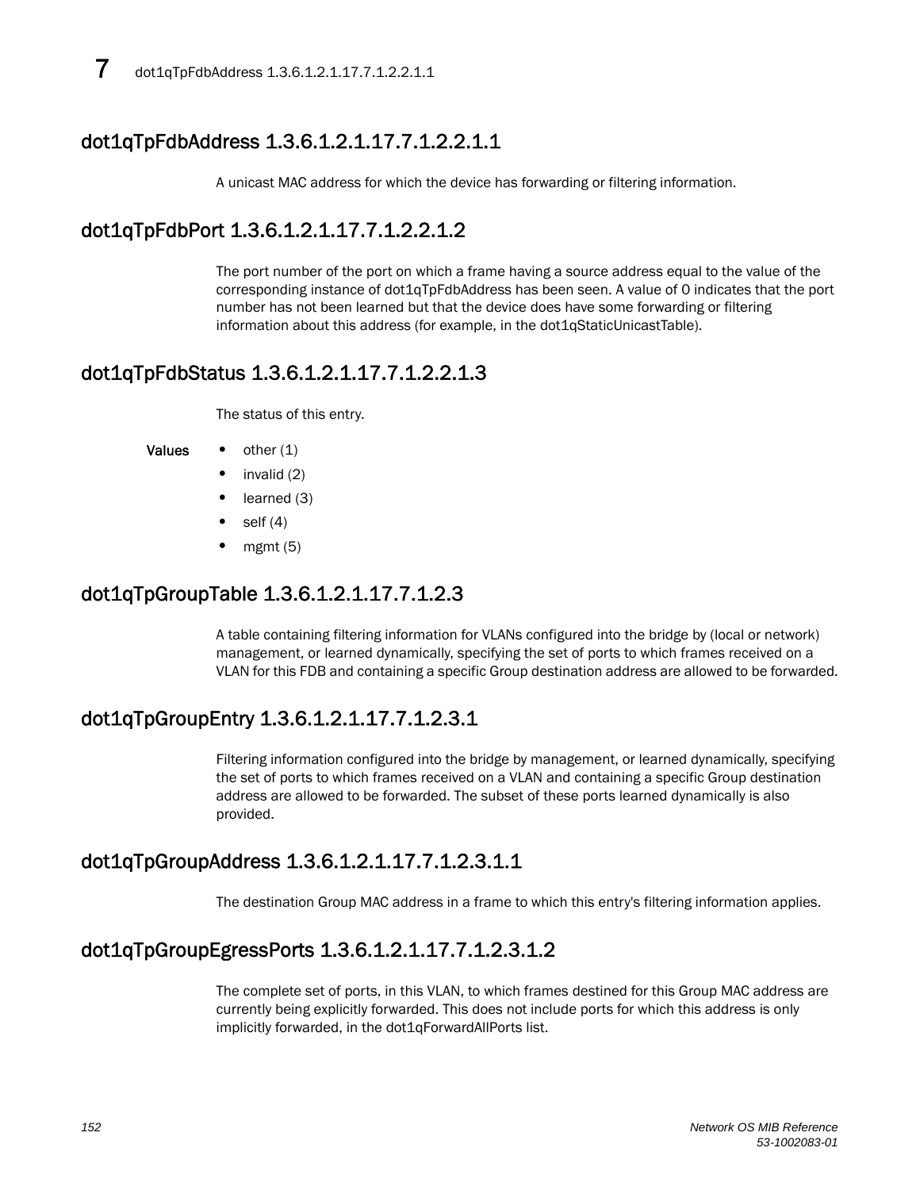## dot1qTpFdbAddress 1.3.6.1.2.1.17.7.1.2.2.1.1

A unicast MAC address for which the device has forwarding or filtering information.

## dot1qTpFdbPort 1.3.6.1.2.1.17.7.1.2.2.1.2

The port number of the port on which a frame having a source address equal to the value of the corresponding instance of dot1qTpFdbAddress has been seen. A value of 0 indicates that the port number has not been learned but that the device does have some forwarding or filtering information about this address (for example, in the dot1qStaticUnicastTable).

## dot1qTpFdbStatus 1.3.6.1.2.1.17.7.1.2.2.1.3

The status of this entry.

**Values**

- other (1)
- invalid (2)
- learned (3)
- self (4)
- mgmt (5)

## dot1qTpGroupTable 1.3.6.1.2.1.17.7.1.2.3

A table containing filtering information for VLANs configured into the bridge by (local or network) management, or learned dynamically, specifying the set of ports to which frames received on a VLAN for this FDB and containing a specific Group destination address are allowed to be forwarded.

## dot1qTpGroupEntry 1.3.6.1.2.1.17.7.1.2.3.1

Filtering information configured into the bridge by management, or learned dynamically, specifying the set of ports to which frames received on a VLAN and containing a specific Group destination address are allowed to be forwarded. The subset of these ports learned dynamically is also provided.

## dot1qTpGroupAddress 1.3.6.1.2.1.17.7.1.2.3.1.1

The destination Group MAC address in a frame to which this entry's filtering information applies.

## dot1qTpGroupEgressPorts 1.3.6.1.2.1.17.7.1.2.3.1.2

The complete set of ports, in this VLAN, to which frames destined for this Group MAC address are currently being explicitly forwarded. This does not include ports for which this address is only implicitly forwarded, in the dot1qForwardAllPorts list.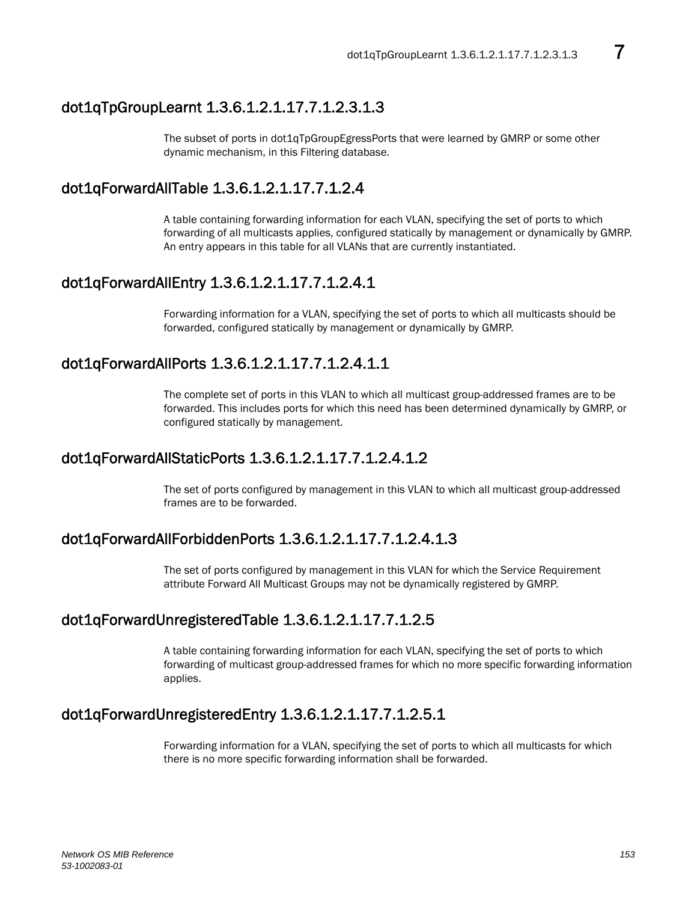## dot1qTpGroupLearnt 1.3.6.1.2.1.17.7.1.2.3.1.3

The subset of ports in dot1qTpGroupEgressPorts that were learned by GMRP or some other dynamic mechanism, in this Filtering database.

## dot1qForwardAllTable 1.3.6.1.2.1.17.7.1.2.4

A table containing forwarding information for each VLAN, specifying the set of ports to which forwarding of all multicasts applies, configured statically by management or dynamically by GMRP. An entry appears in this table for all VLANs that are currently instantiated.

## dot1qForwardAllEntry 1.3.6.1.2.1.17.7.1.2.4.1

Forwarding information for a VLAN, specifying the set of ports to which all multicasts should be forwarded, configured statically by management or dynamically by GMRP.

## dot1qForwardAllPorts 1.3.6.1.2.1.17.7.1.2.4.1.1

The complete set of ports in this VLAN to which all multicast group-addressed frames are to be forwarded. This includes ports for which this need has been determined dynamically by GMRP, or configured statically by management.

## dot1qForwardAllStaticPorts 1.3.6.1.2.1.17.7.1.2.4.1.2

The set of ports configured by management in this VLAN to which all multicast group-addressed frames are to be forwarded.

## dot1qForwardAllForbiddenPorts 1.3.6.1.2.1.17.7.1.2.4.1.3

The set of ports configured by management in this VLAN for which the Service Requirement attribute Forward All Multicast Groups may not be dynamically registered by GMRP.

## dot1qForwardUnregisteredTable 1.3.6.1.2.1.17.7.1.2.5

A table containing forwarding information for each VLAN, specifying the set of ports to which forwarding of multicast group-addressed frames for which no more specific forwarding information applies.

## dot1qForwardUnregisteredEntry 1.3.6.1.2.1.17.7.1.2.5.1

Forwarding information for a VLAN, specifying the set of ports to which all multicasts for which there is no more specific forwarding information shall be forwarded.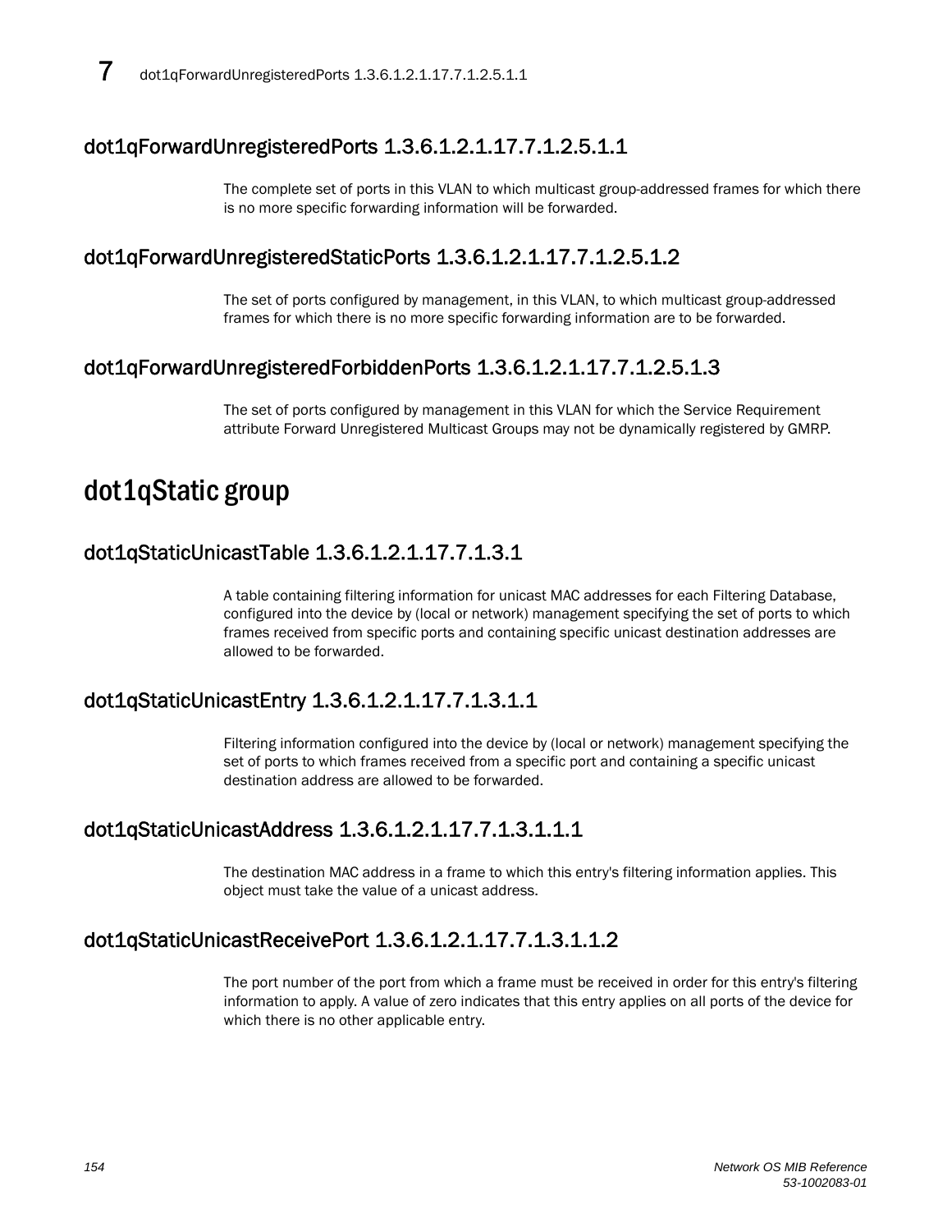## dot1qForwardUnregisteredPorts 1.3.6.1.2.1.17.7.1.2.5.1.1

The complete set of ports in this VLAN to which multicast group-addressed frames for which there is no more specific forwarding information will be forwarded.

## dot1qForwardUnregisteredStaticPorts 1.3.6.1.2.1.17.7.1.2.5.1.2

The set of ports configured by management, in this VLAN, to which multicast group-addressed frames for which there is no more specific forwarding information are to be forwarded.

## dot1qForwardUnregisteredForbiddenPorts 1.3.6.1.2.1.17.7.1.2.5.1.3

The set of ports configured by management in this VLAN for which the Service Requirement attribute Forward Unregistered Multicast Groups may not be dynamically registered by GMRP.

# dot1qStatic group

## dot1qStaticUnicastTable 1.3.6.1.2.1.17.7.1.3.1

A table containing filtering information for unicast MAC addresses for each Filtering Database, configured into the device by (local or network) management specifying the set of ports to which frames received from specific ports and containing specific unicast destination addresses are allowed to be forwarded.

## dot1qStaticUnicastEntry 1.3.6.1.2.1.17.7.1.3.1.1

Filtering information configured into the device by (local or network) management specifying the set of ports to which frames received from a specific port and containing a specific unicast destination address are allowed to be forwarded.

## dot1qStaticUnicastAddress 1.3.6.1.2.1.17.7.1.3.1.1.1

The destination MAC address in a frame to which this entry's filtering information applies. This object must take the value of a unicast address.

## dot1qStaticUnicastReceivePort 1.3.6.1.2.1.17.7.1.3.1.1.2

The port number of the port from which a frame must be received in order for this entry's filtering information to apply. A value of zero indicates that this entry applies on all ports of the device for which there is no other applicable entry.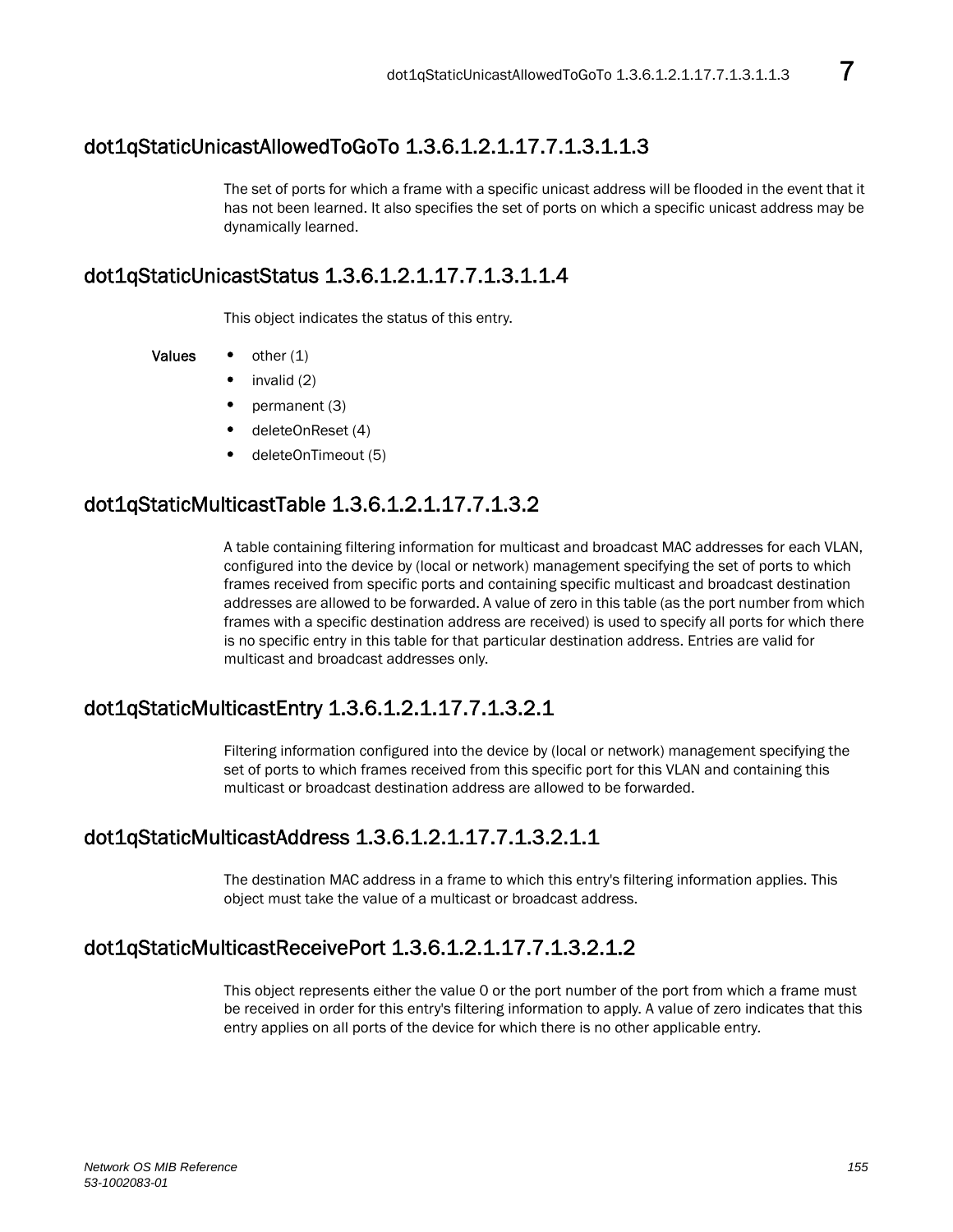## dot1qStaticUnicastAllowedToGoTo 1.3.6.1.2.1.17.7.1.3.1.1.3

The set of ports for which a frame with a specific unicast address will be flooded in the event that it has not been learned. It also specifies the set of ports on which a specific unicast address may be dynamically learned.

## dot1qStaticUnicastStatus 1.3.6.1.2.1.17.7.1.3.1.1.4

This object indicates the status of this entry.

**Values**

- other (1)
- invalid (2)
- permanent (3)
- deleteOnReset (4)
- deleteOnTimeout (5)

## dot1qStaticMulticastTable 1.3.6.1.2.1.17.7.1.3.2

A table containing filtering information for multicast and broadcast MAC addresses for each VLAN, configured into the device by (local or network) management specifying the set of ports to which frames received from specific ports and containing specific multicast and broadcast destination addresses are allowed to be forwarded. A value of zero in this table (as the port number from which frames with a specific destination address are received) is used to specify all ports for which there is no specific entry in this table for that particular destination address. Entries are valid for multicast and broadcast addresses only.

## dot1qStaticMulticastEntry 1.3.6.1.2.1.17.7.1.3.2.1

Filtering information configured into the device by (local or network) management specifying the set of ports to which frames received from this specific port for this VLAN and containing this multicast or broadcast destination address are allowed to be forwarded.

## dot1qStaticMulticastAddress 1.3.6.1.2.1.17.7.1.3.2.1.1

The destination MAC address in a frame to which this entry's filtering information applies. This object must take the value of a multicast or broadcast address.

## dot1qStaticMulticastReceivePort 1.3.6.1.2.1.17.7.1.3.2.1.2

This object represents either the value 0 or the port number of the port from which a frame must be received in order for this entry's filtering information to apply. A value of zero indicates that this entry applies on all ports of the device for which there is no other applicable entry.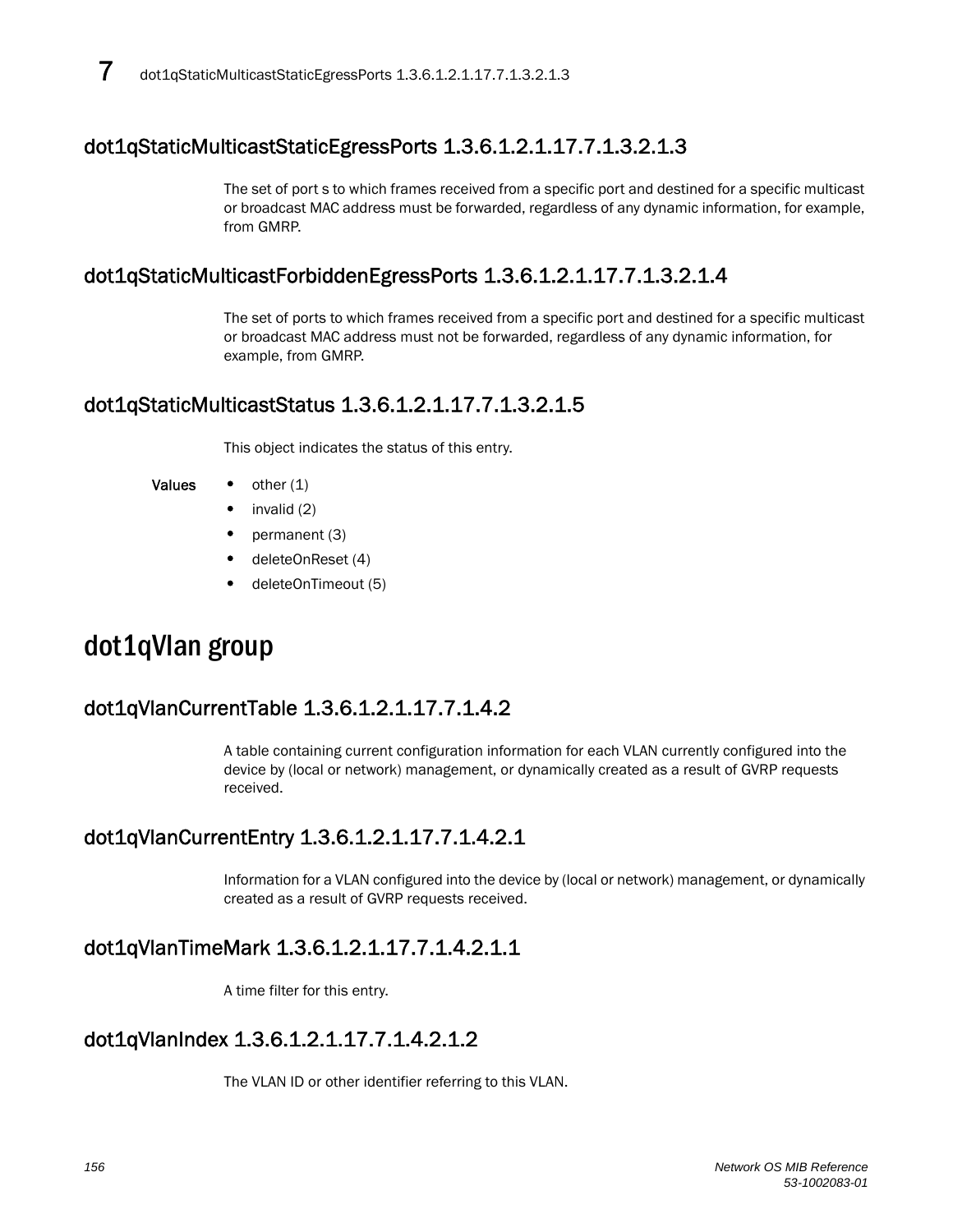## dot1qStaticMulticastStaticEgressPorts 1.3.6.1.2.1.17.7.1.3.2.1.3

The set of port s to which frames received from a specific port and destined for a specific multicast or broadcast MAC address must be forwarded, regardless of any dynamic information, for example, from GMRP.

## dot1qStaticMulticastForbiddenEgressPorts 1.3.6.1.2.1.17.7.1.3.2.1.4

The set of ports to which frames received from a specific port and destined for a specific multicast or broadcast MAC address must not be forwarded, regardless of any dynamic information, for example, from GMRP.

## dot1qStaticMulticastStatus 1.3.6.1.2.1.17.7.1.3.2.1.5

This object indicates the status of this entry.

**Values**

- other (1)
- invalid (2)
- permanent (3)
- deleteOnReset (4)
- deleteOnTimeout (5)

# dot1qVlan group

## dot1qVlanCurrentTable 1.3.6.1.2.1.17.7.1.4.2

A table containing current configuration information for each VLAN currently configured into the device by (local or network) management, or dynamically created as a result of GVRP requests received.

## dot1qVlanCurrentEntry 1.3.6.1.2.1.17.7.1.4.2.1

Information for a VLAN configured into the device by (local or network) management, or dynamically created as a result of GVRP requests received.

## dot1qVlanTimeMark 1.3.6.1.2.1.17.7.1.4.2.1.1

A time filter for this entry.

## dot1qVlanIndex 1.3.6.1.2.1.17.7.1.4.2.1.2

The VLAN ID or other identifier referring to this VLAN.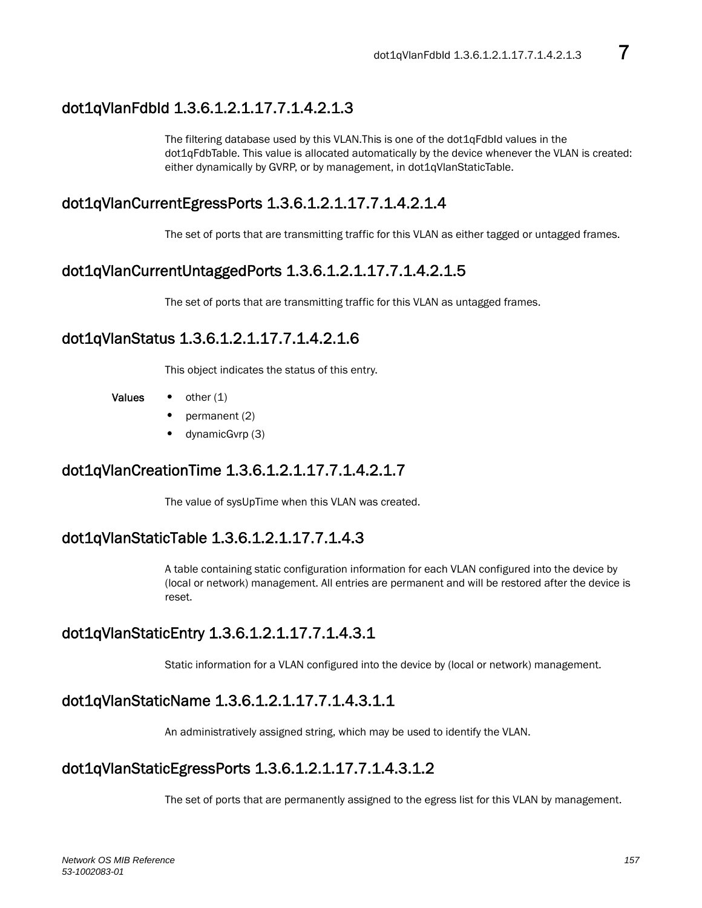## dot1qVlanFdbId 1.3.6.1.2.1.17.7.1.4.2.1.3

The filtering database used by this VLAN.This is one of the dot1qFdbId values in the dot1qFdbTable. This value is allocated automatically by the device whenever the VLAN is created: either dynamically by GVRP, or by management, in dot1qVlanStaticTable.

## dot1qVlanCurrentEgressPorts 1.3.6.1.2.1.17.7.1.4.2.1.4

The set of ports that are transmitting traffic for this VLAN as either tagged or untagged frames.

## dot1qVlanCurrentUntaggedPorts 1.3.6.1.2.1.17.7.1.4.2.1.5

The set of ports that are transmitting traffic for this VLAN as untagged frames.

## dot1qVlanStatus 1.3.6.1.2.1.17.7.1.4.2.1.6

This object indicates the status of this entry.

**Values**

- other (1)
- permanent (2)
- dynamicGvrp (3)

## dot1qVlanCreationTime 1.3.6.1.2.1.17.7.1.4.2.1.7

The value of sysUpTime when this VLAN was created.

## dot1qVlanStaticTable 1.3.6.1.2.1.17.7.1.4.3

A table containing static configuration information for each VLAN configured into the device by (local or network) management. All entries are permanent and will be restored after the device is reset.

## dot1qVlanStaticEntry 1.3.6.1.2.1.17.7.1.4.3.1

Static information for a VLAN configured into the device by (local or network) management.

## dot1qVlanStaticName 1.3.6.1.2.1.17.7.1.4.3.1.1

An administratively assigned string, which may be used to identify the VLAN.

## dot1qVlanStaticEgressPorts 1.3.6.1.2.1.17.7.1.4.3.1.2

The set of ports that are permanently assigned to the egress list for this VLAN by management.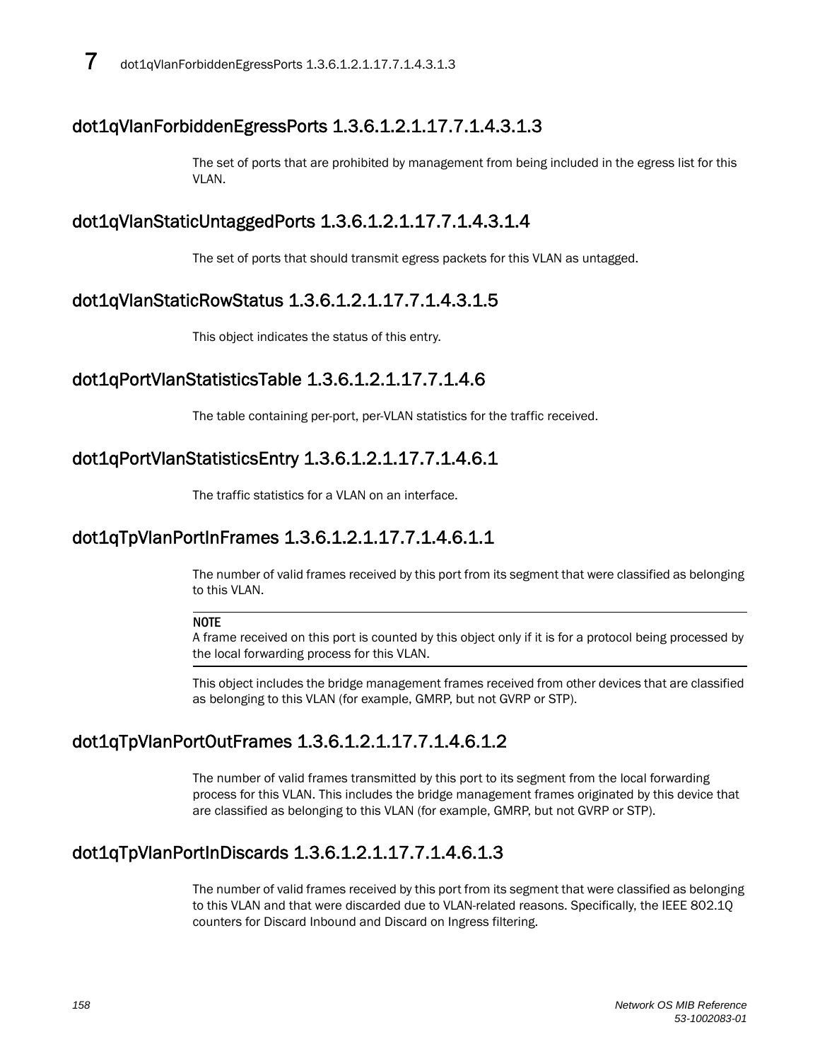## dot1qVlanForbiddenEgressPorts 1.3.6.1.2.1.17.7.1.4.3.1.3

The set of ports that are prohibited by management from being included in the egress list for this VLAN.

## dot1qVlanStaticUntaggedPorts 1.3.6.1.2.1.17.7.1.4.3.1.4

The set of ports that should transmit egress packets for this VLAN as untagged.

## dot1qVlanStaticRowStatus 1.3.6.1.2.1.17.7.1.4.3.1.5

This object indicates the status of this entry.

## dot1qPortVlanStatisticsTable 1.3.6.1.2.1.17.7.1.4.6

The table containing per-port, per-VLAN statistics for the traffic received.

## dot1qPortVlanStatisticsEntry 1.3.6.1.2.1.17.7.1.4.6.1

The traffic statistics for a VLAN on an interface.

## dot1qTpVlanPortInFrames 1.3.6.1.2.1.17.7.1.4.6.1.1

The number of valid frames received by this port from its segment that were classified as belonging to this VLAN.

**NOTE**
A frame received on this port is counted by this object only if it is for a protocol being processed by the local forwarding process for this VLAN.

This object includes the bridge management frames received from other devices that are classified as belonging to this VLAN (for example, GMRP, but not GVRP or STP).

## dot1qTpVlanPortOutFrames 1.3.6.1.2.1.17.7.1.4.6.1.2

The number of valid frames transmitted by this port to its segment from the local forwarding process for this VLAN. This includes the bridge management frames originated by this device that are classified as belonging to this VLAN (for example, GMRP, but not GVRP or STP).

## dot1qTpVlanPortInDiscards 1.3.6.1.2.1.17.7.1.4.6.1.3

The number of valid frames received by this port from its segment that were classified as belonging to this VLAN and that were discarded due to VLAN-related reasons. Specifically, the IEEE 802.1Q counters for Discard Inbound and Discard on Ingress filtering.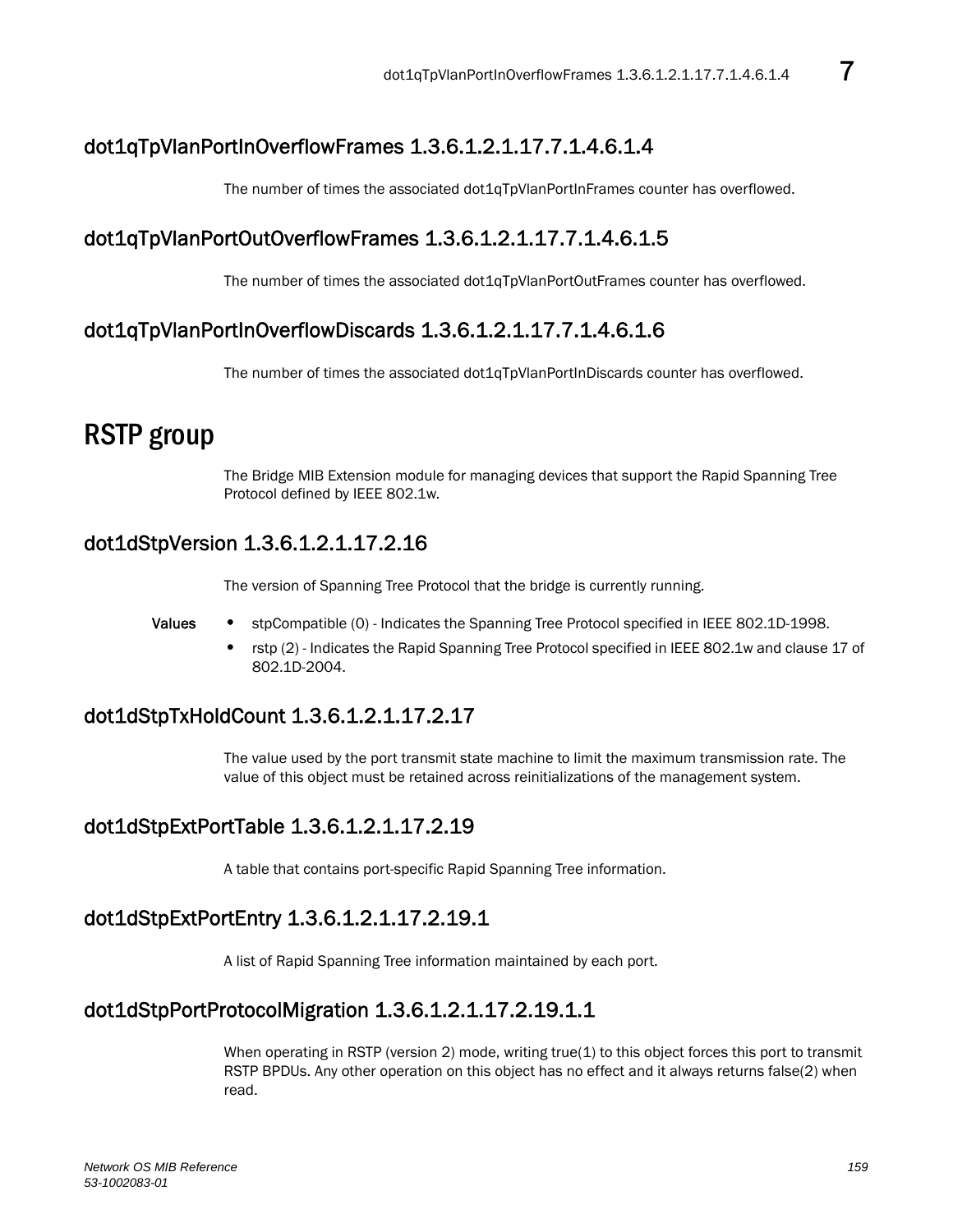## dot1qTpVlanPortInOverflowFrames 1.3.6.1.2.1.17.7.1.4.6.1.4

The number of times the associated dot1qTpVlanPortInFrames counter has overflowed.

## dot1qTpVlanPortOutOverflowFrames 1.3.6.1.2.1.17.7.1.4.6.1.5

The number of times the associated dot1qTpVlanPortOutFrames counter has overflowed.

## dot1qTpVlanPortInOverflowDiscards 1.3.6.1.2.1.17.7.1.4.6.1.6

The number of times the associated dot1qTpVlanPortInDiscards counter has overflowed.

# RSTP group

The Bridge MIB Extension module for managing devices that support the Rapid Spanning Tree Protocol defined by IEEE 802.1w.

## dot1dStpVersion 1.3.6.1.2.1.17.2.16

The version of Spanning Tree Protocol that the bridge is currently running.

**Values**

- stpCompatible (0) - Indicates the Spanning Tree Protocol specified in IEEE 802.1D-1998.
- rstp (2) - Indicates the Rapid Spanning Tree Protocol specified in IEEE 802.1w and clause 17 of 802.1D-2004.

## dot1dStpTxHoldCount 1.3.6.1.2.1.17.2.17

The value used by the port transmit state machine to limit the maximum transmission rate. The value of this object must be retained across reinitializations of the management system.

## dot1dStpExtPortTable 1.3.6.1.2.1.17.2.19

A table that contains port-specific Rapid Spanning Tree information.

## dot1dStpExtPortEntry 1.3.6.1.2.1.17.2.19.1

A list of Rapid Spanning Tree information maintained by each port.

## dot1dStpPortProtocolMigration 1.3.6.1.2.1.17.2.19.1.1

When operating in RSTP (version 2) mode, writing true(1) to this object forces this port to transmit RSTP BPDUs. Any other operation on this object has no effect and it always returns false(2) when read.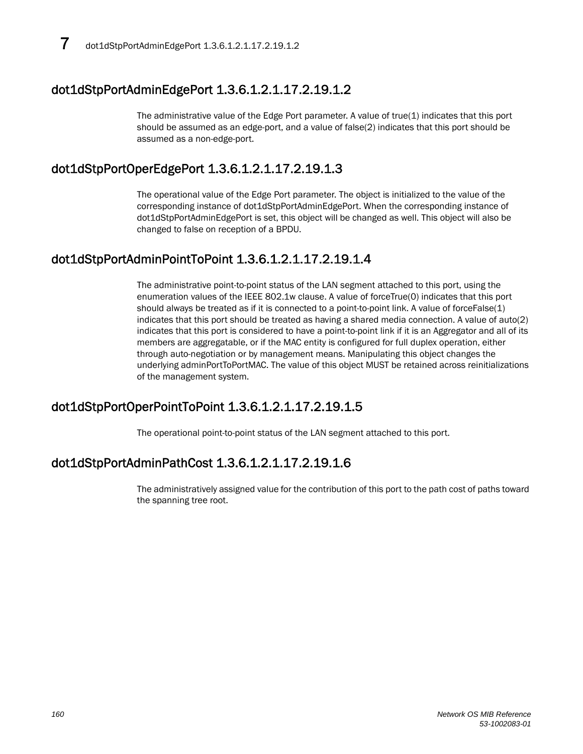## dot1dStpPortAdminEdgePort 1.3.6.1.2.1.17.2.19.1.2

The administrative value of the Edge Port parameter. A value of true(1) indicates that this port should be assumed as an edge-port, and a value of false(2) indicates that this port should be assumed as a non-edge-port.

## dot1dStpPortOperEdgePort 1.3.6.1.2.1.17.2.19.1.3

The operational value of the Edge Port parameter. The object is initialized to the value of the corresponding instance of dot1dStpPortAdminEdgePort. When the corresponding instance of dot1dStpPortAdminEdgePort is set, this object will be changed as well. This object will also be changed to false on reception of a BPDU.

## dot1dStpPortAdminPointToPoint 1.3.6.1.2.1.17.2.19.1.4

The administrative point-to-point status of the LAN segment attached to this port, using the enumeration values of the IEEE 802.1w clause. A value of forceTrue(0) indicates that this port should always be treated as if it is connected to a point-to-point link. A value of forceFalse(1) indicates that this port should be treated as having a shared media connection. A value of auto(2) indicates that this port is considered to have a point-to-point link if it is an Aggregator and all of its members are aggregatable, or if the MAC entity is configured for full duplex operation, either through auto-negotiation or by management means. Manipulating this object changes the underlying adminPortToPortMAC. The value of this object MUST be retained across reinitializations of the management system.

## dot1dStpPortOperPointToPoint 1.3.6.1.2.1.17.2.19.1.5

The operational point-to-point status of the LAN segment attached to this port.

## dot1dStpPortAdminPathCost 1.3.6.1.2.1.17.2.19.1.6

The administratively assigned value for the contribution of this port to the path cost of paths toward the spanning tree root.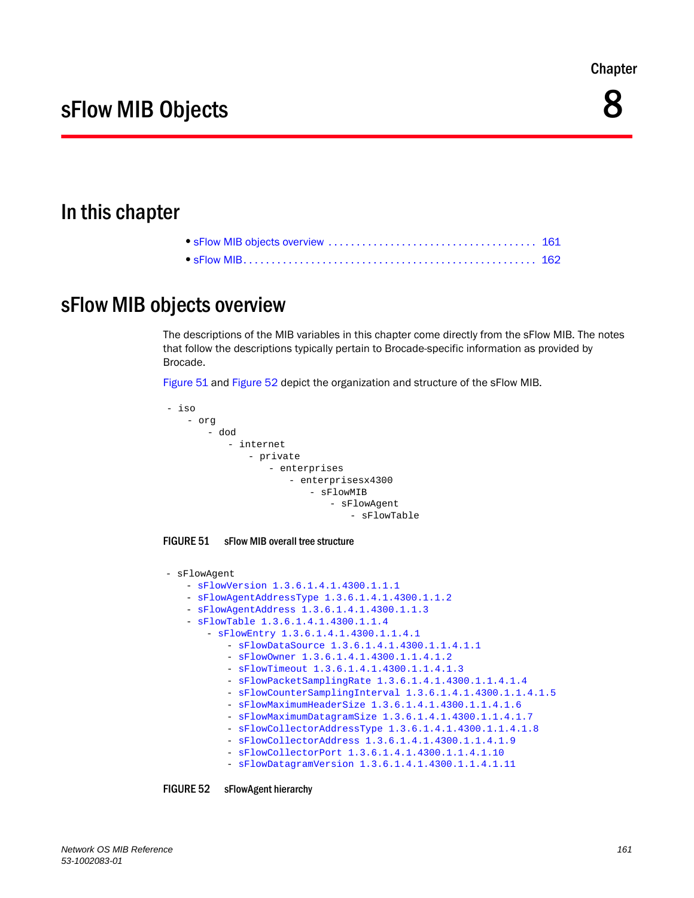Chapter

# sFlow MIB Objects 8

## In this chapter

- sFlow MIB objects overview . . . . . . . . . . . . . . . . . . . . . . . . . . . . . . . . . . . . 161
- sFlow MIB. . . . . . . . . . . . . . . . . . . . . . . . . . . . . . . . . . . . . . . . . . . . . . . . . . 162

## sFlow MIB objects overview

The descriptions of the MIB variables in this chapter come directly from the sFlow MIB. The notes that follow the descriptions typically pertain to Brocade-specific information as provided by Brocade.

Figure 51 and Figure 52 depict the organization and structure of the sFlow MIB.

```
- iso
    - org
        - dod
            - internet
                - private
                    - enterprises
                        - enterprisesx4300
                            - sFlowMIB
                                - sFlowAgent
                                    - sFlowTable
```

FIGURE 51 sFlow MIB overall tree structure

```
- sFlowAgent
    - sFlowVersion 1.3.6.1.4.1.4300.1.1.1
    - sFlowAgentAddressType 1.3.6.1.4.1.4300.1.1.2
    - sFlowAgentAddress 1.3.6.1.4.1.4300.1.1.3
    - sFlowTable 1.3.6.1.4.1.4300.1.1.4
        - sFlowEntry 1.3.6.1.4.1.4300.1.1.4.1
            - sFlowDataSource 1.3.6.1.4.1.4300.1.1.4.1.1
            - sFlowOwner 1.3.6.1.4.1.4300.1.1.4.1.2
            - sFlowTimeout 1.3.6.1.4.1.4300.1.1.4.1.3
            - sFlowPacketSamplingRate 1.3.6.1.4.1.4300.1.1.4.1.4
            - sFlowCounterSamplingInterval 1.3.6.1.4.1.4300.1.1.4.1.5
            - sFlowMaximumHeaderSize 1.3.6.1.4.1.4300.1.1.4.1.6
            - sFlowMaximumDatagramSize 1.3.6.1.4.1.4300.1.1.4.1.7
            - sFlowCollectorAddressType 1.3.6.1.4.1.4300.1.1.4.1.8
            - sFlowCollectorAddress 1.3.6.1.4.1.4300.1.1.4.1.9
            - sFlowCollectorPort 1.3.6.1.4.1.4300.1.1.4.1.10
            - sFlowDatagramVersion 1.3.6.1.4.1.4300.1.1.4.1.11
```

FIGURE 52 sFlowAgent hierarchy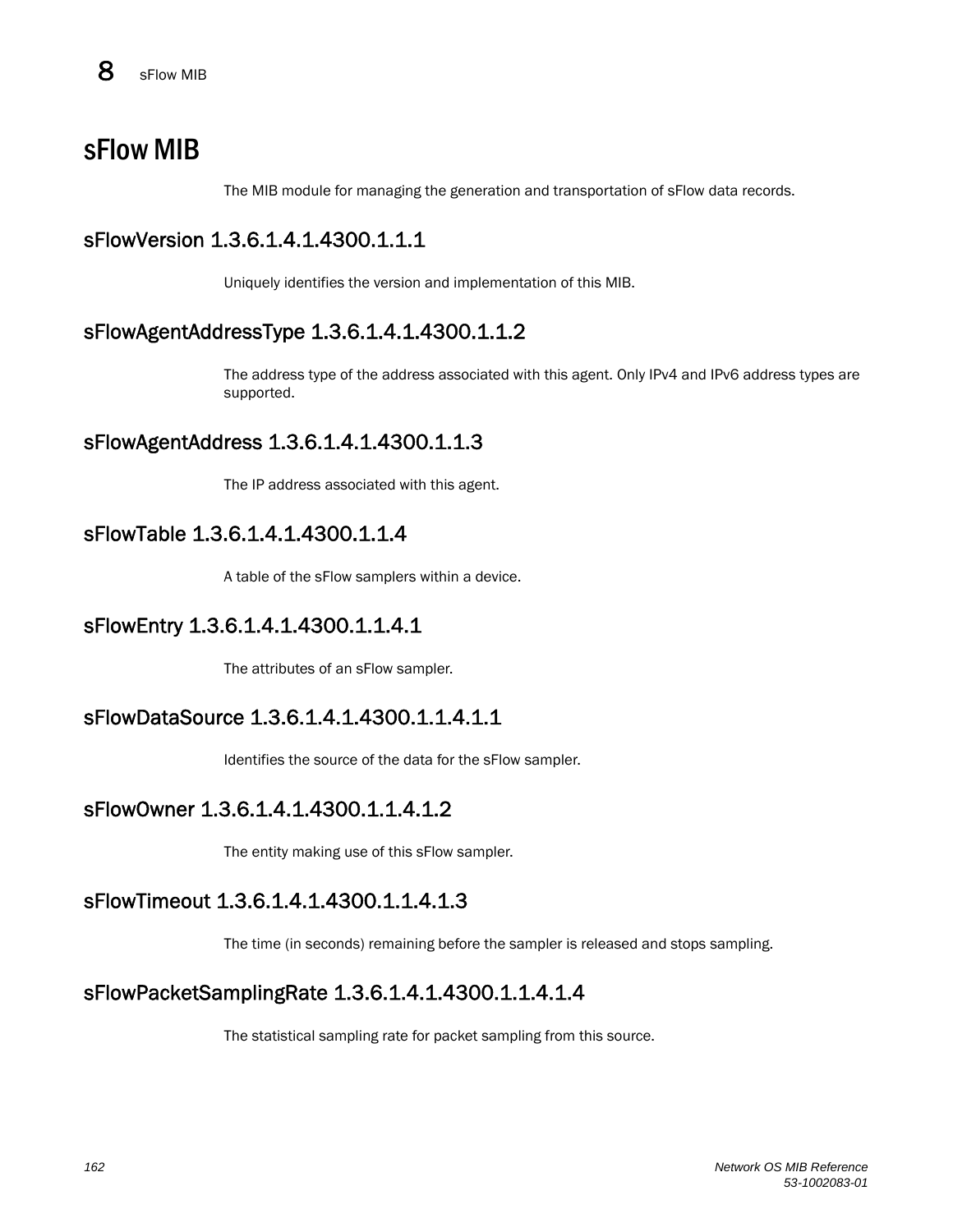# sFlow MIB

The MIB module for managing the generation and transportation of sFlow data records.

## sFlowVersion 1.3.6.1.4.1.4300.1.1.1

Uniquely identifies the version and implementation of this MIB.

## sFlowAgentAddressType 1.3.6.1.4.1.4300.1.1.2

The address type of the address associated with this agent. Only IPv4 and IPv6 address types are supported.

## sFlowAgentAddress 1.3.6.1.4.1.4300.1.1.3

The IP address associated with this agent.

## sFlowTable 1.3.6.1.4.1.4300.1.1.4

A table of the sFlow samplers within a device.

## sFlowEntry 1.3.6.1.4.1.4300.1.1.4.1

The attributes of an sFlow sampler.

## sFlowDataSource 1.3.6.1.4.1.4300.1.1.4.1.1

Identifies the source of the data for the sFlow sampler.

## sFlowOwner 1.3.6.1.4.1.4300.1.1.4.1.2

The entity making use of this sFlow sampler.

## sFlowTimeout 1.3.6.1.4.1.4300.1.1.4.1.3

The time (in seconds) remaining before the sampler is released and stops sampling.

## sFlowPacketSamplingRate 1.3.6.1.4.1.4300.1.1.4.1.4

The statistical sampling rate for packet sampling from this source.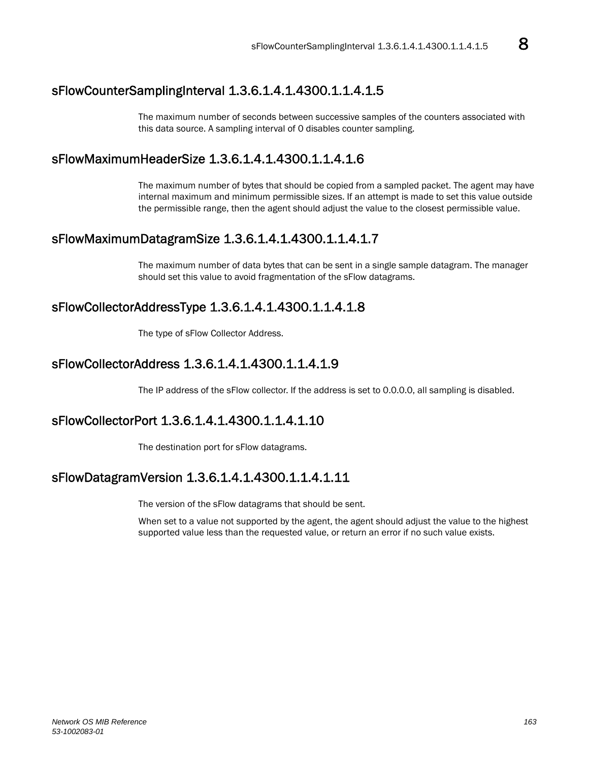## sFlowCounterSamplingInterval 1.3.6.1.4.1.4300.1.1.4.1.5

The maximum number of seconds between successive samples of the counters associated with this data source. A sampling interval of 0 disables counter sampling.

## sFlowMaximumHeaderSize 1.3.6.1.4.1.4300.1.1.4.1.6

The maximum number of bytes that should be copied from a sampled packet. The agent may have internal maximum and minimum permissible sizes. If an attempt is made to set this value outside the permissible range, then the agent should adjust the value to the closest permissible value.

## sFlowMaximumDatagramSize 1.3.6.1.4.1.4300.1.1.4.1.7

The maximum number of data bytes that can be sent in a single sample datagram. The manager should set this value to avoid fragmentation of the sFlow datagrams.

## sFlowCollectorAddressType 1.3.6.1.4.1.4300.1.1.4.1.8

The type of sFlow Collector Address.

## sFlowCollectorAddress 1.3.6.1.4.1.4300.1.1.4.1.9

The IP address of the sFlow collector. If the address is set to 0.0.0.0, all sampling is disabled.

## sFlowCollectorPort 1.3.6.1.4.1.4300.1.1.4.1.10

The destination port for sFlow datagrams.

## sFlowDatagramVersion 1.3.6.1.4.1.4300.1.1.4.1.11

The version of the sFlow datagrams that should be sent.

When set to a value not supported by the agent, the agent should adjust the value to the highest supported value less than the requested value, or return an error if no such value exists.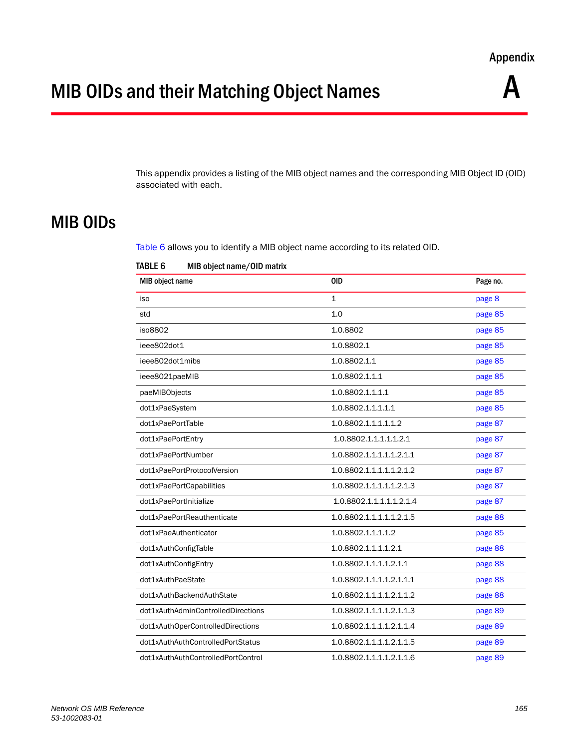Appendix

# MIB OIDs and their Matching Object Names

A

This appendix provides a listing of the MIB object names and the corresponding MIB Object ID (OID) associated with each.

## MIB OIDs

Table 6 allows you to identify a MIB object name according to its related OID.

**TABLE 6 MIB object name/OID matrix**

| MIB object name | OID | Page no. |
|---|---|---|
| iso | 1 | page 8 |
| std | 1.0 | page 85 |
| iso8802 | 1.0.8802 | page 85 |
| ieee802dot1 | 1.0.8802.1 | page 85 |
| ieee802dot1mibs | 1.0.8802.1.1 | page 85 |
| ieee8021paeMIB | 1.0.8802.1.1.1 | page 85 |
| paeMIBObjects | 1.0.8802.1.1.1.1 | page 85 |
| dot1xPaeSystem | 1.0.8802.1.1.1.1.1 | page 85 |
| dot1xPaePortTable | 1.0.8802.1.1.1.1.1.2 | page 87 |
| dot1xPaePortEntry | 1.0.8802.1.1.1.1.1.2.1 | page 87 |
| dot1xPaePortNumber | 1.0.8802.1.1.1.1.1.2.1.1 | page 87 |
| dot1xPaePortProtocolVersion | 1.0.8802.1.1.1.1.1.2.1.2 | page 87 |
| dot1xPaePortCapabilities | 1.0.8802.1.1.1.1.1.2.1.3 | page 87 |
| dot1xPaePortInitialize | 1.0.8802.1.1.1.1.1.2.1.4 | page 87 |
| dot1xPaePortReauthenticate | 1.0.8802.1.1.1.1.1.2.1.5 | page 88 |
| dot1xPaeAuthenticator | 1.0.8802.1.1.1.1.2 | page 85 |
| dot1xAuthConfigTable | 1.0.8802.1.1.1.1.2.1 | page 88 |
| dot1xAuthConfigEntry | 1.0.8802.1.1.1.1.2.1.1 | page 88 |
| dot1xAuthPaeState | 1.0.8802.1.1.1.1.2.1.1.1 | page 88 |
| dot1xAuthBackendAuthState | 1.0.8802.1.1.1.1.2.1.1.2 | page 88 |
| dot1xAuthAdminControlledDirections | 1.0.8802.1.1.1.1.2.1.1.3 | page 89 |
| dot1xAuthOperControlledDirections | 1.0.8802.1.1.1.1.2.1.1.4 | page 89 |
| dot1xAuthAuthControlledPortStatus | 1.0.8802.1.1.1.1.2.1.1.5 | page 89 |
| dot1xAuthAuthControlledPortControl | 1.0.8802.1.1.1.1.2.1.1.6 | page 89 |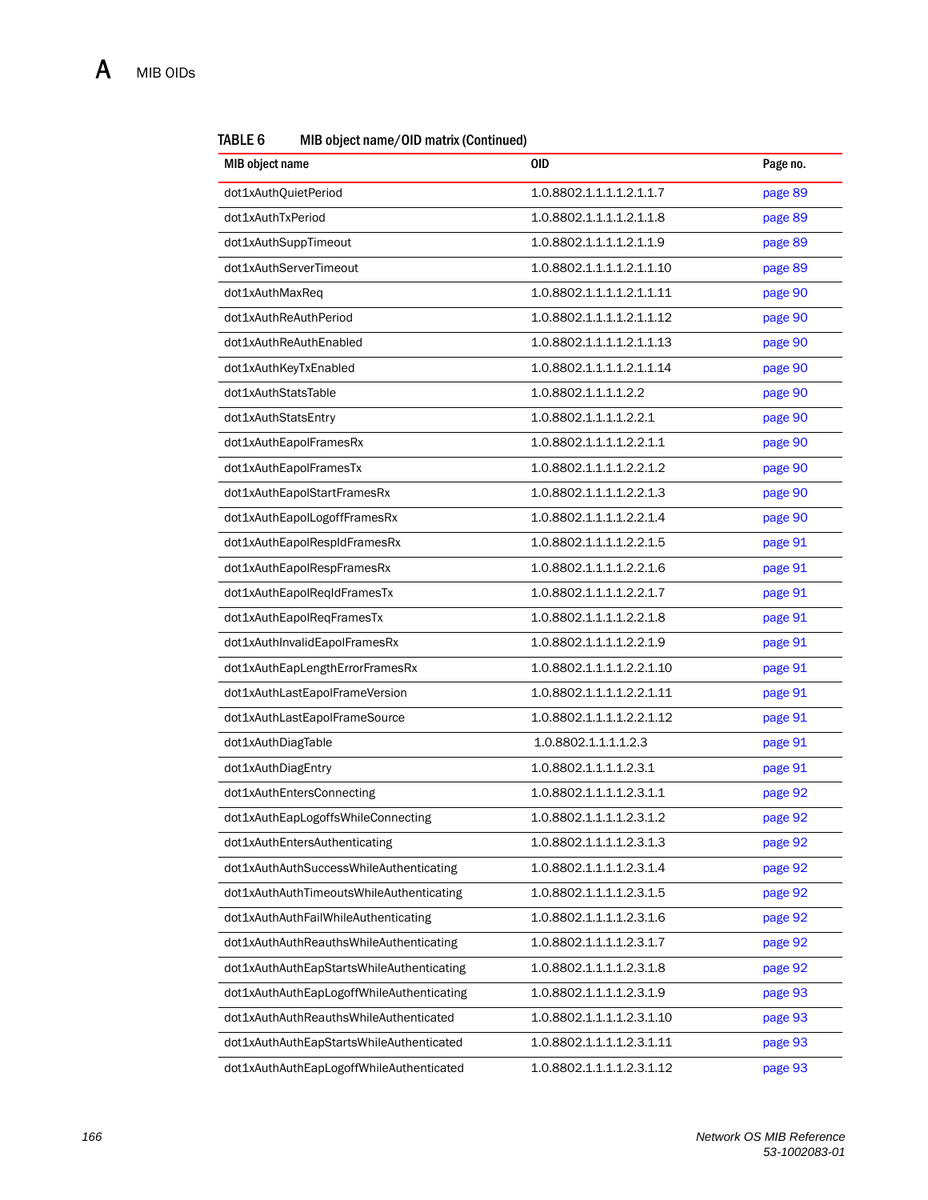**TABLE 6 MIB object name/OID matrix (Continued)**

| MIB object name | OID | Page no. |
|---|---|---|
| dot1xAuthQuietPeriod | 1.0.8802.1.1.1.1.2.1.1.7 | page 89 |
| dot1xAuthTxPeriod | 1.0.8802.1.1.1.1.2.1.1.8 | page 89 |
| dot1xAuthSuppTimeout | 1.0.8802.1.1.1.1.2.1.1.9 | page 89 |
| dot1xAuthServerTimeout | 1.0.8802.1.1.1.1.2.1.1.10 | page 89 |
| dot1xAuthMaxReq | 1.0.8802.1.1.1.1.2.1.1.11 | page 90 |
| dot1xAuthReAuthPeriod | 1.0.8802.1.1.1.1.2.1.1.12 | page 90 |
| dot1xAuthReAuthEnabled | 1.0.8802.1.1.1.1.2.1.1.13 | page 90 |
| dot1xAuthKeyTxEnabled | 1.0.8802.1.1.1.1.2.1.1.14 | page 90 |
| dot1xAuthStatsTable | 1.0.8802.1.1.1.1.2.2 | page 90 |
| dot1xAuthStatsEntry | 1.0.8802.1.1.1.1.2.2.1 | page 90 |
| dot1xAuthEapolFramesRx | 1.0.8802.1.1.1.1.2.2.1.1 | page 90 |
| dot1xAuthEapolFramesTx | 1.0.8802.1.1.1.1.2.2.1.2 | page 90 |
| dot1xAuthEapolStartFramesRx | 1.0.8802.1.1.1.1.2.2.1.3 | page 90 |
| dot1xAuthEapolLogoffFramesRx | 1.0.8802.1.1.1.1.2.2.1.4 | page 90 |
| dot1xAuthEapolRespIdFramesRx | 1.0.8802.1.1.1.1.2.2.1.5 | page 91 |
| dot1xAuthEapolRespFramesRx | 1.0.8802.1.1.1.1.2.2.1.6 | page 91 |
| dot1xAuthEapolReqIdFramesTx | 1.0.8802.1.1.1.1.2.2.1.7 | page 91 |
| dot1xAuthEapolReqFramesTx | 1.0.8802.1.1.1.1.2.2.1.8 | page 91 |
| dot1xAuthInvalidEapolFramesRx | 1.0.8802.1.1.1.1.2.2.1.9 | page 91 |
| dot1xAuthEapLengthErrorFramesRx | 1.0.8802.1.1.1.1.2.2.1.10 | page 91 |
| dot1xAuthLastEapolFrameVersion | 1.0.8802.1.1.1.1.2.2.1.11 | page 91 |
| dot1xAuthLastEapolFrameSource | 1.0.8802.1.1.1.1.2.2.1.12 | page 91 |
| dot1xAuthDiagTable | 1.0.8802.1.1.1.1.2.3 | page 91 |
| dot1xAuthDiagEntry | 1.0.8802.1.1.1.1.2.3.1 | page 91 |
| dot1xAuthEntersConnecting | 1.0.8802.1.1.1.1.2.3.1.1 | page 92 |
| dot1xAuthEapLogoffsWhileConnecting | 1.0.8802.1.1.1.1.2.3.1.2 | page 92 |
| dot1xAuthEntersAuthenticating | 1.0.8802.1.1.1.1.2.3.1.3 | page 92 |
| dot1xAuthAuthSuccessWhileAuthenticating | 1.0.8802.1.1.1.1.2.3.1.4 | page 92 |
| dot1xAuthAuthTimeoutsWhileAuthenticating | 1.0.8802.1.1.1.1.2.3.1.5 | page 92 |
| dot1xAuthAuthFailWhileAuthenticating | 1.0.8802.1.1.1.1.2.3.1.6 | page 92 |
| dot1xAuthAuthReauthsWhileAuthenticating | 1.0.8802.1.1.1.1.2.3.1.7 | page 92 |
| dot1xAuthAuthEapStartsWhileAuthenticating | 1.0.8802.1.1.1.1.2.3.1.8 | page 92 |
| dot1xAuthAuthEapLogoffWhileAuthenticating | 1.0.8802.1.1.1.1.2.3.1.9 | page 93 |
| dot1xAuthAuthReauthsWhileAuthenticated | 1.0.8802.1.1.1.1.2.3.1.10 | page 93 |
| dot1xAuthAuthEapStartsWhileAuthenticated | 1.0.8802.1.1.1.1.2.3.1.11 | page 93 |
| dot1xAuthAuthEapLogoffWhileAuthenticated | 1.0.8802.1.1.1.1.2.3.1.12 | page 93 |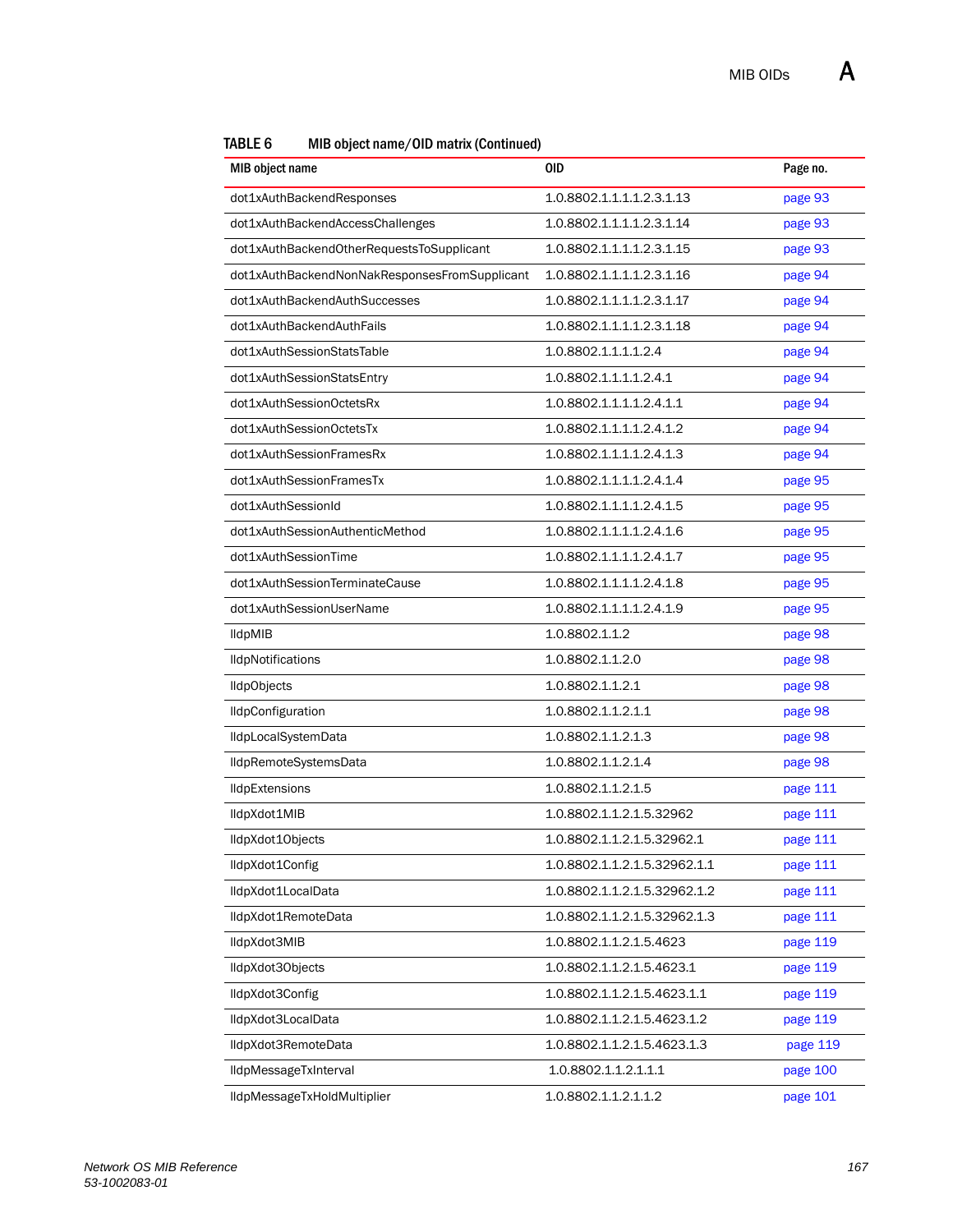**TABLE 6 MIB object name/OID matrix (Continued)**

| MIB object name | OID | Page no. |
|---|---|---|
| dot1xAuthBackendResponses | 1.0.8802.1.1.1.1.2.3.1.13 | page 93 |
| dot1xAuthBackendAccessChallenges | 1.0.8802.1.1.1.1.2.3.1.14 | page 93 |
| dot1xAuthBackendOtherRequestsToSupplicant | 1.0.8802.1.1.1.1.2.3.1.15 | page 93 |
| dot1xAuthBackendNonNakResponsesFromSupplicant | 1.0.8802.1.1.1.1.2.3.1.16 | page 94 |
| dot1xAuthBackendAuthSuccesses | 1.0.8802.1.1.1.1.2.3.1.17 | page 94 |
| dot1xAuthBackendAuthFails | 1.0.8802.1.1.1.1.2.3.1.18 | page 94 |
| dot1xAuthSessionStatsTable | 1.0.8802.1.1.1.1.2.4 | page 94 |
| dot1xAuthSessionStatsEntry | 1.0.8802.1.1.1.1.2.4.1 | page 94 |
| dot1xAuthSessionOctetsRx | 1.0.8802.1.1.1.1.2.4.1.1 | page 94 |
| dot1xAuthSessionOctetsTx | 1.0.8802.1.1.1.1.2.4.1.2 | page 94 |
| dot1xAuthSessionFramesRx | 1.0.8802.1.1.1.1.2.4.1.3 | page 94 |
| dot1xAuthSessionFramesTx | 1.0.8802.1.1.1.1.2.4.1.4 | page 95 |
| dot1xAuthSessionId | 1.0.8802.1.1.1.1.2.4.1.5 | page 95 |
| dot1xAuthSessionAuthenticMethod | 1.0.8802.1.1.1.1.2.4.1.6 | page 95 |
| dot1xAuthSessionTime | 1.0.8802.1.1.1.1.2.4.1.7 | page 95 |
| dot1xAuthSessionTerminateCause | 1.0.8802.1.1.1.1.2.4.1.8 | page 95 |
| dot1xAuthSessionUserName | 1.0.8802.1.1.1.1.2.4.1.9 | page 95 |
| lldpMIB | 1.0.8802.1.1.2 | page 98 |
| lldpNotifications | 1.0.8802.1.1.2.0 | page 98 |
| lldpObjects | 1.0.8802.1.1.2.1 | page 98 |
| lldpConfiguration | 1.0.8802.1.1.2.1.1 | page 98 |
| lldpLocalSystemData | 1.0.8802.1.1.2.1.3 | page 98 |
| lldpRemoteSystemsData | 1.0.8802.1.1.2.1.4 | page 98 |
| lldpExtensions | 1.0.8802.1.1.2.1.5 | page 111 |
| lldpXdot1MIB | 1.0.8802.1.1.2.1.5.32962 | page 111 |
| lldpXdot1Objects | 1.0.8802.1.1.2.1.5.32962.1 | page 111 |
| lldpXdot1Config | 1.0.8802.1.1.2.1.5.32962.1.1 | page 111 |
| lldpXdot1LocalData | 1.0.8802.1.1.2.1.5.32962.1.2 | page 111 |
| lldpXdot1RemoteData | 1.0.8802.1.1.2.1.5.32962.1.3 | page 111 |
| lldpXdot3MIB | 1.0.8802.1.1.2.1.5.4623 | page 119 |
| lldpXdot3Objects | 1.0.8802.1.1.2.1.5.4623.1 | page 119 |
| lldpXdot3Config | 1.0.8802.1.1.2.1.5.4623.1.1 | page 119 |
| lldpXdot3LocalData | 1.0.8802.1.1.2.1.5.4623.1.2 | page 119 |
| lldpXdot3RemoteData | 1.0.8802.1.1.2.1.5.4623.1.3 | page 119 |
| lldpMessageTxInterval | 1.0.8802.1.1.2.1.1.1 | page 100 |
| lldpMessageTxHoldMultiplier | 1.0.8802.1.1.2.1.1.2 | page 101 |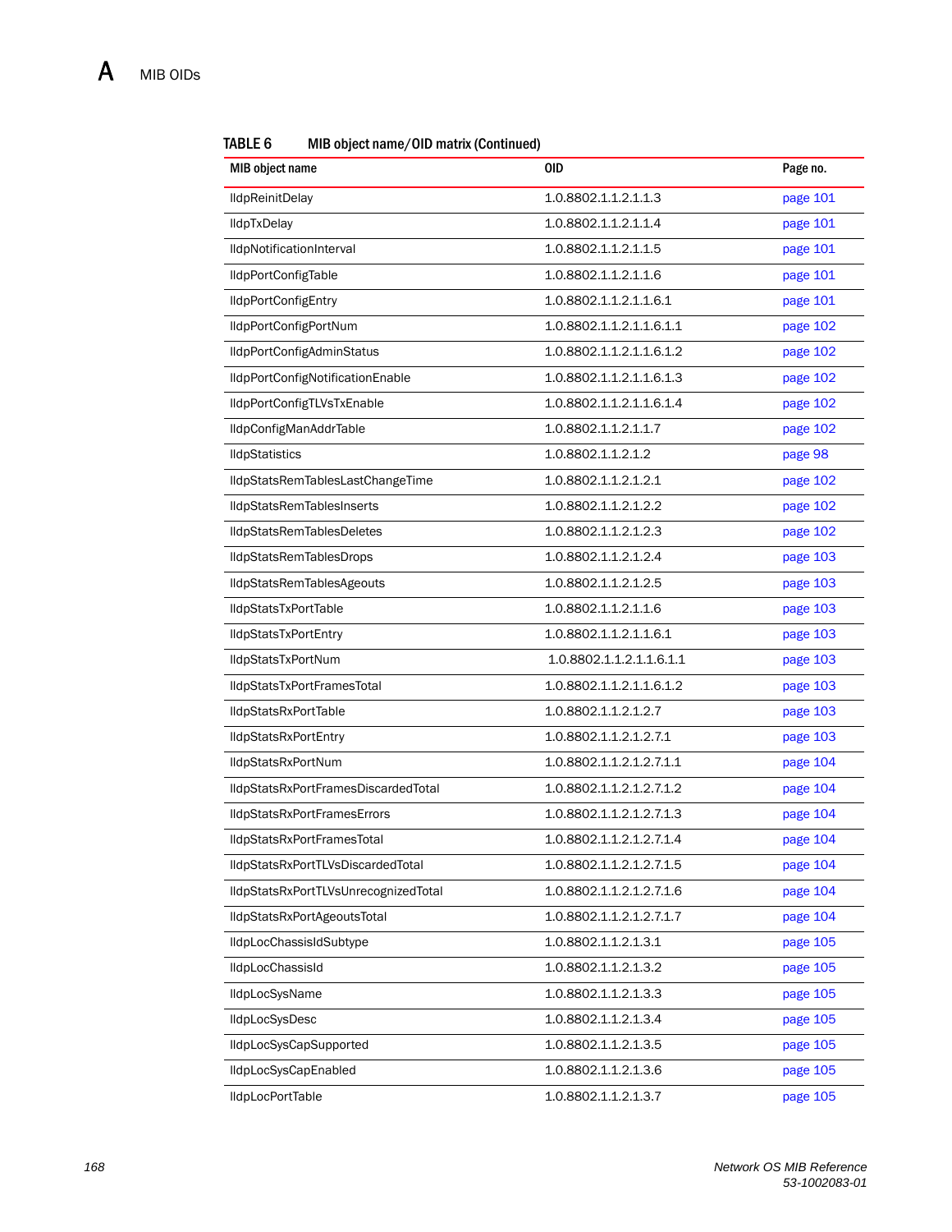**TABLE 6 MIB object name/OID matrix (Continued)**

| MIB object name | OID | Page no. |
|---|---|---|
| lldpReinitDelay | 1.0.8802.1.1.2.1.1.3 | page 101 |
| lldpTxDelay | 1.0.8802.1.1.2.1.1.4 | page 101 |
| lldpNotificationInterval | 1.0.8802.1.1.2.1.1.5 | page 101 |
| lldpPortConfigTable | 1.0.8802.1.1.2.1.1.6 | page 101 |
| lldpPortConfigEntry | 1.0.8802.1.1.2.1.1.6.1 | page 101 |
| lldpPortConfigPortNum | 1.0.8802.1.1.2.1.1.6.1.1 | page 102 |
| lldpPortConfigAdminStatus | 1.0.8802.1.1.2.1.1.6.1.2 | page 102 |
| lldpPortConfigNotificationEnable | 1.0.8802.1.1.2.1.1.6.1.3 | page 102 |
| lldpPortConfigTLVsTxEnable | 1.0.8802.1.1.2.1.1.6.1.4 | page 102 |
| lldpConfigManAddrTable | 1.0.8802.1.1.2.1.1.7 | page 102 |
| lldpStatistics | 1.0.8802.1.1.2.1.2 | page 98 |
| lldpStatsRemTablesLastChangeTime | 1.0.8802.1.1.2.1.2.1 | page 102 |
| lldpStatsRemTablesInserts | 1.0.8802.1.1.2.1.2.2 | page 102 |
| lldpStatsRemTablesDeletes | 1.0.8802.1.1.2.1.2.3 | page 102 |
| lldpStatsRemTablesDrops | 1.0.8802.1.1.2.1.2.4 | page 103 |
| lldpStatsRemTablesAgeouts | 1.0.8802.1.1.2.1.2.5 | page 103 |
| lldpStatsTxPortTable | 1.0.8802.1.1.2.1.1.6 | page 103 |
| lldpStatsTxPortEntry | 1.0.8802.1.1.2.1.1.6.1 | page 103 |
| lldpStatsTxPortNum | 1.0.8802.1.1.2.1.1.6.1.1 | page 103 |
| lldpStatsTxPortFramesTotal | 1.0.8802.1.1.2.1.1.6.1.2 | page 103 |
| lldpStatsRxPortTable | 1.0.8802.1.1.2.1.2.7 | page 103 |
| lldpStatsRxPortEntry | 1.0.8802.1.1.2.1.2.7.1 | page 103 |
| lldpStatsRxPortNum | 1.0.8802.1.1.2.1.2.7.1.1 | page 104 |
| lldpStatsRxPortFramesDiscardedTotal | 1.0.8802.1.1.2.1.2.7.1.2 | page 104 |
| lldpStatsRxPortFramesErrors | 1.0.8802.1.1.2.1.2.7.1.3 | page 104 |
| lldpStatsRxPortFramesTotal | 1.0.8802.1.1.2.1.2.7.1.4 | page 104 |
| lldpStatsRxPortTLVsDiscardedTotal | 1.0.8802.1.1.2.1.2.7.1.5 | page 104 |
| lldpStatsRxPortTLVsUnrecognizedTotal | 1.0.8802.1.1.2.1.2.7.1.6 | page 104 |
| lldpStatsRxPortAgeoutsTotal | 1.0.8802.1.1.2.1.2.7.1.7 | page 104 |
| lldpLocChassisIdSubtype | 1.0.8802.1.1.2.1.3.1 | page 105 |
| lldpLocChassisId | 1.0.8802.1.1.2.1.3.2 | page 105 |
| lldpLocSysName | 1.0.8802.1.1.2.1.3.3 | page 105 |
| lldpLocSysDesc | 1.0.8802.1.1.2.1.3.4 | page 105 |
| lldpLocSysCapSupported | 1.0.8802.1.1.2.1.3.5 | page 105 |
| lldpLocSysCapEnabled | 1.0.8802.1.1.2.1.3.6 | page 105 |
| lldpLocPortTable | 1.0.8802.1.1.2.1.3.7 | page 105 |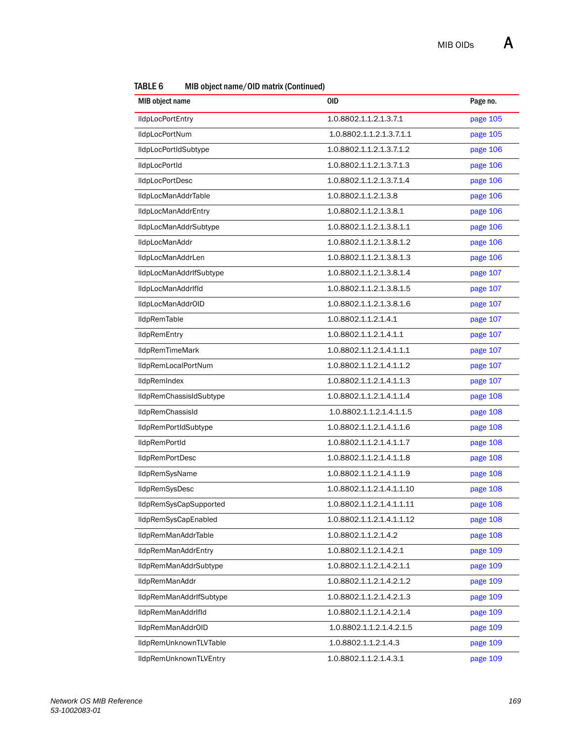**TABLE 6 MIB object name/OID matrix (Continued)**

| MIB object name | OID | Page no. |
|---|---|---|
| lldpLocPortEntry | 1.0.8802.1.1.2.1.3.7.1 | page 105 |
| lldpLocPortNum | 1.0.8802.1.1.2.1.3.7.1.1 | page 105 |
| lldpLocPortIdSubtype | 1.0.8802.1.1.2.1.3.7.1.2 | page 106 |
| lldpLocPortId | 1.0.8802.1.1.2.1.3.7.1.3 | page 106 |
| lldpLocPortDesc | 1.0.8802.1.1.2.1.3.7.1.4 | page 106 |
| lldpLocManAddrTable | 1.0.8802.1.1.2.1.3.8 | page 106 |
| lldpLocManAddrEntry | 1.0.8802.1.1.2.1.3.8.1 | page 106 |
| lldpLocManAddrSubtype | 1.0.8802.1.1.2.1.3.8.1.1 | page 106 |
| lldpLocManAddr | 1.0.8802.1.1.2.1.3.8.1.2 | page 106 |
| lldpLocManAddrLen | 1.0.8802.1.1.2.1.3.8.1.3 | page 106 |
| lldpLocManAddrIfSubtype | 1.0.8802.1.1.2.1.3.8.1.4 | page 107 |
| lldpLocManAddrIfId | 1.0.8802.1.1.2.1.3.8.1.5 | page 107 |
| lldpLocManAddrOID | 1.0.8802.1.1.2.1.3.8.1.6 | page 107 |
| lldpRemTable | 1.0.8802.1.1.2.1.4.1 | page 107 |
| lldpRemEntry | 1.0.8802.1.1.2.1.4.1.1 | page 107 |
| lldpRemTimeMark | 1.0.8802.1.1.2.1.4.1.1.1 | page 107 |
| lldpRemLocalPortNum | 1.0.8802.1.1.2.1.4.1.1.2 | page 107 |
| lldpRemIndex | 1.0.8802.1.1.2.1.4.1.1.3 | page 107 |
| lldpRemChassisIdSubtype | 1.0.8802.1.1.2.1.4.1.1.4 | page 108 |
| lldpRemChassisId | 1.0.8802.1.1.2.1.4.1.1.5 | page 108 |
| lldpRemPortIdSubtype | 1.0.8802.1.1.2.1.4.1.1.6 | page 108 |
| lldpRemPortId | 1.0.8802.1.1.2.1.4.1.1.7 | page 108 |
| lldpRemPortDesc | 1.0.8802.1.1.2.1.4.1.1.8 | page 108 |
| lldpRemSysName | 1.0.8802.1.1.2.1.4.1.1.9 | page 108 |
| lldpRemSysDesc | 1.0.8802.1.1.2.1.4.1.1.10 | page 108 |
| lldpRemSysCapSupported | 1.0.8802.1.1.2.1.4.1.1.11 | page 108 |
| lldpRemSysCapEnabled | 1.0.8802.1.1.2.1.4.1.1.12 | page 108 |
| lldpRemManAddrTable | 1.0.8802.1.1.2.1.4.2 | page 108 |
| lldpRemManAddrEntry | 1.0.8802.1.1.2.1.4.2.1 | page 109 |
| lldpRemManAddrSubtype | 1.0.8802.1.1.2.1.4.2.1.1 | page 109 |
| lldpRemManAddr | 1.0.8802.1.1.2.1.4.2.1.2 | page 109 |
| lldpRemManAddrIfSubtype | 1.0.8802.1.1.2.1.4.2.1.3 | page 109 |
| lldpRemManAddrIfId | 1.0.8802.1.1.2.1.4.2.1.4 | page 109 |
| lldpRemManAddrOID | 1.0.8802.1.1.2.1.4.2.1.5 | page 109 |
| lldpRemUnknownTLVTable | 1.0.8802.1.1.2.1.4.3 | page 109 |
| lldpRemUnknownTLVEntry | 1.0.8802.1.1.2.1.4.3.1 | page 109 |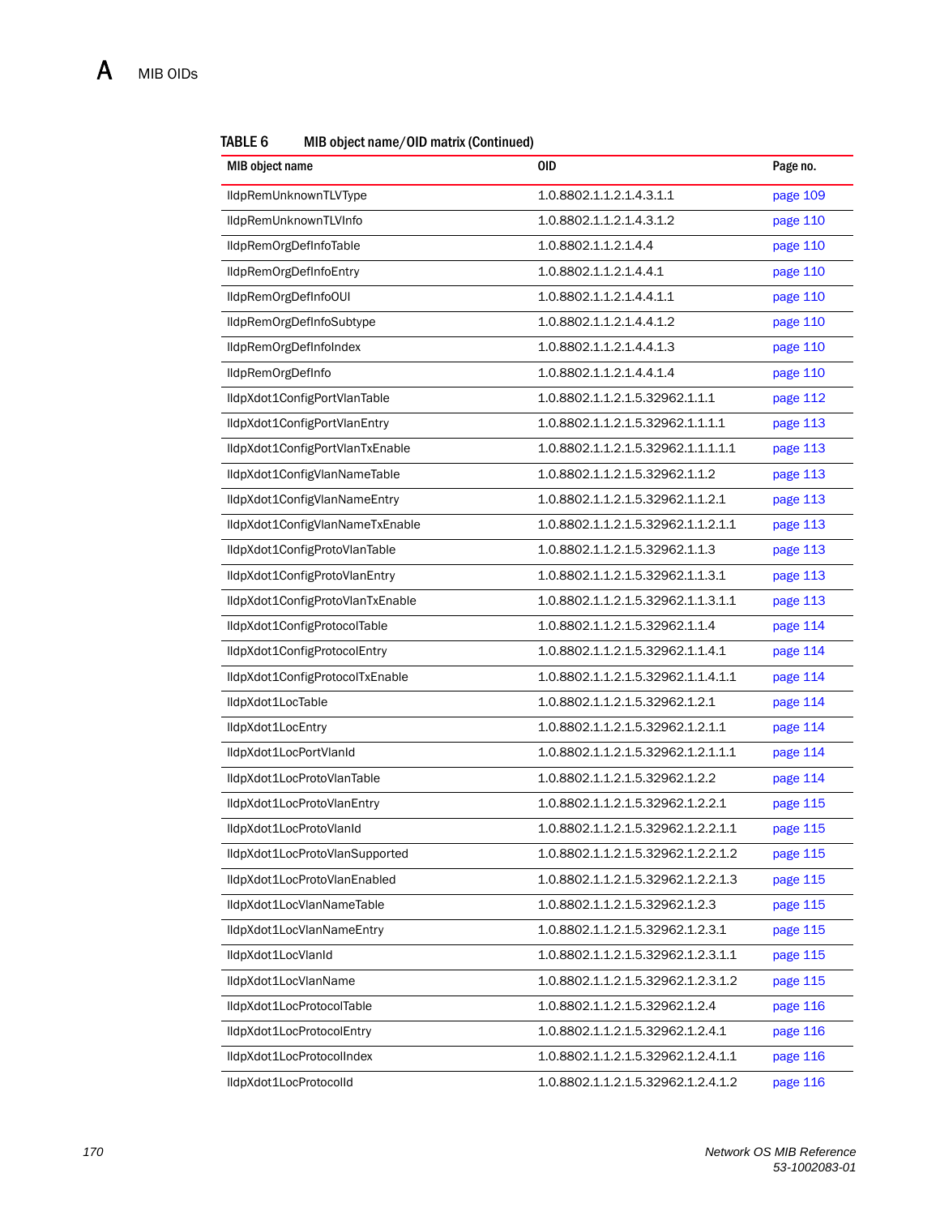**TABLE 6 MIB object name/OID matrix (Continued)**

| MIB object name | OID | Page no. |
|---|---|---|
| lldpRemUnknownTLVType | 1.0.8802.1.1.2.1.4.3.1.1 | page 109 |
| lldpRemUnknownTLVInfo | 1.0.8802.1.1.2.1.4.3.1.2 | page 110 |
| lldpRemOrgDefInfoTable | 1.0.8802.1.1.2.1.4.4 | page 110 |
| lldpRemOrgDefInfoEntry | 1.0.8802.1.1.2.1.4.4.1 | page 110 |
| lldpRemOrgDefInfoOUI | 1.0.8802.1.1.2.1.4.4.1.1 | page 110 |
| lldpRemOrgDefInfoSubtype | 1.0.8802.1.1.2.1.4.4.1.2 | page 110 |
| lldpRemOrgDefInfoIndex | 1.0.8802.1.1.2.1.4.4.1.3 | page 110 |
| lldpRemOrgDefInfo | 1.0.8802.1.1.2.1.4.4.1.4 | page 110 |
| lldpXdot1ConfigPortVlanTable | 1.0.8802.1.1.2.1.5.32962.1.1.1 | page 112 |
| lldpXdot1ConfigPortVlanEntry | 1.0.8802.1.1.2.1.5.32962.1.1.1.1 | page 113 |
| lldpXdot1ConfigPortVlanTxEnable | 1.0.8802.1.1.2.1.5.32962.1.1.1.1.1 | page 113 |
| lldpXdot1ConfigVlanNameTable | 1.0.8802.1.1.2.1.5.32962.1.1.2 | page 113 |
| lldpXdot1ConfigVlanNameEntry | 1.0.8802.1.1.2.1.5.32962.1.1.2.1 | page 113 |
| lldpXdot1ConfigVlanNameTxEnable | 1.0.8802.1.1.2.1.5.32962.1.1.2.1.1 | page 113 |
| lldpXdot1ConfigProtoVlanTable | 1.0.8802.1.1.2.1.5.32962.1.1.3 | page 113 |
| lldpXdot1ConfigProtoVlanEntry | 1.0.8802.1.1.2.1.5.32962.1.1.3.1 | page 113 |
| lldpXdot1ConfigProtoVlanTxEnable | 1.0.8802.1.1.2.1.5.32962.1.1.3.1.1 | page 113 |
| lldpXdot1ConfigProtocolTable | 1.0.8802.1.1.2.1.5.32962.1.1.4 | page 114 |
| lldpXdot1ConfigProtocolEntry | 1.0.8802.1.1.2.1.5.32962.1.1.4.1 | page 114 |
| lldpXdot1ConfigProtocolTxEnable | 1.0.8802.1.1.2.1.5.32962.1.1.4.1.1 | page 114 |
| lldpXdot1LocTable | 1.0.8802.1.1.2.1.5.32962.1.2.1 | page 114 |
| lldpXdot1LocEntry | 1.0.8802.1.1.2.1.5.32962.1.2.1.1 | page 114 |
| lldpXdot1LocPortVlanId | 1.0.8802.1.1.2.1.5.32962.1.2.1.1.1 | page 114 |
| lldpXdot1LocProtoVlanTable | 1.0.8802.1.1.2.1.5.32962.1.2.2 | page 114 |
| lldpXdot1LocProtoVlanEntry | 1.0.8802.1.1.2.1.5.32962.1.2.2.1 | page 115 |
| lldpXdot1LocProtoVlanId | 1.0.8802.1.1.2.1.5.32962.1.2.2.1.1 | page 115 |
| lldpXdot1LocProtoVlanSupported | 1.0.8802.1.1.2.1.5.32962.1.2.2.1.2 | page 115 |
| lldpXdot1LocProtoVlanEnabled | 1.0.8802.1.1.2.1.5.32962.1.2.2.1.3 | page 115 |
| lldpXdot1LocVlanNameTable | 1.0.8802.1.1.2.1.5.32962.1.2.3 | page 115 |
| lldpXdot1LocVlanNameEntry | 1.0.8802.1.1.2.1.5.32962.1.2.3.1 | page 115 |
| lldpXdot1LocVlanId | 1.0.8802.1.1.2.1.5.32962.1.2.3.1.1 | page 115 |
| lldpXdot1LocVlanName | 1.0.8802.1.1.2.1.5.32962.1.2.3.1.2 | page 115 |
| lldpXdot1LocProtocolTable | 1.0.8802.1.1.2.1.5.32962.1.2.4 | page 116 |
| lldpXdot1LocProtocolEntry | 1.0.8802.1.1.2.1.5.32962.1.2.4.1 | page 116 |
| lldpXdot1LocProtocolIndex | 1.0.8802.1.1.2.1.5.32962.1.2.4.1.1 | page 116 |
| lldpXdot1LocProtocolId | 1.0.8802.1.1.2.1.5.32962.1.2.4.1.2 | page 116 |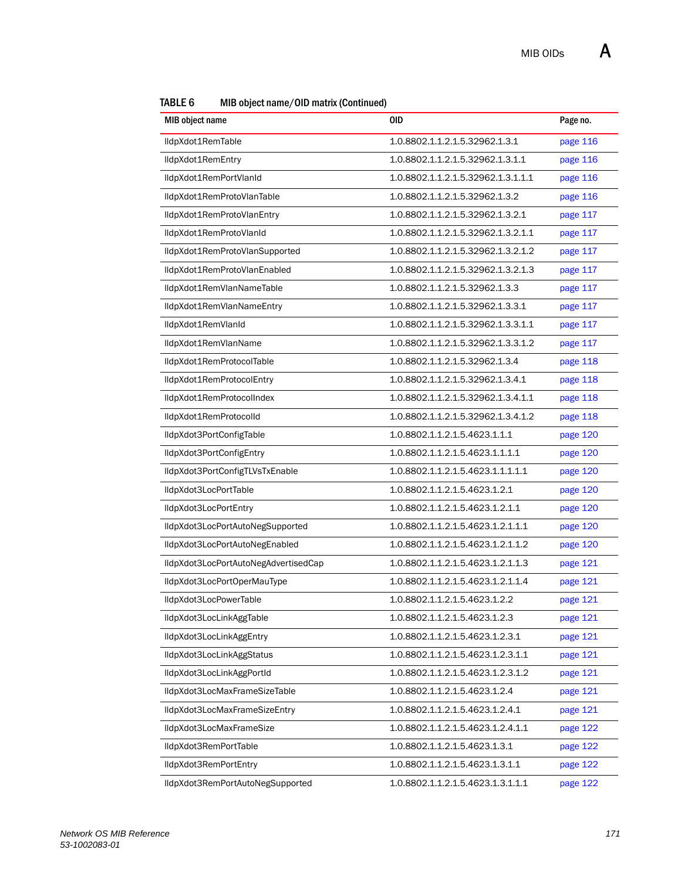**TABLE 6 MIB object name/OID matrix (Continued)**

| MIB object name | OID | Page no. |
|---|---|---|
| lldpXdot1RemTable | 1.0.8802.1.1.2.1.5.32962.1.3.1 | page 116 |
| lldpXdot1RemEntry | 1.0.8802.1.1.2.1.5.32962.1.3.1.1 | page 116 |
| lldpXdot1RemPortVlanId | 1.0.8802.1.1.2.1.5.32962.1.3.1.1.1 | page 116 |
| lldpXdot1RemProtoVlanTable | 1.0.8802.1.1.2.1.5.32962.1.3.2 | page 116 |
| lldpXdot1RemProtoVlanEntry | 1.0.8802.1.1.2.1.5.32962.1.3.2.1 | page 117 |
| lldpXdot1RemProtoVlanId | 1.0.8802.1.1.2.1.5.32962.1.3.2.1.1 | page 117 |
| lldpXdot1RemProtoVlanSupported | 1.0.8802.1.1.2.1.5.32962.1.3.2.1.2 | page 117 |
| lldpXdot1RemProtoVlanEnabled | 1.0.8802.1.1.2.1.5.32962.1.3.2.1.3 | page 117 |
| lldpXdot1RemVlanNameTable | 1.0.8802.1.1.2.1.5.32962.1.3.3 | page 117 |
| lldpXdot1RemVlanNameEntry | 1.0.8802.1.1.2.1.5.32962.1.3.3.1 | page 117 |
| lldpXdot1RemVlanId | 1.0.8802.1.1.2.1.5.32962.1.3.3.1.1 | page 117 |
| lldpXdot1RemVlanName | 1.0.8802.1.1.2.1.5.32962.1.3.3.1.2 | page 117 |
| lldpXdot1RemProtocolTable | 1.0.8802.1.1.2.1.5.32962.1.3.4 | page 118 |
| lldpXdot1RemProtocolEntry | 1.0.8802.1.1.2.1.5.32962.1.3.4.1 | page 118 |
| lldpXdot1RemProtocolIndex | 1.0.8802.1.1.2.1.5.32962.1.3.4.1.1 | page 118 |
| lldpXdot1RemProtocolId | 1.0.8802.1.1.2.1.5.32962.1.3.4.1.2 | page 118 |
| lldpXdot3PortConfigTable | 1.0.8802.1.1.2.1.5.4623.1.1.1 | page 120 |
| lldpXdot3PortConfigEntry | 1.0.8802.1.1.2.1.5.4623.1.1.1.1 | page 120 |
| lldpXdot3PortConfigTLVsTxEnable | 1.0.8802.1.1.2.1.5.4623.1.1.1.1.1 | page 120 |
| lldpXdot3LocPortTable | 1.0.8802.1.1.2.1.5.4623.1.2.1 | page 120 |
| lldpXdot3LocPortEntry | 1.0.8802.1.1.2.1.5.4623.1.2.1.1 | page 120 |
| lldpXdot3LocPortAutoNegSupported | 1.0.8802.1.1.2.1.5.4623.1.2.1.1.1 | page 120 |
| lldpXdot3LocPortAutoNegEnabled | 1.0.8802.1.1.2.1.5.4623.1.2.1.1.2 | page 120 |
| lldpXdot3LocPortAutoNegAdvertisedCap | 1.0.8802.1.1.2.1.5.4623.1.2.1.1.3 | page 121 |
| lldpXdot3LocPortOperMauType | 1.0.8802.1.1.2.1.5.4623.1.2.1.1.4 | page 121 |
| lldpXdot3LocPowerTable | 1.0.8802.1.1.2.1.5.4623.1.2.2 | page 121 |
| lldpXdot3LocLinkAggTable | 1.0.8802.1.1.2.1.5.4623.1.2.3 | page 121 |
| lldpXdot3LocLinkAggEntry | 1.0.8802.1.1.2.1.5.4623.1.2.3.1 | page 121 |
| lldpXdot3LocLinkAggStatus | 1.0.8802.1.1.2.1.5.4623.1.2.3.1.1 | page 121 |
| lldpXdot3LocLinkAggPortId | 1.0.8802.1.1.2.1.5.4623.1.2.3.1.2 | page 121 |
| lldpXdot3LocMaxFrameSizeTable | 1.0.8802.1.1.2.1.5.4623.1.2.4 | page 121 |
| lldpXdot3LocMaxFrameSizeEntry | 1.0.8802.1.1.2.1.5.4623.1.2.4.1 | page 121 |
| lldpXdot3LocMaxFrameSize | 1.0.8802.1.1.2.1.5.4623.1.2.4.1.1 | page 122 |
| lldpXdot3RemPortTable | 1.0.8802.1.1.2.1.5.4623.1.3.1 | page 122 |
| lldpXdot3RemPortEntry | 1.0.8802.1.1.2.1.5.4623.1.3.1.1 | page 122 |
| lldpXdot3RemPortAutoNegSupported | 1.0.8802.1.1.2.1.5.4623.1.3.1.1.1 | page 122 |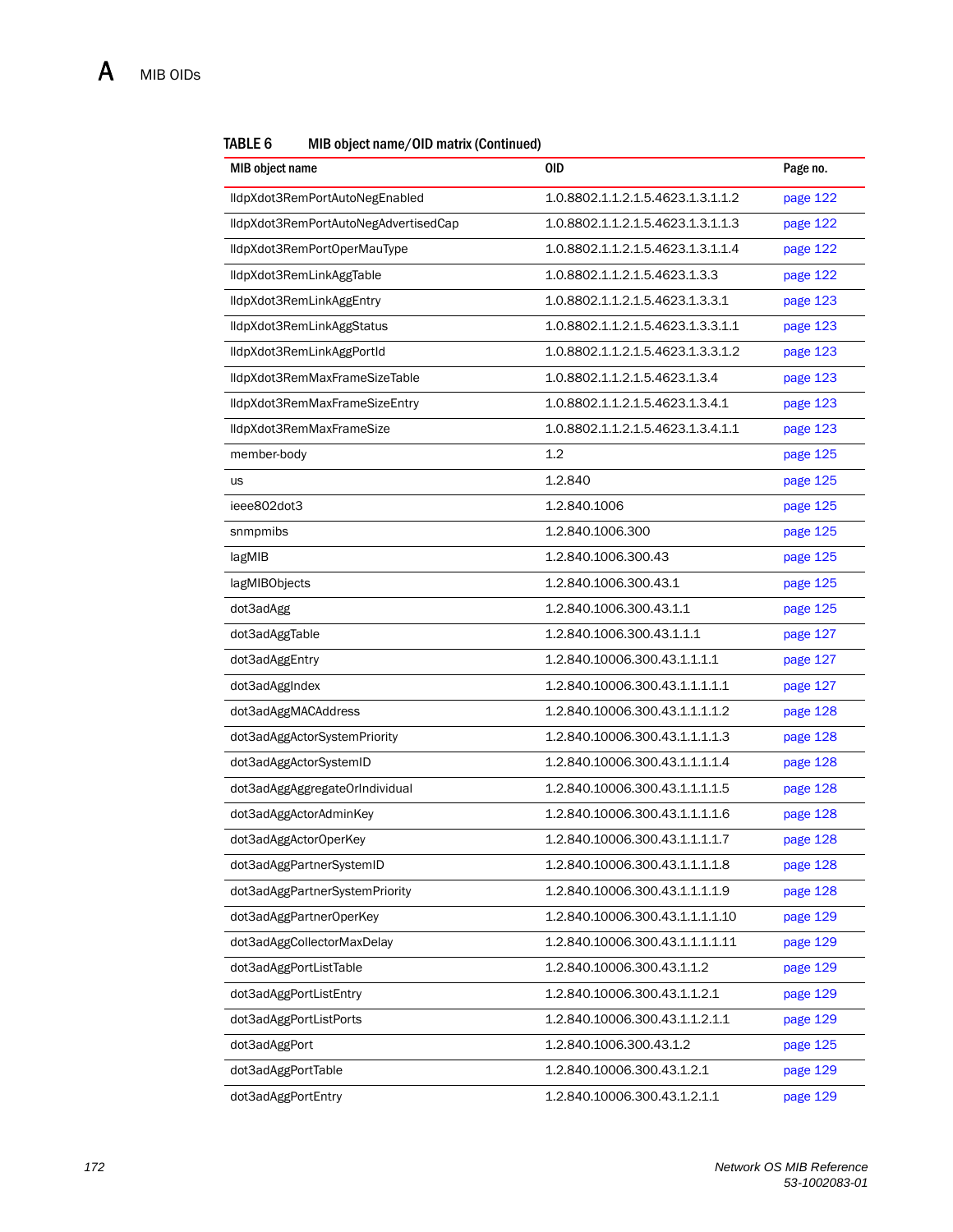**TABLE 6** MIB object name/OID matrix (Continued)

| MIB object name | OID | Page no. |
|---|---|---|
| lldpXdot3RemPortAutoNegEnabled | 1.0.8802.1.1.2.1.5.4623.1.3.1.1.2 | page 122 |
| lldpXdot3RemPortAutoNegAdvertisedCap | 1.0.8802.1.1.2.1.5.4623.1.3.1.1.3 | page 122 |
| lldpXdot3RemPortOperMauType | 1.0.8802.1.1.2.1.5.4623.1.3.1.1.4 | page 122 |
| lldpXdot3RemLinkAggTable | 1.0.8802.1.1.2.1.5.4623.1.3.3 | page 122 |
| lldpXdot3RemLinkAggEntry | 1.0.8802.1.1.2.1.5.4623.1.3.3.1 | page 123 |
| lldpXdot3RemLinkAggStatus | 1.0.8802.1.1.2.1.5.4623.1.3.3.1.1 | page 123 |
| lldpXdot3RemLinkAggPortId | 1.0.8802.1.1.2.1.5.4623.1.3.3.1.2 | page 123 |
| lldpXdot3RemMaxFrameSizeTable | 1.0.8802.1.1.2.1.5.4623.1.3.4 | page 123 |
| lldpXdot3RemMaxFrameSizeEntry | 1.0.8802.1.1.2.1.5.4623.1.3.4.1 | page 123 |
| lldpXdot3RemMaxFrameSize | 1.0.8802.1.1.2.1.5.4623.1.3.4.1.1 | page 123 |
| member-body | 1.2 | page 125 |
| us | 1.2.840 | page 125 |
| ieee802dot3 | 1.2.840.1006 | page 125 |
| snmpmibs | 1.2.840.1006.300 | page 125 |
| lagMIB | 1.2.840.1006.300.43 | page 125 |
| lagMIBObjects | 1.2.840.1006.300.43.1 | page 125 |
| dot3adAgg | 1.2.840.1006.300.43.1.1 | page 125 |
| dot3adAggTable | 1.2.840.1006.300.43.1.1.1 | page 127 |
| dot3adAggEntry | 1.2.840.10006.300.43.1.1.1.1 | page 127 |
| dot3adAggIndex | 1.2.840.10006.300.43.1.1.1.1.1 | page 127 |
| dot3adAggMACAddress | 1.2.840.10006.300.43.1.1.1.1.2 | page 128 |
| dot3adAggActorSystemPriority | 1.2.840.10006.300.43.1.1.1.1.3 | page 128 |
| dot3adAggActorSystemID | 1.2.840.10006.300.43.1.1.1.1.4 | page 128 |
| dot3adAggAggregateOrIndividual | 1.2.840.10006.300.43.1.1.1.1.5 | page 128 |
| dot3adAggActorAdminKey | 1.2.840.10006.300.43.1.1.1.1.6 | page 128 |
| dot3adAggActorOperKey | 1.2.840.10006.300.43.1.1.1.1.7 | page 128 |
| dot3adAggPartnerSystemID | 1.2.840.10006.300.43.1.1.1.1.8 | page 128 |
| dot3adAggPartnerSystemPriority | 1.2.840.10006.300.43.1.1.1.1.9 | page 128 |
| dot3adAggPartnerOperKey | 1.2.840.10006.300.43.1.1.1.1.10 | page 129 |
| dot3adAggCollectorMaxDelay | 1.2.840.10006.300.43.1.1.1.1.11 | page 129 |
| dot3adAggPortListTable | 1.2.840.10006.300.43.1.1.2 | page 129 |
| dot3adAggPortListEntry | 1.2.840.10006.300.43.1.1.2.1 | page 129 |
| dot3adAggPortListPorts | 1.2.840.10006.300.43.1.1.2.1.1 | page 129 |
| dot3adAggPort | 1.2.840.1006.300.43.1.2 | page 125 |
| dot3adAggPortTable | 1.2.840.10006.300.43.1.2.1 | page 129 |
| dot3adAggPortEntry | 1.2.840.10006.300.43.1.2.1.1 | page 129 |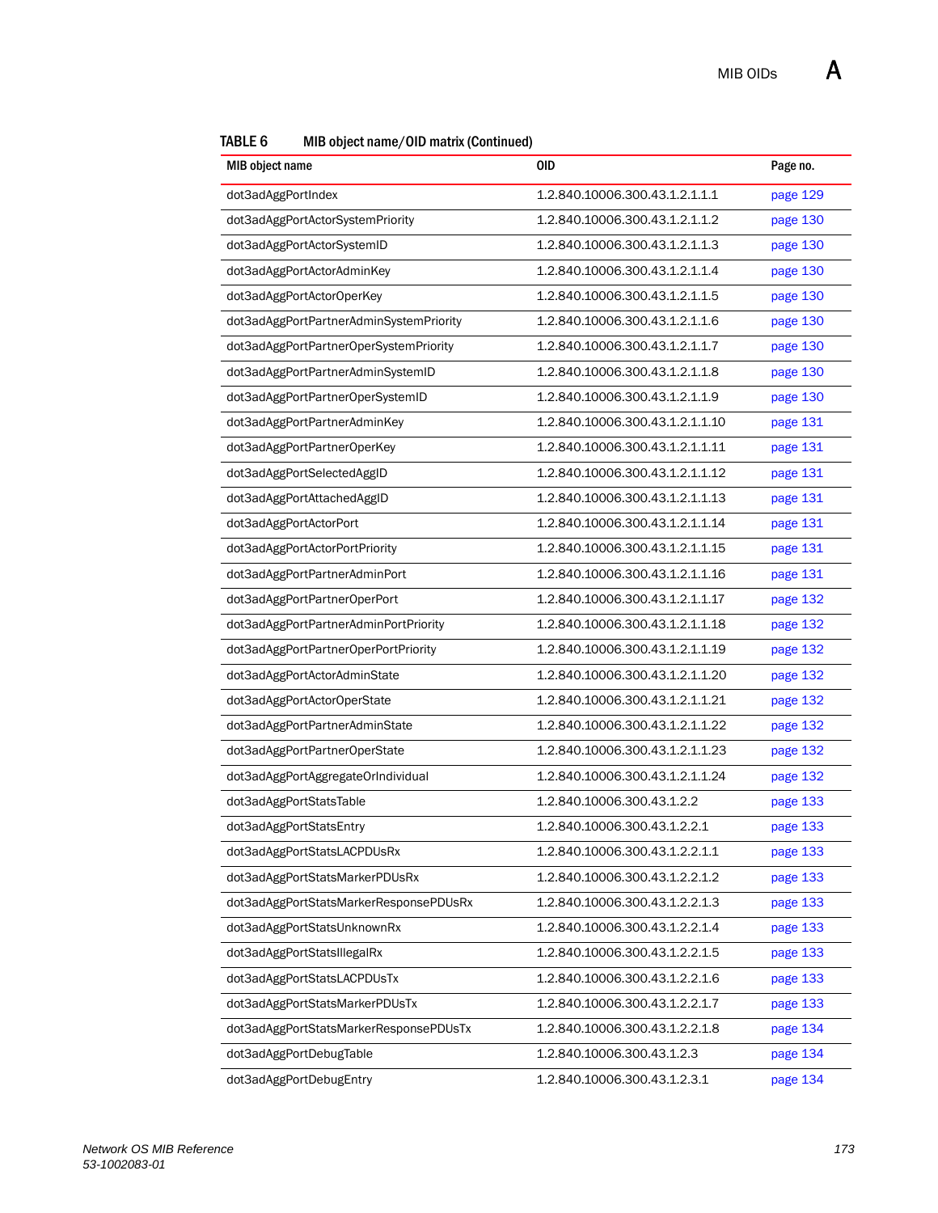**TABLE 6** MIB object name/OID matrix (Continued)

| MIB object name | OID | Page no. |
|---|---|---|
| dot3adAggPortIndex | 1.2.840.10006.300.43.1.2.1.1.1 | page 129 |
| dot3adAggPortActorSystemPriority | 1.2.840.10006.300.43.1.2.1.1.2 | page 130 |
| dot3adAggPortActorSystemID | 1.2.840.10006.300.43.1.2.1.1.3 | page 130 |
| dot3adAggPortActorAdminKey | 1.2.840.10006.300.43.1.2.1.1.4 | page 130 |
| dot3adAggPortActorOperKey | 1.2.840.10006.300.43.1.2.1.1.5 | page 130 |
| dot3adAggPortPartnerAdminSystemPriority | 1.2.840.10006.300.43.1.2.1.1.6 | page 130 |
| dot3adAggPortPartnerOperSystemPriority | 1.2.840.10006.300.43.1.2.1.1.7 | page 130 |
| dot3adAggPortPartnerAdminSystemID | 1.2.840.10006.300.43.1.2.1.1.8 | page 130 |
| dot3adAggPortPartnerOperSystemID | 1.2.840.10006.300.43.1.2.1.1.9 | page 130 |
| dot3adAggPortPartnerAdminKey | 1.2.840.10006.300.43.1.2.1.1.10 | page 131 |
| dot3adAggPortPartnerOperKey | 1.2.840.10006.300.43.1.2.1.1.11 | page 131 |
| dot3adAggPortSelectedAggID | 1.2.840.10006.300.43.1.2.1.1.12 | page 131 |
| dot3adAggPortAttachedAggID | 1.2.840.10006.300.43.1.2.1.1.13 | page 131 |
| dot3adAggPortActorPort | 1.2.840.10006.300.43.1.2.1.1.14 | page 131 |
| dot3adAggPortActorPortPriority | 1.2.840.10006.300.43.1.2.1.1.15 | page 131 |
| dot3adAggPortPartnerAdminPort | 1.2.840.10006.300.43.1.2.1.1.16 | page 131 |
| dot3adAggPortPartnerOperPort | 1.2.840.10006.300.43.1.2.1.1.17 | page 132 |
| dot3adAggPortPartnerAdminPortPriority | 1.2.840.10006.300.43.1.2.1.1.18 | page 132 |
| dot3adAggPortPartnerOperPortPriority | 1.2.840.10006.300.43.1.2.1.1.19 | page 132 |
| dot3adAggPortActorAdminState | 1.2.840.10006.300.43.1.2.1.1.20 | page 132 |
| dot3adAggPortActorOperState | 1.2.840.10006.300.43.1.2.1.1.21 | page 132 |
| dot3adAggPortPartnerAdminState | 1.2.840.10006.300.43.1.2.1.1.22 | page 132 |
| dot3adAggPortPartnerOperState | 1.2.840.10006.300.43.1.2.1.1.23 | page 132 |
| dot3adAggPortAggregateOrIndividual | 1.2.840.10006.300.43.1.2.1.1.24 | page 132 |
| dot3adAggPortStatsTable | 1.2.840.10006.300.43.1.2.2 | page 133 |
| dot3adAggPortStatsEntry | 1.2.840.10006.300.43.1.2.2.1 | page 133 |
| dot3adAggPortStatsLACPDUsRx | 1.2.840.10006.300.43.1.2.2.1.1 | page 133 |
| dot3adAggPortStatsMarkerPDUsRx | 1.2.840.10006.300.43.1.2.2.1.2 | page 133 |
| dot3adAggPortStatsMarkerResponsePDUsRx | 1.2.840.10006.300.43.1.2.2.1.3 | page 133 |
| dot3adAggPortStatsUnknownRx | 1.2.840.10006.300.43.1.2.2.1.4 | page 133 |
| dot3adAggPortStatsIllegalRx | 1.2.840.10006.300.43.1.2.2.1.5 | page 133 |
| dot3adAggPortStatsLACPDUsTx | 1.2.840.10006.300.43.1.2.2.1.6 | page 133 |
| dot3adAggPortStatsMarkerPDUsTx | 1.2.840.10006.300.43.1.2.2.1.7 | page 133 |
| dot3adAggPortStatsMarkerResponsePDUsTx | 1.2.840.10006.300.43.1.2.2.1.8 | page 134 |
| dot3adAggPortDebugTable | 1.2.840.10006.300.43.1.2.3 | page 134 |
| dot3adAggPortDebugEntry | 1.2.840.10006.300.43.1.2.3.1 | page 134 |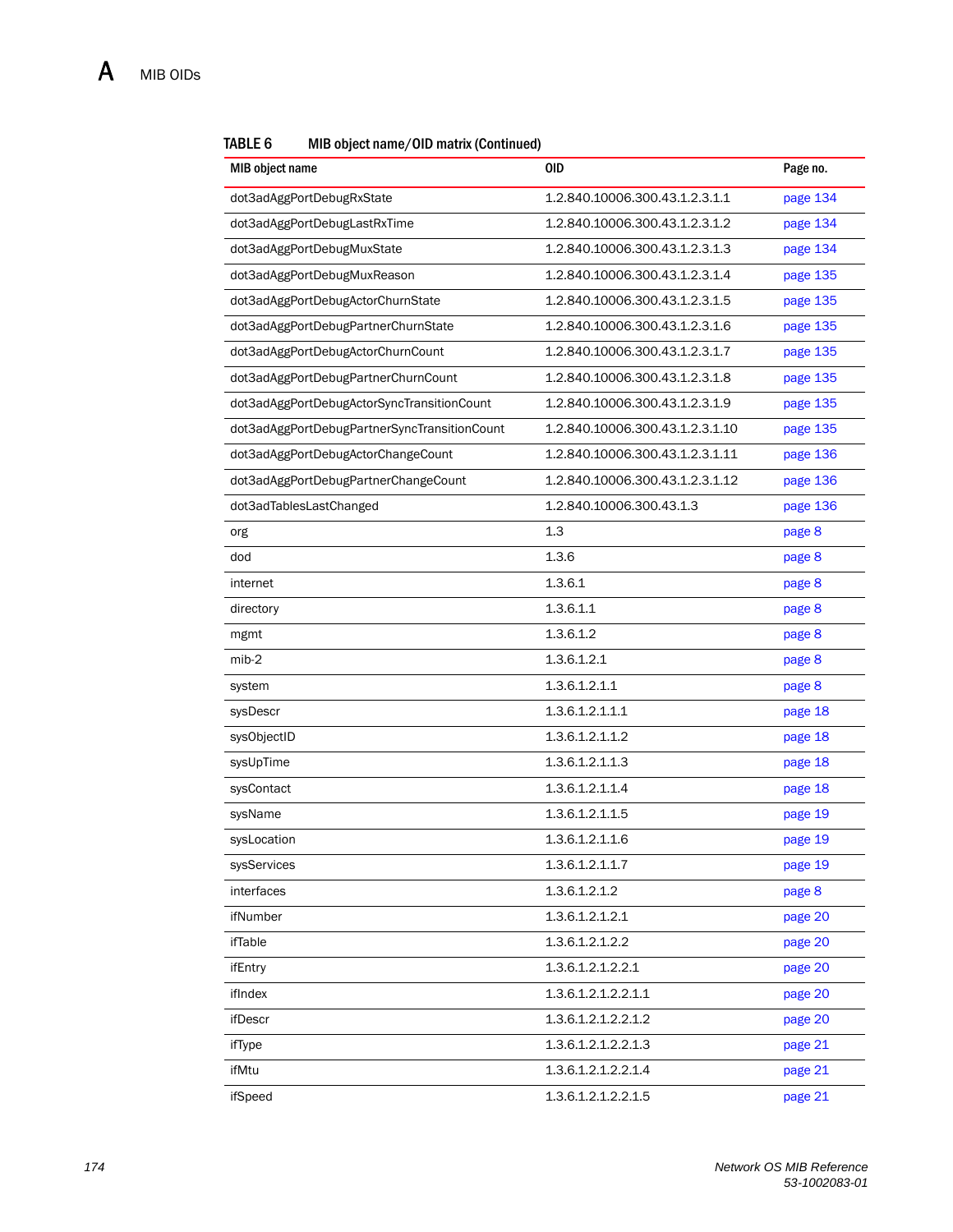**TABLE 6 MIB object name/OID matrix (Continued)**

| MIB object name | OID | Page no. |
|---|---|---|
| dot3adAggPortDebugRxState | 1.2.840.10006.300.43.1.2.3.1.1 | page 134 |
| dot3adAggPortDebugLastRxTime | 1.2.840.10006.300.43.1.2.3.1.2 | page 134 |
| dot3adAggPortDebugMuxState | 1.2.840.10006.300.43.1.2.3.1.3 | page 134 |
| dot3adAggPortDebugMuxReason | 1.2.840.10006.300.43.1.2.3.1.4 | page 135 |
| dot3adAggPortDebugActorChurnState | 1.2.840.10006.300.43.1.2.3.1.5 | page 135 |
| dot3adAggPortDebugPartnerChurnState | 1.2.840.10006.300.43.1.2.3.1.6 | page 135 |
| dot3adAggPortDebugActorChurnCount | 1.2.840.10006.300.43.1.2.3.1.7 | page 135 |
| dot3adAggPortDebugPartnerChurnCount | 1.2.840.10006.300.43.1.2.3.1.8 | page 135 |
| dot3adAggPortDebugActorSyncTransitionCount | 1.2.840.10006.300.43.1.2.3.1.9 | page 135 |
| dot3adAggPortDebugPartnerSyncTransitionCount | 1.2.840.10006.300.43.1.2.3.1.10 | page 135 |
| dot3adAggPortDebugActorChangeCount | 1.2.840.10006.300.43.1.2.3.1.11 | page 136 |
| dot3adAggPortDebugPartnerChangeCount | 1.2.840.10006.300.43.1.2.3.1.12 | page 136 |
| dot3adTablesLastChanged | 1.2.840.10006.300.43.1.3 | page 136 |
| org | 1.3 | page 8 |
| dod | 1.3.6 | page 8 |
| internet | 1.3.6.1 | page 8 |
| directory | 1.3.6.1.1 | page 8 |
| mgmt | 1.3.6.1.2 | page 8 |
| mib-2 | 1.3.6.1.2.1 | page 8 |
| system | 1.3.6.1.2.1.1 | page 8 |
| sysDescr | 1.3.6.1.2.1.1.1 | page 18 |
| sysObjectID | 1.3.6.1.2.1.1.2 | page 18 |
| sysUpTime | 1.3.6.1.2.1.1.3 | page 18 |
| sysContact | 1.3.6.1.2.1.1.4 | page 18 |
| sysName | 1.3.6.1.2.1.1.5 | page 19 |
| sysLocation | 1.3.6.1.2.1.1.6 | page 19 |
| sysServices | 1.3.6.1.2.1.1.7 | page 19 |
| interfaces | 1.3.6.1.2.1.2 | page 8 |
| ifNumber | 1.3.6.1.2.1.2.1 | page 20 |
| ifTable | 1.3.6.1.2.1.2.2 | page 20 |
| ifEntry | 1.3.6.1.2.1.2.2.1 | page 20 |
| ifIndex | 1.3.6.1.2.1.2.2.1.1 | page 20 |
| ifDescr | 1.3.6.1.2.1.2.2.1.2 | page 20 |
| ifType | 1.3.6.1.2.1.2.2.1.3 | page 21 |
| ifMtu | 1.3.6.1.2.1.2.2.1.4 | page 21 |
| ifSpeed | 1.3.6.1.2.1.2.2.1.5 | page 21 |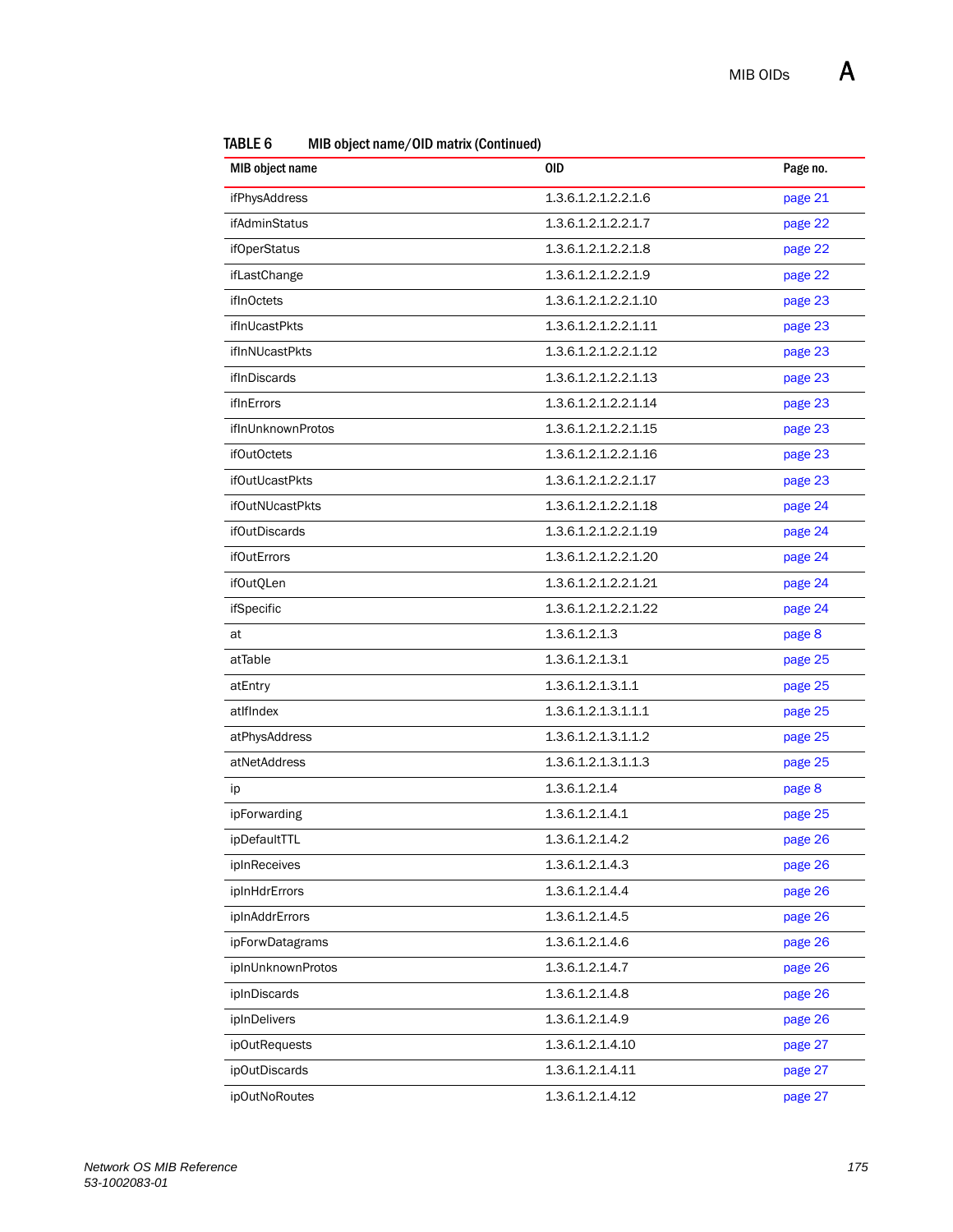**TABLE 6 MIB object name/OID matrix (Continued)**

| MIB object name | OID | Page no. |
|---|---|---|
| ifPhysAddress | 1.3.6.1.2.1.2.2.1.6 | page 21 |
| ifAdminStatus | 1.3.6.1.2.1.2.2.1.7 | page 22 |
| ifOperStatus | 1.3.6.1.2.1.2.2.1.8 | page 22 |
| ifLastChange | 1.3.6.1.2.1.2.2.1.9 | page 22 |
| ifInOctets | 1.3.6.1.2.1.2.2.1.10 | page 23 |
| ifInUcastPkts | 1.3.6.1.2.1.2.2.1.11 | page 23 |
| ifInNUcastPkts | 1.3.6.1.2.1.2.2.1.12 | page 23 |
| ifInDiscards | 1.3.6.1.2.1.2.2.1.13 | page 23 |
| ifInErrors | 1.3.6.1.2.1.2.2.1.14 | page 23 |
| ifInUnknownProtos | 1.3.6.1.2.1.2.2.1.15 | page 23 |
| ifOutOctets | 1.3.6.1.2.1.2.2.1.16 | page 23 |
| ifOutUcastPkts | 1.3.6.1.2.1.2.2.1.17 | page 23 |
| ifOutNUcastPkts | 1.3.6.1.2.1.2.2.1.18 | page 24 |
| ifOutDiscards | 1.3.6.1.2.1.2.2.1.19 | page 24 |
| ifOutErrors | 1.3.6.1.2.1.2.2.1.20 | page 24 |
| ifOutQLen | 1.3.6.1.2.1.2.2.1.21 | page 24 |
| ifSpecific | 1.3.6.1.2.1.2.2.1.22 | page 24 |
| at | 1.3.6.1.2.1.3 | page 8 |
| atTable | 1.3.6.1.2.1.3.1 | page 25 |
| atEntry | 1.3.6.1.2.1.3.1.1 | page 25 |
| atIfIndex | 1.3.6.1.2.1.3.1.1.1 | page 25 |
| atPhysAddress | 1.3.6.1.2.1.3.1.1.2 | page 25 |
| atNetAddress | 1.3.6.1.2.1.3.1.1.3 | page 25 |
| ip | 1.3.6.1.2.1.4 | page 8 |
| ipForwarding | 1.3.6.1.2.1.4.1 | page 25 |
| ipDefaultTTL | 1.3.6.1.2.1.4.2 | page 26 |
| ipInReceives | 1.3.6.1.2.1.4.3 | page 26 |
| ipInHdrErrors | 1.3.6.1.2.1.4.4 | page 26 |
| ipInAddrErrors | 1.3.6.1.2.1.4.5 | page 26 |
| ipForwDatagrams | 1.3.6.1.2.1.4.6 | page 26 |
| ipInUnknownProtos | 1.3.6.1.2.1.4.7 | page 26 |
| ipInDiscards | 1.3.6.1.2.1.4.8 | page 26 |
| ipInDelivers | 1.3.6.1.2.1.4.9 | page 26 |
| ipOutRequests | 1.3.6.1.2.1.4.10 | page 27 |
| ipOutDiscards | 1.3.6.1.2.1.4.11 | page 27 |
| ipOutNoRoutes | 1.3.6.1.2.1.4.12 | page 27 |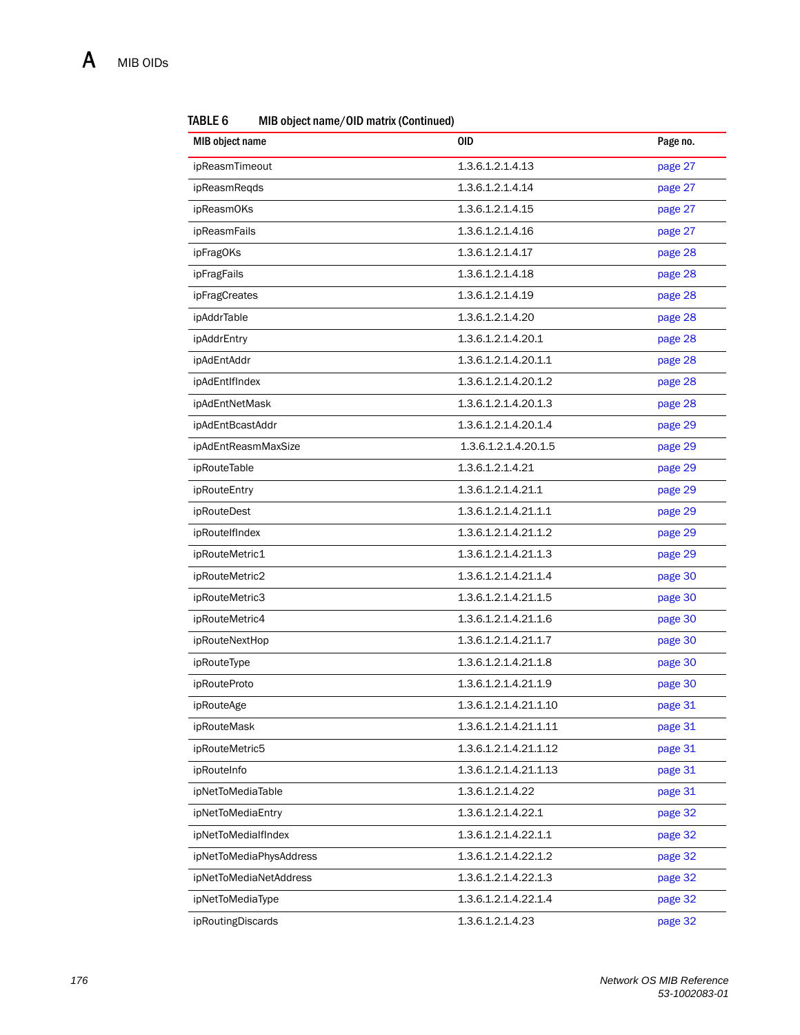**TABLE 6 MIB object name/OID matrix (Continued)**

| MIB object name | OID | Page no. |
|---|---|---|
| ipReasmTimeout | 1.3.6.1.2.1.4.13 | page 27 |
| ipReasmReqds | 1.3.6.1.2.1.4.14 | page 27 |
| ipReasmOKs | 1.3.6.1.2.1.4.15 | page 27 |
| ipReasmFails | 1.3.6.1.2.1.4.16 | page 27 |
| ipFragOKs | 1.3.6.1.2.1.4.17 | page 28 |
| ipFragFails | 1.3.6.1.2.1.4.18 | page 28 |
| ipFragCreates | 1.3.6.1.2.1.4.19 | page 28 |
| ipAddrTable | 1.3.6.1.2.1.4.20 | page 28 |
| ipAddrEntry | 1.3.6.1.2.1.4.20.1 | page 28 |
| ipAdEntAddr | 1.3.6.1.2.1.4.20.1.1 | page 28 |
| ipAdEntIfIndex | 1.3.6.1.2.1.4.20.1.2 | page 28 |
| ipAdEntNetMask | 1.3.6.1.2.1.4.20.1.3 | page 28 |
| ipAdEntBcastAddr | 1.3.6.1.2.1.4.20.1.4 | page 29 |
| ipAdEntReasmMaxSize | 1.3.6.1.2.1.4.20.1.5 | page 29 |
| ipRouteTable | 1.3.6.1.2.1.4.21 | page 29 |
| ipRouteEntry | 1.3.6.1.2.1.4.21.1 | page 29 |
| ipRouteDest | 1.3.6.1.2.1.4.21.1.1 | page 29 |
| ipRouteIfIndex | 1.3.6.1.2.1.4.21.1.2 | page 29 |
| ipRouteMetric1 | 1.3.6.1.2.1.4.21.1.3 | page 29 |
| ipRouteMetric2 | 1.3.6.1.2.1.4.21.1.4 | page 30 |
| ipRouteMetric3 | 1.3.6.1.2.1.4.21.1.5 | page 30 |
| ipRouteMetric4 | 1.3.6.1.2.1.4.21.1.6 | page 30 |
| ipRouteNextHop | 1.3.6.1.2.1.4.21.1.7 | page 30 |
| ipRouteType | 1.3.6.1.2.1.4.21.1.8 | page 30 |
| ipRouteProto | 1.3.6.1.2.1.4.21.1.9 | page 30 |
| ipRouteAge | 1.3.6.1.2.1.4.21.1.10 | page 31 |
| ipRouteMask | 1.3.6.1.2.1.4.21.1.11 | page 31 |
| ipRouteMetric5 | 1.3.6.1.2.1.4.21.1.12 | page 31 |
| ipRouteInfo | 1.3.6.1.2.1.4.21.1.13 | page 31 |
| ipNetToMediaTable | 1.3.6.1.2.1.4.22 | page 31 |
| ipNetToMediaEntry | 1.3.6.1.2.1.4.22.1 | page 32 |
| ipNetToMediaIfIndex | 1.3.6.1.2.1.4.22.1.1 | page 32 |
| ipNetToMediaPhysAddress | 1.3.6.1.2.1.4.22.1.2 | page 32 |
| ipNetToMediaNetAddress | 1.3.6.1.2.1.4.22.1.3 | page 32 |
| ipNetToMediaType | 1.3.6.1.2.1.4.22.1.4 | page 32 |
| ipRoutingDiscards | 1.3.6.1.2.1.4.23 | page 32 |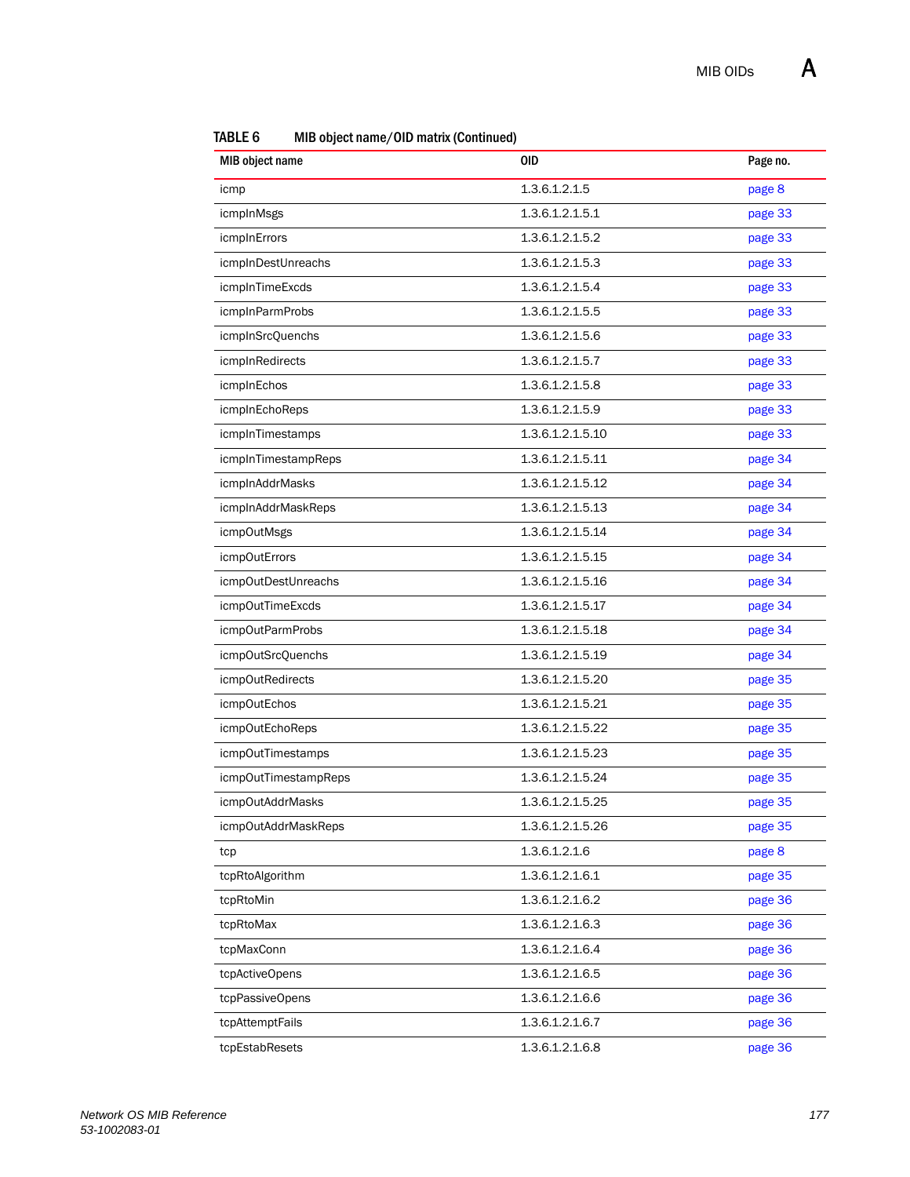**TABLE 6 MIB object name/OID matrix (Continued)**

| MIB object name | OID | Page no. |
|---|---|---|
| icmp | 1.3.6.1.2.1.5 | page 8 |
| icmpInMsgs | 1.3.6.1.2.1.5.1 | page 33 |
| icmpInErrors | 1.3.6.1.2.1.5.2 | page 33 |
| icmpInDestUnreachs | 1.3.6.1.2.1.5.3 | page 33 |
| icmpInTimeExcds | 1.3.6.1.2.1.5.4 | page 33 |
| icmpInParmProbs | 1.3.6.1.2.1.5.5 | page 33 |
| icmpInSrcQuenchs | 1.3.6.1.2.1.5.6 | page 33 |
| icmpInRedirects | 1.3.6.1.2.1.5.7 | page 33 |
| icmpInEchos | 1.3.6.1.2.1.5.8 | page 33 |
| icmpInEchoReps | 1.3.6.1.2.1.5.9 | page 33 |
| icmpInTimestamps | 1.3.6.1.2.1.5.10 | page 33 |
| icmpInTimestampReps | 1.3.6.1.2.1.5.11 | page 34 |
| icmpInAddrMasks | 1.3.6.1.2.1.5.12 | page 34 |
| icmpInAddrMaskReps | 1.3.6.1.2.1.5.13 | page 34 |
| icmpOutMsgs | 1.3.6.1.2.1.5.14 | page 34 |
| icmpOutErrors | 1.3.6.1.2.1.5.15 | page 34 |
| icmpOutDestUnreachs | 1.3.6.1.2.1.5.16 | page 34 |
| icmpOutTimeExcds | 1.3.6.1.2.1.5.17 | page 34 |
| icmpOutParmProbs | 1.3.6.1.2.1.5.18 | page 34 |
| icmpOutSrcQuenchs | 1.3.6.1.2.1.5.19 | page 34 |
| icmpOutRedirects | 1.3.6.1.2.1.5.20 | page 35 |
| icmpOutEchos | 1.3.6.1.2.1.5.21 | page 35 |
| icmpOutEchoReps | 1.3.6.1.2.1.5.22 | page 35 |
| icmpOutTimestamps | 1.3.6.1.2.1.5.23 | page 35 |
| icmpOutTimestampReps | 1.3.6.1.2.1.5.24 | page 35 |
| icmpOutAddrMasks | 1.3.6.1.2.1.5.25 | page 35 |
| icmpOutAddrMaskReps | 1.3.6.1.2.1.5.26 | page 35 |
| tcp | 1.3.6.1.2.1.6 | page 8 |
| tcpRtoAlgorithm | 1.3.6.1.2.1.6.1 | page 35 |
| tcpRtoMin | 1.3.6.1.2.1.6.2 | page 36 |
| tcpRtoMax | 1.3.6.1.2.1.6.3 | page 36 |
| tcpMaxConn | 1.3.6.1.2.1.6.4 | page 36 |
| tcpActiveOpens | 1.3.6.1.2.1.6.5 | page 36 |
| tcpPassiveOpens | 1.3.6.1.2.1.6.6 | page 36 |
| tcpAttemptFails | 1.3.6.1.2.1.6.7 | page 36 |
| tcpEstabResets | 1.3.6.1.2.1.6.8 | page 36 |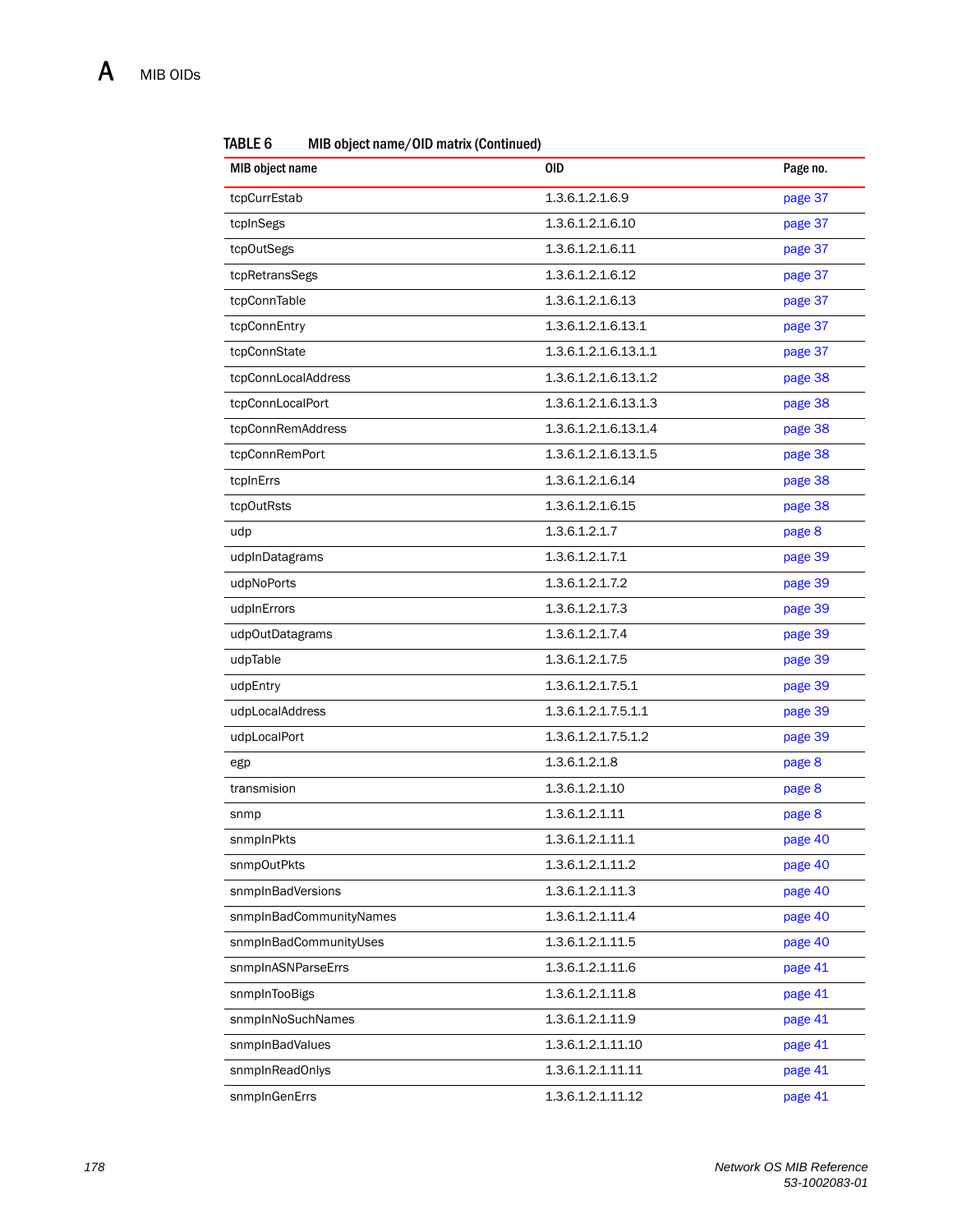**TABLE 6 MIB object name/OID matrix (Continued)**

| MIB object name | OID | Page no. |
|---|---|---|
| tcpCurrEstab | 1.3.6.1.2.1.6.9 | page 37 |
| tcpInSegs | 1.3.6.1.2.1.6.10 | page 37 |
| tcpOutSegs | 1.3.6.1.2.1.6.11 | page 37 |
| tcpRetransSegs | 1.3.6.1.2.1.6.12 | page 37 |
| tcpConnTable | 1.3.6.1.2.1.6.13 | page 37 |
| tcpConnEntry | 1.3.6.1.2.1.6.13.1 | page 37 |
| tcpConnState | 1.3.6.1.2.1.6.13.1.1 | page 37 |
| tcpConnLocalAddress | 1.3.6.1.2.1.6.13.1.2 | page 38 |
| tcpConnLocalPort | 1.3.6.1.2.1.6.13.1.3 | page 38 |
| tcpConnRemAddress | 1.3.6.1.2.1.6.13.1.4 | page 38 |
| tcpConnRemPort | 1.3.6.1.2.1.6.13.1.5 | page 38 |
| tcpInErrs | 1.3.6.1.2.1.6.14 | page 38 |
| tcpOutRsts | 1.3.6.1.2.1.6.15 | page 38 |
| udp | 1.3.6.1.2.1.7 | page 8 |
| udpInDatagrams | 1.3.6.1.2.1.7.1 | page 39 |
| udpNoPorts | 1.3.6.1.2.1.7.2 | page 39 |
| udpInErrors | 1.3.6.1.2.1.7.3 | page 39 |
| udpOutDatagrams | 1.3.6.1.2.1.7.4 | page 39 |
| udpTable | 1.3.6.1.2.1.7.5 | page 39 |
| udpEntry | 1.3.6.1.2.1.7.5.1 | page 39 |
| udpLocalAddress | 1.3.6.1.2.1.7.5.1.1 | page 39 |
| udpLocalPort | 1.3.6.1.2.1.7.5.1.2 | page 39 |
| egp | 1.3.6.1.2.1.8 | page 8 |
| transmision | 1.3.6.1.2.1.10 | page 8 |
| snmp | 1.3.6.1.2.1.11 | page 8 |
| snmpInPkts | 1.3.6.1.2.1.11.1 | page 40 |
| snmpOutPkts | 1.3.6.1.2.1.11.2 | page 40 |
| snmpInBadVersions | 1.3.6.1.2.1.11.3 | page 40 |
| snmpInBadCommunityNames | 1.3.6.1.2.1.11.4 | page 40 |
| snmpInBadCommunityUses | 1.3.6.1.2.1.11.5 | page 40 |
| snmpInASNParseErrs | 1.3.6.1.2.1.11.6 | page 41 |
| snmpInTooBigs | 1.3.6.1.2.1.11.8 | page 41 |
| snmpInNoSuchNames | 1.3.6.1.2.1.11.9 | page 41 |
| snmpInBadValues | 1.3.6.1.2.1.11.10 | page 41 |
| snmpInReadOnlys | 1.3.6.1.2.1.11.11 | page 41 |
| snmpInGenErrs | 1.3.6.1.2.1.11.12 | page 41 |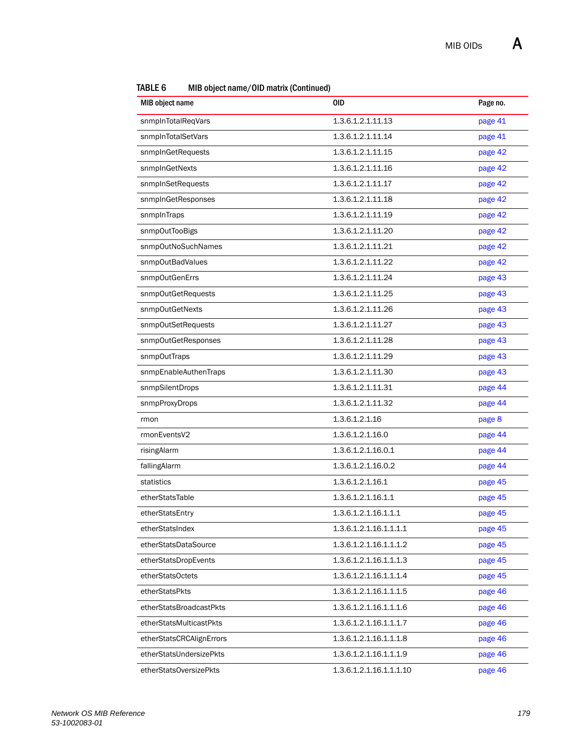**TABLE 6 MIB object name/OID matrix (Continued)**

| MIB object name | OID | Page no. |
|---|---|---|
| snmpInTotalReqVars | 1.3.6.1.2.1.11.13 | page 41 |
| snmpInTotalSetVars | 1.3.6.1.2.1.11.14 | page 41 |
| snmpInGetRequests | 1.3.6.1.2.1.11.15 | page 42 |
| snmpInGetNexts | 1.3.6.1.2.1.11.16 | page 42 |
| snmpInSetRequests | 1.3.6.1.2.1.11.17 | page 42 |
| snmpInGetResponses | 1.3.6.1.2.1.11.18 | page 42 |
| snmpInTraps | 1.3.6.1.2.1.11.19 | page 42 |
| snmpOutTooBigs | 1.3.6.1.2.1.11.20 | page 42 |
| snmpOutNoSuchNames | 1.3.6.1.2.1.11.21 | page 42 |
| snmpOutBadValues | 1.3.6.1.2.1.11.22 | page 42 |
| snmpOutGenErrs | 1.3.6.1.2.1.11.24 | page 43 |
| snmpOutGetRequests | 1.3.6.1.2.1.11.25 | page 43 |
| snmpOutGetNexts | 1.3.6.1.2.1.11.26 | page 43 |
| snmpOutSetRequests | 1.3.6.1.2.1.11.27 | page 43 |
| snmpOutGetResponses | 1.3.6.1.2.1.11.28 | page 43 |
| snmpOutTraps | 1.3.6.1.2.1.11.29 | page 43 |
| snmpEnableAuthenTraps | 1.3.6.1.2.1.11.30 | page 43 |
| snmpSilentDrops | 1.3.6.1.2.1.11.31 | page 44 |
| snmpProxyDrops | 1.3.6.1.2.1.11.32 | page 44 |
| rmon | 1.3.6.1.2.1.16 | page 8 |
| rmonEventsV2 | 1.3.6.1.2.1.16.0 | page 44 |
| risingAlarm | 1.3.6.1.2.1.16.0.1 | page 44 |
| fallingAlarm | 1.3.6.1.2.1.16.0.2 | page 44 |
| statistics | 1.3.6.1.2.1.16.1 | page 45 |
| etherStatsTable | 1.3.6.1.2.1.16.1.1 | page 45 |
| etherStatsEntry | 1.3.6.1.2.1.16.1.1.1 | page 45 |
| etherStatsIndex | 1.3.6.1.2.1.16.1.1.1.1 | page 45 |
| etherStatsDataSource | 1.3.6.1.2.1.16.1.1.1.2 | page 45 |
| etherStatsDropEvents | 1.3.6.1.2.1.16.1.1.1.3 | page 45 |
| etherStatsOctets | 1.3.6.1.2.1.16.1.1.1.4 | page 45 |
| etherStatsPkts | 1.3.6.1.2.1.16.1.1.1.5 | page 46 |
| etherStatsBroadcastPkts | 1.3.6.1.2.1.16.1.1.1.6 | page 46 |
| etherStatsMulticastPkts | 1.3.6.1.2.1.16.1.1.1.7 | page 46 |
| etherStatsCRCAlignErrors | 1.3.6.1.2.1.16.1.1.1.8 | page 46 |
| etherStatsUndersizePkts | 1.3.6.1.2.1.16.1.1.1.9 | page 46 |
| etherStatsOversizePkts | 1.3.6.1.2.1.16.1.1.1.10 | page 46 |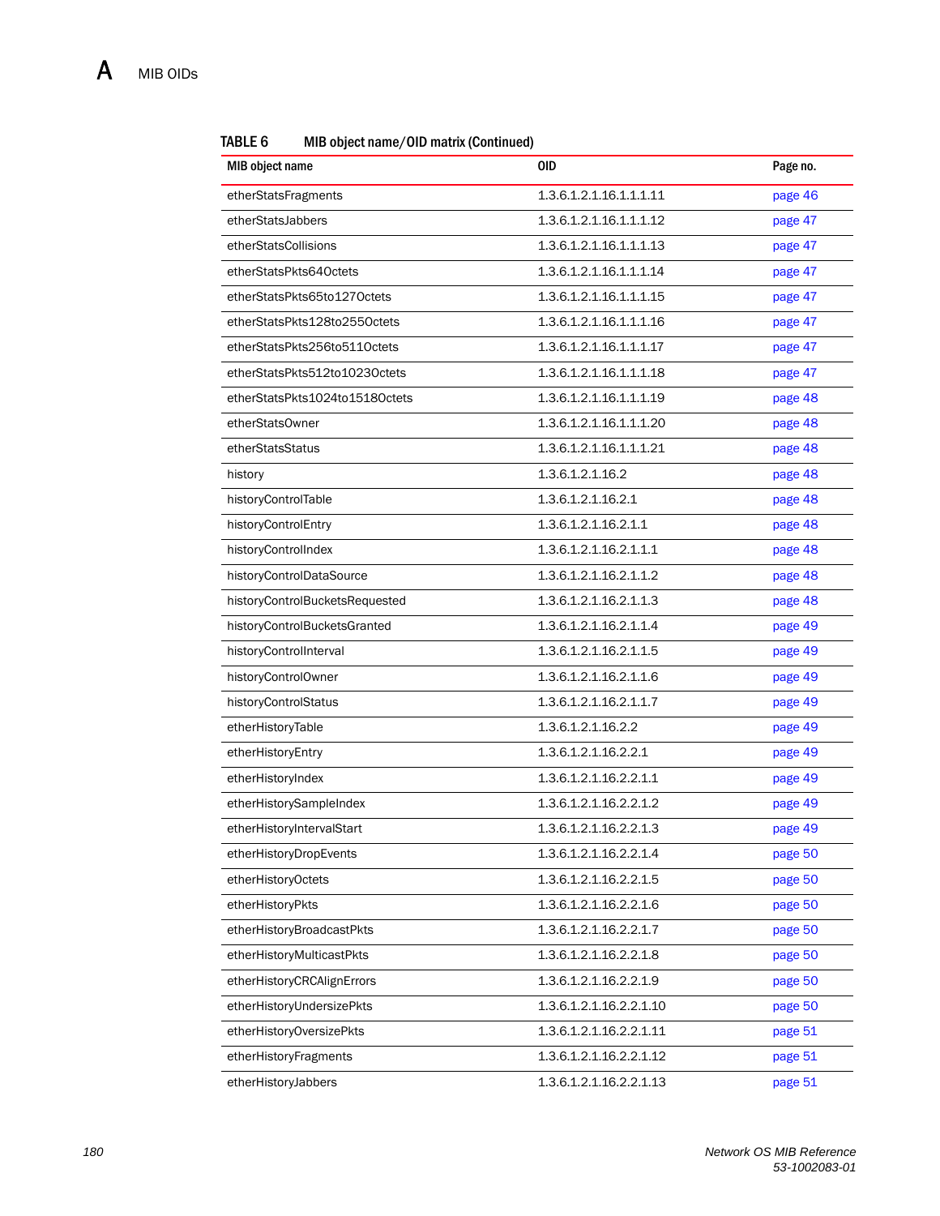**TABLE 6** MIB object name/OID matrix (Continued)

| MIB object name | OID | Page no. |
|---|---|---|
| etherStatsFragments | 1.3.6.1.2.1.16.1.1.1.11 | page 46 |
| etherStatsJabbers | 1.3.6.1.2.1.16.1.1.1.12 | page 47 |
| etherStatsCollisions | 1.3.6.1.2.1.16.1.1.1.13 | page 47 |
| etherStatsPkts64Octets | 1.3.6.1.2.1.16.1.1.1.14 | page 47 |
| etherStatsPkts65to127Octets | 1.3.6.1.2.1.16.1.1.1.15 | page 47 |
| etherStatsPkts128to255Octets | 1.3.6.1.2.1.16.1.1.1.16 | page 47 |
| etherStatsPkts256to511Octets | 1.3.6.1.2.1.16.1.1.1.17 | page 47 |
| etherStatsPkts512to1023Octets | 1.3.6.1.2.1.16.1.1.1.18 | page 47 |
| etherStatsPkts1024to1518Octets | 1.3.6.1.2.1.16.1.1.1.19 | page 48 |
| etherStatsOwner | 1.3.6.1.2.1.16.1.1.1.20 | page 48 |
| etherStatsStatus | 1.3.6.1.2.1.16.1.1.1.21 | page 48 |
| history | 1.3.6.1.2.1.16.2 | page 48 |
| historyControlTable | 1.3.6.1.2.1.16.2.1 | page 48 |
| historyControlEntry | 1.3.6.1.2.1.16.2.1.1 | page 48 |
| historyControlIndex | 1.3.6.1.2.1.16.2.1.1.1 | page 48 |
| historyControlDataSource | 1.3.6.1.2.1.16.2.1.1.2 | page 48 |
| historyControlBucketsRequested | 1.3.6.1.2.1.16.2.1.1.3 | page 48 |
| historyControlBucketsGranted | 1.3.6.1.2.1.16.2.1.1.4 | page 49 |
| historyControlInterval | 1.3.6.1.2.1.16.2.1.1.5 | page 49 |
| historyControlOwner | 1.3.6.1.2.1.16.2.1.1.6 | page 49 |
| historyControlStatus | 1.3.6.1.2.1.16.2.1.1.7 | page 49 |
| etherHistoryTable | 1.3.6.1.2.1.16.2.2 | page 49 |
| etherHistoryEntry | 1.3.6.1.2.1.16.2.2.1 | page 49 |
| etherHistoryIndex | 1.3.6.1.2.1.16.2.2.1.1 | page 49 |
| etherHistorySampleIndex | 1.3.6.1.2.1.16.2.2.1.2 | page 49 |
| etherHistoryIntervalStart | 1.3.6.1.2.1.16.2.2.1.3 | page 49 |
| etherHistoryDropEvents | 1.3.6.1.2.1.16.2.2.1.4 | page 50 |
| etherHistoryOctets | 1.3.6.1.2.1.16.2.2.1.5 | page 50 |
| etherHistoryPkts | 1.3.6.1.2.1.16.2.2.1.6 | page 50 |
| etherHistoryBroadcastPkts | 1.3.6.1.2.1.16.2.2.1.7 | page 50 |
| etherHistoryMulticastPkts | 1.3.6.1.2.1.16.2.2.1.8 | page 50 |
| etherHistoryCRCAlignErrors | 1.3.6.1.2.1.16.2.2.1.9 | page 50 |
| etherHistoryUndersizePkts | 1.3.6.1.2.1.16.2.2.1.10 | page 50 |
| etherHistoryOversizePkts | 1.3.6.1.2.1.16.2.2.1.11 | page 51 |
| etherHistoryFragments | 1.3.6.1.2.1.16.2.2.1.12 | page 51 |
| etherHistoryJabbers | 1.3.6.1.2.1.16.2.2.1.13 | page 51 |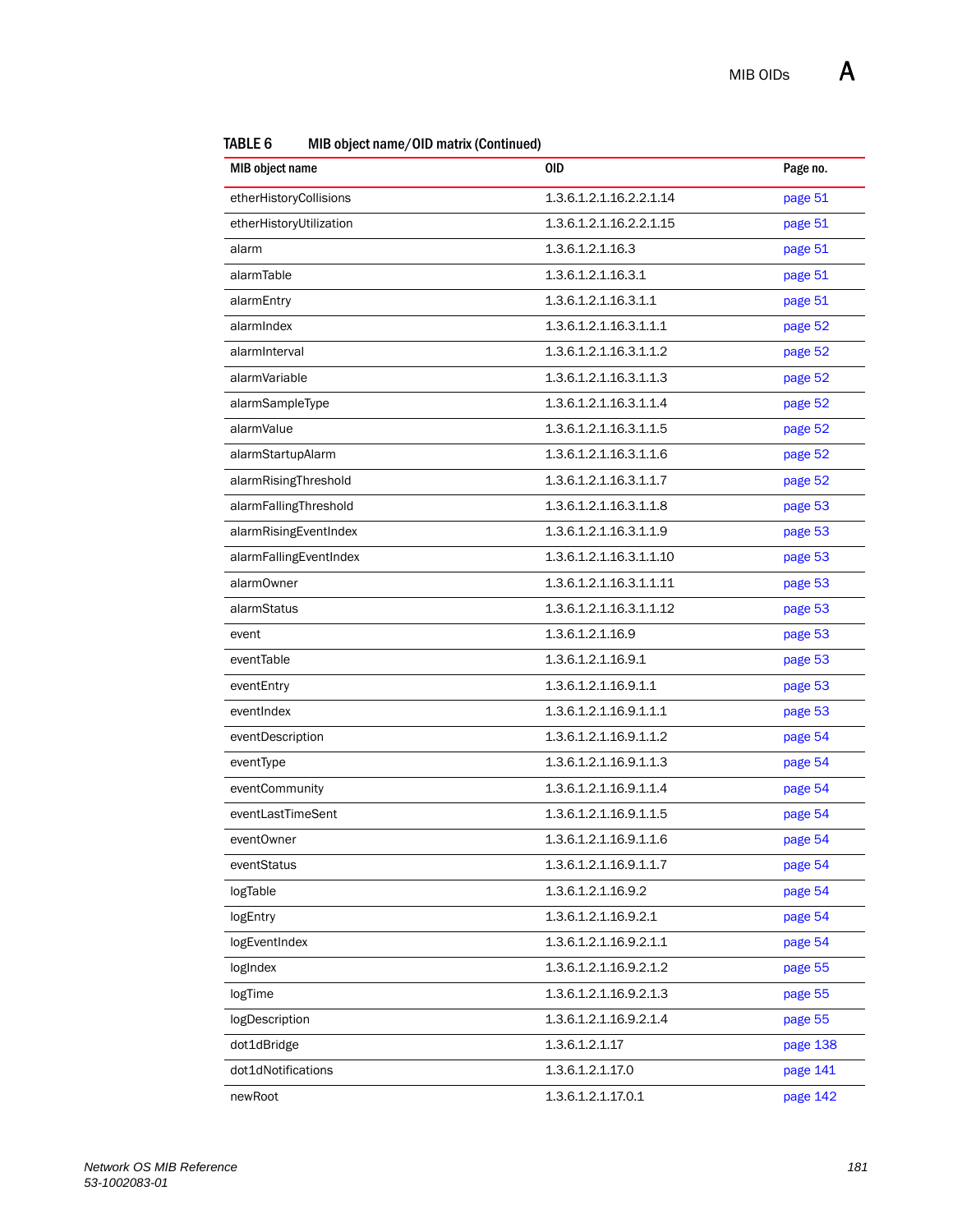**TABLE 6** MIB object name/OID matrix (Continued)

| MIB object name | OID | Page no. |
|---|---|---|
| etherHistoryCollisions | 1.3.6.1.2.1.16.2.2.1.14 | page 51 |
| etherHistoryUtilization | 1.3.6.1.2.1.16.2.2.1.15 | page 51 |
| alarm | 1.3.6.1.2.1.16.3 | page 51 |
| alarmTable | 1.3.6.1.2.1.16.3.1 | page 51 |
| alarmEntry | 1.3.6.1.2.1.16.3.1.1 | page 51 |
| alarmIndex | 1.3.6.1.2.1.16.3.1.1.1 | page 52 |
| alarmInterval | 1.3.6.1.2.1.16.3.1.1.2 | page 52 |
| alarmVariable | 1.3.6.1.2.1.16.3.1.1.3 | page 52 |
| alarmSampleType | 1.3.6.1.2.1.16.3.1.1.4 | page 52 |
| alarmValue | 1.3.6.1.2.1.16.3.1.1.5 | page 52 |
| alarmStartupAlarm | 1.3.6.1.2.1.16.3.1.1.6 | page 52 |
| alarmRisingThreshold | 1.3.6.1.2.1.16.3.1.1.7 | page 52 |
| alarmFallingThreshold | 1.3.6.1.2.1.16.3.1.1.8 | page 53 |
| alarmRisingEventIndex | 1.3.6.1.2.1.16.3.1.1.9 | page 53 |
| alarmFallingEventIndex | 1.3.6.1.2.1.16.3.1.1.10 | page 53 |
| alarmOwner | 1.3.6.1.2.1.16.3.1.1.11 | page 53 |
| alarmStatus | 1.3.6.1.2.1.16.3.1.1.12 | page 53 |
| event | 1.3.6.1.2.1.16.9 | page 53 |
| eventTable | 1.3.6.1.2.1.16.9.1 | page 53 |
| eventEntry | 1.3.6.1.2.1.16.9.1.1 | page 53 |
| eventIndex | 1.3.6.1.2.1.16.9.1.1.1 | page 53 |
| eventDescription | 1.3.6.1.2.1.16.9.1.1.2 | page 54 |
| eventType | 1.3.6.1.2.1.16.9.1.1.3 | page 54 |
| eventCommunity | 1.3.6.1.2.1.16.9.1.1.4 | page 54 |
| eventLastTimeSent | 1.3.6.1.2.1.16.9.1.1.5 | page 54 |
| eventOwner | 1.3.6.1.2.1.16.9.1.1.6 | page 54 |
| eventStatus | 1.3.6.1.2.1.16.9.1.1.7 | page 54 |
| logTable | 1.3.6.1.2.1.16.9.2 | page 54 |
| logEntry | 1.3.6.1.2.1.16.9.2.1 | page 54 |
| logEventIndex | 1.3.6.1.2.1.16.9.2.1.1 | page 54 |
| logIndex | 1.3.6.1.2.1.16.9.2.1.2 | page 55 |
| logTime | 1.3.6.1.2.1.16.9.2.1.3 | page 55 |
| logDescription | 1.3.6.1.2.1.16.9.2.1.4 | page 55 |
| dot1dBridge | 1.3.6.1.2.1.17 | page 138 |
| dot1dNotifications | 1.3.6.1.2.1.17.0 | page 141 |
| newRoot | 1.3.6.1.2.1.17.0.1 | page 142 |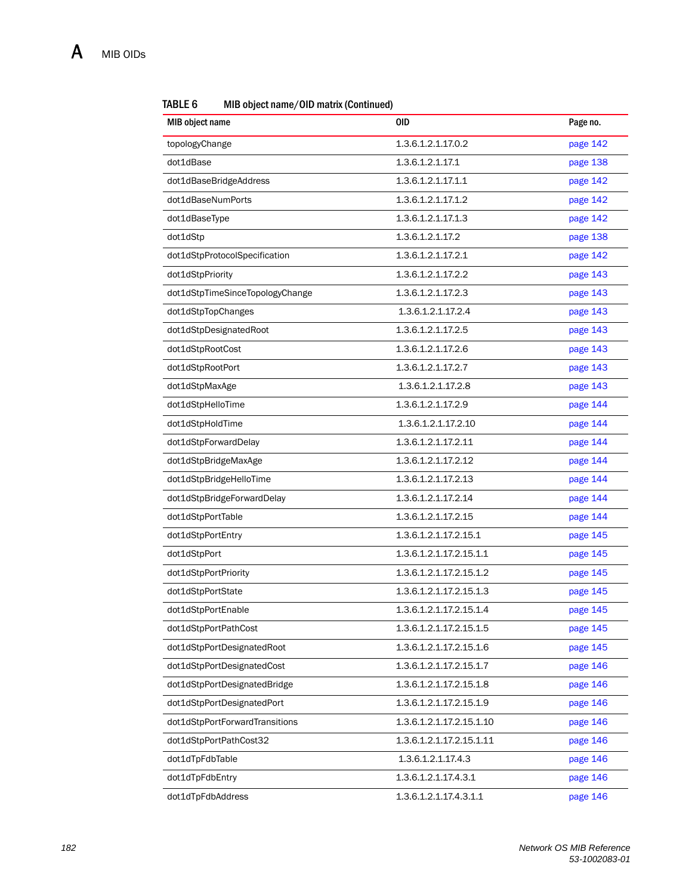**TABLE 6 MIB object name/OID matrix (Continued)**

| MIB object name | OID | Page no. |
|---|---|---|
| topologyChange | 1.3.6.1.2.1.17.0.2 | page 142 |
| dot1dBase | 1.3.6.1.2.1.17.1 | page 138 |
| dot1dBaseBridgeAddress | 1.3.6.1.2.1.17.1.1 | page 142 |
| dot1dBaseNumPorts | 1.3.6.1.2.1.17.1.2 | page 142 |
| dot1dBaseType | 1.3.6.1.2.1.17.1.3 | page 142 |
| dot1dStp | 1.3.6.1.2.1.17.2 | page 138 |
| dot1dStpProtocolSpecification | 1.3.6.1.2.1.17.2.1 | page 142 |
| dot1dStpPriority | 1.3.6.1.2.1.17.2.2 | page 143 |
| dot1dStpTimeSinceTopologyChange | 1.3.6.1.2.1.17.2.3 | page 143 |
| dot1dStpTopChanges | 1.3.6.1.2.1.17.2.4 | page 143 |
| dot1dStpDesignatedRoot | 1.3.6.1.2.1.17.2.5 | page 143 |
| dot1dStpRootCost | 1.3.6.1.2.1.17.2.6 | page 143 |
| dot1dStpRootPort | 1.3.6.1.2.1.17.2.7 | page 143 |
| dot1dStpMaxAge | 1.3.6.1.2.1.17.2.8 | page 143 |
| dot1dStpHelloTime | 1.3.6.1.2.1.17.2.9 | page 144 |
| dot1dStpHoldTime | 1.3.6.1.2.1.17.2.10 | page 144 |
| dot1dStpForwardDelay | 1.3.6.1.2.1.17.2.11 | page 144 |
| dot1dStpBridgeMaxAge | 1.3.6.1.2.1.17.2.12 | page 144 |
| dot1dStpBridgeHelloTime | 1.3.6.1.2.1.17.2.13 | page 144 |
| dot1dStpBridgeForwardDelay | 1.3.6.1.2.1.17.2.14 | page 144 |
| dot1dStpPortTable | 1.3.6.1.2.1.17.2.15 | page 144 |
| dot1dStpPortEntry | 1.3.6.1.2.1.17.2.15.1 | page 145 |
| dot1dStpPort | 1.3.6.1.2.1.17.2.15.1.1 | page 145 |
| dot1dStpPortPriority | 1.3.6.1.2.1.17.2.15.1.2 | page 145 |
| dot1dStpPortState | 1.3.6.1.2.1.17.2.15.1.3 | page 145 |
| dot1dStpPortEnable | 1.3.6.1.2.1.17.2.15.1.4 | page 145 |
| dot1dStpPortPathCost | 1.3.6.1.2.1.17.2.15.1.5 | page 145 |
| dot1dStpPortDesignatedRoot | 1.3.6.1.2.1.17.2.15.1.6 | page 145 |
| dot1dStpPortDesignatedCost | 1.3.6.1.2.1.17.2.15.1.7 | page 146 |
| dot1dStpPortDesignatedBridge | 1.3.6.1.2.1.17.2.15.1.8 | page 146 |
| dot1dStpPortDesignatedPort | 1.3.6.1.2.1.17.2.15.1.9 | page 146 |
| dot1dStpPortForwardTransitions | 1.3.6.1.2.1.17.2.15.1.10 | page 146 |
| dot1dStpPortPathCost32 | 1.3.6.1.2.1.17.2.15.1.11 | page 146 |
| dot1dTpFdbTable | 1.3.6.1.2.1.17.4.3 | page 146 |
| dot1dTpFdbEntry | 1.3.6.1.2.1.17.4.3.1 | page 146 |
| dot1dTpFdbAddress | 1.3.6.1.2.1.17.4.3.1.1 | page 146 |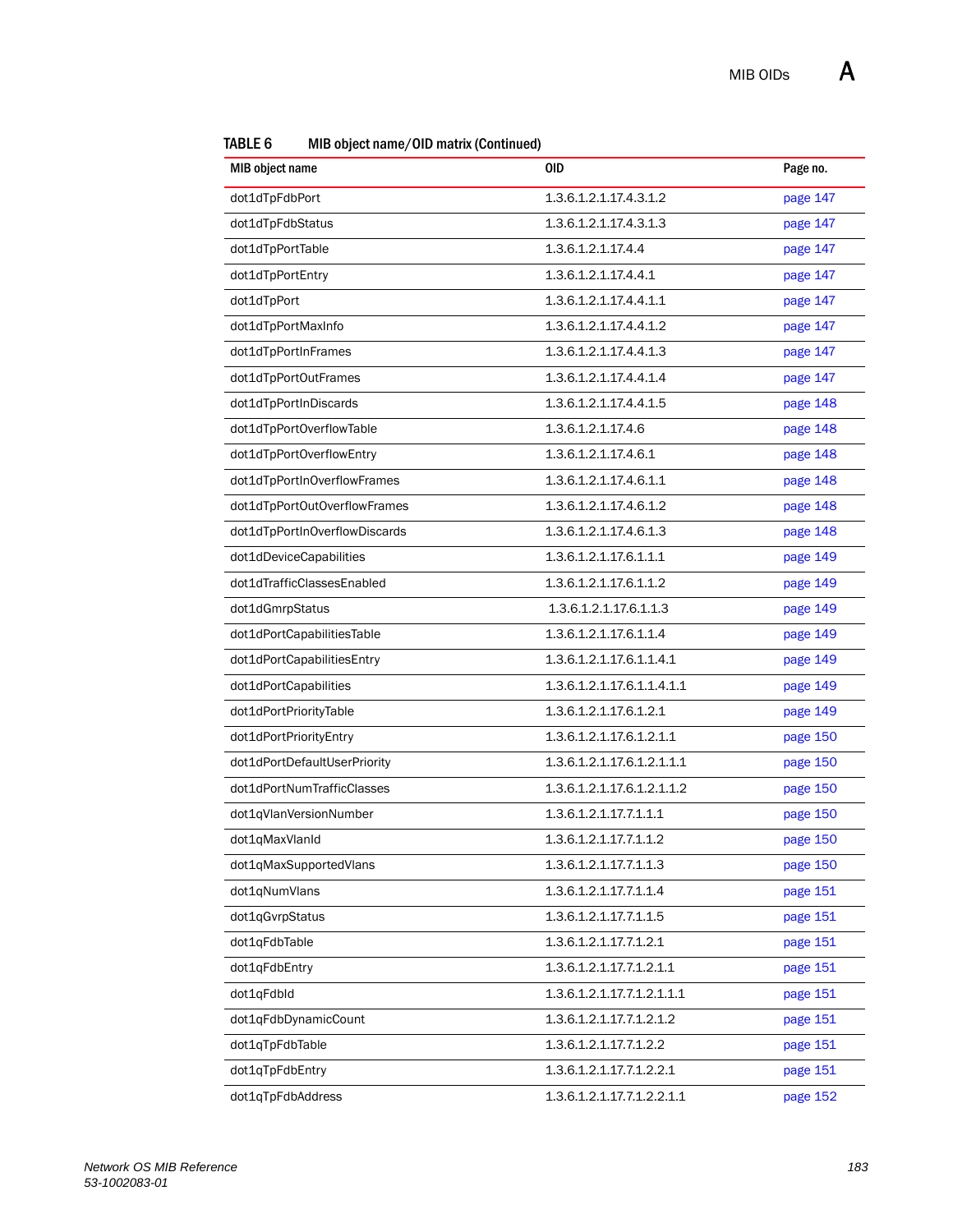**TABLE 6 MIB object name/OID matrix (Continued)**

| MIB object name | OID | Page no. |
|---|---|---|
| dot1dTpFdbPort | 1.3.6.1.2.1.17.4.3.1.2 | page 147 |
| dot1dTpFdbStatus | 1.3.6.1.2.1.17.4.3.1.3 | page 147 |
| dot1dTpPortTable | 1.3.6.1.2.1.17.4.4 | page 147 |
| dot1dTpPortEntry | 1.3.6.1.2.1.17.4.4.1 | page 147 |
| dot1dTpPort | 1.3.6.1.2.1.17.4.4.1.1 | page 147 |
| dot1dTpPortMaxInfo | 1.3.6.1.2.1.17.4.4.1.2 | page 147 |
| dot1dTpPortInFrames | 1.3.6.1.2.1.17.4.4.1.3 | page 147 |
| dot1dTpPortOutFrames | 1.3.6.1.2.1.17.4.4.1.4 | page 147 |
| dot1dTpPortInDiscards | 1.3.6.1.2.1.17.4.4.1.5 | page 148 |
| dot1dTpPortOverflowTable | 1.3.6.1.2.1.17.4.6 | page 148 |
| dot1dTpPortOverflowEntry | 1.3.6.1.2.1.17.4.6.1 | page 148 |
| dot1dTpPortInOverflowFrames | 1.3.6.1.2.1.17.4.6.1.1 | page 148 |
| dot1dTpPortOutOverflowFrames | 1.3.6.1.2.1.17.4.6.1.2 | page 148 |
| dot1dTpPortInOverflowDiscards | 1.3.6.1.2.1.17.4.6.1.3 | page 148 |
| dot1dDeviceCapabilities | 1.3.6.1.2.1.17.6.1.1.1 | page 149 |
| dot1dTrafficClassesEnabled | 1.3.6.1.2.1.17.6.1.1.2 | page 149 |
| dot1dGmrpStatus | 1.3.6.1.2.1.17.6.1.1.3 | page 149 |
| dot1dPortCapabilitiesTable | 1.3.6.1.2.1.17.6.1.1.4 | page 149 |
| dot1dPortCapabilitiesEntry | 1.3.6.1.2.1.17.6.1.1.4.1 | page 149 |
| dot1dPortCapabilities | 1.3.6.1.2.1.17.6.1.1.4.1.1 | page 149 |
| dot1dPortPriorityTable | 1.3.6.1.2.1.17.6.1.2.1 | page 149 |
| dot1dPortPriorityEntry | 1.3.6.1.2.1.17.6.1.2.1.1 | page 150 |
| dot1dPortDefaultUserPriority | 1.3.6.1.2.1.17.6.1.2.1.1.1 | page 150 |
| dot1dPortNumTrafficClasses | 1.3.6.1.2.1.17.6.1.2.1.1.2 | page 150 |
| dot1qVlanVersionNumber | 1.3.6.1.2.1.17.7.1.1.1 | page 150 |
| dot1qMaxVlanId | 1.3.6.1.2.1.17.7.1.1.2 | page 150 |
| dot1qMaxSupportedVlans | 1.3.6.1.2.1.17.7.1.1.3 | page 150 |
| dot1qNumVlans | 1.3.6.1.2.1.17.7.1.1.4 | page 151 |
| dot1qGvrpStatus | 1.3.6.1.2.1.17.7.1.1.5 | page 151 |
| dot1qFdbTable | 1.3.6.1.2.1.17.7.1.2.1 | page 151 |
| dot1qFdbEntry | 1.3.6.1.2.1.17.7.1.2.1.1 | page 151 |
| dot1qFdbId | 1.3.6.1.2.1.17.7.1.2.1.1.1 | page 151 |
| dot1qFdbDynamicCount | 1.3.6.1.2.1.17.7.1.2.1.2 | page 151 |
| dot1qTpFdbTable | 1.3.6.1.2.1.17.7.1.2.2 | page 151 |
| dot1qTpFdbEntry | 1.3.6.1.2.1.17.7.1.2.2.1 | page 151 |
| dot1qTpFdbAddress | 1.3.6.1.2.1.17.7.1.2.2.1.1 | page 152 |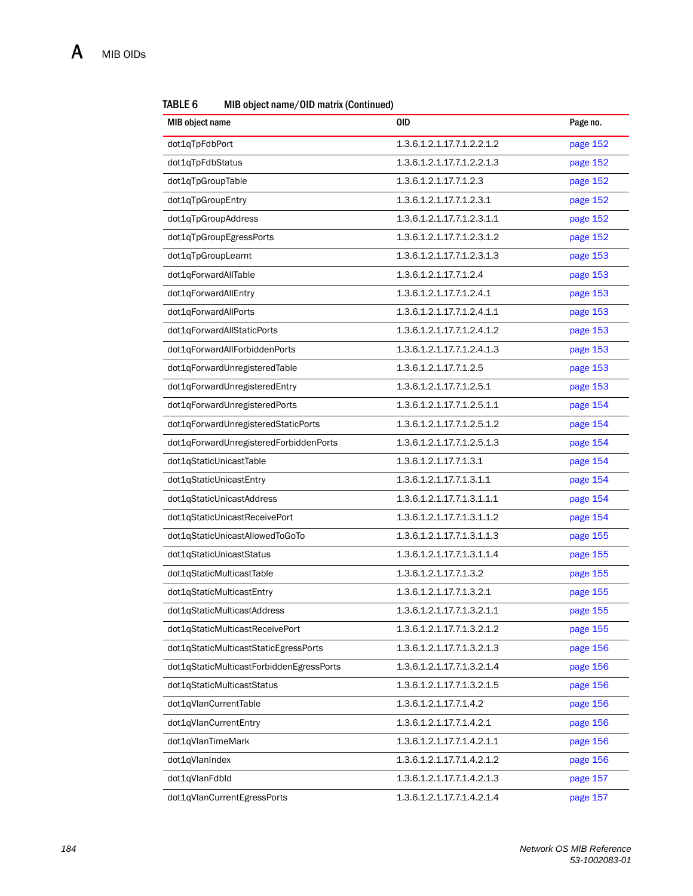**TABLE 6** MIB object name/OID matrix (Continued)

| MIB object name | OID | Page no. |
|---|---|---|
| dot1qTpFdbPort | 1.3.6.1.2.1.17.7.1.2.2.1.2 | page 152 |
| dot1qTpFdbStatus | 1.3.6.1.2.1.17.7.1.2.2.1.3 | page 152 |
| dot1qTpGroupTable | 1.3.6.1.2.1.17.7.1.2.3 | page 152 |
| dot1qTpGroupEntry | 1.3.6.1.2.1.17.7.1.2.3.1 | page 152 |
| dot1qTpGroupAddress | 1.3.6.1.2.1.17.7.1.2.3.1.1 | page 152 |
| dot1qTpGroupEgressPorts | 1.3.6.1.2.1.17.7.1.2.3.1.2 | page 152 |
| dot1qTpGroupLearnt | 1.3.6.1.2.1.17.7.1.2.3.1.3 | page 153 |
| dot1qForwardAllTable | 1.3.6.1.2.1.17.7.1.2.4 | page 153 |
| dot1qForwardAllEntry | 1.3.6.1.2.1.17.7.1.2.4.1 | page 153 |
| dot1qForwardAllPorts | 1.3.6.1.2.1.17.7.1.2.4.1.1 | page 153 |
| dot1qForwardAllStaticPorts | 1.3.6.1.2.1.17.7.1.2.4.1.2 | page 153 |
| dot1qForwardAllForbiddenPorts | 1.3.6.1.2.1.17.7.1.2.4.1.3 | page 153 |
| dot1qForwardUnregisteredTable | 1.3.6.1.2.1.17.7.1.2.5 | page 153 |
| dot1qForwardUnregisteredEntry | 1.3.6.1.2.1.17.7.1.2.5.1 | page 153 |
| dot1qForwardUnregisteredPorts | 1.3.6.1.2.1.17.7.1.2.5.1.1 | page 154 |
| dot1qForwardUnregisteredStaticPorts | 1.3.6.1.2.1.17.7.1.2.5.1.2 | page 154 |
| dot1qForwardUnregisteredForbiddenPorts | 1.3.6.1.2.1.17.7.1.2.5.1.3 | page 154 |
| dot1qStaticUnicastTable | 1.3.6.1.2.1.17.7.1.3.1 | page 154 |
| dot1qStaticUnicastEntry | 1.3.6.1.2.1.17.7.1.3.1.1 | page 154 |
| dot1qStaticUnicastAddress | 1.3.6.1.2.1.17.7.1.3.1.1.1 | page 154 |
| dot1qStaticUnicastReceivePort | 1.3.6.1.2.1.17.7.1.3.1.1.2 | page 154 |
| dot1qStaticUnicastAllowedToGoTo | 1.3.6.1.2.1.17.7.1.3.1.1.3 | page 155 |
| dot1qStaticUnicastStatus | 1.3.6.1.2.1.17.7.1.3.1.1.4 | page 155 |
| dot1qStaticMulticastTable | 1.3.6.1.2.1.17.7.1.3.2 | page 155 |
| dot1qStaticMulticastEntry | 1.3.6.1.2.1.17.7.1.3.2.1 | page 155 |
| dot1qStaticMulticastAddress | 1.3.6.1.2.1.17.7.1.3.2.1.1 | page 155 |
| dot1qStaticMulticastReceivePort | 1.3.6.1.2.1.17.7.1.3.2.1.2 | page 155 |
| dot1qStaticMulticastStaticEgressPorts | 1.3.6.1.2.1.17.7.1.3.2.1.3 | page 156 |
| dot1qStaticMulticastForbiddenEgressPorts | 1.3.6.1.2.1.17.7.1.3.2.1.4 | page 156 |
| dot1qStaticMulticastStatus | 1.3.6.1.2.1.17.7.1.3.2.1.5 | page 156 |
| dot1qVlanCurrentTable | 1.3.6.1.2.1.17.7.1.4.2 | page 156 |
| dot1qVlanCurrentEntry | 1.3.6.1.2.1.17.7.1.4.2.1 | page 156 |
| dot1qVlanTimeMark | 1.3.6.1.2.1.17.7.1.4.2.1.1 | page 156 |
| dot1qVlanIndex | 1.3.6.1.2.1.17.7.1.4.2.1.2 | page 156 |
| dot1qVlanFdbId | 1.3.6.1.2.1.17.7.1.4.2.1.3 | page 157 |
| dot1qVlanCurrentEgressPorts | 1.3.6.1.2.1.17.7.1.4.2.1.4 | page 157 |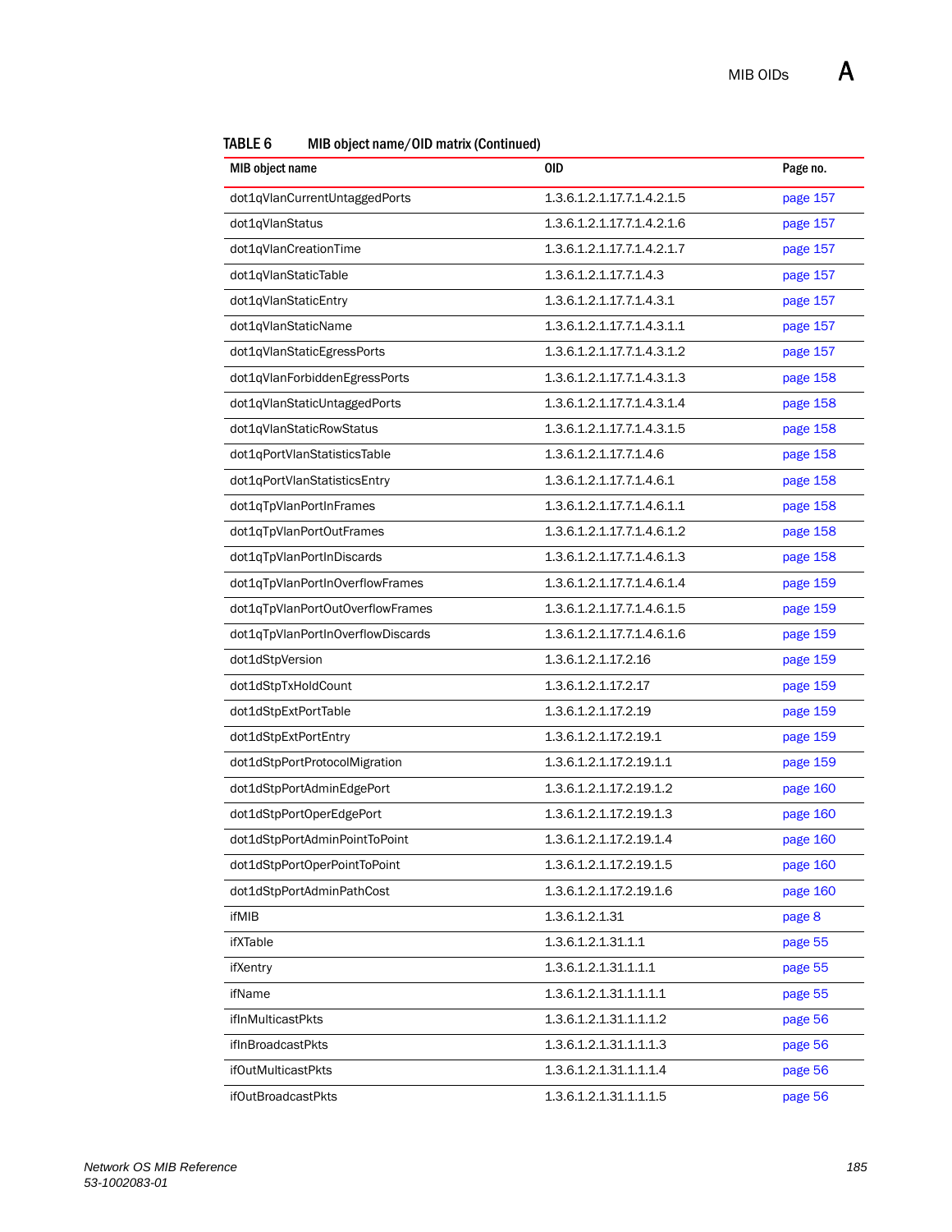**TABLE 6 MIB object name/OID matrix (Continued)**

| MIB object name | OID | Page no. |
|---|---|---|
| dot1qVlanCurrentUntaggedPorts | 1.3.6.1.2.1.17.7.1.4.2.1.5 | page 157 |
| dot1qVlanStatus | 1.3.6.1.2.1.17.7.1.4.2.1.6 | page 157 |
| dot1qVlanCreationTime | 1.3.6.1.2.1.17.7.1.4.2.1.7 | page 157 |
| dot1qVlanStaticTable | 1.3.6.1.2.1.17.7.1.4.3 | page 157 |
| dot1qVlanStaticEntry | 1.3.6.1.2.1.17.7.1.4.3.1 | page 157 |
| dot1qVlanStaticName | 1.3.6.1.2.1.17.7.1.4.3.1.1 | page 157 |
| dot1qVlanStaticEgressPorts | 1.3.6.1.2.1.17.7.1.4.3.1.2 | page 157 |
| dot1qVlanForbiddenEgressPorts | 1.3.6.1.2.1.17.7.1.4.3.1.3 | page 158 |
| dot1qVlanStaticUntaggedPorts | 1.3.6.1.2.1.17.7.1.4.3.1.4 | page 158 |
| dot1qVlanStaticRowStatus | 1.3.6.1.2.1.17.7.1.4.3.1.5 | page 158 |
| dot1qPortVlanStatisticsTable | 1.3.6.1.2.1.17.7.1.4.6 | page 158 |
| dot1qPortVlanStatisticsEntry | 1.3.6.1.2.1.17.7.1.4.6.1 | page 158 |
| dot1qTpVlanPortInFrames | 1.3.6.1.2.1.17.7.1.4.6.1.1 | page 158 |
| dot1qTpVlanPortOutFrames | 1.3.6.1.2.1.17.7.1.4.6.1.2 | page 158 |
| dot1qTpVlanPortInDiscards | 1.3.6.1.2.1.17.7.1.4.6.1.3 | page 158 |
| dot1qTpVlanPortInOverflowFrames | 1.3.6.1.2.1.17.7.1.4.6.1.4 | page 159 |
| dot1qTpVlanPortOutOverflowFrames | 1.3.6.1.2.1.17.7.1.4.6.1.5 | page 159 |
| dot1qTpVlanPortInOverflowDiscards | 1.3.6.1.2.1.17.7.1.4.6.1.6 | page 159 |
| dot1dStpVersion | 1.3.6.1.2.1.17.2.16 | page 159 |
| dot1dStpTxHoldCount | 1.3.6.1.2.1.17.2.17 | page 159 |
| dot1dStpExtPortTable | 1.3.6.1.2.1.17.2.19 | page 159 |
| dot1dStpExtPortEntry | 1.3.6.1.2.1.17.2.19.1 | page 159 |
| dot1dStpPortProtocolMigration | 1.3.6.1.2.1.17.2.19.1.1 | page 159 |
| dot1dStpPortAdminEdgePort | 1.3.6.1.2.1.17.2.19.1.2 | page 160 |
| dot1dStpPortOperEdgePort | 1.3.6.1.2.1.17.2.19.1.3 | page 160 |
| dot1dStpPortAdminPointToPoint | 1.3.6.1.2.1.17.2.19.1.4 | page 160 |
| dot1dStpPortOperPointToPoint | 1.3.6.1.2.1.17.2.19.1.5 | page 160 |
| dot1dStpPortAdminPathCost | 1.3.6.1.2.1.17.2.19.1.6 | page 160 |
| ifMIB | 1.3.6.1.2.1.31 | page 8 |
| ifXTable | 1.3.6.1.2.1.31.1.1 | page 55 |
| ifXentry | 1.3.6.1.2.1.31.1.1.1 | page 55 |
| ifName | 1.3.6.1.2.1.31.1.1.1.1 | page 55 |
| ifInMulticastPkts | 1.3.6.1.2.1.31.1.1.1.2 | page 56 |
| ifInBroadcastPkts | 1.3.6.1.2.1.31.1.1.1.3 | page 56 |
| ifOutMulticastPkts | 1.3.6.1.2.1.31.1.1.1.4 | page 56 |
| ifOutBroadcastPkts | 1.3.6.1.2.1.31.1.1.1.5 | page 56 |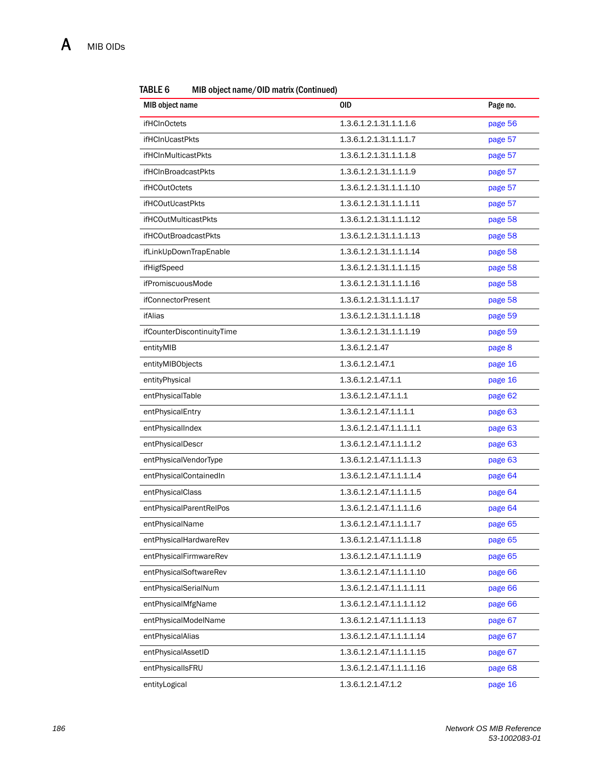**TABLE 6 MIB object name/OID matrix (Continued)**

| MIB object name | OID | Page no. |
|---|---|---|
| ifHCInOctets | 1.3.6.1.2.1.31.1.1.1.6 | page 56 |
| ifHCInUcastPkts | 1.3.6.1.2.1.31.1.1.1.7 | page 57 |
| ifHCInMulticastPkts | 1.3.6.1.2.1.31.1.1.1.8 | page 57 |
| ifHCInBroadcastPkts | 1.3.6.1.2.1.31.1.1.1.9 | page 57 |
| ifHCOutOctets | 1.3.6.1.2.1.31.1.1.1.10 | page 57 |
| ifHCOutUcastPkts | 1.3.6.1.2.1.31.1.1.1.11 | page 57 |
| ifHCOutMulticastPkts | 1.3.6.1.2.1.31.1.1.1.12 | page 58 |
| ifHCOutBroadcastPkts | 1.3.6.1.2.1.31.1.1.1.13 | page 58 |
| ifLinkUpDownTrapEnable | 1.3.6.1.2.1.31.1.1.1.14 | page 58 |
| ifHigfSpeed | 1.3.6.1.2.1.31.1.1.1.15 | page 58 |
| ifPromiscuousMode | 1.3.6.1.2.1.31.1.1.1.16 | page 58 |
| ifConnectorPresent | 1.3.6.1.2.1.31.1.1.1.17 | page 58 |
| ifAlias | 1.3.6.1.2.1.31.1.1.1.18 | page 59 |
| ifCounterDiscontinuityTime | 1.3.6.1.2.1.31.1.1.1.19 | page 59 |
| entityMIB | 1.3.6.1.2.1.47 | page 8 |
| entityMIBObjects | 1.3.6.1.2.1.47.1 | page 16 |
| entityPhysical | 1.3.6.1.2.1.47.1.1 | page 16 |
| entPhysicalTable | 1.3.6.1.2.1.47.1.1.1 | page 62 |
| entPhysicalEntry | 1.3.6.1.2.1.47.1.1.1.1 | page 63 |
| entPhysicalIndex | 1.3.6.1.2.1.47.1.1.1.1.1 | page 63 |
| entPhysicalDescr | 1.3.6.1.2.1.47.1.1.1.1.2 | page 63 |
| entPhysicalVendorType | 1.3.6.1.2.1.47.1.1.1.1.3 | page 63 |
| entPhysicalContainedIn | 1.3.6.1.2.1.47.1.1.1.1.4 | page 64 |
| entPhysicalClass | 1.3.6.1.2.1.47.1.1.1.1.5 | page 64 |
| entPhysicalParentRelPos | 1.3.6.1.2.1.47.1.1.1.1.6 | page 64 |
| entPhysicalName | 1.3.6.1.2.1.47.1.1.1.1.7 | page 65 |
| entPhysicalHardwareRev | 1.3.6.1.2.1.47.1.1.1.1.8 | page 65 |
| entPhysicalFirmwareRev | 1.3.6.1.2.1.47.1.1.1.1.9 | page 65 |
| entPhysicalSoftwareRev | 1.3.6.1.2.1.47.1.1.1.1.10 | page 66 |
| entPhysicalSerialNum | 1.3.6.1.2.1.47.1.1.1.1.11 | page 66 |
| entPhysicalMfgName | 1.3.6.1.2.1.47.1.1.1.1.12 | page 66 |
| entPhysicalModelName | 1.3.6.1.2.1.47.1.1.1.1.13 | page 67 |
| entPhysicalAlias | 1.3.6.1.2.1.47.1.1.1.1.14 | page 67 |
| entPhysicalAssetID | 1.3.6.1.2.1.47.1.1.1.1.15 | page 67 |
| entPhysicalIsFRU | 1.3.6.1.2.1.47.1.1.1.1.16 | page 68 |
| entityLogical | 1.3.6.1.2.1.47.1.2 | page 16 |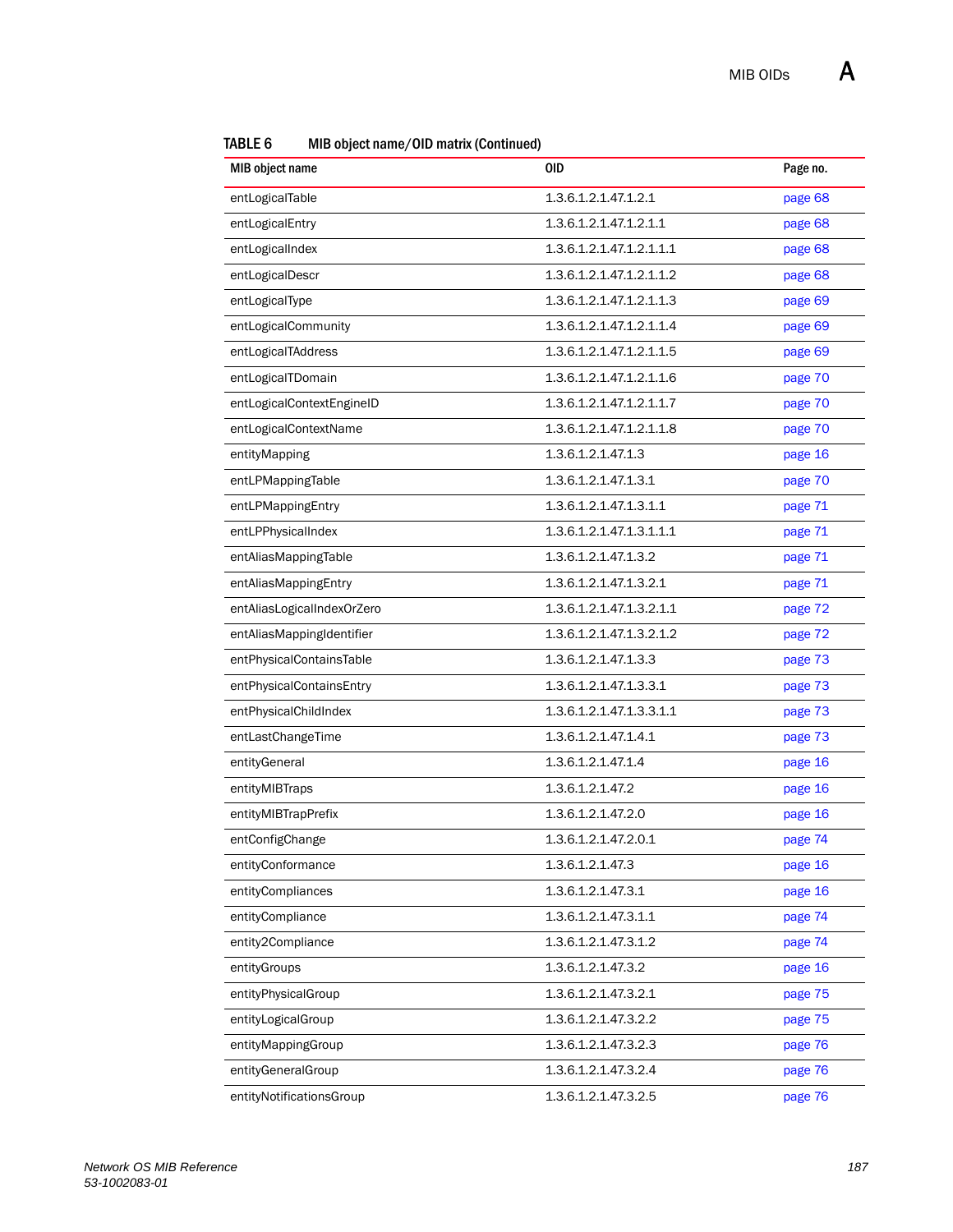**TABLE 6** MIB object name/OID matrix (Continued)

| MIB object name | OID | Page no. |
|---|---|---|
| entLogicalTable | 1.3.6.1.2.1.47.1.2.1 | page 68 |
| entLogicalEntry | 1.3.6.1.2.1.47.1.2.1.1 | page 68 |
| entLogicalIndex | 1.3.6.1.2.1.47.1.2.1.1.1 | page 68 |
| entLogicalDescr | 1.3.6.1.2.1.47.1.2.1.1.2 | page 68 |
| entLogicalType | 1.3.6.1.2.1.47.1.2.1.1.3 | page 69 |
| entLogicalCommunity | 1.3.6.1.2.1.47.1.2.1.1.4 | page 69 |
| entLogicalTAddress | 1.3.6.1.2.1.47.1.2.1.1.5 | page 69 |
| entLogicalTDomain | 1.3.6.1.2.1.47.1.2.1.1.6 | page 70 |
| entLogicalContextEngineID | 1.3.6.1.2.1.47.1.2.1.1.7 | page 70 |
| entLogicalContextName | 1.3.6.1.2.1.47.1.2.1.1.8 | page 70 |
| entityMapping | 1.3.6.1.2.1.47.1.3 | page 16 |
| entLPMappingTable | 1.3.6.1.2.1.47.1.3.1 | page 70 |
| entLPMappingEntry | 1.3.6.1.2.1.47.1.3.1.1 | page 71 |
| entLPPhysicalIndex | 1.3.6.1.2.1.47.1.3.1.1.1 | page 71 |
| entAliasMappingTable | 1.3.6.1.2.1.47.1.3.2 | page 71 |
| entAliasMappingEntry | 1.3.6.1.2.1.47.1.3.2.1 | page 71 |
| entAliasLogicalIndexOrZero | 1.3.6.1.2.1.47.1.3.2.1.1 | page 72 |
| entAliasMappingIdentifier | 1.3.6.1.2.1.47.1.3.2.1.2 | page 72 |
| entPhysicalContainsTable | 1.3.6.1.2.1.47.1.3.3 | page 73 |
| entPhysicalContainsEntry | 1.3.6.1.2.1.47.1.3.3.1 | page 73 |
| entPhysicalChildIndex | 1.3.6.1.2.1.47.1.3.3.1.1 | page 73 |
| entLastChangeTime | 1.3.6.1.2.1.47.1.4.1 | page 73 |
| entityGeneral | 1.3.6.1.2.1.47.1.4 | page 16 |
| entityMIBTraps | 1.3.6.1.2.1.47.2 | page 16 |
| entityMIBTrapPrefix | 1.3.6.1.2.1.47.2.0 | page 16 |
| entConfigChange | 1.3.6.1.2.1.47.2.0.1 | page 74 |
| entityConformance | 1.3.6.1.2.1.47.3 | page 16 |
| entityCompliances | 1.3.6.1.2.1.47.3.1 | page 16 |
| entityCompliance | 1.3.6.1.2.1.47.3.1.1 | page 74 |
| entity2Compliance | 1.3.6.1.2.1.47.3.1.2 | page 74 |
| entityGroups | 1.3.6.1.2.1.47.3.2 | page 16 |
| entityPhysicalGroup | 1.3.6.1.2.1.47.3.2.1 | page 75 |
| entityLogicalGroup | 1.3.6.1.2.1.47.3.2.2 | page 75 |
| entityMappingGroup | 1.3.6.1.2.1.47.3.2.3 | page 76 |
| entityGeneralGroup | 1.3.6.1.2.1.47.3.2.4 | page 76 |
| entityNotificationsGroup | 1.3.6.1.2.1.47.3.2.5 | page 76 |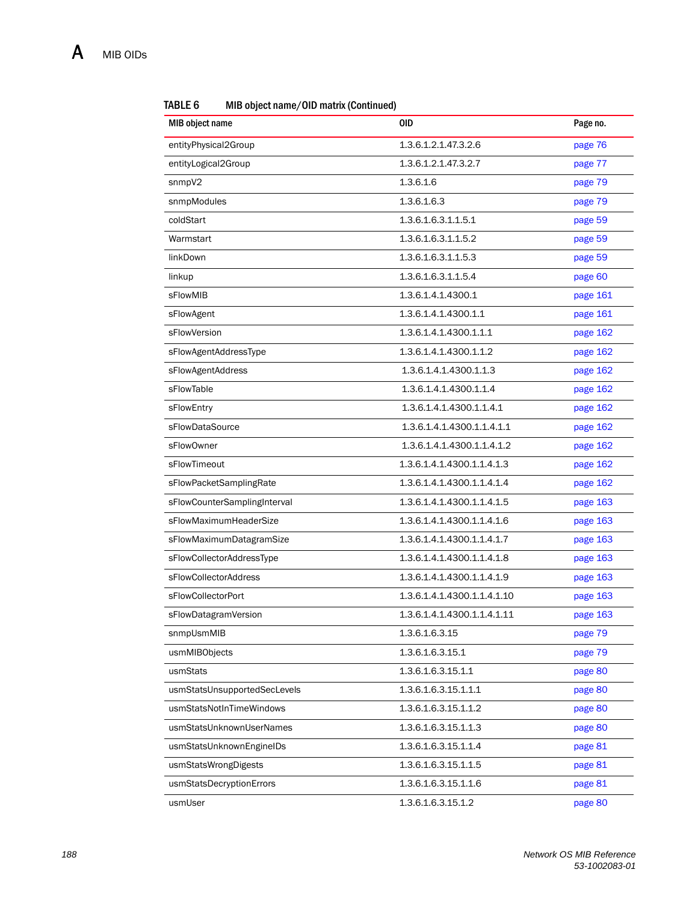**TABLE 6** MIB object name/OID matrix (Continued)

| MIB object name | OID | Page no. |
|---|---|---|
| entityPhysical2Group | 1.3.6.1.2.1.47.3.2.6 | page 76 |
| entityLogical2Group | 1.3.6.1.2.1.47.3.2.7 | page 77 |
| snmpV2 | 1.3.6.1.6 | page 79 |
| snmpModules | 1.3.6.1.6.3 | page 79 |
| coldStart | 1.3.6.1.6.3.1.1.5.1 | page 59 |
| Warmstart | 1.3.6.1.6.3.1.1.5.2 | page 59 |
| linkDown | 1.3.6.1.6.3.1.1.5.3 | page 59 |
| linkup | 1.3.6.1.6.3.1.1.5.4 | page 60 |
| sFlowMIB | 1.3.6.1.4.1.4300.1 | page 161 |
| sFlowAgent | 1.3.6.1.4.1.4300.1.1 | page 161 |
| sFlowVersion | 1.3.6.1.4.1.4300.1.1.1 | page 162 |
| sFlowAgentAddressType | 1.3.6.1.4.1.4300.1.1.2 | page 162 |
| sFlowAgentAddress | 1.3.6.1.4.1.4300.1.1.3 | page 162 |
| sFlowTable | 1.3.6.1.4.1.4300.1.1.4 | page 162 |
| sFlowEntry | 1.3.6.1.4.1.4300.1.1.4.1 | page 162 |
| sFlowDataSource | 1.3.6.1.4.1.4300.1.1.4.1.1 | page 162 |
| sFlowOwner | 1.3.6.1.4.1.4300.1.1.4.1.2 | page 162 |
| sFlowTimeout | 1.3.6.1.4.1.4300.1.1.4.1.3 | page 162 |
| sFlowPacketSamplingRate | 1.3.6.1.4.1.4300.1.1.4.1.4 | page 162 |
| sFlowCounterSamplingInterval | 1.3.6.1.4.1.4300.1.1.4.1.5 | page 163 |
| sFlowMaximumHeaderSize | 1.3.6.1.4.1.4300.1.1.4.1.6 | page 163 |
| sFlowMaximumDatagramSize | 1.3.6.1.4.1.4300.1.1.4.1.7 | page 163 |
| sFlowCollectorAddressType | 1.3.6.1.4.1.4300.1.1.4.1.8 | page 163 |
| sFlowCollectorAddress | 1.3.6.1.4.1.4300.1.1.4.1.9 | page 163 |
| sFlowCollectorPort | 1.3.6.1.4.1.4300.1.1.4.1.10 | page 163 |
| sFlowDatagramVersion | 1.3.6.1.4.1.4300.1.1.4.1.11 | page 163 |
| snmpUsmMIB | 1.3.6.1.6.3.15 | page 79 |
| usmMIBObjects | 1.3.6.1.6.3.15.1 | page 79 |
| usmStats | 1.3.6.1.6.3.15.1.1 | page 80 |
| usmStatsUnsupportedSecLevels | 1.3.6.1.6.3.15.1.1.1 | page 80 |
| usmStatsNotInTimeWindows | 1.3.6.1.6.3.15.1.1.2 | page 80 |
| usmStatsUnknownUserNames | 1.3.6.1.6.3.15.1.1.3 | page 80 |
| usmStatsUnknownEngineIDs | 1.3.6.1.6.3.15.1.1.4 | page 81 |
| usmStatsWrongDigests | 1.3.6.1.6.3.15.1.1.5 | page 81 |
| usmStatsDecryptionErrors | 1.3.6.1.6.3.15.1.1.6 | page 81 |
| usmUser | 1.3.6.1.6.3.15.1.2 | page 80 |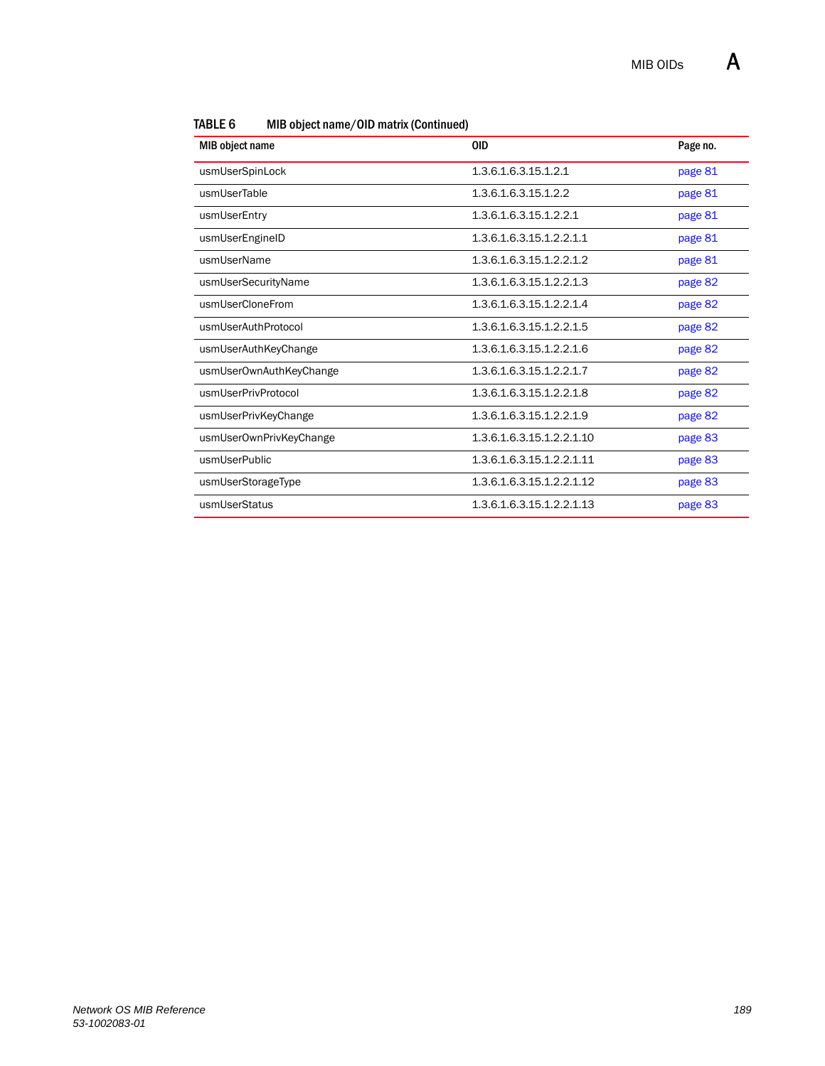**TABLE 6 MIB object name/OID matrix (Continued)**

| MIB object name | OID | Page no. |
|---|---|---|
| usmUserSpinLock | 1.3.6.1.6.3.15.1.2.1 | page 81 |
| usmUserTable | 1.3.6.1.6.3.15.1.2.2 | page 81 |
| usmUserEntry | 1.3.6.1.6.3.15.1.2.2.1 | page 81 |
| usmUserEngineID | 1.3.6.1.6.3.15.1.2.2.1.1 | page 81 |
| usmUserName | 1.3.6.1.6.3.15.1.2.2.1.2 | page 81 |
| usmUserSecurityName | 1.3.6.1.6.3.15.1.2.2.1.3 | page 82 |
| usmUserCloneFrom | 1.3.6.1.6.3.15.1.2.2.1.4 | page 82 |
| usmUserAuthProtocol | 1.3.6.1.6.3.15.1.2.2.1.5 | page 82 |
| usmUserAuthKeyChange | 1.3.6.1.6.3.15.1.2.2.1.6 | page 82 |
| usmUserOwnAuthKeyChange | 1.3.6.1.6.3.15.1.2.2.1.7 | page 82 |
| usmUserPrivProtocol | 1.3.6.1.6.3.15.1.2.2.1.8 | page 82 |
| usmUserPrivKeyChange | 1.3.6.1.6.3.15.1.2.2.1.9 | page 82 |
| usmUserOwnPrivKeyChange | 1.3.6.1.6.3.15.1.2.2.1.10 | page 83 |
| usmUserPublic | 1.3.6.1.6.3.15.1.2.2.1.11 | page 83 |
| usmUserStorageType | 1.3.6.1.6.3.15.1.2.2.1.12 | page 83 |
| usmUserStatus | 1.3.6.1.6.3.15.1.2.2.1.13 | page 83 |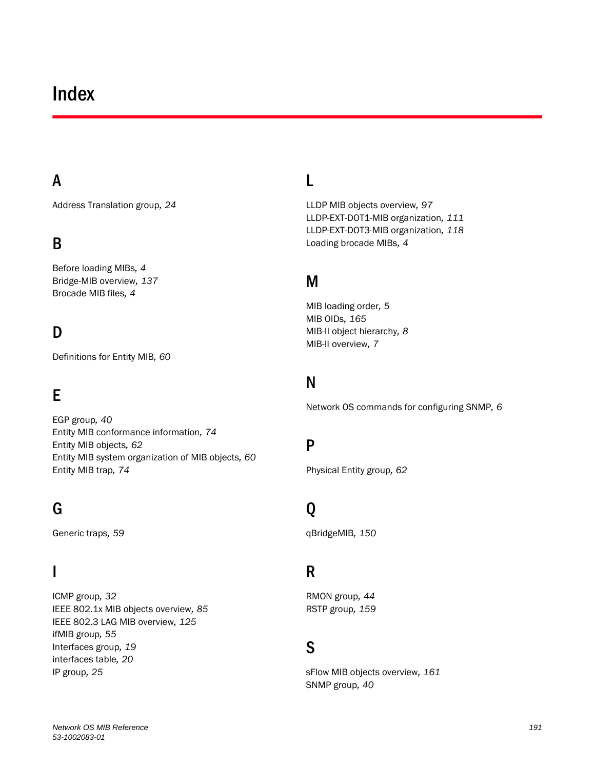# Index

## A

Address Translation group, *24*

## B

Before loading MIBs, *4*
Bridge-MIB overview, *137*
Brocade MIB files, *4*

## D

Definitions for Entity MIB, *60*

## E

EGP group, *40*
Entity MIB conformance information, *74*
Entity MIB objects, *62*
Entity MIB system organization of MIB objects, *60*
Entity MIB trap, *74*

## G

Generic traps, *59*

## I

ICMP group, *32*
IEEE 802.1x MIB objects overview, *85*
IEEE 802.3 LAG MIB overview, *125*
ifMIB group, *55*
Interfaces group, *19*
interfaces table, *20*
IP group, *25*

## L

LLDP MIB objects overview, *97*
LLDP-EXT-DOT1-MIB organization, *111*
LLDP-EXT-DOT3-MIB organization, *118*
Loading brocade MIBs, *4*

## M

MIB loading order, *5*
MIB OIDs, *165*
MIB-II object hierarchy, *8*
MIB-II overview, *7*

## N

Network OS commands for configuring SNMP, *6*

## P

Physical Entity group, *62*

## Q

qBridgeMIB, *150*

## R

RMON group, *44*
RSTP group, *159*

## S

sFlow MIB objects overview, *161*
SNMP group, *40*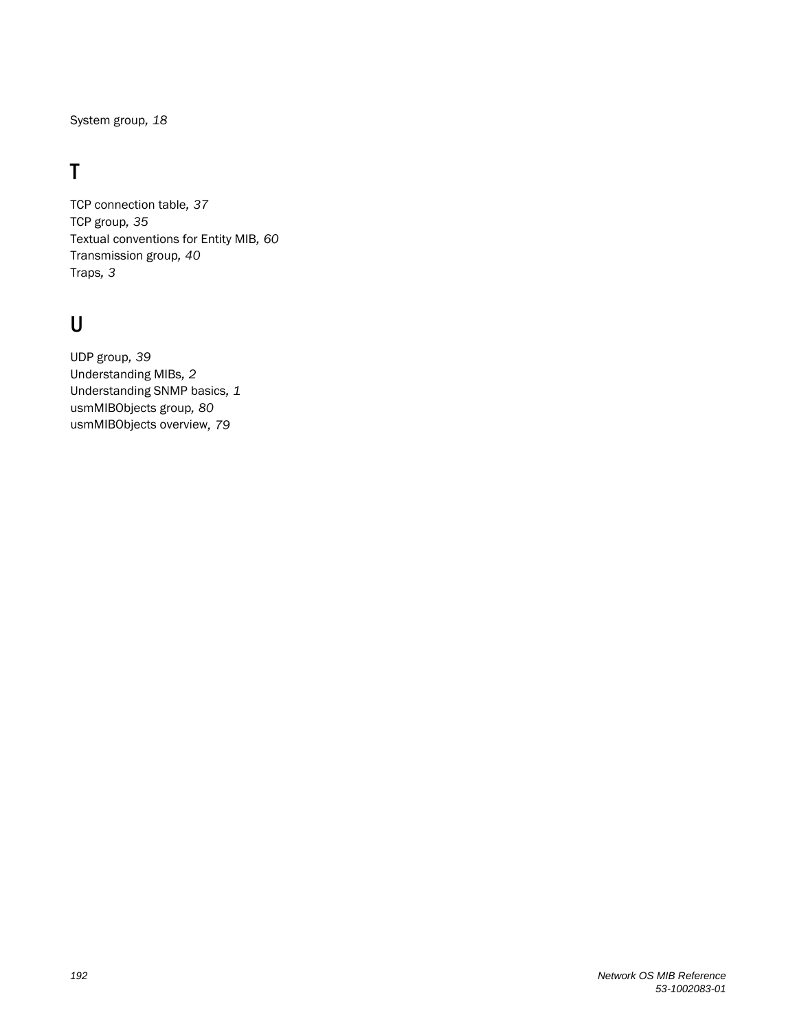System group*, 18*

# T

TCP connection table*, 37*
TCP group*, 35*
Textual conventions for Entity MIB*, 60*
Transmission group*, 40*
Traps*, 3*

# U

UDP group*, 39*
Understanding MIBs*, 2*
Understanding SNMP basics*, 1*
usmMIBObjects group*, 80*
usmMIBObjects overview*, 79*